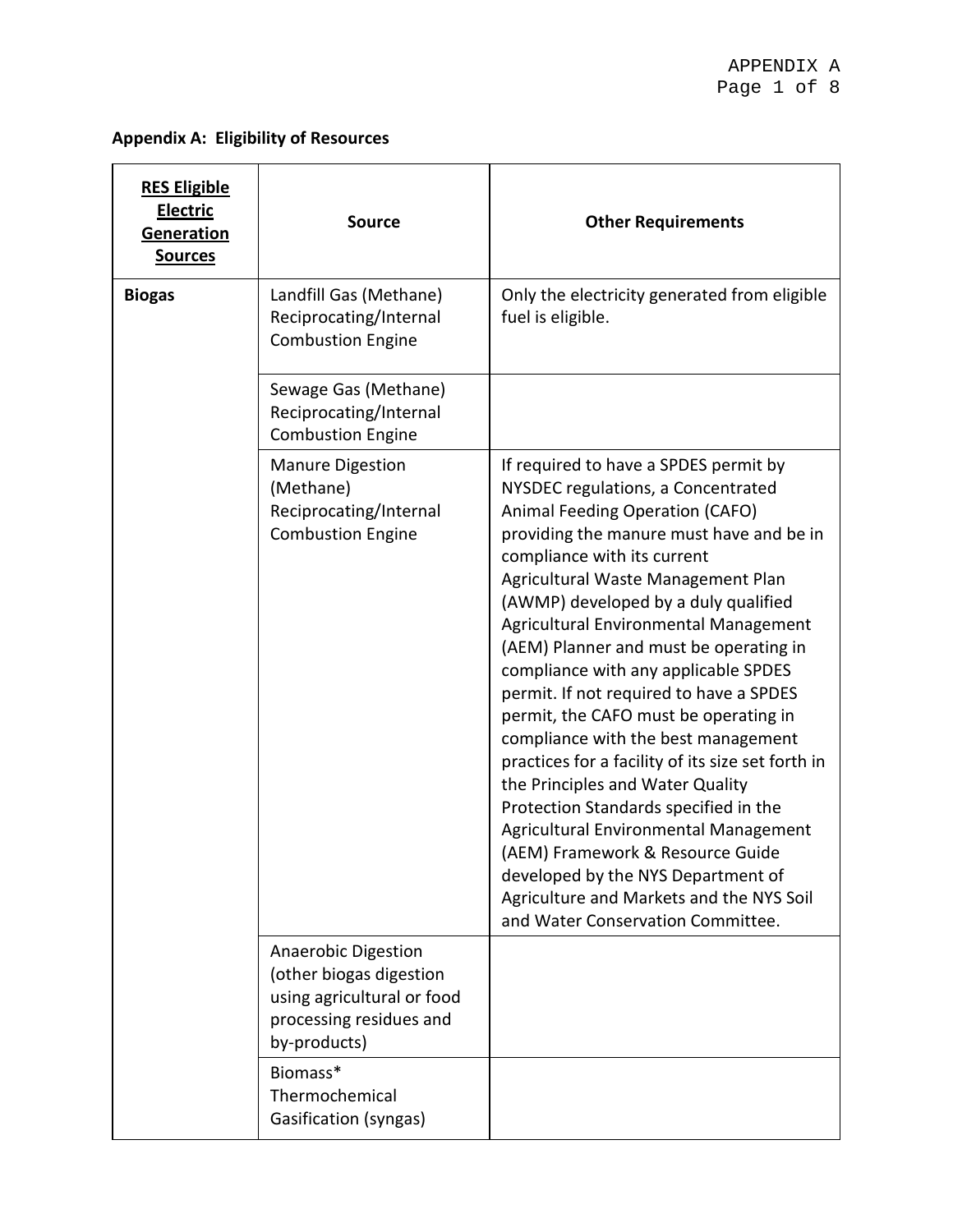**Appendix A: Eligibility of Resources**

| RES Eligible Electric Generation Sources | Source | Other Requirements |
|---|---|---|
| **Biogas** | Landfill Gas (Methane) Reciprocating/Internal Combustion Engine | Only the electricity generated from eligible fuel is eligible. |
| | Sewage Gas (Methane) Reciprocating/Internal Combustion Engine | |
| | Manure Digestion (Methane) Reciprocating/Internal Combustion Engine | If required to have a SPDES permit by NYSDEC regulations, a Concentrated Animal Feeding Operation (CAFO) providing the manure must have and be in compliance with its current Agricultural Waste Management Plan (AWMP) developed by a duly qualified Agricultural Environmental Management (AEM) Planner and must be operating in compliance with any applicable SPDES permit. If not required to have a SPDES permit, the CAFO must be operating in compliance with the best management practices for a facility of its size set forth in the Principles and Water Quality Protection Standards specified in the Agricultural Environmental Management (AEM) Framework & Resource Guide developed by the NYS Department of Agriculture and Markets and the NYS Soil and Water Conservation Committee. |
| | Anaerobic Digestion (other biogas digestion using agricultural or food processing residues and by-products) | |
| | Biomass* Thermochemical Gasification (syngas) | |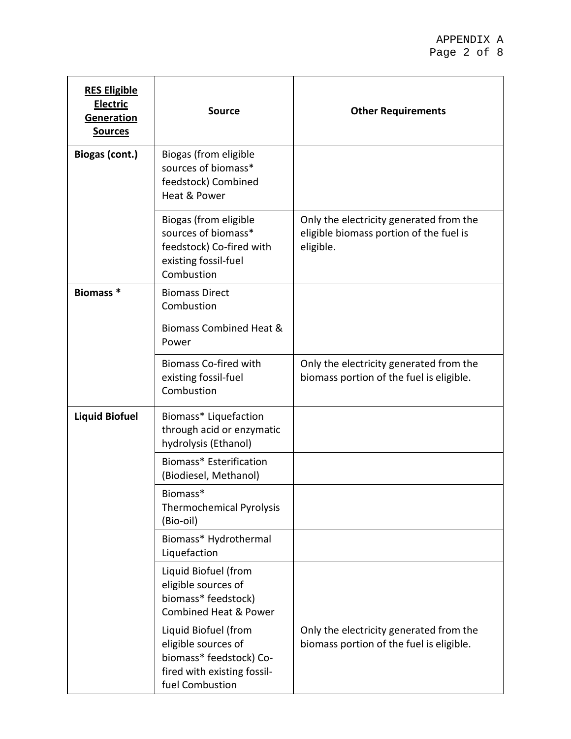| RES Eligible Electric Generation Sources | Source | Other Requirements |
|---|---|---|
| **Biogas (cont.)** | Biogas (from eligible sources of biomass* feedstock) Combined Heat & Power | |
| | Biogas (from eligible sources of biomass* feedstock) Co-fired with existing fossil-fuel Combustion | Only the electricity generated from the eligible biomass portion of the fuel is eligible. |
| **Biomass *** | Biomass Direct Combustion | |
| | Biomass Combined Heat & Power | |
| | Biomass Co-fired with existing fossil-fuel Combustion | Only the electricity generated from the biomass portion of the fuel is eligible. |
| **Liquid Biofuel** | Biomass* Liquefaction through acid or enzymatic hydrolysis (Ethanol) | |
| | Biomass* Esterification (Biodiesel, Methanol) | |
| | Biomass* Thermochemical Pyrolysis (Bio-oil) | |
| | Biomass* Hydrothermal Liquefaction | |
| | Liquid Biofuel (from eligible sources of biomass* feedstock) Combined Heat & Power | |
| | Liquid Biofuel (from eligible sources of biomass* feedstock) Co-fired with existing fossil-fuel Combustion | Only the electricity generated from the biomass portion of the fuel is eligible. |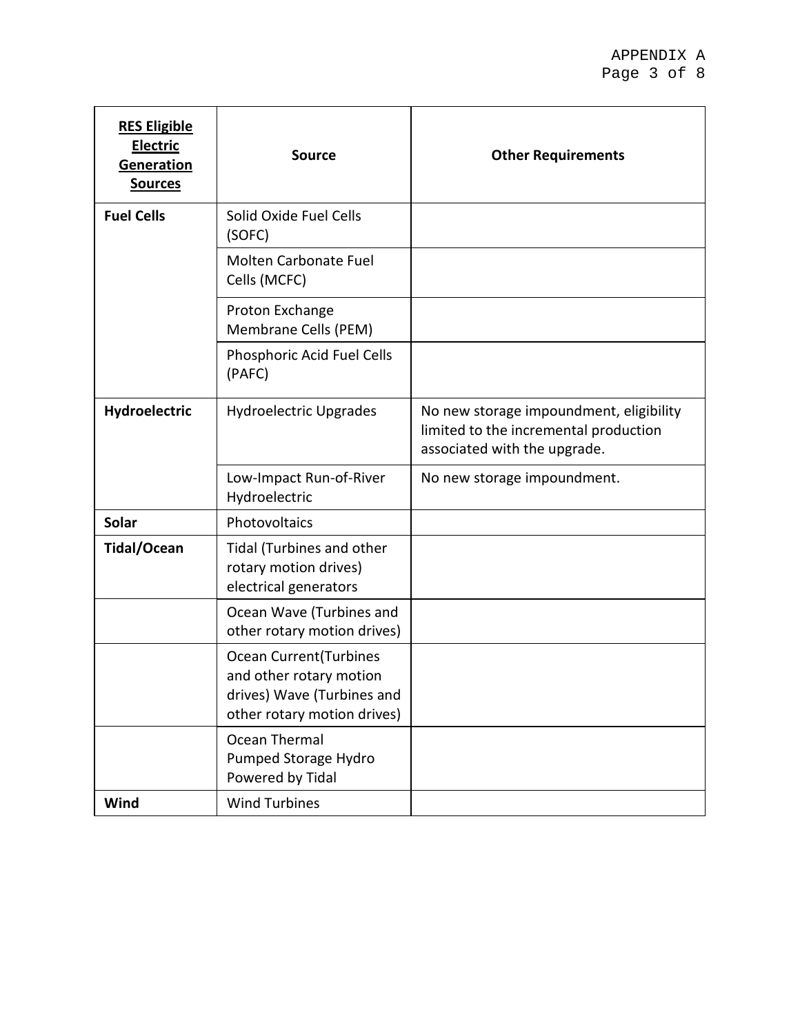| **RES Eligible Electric Generation Sources** | **Source** | **Other Requirements** |
|---|---|---|
| **Fuel Cells** | Solid Oxide Fuel Cells (SOFC) | |
| | Molten Carbonate Fuel Cells (MCFC) | |
| | Proton Exchange Membrane Cells (PEM) | |
| | Phosphoric Acid Fuel Cells (PAFC) | |
| **Hydroelectric** | Hydroelectric Upgrades | No new storage impoundment, eligibility limited to the incremental production associated with the upgrade. |
| | Low-Impact Run-of-River Hydroelectric | No new storage impoundment. |
| **Solar** | Photovoltaics | |
| **Tidal/Ocean** | Tidal (Turbines and other rotary motion drives) electrical generators | |
| | Ocean Wave (Turbines and other rotary motion drives) | |
| | Ocean Current(Turbines and other rotary motion drives) Wave (Turbines and other rotary motion drives) | |
| | Ocean Thermal Pumped Storage Hydro Powered by Tidal | |
| **Wind** | Wind Turbines | |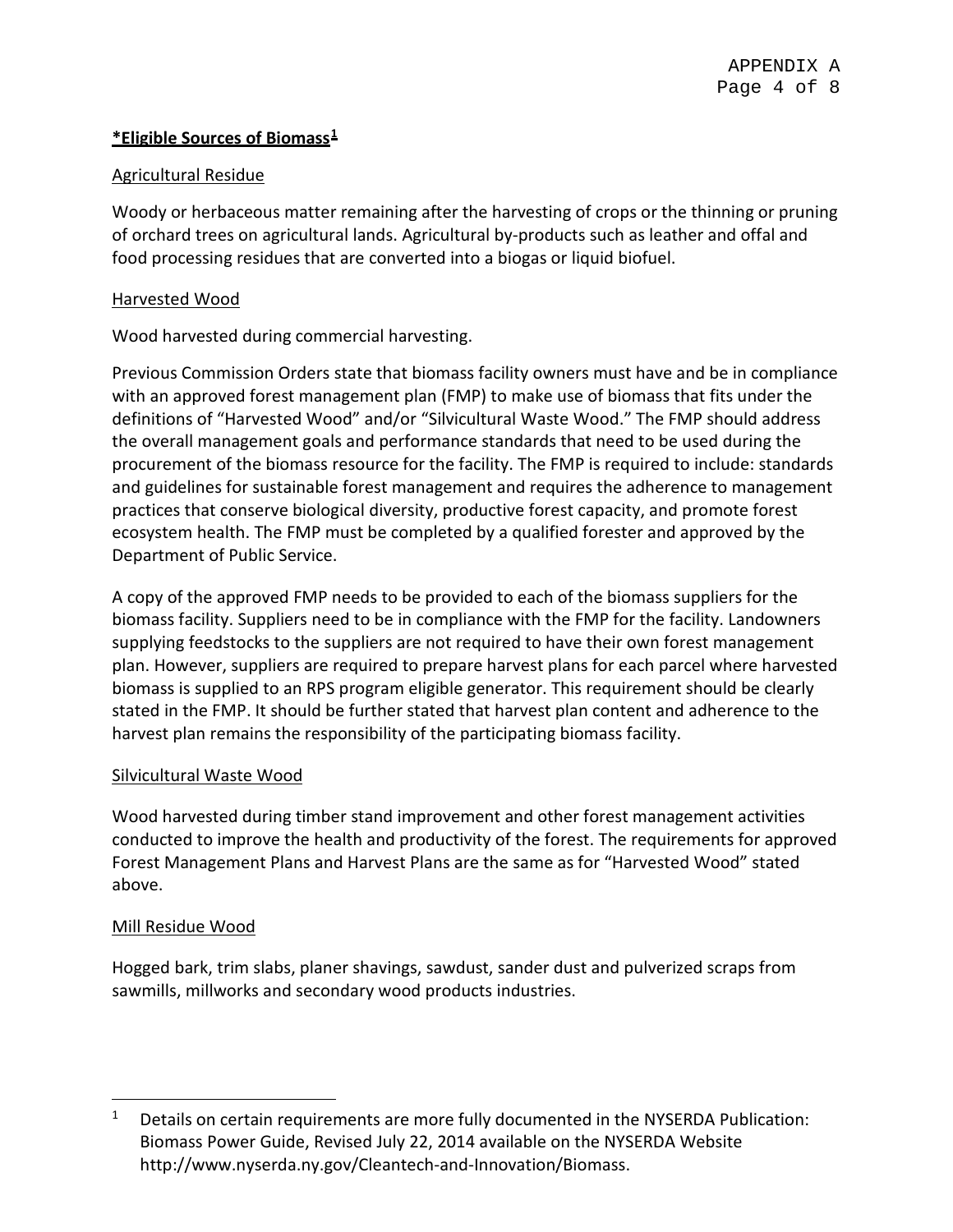**\*Eligible Sources of Biomass[1]**

Agricultural Residue

Woody or herbaceous matter remaining after the harvesting of crops or the thinning or pruning of orchard trees on agricultural lands. Agricultural by-products such as leather and offal and food processing residues that are converted into a biogas or liquid biofuel.

Harvested Wood

Wood harvested during commercial harvesting.

Previous Commission Orders state that biomass facility owners must have and be in compliance with an approved forest management plan (FMP) to make use of biomass that fits under the definitions of "Harvested Wood" and/or "Silvicultural Waste Wood." The FMP should address the overall management goals and performance standards that need to be used during the procurement of the biomass resource for the facility. The FMP is required to include: standards and guidelines for sustainable forest management and requires the adherence to management practices that conserve biological diversity, productive forest capacity, and promote forest ecosystem health. The FMP must be completed by a qualified forester and approved by the Department of Public Service.

A copy of the approved FMP needs to be provided to each of the biomass suppliers for the biomass facility. Suppliers need to be in compliance with the FMP for the facility. Landowners supplying feedstocks to the suppliers are not required to have their own forest management plan. However, suppliers are required to prepare harvest plans for each parcel where harvested biomass is supplied to an RPS program eligible generator. This requirement should be clearly stated in the FMP. It should be further stated that harvest plan content and adherence to the harvest plan remains the responsibility of the participating biomass facility.

Silvicultural Waste Wood

Wood harvested during timber stand improvement and other forest management activities conducted to improve the health and productivity of the forest. The requirements for approved Forest Management Plans and Harvest Plans are the same as for "Harvested Wood" stated above.

Mill Residue Wood

Hogged bark, trim slabs, planer shavings, sawdust, sander dust and pulverized scraps from sawmills, millworks and secondary wood products industries.

---

[1] Details on certain requirements are more fully documented in the NYSERDA Publication: Biomass Power Guide, Revised July 22, 2014 available on the NYSERDA Website http://www.nyserda.ny.gov/Cleantech-and-Innovation/Biomass.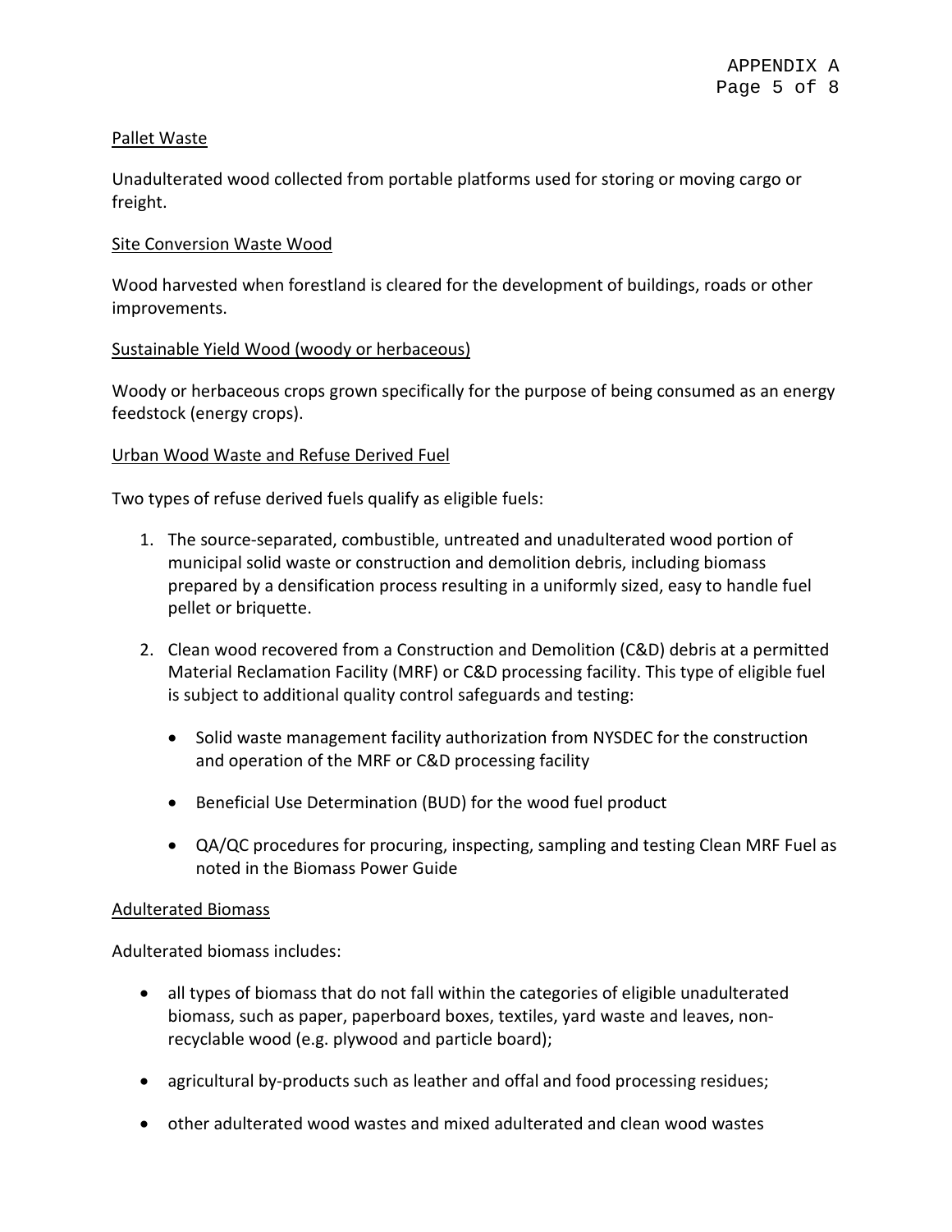Pallet Waste

Unadulterated wood collected from portable platforms used for storing or moving cargo or freight.

Site Conversion Waste Wood

Wood harvested when forestland is cleared for the development of buildings, roads or other improvements.

Sustainable Yield Wood (woody or herbaceous)

Woody or herbaceous crops grown specifically for the purpose of being consumed as an energy feedstock (energy crops).

Urban Wood Waste and Refuse Derived Fuel

Two types of refuse derived fuels qualify as eligible fuels:

1. The source-separated, combustible, untreated and unadulterated wood portion of municipal solid waste or construction and demolition debris, including biomass prepared by a densification process resulting in a uniformly sized, easy to handle fuel pellet or briquette.

2. Clean wood recovered from a Construction and Demolition (C&D) debris at a permitted Material Reclamation Facility (MRF) or C&D processing facility. This type of eligible fuel is subject to additional quality control safeguards and testing:

   - Solid waste management facility authorization from NYSDEC for the construction and operation of the MRF or C&D processing facility

   - Beneficial Use Determination (BUD) for the wood fuel product

   - QA/QC procedures for procuring, inspecting, sampling and testing Clean MRF Fuel as noted in the Biomass Power Guide

Adulterated Biomass

Adulterated biomass includes:

- all types of biomass that do not fall within the categories of eligible unadulterated biomass, such as paper, paperboard boxes, textiles, yard waste and leaves, non-recyclable wood (e.g. plywood and particle board);

- agricultural by-products such as leather and offal and food processing residues;

- other adulterated wood wastes and mixed adulterated and clean wood wastes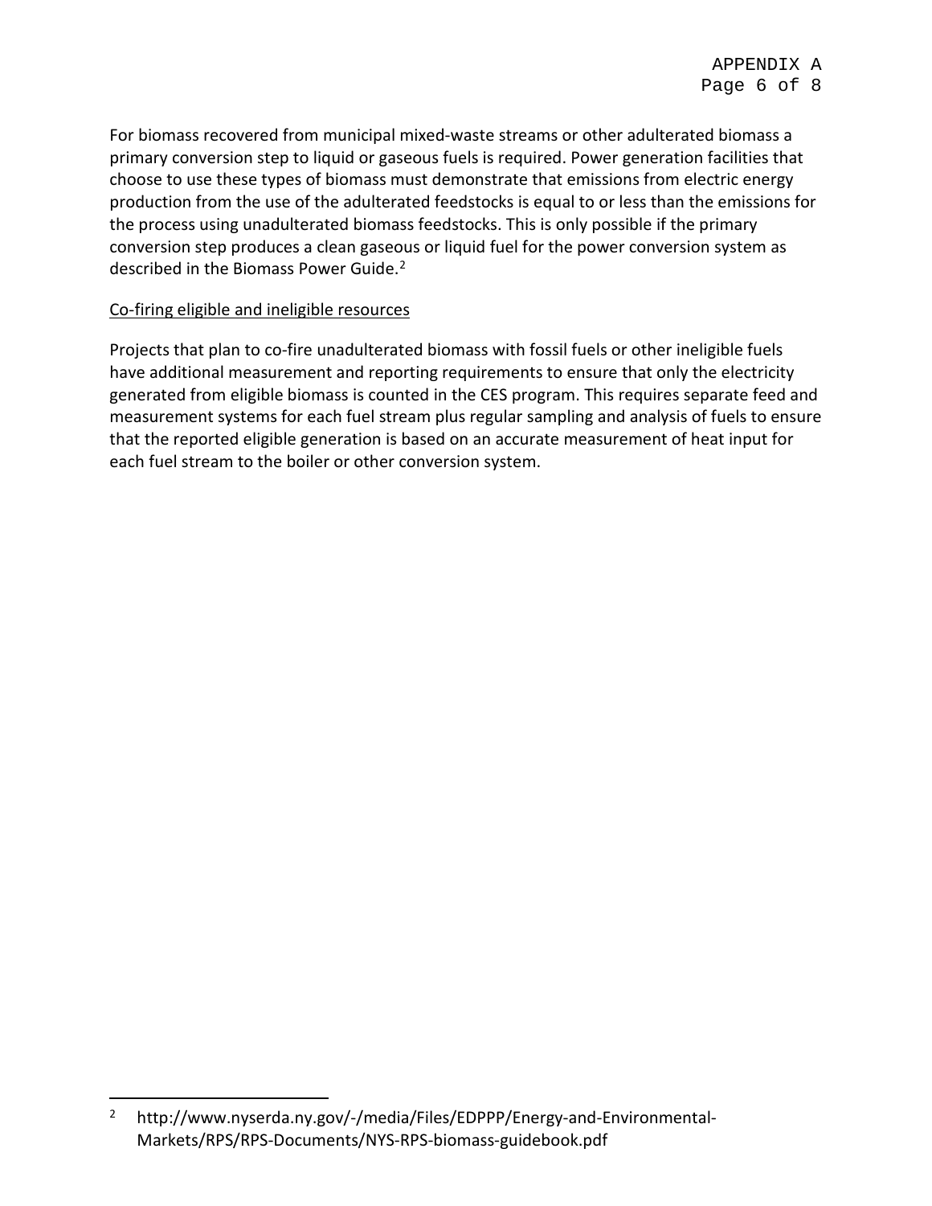For biomass recovered from municipal mixed-waste streams or other adulterated biomass a primary conversion step to liquid or gaseous fuels is required. Power generation facilities that choose to use these types of biomass must demonstrate that emissions from electric energy production from the use of the adulterated feedstocks is equal to or less than the emissions for the process using unadulterated biomass feedstocks. This is only possible if the primary conversion step produces a clean gaseous or liquid fuel for the power conversion system as described in the Biomass Power Guide.[2]

<u>Co-firing eligible and ineligible resources</u>

Projects that plan to co-fire unadulterated biomass with fossil fuels or other ineligible fuels have additional measurement and reporting requirements to ensure that only the electricity generated from eligible biomass is counted in the CES program. This requires separate feed and measurement systems for each fuel stream plus regular sampling and analysis of fuels to ensure that the reported eligible generation is based on an accurate measurement of heat input for each fuel stream to the boiler or other conversion system.

---

[2] http://www.nyserda.ny.gov/-/media/Files/EDPPP/Energy-and-Environmental-Markets/RPS/RPS-Documents/NYS-RPS-biomass-guidebook.pdf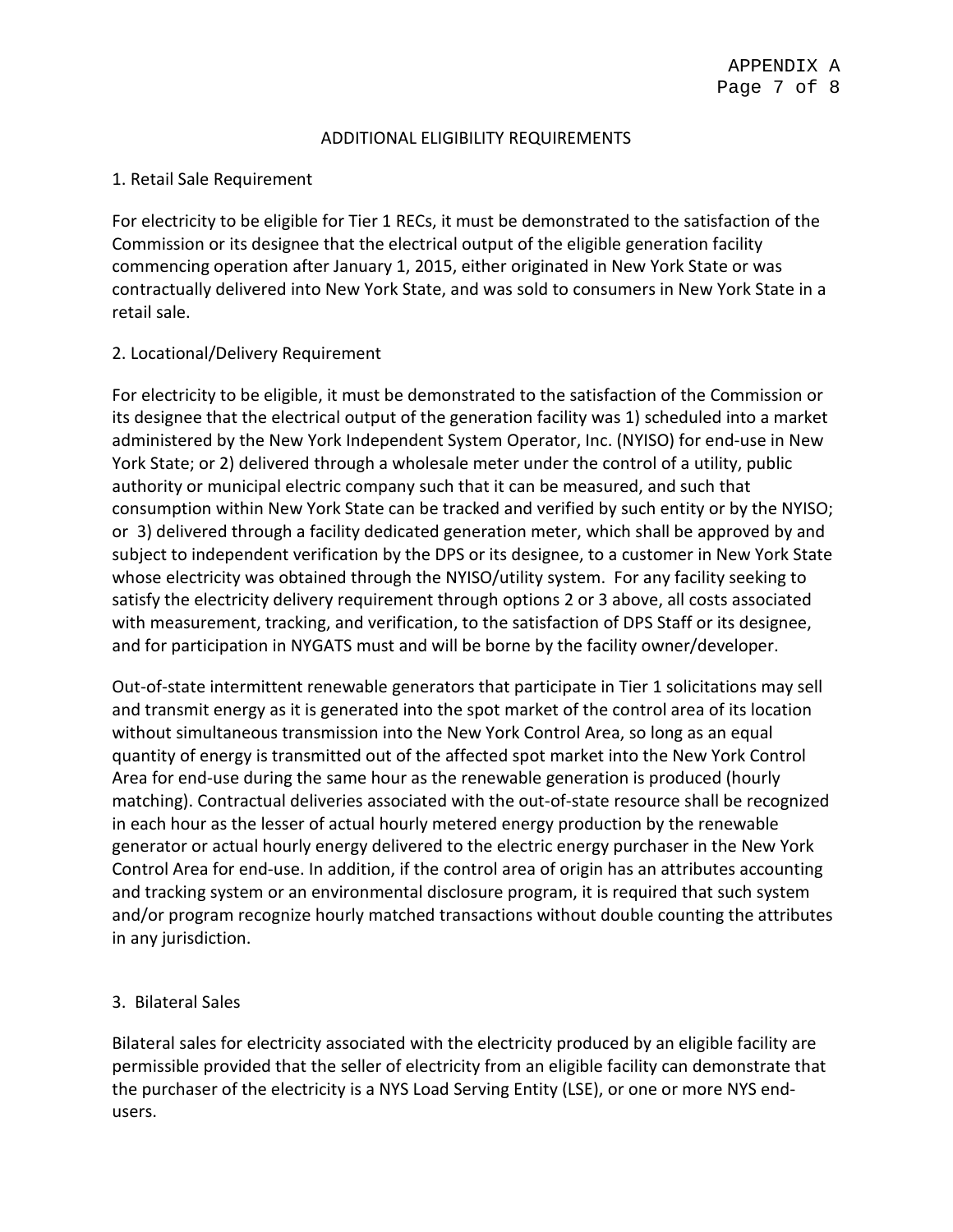## ADDITIONAL ELIGIBILITY REQUIREMENTS

### 1. Retail Sale Requirement

For electricity to be eligible for Tier 1 RECs, it must be demonstrated to the satisfaction of the Commission or its designee that the electrical output of the eligible generation facility commencing operation after January 1, 2015, either originated in New York State or was contractually delivered into New York State, and was sold to consumers in New York State in a retail sale.

### 2. Locational/Delivery Requirement

For electricity to be eligible, it must be demonstrated to the satisfaction of the Commission or its designee that the electrical output of the generation facility was 1) scheduled into a market administered by the New York Independent System Operator, Inc. (NYISO) for end-use in New York State; or 2) delivered through a wholesale meter under the control of a utility, public authority or municipal electric company such that it can be measured, and such that consumption within New York State can be tracked and verified by such entity or by the NYISO; or 3) delivered through a facility dedicated generation meter, which shall be approved by and subject to independent verification by the DPS or its designee, to a customer in New York State whose electricity was obtained through the NYISO/utility system. For any facility seeking to satisfy the electricity delivery requirement through options 2 or 3 above, all costs associated with measurement, tracking, and verification, to the satisfaction of DPS Staff or its designee, and for participation in NYGATS must and will be borne by the facility owner/developer.

Out-of-state intermittent renewable generators that participate in Tier 1 solicitations may sell and transmit energy as it is generated into the spot market of the control area of its location without simultaneous transmission into the New York Control Area, so long as an equal quantity of energy is transmitted out of the affected spot market into the New York Control Area for end-use during the same hour as the renewable generation is produced (hourly matching). Contractual deliveries associated with the out-of-state resource shall be recognized in each hour as the lesser of actual hourly metered energy production by the renewable generator or actual hourly energy delivered to the electric energy purchaser in the New York Control Area for end-use. In addition, if the control area of origin has an attributes accounting and tracking system or an environmental disclosure program, it is required that such system and/or program recognize hourly matched transactions without double counting the attributes in any jurisdiction.

### 3. Bilateral Sales

Bilateral sales for electricity associated with the electricity produced by an eligible facility are permissible provided that the seller of electricity from an eligible facility can demonstrate that the purchaser of the electricity is a NYS Load Serving Entity (LSE), or one or more NYS end-users.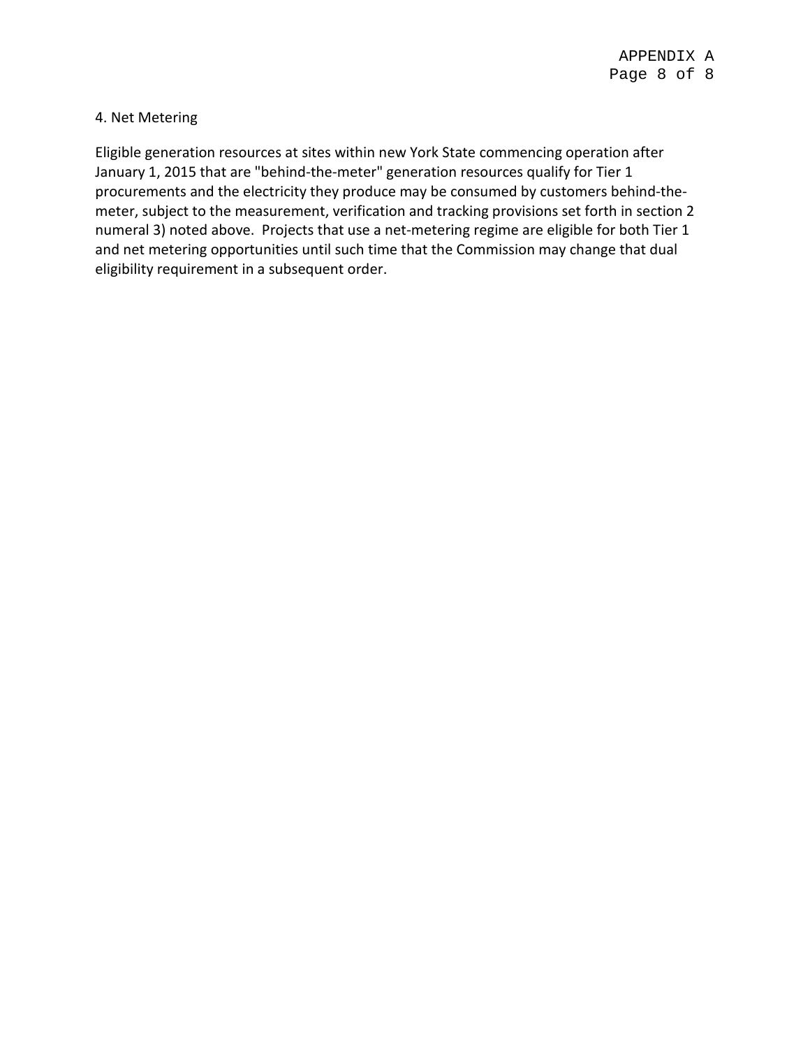4. Net Metering

Eligible generation resources at sites within new York State commencing operation after January 1, 2015 that are "behind-the-meter" generation resources qualify for Tier 1 procurements and the electricity they produce may be consumed by customers behind-the-meter, subject to the measurement, verification and tracking provisions set forth in section 2 numeral 3) noted above. Projects that use a net-metering regime are eligible for both Tier 1 and net metering opportunities until such time that the Commission may change that dual eligibility requirement in a subsequent order.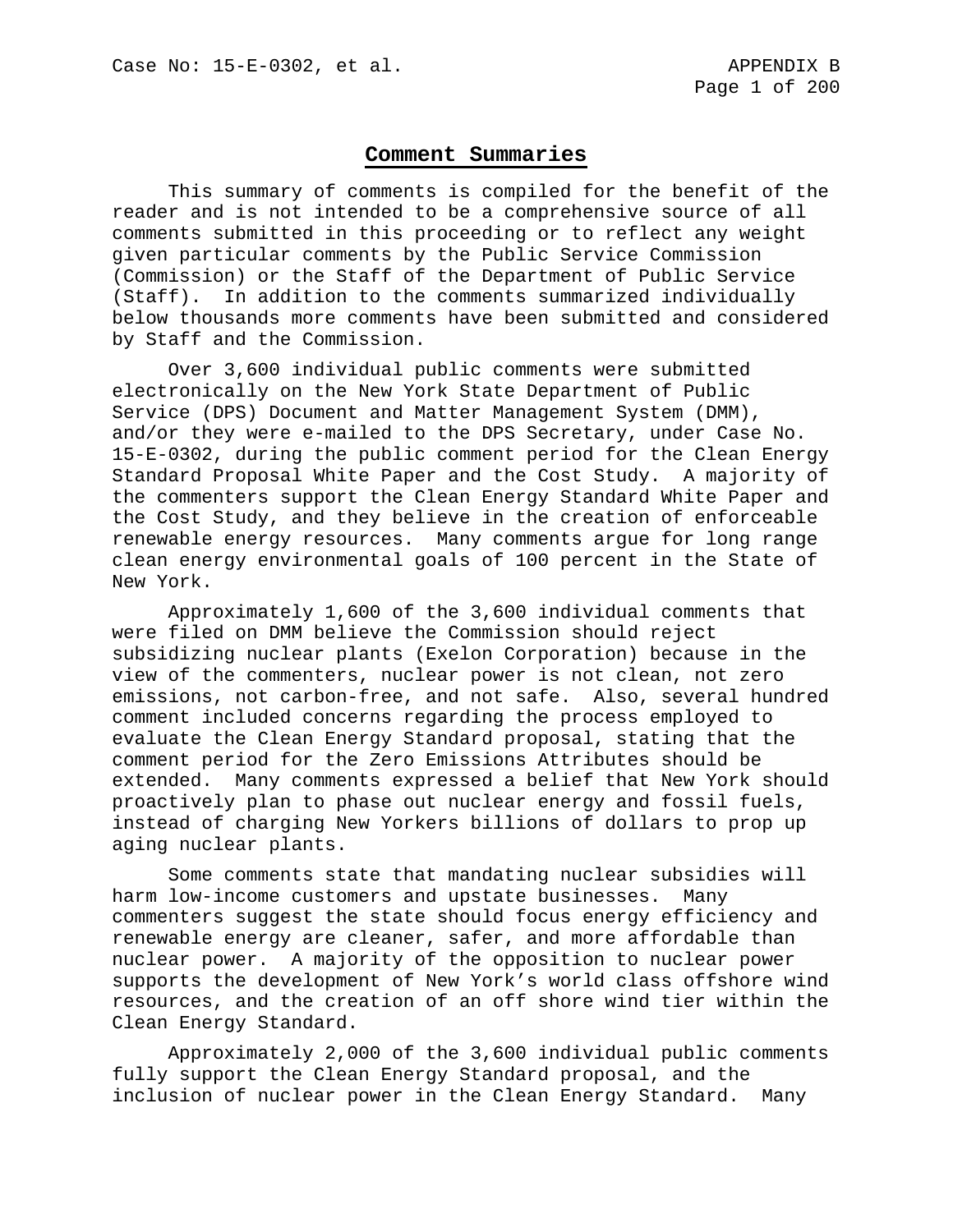## Comment Summaries

This summary of comments is compiled for the benefit of the reader and is not intended to be a comprehensive source of all comments submitted in this proceeding or to reflect any weight given particular comments by the Public Service Commission (Commission) or the Staff of the Department of Public Service (Staff). In addition to the comments summarized individually below thousands more comments have been submitted and considered by Staff and the Commission.

Over 3,600 individual public comments were submitted electronically on the New York State Department of Public Service (DPS) Document and Matter Management System (DMM), and/or they were e-mailed to the DPS Secretary, under Case No. 15-E-0302, during the public comment period for the Clean Energy Standard Proposal White Paper and the Cost Study. A majority of the commenters support the Clean Energy Standard White Paper and the Cost Study, and they believe in the creation of enforceable renewable energy resources. Many comments argue for long range clean energy environmental goals of 100 percent in the State of New York.

Approximately 1,600 of the 3,600 individual comments that were filed on DMM believe the Commission should reject subsidizing nuclear plants (Exelon Corporation) because in the view of the commenters, nuclear power is not clean, not zero emissions, not carbon-free, and not safe. Also, several hundred comment included concerns regarding the process employed to evaluate the Clean Energy Standard proposal, stating that the comment period for the Zero Emissions Attributes should be extended. Many comments expressed a belief that New York should proactively plan to phase out nuclear energy and fossil fuels, instead of charging New Yorkers billions of dollars to prop up aging nuclear plants.

Some comments state that mandating nuclear subsidies will harm low-income customers and upstate businesses. Many commenters suggest the state should focus energy efficiency and renewable energy are cleaner, safer, and more affordable than nuclear power. A majority of the opposition to nuclear power supports the development of New York's world class offshore wind resources, and the creation of an off shore wind tier within the Clean Energy Standard.

Approximately 2,000 of the 3,600 individual public comments fully support the Clean Energy Standard proposal, and the inclusion of nuclear power in the Clean Energy Standard. Many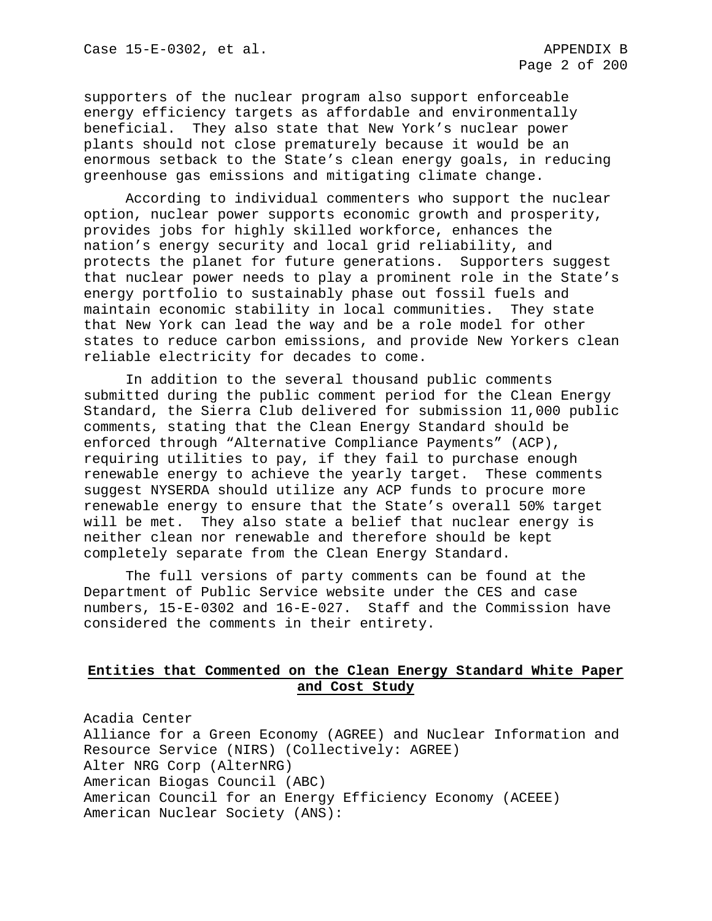supporters of the nuclear program also support enforceable energy efficiency targets as affordable and environmentally beneficial. They also state that New York's nuclear power plants should not close prematurely because it would be an enormous setback to the State's clean energy goals, in reducing greenhouse gas emissions and mitigating climate change.

According to individual commenters who support the nuclear option, nuclear power supports economic growth and prosperity, provides jobs for highly skilled workforce, enhances the nation's energy security and local grid reliability, and protects the planet for future generations. Supporters suggest that nuclear power needs to play a prominent role in the State's energy portfolio to sustainably phase out fossil fuels and maintain economic stability in local communities. They state that New York can lead the way and be a role model for other states to reduce carbon emissions, and provide New Yorkers clean reliable electricity for decades to come.

In addition to the several thousand public comments submitted during the public comment period for the Clean Energy Standard, the Sierra Club delivered for submission 11,000 public comments, stating that the Clean Energy Standard should be enforced through "Alternative Compliance Payments" (ACP), requiring utilities to pay, if they fail to purchase enough renewable energy to achieve the yearly target. These comments suggest NYSERDA should utilize any ACP funds to procure more renewable energy to ensure that the State's overall 50% target will be met. They also state a belief that nuclear energy is neither clean nor renewable and therefore should be kept completely separate from the Clean Energy Standard.

The full versions of party comments can be found at the Department of Public Service website under the CES and case numbers, 15-E-0302 and 16-E-027. Staff and the Commission have considered the comments in their entirety.

## **Entities that Commented on the Clean Energy Standard White Paper and Cost Study**

Acadia Center
Alliance for a Green Economy (AGREE) and Nuclear Information and Resource Service (NIRS) (Collectively: AGREE)
Alter NRG Corp (AlterNRG)
American Biogas Council (ABC)
American Council for an Energy Efficiency Economy (ACEEE)
American Nuclear Society (ANS):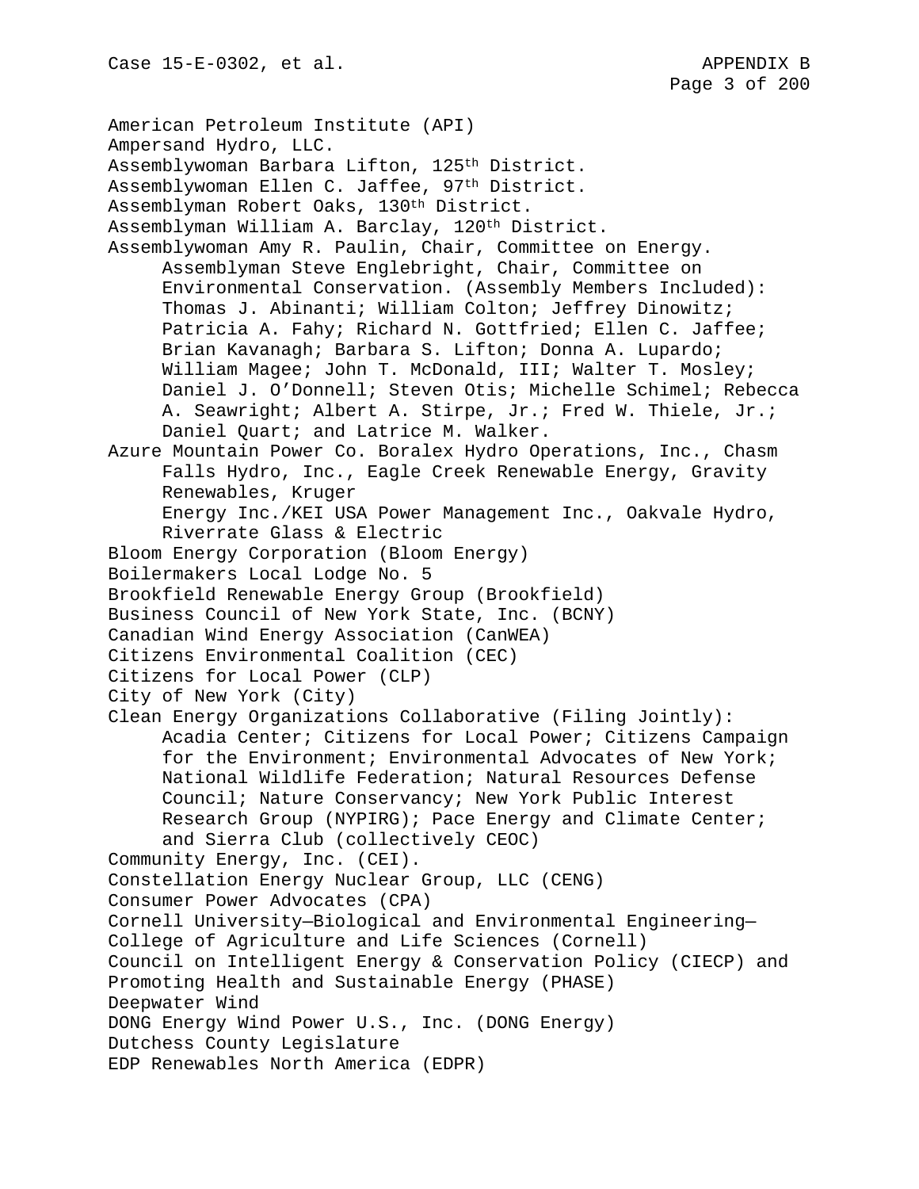American Petroleum Institute (API)
Ampersand Hydro, LLC.
Assemblywoman Barbara Lifton, 125th District.
Assemblywoman Ellen C. Jaffee, 97th District.
Assemblyman Robert Oaks, 130th District.
Assemblyman William A. Barclay, 120th District.
Assemblywoman Amy R. Paulin, Chair, Committee on Energy.
    Assemblyman Steve Englebright, Chair, Committee on Environmental Conservation. (Assembly Members Included): Thomas J. Abinanti; William Colton; Jeffrey Dinowitz; Patricia A. Fahy; Richard N. Gottfried; Ellen C. Jaffee; Brian Kavanagh; Barbara S. Lifton; Donna A. Lupardo; William Magee; John T. McDonald, III; Walter T. Mosley; Daniel J. O'Donnell; Steven Otis; Michelle Schimel; Rebecca A. Seawright; Albert A. Stirpe, Jr.; Fred W. Thiele, Jr.; Daniel Quart; and Latrice M. Walker.
Azure Mountain Power Co. Boralex Hydro Operations, Inc., Chasm Falls Hydro, Inc., Eagle Creek Renewable Energy, Gravity Renewables, Kruger Energy Inc./KEI USA Power Management Inc., Oakvale Hydro, Riverrate Glass & Electric
Bloom Energy Corporation (Bloom Energy)
Boilermakers Local Lodge No. 5
Brookfield Renewable Energy Group (Brookfield)
Business Council of New York State, Inc. (BCNY)
Canadian Wind Energy Association (CanWEA)
Citizens Environmental Coalition (CEC)
Citizens for Local Power (CLP)
City of New York (City)
Clean Energy Organizations Collaborative (Filing Jointly):
    Acadia Center; Citizens for Local Power; Citizens Campaign for the Environment; Environmental Advocates of New York; National Wildlife Federation; Natural Resources Defense Council; Nature Conservancy; New York Public Interest Research Group (NYPIRG); Pace Energy and Climate Center; and Sierra Club (collectively CEOC)
Community Energy, Inc. (CEI).
Constellation Energy Nuclear Group, LLC (CENG)
Consumer Power Advocates (CPA)
Cornell University—Biological and Environmental Engineering—College of Agriculture and Life Sciences (Cornell)
Council on Intelligent Energy & Conservation Policy (CIECP) and Promoting Health and Sustainable Energy (PHASE)
Deepwater Wind
DONG Energy Wind Power U.S., Inc. (DONG Energy)
Dutchess County Legislature
EDP Renewables North America (EDPR)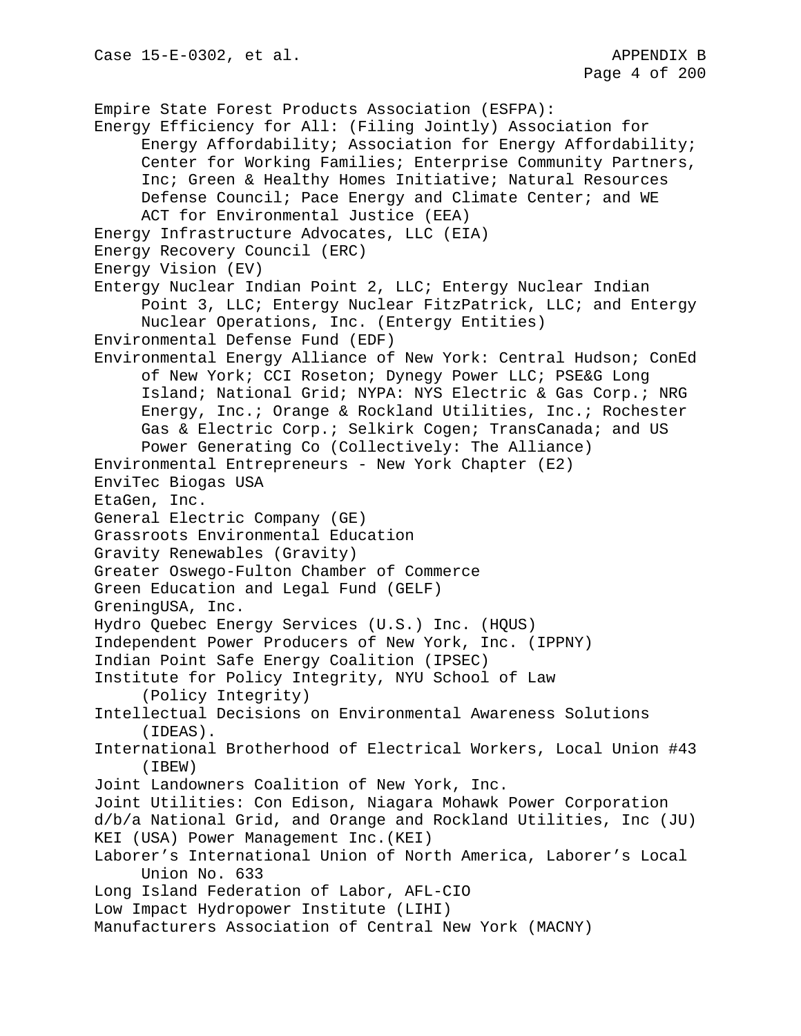Empire State Forest Products Association (ESFPA):

Energy Efficiency for All: (Filing Jointly) Association for Energy Affordability; Association for Energy Affordability; Center for Working Families; Enterprise Community Partners, Inc; Green & Healthy Homes Initiative; Natural Resources Defense Council; Pace Energy and Climate Center; and WE ACT for Environmental Justice (EEA)

Energy Infrastructure Advocates, LLC (EIA)

Energy Recovery Council (ERC)

Energy Vision (EV)

Entergy Nuclear Indian Point 2, LLC; Entergy Nuclear Indian Point 3, LLC; Entergy Nuclear FitzPatrick, LLC; and Entergy Nuclear Operations, Inc. (Entergy Entities)

Environmental Defense Fund (EDF)

Environmental Energy Alliance of New York: Central Hudson; ConEd of New York; CCI Roseton; Dynegy Power LLC; PSE&G Long Island; National Grid; NYPA: NYS Electric & Gas Corp.; NRG Energy, Inc.; Orange & Rockland Utilities, Inc.; Rochester Gas & Electric Corp.; Selkirk Cogen; TransCanada; and US Power Generating Co (Collectively: The Alliance)

Environmental Entrepreneurs - New York Chapter (E2)

EnviTec Biogas USA

EtaGen, Inc.

General Electric Company (GE)

Grassroots Environmental Education

Gravity Renewables (Gravity)

Greater Oswego-Fulton Chamber of Commerce

Green Education and Legal Fund (GELF)

GreningUSA, Inc.

Hydro Quebec Energy Services (U.S.) Inc. (HQUS)

Independent Power Producers of New York, Inc. (IPPNY)

Indian Point Safe Energy Coalition (IPSEC)

Institute for Policy Integrity, NYU School of Law (Policy Integrity)

Intellectual Decisions on Environmental Awareness Solutions (IDEAS).

International Brotherhood of Electrical Workers, Local Union #43 (IBEW)

Joint Landowners Coalition of New York, Inc.

Joint Utilities: Con Edison, Niagara Mohawk Power Corporation d/b/a National Grid, and Orange and Rockland Utilities, Inc (JU)

KEI (USA) Power Management Inc.(KEI)

Laborer's International Union of North America, Laborer's Local Union No. 633

Long Island Federation of Labor, AFL-CIO

Low Impact Hydropower Institute (LIHI)

Manufacturers Association of Central New York (MACNY)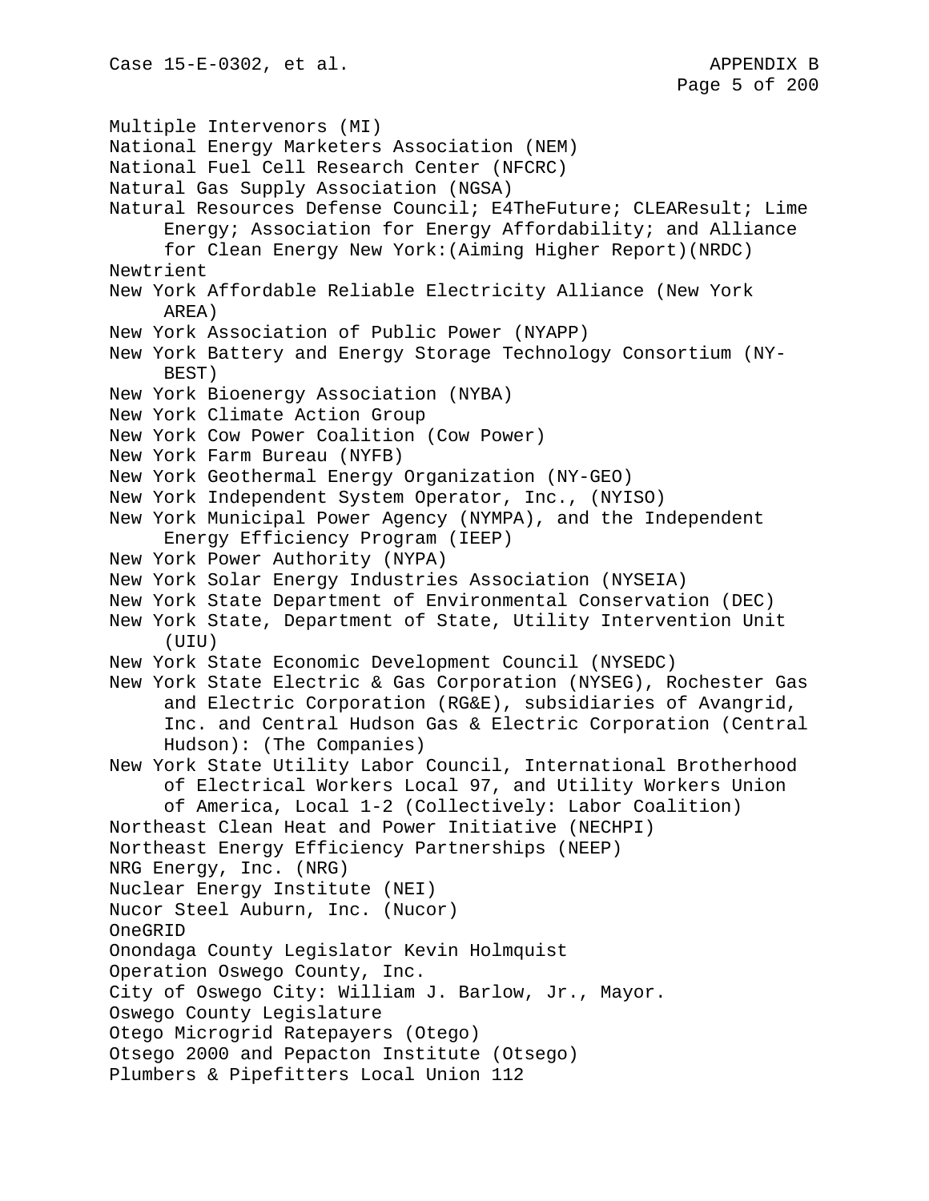Multiple Intervenors (MI)
National Energy Marketers Association (NEM)
National Fuel Cell Research Center (NFCRC)
Natural Gas Supply Association (NGSA)
Natural Resources Defense Council; E4TheFuture; CLEAResult; Lime Energy; Association for Energy Affordability; and Alliance for Clean Energy New York:(Aiming Higher Report)(NRDC)
Newtrient
New York Affordable Reliable Electricity Alliance (New York AREA)
New York Association of Public Power (NYAPP)
New York Battery and Energy Storage Technology Consortium (NY-BEST)
New York Bioenergy Association (NYBA)
New York Climate Action Group
New York Cow Power Coalition (Cow Power)
New York Farm Bureau (NYFB)
New York Geothermal Energy Organization (NY-GEO)
New York Independent System Operator, Inc., (NYISO)
New York Municipal Power Agency (NYMPA), and the Independent Energy Efficiency Program (IEEP)
New York Power Authority (NYPA)
New York Solar Energy Industries Association (NYSEIA)
New York State Department of Environmental Conservation (DEC)
New York State, Department of State, Utility Intervention Unit (UIU)
New York State Economic Development Council (NYSEDC)
New York State Electric & Gas Corporation (NYSEG), Rochester Gas and Electric Corporation (RG&E), subsidiaries of Avangrid, Inc. and Central Hudson Gas & Electric Corporation (Central Hudson): (The Companies)
New York State Utility Labor Council, International Brotherhood of Electrical Workers Local 97, and Utility Workers Union of America, Local 1-2 (Collectively: Labor Coalition)
Northeast Clean Heat and Power Initiative (NECHPI)
Northeast Energy Efficiency Partnerships (NEEP)
NRG Energy, Inc. (NRG)
Nuclear Energy Institute (NEI)
Nucor Steel Auburn, Inc. (Nucor)
OneGRID
Onondaga County Legislator Kevin Holmquist
Operation Oswego County, Inc.
City of Oswego City: William J. Barlow, Jr., Mayor.
Oswego County Legislature
Otego Microgrid Ratepayers (Otego)
Otsego 2000 and Pepacton Institute (Otsego)
Plumbers & Pipefitters Local Union 112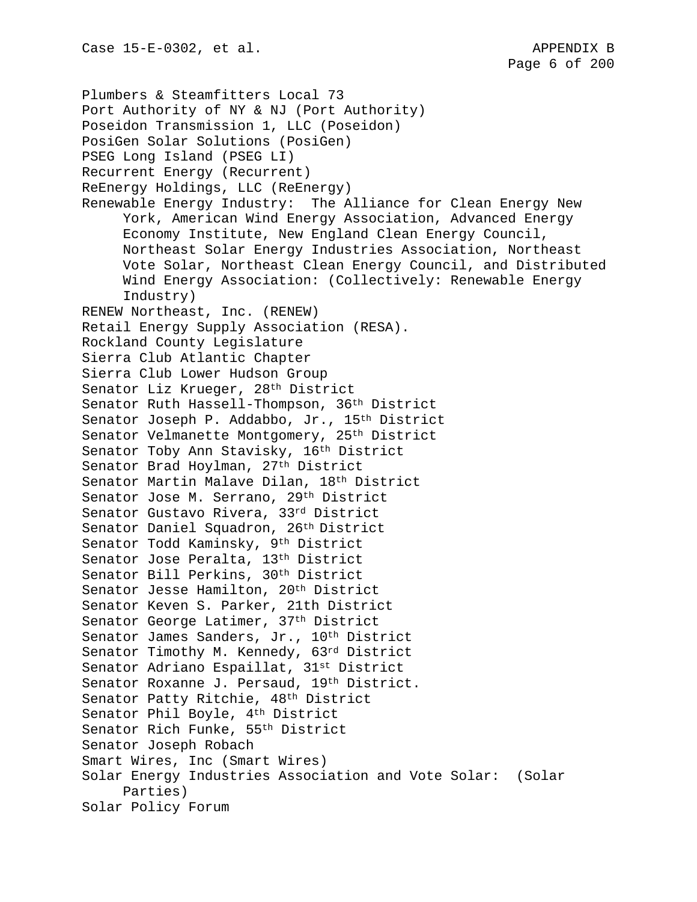Plumbers & Steamfitters Local 73
Port Authority of NY & NJ (Port Authority)
Poseidon Transmission 1, LLC (Poseidon)
PosiGen Solar Solutions (PosiGen)
PSEG Long Island (PSEG LI)
Recurrent Energy (Recurrent)
ReEnergy Holdings, LLC (ReEnergy)
Renewable Energy Industry: The Alliance for Clean Energy New York, American Wind Energy Association, Advanced Energy Economy Institute, New England Clean Energy Council, Northeast Solar Energy Industries Association, Northeast Vote Solar, Northeast Clean Energy Council, and Distributed Wind Energy Association: (Collectively: Renewable Energy Industry)
RENEW Northeast, Inc. (RENEW)
Retail Energy Supply Association (RESA).
Rockland County Legislature
Sierra Club Atlantic Chapter
Sierra Club Lower Hudson Group
Senator Liz Krueger, 28th District
Senator Ruth Hassell-Thompson, 36th District
Senator Joseph P. Addabbo, Jr., 15th District
Senator Velmanette Montgomery, 25th District
Senator Toby Ann Stavisky, 16th District
Senator Brad Hoylman, 27th District
Senator Martin Malave Dilan, 18th District
Senator Jose M. Serrano, 29th District
Senator Gustavo Rivera, 33rd District
Senator Daniel Squadron, 26th District
Senator Todd Kaminsky, 9th District
Senator Jose Peralta, 13th District
Senator Bill Perkins, 30th District
Senator Jesse Hamilton, 20th District
Senator Keven S. Parker, 21th District
Senator George Latimer, 37th District
Senator James Sanders, Jr., 10th District
Senator Timothy M. Kennedy, 63rd District
Senator Adriano Espaillat, 31st District
Senator Roxanne J. Persaud, 19th District.
Senator Patty Ritchie, 48th District
Senator Phil Boyle, 4th District
Senator Rich Funke, 55th District
Senator Joseph Robach
Smart Wires, Inc (Smart Wires)
Solar Energy Industries Association and Vote Solar: (Solar Parties)
Solar Policy Forum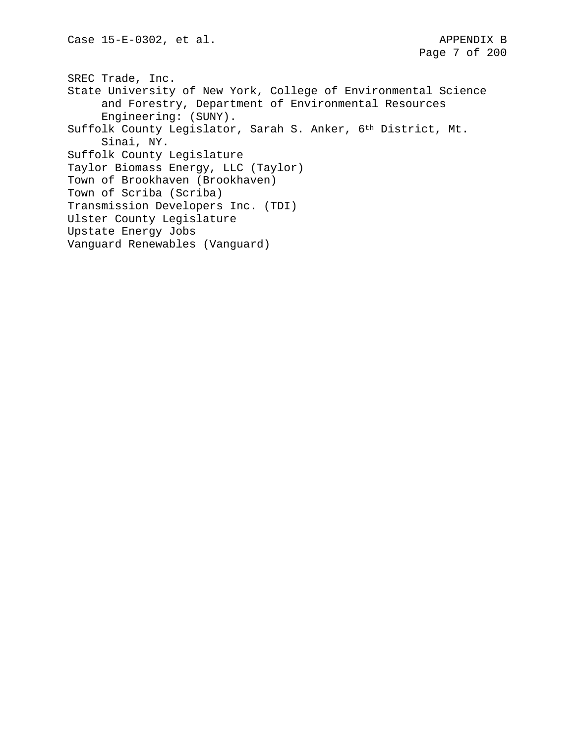SREC Trade, Inc.
State University of New York, College of Environmental Science and Forestry, Department of Environmental Resources Engineering: (SUNY).
Suffolk County Legislator, Sarah S. Anker, 6th District, Mt. Sinai, NY.
Suffolk County Legislature
Taylor Biomass Energy, LLC (Taylor)
Town of Brookhaven (Brookhaven)
Town of Scriba (Scriba)
Transmission Developers Inc. (TDI)
Ulster County Legislature
Upstate Energy Jobs
Vanguard Renewables (Vanguard)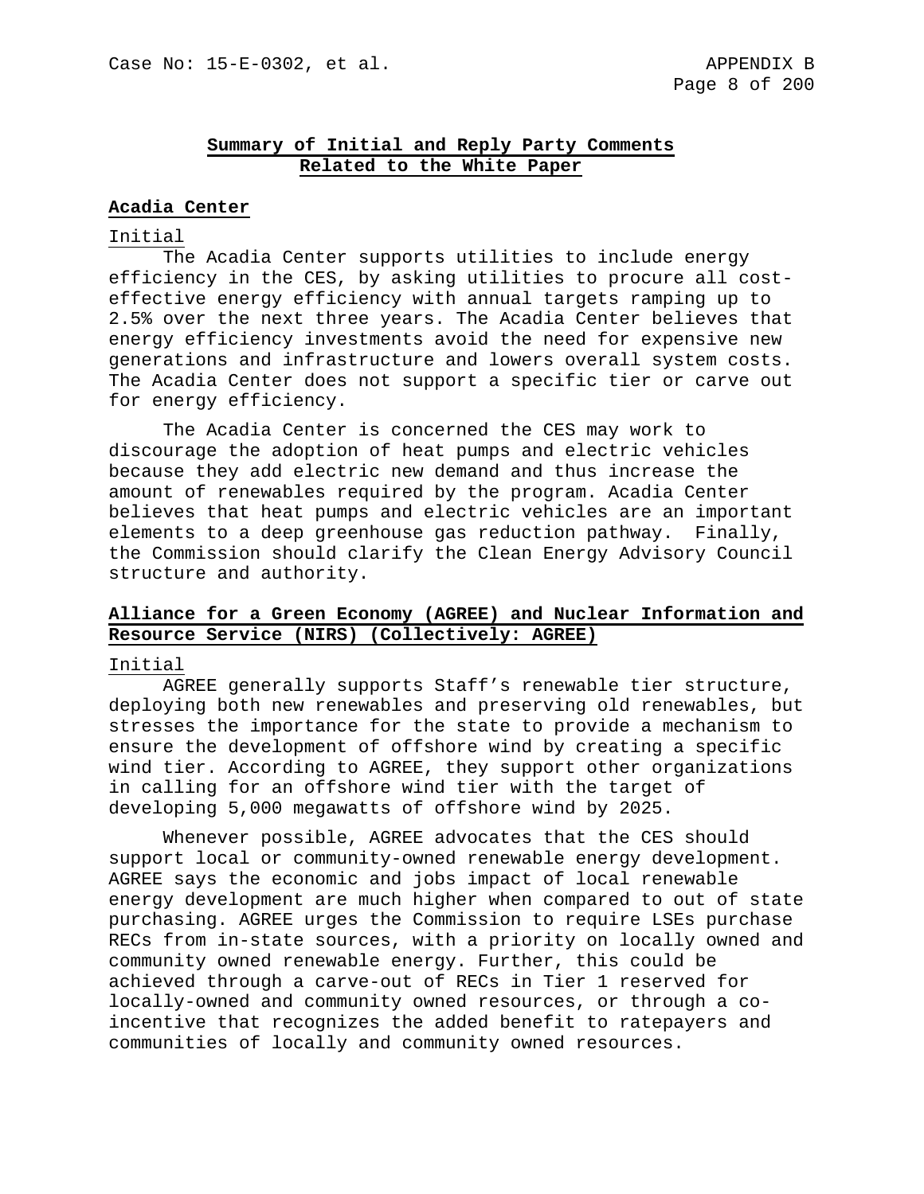## Summary of Initial and Reply Party Comments Related to the White Paper

### Acadia Center

Initial

The Acadia Center supports utilities to include energy efficiency in the CES, by asking utilities to procure all cost-effective energy efficiency with annual targets ramping up to 2.5% over the next three years. The Acadia Center believes that energy efficiency investments avoid the need for expensive new generations and infrastructure and lowers overall system costs. The Acadia Center does not support a specific tier or carve out for energy efficiency.

The Acadia Center is concerned the CES may work to discourage the adoption of heat pumps and electric vehicles because they add electric new demand and thus increase the amount of renewables required by the program. Acadia Center believes that heat pumps and electric vehicles are an important elements to a deep greenhouse gas reduction pathway. Finally, the Commission should clarify the Clean Energy Advisory Council structure and authority.

### Alliance for a Green Economy (AGREE) and Nuclear Information and Resource Service (NIRS) (Collectively: AGREE)

Initial

AGREE generally supports Staff's renewable tier structure, deploying both new renewables and preserving old renewables, but stresses the importance for the state to provide a mechanism to ensure the development of offshore wind by creating a specific wind tier. According to AGREE, they support other organizations in calling for an offshore wind tier with the target of developing 5,000 megawatts of offshore wind by 2025.

Whenever possible, AGREE advocates that the CES should support local or community-owned renewable energy development. AGREE says the economic and jobs impact of local renewable energy development are much higher when compared to out of state purchasing. AGREE urges the Commission to require LSEs purchase RECs from in-state sources, with a priority on locally owned and community owned renewable energy. Further, this could be achieved through a carve-out of RECs in Tier 1 reserved for locally-owned and community owned resources, or through a co-incentive that recognizes the added benefit to ratepayers and communities of locally and community owned resources.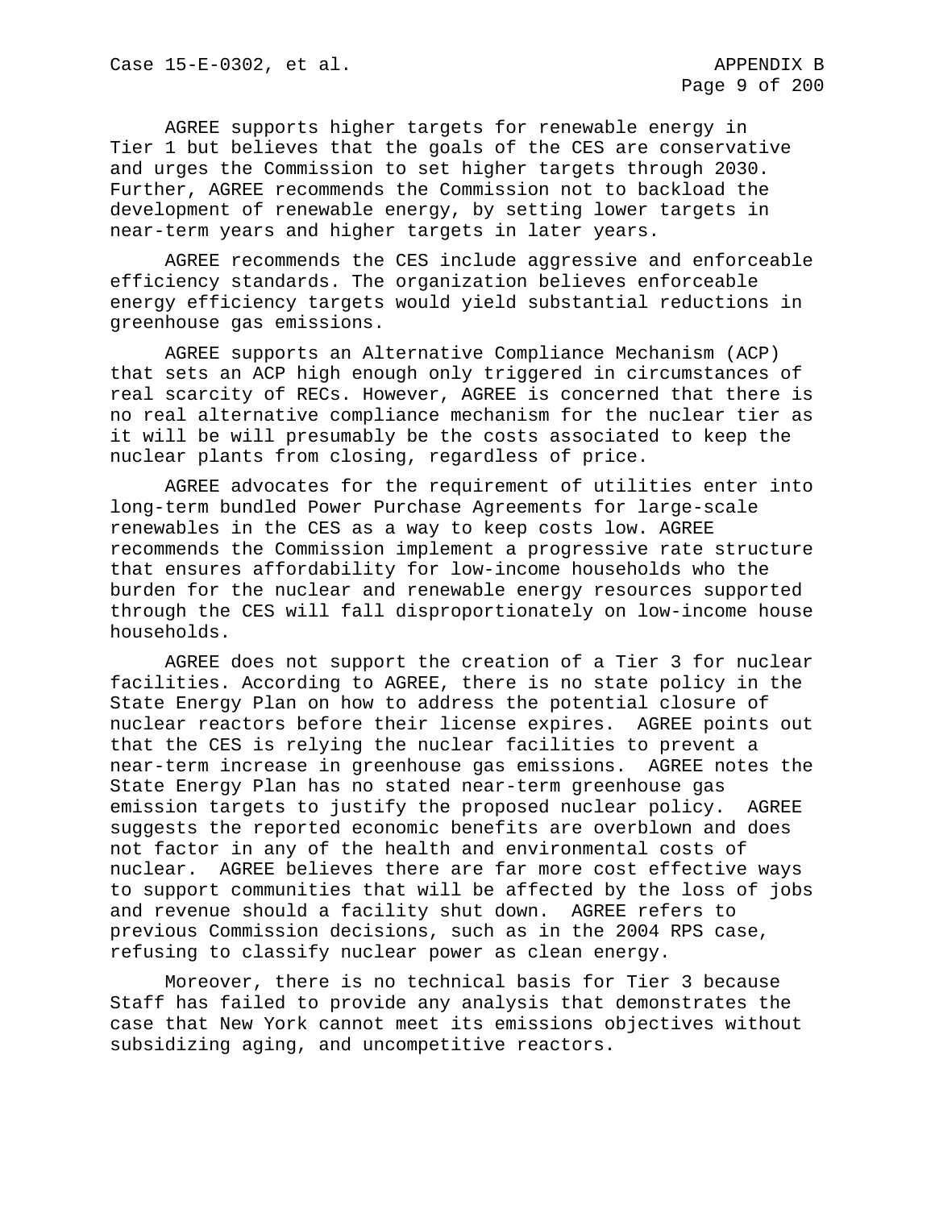AGREE supports higher targets for renewable energy in Tier 1 but believes that the goals of the CES are conservative and urges the Commission to set higher targets through 2030. Further, AGREE recommends the Commission not to backload the development of renewable energy, by setting lower targets in near-term years and higher targets in later years.

AGREE recommends the CES include aggressive and enforceable efficiency standards. The organization believes enforceable energy efficiency targets would yield substantial reductions in greenhouse gas emissions.

AGREE supports an Alternative Compliance Mechanism (ACP) that sets an ACP high enough only triggered in circumstances of real scarcity of RECs. However, AGREE is concerned that there is no real alternative compliance mechanism for the nuclear tier as it will be will presumably be the costs associated to keep the nuclear plants from closing, regardless of price.

AGREE advocates for the requirement of utilities enter into long-term bundled Power Purchase Agreements for large-scale renewables in the CES as a way to keep costs low. AGREE recommends the Commission implement a progressive rate structure that ensures affordability for low-income households who the burden for the nuclear and renewable energy resources supported through the CES will fall disproportionately on low-income house households.

AGREE does not support the creation of a Tier 3 for nuclear facilities. According to AGREE, there is no state policy in the State Energy Plan on how to address the potential closure of nuclear reactors before their license expires. AGREE points out that the CES is relying the nuclear facilities to prevent a near-term increase in greenhouse gas emissions. AGREE notes the State Energy Plan has no stated near-term greenhouse gas emission targets to justify the proposed nuclear policy. AGREE suggests the reported economic benefits are overblown and does not factor in any of the health and environmental costs of nuclear. AGREE believes there are far more cost effective ways to support communities that will be affected by the loss of jobs and revenue should a facility shut down. AGREE refers to previous Commission decisions, such as in the 2004 RPS case, refusing to classify nuclear power as clean energy.

Moreover, there is no technical basis for Tier 3 because Staff has failed to provide any analysis that demonstrates the case that New York cannot meet its emissions objectives without subsidizing aging, and uncompetitive reactors.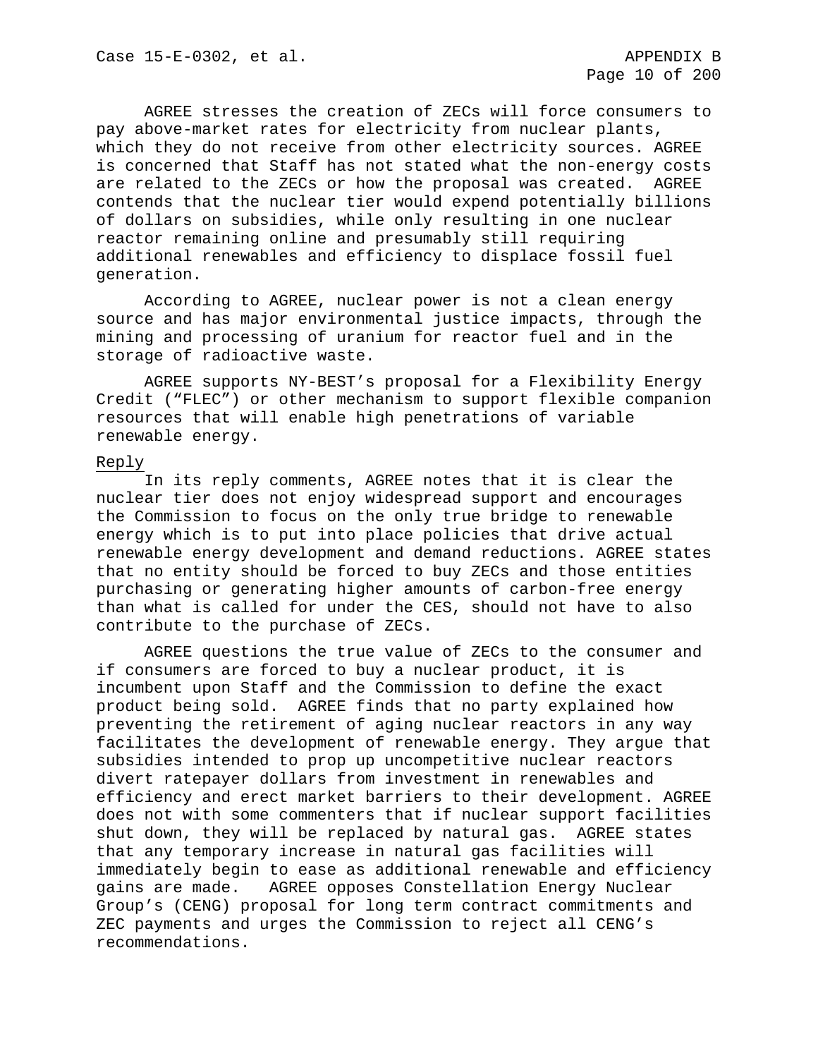AGREE stresses the creation of ZECs will force consumers to pay above-market rates for electricity from nuclear plants, which they do not receive from other electricity sources. AGREE is concerned that Staff has not stated what the non-energy costs are related to the ZECs or how the proposal was created. AGREE contends that the nuclear tier would expend potentially billions of dollars on subsidies, while only resulting in one nuclear reactor remaining online and presumably still requiring additional renewables and efficiency to displace fossil fuel generation.

According to AGREE, nuclear power is not a clean energy source and has major environmental justice impacts, through the mining and processing of uranium for reactor fuel and in the storage of radioactive waste.

AGREE supports NY-BEST's proposal for a Flexibility Energy Credit ("FLEC") or other mechanism to support flexible companion resources that will enable high penetrations of variable renewable energy.

Reply

In its reply comments, AGREE notes that it is clear the nuclear tier does not enjoy widespread support and encourages the Commission to focus on the only true bridge to renewable energy which is to put into place policies that drive actual renewable energy development and demand reductions. AGREE states that no entity should be forced to buy ZECs and those entities purchasing or generating higher amounts of carbon-free energy than what is called for under the CES, should not have to also contribute to the purchase of ZECs.

AGREE questions the true value of ZECs to the consumer and if consumers are forced to buy a nuclear product, it is incumbent upon Staff and the Commission to define the exact product being sold. AGREE finds that no party explained how preventing the retirement of aging nuclear reactors in any way facilitates the development of renewable energy. They argue that subsidies intended to prop up uncompetitive nuclear reactors divert ratepayer dollars from investment in renewables and efficiency and erect market barriers to their development. AGREE does not with some commenters that if nuclear support facilities shut down, they will be replaced by natural gas. AGREE states that any temporary increase in natural gas facilities will immediately begin to ease as additional renewable and efficiency gains are made. AGREE opposes Constellation Energy Nuclear Group's (CENG) proposal for long term contract commitments and ZEC payments and urges the Commission to reject all CENG's recommendations.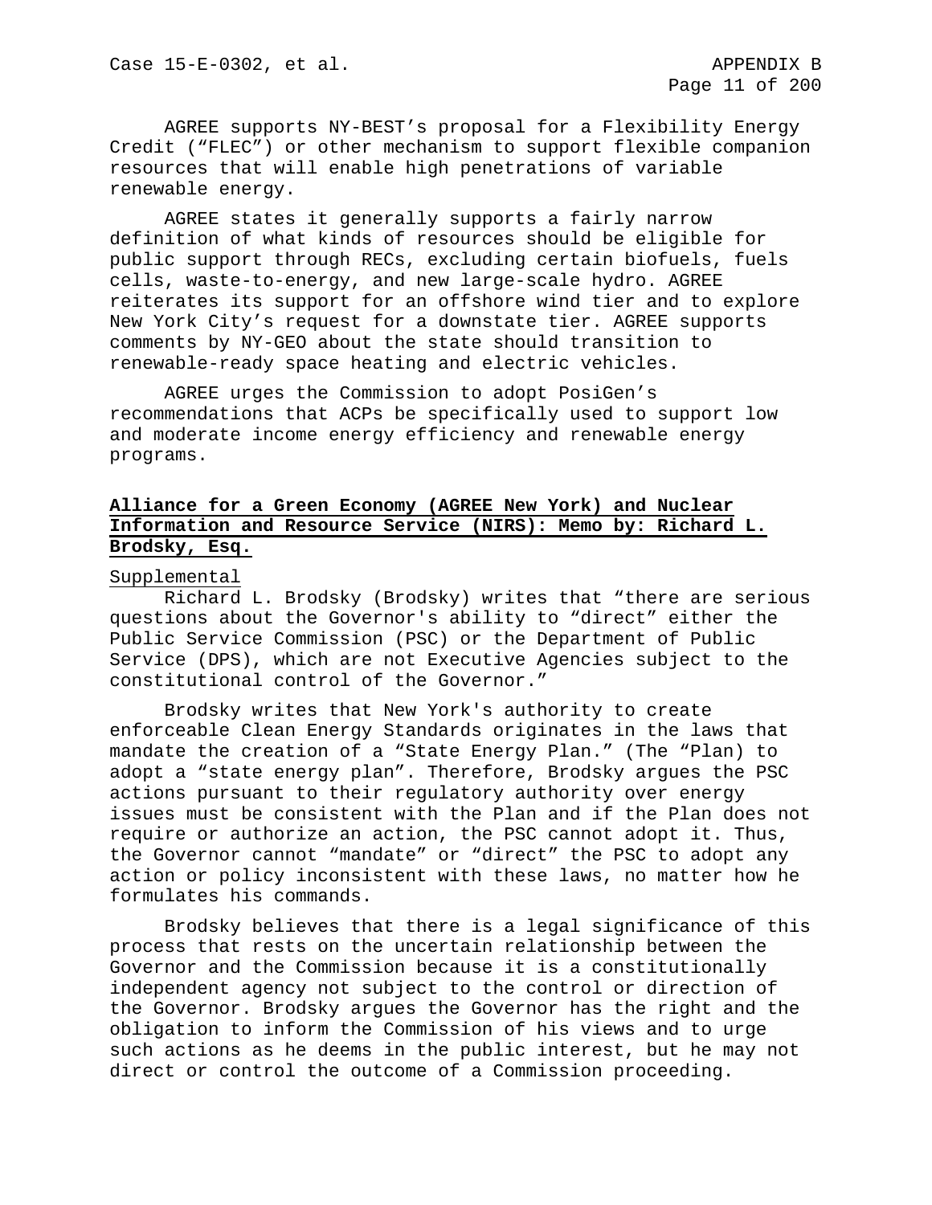AGREE supports NY-BEST’s proposal for a Flexibility Energy Credit (“FLEC”) or other mechanism to support flexible companion resources that will enable high penetrations of variable renewable energy.

AGREE states it generally supports a fairly narrow definition of what kinds of resources should be eligible for public support through RECs, excluding certain biofuels, fuels cells, waste-to-energy, and new large-scale hydro. AGREE reiterates its support for an offshore wind tier and to explore New York City’s request for a downstate tier. AGREE supports comments by NY-GEO about the state should transition to renewable-ready space heating and electric vehicles.

AGREE urges the Commission to adopt PosiGen’s recommendations that ACPs be specifically used to support low and moderate income energy efficiency and renewable energy programs.

**Alliance for a Green Economy (AGREE New York) and Nuclear Information and Resource Service (NIRS): Memo by: Richard L. Brodsky, Esq.**

Supplemental

Richard L. Brodsky (Brodsky) writes that “there are serious questions about the Governor's ability to “direct” either the Public Service Commission (PSC) or the Department of Public Service (DPS), which are not Executive Agencies subject to the constitutional control of the Governor.”

Brodsky writes that New York's authority to create enforceable Clean Energy Standards originates in the laws that mandate the creation of a “State Energy Plan.” (The “Plan) to adopt a “state energy plan”. Therefore, Brodsky argues the PSC actions pursuant to their regulatory authority over energy issues must be consistent with the Plan and if the Plan does not require or authorize an action, the PSC cannot adopt it. Thus, the Governor cannot “mandate” or “direct” the PSC to adopt any action or policy inconsistent with these laws, no matter how he formulates his commands.

Brodsky believes that there is a legal significance of this process that rests on the uncertain relationship between the Governor and the Commission because it is a constitutionally independent agency not subject to the control or direction of the Governor. Brodsky argues the Governor has the right and the obligation to inform the Commission of his views and to urge such actions as he deems in the public interest, but he may not direct or control the outcome of a Commission proceeding.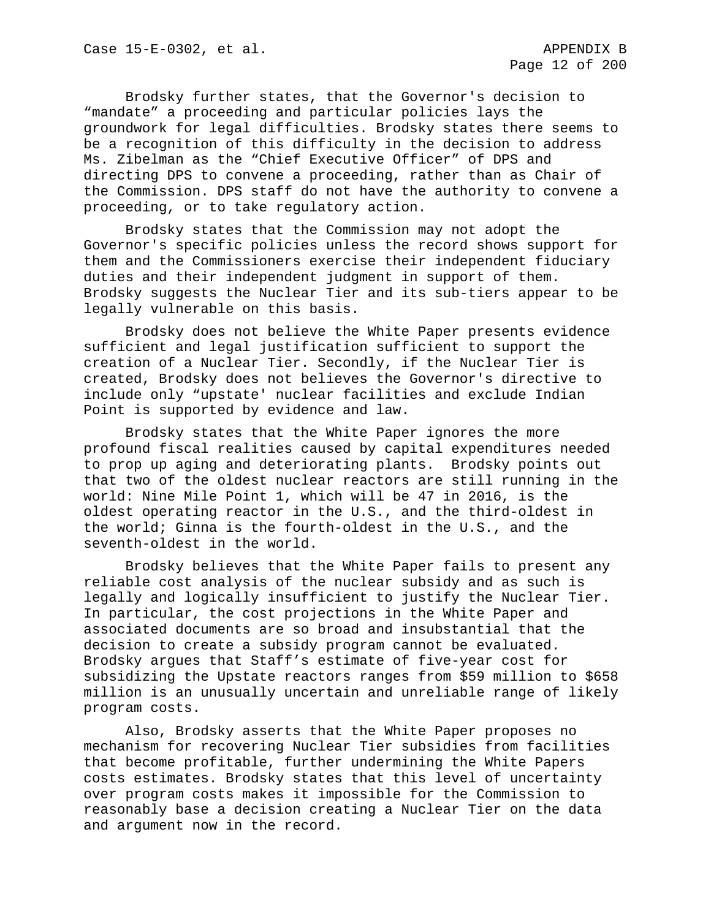Brodsky further states, that the Governor's decision to “mandate” a proceeding and particular policies lays the groundwork for legal difficulties. Brodsky states there seems to be a recognition of this difficulty in the decision to address Ms. Zibelman as the “Chief Executive Officer” of DPS and directing DPS to convene a proceeding, rather than as Chair of the Commission. DPS staff do not have the authority to convene a proceeding, or to take regulatory action.

Brodsky states that the Commission may not adopt the Governor's specific policies unless the record shows support for them and the Commissioners exercise their independent fiduciary duties and their independent judgment in support of them. Brodsky suggests the Nuclear Tier and its sub-tiers appear to be legally vulnerable on this basis.

Brodsky does not believe the White Paper presents evidence sufficient and legal justification sufficient to support the creation of a Nuclear Tier. Secondly, if the Nuclear Tier is created, Brodsky does not believes the Governor's directive to include only “upstate' nuclear facilities and exclude Indian Point is supported by evidence and law.

Brodsky states that the White Paper ignores the more profound fiscal realities caused by capital expenditures needed to prop up aging and deteriorating plants. Brodsky points out that two of the oldest nuclear reactors are still running in the world: Nine Mile Point 1, which will be 47 in 2016, is the oldest operating reactor in the U.S., and the third-oldest in the world; Ginna is the fourth-oldest in the U.S., and the seventh-oldest in the world.

Brodsky believes that the White Paper fails to present any reliable cost analysis of the nuclear subsidy and as such is legally and logically insufficient to justify the Nuclear Tier. In particular, the cost projections in the White Paper and associated documents are so broad and insubstantial that the decision to create a subsidy program cannot be evaluated. Brodsky argues that Staff’s estimate of five-year cost for subsidizing the Upstate reactors ranges from $59 million to $658 million is an unusually uncertain and unreliable range of likely program costs.

Also, Brodsky asserts that the White Paper proposes no mechanism for recovering Nuclear Tier subsidies from facilities that become profitable, further undermining the White Papers costs estimates. Brodsky states that this level of uncertainty over program costs makes it impossible for the Commission to reasonably base a decision creating a Nuclear Tier on the data and argument now in the record.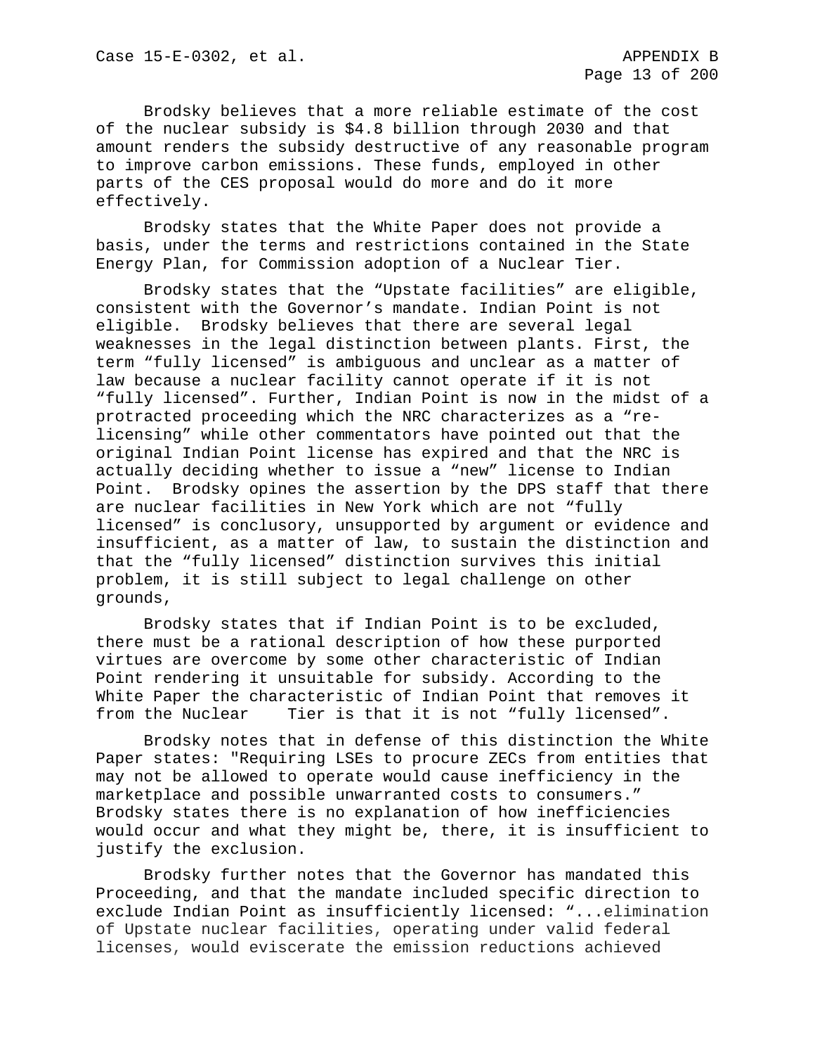Brodsky believes that a more reliable estimate of the cost of the nuclear subsidy is $4.8 billion through 2030 and that amount renders the subsidy destructive of any reasonable program to improve carbon emissions. These funds, employed in other parts of the CES proposal would do more and do it more effectively.

Brodsky states that the White Paper does not provide a basis, under the terms and restrictions contained in the State Energy Plan, for Commission adoption of a Nuclear Tier.

Brodsky states that the "Upstate facilities" are eligible, consistent with the Governor's mandate. Indian Point is not eligible. Brodsky believes that there are several legal weaknesses in the legal distinction between plants. First, the term "fully licensed" is ambiguous and unclear as a matter of law because a nuclear facility cannot operate if it is not "fully licensed". Further, Indian Point is now in the midst of a protracted proceeding which the NRC characterizes as a "re-licensing" while other commentators have pointed out that the original Indian Point license has expired and that the NRC is actually deciding whether to issue a "new" license to Indian Point. Brodsky opines the assertion by the DPS staff that there are nuclear facilities in New York which are not "fully licensed" is conclusory, unsupported by argument or evidence and insufficient, as a matter of law, to sustain the distinction and that the "fully licensed" distinction survives this initial problem, it is still subject to legal challenge on other grounds,

Brodsky states that if Indian Point is to be excluded, there must be a rational description of how these purported virtues are overcome by some other characteristic of Indian Point rendering it unsuitable for subsidy. According to the White Paper the characteristic of Indian Point that removes it from the Nuclear Tier is that it is not "fully licensed".

Brodsky notes that in defense of this distinction the White Paper states: "Requiring LSEs to procure ZECs from entities that may not be allowed to operate would cause inefficiency in the marketplace and possible unwarranted costs to consumers." Brodsky states there is no explanation of how inefficiencies would occur and what they might be, there, it is insufficient to justify the exclusion.

Brodsky further notes that the Governor has mandated this Proceeding, and that the mandate included specific direction to exclude Indian Point as insufficiently licensed: "...elimination of Upstate nuclear facilities, operating under valid federal licenses, would eviscerate the emission reductions achieved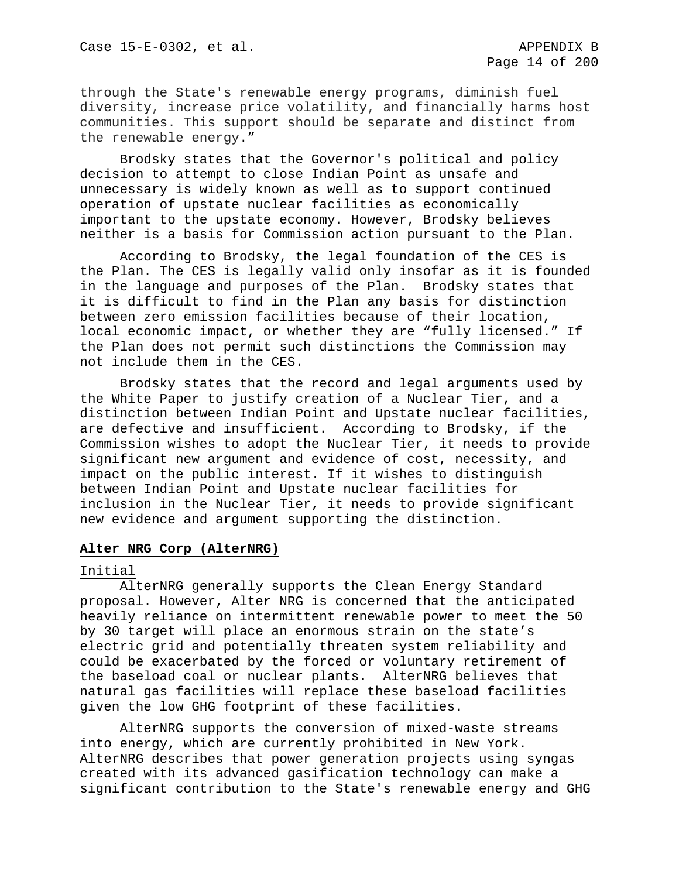through the State's renewable energy programs, diminish fuel diversity, increase price volatility, and financially harms host communities. This support should be separate and distinct from the renewable energy."

Brodsky states that the Governor's political and policy decision to attempt to close Indian Point as unsafe and unnecessary is widely known as well as to support continued operation of upstate nuclear facilities as economically important to the upstate economy. However, Brodsky believes neither is a basis for Commission action pursuant to the Plan.

According to Brodsky, the legal foundation of the CES is the Plan. The CES is legally valid only insofar as it is founded in the language and purposes of the Plan. Brodsky states that it is difficult to find in the Plan any basis for distinction between zero emission facilities because of their location, local economic impact, or whether they are "fully licensed." If the Plan does not permit such distinctions the Commission may not include them in the CES.

Brodsky states that the record and legal arguments used by the White Paper to justify creation of a Nuclear Tier, and a distinction between Indian Point and Upstate nuclear facilities, are defective and insufficient. According to Brodsky, if the Commission wishes to adopt the Nuclear Tier, it needs to provide significant new argument and evidence of cost, necessity, and impact on the public interest. If it wishes to distinguish between Indian Point and Upstate nuclear facilities for inclusion in the Nuclear Tier, it needs to provide significant new evidence and argument supporting the distinction.

**Alter NRG Corp (AlterNRG)**

Initial

AlterNRG generally supports the Clean Energy Standard proposal. However, Alter NRG is concerned that the anticipated heavily reliance on intermittent renewable power to meet the 50 by 30 target will place an enormous strain on the state's electric grid and potentially threaten system reliability and could be exacerbated by the forced or voluntary retirement of the baseload coal or nuclear plants. AlterNRG believes that natural gas facilities will replace these baseload facilities given the low GHG footprint of these facilities.

AlterNRG supports the conversion of mixed-waste streams into energy, which are currently prohibited in New York. AlterNRG describes that power generation projects using syngas created with its advanced gasification technology can make a significant contribution to the State's renewable energy and GHG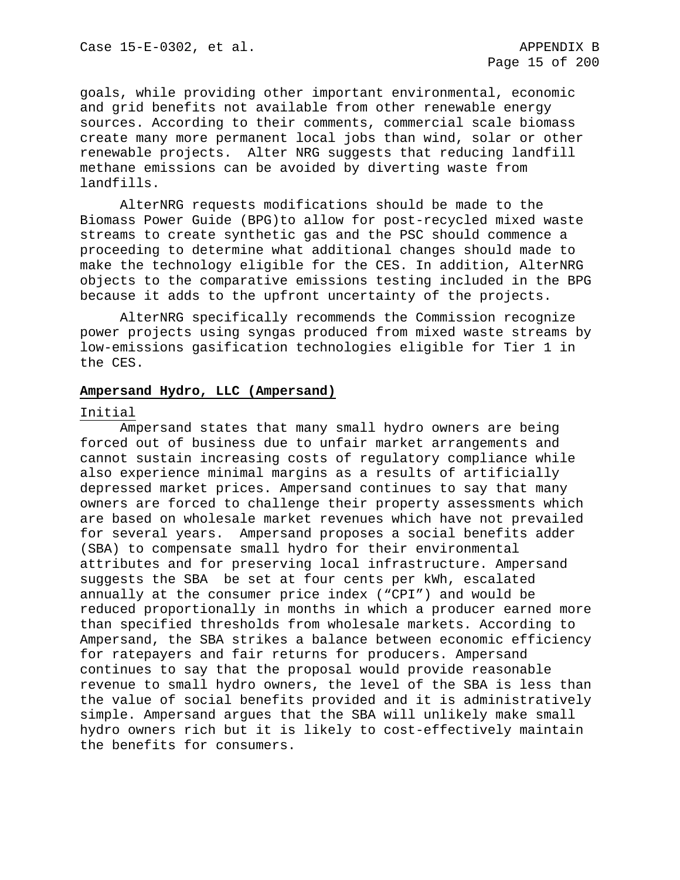goals, while providing other important environmental, economic and grid benefits not available from other renewable energy sources. According to their comments, commercial scale biomass create many more permanent local jobs than wind, solar or other renewable projects. Alter NRG suggests that reducing landfill methane emissions can be avoided by diverting waste from landfills.

AlterNRG requests modifications should be made to the Biomass Power Guide (BPG)to allow for post-recycled mixed waste streams to create synthetic gas and the PSC should commence a proceeding to determine what additional changes should made to make the technology eligible for the CES. In addition, AlterNRG objects to the comparative emissions testing included in the BPG because it adds to the upfront uncertainty of the projects.

AlterNRG specifically recommends the Commission recognize power projects using syngas produced from mixed waste streams by low-emissions gasification technologies eligible for Tier 1 in the CES.

**Ampersand Hydro, LLC (Ampersand)**

Initial

Ampersand states that many small hydro owners are being forced out of business due to unfair market arrangements and cannot sustain increasing costs of regulatory compliance while also experience minimal margins as a results of artificially depressed market prices. Ampersand continues to say that many owners are forced to challenge their property assessments which are based on wholesale market revenues which have not prevailed for several years. Ampersand proposes a social benefits adder (SBA) to compensate small hydro for their environmental attributes and for preserving local infrastructure. Ampersand suggests the SBA be set at four cents per kWh, escalated annually at the consumer price index ("CPI") and would be reduced proportionally in months in which a producer earned more than specified thresholds from wholesale markets. According to Ampersand, the SBA strikes a balance between economic efficiency for ratepayers and fair returns for producers. Ampersand continues to say that the proposal would provide reasonable revenue to small hydro owners, the level of the SBA is less than the value of social benefits provided and it is administratively simple. Ampersand argues that the SBA will unlikely make small hydro owners rich but it is likely to cost-effectively maintain the benefits for consumers.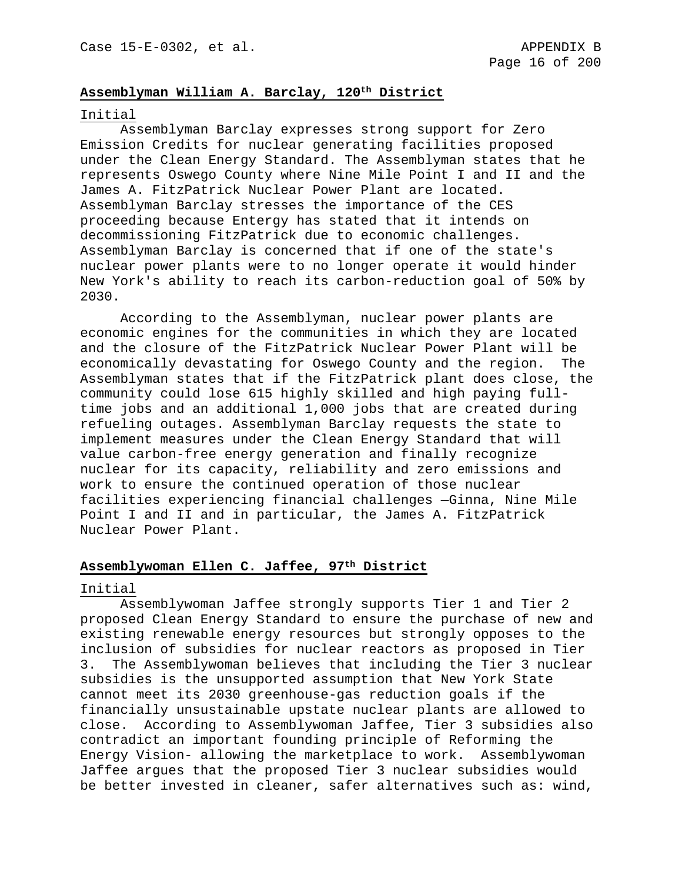**Assemblyman William A. Barclay, 120th District**

Initial

Assemblyman Barclay expresses strong support for Zero Emission Credits for nuclear generating facilities proposed under the Clean Energy Standard. The Assemblyman states that he represents Oswego County where Nine Mile Point I and II and the James A. FitzPatrick Nuclear Power Plant are located. Assemblyman Barclay stresses the importance of the CES proceeding because Entergy has stated that it intends on decommissioning FitzPatrick due to economic challenges. Assemblyman Barclay is concerned that if one of the state's nuclear power plants were to no longer operate it would hinder New York's ability to reach its carbon-reduction goal of 50% by 2030.

According to the Assemblyman, nuclear power plants are economic engines for the communities in which they are located and the closure of the FitzPatrick Nuclear Power Plant will be economically devastating for Oswego County and the region. The Assemblyman states that if the FitzPatrick plant does close, the community could lose 615 highly skilled and high paying full-time jobs and an additional 1,000 jobs that are created during refueling outages. Assemblyman Barclay requests the state to implement measures under the Clean Energy Standard that will value carbon-free energy generation and finally recognize nuclear for its capacity, reliability and zero emissions and work to ensure the continued operation of those nuclear facilities experiencing financial challenges —Ginna, Nine Mile Point I and II and in particular, the James A. FitzPatrick Nuclear Power Plant.

**Assemblywoman Ellen C. Jaffee, 97th District**

Initial

Assemblywoman Jaffee strongly supports Tier 1 and Tier 2 proposed Clean Energy Standard to ensure the purchase of new and existing renewable energy resources but strongly opposes to the inclusion of subsidies for nuclear reactors as proposed in Tier 3. The Assemblywoman believes that including the Tier 3 nuclear subsidies is the unsupported assumption that New York State cannot meet its 2030 greenhouse-gas reduction goals if the financially unsustainable upstate nuclear plants are allowed to close. According to Assemblywoman Jaffee, Tier 3 subsidies also contradict an important founding principle of Reforming the Energy Vision- allowing the marketplace to work. Assemblywoman Jaffee argues that the proposed Tier 3 nuclear subsidies would be better invested in cleaner, safer alternatives such as: wind,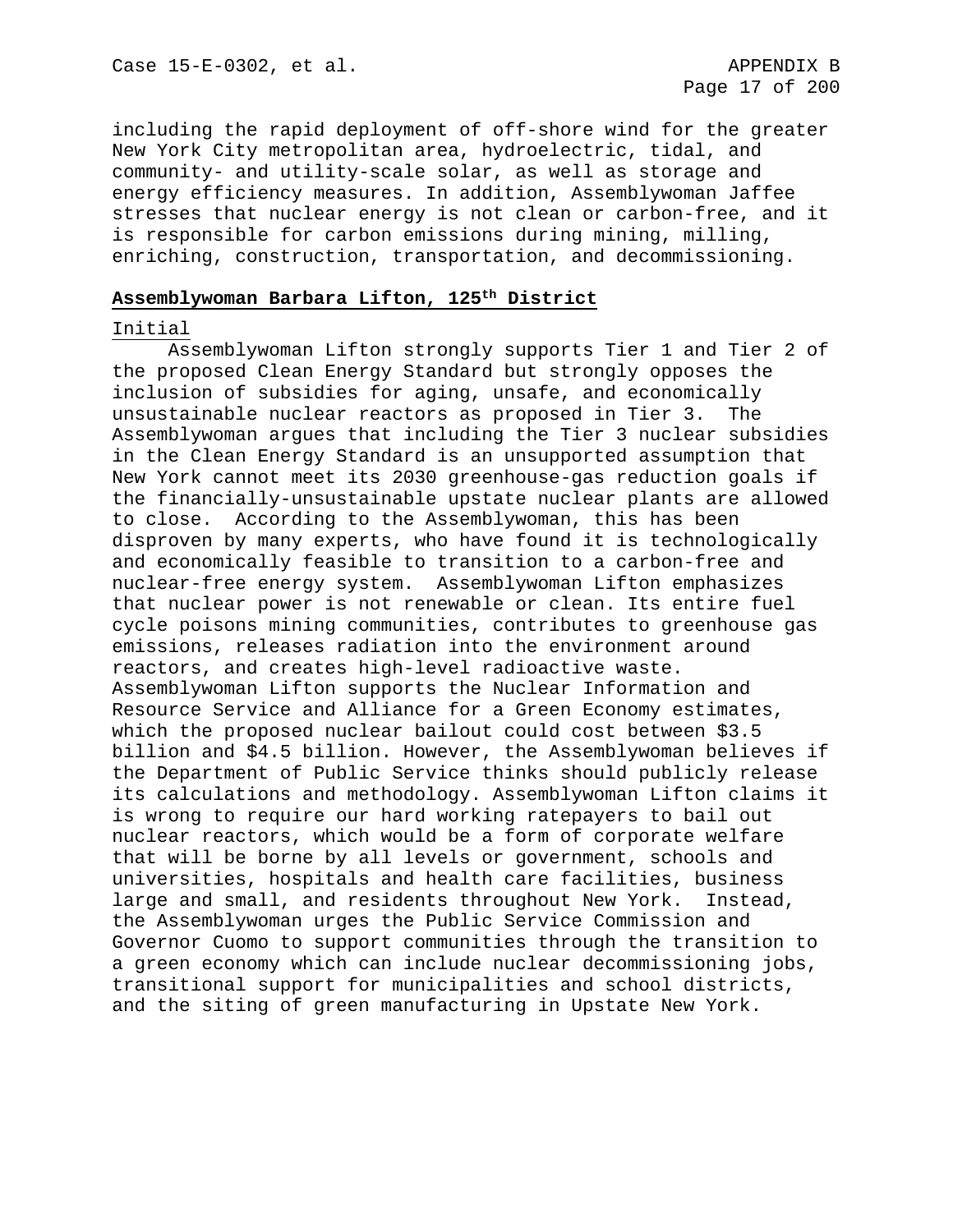including the rapid deployment of off-shore wind for the greater New York City metropolitan area, hydroelectric, tidal, and community- and utility-scale solar, as well as storage and energy efficiency measures. In addition, Assemblywoman Jaffee stresses that nuclear energy is not clean or carbon-free, and it is responsible for carbon emissions during mining, milling, enriching, construction, transportation, and decommissioning.

**Assemblywoman Barbara Lifton, 125th District**

Initial

Assemblywoman Lifton strongly supports Tier 1 and Tier 2 of the proposed Clean Energy Standard but strongly opposes the inclusion of subsidies for aging, unsafe, and economically unsustainable nuclear reactors as proposed in Tier 3. The Assemblywoman argues that including the Tier 3 nuclear subsidies in the Clean Energy Standard is an unsupported assumption that New York cannot meet its 2030 greenhouse-gas reduction goals if the financially-unsustainable upstate nuclear plants are allowed to close. According to the Assemblywoman, this has been disproven by many experts, who have found it is technologically and economically feasible to transition to a carbon-free and nuclear-free energy system. Assemblywoman Lifton emphasizes that nuclear power is not renewable or clean. Its entire fuel cycle poisons mining communities, contributes to greenhouse gas emissions, releases radiation into the environment around reactors, and creates high-level radioactive waste. Assemblywoman Lifton supports the Nuclear Information and Resource Service and Alliance for a Green Economy estimates, which the proposed nuclear bailout could cost between $3.5 billion and $4.5 billion. However, the Assemblywoman believes if the Department of Public Service thinks should publicly release its calculations and methodology. Assemblywoman Lifton claims it is wrong to require our hard working ratepayers to bail out nuclear reactors, which would be a form of corporate welfare that will be borne by all levels or government, schools and universities, hospitals and health care facilities, business large and small, and residents throughout New York. Instead, the Assemblywoman urges the Public Service Commission and Governor Cuomo to support communities through the transition to a green economy which can include nuclear decommissioning jobs, transitional support for municipalities and school districts, and the siting of green manufacturing in Upstate New York.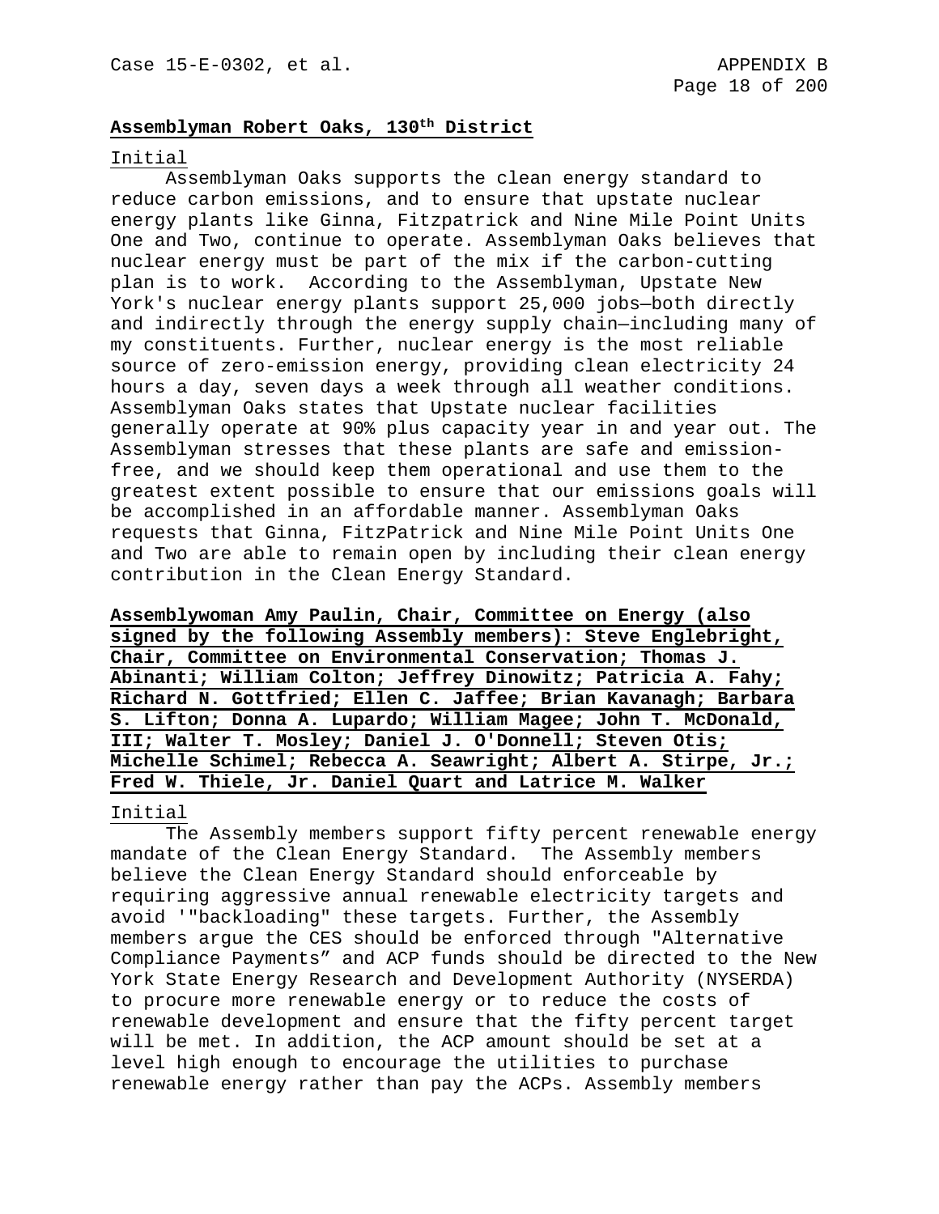**Assemblyman Robert Oaks, 130th District**

Initial

Assemblyman Oaks supports the clean energy standard to reduce carbon emissions, and to ensure that upstate nuclear energy plants like Ginna, Fitzpatrick and Nine Mile Point Units One and Two, continue to operate. Assemblyman Oaks believes that nuclear energy must be part of the mix if the carbon-cutting plan is to work. According to the Assemblyman, Upstate New York's nuclear energy plants support 25,000 jobs—both directly and indirectly through the energy supply chain—including many of my constituents. Further, nuclear energy is the most reliable source of zero-emission energy, providing clean electricity 24 hours a day, seven days a week through all weather conditions. Assemblyman Oaks states that Upstate nuclear facilities generally operate at 90% plus capacity year in and year out. The Assemblyman stresses that these plants are safe and emission-free, and we should keep them operational and use them to the greatest extent possible to ensure that our emissions goals will be accomplished in an affordable manner. Assemblyman Oaks requests that Ginna, FitzPatrick and Nine Mile Point Units One and Two are able to remain open by including their clean energy contribution in the Clean Energy Standard.

**Assemblywoman Amy Paulin, Chair, Committee on Energy (also signed by the following Assembly members): Steve Englebright, Chair, Committee on Environmental Conservation; Thomas J. Abinanti; William Colton; Jeffrey Dinowitz; Patricia A. Fahy; Richard N. Gottfried; Ellen C. Jaffee; Brian Kavanagh; Barbara S. Lifton; Donna A. Lupardo; William Magee; John T. McDonald, III; Walter T. Mosley; Daniel J. O'Donnell; Steven Otis; Michelle Schimel; Rebecca A. Seawright; Albert A. Stirpe, Jr.; Fred W. Thiele, Jr. Daniel Quart and Latrice M. Walker**

Initial

The Assembly members support fifty percent renewable energy mandate of the Clean Energy Standard. The Assembly members believe the Clean Energy Standard should enforceable by requiring aggressive annual renewable electricity targets and avoid '"backloading" these targets. Further, the Assembly members argue the CES should be enforced through "Alternative Compliance Payments" and ACP funds should be directed to the New York State Energy Research and Development Authority (NYSERDA) to procure more renewable energy or to reduce the costs of renewable development and ensure that the fifty percent target will be met. In addition, the ACP amount should be set at a level high enough to encourage the utilities to purchase renewable energy rather than pay the ACPs. Assembly members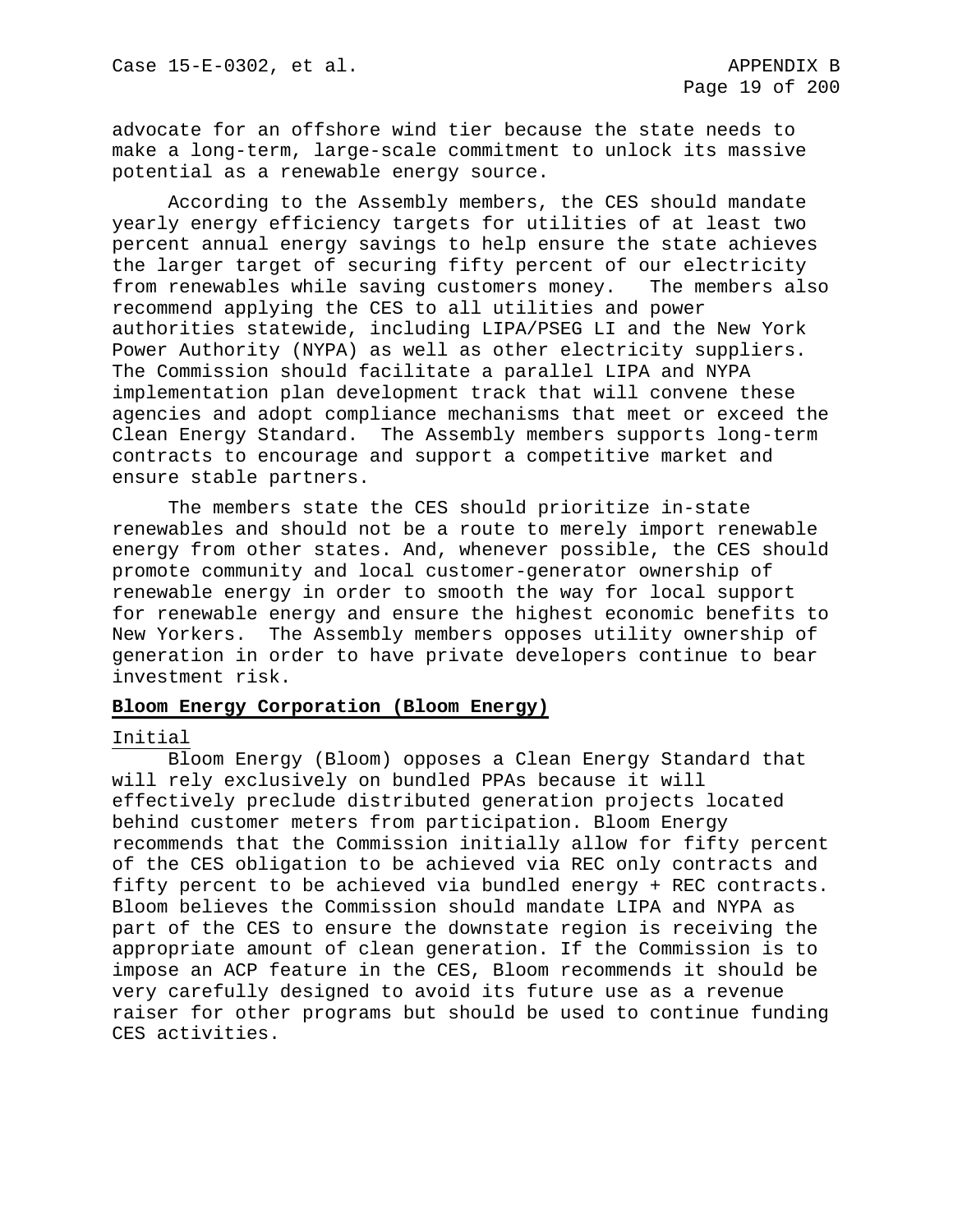advocate for an offshore wind tier because the state needs to make a long-term, large-scale commitment to unlock its massive potential as a renewable energy source.

According to the Assembly members, the CES should mandate yearly energy efficiency targets for utilities of at least two percent annual energy savings to help ensure the state achieves the larger target of securing fifty percent of our electricity from renewables while saving customers money. The members also recommend applying the CES to all utilities and power authorities statewide, including LIPA/PSEG LI and the New York Power Authority (NYPA) as well as other electricity suppliers. The Commission should facilitate a parallel LIPA and NYPA implementation plan development track that will convene these agencies and adopt compliance mechanisms that meet or exceed the Clean Energy Standard. The Assembly members supports long-term contracts to encourage and support a competitive market and ensure stable partners.

The members state the CES should prioritize in-state renewables and should not be a route to merely import renewable energy from other states. And, whenever possible, the CES should promote community and local customer-generator ownership of renewable energy in order to smooth the way for local support for renewable energy and ensure the highest economic benefits to New Yorkers. The Assembly members opposes utility ownership of generation in order to have private developers continue to bear investment risk.

**Bloom Energy Corporation (Bloom Energy)**

Initial

Bloom Energy (Bloom) opposes a Clean Energy Standard that will rely exclusively on bundled PPAs because it will effectively preclude distributed generation projects located behind customer meters from participation. Bloom Energy recommends that the Commission initially allow for fifty percent of the CES obligation to be achieved via REC only contracts and fifty percent to be achieved via bundled energy + REC contracts. Bloom believes the Commission should mandate LIPA and NYPA as part of the CES to ensure the downstate region is receiving the appropriate amount of clean generation. If the Commission is to impose an ACP feature in the CES, Bloom recommends it should be very carefully designed to avoid its future use as a revenue raiser for other programs but should be used to continue funding CES activities.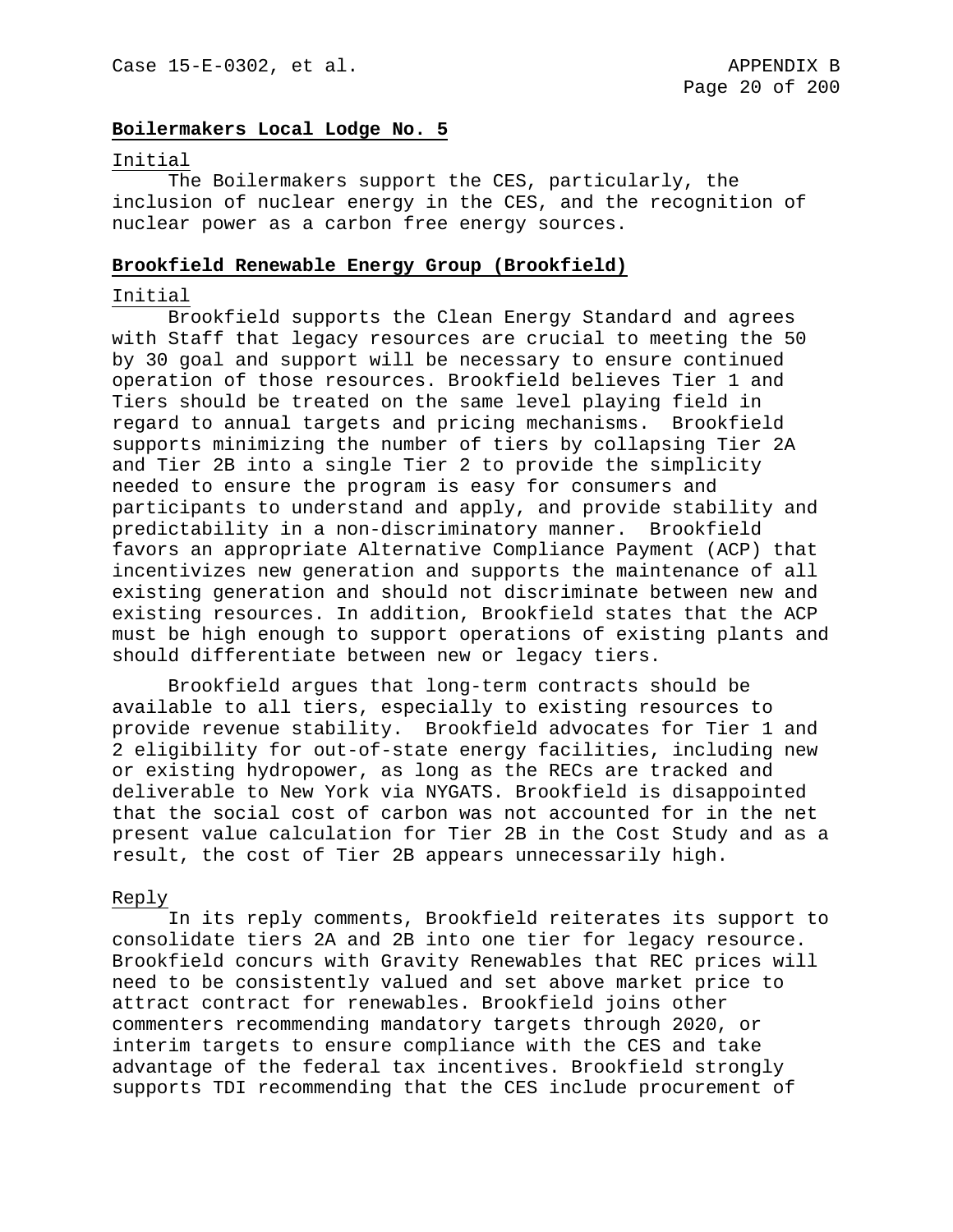**Boilermakers Local Lodge No. 5**

Initial

The Boilermakers support the CES, particularly, the inclusion of nuclear energy in the CES, and the recognition of nuclear power as a carbon free energy sources.

**Brookfield Renewable Energy Group (Brookfield)**

Initial

Brookfield supports the Clean Energy Standard and agrees with Staff that legacy resources are crucial to meeting the 50 by 30 goal and support will be necessary to ensure continued operation of those resources. Brookfield believes Tier 1 and Tiers should be treated on the same level playing field in regard to annual targets and pricing mechanisms. Brookfield supports minimizing the number of tiers by collapsing Tier 2A and Tier 2B into a single Tier 2 to provide the simplicity needed to ensure the program is easy for consumers and participants to understand and apply, and provide stability and predictability in a non-discriminatory manner. Brookfield favors an appropriate Alternative Compliance Payment (ACP) that incentivizes new generation and supports the maintenance of all existing generation and should not discriminate between new and existing resources. In addition, Brookfield states that the ACP must be high enough to support operations of existing plants and should differentiate between new or legacy tiers.

Brookfield argues that long-term contracts should be available to all tiers, especially to existing resources to provide revenue stability. Brookfield advocates for Tier 1 and 2 eligibility for out-of-state energy facilities, including new or existing hydropower, as long as the RECs are tracked and deliverable to New York via NYGATS. Brookfield is disappointed that the social cost of carbon was not accounted for in the net present value calculation for Tier 2B in the Cost Study and as a result, the cost of Tier 2B appears unnecessarily high.

Reply

In its reply comments, Brookfield reiterates its support to consolidate tiers 2A and 2B into one tier for legacy resource. Brookfield concurs with Gravity Renewables that REC prices will need to be consistently valued and set above market price to attract contract for renewables. Brookfield joins other commenters recommending mandatory targets through 2020, or interim targets to ensure compliance with the CES and take advantage of the federal tax incentives. Brookfield strongly supports TDI recommending that the CES include procurement of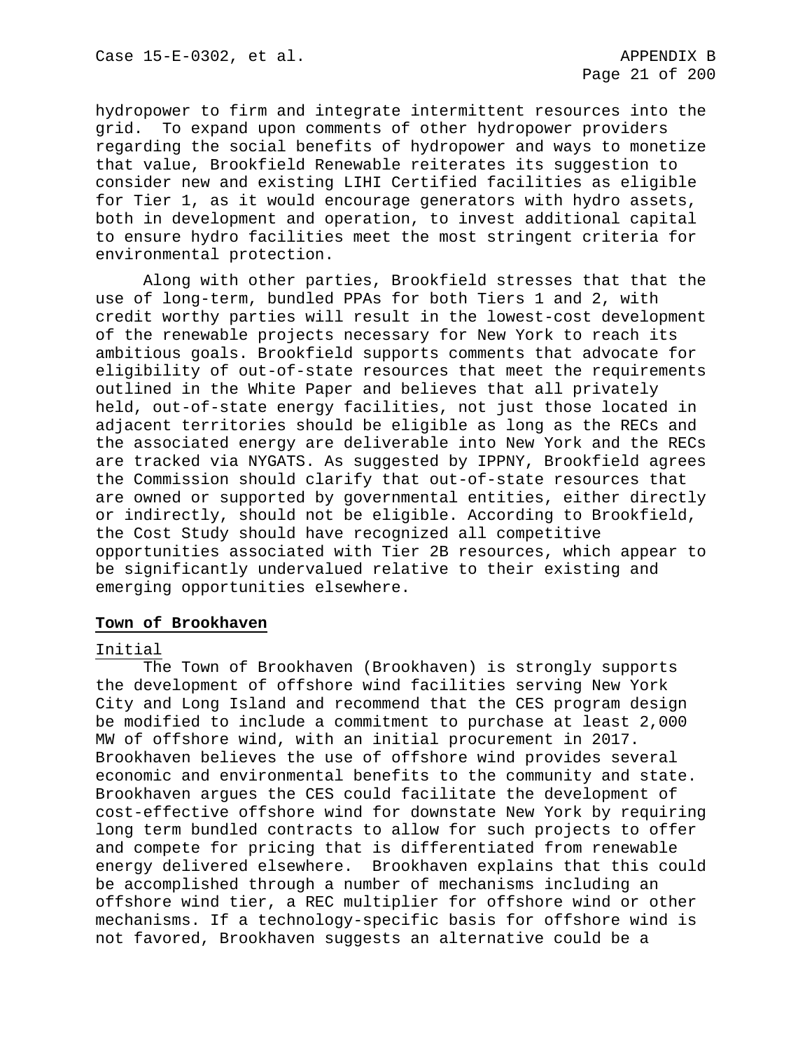hydropower to firm and integrate intermittent resources into the grid. To expand upon comments of other hydropower providers regarding the social benefits of hydropower and ways to monetize that value, Brookfield Renewable reiterates its suggestion to consider new and existing LIHI Certified facilities as eligible for Tier 1, as it would encourage generators with hydro assets, both in development and operation, to invest additional capital to ensure hydro facilities meet the most stringent criteria for environmental protection.

Along with other parties, Brookfield stresses that that the use of long-term, bundled PPAs for both Tiers 1 and 2, with credit worthy parties will result in the lowest-cost development of the renewable projects necessary for New York to reach its ambitious goals. Brookfield supports comments that advocate for eligibility of out-of-state resources that meet the requirements outlined in the White Paper and believes that all privately held, out-of-state energy facilities, not just those located in adjacent territories should be eligible as long as the RECs and the associated energy are deliverable into New York and the RECs are tracked via NYGATS. As suggested by IPPNY, Brookfield agrees the Commission should clarify that out-of-state resources that are owned or supported by governmental entities, either directly or indirectly, should not be eligible. According to Brookfield, the Cost Study should have recognized all competitive opportunities associated with Tier 2B resources, which appear to be significantly undervalued relative to their existing and emerging opportunities elsewhere.

**Town of Brookhaven**

Initial

The Town of Brookhaven (Brookhaven) is strongly supports the development of offshore wind facilities serving New York City and Long Island and recommend that the CES program design be modified to include a commitment to purchase at least 2,000 MW of offshore wind, with an initial procurement in 2017. Brookhaven believes the use of offshore wind provides several economic and environmental benefits to the community and state. Brookhaven argues the CES could facilitate the development of cost-effective offshore wind for downstate New York by requiring long term bundled contracts to allow for such projects to offer and compete for pricing that is differentiated from renewable energy delivered elsewhere. Brookhaven explains that this could be accomplished through a number of mechanisms including an offshore wind tier, a REC multiplier for offshore wind or other mechanisms. If a technology-specific basis for offshore wind is not favored, Brookhaven suggests an alternative could be a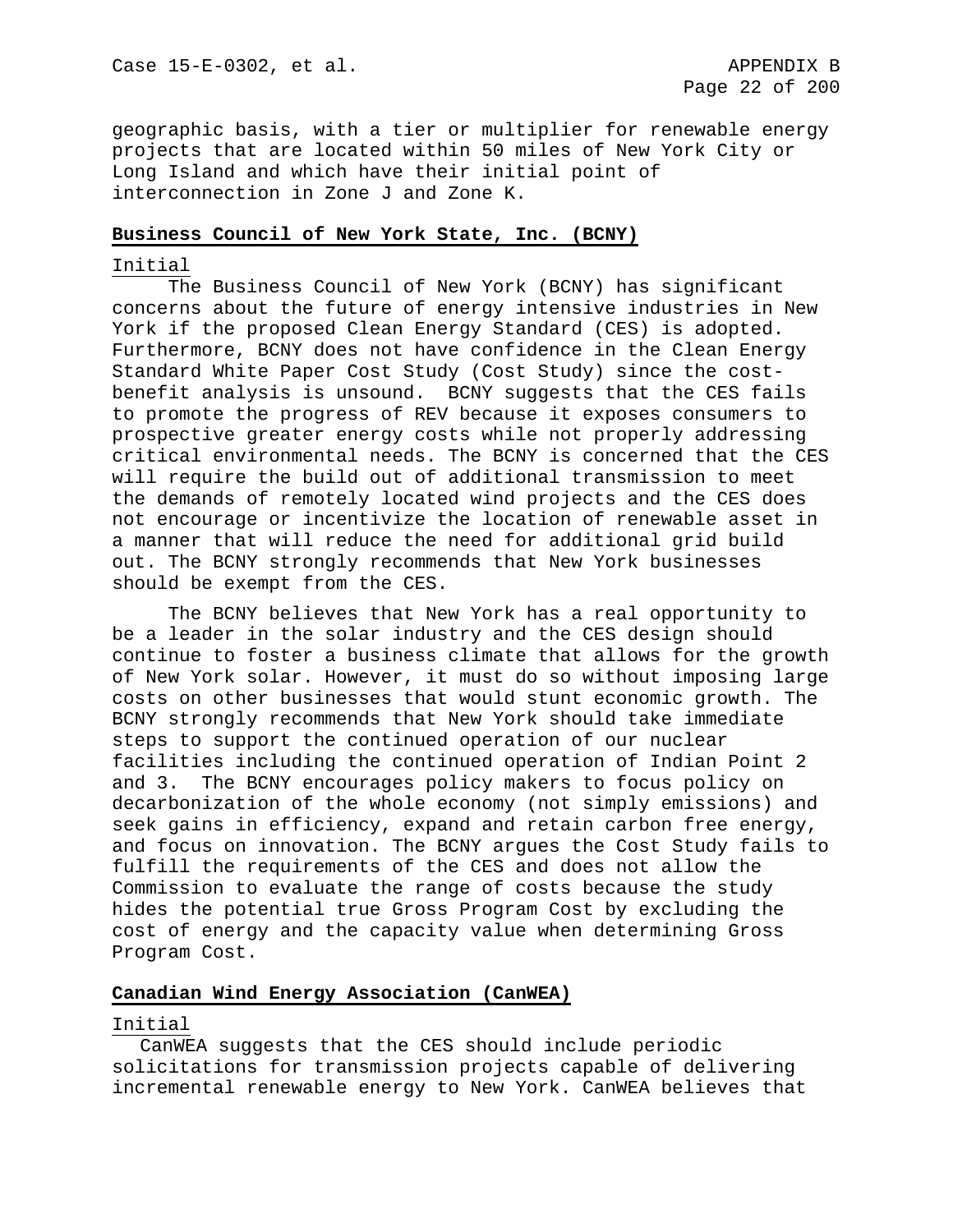geographic basis, with a tier or multiplier for renewable energy projects that are located within 50 miles of New York City or Long Island and which have their initial point of interconnection in Zone J and Zone K.

**Business Council of New York State, Inc. (BCNY)**

Initial

The Business Council of New York (BCNY) has significant concerns about the future of energy intensive industries in New York if the proposed Clean Energy Standard (CES) is adopted. Furthermore, BCNY does not have confidence in the Clean Energy Standard White Paper Cost Study (Cost Study) since the cost-benefit analysis is unsound. BCNY suggests that the CES fails to promote the progress of REV because it exposes consumers to prospective greater energy costs while not properly addressing critical environmental needs. The BCNY is concerned that the CES will require the build out of additional transmission to meet the demands of remotely located wind projects and the CES does not encourage or incentivize the location of renewable asset in a manner that will reduce the need for additional grid build out. The BCNY strongly recommends that New York businesses should be exempt from the CES.

The BCNY believes that New York has a real opportunity to be a leader in the solar industry and the CES design should continue to foster a business climate that allows for the growth of New York solar. However, it must do so without imposing large costs on other businesses that would stunt economic growth. The BCNY strongly recommends that New York should take immediate steps to support the continued operation of our nuclear facilities including the continued operation of Indian Point 2 and 3. The BCNY encourages policy makers to focus policy on decarbonization of the whole economy (not simply emissions) and seek gains in efficiency, expand and retain carbon free energy, and focus on innovation. The BCNY argues the Cost Study fails to fulfill the requirements of the CES and does not allow the Commission to evaluate the range of costs because the study hides the potential true Gross Program Cost by excluding the cost of energy and the capacity value when determining Gross Program Cost.

**Canadian Wind Energy Association (CanWEA)**

Initial

CanWEA suggests that the CES should include periodic solicitations for transmission projects capable of delivering incremental renewable energy to New York. CanWEA believes that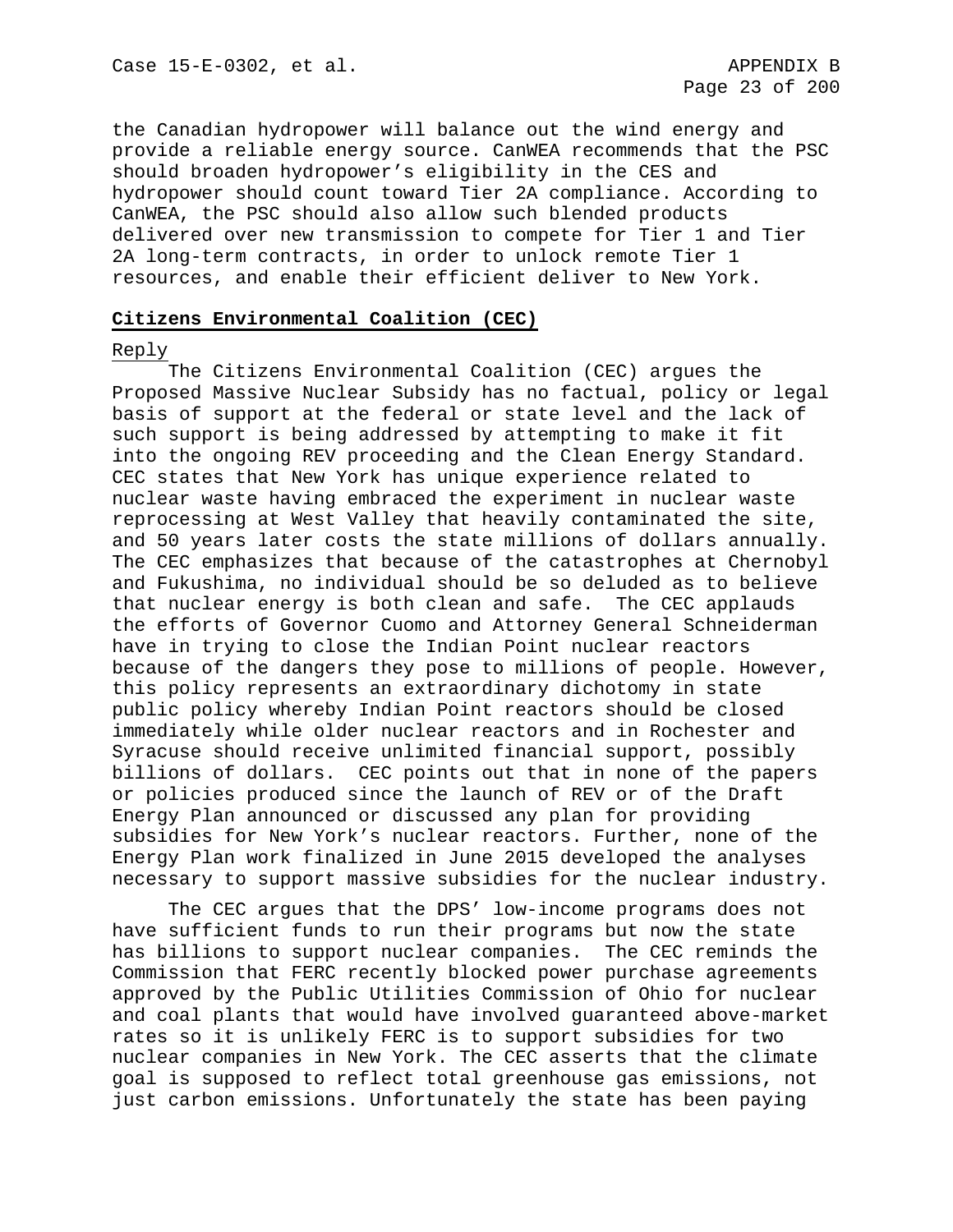the Canadian hydropower will balance out the wind energy and provide a reliable energy source. CanWEA recommends that the PSC should broaden hydropower's eligibility in the CES and hydropower should count toward Tier 2A compliance. According to CanWEA, the PSC should also allow such blended products delivered over new transmission to compete for Tier 1 and Tier 2A long-term contracts, in order to unlock remote Tier 1 resources, and enable their efficient deliver to New York.

## **Citizens Environmental Coalition (CEC)**

Reply

The Citizens Environmental Coalition (CEC) argues the Proposed Massive Nuclear Subsidy has no factual, policy or legal basis of support at the federal or state level and the lack of such support is being addressed by attempting to make it fit into the ongoing REV proceeding and the Clean Energy Standard. CEC states that New York has unique experience related to nuclear waste having embraced the experiment in nuclear waste reprocessing at West Valley that heavily contaminated the site, and 50 years later costs the state millions of dollars annually. The CEC emphasizes that because of the catastrophes at Chernobyl and Fukushima, no individual should be so deluded as to believe that nuclear energy is both clean and safe. The CEC applauds the efforts of Governor Cuomo and Attorney General Schneiderman have in trying to close the Indian Point nuclear reactors because of the dangers they pose to millions of people. However, this policy represents an extraordinary dichotomy in state public policy whereby Indian Point reactors should be closed immediately while older nuclear reactors and in Rochester and Syracuse should receive unlimited financial support, possibly billions of dollars. CEC points out that in none of the papers or policies produced since the launch of REV or of the Draft Energy Plan announced or discussed any plan for providing subsidies for New York's nuclear reactors. Further, none of the Energy Plan work finalized in June 2015 developed the analyses necessary to support massive subsidies for the nuclear industry.

The CEC argues that the DPS' low-income programs does not have sufficient funds to run their programs but now the state has billions to support nuclear companies. The CEC reminds the Commission that FERC recently blocked power purchase agreements approved by the Public Utilities Commission of Ohio for nuclear and coal plants that would have involved guaranteed above-market rates so it is unlikely FERC is to support subsidies for two nuclear companies in New York. The CEC asserts that the climate goal is supposed to reflect total greenhouse gas emissions, not just carbon emissions. Unfortunately the state has been paying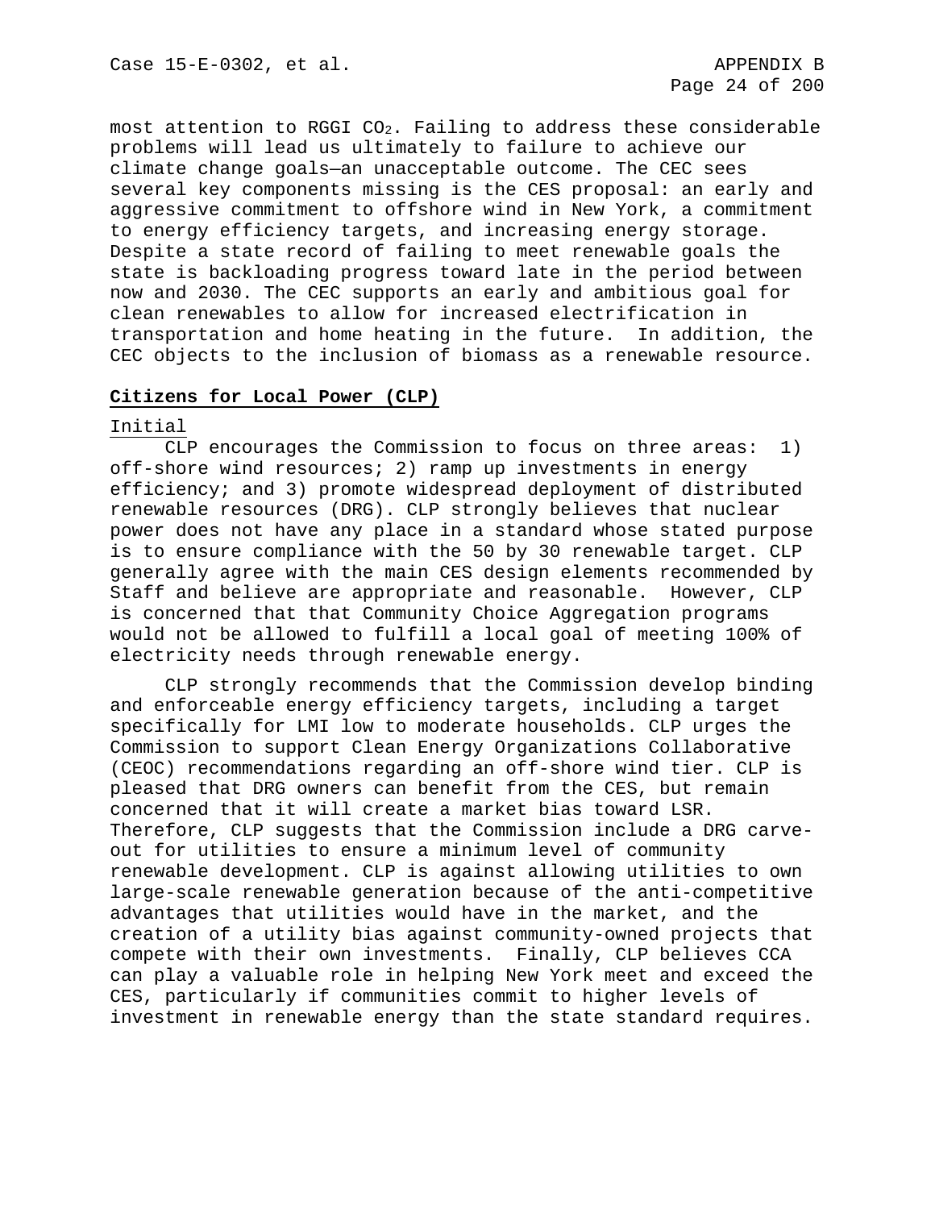most attention to RGGI $CO_2$. Failing to address these considerable problems will lead us ultimately to failure to achieve our climate change goals—an unacceptable outcome. The CEC sees several key components missing is the CES proposal: an early and aggressive commitment to offshore wind in New York, a commitment to energy efficiency targets, and increasing energy storage. Despite a state record of failing to meet renewable goals the state is backloading progress toward late in the period between now and 2030. The CEC supports an early and ambitious goal for clean renewables to allow for increased electrification in transportation and home heating in the future. In addition, the CEC objects to the inclusion of biomass as a renewable resource.

**Citizens for Local Power (CLP)**

Initial

CLP encourages the Commission to focus on three areas: 1) off-shore wind resources; 2) ramp up investments in energy efficiency; and 3) promote widespread deployment of distributed renewable resources (DRG). CLP strongly believes that nuclear power does not have any place in a standard whose stated purpose is to ensure compliance with the 50 by 30 renewable target. CLP generally agree with the main CES design elements recommended by Staff and believe are appropriate and reasonable. However, CLP is concerned that that Community Choice Aggregation programs would not be allowed to fulfill a local goal of meeting 100% of electricity needs through renewable energy.

CLP strongly recommends that the Commission develop binding and enforceable energy efficiency targets, including a target specifically for LMI low to moderate households. CLP urges the Commission to support Clean Energy Organizations Collaborative (CEOC) recommendations regarding an off-shore wind tier. CLP is pleased that DRG owners can benefit from the CES, but remain concerned that it will create a market bias toward LSR. Therefore, CLP suggests that the Commission include a DRG carve-out for utilities to ensure a minimum level of community renewable development. CLP is against allowing utilities to own large-scale renewable generation because of the anti-competitive advantages that utilities would have in the market, and the creation of a utility bias against community-owned projects that compete with their own investments. Finally, CLP believes CCA can play a valuable role in helping New York meet and exceed the CES, particularly if communities commit to higher levels of investment in renewable energy than the state standard requires.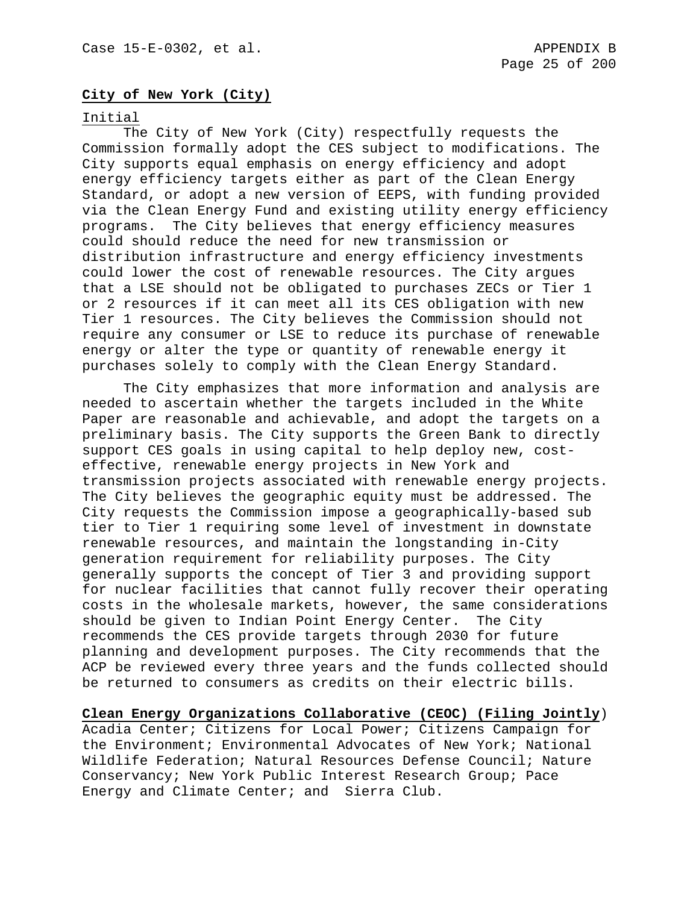**City of New York (City)**

Initial

The City of New York (City) respectfully requests the Commission formally adopt the CES subject to modifications. The City supports equal emphasis on energy efficiency and adopt energy efficiency targets either as part of the Clean Energy Standard, or adopt a new version of EEPS, with funding provided via the Clean Energy Fund and existing utility energy efficiency programs. The City believes that energy efficiency measures could should reduce the need for new transmission or distribution infrastructure and energy efficiency investments could lower the cost of renewable resources. The City argues that a LSE should not be obligated to purchases ZECs or Tier 1 or 2 resources if it can meet all its CES obligation with new Tier 1 resources. The City believes the Commission should not require any consumer or LSE to reduce its purchase of renewable energy or alter the type or quantity of renewable energy it purchases solely to comply with the Clean Energy Standard.

The City emphasizes that more information and analysis are needed to ascertain whether the targets included in the White Paper are reasonable and achievable, and adopt the targets on a preliminary basis. The City supports the Green Bank to directly support CES goals in using capital to help deploy new, cost-effective, renewable energy projects in New York and transmission projects associated with renewable energy projects. The City believes the geographic equity must be addressed. The City requests the Commission impose a geographically-based sub tier to Tier 1 requiring some level of investment in downstate renewable resources, and maintain the longstanding in-City generation requirement for reliability purposes. The City generally supports the concept of Tier 3 and providing support for nuclear facilities that cannot fully recover their operating costs in the wholesale markets, however, the same considerations should be given to Indian Point Energy Center. The City recommends the CES provide targets through 2030 for future planning and development purposes. The City recommends that the ACP be reviewed every three years and the funds collected should be returned to consumers as credits on their electric bills.

**Clean Energy Organizations Collaborative (CEOC) (Filing Jointly)**
Acadia Center; Citizens for Local Power; Citizens Campaign for the Environment; Environmental Advocates of New York; National Wildlife Federation; Natural Resources Defense Council; Nature Conservancy; New York Public Interest Research Group; Pace Energy and Climate Center; and Sierra Club.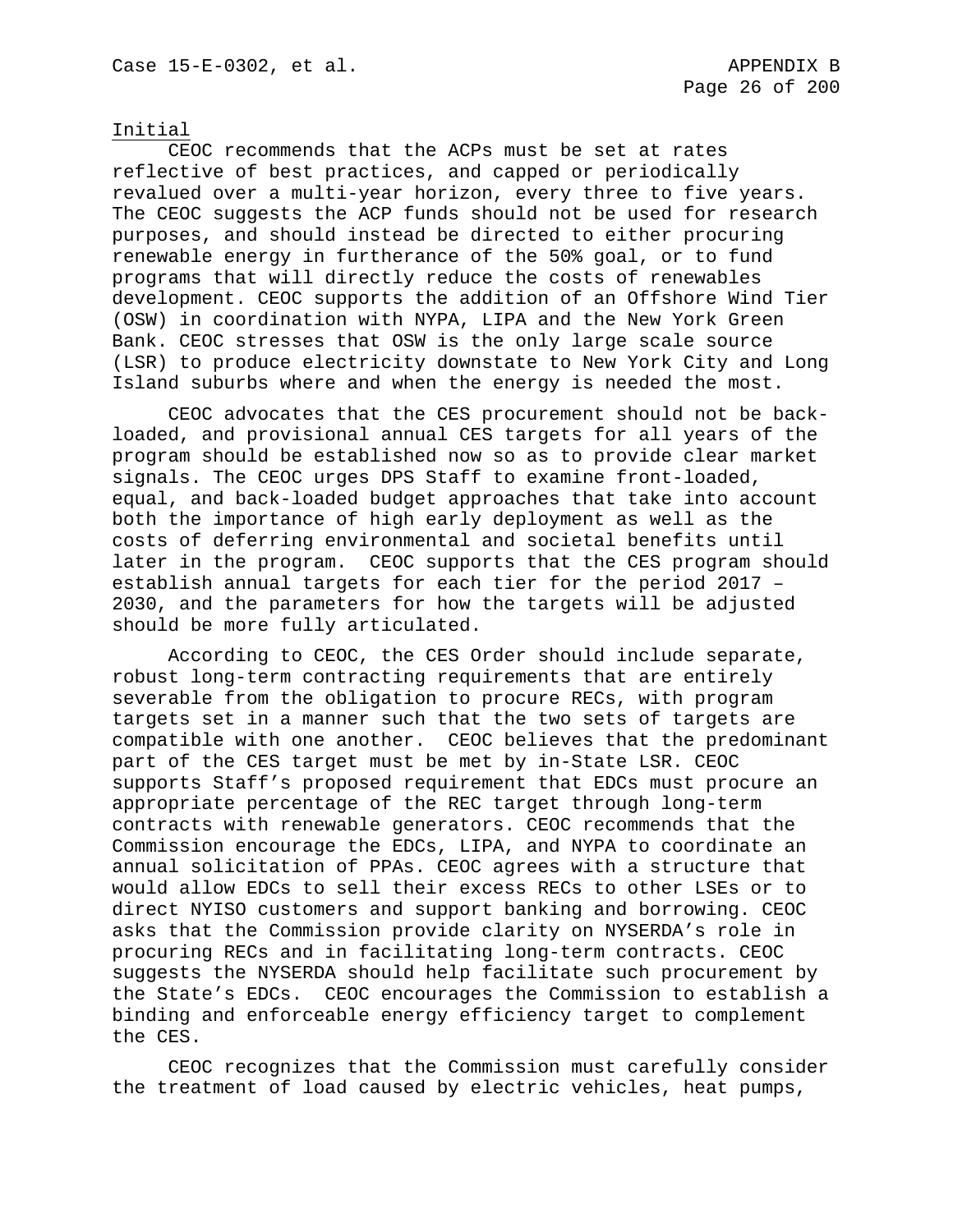Initial

CEOC recommends that the ACPs must be set at rates reflective of best practices, and capped or periodically revalued over a multi-year horizon, every three to five years. The CEOC suggests the ACP funds should not be used for research purposes, and should instead be directed to either procuring renewable energy in furtherance of the 50% goal, or to fund programs that will directly reduce the costs of renewables development. CEOC supports the addition of an Offshore Wind Tier (OSW) in coordination with NYPA, LIPA and the New York Green Bank. CEOC stresses that OSW is the only large scale source (LSR) to produce electricity downstate to New York City and Long Island suburbs where and when the energy is needed the most.

CEOC advocates that the CES procurement should not be back-loaded, and provisional annual CES targets for all years of the program should be established now so as to provide clear market signals. The CEOC urges DPS Staff to examine front-loaded, equal, and back-loaded budget approaches that take into account both the importance of high early deployment as well as the costs of deferring environmental and societal benefits until later in the program. CEOC supports that the CES program should establish annual targets for each tier for the period 2017 – 2030, and the parameters for how the targets will be adjusted should be more fully articulated.

According to CEOC, the CES Order should include separate, robust long-term contracting requirements that are entirely severable from the obligation to procure RECs, with program targets set in a manner such that the two sets of targets are compatible with one another. CEOC believes that the predominant part of the CES target must be met by in-State LSR. CEOC supports Staff's proposed requirement that EDCs must procure an appropriate percentage of the REC target through long-term contracts with renewable generators. CEOC recommends that the Commission encourage the EDCs, LIPA, and NYPA to coordinate an annual solicitation of PPAs. CEOC agrees with a structure that would allow EDCs to sell their excess RECs to other LSEs or to direct NYISO customers and support banking and borrowing. CEOC asks that the Commission provide clarity on NYSERDA's role in procuring RECs and in facilitating long-term contracts. CEOC suggests the NYSERDA should help facilitate such procurement by the State's EDCs. CEOC encourages the Commission to establish a binding and enforceable energy efficiency target to complement the CES.

CEOC recognizes that the Commission must carefully consider the treatment of load caused by electric vehicles, heat pumps,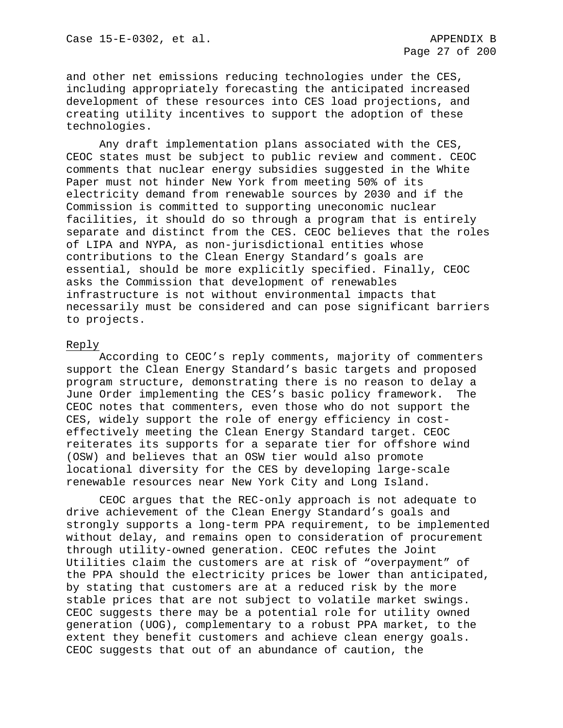and other net emissions reducing technologies under the CES, including appropriately forecasting the anticipated increased development of these resources into CES load projections, and creating utility incentives to support the adoption of these technologies.

Any draft implementation plans associated with the CES, CEOC states must be subject to public review and comment. CEOC comments that nuclear energy subsidies suggested in the White Paper must not hinder New York from meeting 50% of its electricity demand from renewable sources by 2030 and if the Commission is committed to supporting uneconomic nuclear facilities, it should do so through a program that is entirely separate and distinct from the CES. CEOC believes that the roles of LIPA and NYPA, as non-jurisdictional entities whose contributions to the Clean Energy Standard's goals are essential, should be more explicitly specified. Finally, CEOC asks the Commission that development of renewables infrastructure is not without environmental impacts that necessarily must be considered and can pose significant barriers to projects.

Reply

According to CEOC's reply comments, majority of commenters support the Clean Energy Standard's basic targets and proposed program structure, demonstrating there is no reason to delay a June Order implementing the CES's basic policy framework. The CEOC notes that commenters, even those who do not support the CES, widely support the role of energy efficiency in cost-effectively meeting the Clean Energy Standard target. CEOC reiterates its supports for a separate tier for offshore wind (OSW) and believes that an OSW tier would also promote locational diversity for the CES by developing large-scale renewable resources near New York City and Long Island.

CEOC argues that the REC-only approach is not adequate to drive achievement of the Clean Energy Standard's goals and strongly supports a long-term PPA requirement, to be implemented without delay, and remains open to consideration of procurement through utility-owned generation. CEOC refutes the Joint Utilities claim the customers are at risk of "overpayment" of the PPA should the electricity prices be lower than anticipated, by stating that customers are at a reduced risk by the more stable prices that are not subject to volatile market swings. CEOC suggests there may be a potential role for utility owned generation (UOG), complementary to a robust PPA market, to the extent they benefit customers and achieve clean energy goals. CEOC suggests that out of an abundance of caution, the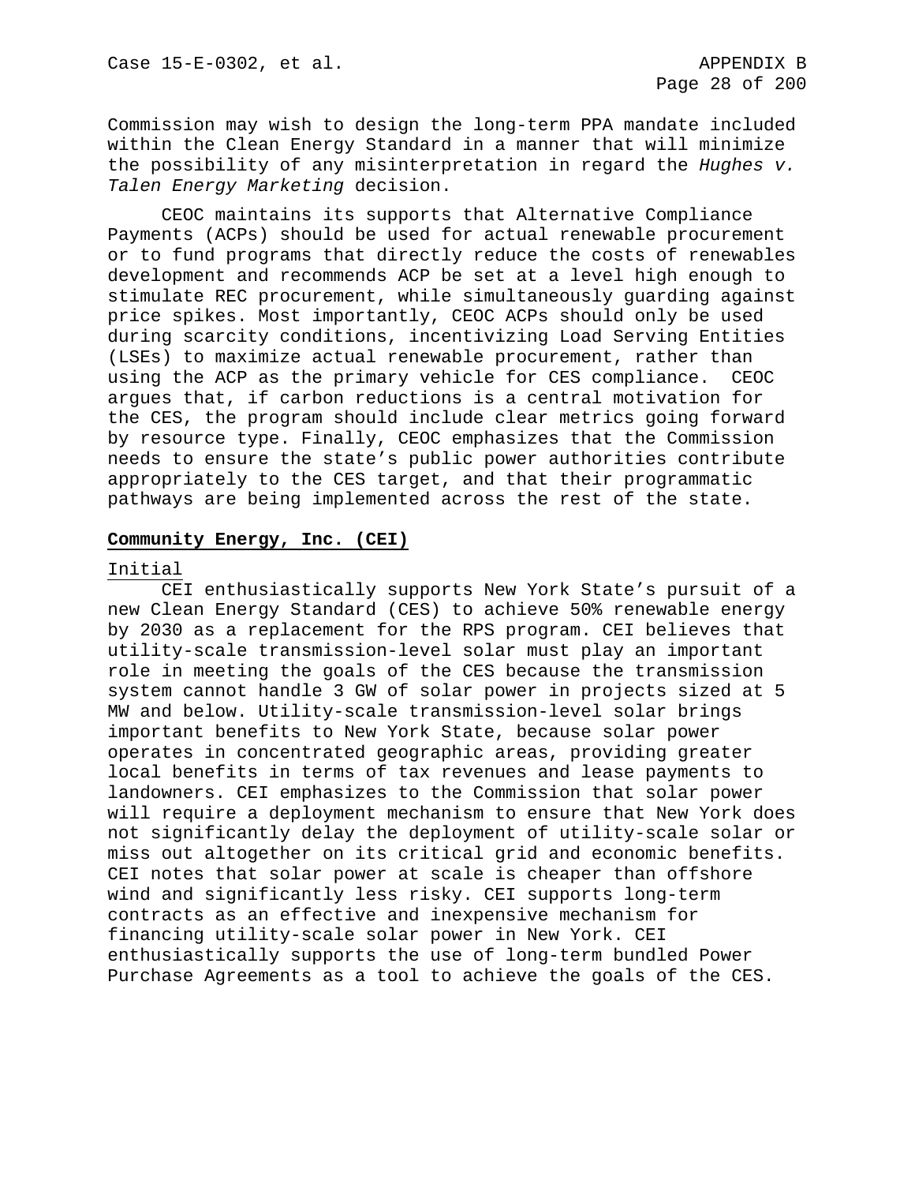Commission may wish to design the long-term PPA mandate included within the Clean Energy Standard in a manner that will minimize the possibility of any misinterpretation in regard the *Hughes v. Talen Energy Marketing* decision.

CEOC maintains its supports that Alternative Compliance Payments (ACPs) should be used for actual renewable procurement or to fund programs that directly reduce the costs of renewables development and recommends ACP be set at a level high enough to stimulate REC procurement, while simultaneously guarding against price spikes. Most importantly, CEOC ACPs should only be used during scarcity conditions, incentivizing Load Serving Entities (LSEs) to maximize actual renewable procurement, rather than using the ACP as the primary vehicle for CES compliance. CEOC argues that, if carbon reductions is a central motivation for the CES, the program should include clear metrics going forward by resource type. Finally, CEOC emphasizes that the Commission needs to ensure the state's public power authorities contribute appropriately to the CES target, and that their programmatic pathways are being implemented across the rest of the state.

**Community Energy, Inc. (CEI)**

Initial

CEI enthusiastically supports New York State's pursuit of a new Clean Energy Standard (CES) to achieve 50% renewable energy by 2030 as a replacement for the RPS program. CEI believes that utility-scale transmission-level solar must play an important role in meeting the goals of the CES because the transmission system cannot handle 3 GW of solar power in projects sized at 5 MW and below. Utility-scale transmission-level solar brings important benefits to New York State, because solar power operates in concentrated geographic areas, providing greater local benefits in terms of tax revenues and lease payments to landowners. CEI emphasizes to the Commission that solar power will require a deployment mechanism to ensure that New York does not significantly delay the deployment of utility-scale solar or miss out altogether on its critical grid and economic benefits. CEI notes that solar power at scale is cheaper than offshore wind and significantly less risky. CEI supports long-term contracts as an effective and inexpensive mechanism for financing utility-scale solar power in New York. CEI enthusiastically supports the use of long-term bundled Power Purchase Agreements as a tool to achieve the goals of the CES.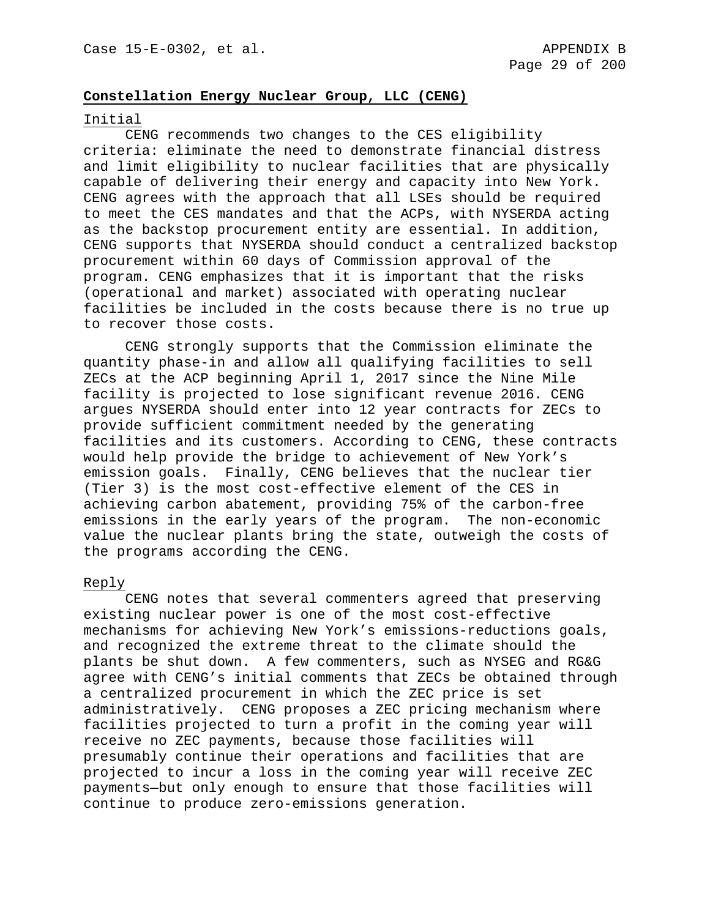**Constellation Energy Nuclear Group, LLC (CENG)**

Initial

CENG recommends two changes to the CES eligibility criteria: eliminate the need to demonstrate financial distress and limit eligibility to nuclear facilities that are physically capable of delivering their energy and capacity into New York. CENG agrees with the approach that all LSEs should be required to meet the CES mandates and that the ACPs, with NYSERDA acting as the backstop procurement entity are essential. In addition, CENG supports that NYSERDA should conduct a centralized backstop procurement within 60 days of Commission approval of the program. CENG emphasizes that it is important that the risks (operational and market) associated with operating nuclear facilities be included in the costs because there is no true up to recover those costs.

CENG strongly supports that the Commission eliminate the quantity phase-in and allow all qualifying facilities to sell ZECs at the ACP beginning April 1, 2017 since the Nine Mile facility is projected to lose significant revenue 2016. CENG argues NYSERDA should enter into 12 year contracts for ZECs to provide sufficient commitment needed by the generating facilities and its customers. According to CENG, these contracts would help provide the bridge to achievement of New York's emission goals. Finally, CENG believes that the nuclear tier (Tier 3) is the most cost-effective element of the CES in achieving carbon abatement, providing 75% of the carbon-free emissions in the early years of the program. The non-economic value the nuclear plants bring the state, outweigh the costs of the programs according the CENG.

Reply

CENG notes that several commenters agreed that preserving existing nuclear power is one of the most cost-effective mechanisms for achieving New York's emissions-reductions goals, and recognized the extreme threat to the climate should the plants be shut down. A few commenters, such as NYSEG and RG&G agree with CENG's initial comments that ZECs be obtained through a centralized procurement in which the ZEC price is set administratively. CENG proposes a ZEC pricing mechanism where facilities projected to turn a profit in the coming year will receive no ZEC payments, because those facilities will presumably continue their operations and facilities that are projected to incur a loss in the coming year will receive ZEC payments—but only enough to ensure that those facilities will continue to produce zero-emissions generation.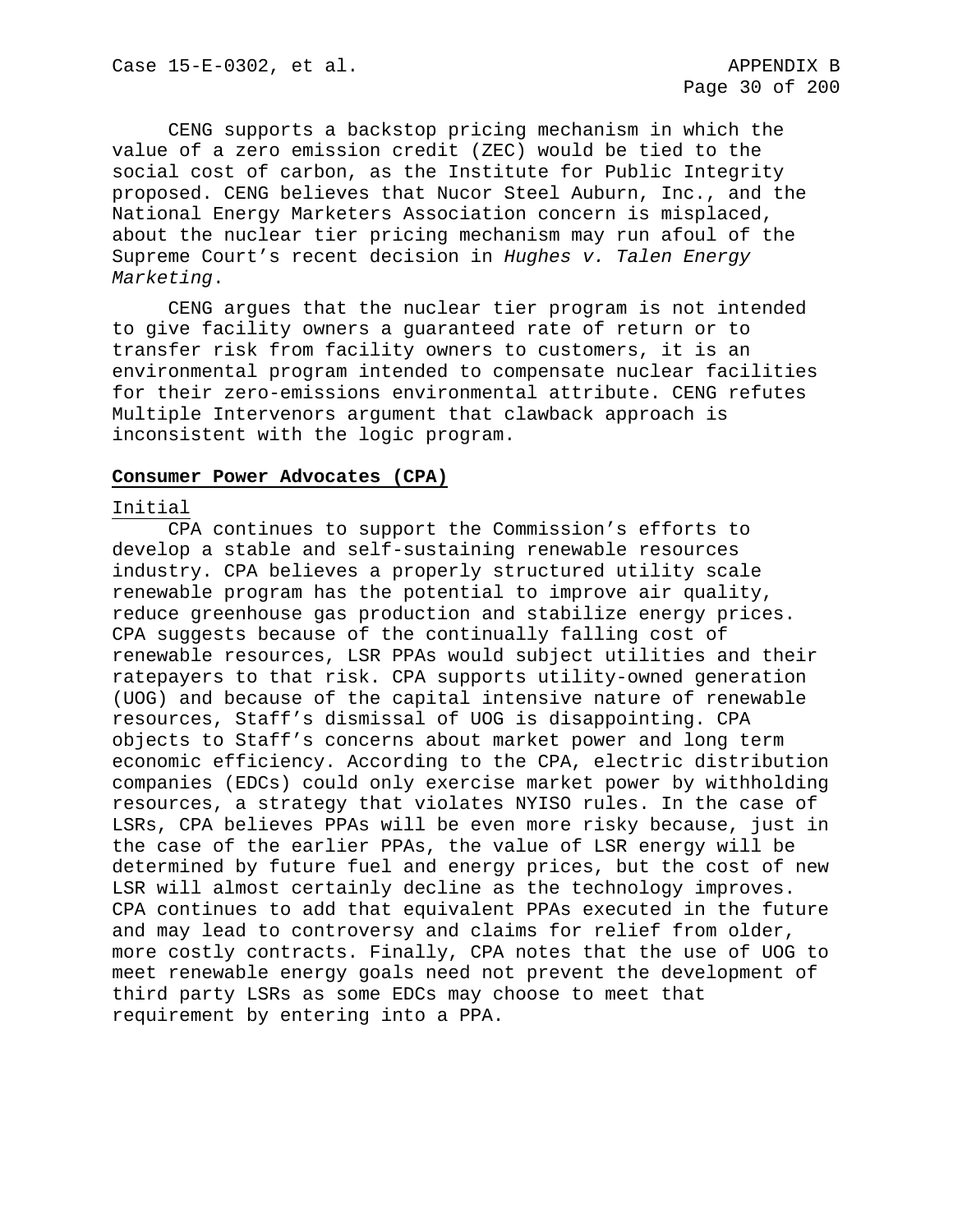CENG supports a backstop pricing mechanism in which the value of a zero emission credit (ZEC) would be tied to the social cost of carbon, as the Institute for Public Integrity proposed. CENG believes that Nucor Steel Auburn, Inc., and the National Energy Marketers Association concern is misplaced, about the nuclear tier pricing mechanism may run afoul of the Supreme Court's recent decision in *Hughes v. Talen Energy Marketing*.

CENG argues that the nuclear tier program is not intended to give facility owners a guaranteed rate of return or to transfer risk from facility owners to customers, it is an environmental program intended to compensate nuclear facilities for their zero-emissions environmental attribute. CENG refutes Multiple Intervenors argument that clawback approach is inconsistent with the logic program.

## **Consumer Power Advocates (CPA)**

### Initial

CPA continues to support the Commission's efforts to develop a stable and self-sustaining renewable resources industry. CPA believes a properly structured utility scale renewable program has the potential to improve air quality, reduce greenhouse gas production and stabilize energy prices. CPA suggests because of the continually falling cost of renewable resources, LSR PPAs would subject utilities and their ratepayers to that risk. CPA supports utility-owned generation (UOG) and because of the capital intensive nature of renewable resources, Staff's dismissal of UOG is disappointing. CPA objects to Staff's concerns about market power and long term economic efficiency. According to the CPA, electric distribution companies (EDCs) could only exercise market power by withholding resources, a strategy that violates NYISO rules. In the case of LSRs, CPA believes PPAs will be even more risky because, just in the case of the earlier PPAs, the value of LSR energy will be determined by future fuel and energy prices, but the cost of new LSR will almost certainly decline as the technology improves. CPA continues to add that equivalent PPAs executed in the future and may lead to controversy and claims for relief from older, more costly contracts. Finally, CPA notes that the use of UOG to meet renewable energy goals need not prevent the development of third party LSRs as some EDCs may choose to meet that requirement by entering into a PPA.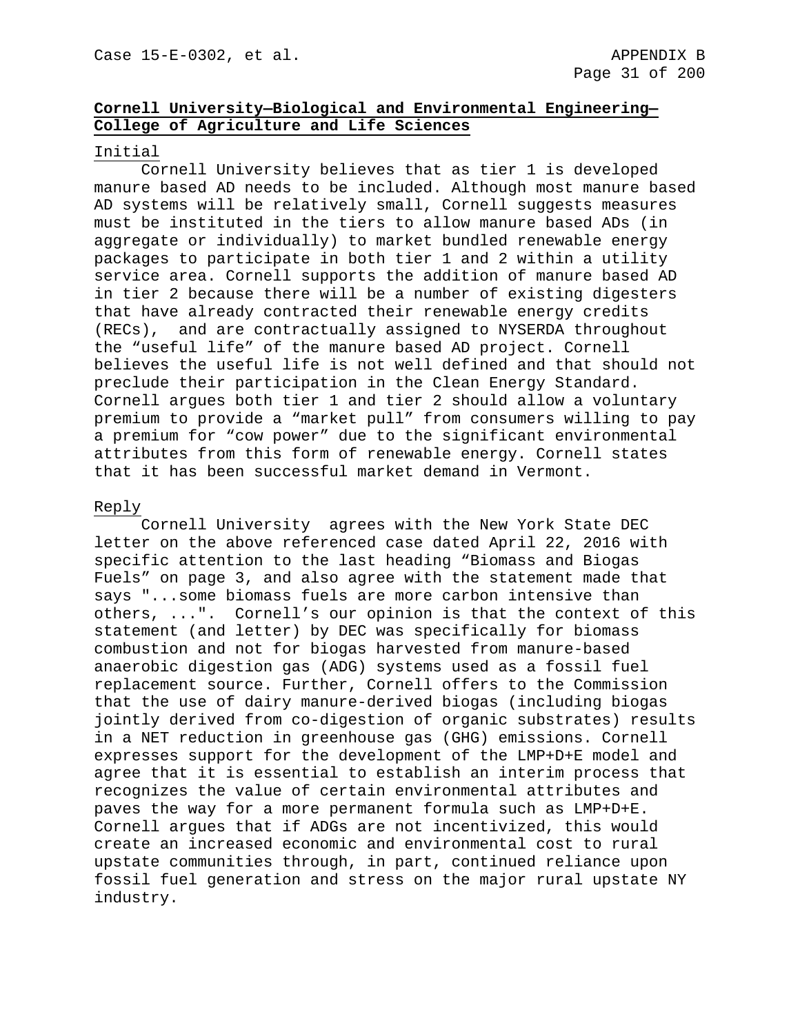**<u>Cornell University—Biological and Environmental Engineering—College of Agriculture and Life Sciences</u>**

<u>Initial</u>

Cornell University believes that as tier 1 is developed manure based AD needs to be included. Although most manure based AD systems will be relatively small, Cornell suggests measures must be instituted in the tiers to allow manure based ADs (in aggregate or individually) to market bundled renewable energy packages to participate in both tier 1 and 2 within a utility service area. Cornell supports the addition of manure based AD in tier 2 because there will be a number of existing digesters that have already contracted their renewable energy credits (RECs), and are contractually assigned to NYSERDA throughout the "useful life" of the manure based AD project. Cornell believes the useful life is not well defined and that should not preclude their participation in the Clean Energy Standard. Cornell argues both tier 1 and tier 2 should allow a voluntary premium to provide a "market pull" from consumers willing to pay a premium for "cow power" due to the significant environmental attributes from this form of renewable energy. Cornell states that it has been successful market demand in Vermont.

<u>Reply</u>

Cornell University agrees with the New York State DEC letter on the above referenced case dated April 22, 2016 with specific attention to the last heading "Biomass and Biogas Fuels" on page 3, and also agree with the statement made that says "...some biomass fuels are more carbon intensive than others, ...". Cornell's our opinion is that the context of this statement (and letter) by DEC was specifically for biomass combustion and not for biogas harvested from manure-based anaerobic digestion gas (ADG) systems used as a fossil fuel replacement source. Further, Cornell offers to the Commission that the use of dairy manure-derived biogas (including biogas jointly derived from co-digestion of organic substrates) results in a NET reduction in greenhouse gas (GHG) emissions. Cornell expresses support for the development of the LMP+D+E model and agree that it is essential to establish an interim process that recognizes the value of certain environmental attributes and paves the way for a more permanent formula such as LMP+D+E. Cornell argues that if ADGs are not incentivized, this would create an increased economic and environmental cost to rural upstate communities through, in part, continued reliance upon fossil fuel generation and stress on the major rural upstate NY industry.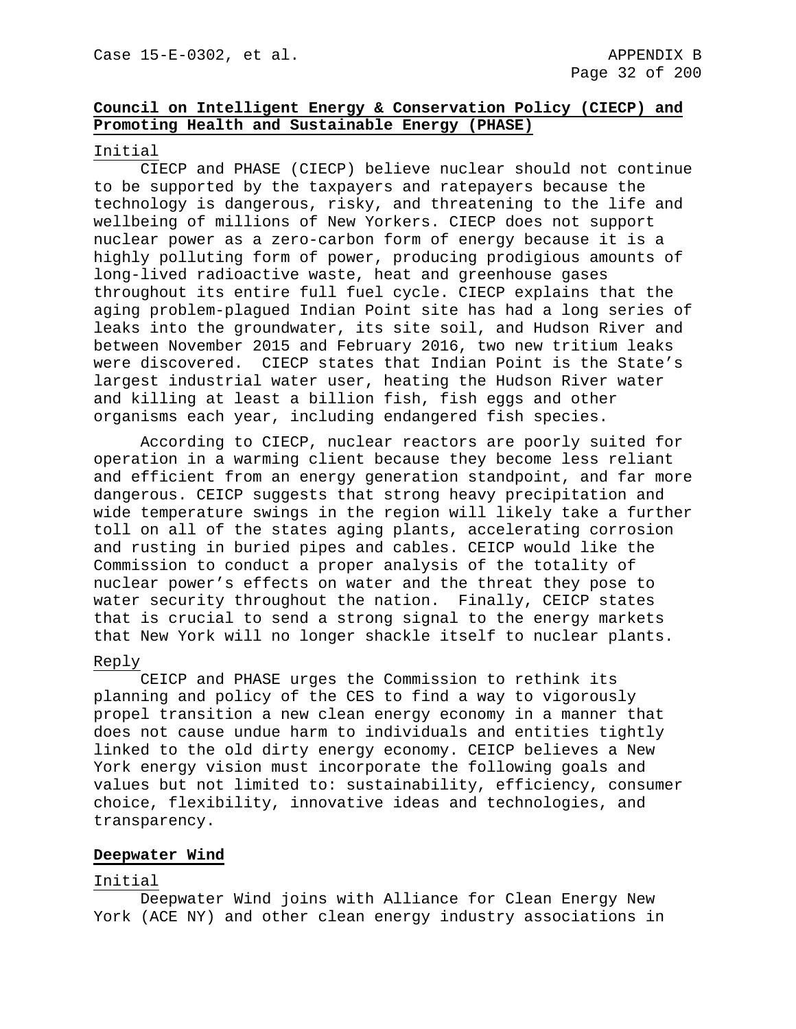**Council on Intelligent Energy & Conservation Policy (CIECP) and Promoting Health and Sustainable Energy (PHASE)**

Initial

CIECP and PHASE (CIECP) believe nuclear should not continue to be supported by the taxpayers and ratepayers because the technology is dangerous, risky, and threatening to the life and wellbeing of millions of New Yorkers. CIECP does not support nuclear power as a zero-carbon form of energy because it is a highly polluting form of power, producing prodigious amounts of long-lived radioactive waste, heat and greenhouse gases throughout its entire full fuel cycle. CIECP explains that the aging problem-plagued Indian Point site has had a long series of leaks into the groundwater, its site soil, and Hudson River and between November 2015 and February 2016, two new tritium leaks were discovered. CIECP states that Indian Point is the State's largest industrial water user, heating the Hudson River water and killing at least a billion fish, fish eggs and other organisms each year, including endangered fish species.

According to CIECP, nuclear reactors are poorly suited for operation in a warming client because they become less reliant and efficient from an energy generation standpoint, and far more dangerous. CEICP suggests that strong heavy precipitation and wide temperature swings in the region will likely take a further toll on all of the states aging plants, accelerating corrosion and rusting in buried pipes and cables. CEICP would like the Commission to conduct a proper analysis of the totality of nuclear power's effects on water and the threat they pose to water security throughout the nation. Finally, CEICP states that is crucial to send a strong signal to the energy markets that New York will no longer shackle itself to nuclear plants.

Reply

CEICP and PHASE urges the Commission to rethink its planning and policy of the CES to find a way to vigorously propel transition a new clean energy economy in a manner that does not cause undue harm to individuals and entities tightly linked to the old dirty energy economy. CEICP believes a New York energy vision must incorporate the following goals and values but not limited to: sustainability, efficiency, consumer choice, flexibility, innovative ideas and technologies, and transparency.

**Deepwater Wind**

Initial

Deepwater Wind joins with Alliance for Clean Energy New York (ACE NY) and other clean energy industry associations in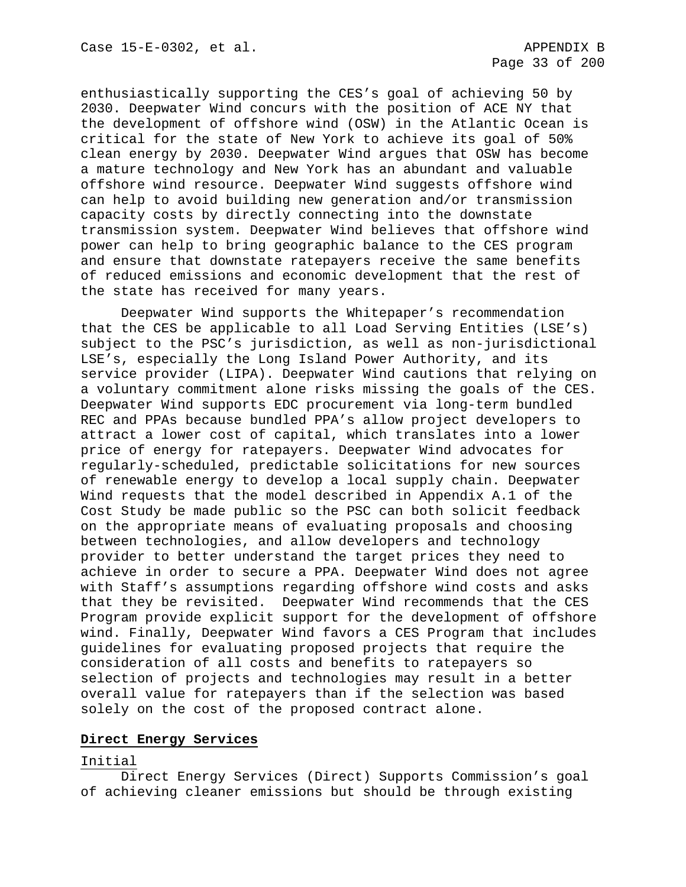enthusiastically supporting the CES's goal of achieving 50 by 2030. Deepwater Wind concurs with the position of ACE NY that the development of offshore wind (OSW) in the Atlantic Ocean is critical for the state of New York to achieve its goal of 50% clean energy by 2030. Deepwater Wind argues that OSW has become a mature technology and New York has an abundant and valuable offshore wind resource. Deepwater Wind suggests offshore wind can help to avoid building new generation and/or transmission capacity costs by directly connecting into the downstate transmission system. Deepwater Wind believes that offshore wind power can help to bring geographic balance to the CES program and ensure that downstate ratepayers receive the same benefits of reduced emissions and economic development that the rest of the state has received for many years.

Deepwater Wind supports the Whitepaper's recommendation that the CES be applicable to all Load Serving Entities (LSE's) subject to the PSC's jurisdiction, as well as non-jurisdictional LSE's, especially the Long Island Power Authority, and its service provider (LIPA). Deepwater Wind cautions that relying on a voluntary commitment alone risks missing the goals of the CES. Deepwater Wind supports EDC procurement via long-term bundled REC and PPAs because bundled PPA's allow project developers to attract a lower cost of capital, which translates into a lower price of energy for ratepayers. Deepwater Wind advocates for regularly-scheduled, predictable solicitations for new sources of renewable energy to develop a local supply chain. Deepwater Wind requests that the model described in Appendix A.1 of the Cost Study be made public so the PSC can both solicit feedback on the appropriate means of evaluating proposals and choosing between technologies, and allow developers and technology provider to better understand the target prices they need to achieve in order to secure a PPA. Deepwater Wind does not agree with Staff's assumptions regarding offshore wind costs and asks that they be revisited. Deepwater Wind recommends that the CES Program provide explicit support for the development of offshore wind. Finally, Deepwater Wind favors a CES Program that includes guidelines for evaluating proposed projects that require the consideration of all costs and benefits to ratepayers so selection of projects and technologies may result in a better overall value for ratepayers than if the selection was based solely on the cost of the proposed contract alone.

**Direct Energy Services**

Initial

Direct Energy Services (Direct) Supports Commission's goal of achieving cleaner emissions but should be through existing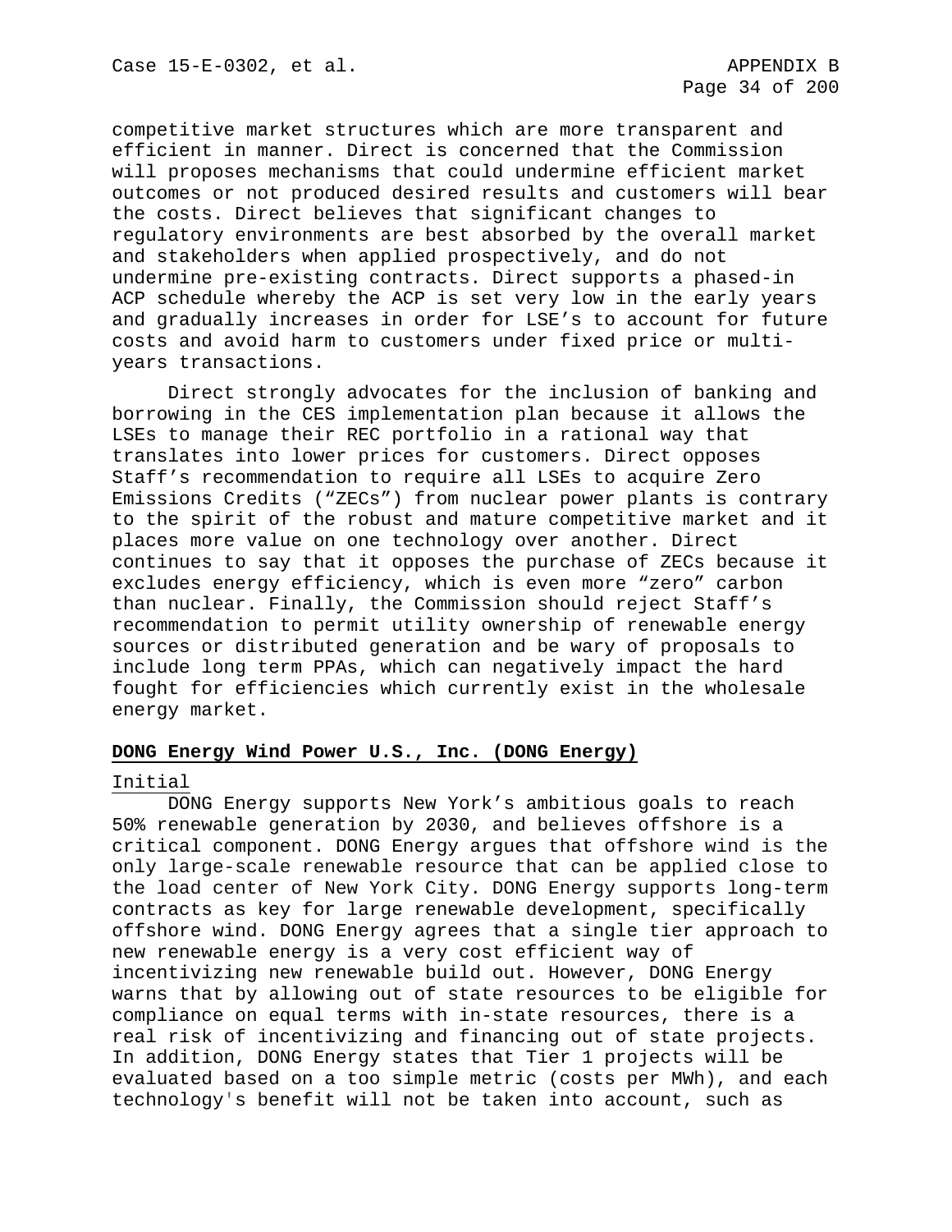competitive market structures which are more transparent and efficient in manner. Direct is concerned that the Commission will proposes mechanisms that could undermine efficient market outcomes or not produced desired results and customers will bear the costs. Direct believes that significant changes to regulatory environments are best absorbed by the overall market and stakeholders when applied prospectively, and do not undermine pre-existing contracts. Direct supports a phased-in ACP schedule whereby the ACP is set very low in the early years and gradually increases in order for LSE's to account for future costs and avoid harm to customers under fixed price or multi-years transactions.

Direct strongly advocates for the inclusion of banking and borrowing in the CES implementation plan because it allows the LSEs to manage their REC portfolio in a rational way that translates into lower prices for customers. Direct opposes Staff's recommendation to require all LSEs to acquire Zero Emissions Credits ("ZECs") from nuclear power plants is contrary to the spirit of the robust and mature competitive market and it places more value on one technology over another. Direct continues to say that it opposes the purchase of ZECs because it excludes energy efficiency, which is even more "zero" carbon than nuclear. Finally, the Commission should reject Staff's recommendation to permit utility ownership of renewable energy sources or distributed generation and be wary of proposals to include long term PPAs, which can negatively impact the hard fought for efficiencies which currently exist in the wholesale energy market.

**DONG Energy Wind Power U.S., Inc. (DONG Energy)**

Initial

DONG Energy supports New York's ambitious goals to reach 50% renewable generation by 2030, and believes offshore is a critical component. DONG Energy argues that offshore wind is the only large-scale renewable resource that can be applied close to the load center of New York City. DONG Energy supports long-term contracts as key for large renewable development, specifically offshore wind. DONG Energy agrees that a single tier approach to new renewable energy is a very cost efficient way of incentivizing new renewable build out. However, DONG Energy warns that by allowing out of state resources to be eligible for compliance on equal terms with in-state resources, there is a real risk of incentivizing and financing out of state projects. In addition, DONG Energy states that Tier 1 projects will be evaluated based on a too simple metric (costs per MWh), and each technology's benefit will not be taken into account, such as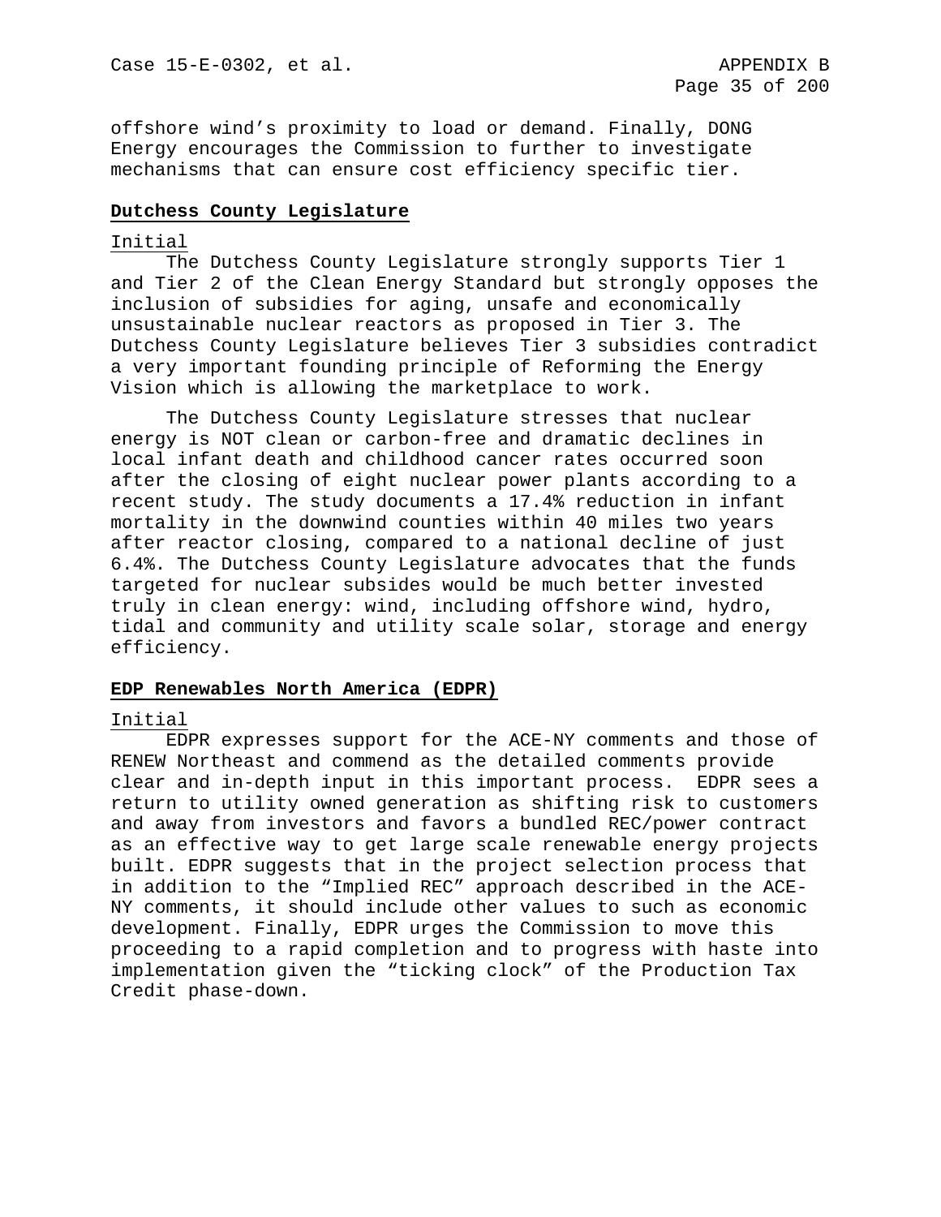offshore wind's proximity to load or demand. Finally, DONG Energy encourages the Commission to further to investigate mechanisms that can ensure cost efficiency specific tier.

## Dutchess County Legislature

Initial

The Dutchess County Legislature strongly supports Tier 1 and Tier 2 of the Clean Energy Standard but strongly opposes the inclusion of subsidies for aging, unsafe and economically unsustainable nuclear reactors as proposed in Tier 3. The Dutchess County Legislature believes Tier 3 subsidies contradict a very important founding principle of Reforming the Energy Vision which is allowing the marketplace to work.

The Dutchess County Legislature stresses that nuclear energy is NOT clean or carbon-free and dramatic declines in local infant death and childhood cancer rates occurred soon after the closing of eight nuclear power plants according to a recent study. The study documents a 17.4% reduction in infant mortality in the downwind counties within 40 miles two years after reactor closing, compared to a national decline of just 6.4%. The Dutchess County Legislature advocates that the funds targeted for nuclear subsides would be much better invested truly in clean energy: wind, including offshore wind, hydro, tidal and community and utility scale solar, storage and energy efficiency.

## EDP Renewables North America (EDPR)

Initial

EDPR expresses support for the ACE-NY comments and those of RENEW Northeast and commend as the detailed comments provide clear and in-depth input in this important process. EDPR sees a return to utility owned generation as shifting risk to customers and away from investors and favors a bundled REC/power contract as an effective way to get large scale renewable energy projects built. EDPR suggests that in the project selection process that in addition to the "Implied REC" approach described in the ACE-NY comments, it should include other values to such as economic development. Finally, EDPR urges the Commission to move this proceeding to a rapid completion and to progress with haste into implementation given the "ticking clock" of the Production Tax Credit phase-down.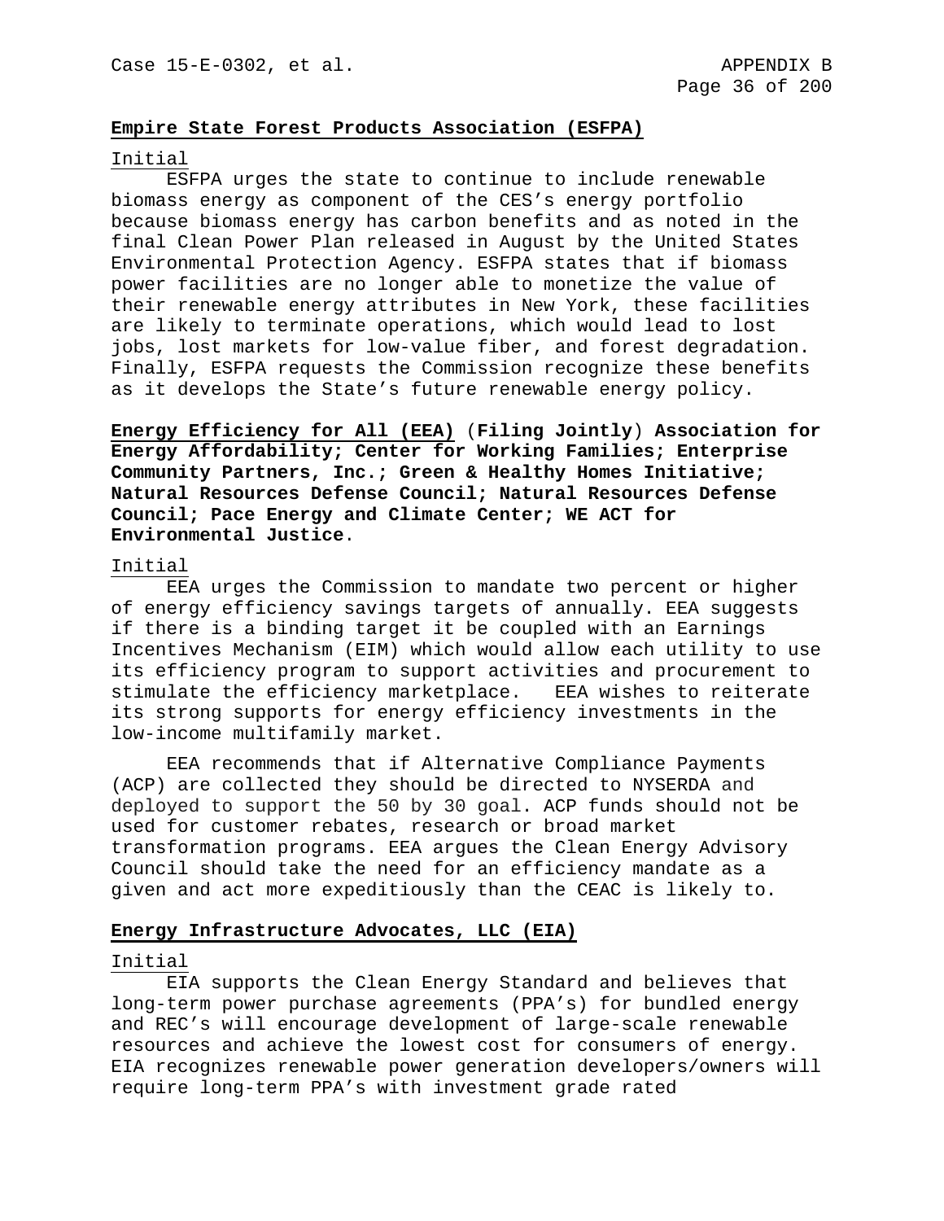**Empire State Forest Products Association (ESFPA)**

Initial

ESFPA urges the state to continue to include renewable biomass energy as component of the CES's energy portfolio because biomass energy has carbon benefits and as noted in the final Clean Power Plan released in August by the United States Environmental Protection Agency. ESFPA states that if biomass power facilities are no longer able to monetize the value of their renewable energy attributes in New York, these facilities are likely to terminate operations, which would lead to lost jobs, lost markets for low-value fiber, and forest degradation. Finally, ESFPA requests the Commission recognize these benefits as it develops the State's future renewable energy policy.

**Energy Efficiency for All (EEA)** (**Filing Jointly**) **Association for Energy Affordability; Center for Working Families; Enterprise Community Partners, Inc.; Green & Healthy Homes Initiative; Natural Resources Defense Council; Natural Resources Defense Council; Pace Energy and Climate Center; WE ACT for Environmental Justice**.

Initial

EEA urges the Commission to mandate two percent or higher of energy efficiency savings targets of annually. EEA suggests if there is a binding target it be coupled with an Earnings Incentives Mechanism (EIM) which would allow each utility to use its efficiency program to support activities and procurement to stimulate the efficiency marketplace. EEA wishes to reiterate its strong supports for energy efficiency investments in the low-income multifamily market.

EEA recommends that if Alternative Compliance Payments (ACP) are collected they should be directed to NYSERDA and deployed to support the 50 by 30 goal. ACP funds should not be used for customer rebates, research or broad market transformation programs. EEA argues the Clean Energy Advisory Council should take the need for an efficiency mandate as a given and act more expeditiously than the CEAC is likely to.

**Energy Infrastructure Advocates, LLC (EIA)**

Initial

EIA supports the Clean Energy Standard and believes that long-term power purchase agreements (PPA's) for bundled energy and REC's will encourage development of large-scale renewable resources and achieve the lowest cost for consumers of energy. EIA recognizes renewable power generation developers/owners will require long-term PPA's with investment grade rated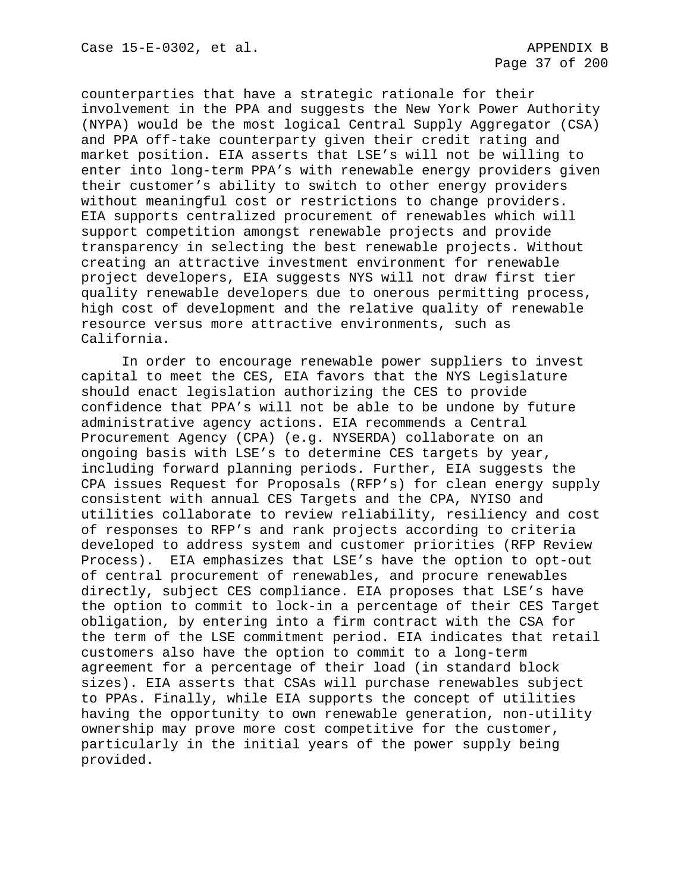counterparties that have a strategic rationale for their involvement in the PPA and suggests the New York Power Authority (NYPA) would be the most logical Central Supply Aggregator (CSA) and PPA off-take counterparty given their credit rating and market position. EIA asserts that LSE's will not be willing to enter into long-term PPA's with renewable energy providers given their customer's ability to switch to other energy providers without meaningful cost or restrictions to change providers. EIA supports centralized procurement of renewables which will support competition amongst renewable projects and provide transparency in selecting the best renewable projects. Without creating an attractive investment environment for renewable project developers, EIA suggests NYS will not draw first tier quality renewable developers due to onerous permitting process, high cost of development and the relative quality of renewable resource versus more attractive environments, such as California.

In order to encourage renewable power suppliers to invest capital to meet the CES, EIA favors that the NYS Legislature should enact legislation authorizing the CES to provide confidence that PPA's will not be able to be undone by future administrative agency actions. EIA recommends a Central Procurement Agency (CPA) (e.g. NYSERDA) collaborate on an ongoing basis with LSE's to determine CES targets by year, including forward planning periods. Further, EIA suggests the CPA issues Request for Proposals (RFP's) for clean energy supply consistent with annual CES Targets and the CPA, NYISO and utilities collaborate to review reliability, resiliency and cost of responses to RFP's and rank projects according to criteria developed to address system and customer priorities (RFP Review Process). EIA emphasizes that LSE's have the option to opt-out of central procurement of renewables, and procure renewables directly, subject CES compliance. EIA proposes that LSE's have the option to commit to lock-in a percentage of their CES Target obligation, by entering into a firm contract with the CSA for the term of the LSE commitment period. EIA indicates that retail customers also have the option to commit to a long-term agreement for a percentage of their load (in standard block sizes). EIA asserts that CSAs will purchase renewables subject to PPAs. Finally, while EIA supports the concept of utilities having the opportunity to own renewable generation, non-utility ownership may prove more cost competitive for the customer, particularly in the initial years of the power supply being provided.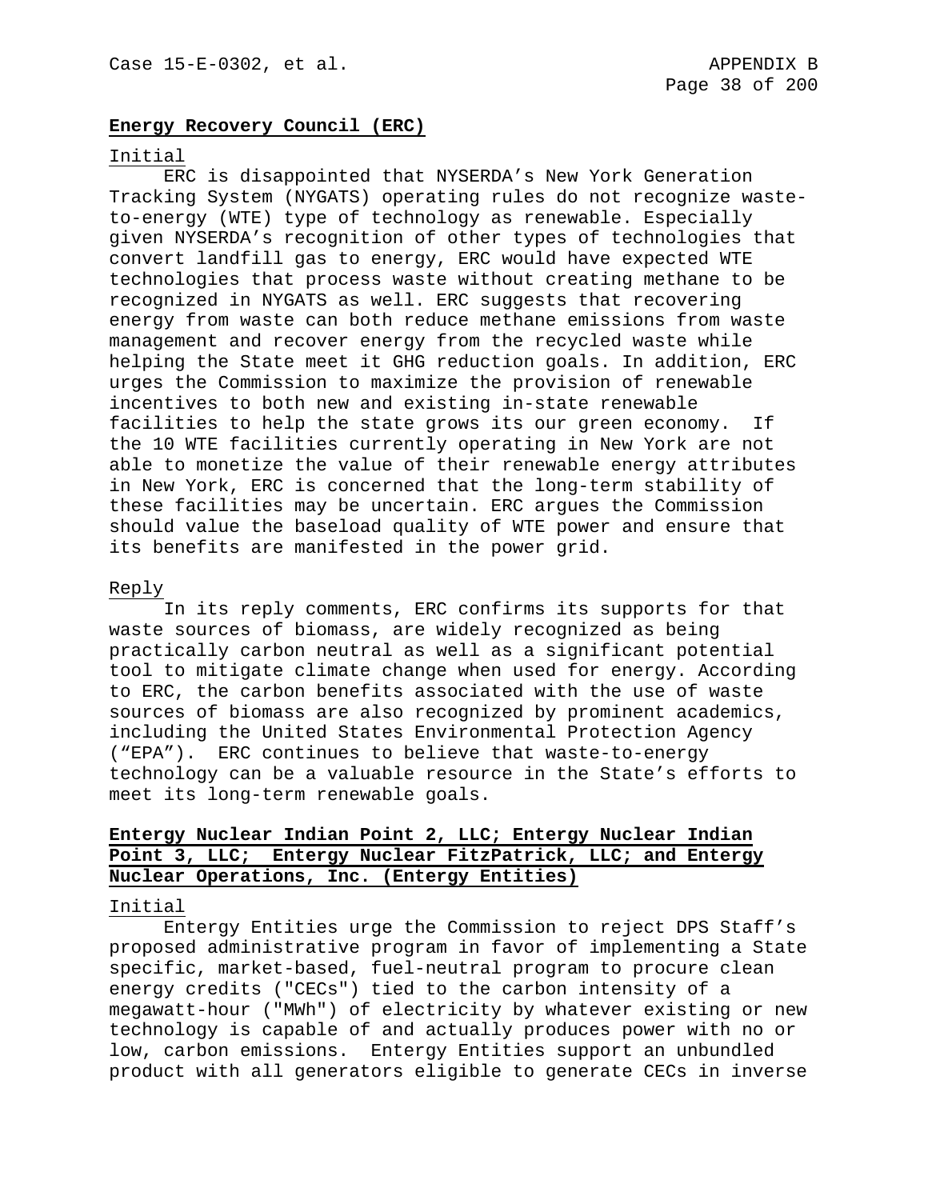**Energy Recovery Council (ERC)**

Initial

ERC is disappointed that NYSERDA's New York Generation Tracking System (NYGATS) operating rules do not recognize waste-to-energy (WTE) type of technology as renewable. Especially given NYSERDA's recognition of other types of technologies that convert landfill gas to energy, ERC would have expected WTE technologies that process waste without creating methane to be recognized in NYGATS as well. ERC suggests that recovering energy from waste can both reduce methane emissions from waste management and recover energy from the recycled waste while helping the State meet it GHG reduction goals. In addition, ERC urges the Commission to maximize the provision of renewable incentives to both new and existing in-state renewable facilities to help the state grows its our green economy. If the 10 WTE facilities currently operating in New York are not able to monetize the value of their renewable energy attributes in New York, ERC is concerned that the long-term stability of these facilities may be uncertain. ERC argues the Commission should value the baseload quality of WTE power and ensure that its benefits are manifested in the power grid.

Reply

In its reply comments, ERC confirms its supports for that waste sources of biomass, are widely recognized as being practically carbon neutral as well as a significant potential tool to mitigate climate change when used for energy. According to ERC, the carbon benefits associated with the use of waste sources of biomass are also recognized by prominent academics, including the United States Environmental Protection Agency ("EPA"). ERC continues to believe that waste-to-energy technology can be a valuable resource in the State's efforts to meet its long-term renewable goals.

**Entergy Nuclear Indian Point 2, LLC; Entergy Nuclear Indian Point 3, LLC; Entergy Nuclear FitzPatrick, LLC; and Entergy Nuclear Operations, Inc. (Entergy Entities)**

Initial

Entergy Entities urge the Commission to reject DPS Staff's proposed administrative program in favor of implementing a State specific, market-based, fuel-neutral program to procure clean energy credits ("CECs") tied to the carbon intensity of a megawatt-hour ("MWh") of electricity by whatever existing or new technology is capable of and actually produces power with no or low, carbon emissions. Entergy Entities support an unbundled product with all generators eligible to generate CECs in inverse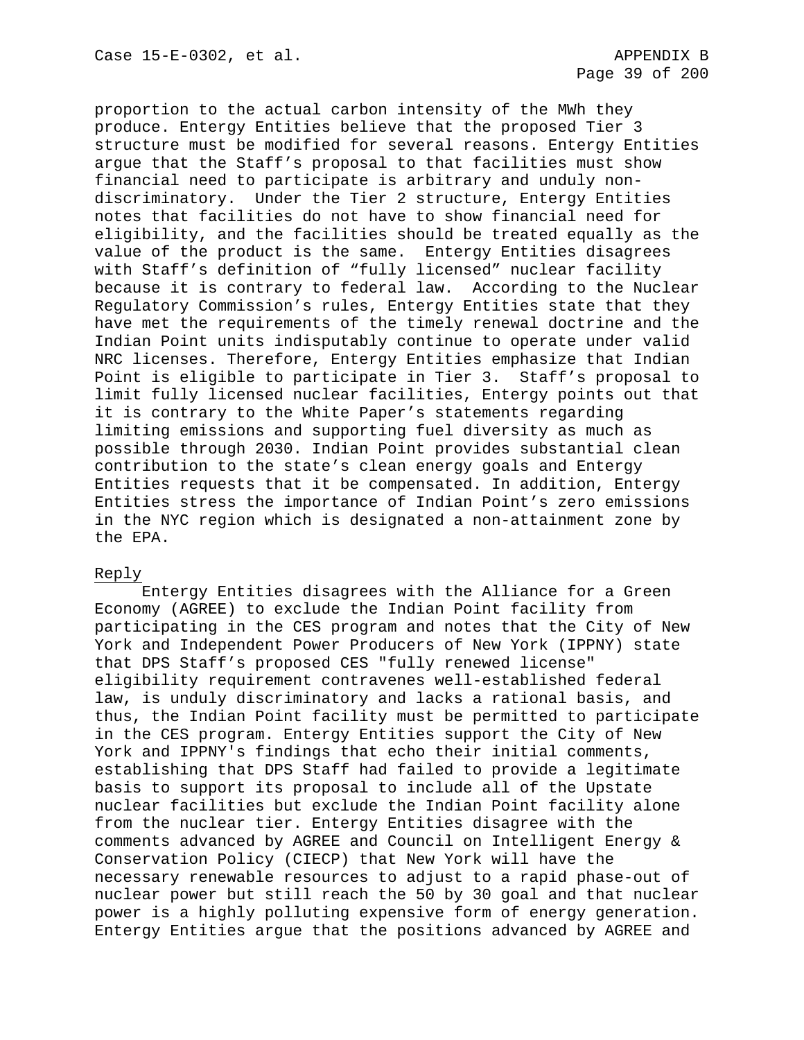proportion to the actual carbon intensity of the MWh they produce. Entergy Entities believe that the proposed Tier 3 structure must be modified for several reasons. Entergy Entities argue that the Staff's proposal to that facilities must show financial need to participate is arbitrary and unduly non-discriminatory. Under the Tier 2 structure, Entergy Entities notes that facilities do not have to show financial need for eligibility, and the facilities should be treated equally as the value of the product is the same. Entergy Entities disagrees with Staff's definition of "fully licensed" nuclear facility because it is contrary to federal law. According to the Nuclear Regulatory Commission's rules, Entergy Entities state that they have met the requirements of the timely renewal doctrine and the Indian Point units indisputably continue to operate under valid NRC licenses. Therefore, Entergy Entities emphasize that Indian Point is eligible to participate in Tier 3. Staff's proposal to limit fully licensed nuclear facilities, Entergy points out that it is contrary to the White Paper's statements regarding limiting emissions and supporting fuel diversity as much as possible through 2030. Indian Point provides substantial clean contribution to the state's clean energy goals and Entergy Entities requests that it be compensated. In addition, Entergy Entities stress the importance of Indian Point's zero emissions in the NYC region which is designated a non-attainment zone by the EPA.

Reply

Entergy Entities disagrees with the Alliance for a Green Economy (AGREE) to exclude the Indian Point facility from participating in the CES program and notes that the City of New York and Independent Power Producers of New York (IPPNY) state that DPS Staff's proposed CES "fully renewed license" eligibility requirement contravenes well-established federal law, is unduly discriminatory and lacks a rational basis, and thus, the Indian Point facility must be permitted to participate in the CES program. Entergy Entities support the City of New York and IPPNY's findings that echo their initial comments, establishing that DPS Staff had failed to provide a legitimate basis to support its proposal to include all of the Upstate nuclear facilities but exclude the Indian Point facility alone from the nuclear tier. Entergy Entities disagree with the comments advanced by AGREE and Council on Intelligent Energy & Conservation Policy (CIECP) that New York will have the necessary renewable resources to adjust to a rapid phase-out of nuclear power but still reach the 50 by 30 goal and that nuclear power is a highly polluting expensive form of energy generation. Entergy Entities argue that the positions advanced by AGREE and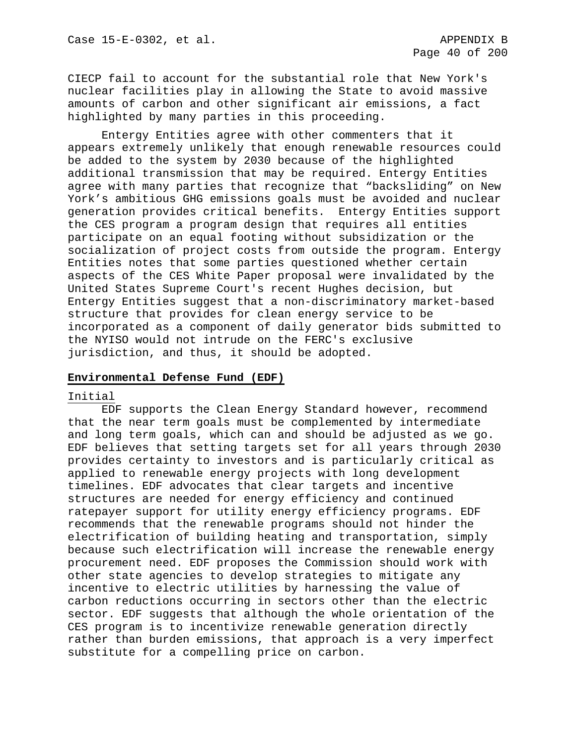CIECP fail to account for the substantial role that New York's nuclear facilities play in allowing the State to avoid massive amounts of carbon and other significant air emissions, a fact highlighted by many parties in this proceeding.

Entergy Entities agree with other commenters that it appears extremely unlikely that enough renewable resources could be added to the system by 2030 because of the highlighted additional transmission that may be required. Entergy Entities agree with many parties that recognize that "backsliding" on New York's ambitious GHG emissions goals must be avoided and nuclear generation provides critical benefits. Entergy Entities support the CES program a program design that requires all entities participate on an equal footing without subsidization or the socialization of project costs from outside the program. Entergy Entities notes that some parties questioned whether certain aspects of the CES White Paper proposal were invalidated by the United States Supreme Court's recent Hughes decision, but Entergy Entities suggest that a non-discriminatory market-based structure that provides for clean energy service to be incorporated as a component of daily generator bids submitted to the NYISO would not intrude on the FERC's exclusive jurisdiction, and thus, it should be adopted.

**Environmental Defense Fund (EDF)**

Initial

EDF supports the Clean Energy Standard however, recommend that the near term goals must be complemented by intermediate and long term goals, which can and should be adjusted as we go. EDF believes that setting targets set for all years through 2030 provides certainty to investors and is particularly critical as applied to renewable energy projects with long development timelines. EDF advocates that clear targets and incentive structures are needed for energy efficiency and continued ratepayer support for utility energy efficiency programs. EDF recommends that the renewable programs should not hinder the electrification of building heating and transportation, simply because such electrification will increase the renewable energy procurement need. EDF proposes the Commission should work with other state agencies to develop strategies to mitigate any incentive to electric utilities by harnessing the value of carbon reductions occurring in sectors other than the electric sector. EDF suggests that although the whole orientation of the CES program is to incentivize renewable generation directly rather than burden emissions, that approach is a very imperfect substitute for a compelling price on carbon.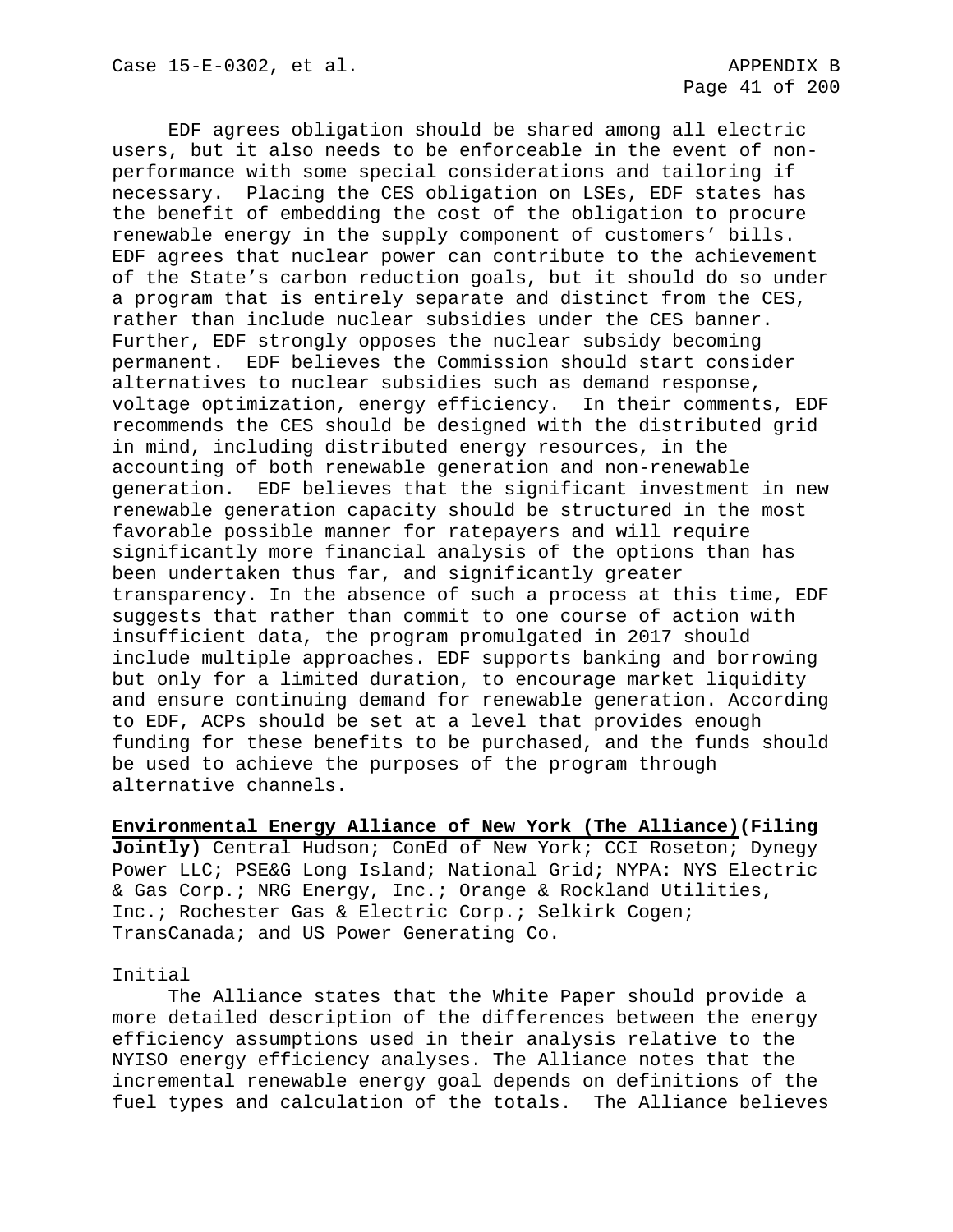EDF agrees obligation should be shared among all electric users, but it also needs to be enforceable in the event of non-performance with some special considerations and tailoring if necessary. Placing the CES obligation on LSEs, EDF states has the benefit of embedding the cost of the obligation to procure renewable energy in the supply component of customers' bills. EDF agrees that nuclear power can contribute to the achievement of the State's carbon reduction goals, but it should do so under a program that is entirely separate and distinct from the CES, rather than include nuclear subsidies under the CES banner. Further, EDF strongly opposes the nuclear subsidy becoming permanent. EDF believes the Commission should start consider alternatives to nuclear subsidies such as demand response, voltage optimization, energy efficiency. In their comments, EDF recommends the CES should be designed with the distributed grid in mind, including distributed energy resources, in the accounting of both renewable generation and non-renewable generation. EDF believes that the significant investment in new renewable generation capacity should be structured in the most favorable possible manner for ratepayers and will require significantly more financial analysis of the options than has been undertaken thus far, and significantly greater transparency. In the absence of such a process at this time, EDF suggests that rather than commit to one course of action with insufficient data, the program promulgated in 2017 should include multiple approaches. EDF supports banking and borrowing but only for a limited duration, to encourage market liquidity and ensure continuing demand for renewable generation. According to EDF, ACPs should be set at a level that provides enough funding for these benefits to be purchased, and the funds should be used to achieve the purposes of the program through alternative channels.

**Environmental Energy Alliance of New York (The Alliance)(Filing Jointly)** Central Hudson; ConEd of New York; CCI Roseton; Dynegy Power LLC; PSE&G Long Island; National Grid; NYPA: NYS Electric & Gas Corp.; NRG Energy, Inc.; Orange & Rockland Utilities, Inc.; Rochester Gas & Electric Corp.; Selkirk Cogen; TransCanada; and US Power Generating Co.

Initial

The Alliance states that the White Paper should provide a more detailed description of the differences between the energy efficiency assumptions used in their analysis relative to the NYISO energy efficiency analyses. The Alliance notes that the incremental renewable energy goal depends on definitions of the fuel types and calculation of the totals. The Alliance believes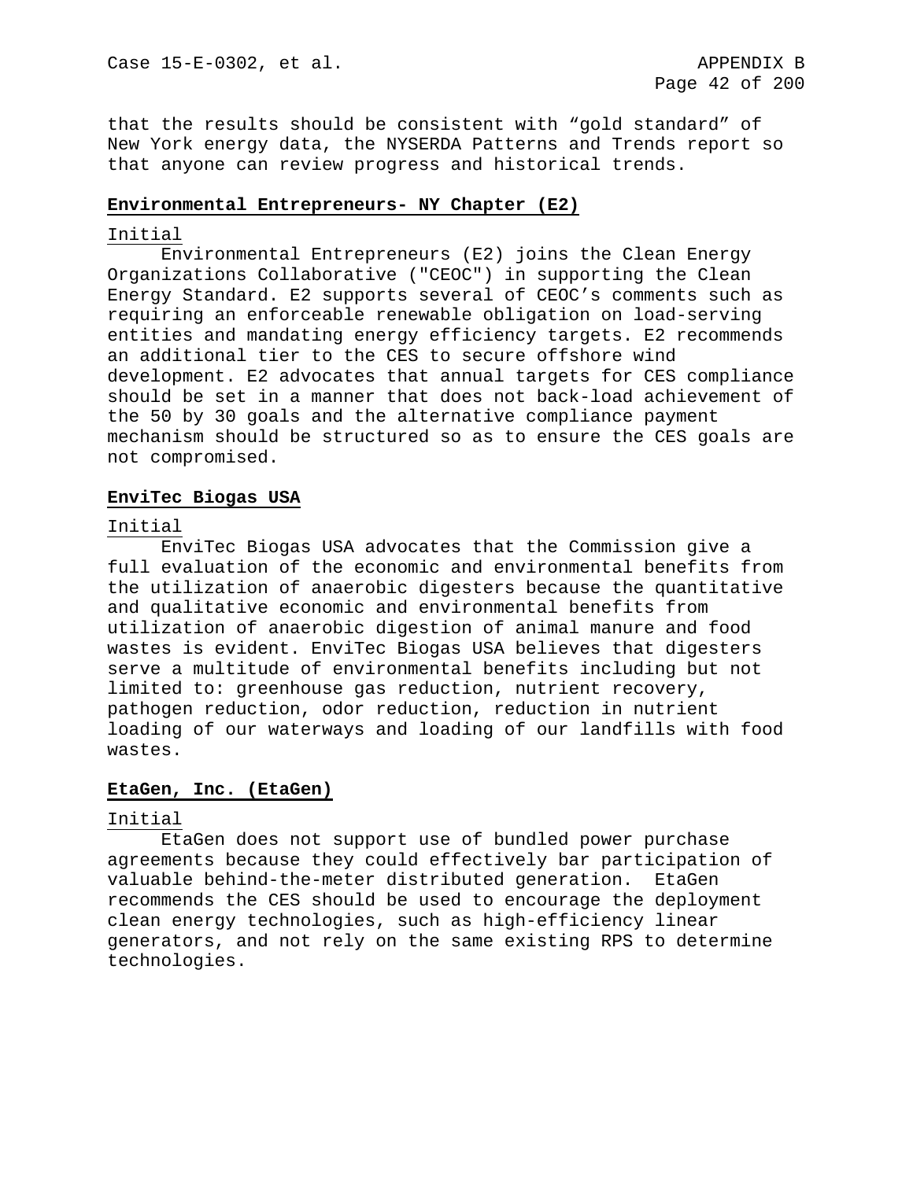that the results should be consistent with “gold standard” of New York energy data, the NYSERDA Patterns and Trends report so that anyone can review progress and historical trends.

**Environmental Entrepreneurs- NY Chapter (E2)**

Initial

Environmental Entrepreneurs (E2) joins the Clean Energy Organizations Collaborative ("CEOC") in supporting the Clean Energy Standard. E2 supports several of CEOC’s comments such as requiring an enforceable renewable obligation on load-serving entities and mandating energy efficiency targets. E2 recommends an additional tier to the CES to secure offshore wind development. E2 advocates that annual targets for CES compliance should be set in a manner that does not back-load achievement of the 50 by 30 goals and the alternative compliance payment mechanism should be structured so as to ensure the CES goals are not compromised.

**EnviTec Biogas USA**

Initial

EnviTec Biogas USA advocates that the Commission give a full evaluation of the economic and environmental benefits from the utilization of anaerobic digesters because the quantitative and qualitative economic and environmental benefits from utilization of anaerobic digestion of animal manure and food wastes is evident. EnviTec Biogas USA believes that digesters serve a multitude of environmental benefits including but not limited to: greenhouse gas reduction, nutrient recovery, pathogen reduction, odor reduction, reduction in nutrient loading of our waterways and loading of our landfills with food wastes.

**EtaGen, Inc. (EtaGen)**

Initial

EtaGen does not support use of bundled power purchase agreements because they could effectively bar participation of valuable behind-the-meter distributed generation. EtaGen recommends the CES should be used to encourage the deployment clean energy technologies, such as high-efficiency linear generators, and not rely on the same existing RPS to determine technologies.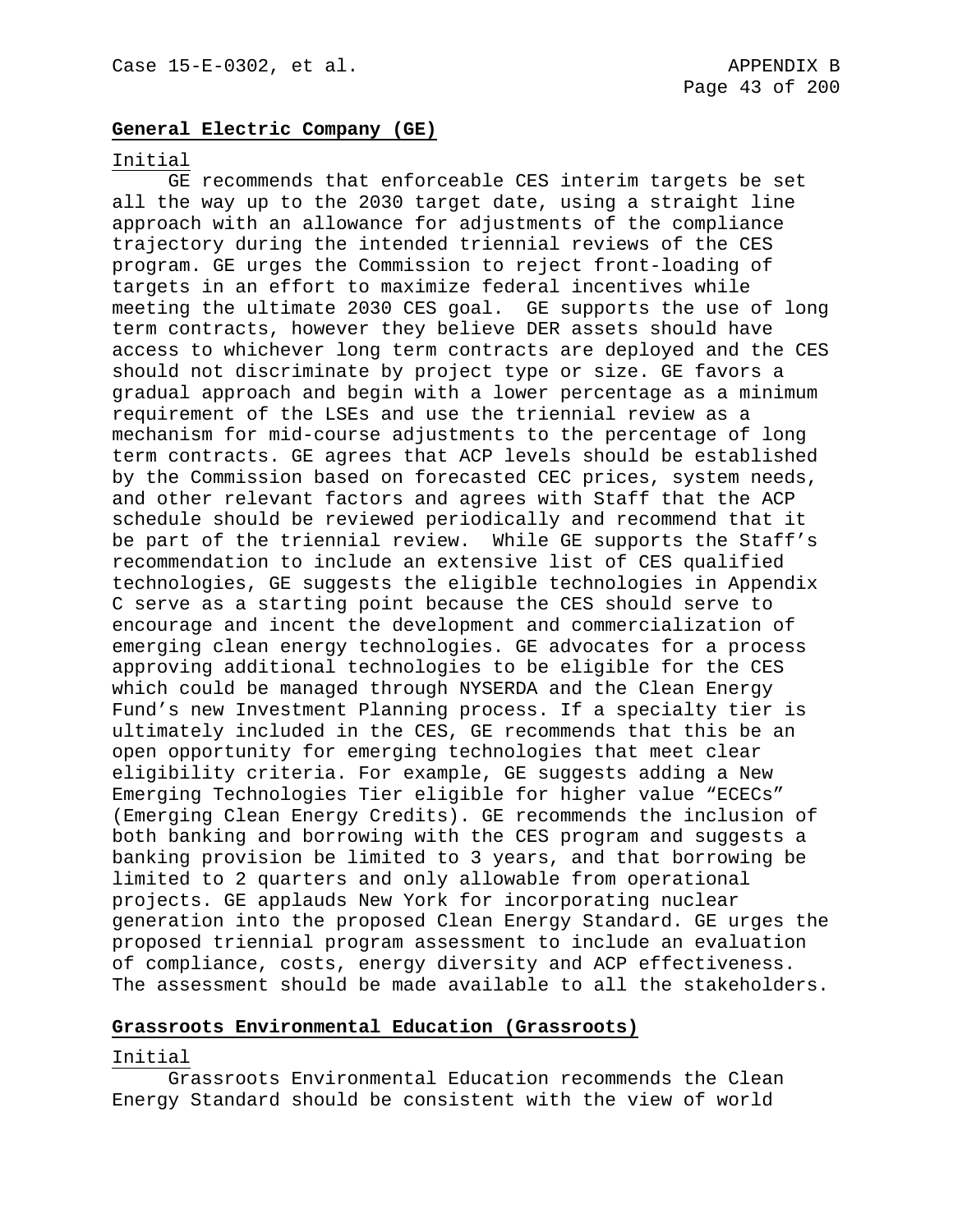**General Electric Company (GE)**

Initial

GE recommends that enforceable CES interim targets be set all the way up to the 2030 target date, using a straight line approach with an allowance for adjustments of the compliance trajectory during the intended triennial reviews of the CES program. GE urges the Commission to reject front-loading of targets in an effort to maximize federal incentives while meeting the ultimate 2030 CES goal. GE supports the use of long term contracts, however they believe DER assets should have access to whichever long term contracts are deployed and the CES should not discriminate by project type or size. GE favors a gradual approach and begin with a lower percentage as a minimum requirement of the LSEs and use the triennial review as a mechanism for mid-course adjustments to the percentage of long term contracts. GE agrees that ACP levels should be established by the Commission based on forecasted CEC prices, system needs, and other relevant factors and agrees with Staff that the ACP schedule should be reviewed periodically and recommend that it be part of the triennial review. While GE supports the Staff's recommendation to include an extensive list of CES qualified technologies, GE suggests the eligible technologies in Appendix C serve as a starting point because the CES should serve to encourage and incent the development and commercialization of emerging clean energy technologies. GE advocates for a process approving additional technologies to be eligible for the CES which could be managed through NYSERDA and the Clean Energy Fund's new Investment Planning process. If a specialty tier is ultimately included in the CES, GE recommends that this be an open opportunity for emerging technologies that meet clear eligibility criteria. For example, GE suggests adding a New Emerging Technologies Tier eligible for higher value "ECECs" (Emerging Clean Energy Credits). GE recommends the inclusion of both banking and borrowing with the CES program and suggests a banking provision be limited to 3 years, and that borrowing be limited to 2 quarters and only allowable from operational projects. GE applauds New York for incorporating nuclear generation into the proposed Clean Energy Standard. GE urges the proposed triennial program assessment to include an evaluation of compliance, costs, energy diversity and ACP effectiveness. The assessment should be made available to all the stakeholders.

**Grassroots Environmental Education (Grassroots)**

Initial

Grassroots Environmental Education recommends the Clean Energy Standard should be consistent with the view of world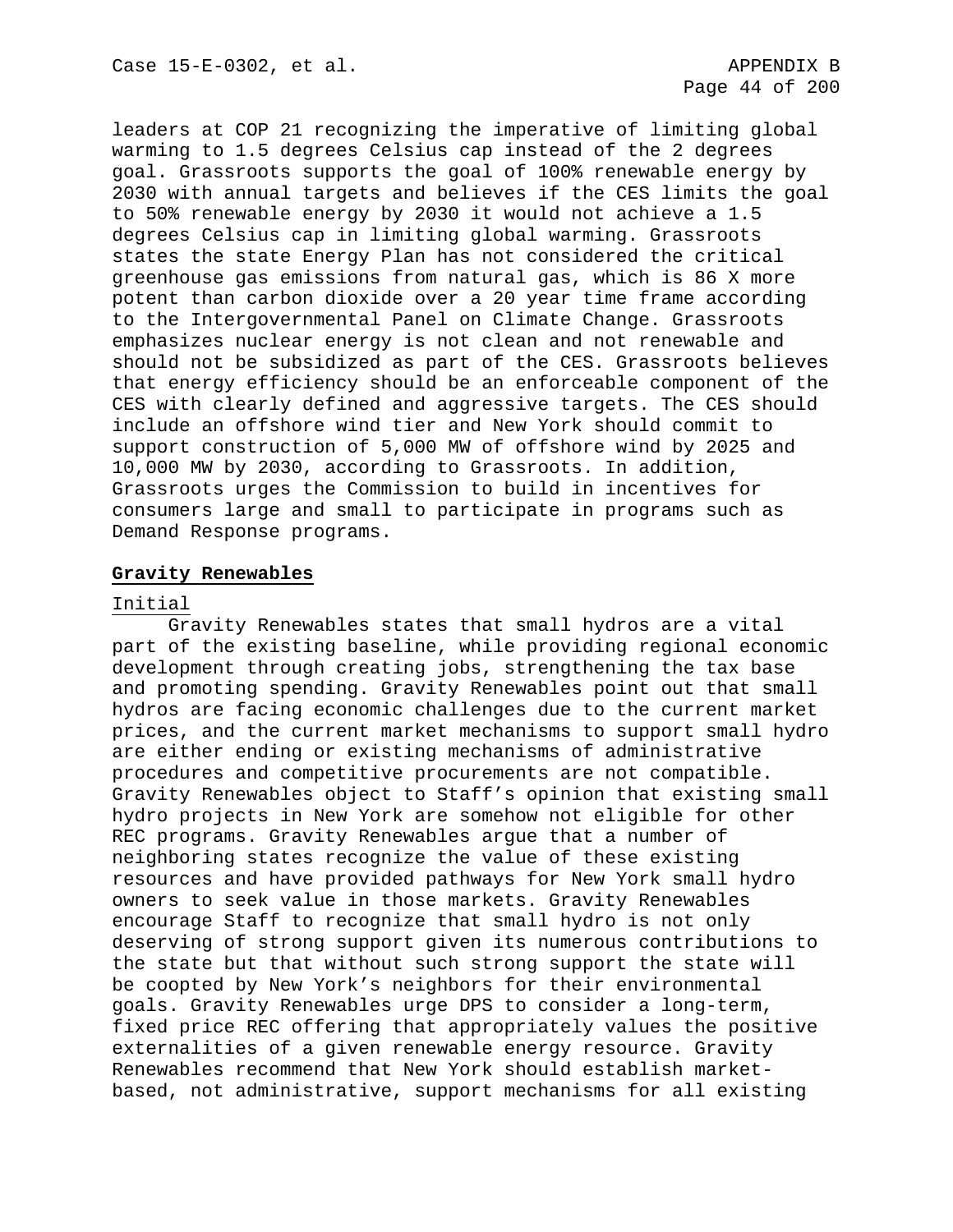leaders at COP 21 recognizing the imperative of limiting global warming to 1.5 degrees Celsius cap instead of the 2 degrees goal. Grassroots supports the goal of 100% renewable energy by 2030 with annual targets and believes if the CES limits the goal to 50% renewable energy by 2030 it would not achieve a 1.5 degrees Celsius cap in limiting global warming. Grassroots states the state Energy Plan has not considered the critical greenhouse gas emissions from natural gas, which is 86 X more potent than carbon dioxide over a 20 year time frame according to the Intergovernmental Panel on Climate Change. Grassroots emphasizes nuclear energy is not clean and not renewable and should not be subsidized as part of the CES. Grassroots believes that energy efficiency should be an enforceable component of the CES with clearly defined and aggressive targets. The CES should include an offshore wind tier and New York should commit to support construction of 5,000 MW of offshore wind by 2025 and 10,000 MW by 2030, according to Grassroots. In addition, Grassroots urges the Commission to build in incentives for consumers large and small to participate in programs such as Demand Response programs.

**Gravity Renewables**

Initial

Gravity Renewables states that small hydros are a vital part of the existing baseline, while providing regional economic development through creating jobs, strengthening the tax base and promoting spending. Gravity Renewables point out that small hydros are facing economic challenges due to the current market prices, and the current market mechanisms to support small hydro are either ending or existing mechanisms of administrative procedures and competitive procurements are not compatible. Gravity Renewables object to Staff's opinion that existing small hydro projects in New York are somehow not eligible for other REC programs. Gravity Renewables argue that a number of neighboring states recognize the value of these existing resources and have provided pathways for New York small hydro owners to seek value in those markets. Gravity Renewables encourage Staff to recognize that small hydro is not only deserving of strong support given its numerous contributions to the state but that without such strong support the state will be coopted by New York's neighbors for their environmental goals. Gravity Renewables urge DPS to consider a long-term, fixed price REC offering that appropriately values the positive externalities of a given renewable energy resource. Gravity Renewables recommend that New York should establish market-based, not administrative, support mechanisms for all existing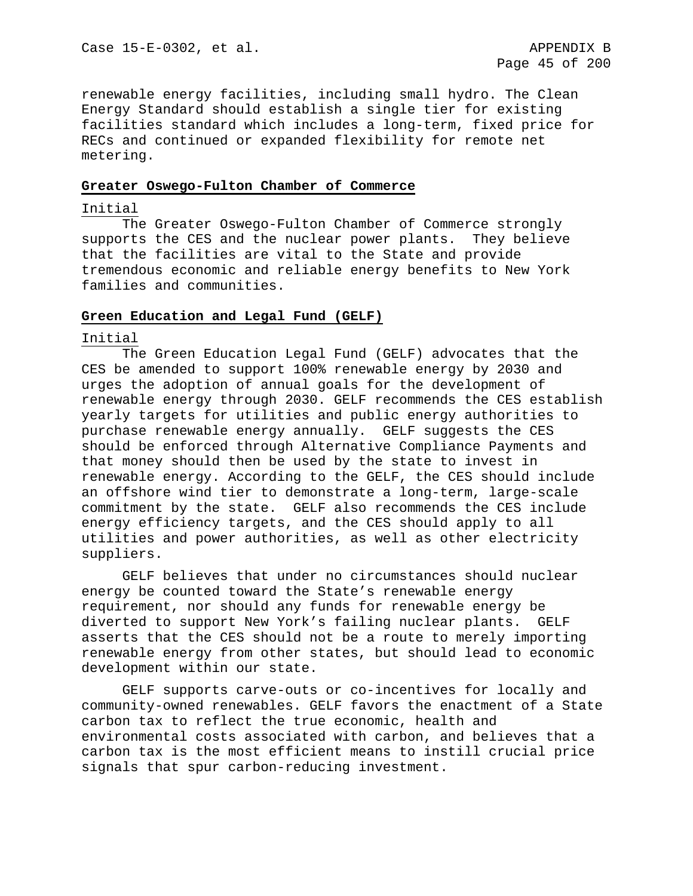renewable energy facilities, including small hydro. The Clean Energy Standard should establish a single tier for existing facilities standard which includes a long-term, fixed price for RECs and continued or expanded flexibility for remote net metering.

**Greater Oswego-Fulton Chamber of Commerce**

Initial

The Greater Oswego-Fulton Chamber of Commerce strongly supports the CES and the nuclear power plants. They believe that the facilities are vital to the State and provide tremendous economic and reliable energy benefits to New York families and communities.

**Green Education and Legal Fund (GELF)**

Initial

The Green Education Legal Fund (GELF) advocates that the CES be amended to support 100% renewable energy by 2030 and urges the adoption of annual goals for the development of renewable energy through 2030. GELF recommends the CES establish yearly targets for utilities and public energy authorities to purchase renewable energy annually. GELF suggests the CES should be enforced through Alternative Compliance Payments and that money should then be used by the state to invest in renewable energy. According to the GELF, the CES should include an offshore wind tier to demonstrate a long-term, large-scale commitment by the state. GELF also recommends the CES include energy efficiency targets, and the CES should apply to all utilities and power authorities, as well as other electricity suppliers.

GELF believes that under no circumstances should nuclear energy be counted toward the State's renewable energy requirement, nor should any funds for renewable energy be diverted to support New York's failing nuclear plants. GELF asserts that the CES should not be a route to merely importing renewable energy from other states, but should lead to economic development within our state.

GELF supports carve-outs or co-incentives for locally and community-owned renewables. GELF favors the enactment of a State carbon tax to reflect the true economic, health and environmental costs associated with carbon, and believes that a carbon tax is the most efficient means to instill crucial price signals that spur carbon-reducing investment.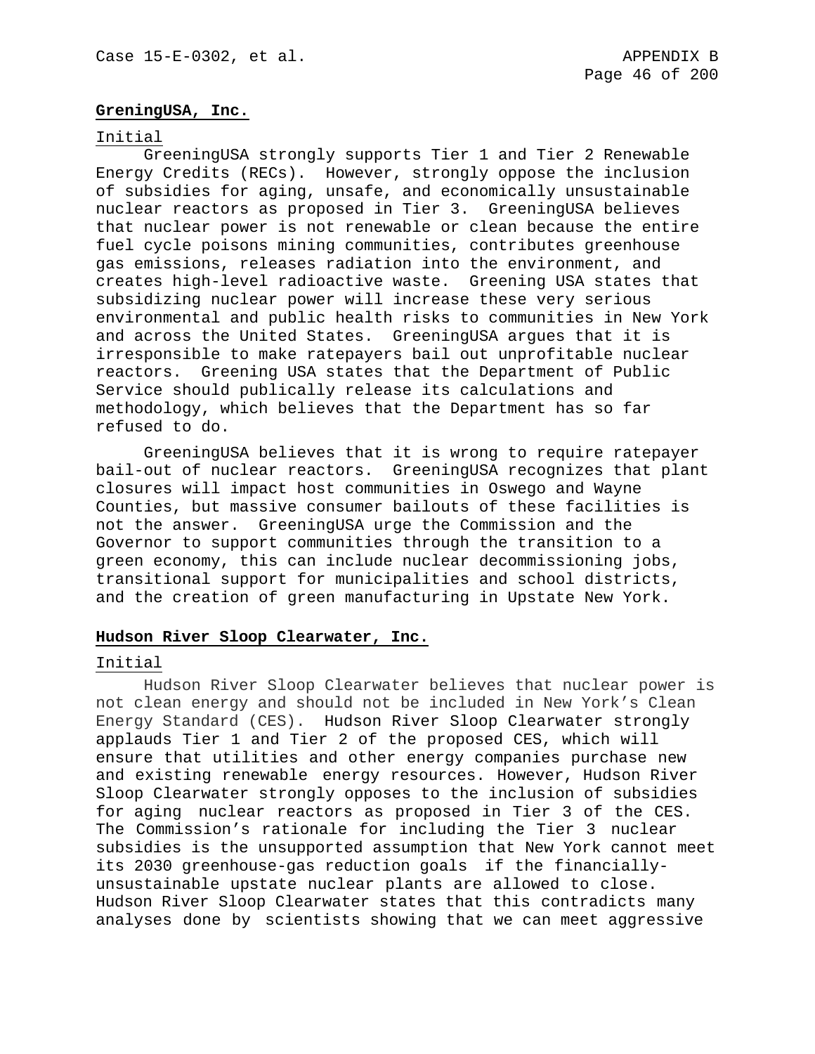**GreningUSA, Inc.**

Initial

GreeningUSA strongly supports Tier 1 and Tier 2 Renewable Energy Credits (RECs). However, strongly oppose the inclusion of subsidies for aging, unsafe, and economically unsustainable nuclear reactors as proposed in Tier 3. GreeningUSA believes that nuclear power is not renewable or clean because the entire fuel cycle poisons mining communities, contributes greenhouse gas emissions, releases radiation into the environment, and creates high-level radioactive waste. Greening USA states that subsidizing nuclear power will increase these very serious environmental and public health risks to communities in New York and across the United States. GreeningUSA argues that it is irresponsible to make ratepayers bail out unprofitable nuclear reactors. Greening USA states that the Department of Public Service should publically release its calculations and methodology, which believes that the Department has so far refused to do.

GreeningUSA believes that it is wrong to require ratepayer bail-out of nuclear reactors. GreeningUSA recognizes that plant closures will impact host communities in Oswego and Wayne Counties, but massive consumer bailouts of these facilities is not the answer. GreeningUSA urge the Commission and the Governor to support communities through the transition to a green economy, this can include nuclear decommissioning jobs, transitional support for municipalities and school districts, and the creation of green manufacturing in Upstate New York.

**Hudson River Sloop Clearwater, Inc.**

Initial

Hudson River Sloop Clearwater believes that nuclear power is not clean energy and should not be included in New York's Clean Energy Standard (CES). Hudson River Sloop Clearwater strongly applauds Tier 1 and Tier 2 of the proposed CES, which will ensure that utilities and other energy companies purchase new and existing renewable energy resources. However, Hudson River Sloop Clearwater strongly opposes to the inclusion of subsidies for aging nuclear reactors as proposed in Tier 3 of the CES. The Commission's rationale for including the Tier 3 nuclear subsidies is the unsupported assumption that New York cannot meet its 2030 greenhouse-gas reduction goals if the financially-unsustainable upstate nuclear plants are allowed to close. Hudson River Sloop Clearwater states that this contradicts many analyses done by scientists showing that we can meet aggressive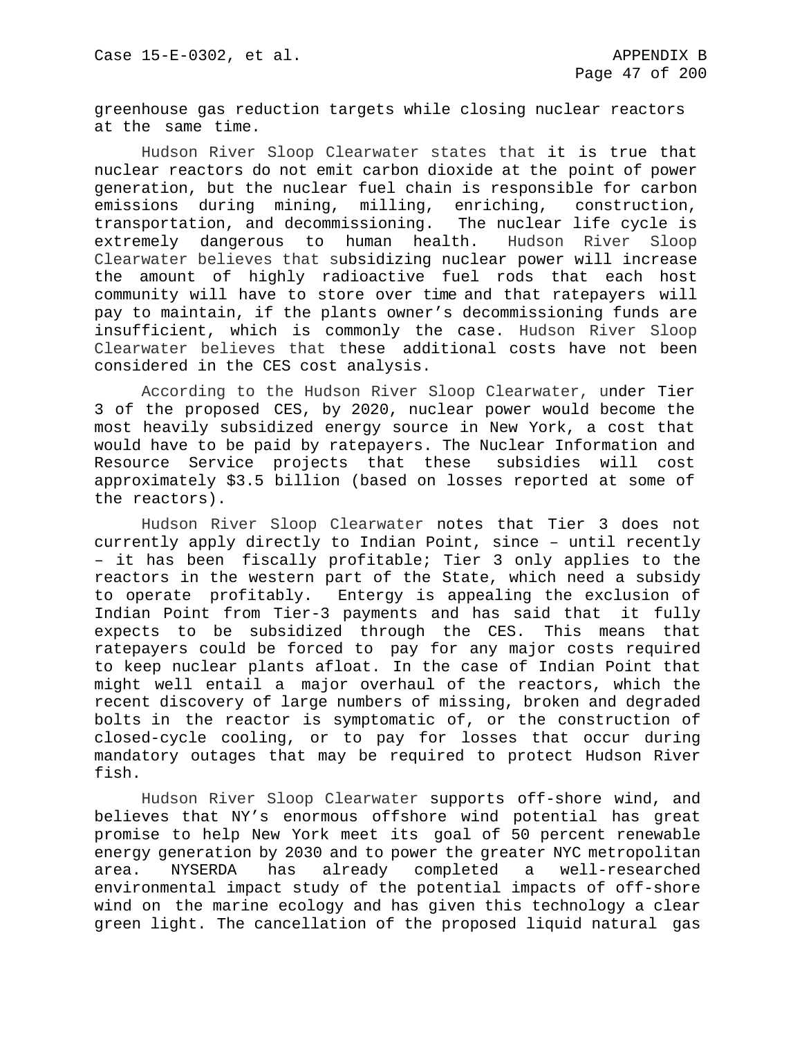greenhouse gas reduction targets while closing nuclear reactors at the same time.

Hudson River Sloop Clearwater states that it is true that nuclear reactors do not emit carbon dioxide at the point of power generation, but the nuclear fuel chain is responsible for carbon emissions during mining, milling, enriching, construction, transportation, and decommissioning. The nuclear life cycle is extremely dangerous to human health. Hudson River Sloop Clearwater believes that subsidizing nuclear power will increase the amount of highly radioactive fuel rods that each host community will have to store over time and that ratepayers will pay to maintain, if the plants owner's decommissioning funds are insufficient, which is commonly the case. Hudson River Sloop Clearwater believes that these additional costs have not been considered in the CES cost analysis.

According to the Hudson River Sloop Clearwater, under Tier 3 of the proposed CES, by 2020, nuclear power would become the most heavily subsidized energy source in New York, a cost that would have to be paid by ratepayers. The Nuclear Information and Resource Service projects that these subsidies will cost approximately $3.5 billion (based on losses reported at some of the reactors).

Hudson River Sloop Clearwater notes that Tier 3 does not currently apply directly to Indian Point, since – until recently – it has been fiscally profitable; Tier 3 only applies to the reactors in the western part of the State, which need a subsidy to operate profitably. Entergy is appealing the exclusion of Indian Point from Tier-3 payments and has said that it fully expects to be subsidized through the CES. This means that ratepayers could be forced to pay for any major costs required to keep nuclear plants afloat. In the case of Indian Point that might well entail a major overhaul of the reactors, which the recent discovery of large numbers of missing, broken and degraded bolts in the reactor is symptomatic of, or the construction of closed-cycle cooling, or to pay for losses that occur during mandatory outages that may be required to protect Hudson River fish.

Hudson River Sloop Clearwater supports off-shore wind, and believes that NY's enormous offshore wind potential has great promise to help New York meet its goal of 50 percent renewable energy generation by 2030 and to power the greater NYC metropolitan area. NYSERDA has already completed a well-researched environmental impact study of the potential impacts of off-shore wind on the marine ecology and has given this technology a clear green light. The cancellation of the proposed liquid natural gas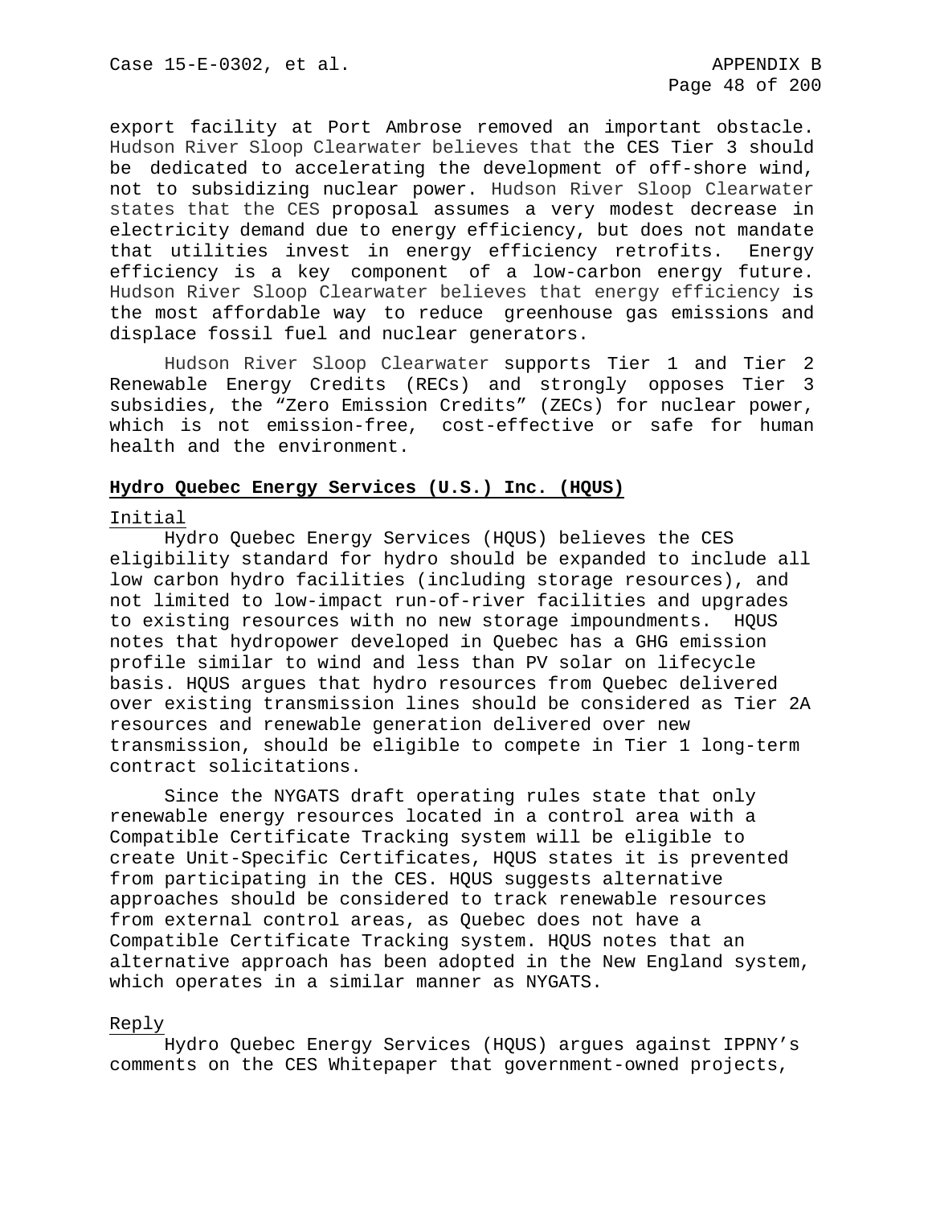export facility at Port Ambrose removed an important obstacle. Hudson River Sloop Clearwater believes that the CES Tier 3 should be dedicated to accelerating the development of off-shore wind, not to subsidizing nuclear power. Hudson River Sloop Clearwater states that the CES proposal assumes a very modest decrease in electricity demand due to energy efficiency, but does not mandate that utilities invest in energy efficiency retrofits. Energy efficiency is a key component of a low-carbon energy future. Hudson River Sloop Clearwater believes that energy efficiency is the most affordable way to reduce greenhouse gas emissions and displace fossil fuel and nuclear generators.

Hudson River Sloop Clearwater supports Tier 1 and Tier 2 Renewable Energy Credits (RECs) and strongly opposes Tier 3 subsidies, the "Zero Emission Credits" (ZECs) for nuclear power, which is not emission-free, cost-effective or safe for human health and the environment.

**Hydro Quebec Energy Services (U.S.) Inc. (HQUS)**

Initial

Hydro Quebec Energy Services (HQUS) believes the CES eligibility standard for hydro should be expanded to include all low carbon hydro facilities (including storage resources), and not limited to low-impact run-of-river facilities and upgrades to existing resources with no new storage impoundments. HQUS notes that hydropower developed in Quebec has a GHG emission profile similar to wind and less than PV solar on lifecycle basis. HQUS argues that hydro resources from Quebec delivered over existing transmission lines should be considered as Tier 2A resources and renewable generation delivered over new transmission, should be eligible to compete in Tier 1 long-term contract solicitations.

Since the NYGATS draft operating rules state that only renewable energy resources located in a control area with a Compatible Certificate Tracking system will be eligible to create Unit-Specific Certificates, HQUS states it is prevented from participating in the CES. HQUS suggests alternative approaches should be considered to track renewable resources from external control areas, as Quebec does not have a Compatible Certificate Tracking system. HQUS notes that an alternative approach has been adopted in the New England system, which operates in a similar manner as NYGATS.

Reply

Hydro Quebec Energy Services (HQUS) argues against IPPNY's comments on the CES Whitepaper that government-owned projects,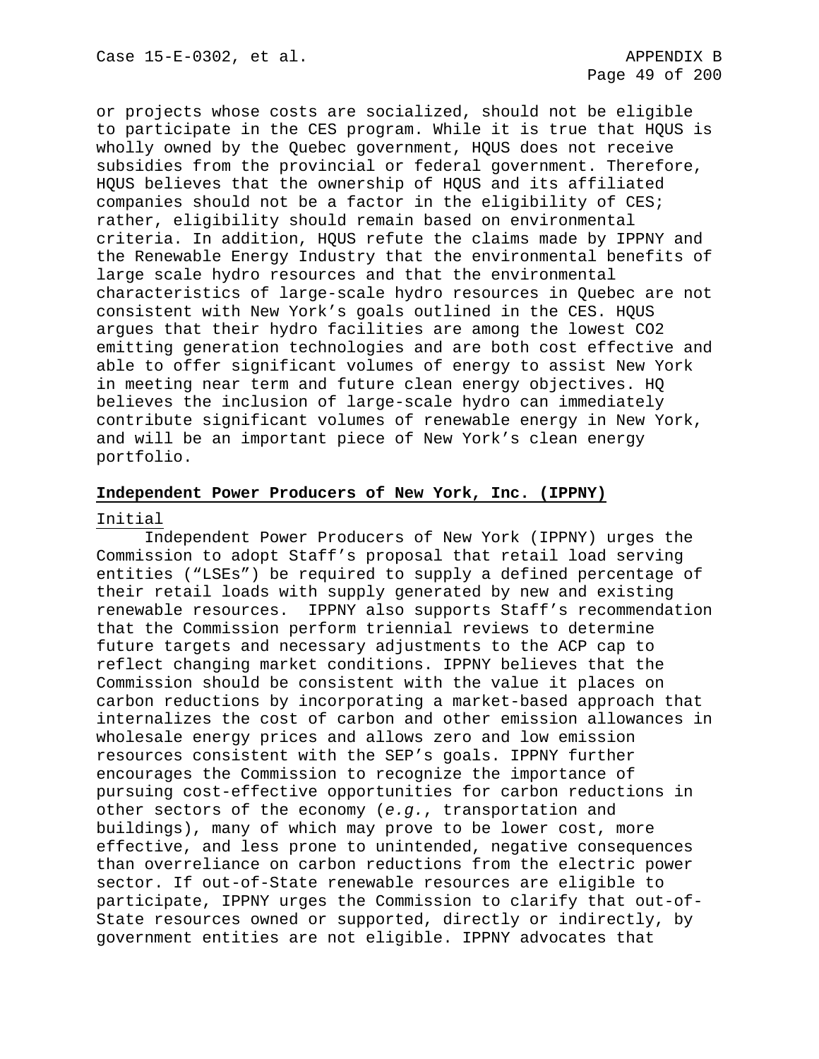or projects whose costs are socialized, should not be eligible to participate in the CES program. While it is true that HQUS is wholly owned by the Quebec government, HQUS does not receive subsidies from the provincial or federal government. Therefore, HQUS believes that the ownership of HQUS and its affiliated companies should not be a factor in the eligibility of CES; rather, eligibility should remain based on environmental criteria. In addition, HQUS refute the claims made by IPPNY and the Renewable Energy Industry that the environmental benefits of large scale hydro resources and that the environmental characteristics of large-scale hydro resources in Quebec are not consistent with New York's goals outlined in the CES. HQUS argues that their hydro facilities are among the lowest $CO_2$ emitting generation technologies and are both cost effective and able to offer significant volumes of energy to assist New York in meeting near term and future clean energy objectives. HQ believes the inclusion of large-scale hydro can immediately contribute significant volumes of renewable energy in New York, and will be an important piece of New York's clean energy portfolio.

## Independent Power Producers of New York, Inc. (IPPNY)

Initial

Independent Power Producers of New York (IPPNY) urges the Commission to adopt Staff's proposal that retail load serving entities ("LSEs") be required to supply a defined percentage of their retail loads with supply generated by new and existing renewable resources. IPPNY also supports Staff's recommendation that the Commission perform triennial reviews to determine future targets and necessary adjustments to the ACP cap to reflect changing market conditions. IPPNY believes that the Commission should be consistent with the value it places on carbon reductions by incorporating a market-based approach that internalizes the cost of carbon and other emission allowances in wholesale energy prices and allows zero and low emission resources consistent with the SEP's goals. IPPNY further encourages the Commission to recognize the importance of pursuing cost-effective opportunities for carbon reductions in other sectors of the economy (*e.g.*, transportation and buildings), many of which may prove to be lower cost, more effective, and less prone to unintended, negative consequences than overreliance on carbon reductions from the electric power sector. If out-of-State renewable resources are eligible to participate, IPPNY urges the Commission to clarify that out-of-State resources owned or supported, directly or indirectly, by government entities are not eligible. IPPNY advocates that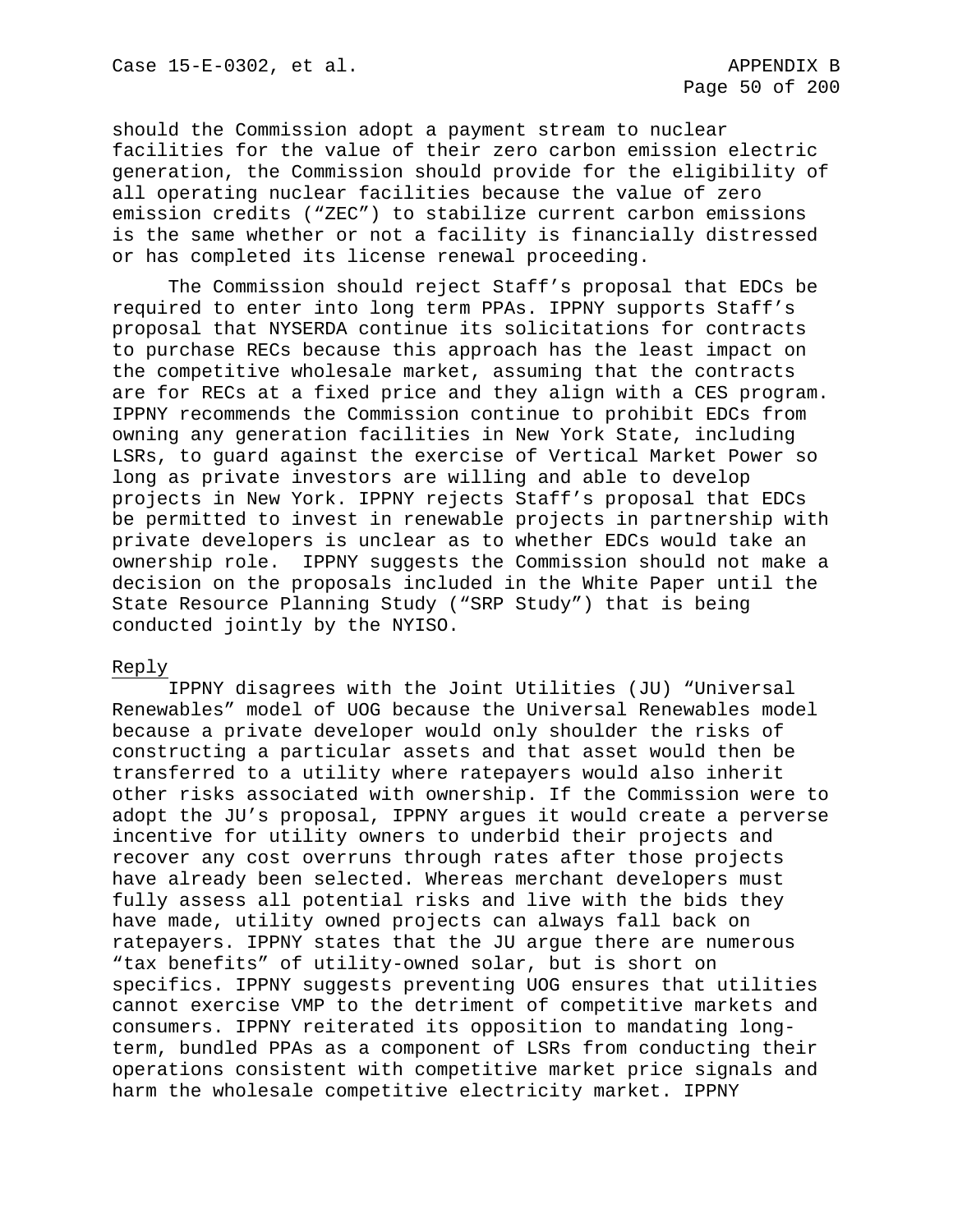should the Commission adopt a payment stream to nuclear facilities for the value of their zero carbon emission electric generation, the Commission should provide for the eligibility of all operating nuclear facilities because the value of zero emission credits (“ZEC”) to stabilize current carbon emissions is the same whether or not a facility is financially distressed or has completed its license renewal proceeding.

The Commission should reject Staff’s proposal that EDCs be required to enter into long term PPAs. IPPNY supports Staff’s proposal that NYSERDA continue its solicitations for contracts to purchase RECs because this approach has the least impact on the competitive wholesale market, assuming that the contracts are for RECs at a fixed price and they align with a CES program. IPPNY recommends the Commission continue to prohibit EDCs from owning any generation facilities in New York State, including LSRs, to guard against the exercise of Vertical Market Power so long as private investors are willing and able to develop projects in New York. IPPNY rejects Staff’s proposal that EDCs be permitted to invest in renewable projects in partnership with private developers is unclear as to whether EDCs would take an ownership role. IPPNY suggests the Commission should not make a decision on the proposals included in the White Paper until the State Resource Planning Study (“SRP Study”) that is being conducted jointly by the NYISO.

Reply

IPPNY disagrees with the Joint Utilities (JU) “Universal Renewables” model of UOG because the Universal Renewables model because a private developer would only shoulder the risks of constructing a particular assets and that asset would then be transferred to a utility where ratepayers would also inherit other risks associated with ownership. If the Commission were to adopt the JU’s proposal, IPPNY argues it would create a perverse incentive for utility owners to underbid their projects and recover any cost overruns through rates after those projects have already been selected. Whereas merchant developers must fully assess all potential risks and live with the bids they have made, utility owned projects can always fall back on ratepayers. IPPNY states that the JU argue there are numerous “tax benefits” of utility-owned solar, but is short on specifics. IPPNY suggests preventing UOG ensures that utilities cannot exercise VMP to the detriment of competitive markets and consumers. IPPNY reiterated its opposition to mandating long-term, bundled PPAs as a component of LSRs from conducting their operations consistent with competitive market price signals and harm the wholesale competitive electricity market. IPPNY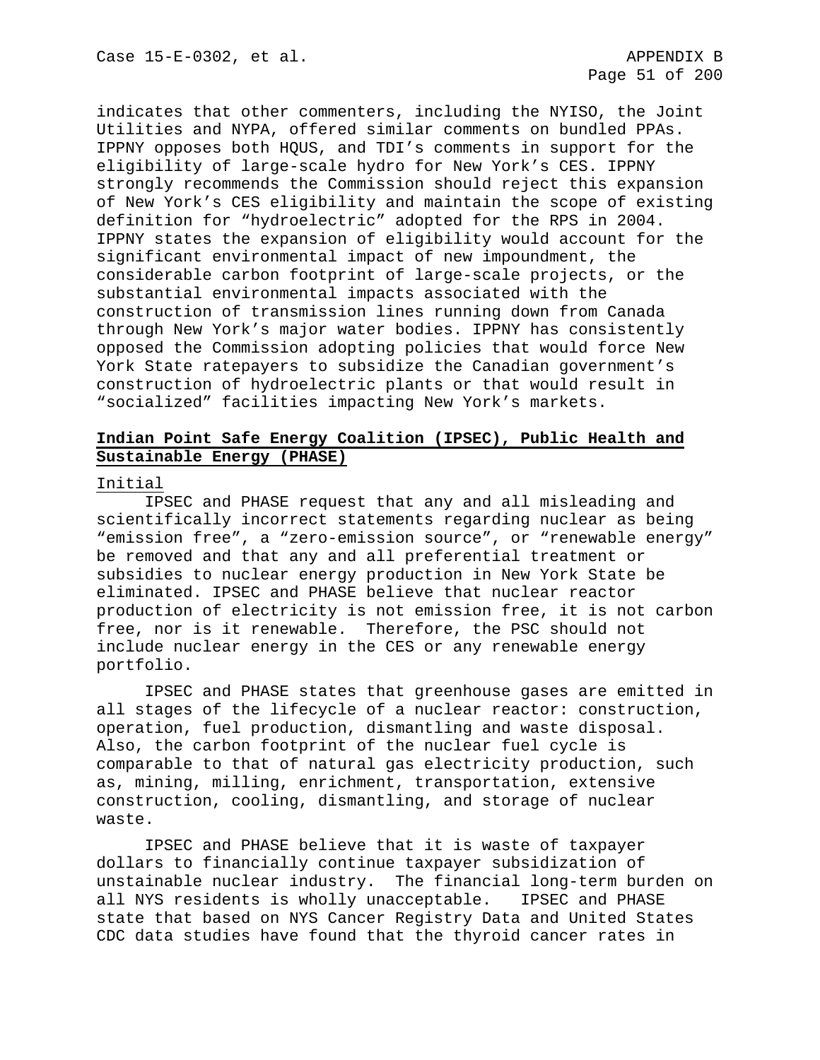indicates that other commenters, including the NYISO, the Joint Utilities and NYPA, offered similar comments on bundled PPAs. IPPNY opposes both HQUS, and TDI's comments in support for the eligibility of large-scale hydro for New York's CES. IPPNY strongly recommends the Commission should reject this expansion of New York's CES eligibility and maintain the scope of existing definition for "hydroelectric" adopted for the RPS in 2004. IPPNY states the expansion of eligibility would account for the significant environmental impact of new impoundment, the considerable carbon footprint of large-scale projects, or the substantial environmental impacts associated with the construction of transmission lines running down from Canada through New York's major water bodies. IPPNY has consistently opposed the Commission adopting policies that would force New York State ratepayers to subsidize the Canadian government's construction of hydroelectric plants or that would result in "socialized" facilities impacting New York's markets.

## Indian Point Safe Energy Coalition (IPSEC), Public Health and Sustainable Energy (PHASE)

Initial

IPSEC and PHASE request that any and all misleading and scientifically incorrect statements regarding nuclear as being "emission free", a "zero-emission source", or "renewable energy" be removed and that any and all preferential treatment or subsidies to nuclear energy production in New York State be eliminated. IPSEC and PHASE believe that nuclear reactor production of electricity is not emission free, it is not carbon free, nor is it renewable. Therefore, the PSC should not include nuclear energy in the CES or any renewable energy portfolio.

IPSEC and PHASE states that greenhouse gases are emitted in all stages of the lifecycle of a nuclear reactor: construction, operation, fuel production, dismantling and waste disposal. Also, the carbon footprint of the nuclear fuel cycle is comparable to that of natural gas electricity production, such as, mining, milling, enrichment, transportation, extensive construction, cooling, dismantling, and storage of nuclear waste.

IPSEC and PHASE believe that it is waste of taxpayer dollars to financially continue taxpayer subsidization of unstainable nuclear industry. The financial long-term burden on all NYS residents is wholly unacceptable. IPSEC and PHASE state that based on NYS Cancer Registry Data and United States CDC data studies have found that the thyroid cancer rates in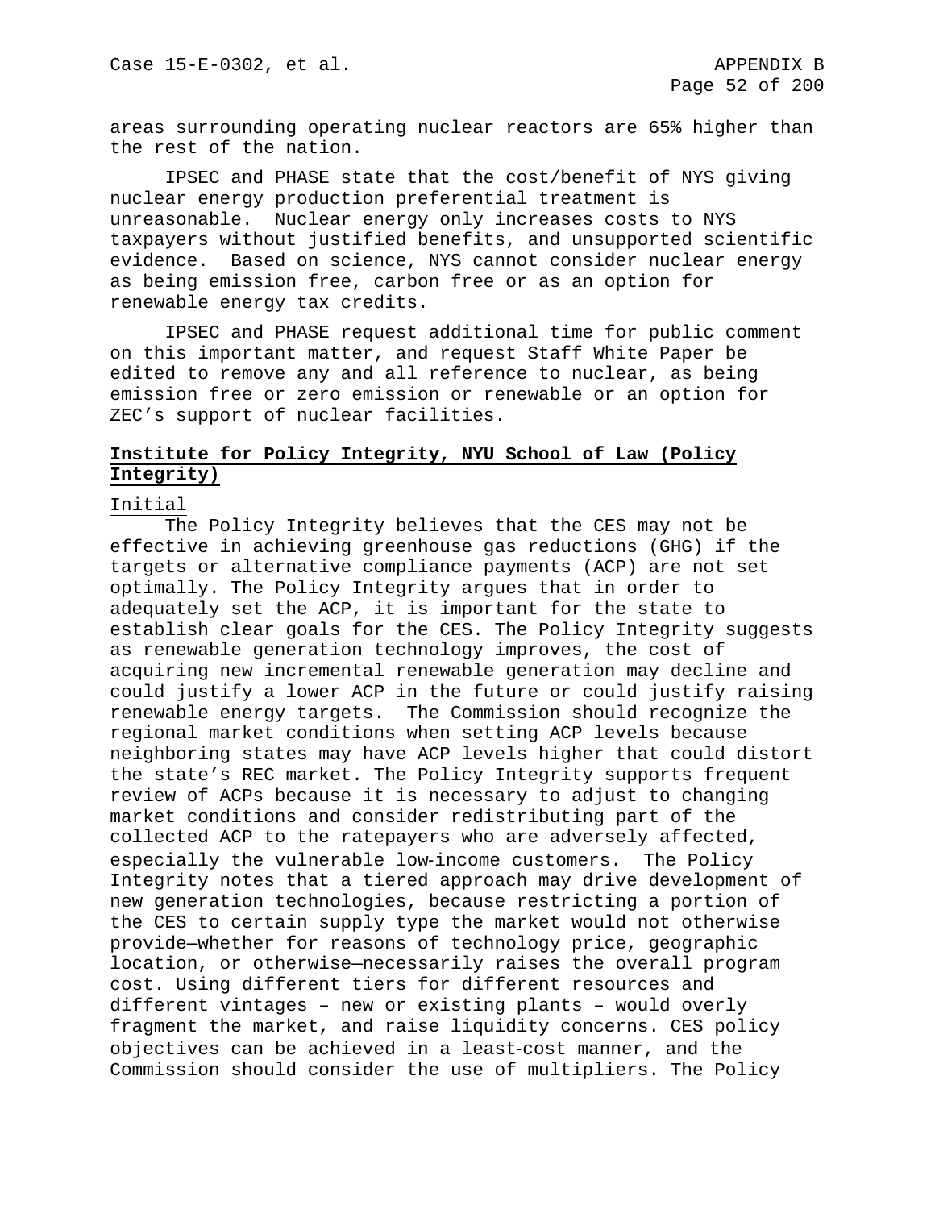areas surrounding operating nuclear reactors are 65% higher than the rest of the nation.

IPSEC and PHASE state that the cost/benefit of NYS giving nuclear energy production preferential treatment is unreasonable. Nuclear energy only increases costs to NYS taxpayers without justified benefits, and unsupported scientific evidence. Based on science, NYS cannot consider nuclear energy as being emission free, carbon free or as an option for renewable energy tax credits.

IPSEC and PHASE request additional time for public comment on this important matter, and request Staff White Paper be edited to remove any and all reference to nuclear, as being emission free or zero emission or renewable or an option for ZEC's support of nuclear facilities.

**Institute for Policy Integrity, NYU School of Law (Policy Integrity)**

Initial

The Policy Integrity believes that the CES may not be effective in achieving greenhouse gas reductions (GHG) if the targets or alternative compliance payments (ACP) are not set optimally. The Policy Integrity argues that in order to adequately set the ACP, it is important for the state to establish clear goals for the CES. The Policy Integrity suggests as renewable generation technology improves, the cost of acquiring new incremental renewable generation may decline and could justify a lower ACP in the future or could justify raising renewable energy targets. The Commission should recognize the regional market conditions when setting ACP levels because neighboring states may have ACP levels higher that could distort the state's REC market. The Policy Integrity supports frequent review of ACPs because it is necessary to adjust to changing market conditions and consider redistributing part of the collected ACP to the ratepayers who are adversely affected, especially the vulnerable low-income customers. The Policy Integrity notes that a tiered approach may drive development of new generation technologies, because restricting a portion of the CES to certain supply type the market would not otherwise provide—whether for reasons of technology price, geographic location, or otherwise—necessarily raises the overall program cost. Using different tiers for different resources and different vintages – new or existing plants – would overly fragment the market, and raise liquidity concerns. CES policy objectives can be achieved in a least-cost manner, and the Commission should consider the use of multipliers. The Policy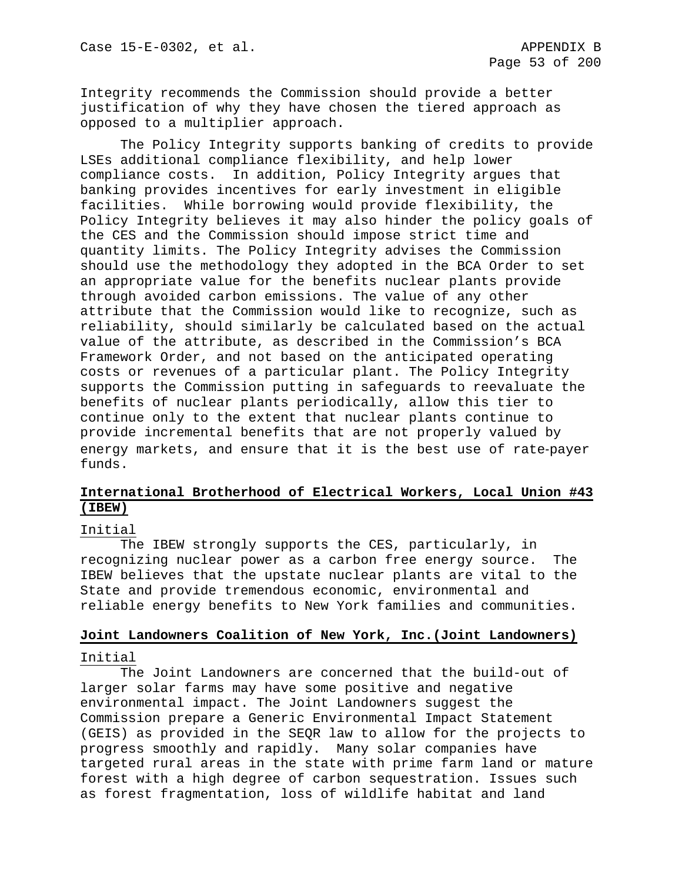Integrity recommends the Commission should provide a better justification of why they have chosen the tiered approach as opposed to a multiplier approach.

The Policy Integrity supports banking of credits to provide LSEs additional compliance flexibility, and help lower compliance costs. In addition, Policy Integrity argues that banking provides incentives for early investment in eligible facilities. While borrowing would provide flexibility, the Policy Integrity believes it may also hinder the policy goals of the CES and the Commission should impose strict time and quantity limits. The Policy Integrity advises the Commission should use the methodology they adopted in the BCA Order to set an appropriate value for the benefits nuclear plants provide through avoided carbon emissions. The value of any other attribute that the Commission would like to recognize, such as reliability, should similarly be calculated based on the actual value of the attribute, as described in the Commission's BCA Framework Order, and not based on the anticipated operating costs or revenues of a particular plant. The Policy Integrity supports the Commission putting in safeguards to reevaluate the benefits of nuclear plants periodically, allow this tier to continue only to the extent that nuclear plants continue to provide incremental benefits that are not properly valued by energy markets, and ensure that it is the best use of rate-payer funds.

**International Brotherhood of Electrical Workers, Local Union #43 (IBEW)**

Initial

The IBEW strongly supports the CES, particularly, in recognizing nuclear power as a carbon free energy source. The IBEW believes that the upstate nuclear plants are vital to the State and provide tremendous economic, environmental and reliable energy benefits to New York families and communities.

**Joint Landowners Coalition of New York, Inc.(Joint Landowners)**

Initial

The Joint Landowners are concerned that the build-out of larger solar farms may have some positive and negative environmental impact. The Joint Landowners suggest the Commission prepare a Generic Environmental Impact Statement (GEIS) as provided in the SEQR law to allow for the projects to progress smoothly and rapidly. Many solar companies have targeted rural areas in the state with prime farm land or mature forest with a high degree of carbon sequestration. Issues such as forest fragmentation, loss of wildlife habitat and land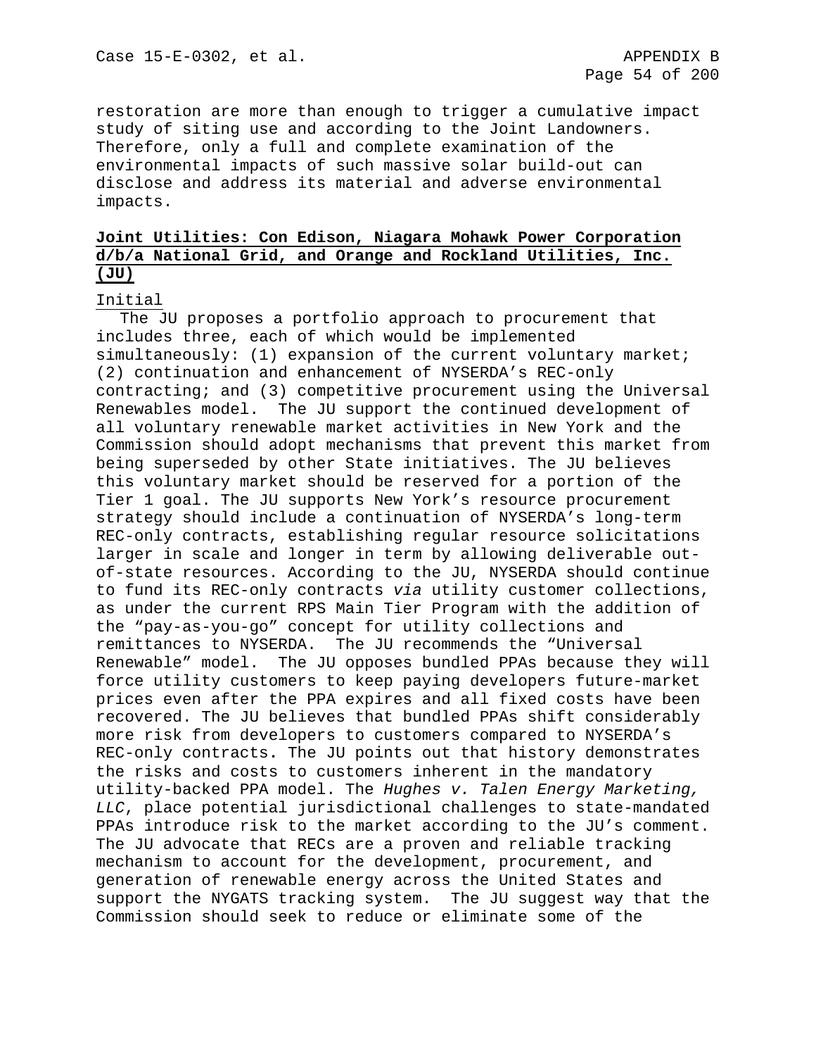restoration are more than enough to trigger a cumulative impact study of siting use and according to the Joint Landowners. Therefore, only a full and complete examination of the environmental impacts of such massive solar build-out can disclose and address its material and adverse environmental impacts.

**Joint Utilities: Con Edison, Niagara Mohawk Power Corporation d/b/a National Grid, and Orange and Rockland Utilities, Inc. (JU)**

Initial

The JU proposes a portfolio approach to procurement that includes three, each of which would be implemented simultaneously: (1) expansion of the current voluntary market; (2) continuation and enhancement of NYSERDA's REC-only contracting; and (3) competitive procurement using the Universal Renewables model. The JU support the continued development of all voluntary renewable market activities in New York and the Commission should adopt mechanisms that prevent this market from being superseded by other State initiatives. The JU believes this voluntary market should be reserved for a portion of the Tier 1 goal. The JU supports New York's resource procurement strategy should include a continuation of NYSERDA's long-term REC-only contracts, establishing regular resource solicitations larger in scale and longer in term by allowing deliverable out-of-state resources. According to the JU, NYSERDA should continue to fund its REC-only contracts *via* utility customer collections, as under the current RPS Main Tier Program with the addition of the "pay-as-you-go" concept for utility collections and remittances to NYSERDA. The JU recommends the "Universal Renewable" model. The JU opposes bundled PPAs because they will force utility customers to keep paying developers future-market prices even after the PPA expires and all fixed costs have been recovered. The JU believes that bundled PPAs shift considerably more risk from developers to customers compared to NYSERDA's REC-only contracts. The JU points out that history demonstrates the risks and costs to customers inherent in the mandatory utility-backed PPA model. The *Hughes v. Talen Energy Marketing, LLC*, place potential jurisdictional challenges to state-mandated PPAs introduce risk to the market according to the JU's comment. The JU advocate that RECs are a proven and reliable tracking mechanism to account for the development, procurement, and generation of renewable energy across the United States and support the NYGATS tracking system. The JU suggest way that the Commission should seek to reduce or eliminate some of the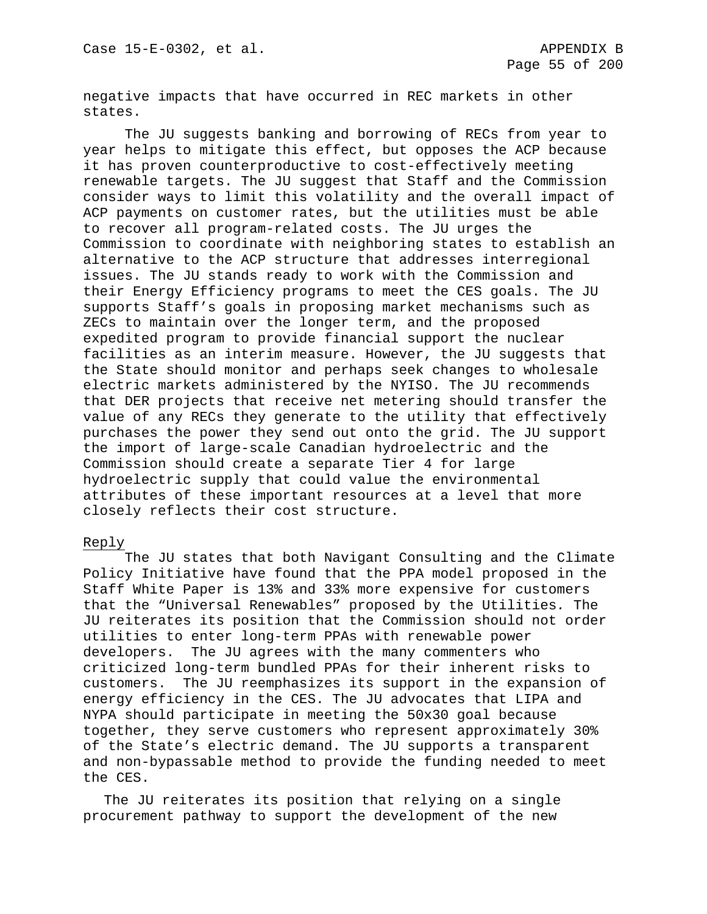negative impacts that have occurred in REC markets in other states.

The JU suggests banking and borrowing of RECs from year to year helps to mitigate this effect, but opposes the ACP because it has proven counterproductive to cost-effectively meeting renewable targets. The JU suggest that Staff and the Commission consider ways to limit this volatility and the overall impact of ACP payments on customer rates, but the utilities must be able to recover all program-related costs. The JU urges the Commission to coordinate with neighboring states to establish an alternative to the ACP structure that addresses interregional issues. The JU stands ready to work with the Commission and their Energy Efficiency programs to meet the CES goals. The JU supports Staff's goals in proposing market mechanisms such as ZECs to maintain over the longer term, and the proposed expedited program to provide financial support the nuclear facilities as an interim measure. However, the JU suggests that the State should monitor and perhaps seek changes to wholesale electric markets administered by the NYISO. The JU recommends that DER projects that receive net metering should transfer the value of any RECs they generate to the utility that effectively purchases the power they send out onto the grid. The JU support the import of large-scale Canadian hydroelectric and the Commission should create a separate Tier 4 for large hydroelectric supply that could value the environmental attributes of these important resources at a level that more closely reflects their cost structure.

<u>Reply</u>

The JU states that both Navigant Consulting and the Climate Policy Initiative have found that the PPA model proposed in the Staff White Paper is 13% and 33% more expensive for customers that the "Universal Renewables" proposed by the Utilities. The JU reiterates its position that the Commission should not order utilities to enter long-term PPAs with renewable power developers. The JU agrees with the many commenters who criticized long-term bundled PPAs for their inherent risks to customers. The JU reemphasizes its support in the expansion of energy efficiency in the CES. The JU advocates that LIPA and NYPA should participate in meeting the 50x30 goal because together, they serve customers who represent approximately 30% of the State's electric demand. The JU supports a transparent and non-bypassable method to provide the funding needed to meet the CES.

The JU reiterates its position that relying on a single procurement pathway to support the development of the new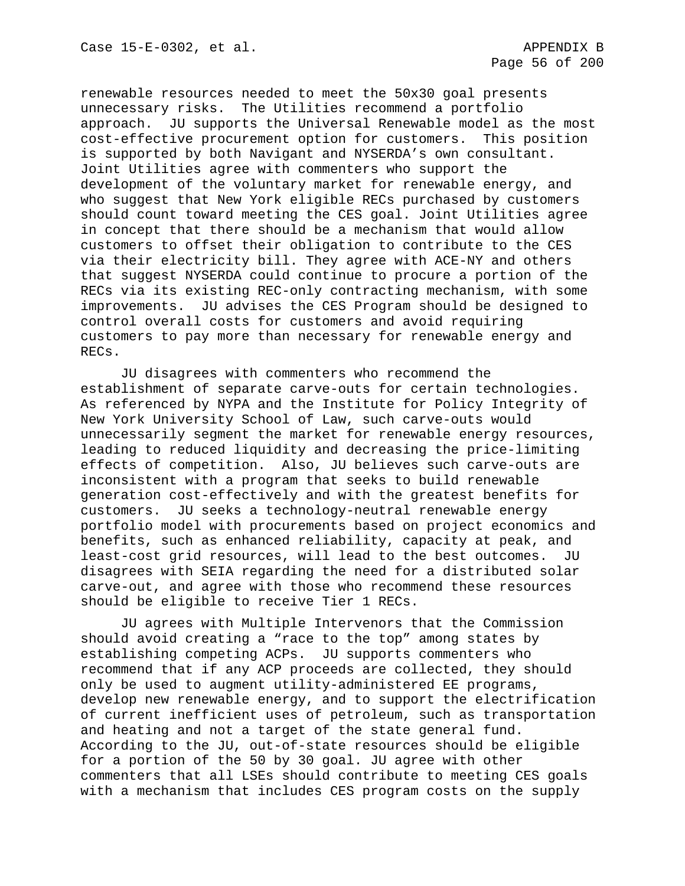renewable resources needed to meet the 50x30 goal presents unnecessary risks. The Utilities recommend a portfolio approach. JU supports the Universal Renewable model as the most cost-effective procurement option for customers. This position is supported by both Navigant and NYSERDA's own consultant. Joint Utilities agree with commenters who support the development of the voluntary market for renewable energy, and who suggest that New York eligible RECs purchased by customers should count toward meeting the CES goal. Joint Utilities agree in concept that there should be a mechanism that would allow customers to offset their obligation to contribute to the CES via their electricity bill. They agree with ACE-NY and others that suggest NYSERDA could continue to procure a portion of the RECs via its existing REC-only contracting mechanism, with some improvements. JU advises the CES Program should be designed to control overall costs for customers and avoid requiring customers to pay more than necessary for renewable energy and RECs.

JU disagrees with commenters who recommend the establishment of separate carve-outs for certain technologies. As referenced by NYPA and the Institute for Policy Integrity of New York University School of Law, such carve-outs would unnecessarily segment the market for renewable energy resources, leading to reduced liquidity and decreasing the price-limiting effects of competition. Also, JU believes such carve-outs are inconsistent with a program that seeks to build renewable generation cost-effectively and with the greatest benefits for customers. JU seeks a technology-neutral renewable energy portfolio model with procurements based on project economics and benefits, such as enhanced reliability, capacity at peak, and least-cost grid resources, will lead to the best outcomes. JU disagrees with SEIA regarding the need for a distributed solar carve-out, and agree with those who recommend these resources should be eligible to receive Tier 1 RECs.

JU agrees with Multiple Intervenors that the Commission should avoid creating a "race to the top" among states by establishing competing ACPs. JU supports commenters who recommend that if any ACP proceeds are collected, they should only be used to augment utility-administered EE programs, develop new renewable energy, and to support the electrification of current inefficient uses of petroleum, such as transportation and heating and not a target of the state general fund. According to the JU, out-of-state resources should be eligible for a portion of the 50 by 30 goal. JU agree with other commenters that all LSEs should contribute to meeting CES goals with a mechanism that includes CES program costs on the supply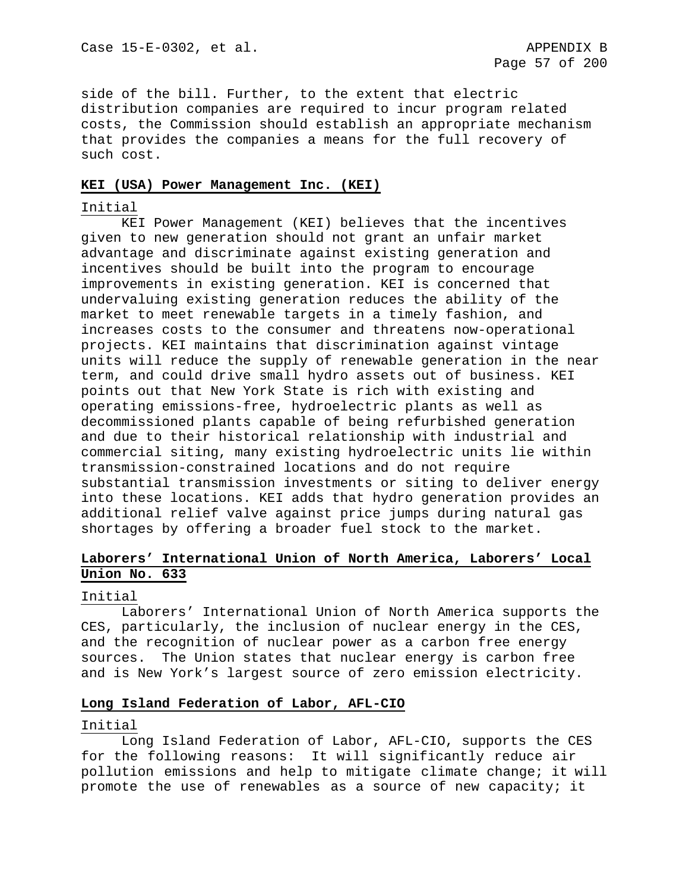side of the bill. Further, to the extent that electric distribution companies are required to incur program related costs, the Commission should establish an appropriate mechanism that provides the companies a means for the full recovery of such cost.

**KEI (USA) Power Management Inc. (KEI)**

Initial

KEI Power Management (KEI) believes that the incentives given to new generation should not grant an unfair market advantage and discriminate against existing generation and incentives should be built into the program to encourage improvements in existing generation. KEI is concerned that undervaluing existing generation reduces the ability of the market to meet renewable targets in a timely fashion, and increases costs to the consumer and threatens now-operational projects. KEI maintains that discrimination against vintage units will reduce the supply of renewable generation in the near term, and could drive small hydro assets out of business. KEI points out that New York State is rich with existing and operating emissions-free, hydroelectric plants as well as decommissioned plants capable of being refurbished generation and due to their historical relationship with industrial and commercial siting, many existing hydroelectric units lie within transmission-constrained locations and do not require substantial transmission investments or siting to deliver energy into these locations. KEI adds that hydro generation provides an additional relief valve against price jumps during natural gas shortages by offering a broader fuel stock to the market.

**Laborers' International Union of North America, Laborers' Local Union No. 633**

Initial

Laborers' International Union of North America supports the CES, particularly, the inclusion of nuclear energy in the CES, and the recognition of nuclear power as a carbon free energy sources. The Union states that nuclear energy is carbon free and is New York's largest source of zero emission electricity.

**Long Island Federation of Labor, AFL-CIO**

Initial

Long Island Federation of Labor, AFL-CIO, supports the CES for the following reasons: It will significantly reduce air pollution emissions and help to mitigate climate change; it will promote the use of renewables as a source of new capacity; it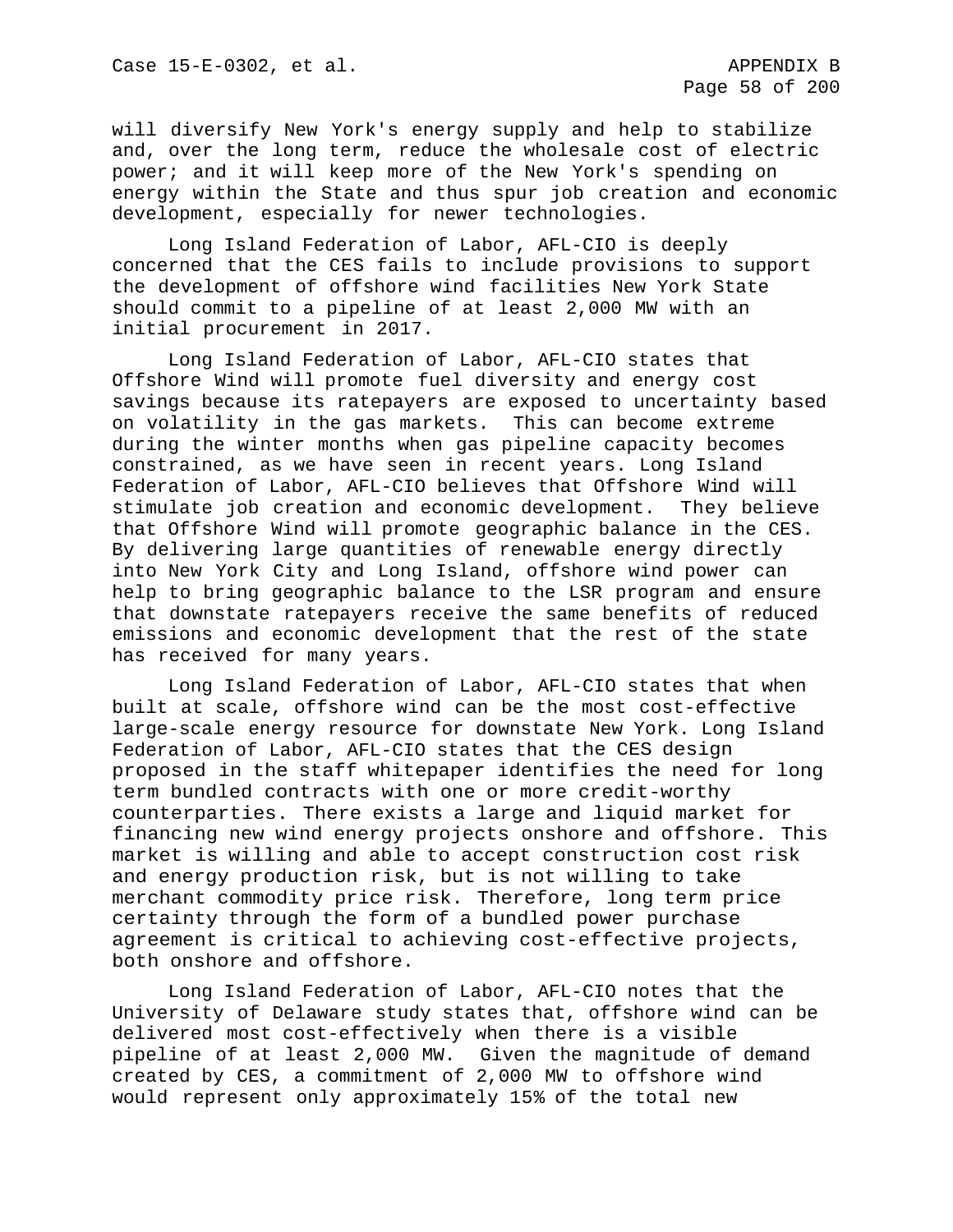will diversify New York's energy supply and help to stabilize and, over the long term, reduce the wholesale cost of electric power; and it will keep more of the New York's spending on energy within the State and thus spur job creation and economic development, especially for newer technologies.

Long Island Federation of Labor, AFL-CIO is deeply concerned that the CES fails to include provisions to support the development of offshore wind facilities New York State should commit to a pipeline of at least 2,000 MW with an initial procurement in 2017.

Long Island Federation of Labor, AFL-CIO states that Offshore Wind will promote fuel diversity and energy cost savings because its ratepayers are exposed to uncertainty based on volatility in the gas markets. This can become extreme during the winter months when gas pipeline capacity becomes constrained, as we have seen in recent years. Long Island Federation of Labor, AFL-CIO believes that Offshore Wind will stimulate job creation and economic development. They believe that Offshore Wind will promote geographic balance in the CES. By delivering large quantities of renewable energy directly into New York City and Long Island, offshore wind power can help to bring geographic balance to the LSR program and ensure that downstate ratepayers receive the same benefits of reduced emissions and economic development that the rest of the state has received for many years.

Long Island Federation of Labor, AFL-CIO states that when built at scale, offshore wind can be the most cost-effective large-scale energy resource for downstate New York. Long Island Federation of Labor, AFL-CIO states that the CES design proposed in the staff whitepaper identifies the need for long term bundled contracts with one or more credit-worthy counterparties. There exists a large and liquid market for financing new wind energy projects onshore and offshore. This market is willing and able to accept construction cost risk and energy production risk, but is not willing to take merchant commodity price risk. Therefore, long term price certainty through the form of a bundled power purchase agreement is critical to achieving cost-effective projects, both onshore and offshore.

Long Island Federation of Labor, AFL-CIO notes that the University of Delaware study states that, offshore wind can be delivered most cost-effectively when there is a visible pipeline of at least 2,000 MW. Given the magnitude of demand created by CES, a commitment of 2,000 MW to offshore wind would represent only approximately 15% of the total new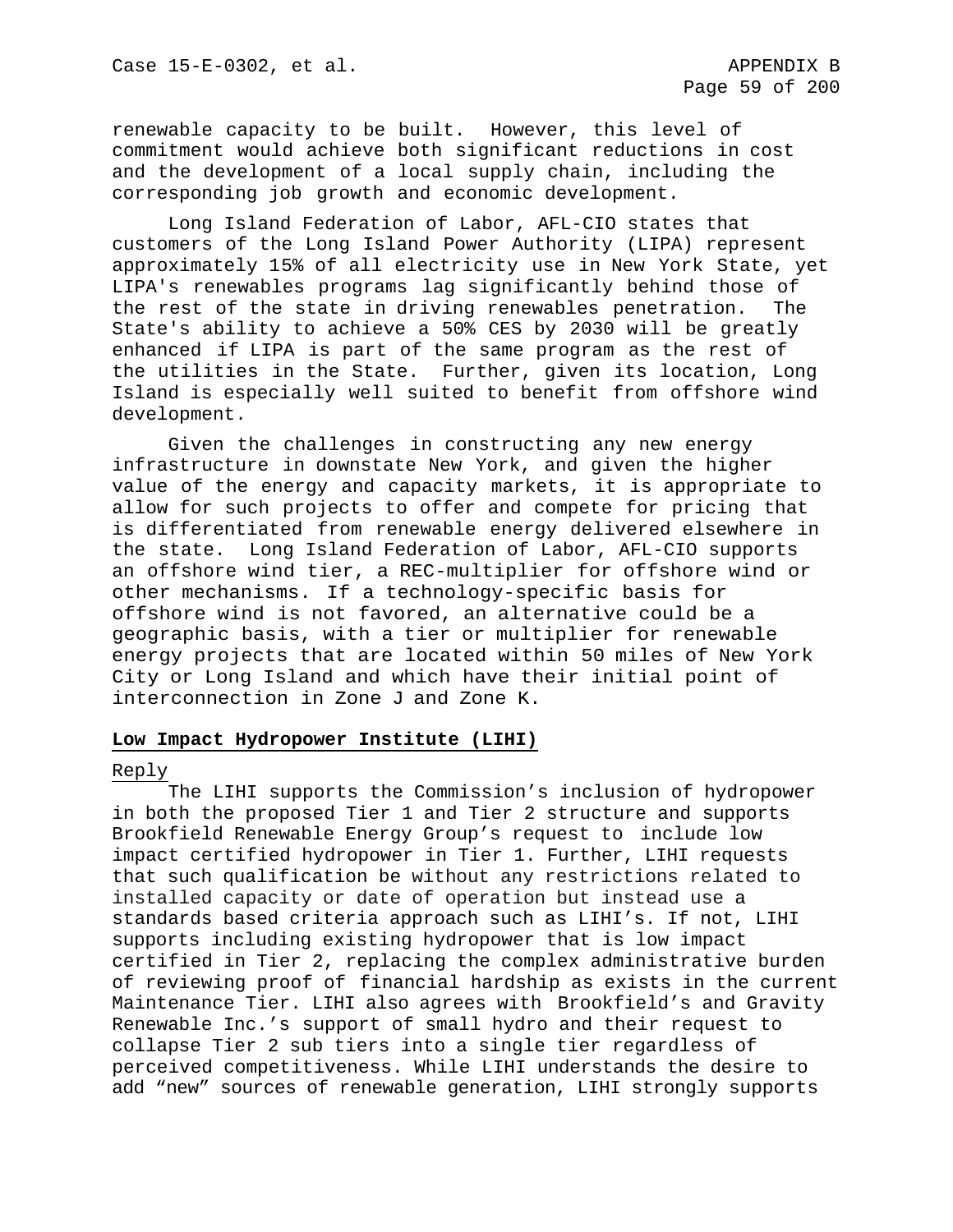renewable capacity to be built. However, this level of commitment would achieve both significant reductions in cost and the development of a local supply chain, including the corresponding job growth and economic development.

Long Island Federation of Labor, AFL-CIO states that customers of the Long Island Power Authority (LIPA) represent approximately 15% of all electricity use in New York State, yet LIPA's renewables programs lag significantly behind those of the rest of the state in driving renewables penetration. The State's ability to achieve a 50% CES by 2030 will be greatly enhanced if LIPA is part of the same program as the rest of the utilities in the State. Further, given its location, Long Island is especially well suited to benefit from offshore wind development.

Given the challenges in constructing any new energy infrastructure in downstate New York, and given the higher value of the energy and capacity markets, it is appropriate to allow for such projects to offer and compete for pricing that is differentiated from renewable energy delivered elsewhere in the state. Long Island Federation of Labor, AFL-CIO supports an offshore wind tier, a REC-multiplier for offshore wind or other mechanisms. If a technology-specific basis for offshore wind is not favored, an alternative could be a geographic basis, with a tier or multiplier for renewable energy projects that are located within 50 miles of New York City or Long Island and which have their initial point of interconnection in Zone J and Zone K.

**Low Impact Hydropower Institute (LIHI)**

Reply

The LIHI supports the Commission's inclusion of hydropower in both the proposed Tier 1 and Tier 2 structure and supports Brookfield Renewable Energy Group's request to include low impact certified hydropower in Tier 1. Further, LIHI requests that such qualification be without any restrictions related to installed capacity or date of operation but instead use a standards based criteria approach such as LIHI's. If not, LIHI supports including existing hydropower that is low impact certified in Tier 2, replacing the complex administrative burden of reviewing proof of financial hardship as exists in the current Maintenance Tier. LIHI also agrees with Brookfield's and Gravity Renewable Inc.'s support of small hydro and their request to collapse Tier 2 sub tiers into a single tier regardless of perceived competitiveness. While LIHI understands the desire to add "new" sources of renewable generation, LIHI strongly supports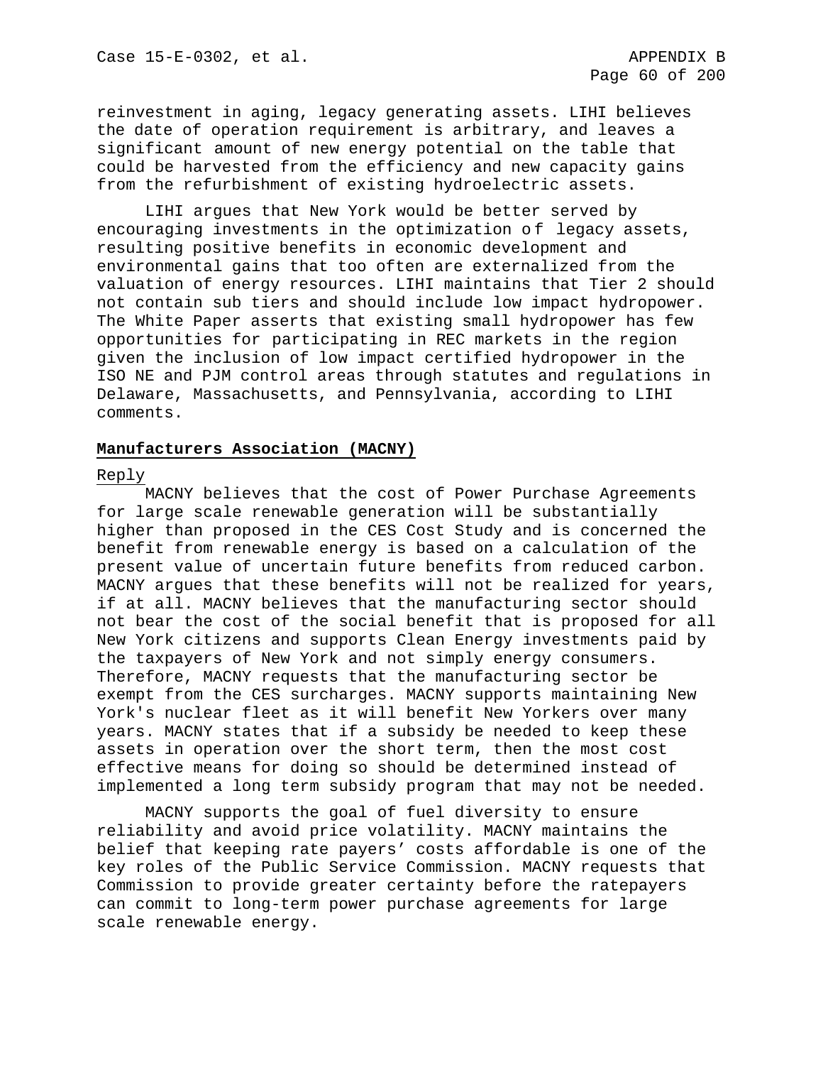reinvestment in aging, legacy generating assets. LIHI believes the date of operation requirement is arbitrary, and leaves a significant amount of new energy potential on the table that could be harvested from the efficiency and new capacity gains from the refurbishment of existing hydroelectric assets.

LIHI argues that New York would be better served by encouraging investments in the optimization of legacy assets, resulting positive benefits in economic development and environmental gains that too often are externalized from the valuation of energy resources. LIHI maintains that Tier 2 should not contain sub tiers and should include low impact hydropower. The White Paper asserts that existing small hydropower has few opportunities for participating in REC markets in the region given the inclusion of low impact certified hydropower in the ISO NE and PJM control areas through statutes and regulations in Delaware, Massachusetts, and Pennsylvania, according to LIHI comments.

**Manufacturers Association (MACNY)**

Reply

MACNY believes that the cost of Power Purchase Agreements for large scale renewable generation will be substantially higher than proposed in the CES Cost Study and is concerned the benefit from renewable energy is based on a calculation of the present value of uncertain future benefits from reduced carbon. MACNY argues that these benefits will not be realized for years, if at all. MACNY believes that the manufacturing sector should not bear the cost of the social benefit that is proposed for all New York citizens and supports Clean Energy investments paid by the taxpayers of New York and not simply energy consumers. Therefore, MACNY requests that the manufacturing sector be exempt from the CES surcharges. MACNY supports maintaining New York's nuclear fleet as it will benefit New Yorkers over many years. MACNY states that if a subsidy be needed to keep these assets in operation over the short term, then the most cost effective means for doing so should be determined instead of implemented a long term subsidy program that may not be needed.

MACNY supports the goal of fuel diversity to ensure reliability and avoid price volatility. MACNY maintains the belief that keeping rate payers' costs affordable is one of the key roles of the Public Service Commission. MACNY requests that Commission to provide greater certainty before the ratepayers can commit to long-term power purchase agreements for large scale renewable energy.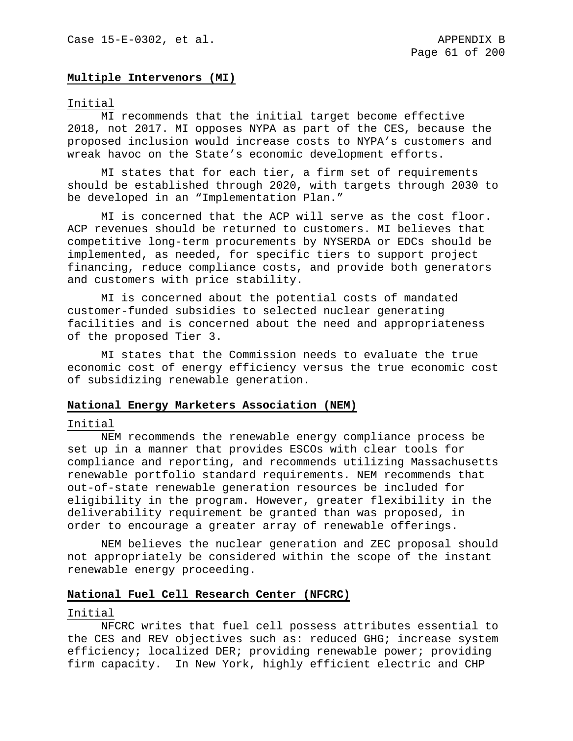## Multiple Intervenors (MI)

Initial

MI recommends that the initial target become effective 2018, not 2017. MI opposes NYPA as part of the CES, because the proposed inclusion would increase costs to NYPA's customers and wreak havoc on the State's economic development efforts.

MI states that for each tier, a firm set of requirements should be established through 2020, with targets through 2030 to be developed in an "Implementation Plan."

MI is concerned that the ACP will serve as the cost floor. ACP revenues should be returned to customers. MI believes that competitive long-term procurements by NYSERDA or EDCs should be implemented, as needed, for specific tiers to support project financing, reduce compliance costs, and provide both generators and customers with price stability.

MI is concerned about the potential costs of mandated customer-funded subsidies to selected nuclear generating facilities and is concerned about the need and appropriateness of the proposed Tier 3.

MI states that the Commission needs to evaluate the true economic cost of energy efficiency versus the true economic cost of subsidizing renewable generation.

## National Energy Marketers Association (NEM)

Initial

NEM recommends the renewable energy compliance process be set up in a manner that provides ESCOs with clear tools for compliance and reporting, and recommends utilizing Massachusetts renewable portfolio standard requirements. NEM recommends that out-of-state renewable generation resources be included for eligibility in the program. However, greater flexibility in the deliverability requirement be granted than was proposed, in order to encourage a greater array of renewable offerings.

NEM believes the nuclear generation and ZEC proposal should not appropriately be considered within the scope of the instant renewable energy proceeding.

## National Fuel Cell Research Center (NFCRC)

Initial

NFCRC writes that fuel cell possess attributes essential to the CES and REV objectives such as: reduced GHG; increase system efficiency; localized DER; providing renewable power; providing firm capacity. In New York, highly efficient electric and CHP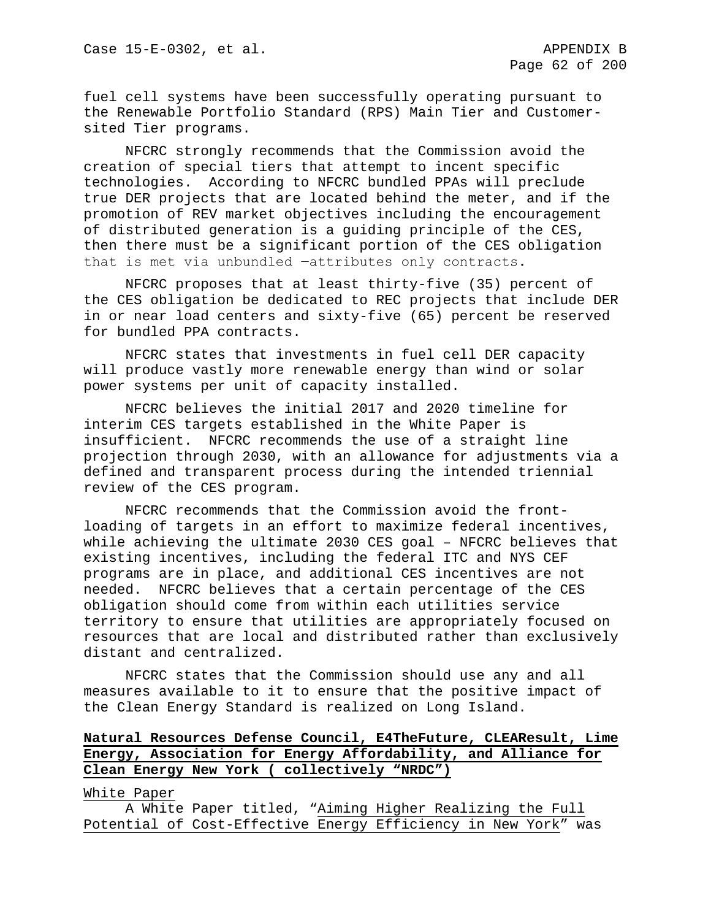fuel cell systems have been successfully operating pursuant to the Renewable Portfolio Standard (RPS) Main Tier and Customer-sited Tier programs.

NFCRC strongly recommends that the Commission avoid the creation of special tiers that attempt to incent specific technologies. According to NFCRC bundled PPAs will preclude true DER projects that are located behind the meter, and if the promotion of REV market objectives including the encouragement of distributed generation is a guiding principle of the CES, then there must be a significant portion of the CES obligation that is met via unbundled —attributes only contracts.

NFCRC proposes that at least thirty-five (35) percent of the CES obligation be dedicated to REC projects that include DER in or near load centers and sixty-five (65) percent be reserved for bundled PPA contracts.

NFCRC states that investments in fuel cell DER capacity will produce vastly more renewable energy than wind or solar power systems per unit of capacity installed.

NFCRC believes the initial 2017 and 2020 timeline for interim CES targets established in the White Paper is insufficient. NFCRC recommends the use of a straight line projection through 2030, with an allowance for adjustments via a defined and transparent process during the intended triennial review of the CES program.

NFCRC recommends that the Commission avoid the front-loading of targets in an effort to maximize federal incentives, while achieving the ultimate 2030 CES goal – NFCRC believes that existing incentives, including the federal ITC and NYS CEF programs are in place, and additional CES incentives are not needed. NFCRC believes that a certain percentage of the CES obligation should come from within each utilities service territory to ensure that utilities are appropriately focused on resources that are local and distributed rather than exclusively distant and centralized.

NFCRC states that the Commission should use any and all measures available to it to ensure that the positive impact of the Clean Energy Standard is realized on Long Island.

**Natural Resources Defense Council, E4TheFuture, CLEAResult, Lime Energy, Association for Energy Affordability, and Alliance for Clean Energy New York ( collectively "NRDC")**

White Paper

A White Paper titled, "Aiming Higher Realizing the Full Potential of Cost-Effective Energy Efficiency in New York" was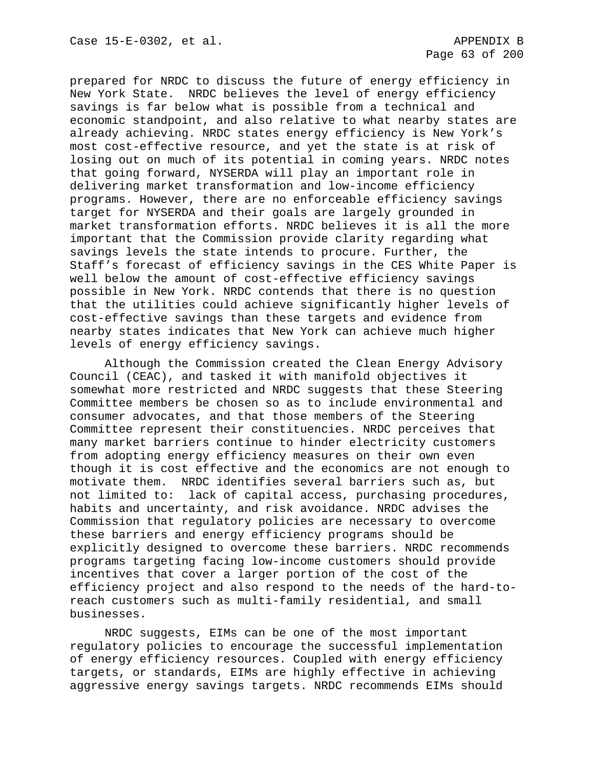prepared for NRDC to discuss the future of energy efficiency in New York State. NRDC believes the level of energy efficiency savings is far below what is possible from a technical and economic standpoint, and also relative to what nearby states are already achieving. NRDC states energy efficiency is New York's most cost-effective resource, and yet the state is at risk of losing out on much of its potential in coming years. NRDC notes that going forward, NYSERDA will play an important role in delivering market transformation and low-income efficiency programs. However, there are no enforceable efficiency savings target for NYSERDA and their goals are largely grounded in market transformation efforts. NRDC believes it is all the more important that the Commission provide clarity regarding what savings levels the state intends to procure. Further, the Staff's forecast of efficiency savings in the CES White Paper is well below the amount of cost-effective efficiency savings possible in New York. NRDC contends that there is no question that the utilities could achieve significantly higher levels of cost-effective savings than these targets and evidence from nearby states indicates that New York can achieve much higher levels of energy efficiency savings.

Although the Commission created the Clean Energy Advisory Council (CEAC), and tasked it with manifold objectives it somewhat more restricted and NRDC suggests that these Steering Committee members be chosen so as to include environmental and consumer advocates, and that those members of the Steering Committee represent their constituencies. NRDC perceives that many market barriers continue to hinder electricity customers from adopting energy efficiency measures on their own even though it is cost effective and the economics are not enough to motivate them. NRDC identifies several barriers such as, but not limited to: lack of capital access, purchasing procedures, habits and uncertainty, and risk avoidance. NRDC advises the Commission that regulatory policies are necessary to overcome these barriers and energy efficiency programs should be explicitly designed to overcome these barriers. NRDC recommends programs targeting facing low-income customers should provide incentives that cover a larger portion of the cost of the efficiency project and also respond to the needs of the hard-to-reach customers such as multi-family residential, and small businesses.

NRDC suggests, EIMs can be one of the most important regulatory policies to encourage the successful implementation of energy efficiency resources. Coupled with energy efficiency targets, or standards, EIMs are highly effective in achieving aggressive energy savings targets. NRDC recommends EIMs should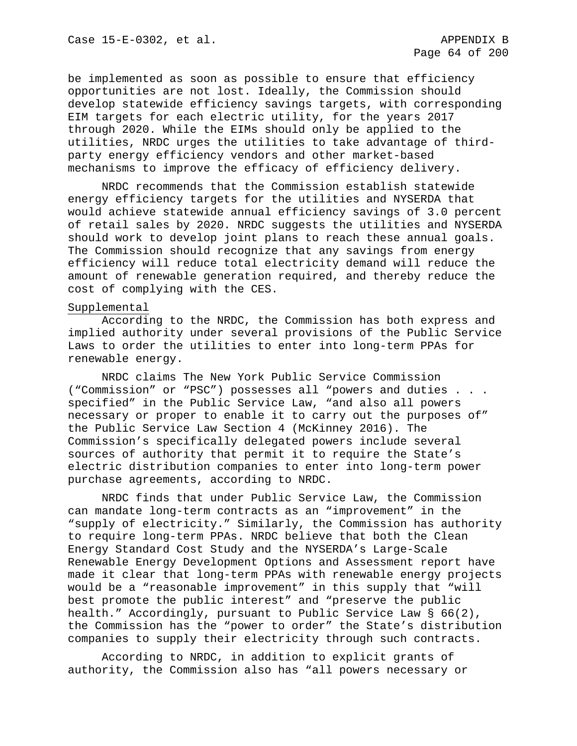be implemented as soon as possible to ensure that efficiency opportunities are not lost. Ideally, the Commission should develop statewide efficiency savings targets, with corresponding EIM targets for each electric utility, for the years 2017 through 2020. While the EIMs should only be applied to the utilities, NRDC urges the utilities to take advantage of third-party energy efficiency vendors and other market-based mechanisms to improve the efficacy of efficiency delivery.

NRDC recommends that the Commission establish statewide energy efficiency targets for the utilities and NYSERDA that would achieve statewide annual efficiency savings of 3.0 percent of retail sales by 2020. NRDC suggests the utilities and NYSERDA should work to develop joint plans to reach these annual goals. The Commission should recognize that any savings from energy efficiency will reduce total electricity demand will reduce the amount of renewable generation required, and thereby reduce the cost of complying with the CES.

Supplemental

According to the NRDC, the Commission has both express and implied authority under several provisions of the Public Service Laws to order the utilities to enter into long-term PPAs for renewable energy.

NRDC claims The New York Public Service Commission ("Commission" or "PSC") possesses all "powers and duties . . . specified" in the Public Service Law, "and also all powers necessary or proper to enable it to carry out the purposes of" the Public Service Law Section 4 (McKinney 2016). The Commission's specifically delegated powers include several sources of authority that permit it to require the State's electric distribution companies to enter into long-term power purchase agreements, according to NRDC.

NRDC finds that under Public Service Law, the Commission can mandate long-term contracts as an "improvement" in the "supply of electricity." Similarly, the Commission has authority to require long-term PPAs. NRDC believe that both the Clean Energy Standard Cost Study and the NYSERDA's Large-Scale Renewable Energy Development Options and Assessment report have made it clear that long-term PPAs with renewable energy projects would be a "reasonable improvement" in this supply that "will best promote the public interest" and "preserve the public health." Accordingly, pursuant to Public Service Law § 66(2), the Commission has the "power to order" the State's distribution companies to supply their electricity through such contracts.

According to NRDC, in addition to explicit grants of authority, the Commission also has "all powers necessary or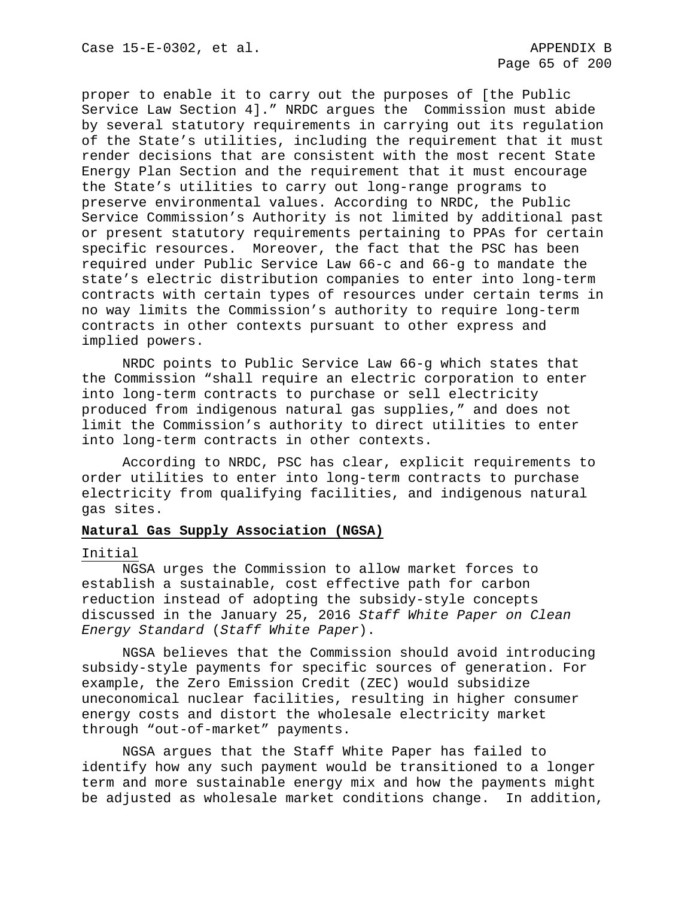proper to enable it to carry out the purposes of [the Public Service Law Section 4].” NRDC argues the Commission must abide by several statutory requirements in carrying out its regulation of the State’s utilities, including the requirement that it must render decisions that are consistent with the most recent State Energy Plan Section and the requirement that it must encourage the State’s utilities to carry out long-range programs to preserve environmental values. According to NRDC, the Public Service Commission’s Authority is not limited by additional past or present statutory requirements pertaining to PPAs for certain specific resources. Moreover, the fact that the PSC has been required under Public Service Law 66-c and 66-g to mandate the state’s electric distribution companies to enter into long-term contracts with certain types of resources under certain terms in no way limits the Commission’s authority to require long-term contracts in other contexts pursuant to other express and implied powers.

NRDC points to Public Service Law 66-g which states that the Commission “shall require an electric corporation to enter into long-term contracts to purchase or sell electricity produced from indigenous natural gas supplies,” and does not limit the Commission’s authority to direct utilities to enter into long-term contracts in other contexts.

According to NRDC, PSC has clear, explicit requirements to order utilities to enter into long-term contracts to purchase electricity from qualifying facilities, and indigenous natural gas sites.

**Natural Gas Supply Association (NGSA)**

Initial

NGSA urges the Commission to allow market forces to establish a sustainable, cost effective path for carbon reduction instead of adopting the subsidy-style concepts discussed in the January 25, 2016 *Staff White Paper on Clean Energy Standard* (*Staff White Paper*).

NGSA believes that the Commission should avoid introducing subsidy-style payments for specific sources of generation. For example, the Zero Emission Credit (ZEC) would subsidize uneconomical nuclear facilities, resulting in higher consumer energy costs and distort the wholesale electricity market through “out-of-market” payments.

NGSA argues that the Staff White Paper has failed to identify how any such payment would be transitioned to a longer term and more sustainable energy mix and how the payments might be adjusted as wholesale market conditions change. In addition,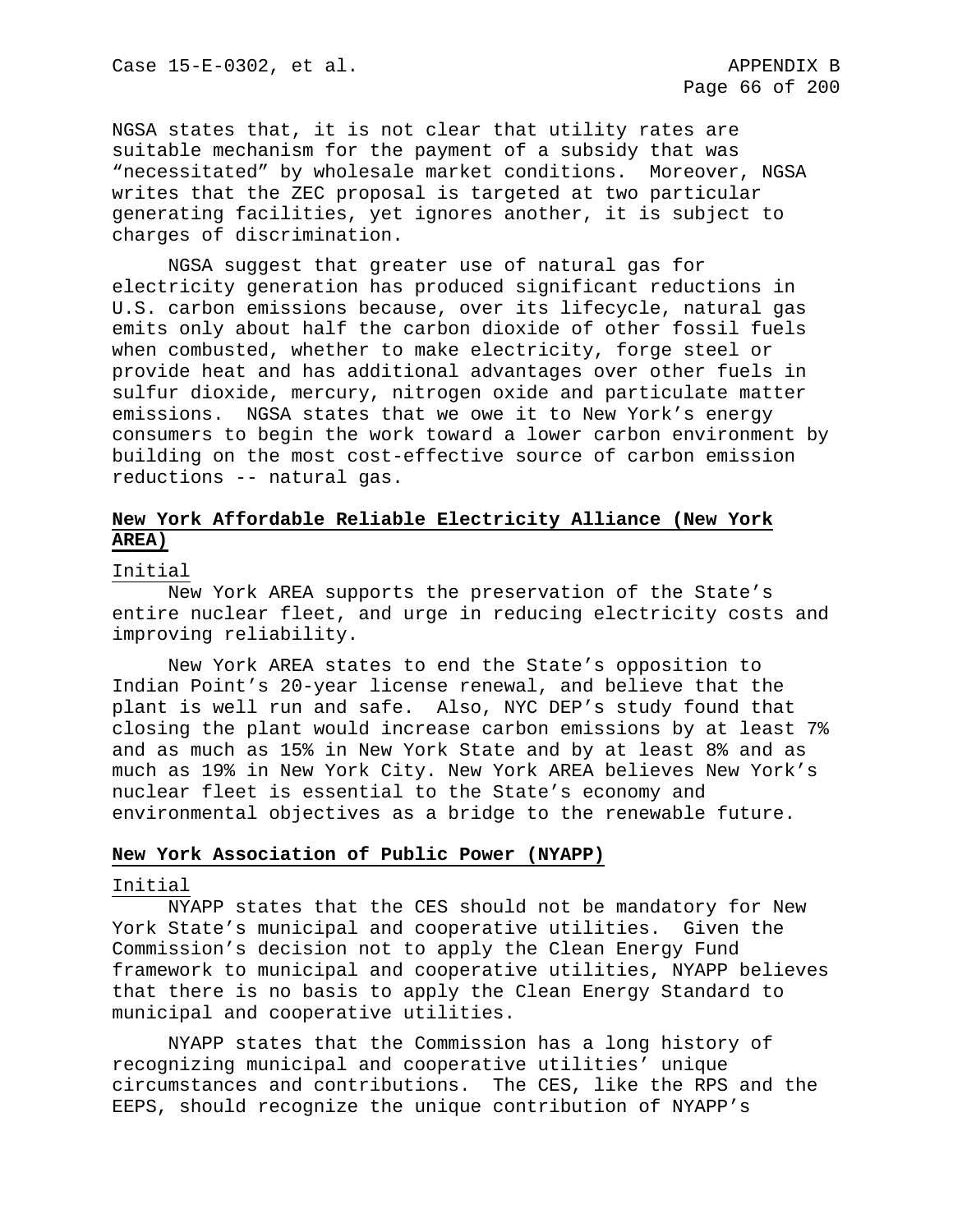NGSA states that, it is not clear that utility rates are suitable mechanism for the payment of a subsidy that was "necessitated" by wholesale market conditions. Moreover, NGSA writes that the ZEC proposal is targeted at two particular generating facilities, yet ignores another, it is subject to charges of discrimination.

NGSA suggest that greater use of natural gas for electricity generation has produced significant reductions in U.S. carbon emissions because, over its lifecycle, natural gas emits only about half the carbon dioxide of other fossil fuels when combusted, whether to make electricity, forge steel or provide heat and has additional advantages over other fuels in sulfur dioxide, mercury, nitrogen oxide and particulate matter emissions. NGSA states that we owe it to New York's energy consumers to begin the work toward a lower carbon environment by building on the most cost-effective source of carbon emission reductions -- natural gas.

## New York Affordable Reliable Electricity Alliance (New York AREA)

Initial

New York AREA supports the preservation of the State's entire nuclear fleet, and urge in reducing electricity costs and improving reliability.

New York AREA states to end the State's opposition to Indian Point's 20-year license renewal, and believe that the plant is well run and safe. Also, NYC DEP's study found that closing the plant would increase carbon emissions by at least 7% and as much as 15% in New York State and by at least 8% and as much as 19% in New York City. New York AREA believes New York's nuclear fleet is essential to the State's economy and environmental objectives as a bridge to the renewable future.

## New York Association of Public Power (NYAPP)

Initial

NYAPP states that the CES should not be mandatory for New York State's municipal and cooperative utilities. Given the Commission's decision not to apply the Clean Energy Fund framework to municipal and cooperative utilities, NYAPP believes that there is no basis to apply the Clean Energy Standard to municipal and cooperative utilities.

NYAPP states that the Commission has a long history of recognizing municipal and cooperative utilities' unique circumstances and contributions. The CES, like the RPS and the EEPS, should recognize the unique contribution of NYAPP's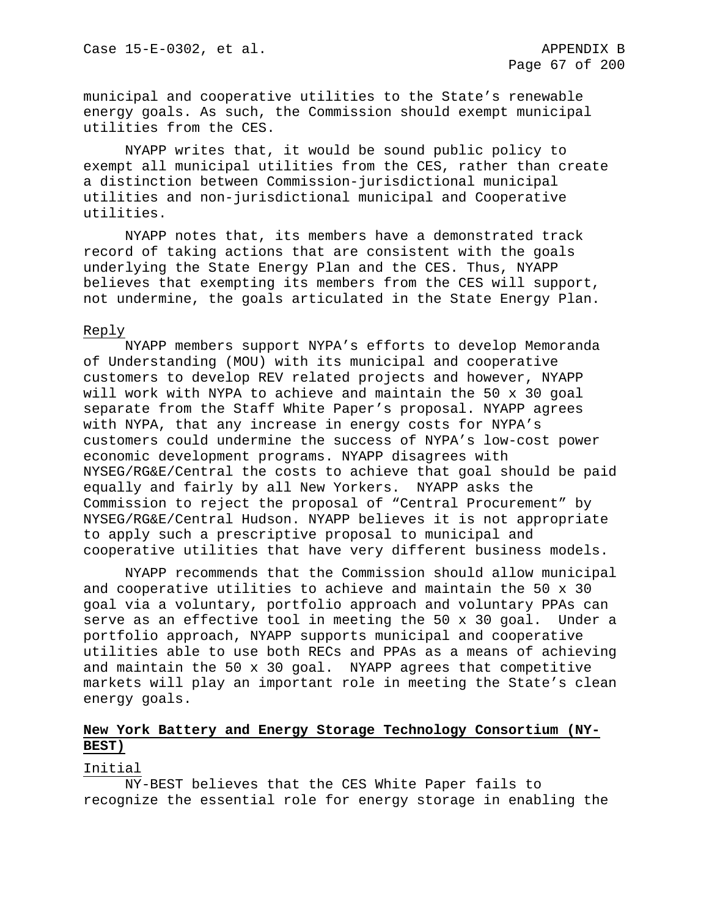municipal and cooperative utilities to the State's renewable energy goals. As such, the Commission should exempt municipal utilities from the CES.

NYAPP writes that, it would be sound public policy to exempt all municipal utilities from the CES, rather than create a distinction between Commission-jurisdictional municipal utilities and non-jurisdictional municipal and Cooperative utilities.

NYAPP notes that, its members have a demonstrated track record of taking actions that are consistent with the goals underlying the State Energy Plan and the CES. Thus, NYAPP believes that exempting its members from the CES will support, not undermine, the goals articulated in the State Energy Plan.

Reply

NYAPP members support NYPA's efforts to develop Memoranda of Understanding (MOU) with its municipal and cooperative customers to develop REV related projects and however, NYAPP will work with NYPA to achieve and maintain the 50 x 30 goal separate from the Staff White Paper's proposal. NYAPP agrees with NYPA, that any increase in energy costs for NYPA's customers could undermine the success of NYPA's low-cost power economic development programs. NYAPP disagrees with NYSEG/RG&E/Central the costs to achieve that goal should be paid equally and fairly by all New Yorkers. NYAPP asks the Commission to reject the proposal of "Central Procurement" by NYSEG/RG&E/Central Hudson. NYAPP believes it is not appropriate to apply such a prescriptive proposal to municipal and cooperative utilities that have very different business models.

NYAPP recommends that the Commission should allow municipal and cooperative utilities to achieve and maintain the 50 x 30 goal via a voluntary, portfolio approach and voluntary PPAs can serve as an effective tool in meeting the 50 x 30 goal. Under a portfolio approach, NYAPP supports municipal and cooperative utilities able to use both RECs and PPAs as a means of achieving and maintain the 50 x 30 goal. NYAPP agrees that competitive markets will play an important role in meeting the State's clean energy goals.

**New York Battery and Energy Storage Technology Consortium (NY-BEST)**

Initial

NY-BEST believes that the CES White Paper fails to recognize the essential role for energy storage in enabling the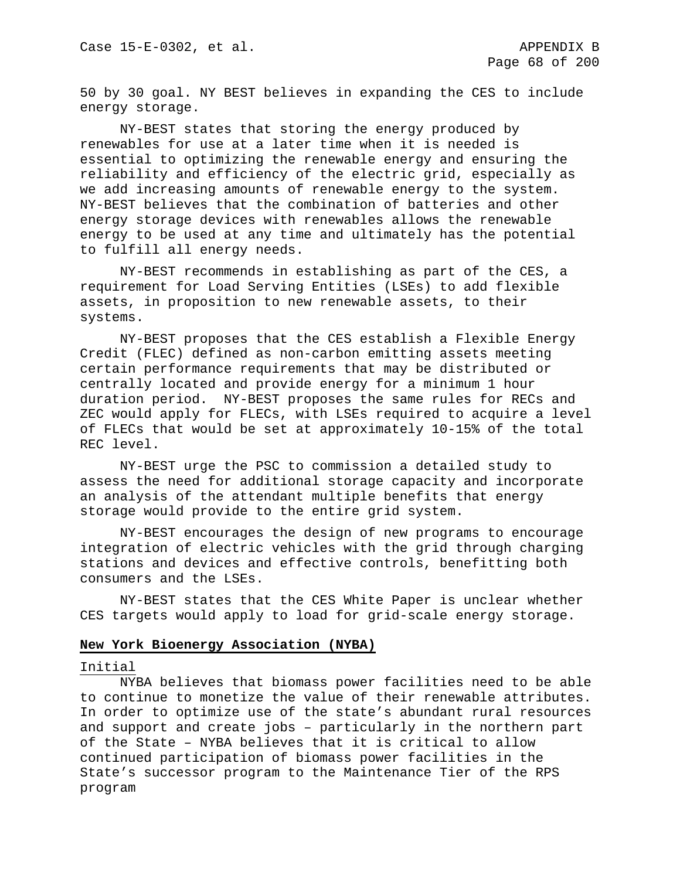50 by 30 goal. NY BEST believes in expanding the CES to include energy storage.

NY-BEST states that storing the energy produced by renewables for use at a later time when it is needed is essential to optimizing the renewable energy and ensuring the reliability and efficiency of the electric grid, especially as we add increasing amounts of renewable energy to the system. NY-BEST believes that the combination of batteries and other energy storage devices with renewables allows the renewable energy to be used at any time and ultimately has the potential to fulfill all energy needs.

NY-BEST recommends in establishing as part of the CES, a requirement for Load Serving Entities (LSEs) to add flexible assets, in proposition to new renewable assets, to their systems.

NY-BEST proposes that the CES establish a Flexible Energy Credit (FLEC) defined as non-carbon emitting assets meeting certain performance requirements that may be distributed or centrally located and provide energy for a minimum 1 hour duration period. NY-BEST proposes the same rules for RECs and ZEC would apply for FLECs, with LSEs required to acquire a level of FLECs that would be set at approximately 10-15% of the total REC level.

NY-BEST urge the PSC to commission a detailed study to assess the need for additional storage capacity and incorporate an analysis of the attendant multiple benefits that energy storage would provide to the entire grid system.

NY-BEST encourages the design of new programs to encourage integration of electric vehicles with the grid through charging stations and devices and effective controls, benefitting both consumers and the LSEs.

NY-BEST states that the CES White Paper is unclear whether CES targets would apply to load for grid-scale energy storage.

**New York Bioenergy Association (NYBA)**

Initial

NYBA believes that biomass power facilities need to be able to continue to monetize the value of their renewable attributes. In order to optimize use of the state's abundant rural resources and support and create jobs – particularly in the northern part of the State – NYBA believes that it is critical to allow continued participation of biomass power facilities in the State's successor program to the Maintenance Tier of the RPS program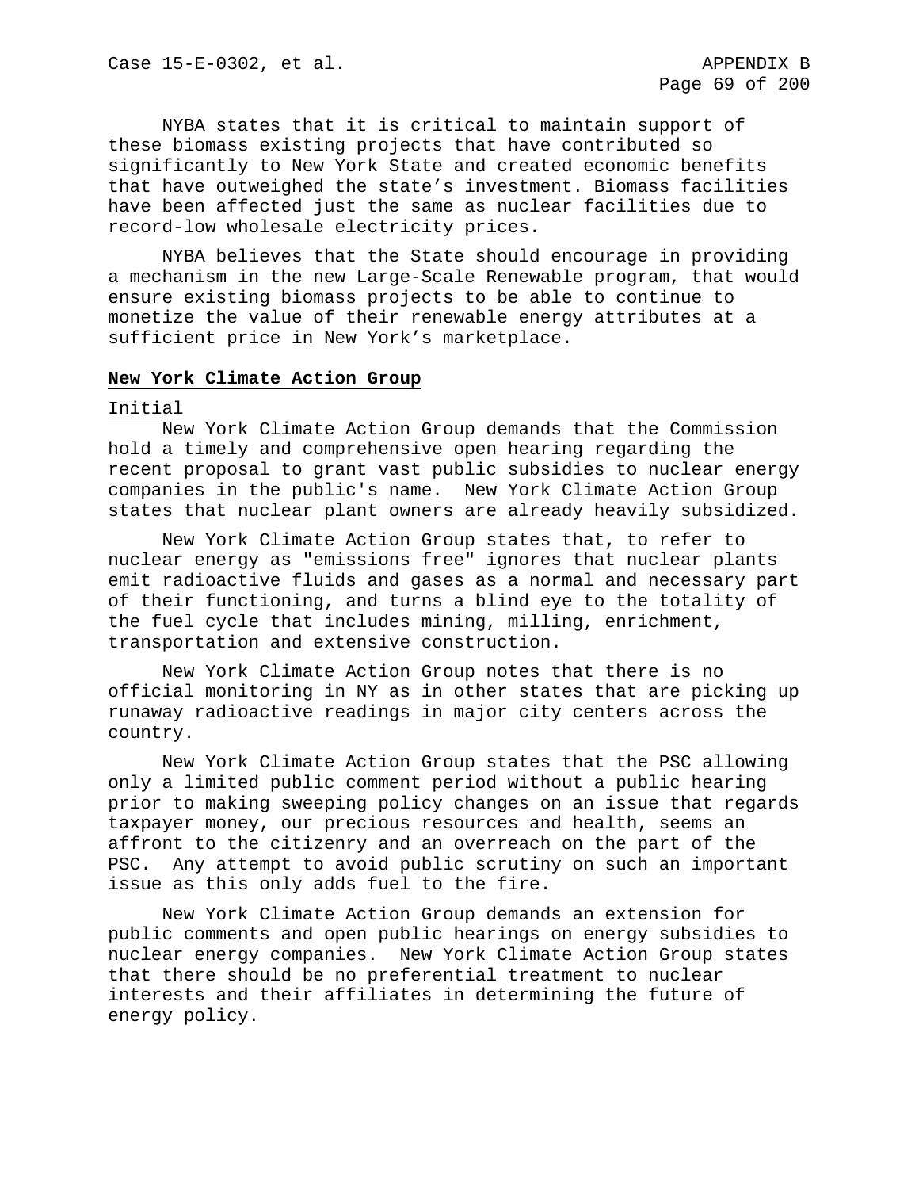NYBA states that it is critical to maintain support of these biomass existing projects that have contributed so significantly to New York State and created economic benefits that have outweighed the state's investment. Biomass facilities have been affected just the same as nuclear facilities due to record-low wholesale electricity prices.

NYBA believes that the State should encourage in providing a mechanism in the new Large-Scale Renewable program, that would ensure existing biomass projects to be able to continue to monetize the value of their renewable energy attributes at a sufficient price in New York's marketplace.

**New York Climate Action Group**

Initial

New York Climate Action Group demands that the Commission hold a timely and comprehensive open hearing regarding the recent proposal to grant vast public subsidies to nuclear energy companies in the public's name. New York Climate Action Group states that nuclear plant owners are already heavily subsidized.

New York Climate Action Group states that, to refer to nuclear energy as "emissions free" ignores that nuclear plants emit radioactive fluids and gases as a normal and necessary part of their functioning, and turns a blind eye to the totality of the fuel cycle that includes mining, milling, enrichment, transportation and extensive construction.

New York Climate Action Group notes that there is no official monitoring in NY as in other states that are picking up runaway radioactive readings in major city centers across the country.

New York Climate Action Group states that the PSC allowing only a limited public comment period without a public hearing prior to making sweeping policy changes on an issue that regards taxpayer money, our precious resources and health, seems an affront to the citizenry and an overreach on the part of the PSC. Any attempt to avoid public scrutiny on such an important issue as this only adds fuel to the fire.

New York Climate Action Group demands an extension for public comments and open public hearings on energy subsidies to nuclear energy companies. New York Climate Action Group states that there should be no preferential treatment to nuclear interests and their affiliates in determining the future of energy policy.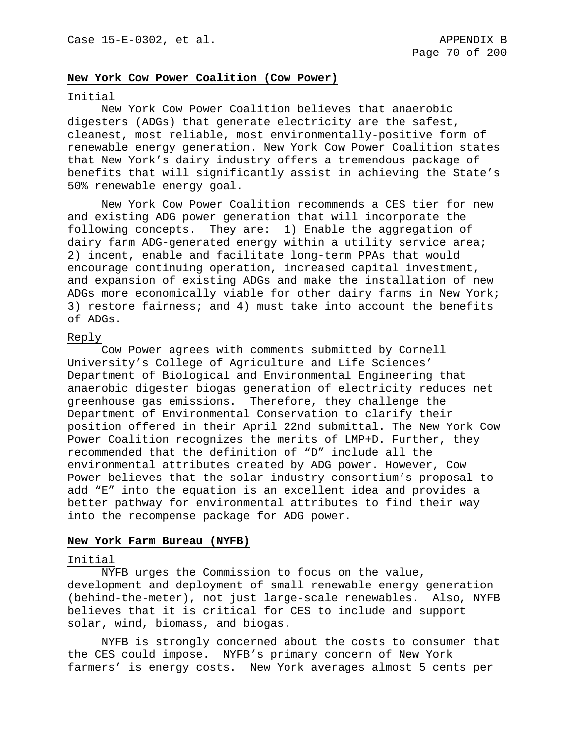**New York Cow Power Coalition (Cow Power)**

Initial

New York Cow Power Coalition believes that anaerobic digesters (ADGs) that generate electricity are the safest, cleanest, most reliable, most environmentally-positive form of renewable energy generation. New York Cow Power Coalition states that New York's dairy industry offers a tremendous package of benefits that will significantly assist in achieving the State's 50% renewable energy goal.

New York Cow Power Coalition recommends a CES tier for new and existing ADG power generation that will incorporate the following concepts. They are: 1) Enable the aggregation of dairy farm ADG-generated energy within a utility service area; 2) incent, enable and facilitate long-term PPAs that would encourage continuing operation, increased capital investment, and expansion of existing ADGs and make the installation of new ADGs more economically viable for other dairy farms in New York; 3) restore fairness; and 4) must take into account the benefits of ADGs.

Reply

Cow Power agrees with comments submitted by Cornell University's College of Agriculture and Life Sciences' Department of Biological and Environmental Engineering that anaerobic digester biogas generation of electricity reduces net greenhouse gas emissions. Therefore, they challenge the Department of Environmental Conservation to clarify their position offered in their April 22nd submittal. The New York Cow Power Coalition recognizes the merits of LMP+D. Further, they recommended that the definition of "D" include all the environmental attributes created by ADG power. However, Cow Power believes that the solar industry consortium's proposal to add "E" into the equation is an excellent idea and provides a better pathway for environmental attributes to find their way into the recompense package for ADG power.

**New York Farm Bureau (NYFB)**

Initial

NYFB urges the Commission to focus on the value, development and deployment of small renewable energy generation (behind-the-meter), not just large-scale renewables. Also, NYFB believes that it is critical for CES to include and support solar, wind, biomass, and biogas.

NYFB is strongly concerned about the costs to consumer that the CES could impose. NYFB's primary concern of New York farmers' is energy costs. New York averages almost 5 cents per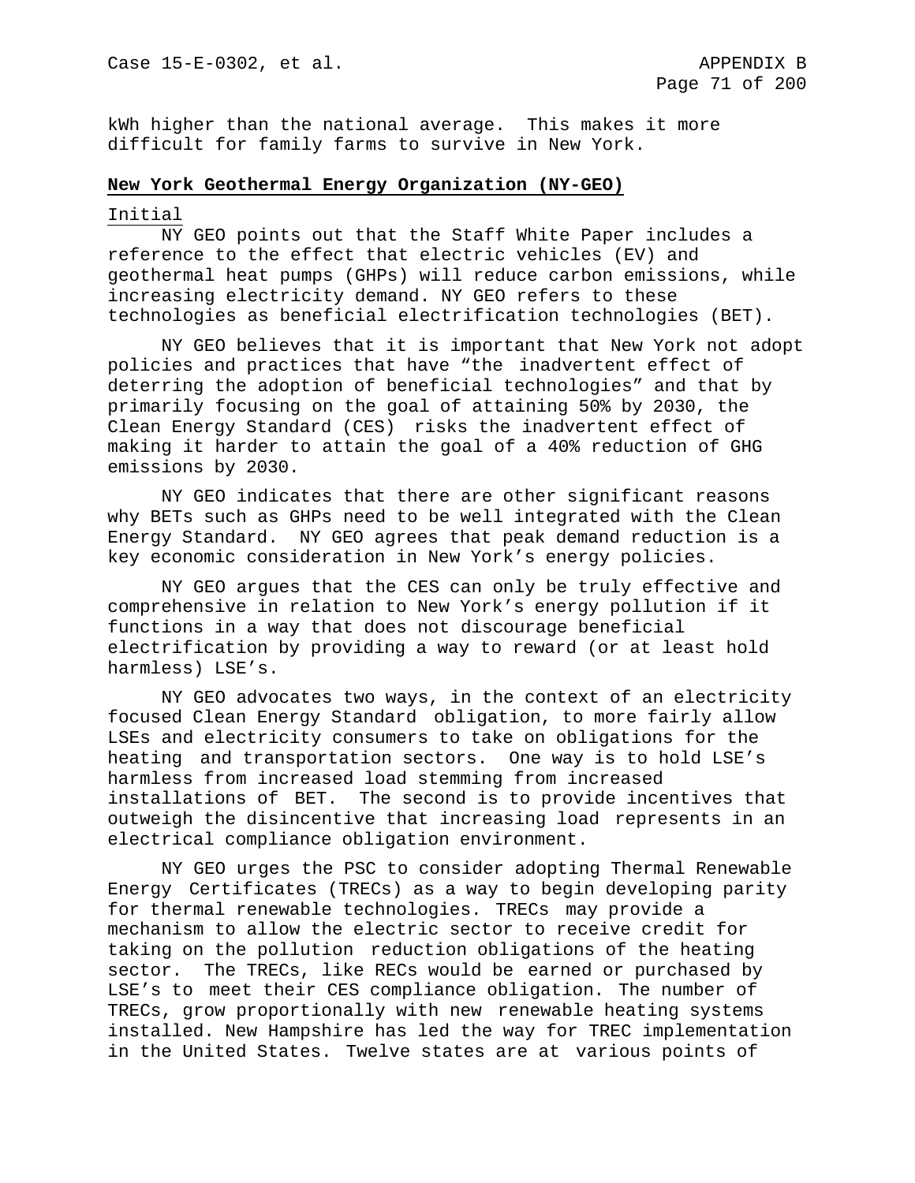kWh higher than the national average. This makes it more difficult for family farms to survive in New York.

**New York Geothermal Energy Organization (NY-GEO)**

Initial

NY GEO points out that the Staff White Paper includes a reference to the effect that electric vehicles (EV) and geothermal heat pumps (GHPs) will reduce carbon emissions, while increasing electricity demand. NY GEO refers to these technologies as beneficial electrification technologies (BET).

NY GEO believes that it is important that New York not adopt policies and practices that have "the inadvertent effect of deterring the adoption of beneficial technologies" and that by primarily focusing on the goal of attaining 50% by 2030, the Clean Energy Standard (CES) risks the inadvertent effect of making it harder to attain the goal of a 40% reduction of GHG emissions by 2030.

NY GEO indicates that there are other significant reasons why BETs such as GHPs need to be well integrated with the Clean Energy Standard. NY GEO agrees that peak demand reduction is a key economic consideration in New York's energy policies.

NY GEO argues that the CES can only be truly effective and comprehensive in relation to New York's energy pollution if it functions in a way that does not discourage beneficial electrification by providing a way to reward (or at least hold harmless) LSE's.

NY GEO advocates two ways, in the context of an electricity focused Clean Energy Standard obligation, to more fairly allow LSEs and electricity consumers to take on obligations for the heating and transportation sectors. One way is to hold LSE's harmless from increased load stemming from increased installations of BET. The second is to provide incentives that outweigh the disincentive that increasing load represents in an electrical compliance obligation environment.

NY GEO urges the PSC to consider adopting Thermal Renewable Energy Certificates (TRECs) as a way to begin developing parity for thermal renewable technologies. TRECs may provide a mechanism to allow the electric sector to receive credit for taking on the pollution reduction obligations of the heating sector. The TRECs, like RECs would be earned or purchased by LSE's to meet their CES compliance obligation. The number of TRECs, grow proportionally with new renewable heating systems installed. New Hampshire has led the way for TREC implementation in the United States. Twelve states are at various points of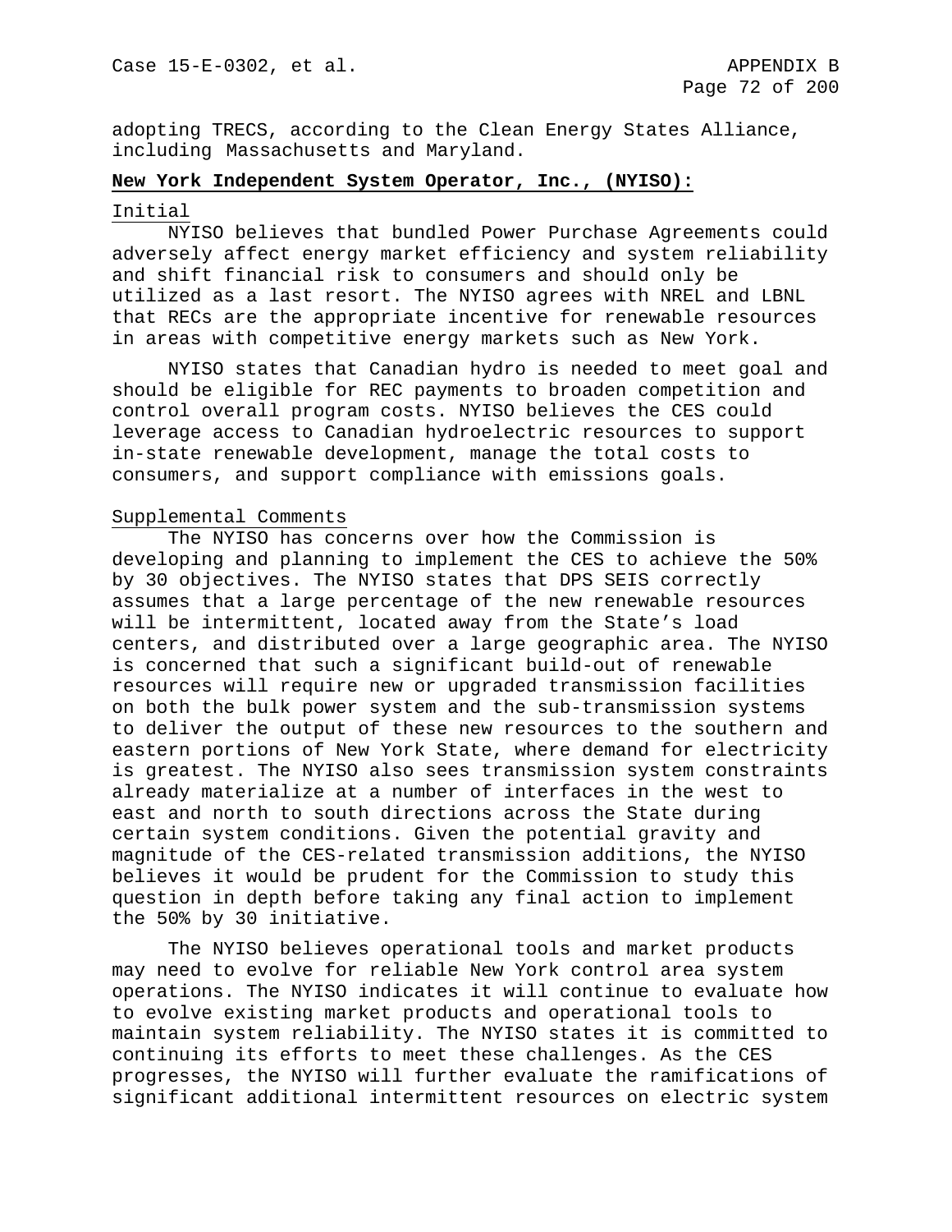adopting TRECS, according to the Clean Energy States Alliance, including Massachusetts and Maryland.

**New York Independent System Operator, Inc., (NYISO):**

Initial

NYISO believes that bundled Power Purchase Agreements could adversely affect energy market efficiency and system reliability and shift financial risk to consumers and should only be utilized as a last resort. The NYISO agrees with NREL and LBNL that RECs are the appropriate incentive for renewable resources in areas with competitive energy markets such as New York.

NYISO states that Canadian hydro is needed to meet goal and should be eligible for REC payments to broaden competition and control overall program costs. NYISO believes the CES could leverage access to Canadian hydroelectric resources to support in-state renewable development, manage the total costs to consumers, and support compliance with emissions goals.

Supplemental Comments

The NYISO has concerns over how the Commission is developing and planning to implement the CES to achieve the 50% by 30 objectives. The NYISO states that DPS SEIS correctly assumes that a large percentage of the new renewable resources will be intermittent, located away from the State's load centers, and distributed over a large geographic area. The NYISO is concerned that such a significant build-out of renewable resources will require new or upgraded transmission facilities on both the bulk power system and the sub-transmission systems to deliver the output of these new resources to the southern and eastern portions of New York State, where demand for electricity is greatest. The NYISO also sees transmission system constraints already materialize at a number of interfaces in the west to east and north to south directions across the State during certain system conditions. Given the potential gravity and magnitude of the CES-related transmission additions, the NYISO believes it would be prudent for the Commission to study this question in depth before taking any final action to implement the 50% by 30 initiative.

The NYISO believes operational tools and market products may need to evolve for reliable New York control area system operations. The NYISO indicates it will continue to evaluate how to evolve existing market products and operational tools to maintain system reliability. The NYISO states it is committed to continuing its efforts to meet these challenges. As the CES progresses, the NYISO will further evaluate the ramifications of significant additional intermittent resources on electric system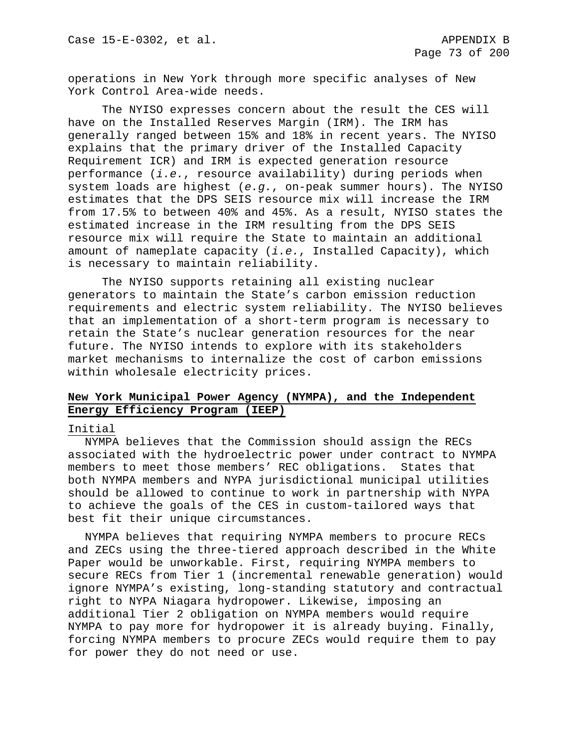operations in New York through more specific analyses of New York Control Area-wide needs.

The NYISO expresses concern about the result the CES will have on the Installed Reserves Margin (IRM). The IRM has generally ranged between 15% and 18% in recent years. The NYISO explains that the primary driver of the Installed Capacity Requirement ICR) and IRM is expected generation resource performance (*i.e.*, resource availability) during periods when system loads are highest (*e.g.*, on-peak summer hours). The NYISO estimates that the DPS SEIS resource mix will increase the IRM from 17.5% to between 40% and 45%. As a result, NYISO states the estimated increase in the IRM resulting from the DPS SEIS resource mix will require the State to maintain an additional amount of nameplate capacity (*i.e.*, Installed Capacity), which is necessary to maintain reliability.

The NYISO supports retaining all existing nuclear generators to maintain the State's carbon emission reduction requirements and electric system reliability. The NYISO believes that an implementation of a short-term program is necessary to retain the State's nuclear generation resources for the near future. The NYISO intends to explore with its stakeholders market mechanisms to internalize the cost of carbon emissions within wholesale electricity prices.

**New York Municipal Power Agency (NYMPA), and the Independent Energy Efficiency Program (IEEP)**

Initial

NYMPA believes that the Commission should assign the RECs associated with the hydroelectric power under contract to NYMPA members to meet those members' REC obligations. States that both NYMPA members and NYPA jurisdictional municipal utilities should be allowed to continue to work in partnership with NYPA to achieve the goals of the CES in custom-tailored ways that best fit their unique circumstances.

NYMPA believes that requiring NYMPA members to procure RECs and ZECs using the three-tiered approach described in the White Paper would be unworkable. First, requiring NYMPA members to secure RECs from Tier 1 (incremental renewable generation) would ignore NYMPA's existing, long-standing statutory and contractual right to NYPA Niagara hydropower. Likewise, imposing an additional Tier 2 obligation on NYMPA members would require NYMPA to pay more for hydropower it is already buying. Finally, forcing NYMPA members to procure ZECs would require them to pay for power they do not need or use.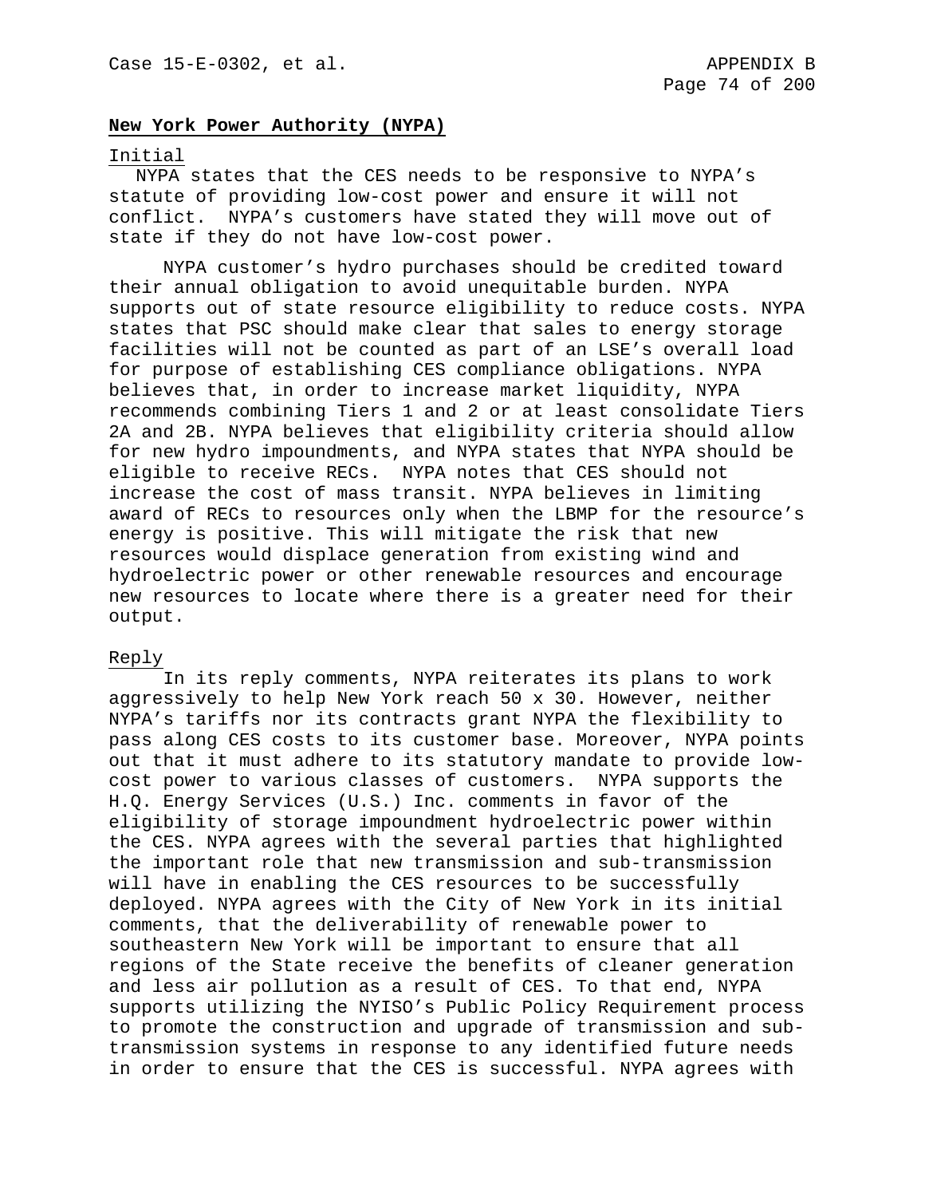**New York Power Authority (NYPA)**

Initial

NYPA states that the CES needs to be responsive to NYPA's statute of providing low-cost power and ensure it will not conflict. NYPA's customers have stated they will move out of state if they do not have low-cost power.

NYPA customer's hydro purchases should be credited toward their annual obligation to avoid unequitable burden. NYPA supports out of state resource eligibility to reduce costs. NYPA states that PSC should make clear that sales to energy storage facilities will not be counted as part of an LSE's overall load for purpose of establishing CES compliance obligations. NYPA believes that, in order to increase market liquidity, NYPA recommends combining Tiers 1 and 2 or at least consolidate Tiers 2A and 2B. NYPA believes that eligibility criteria should allow for new hydro impoundments, and NYPA states that NYPA should be eligible to receive RECs. NYPA notes that CES should not increase the cost of mass transit. NYPA believes in limiting award of RECs to resources only when the LBMP for the resource's energy is positive. This will mitigate the risk that new resources would displace generation from existing wind and hydroelectric power or other renewable resources and encourage new resources to locate where there is a greater need for their output.

Reply

In its reply comments, NYPA reiterates its plans to work aggressively to help New York reach 50 x 30. However, neither NYPA's tariffs nor its contracts grant NYPA the flexibility to pass along CES costs to its customer base. Moreover, NYPA points out that it must adhere to its statutory mandate to provide low-cost power to various classes of customers. NYPA supports the H.Q. Energy Services (U.S.) Inc. comments in favor of the eligibility of storage impoundment hydroelectric power within the CES. NYPA agrees with the several parties that highlighted the important role that new transmission and sub-transmission will have in enabling the CES resources to be successfully deployed. NYPA agrees with the City of New York in its initial comments, that the deliverability of renewable power to southeastern New York will be important to ensure that all regions of the State receive the benefits of cleaner generation and less air pollution as a result of CES. To that end, NYPA supports utilizing the NYISO's Public Policy Requirement process to promote the construction and upgrade of transmission and sub-transmission systems in response to any identified future needs in order to ensure that the CES is successful. NYPA agrees with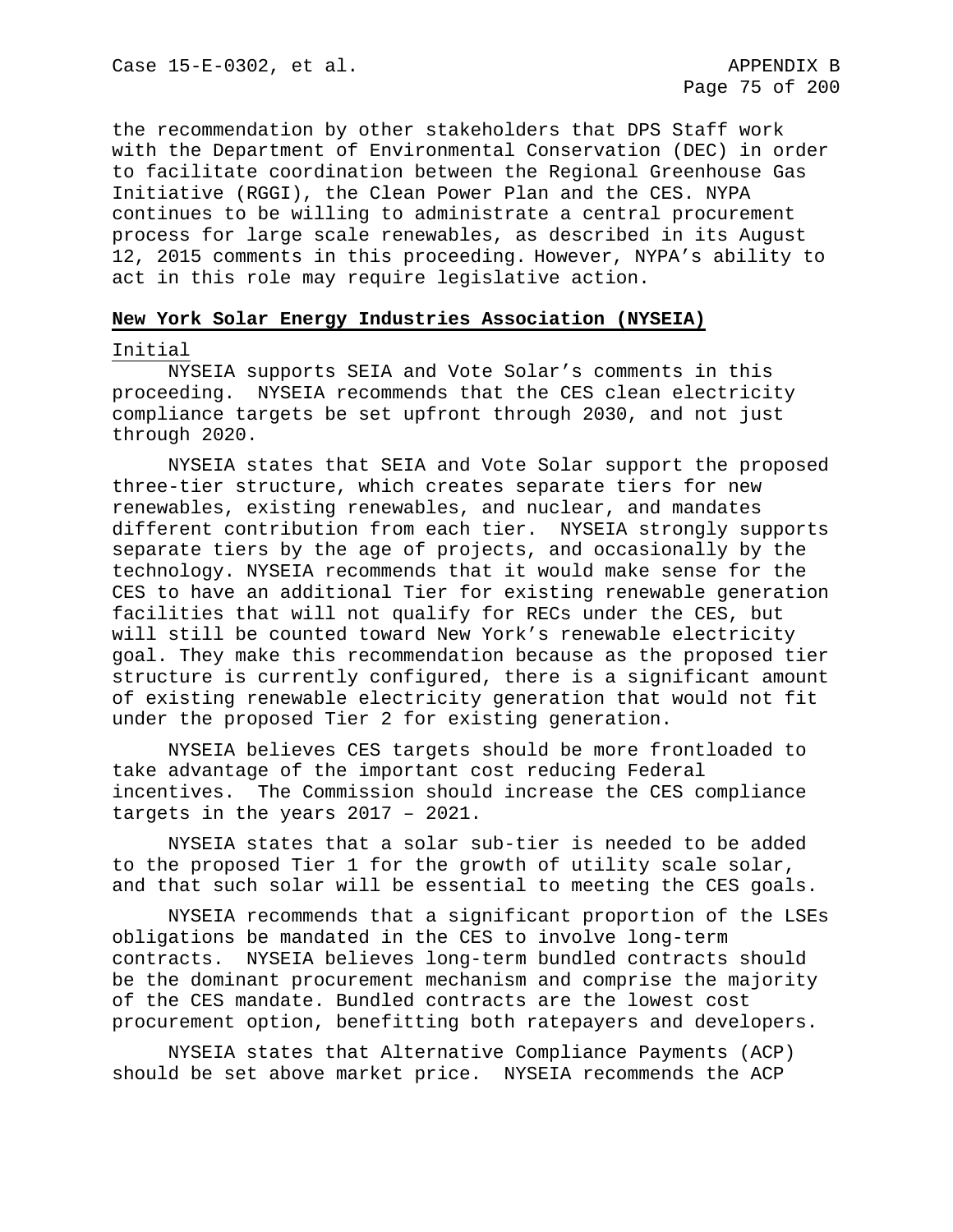the recommendation by other stakeholders that DPS Staff work with the Department of Environmental Conservation (DEC) in order to facilitate coordination between the Regional Greenhouse Gas Initiative (RGGI), the Clean Power Plan and the CES. NYPA continues to be willing to administrate a central procurement process for large scale renewables, as described in its August 12, 2015 comments in this proceeding. However, NYPA's ability to act in this role may require legislative action.

## New York Solar Energy Industries Association (NYSEIA)

Initial

NYSEIA supports SEIA and Vote Solar's comments in this proceeding. NYSEIA recommends that the CES clean electricity compliance targets be set upfront through 2030, and not just through 2020.

NYSEIA states that SEIA and Vote Solar support the proposed three-tier structure, which creates separate tiers for new renewables, existing renewables, and nuclear, and mandates different contribution from each tier. NYSEIA strongly supports separate tiers by the age of projects, and occasionally by the technology. NYSEIA recommends that it would make sense for the CES to have an additional Tier for existing renewable generation facilities that will not qualify for RECs under the CES, but will still be counted toward New York's renewable electricity goal. They make this recommendation because as the proposed tier structure is currently configured, there is a significant amount of existing renewable electricity generation that would not fit under the proposed Tier 2 for existing generation.

NYSEIA believes CES targets should be more frontloaded to take advantage of the important cost reducing Federal incentives. The Commission should increase the CES compliance targets in the years 2017 – 2021.

NYSEIA states that a solar sub-tier is needed to be added to the proposed Tier 1 for the growth of utility scale solar, and that such solar will be essential to meeting the CES goals.

NYSEIA recommends that a significant proportion of the LSEs obligations be mandated in the CES to involve long-term contracts. NYSEIA believes long-term bundled contracts should be the dominant procurement mechanism and comprise the majority of the CES mandate. Bundled contracts are the lowest cost procurement option, benefitting both ratepayers and developers.

NYSEIA states that Alternative Compliance Payments (ACP) should be set above market price. NYSEIA recommends the ACP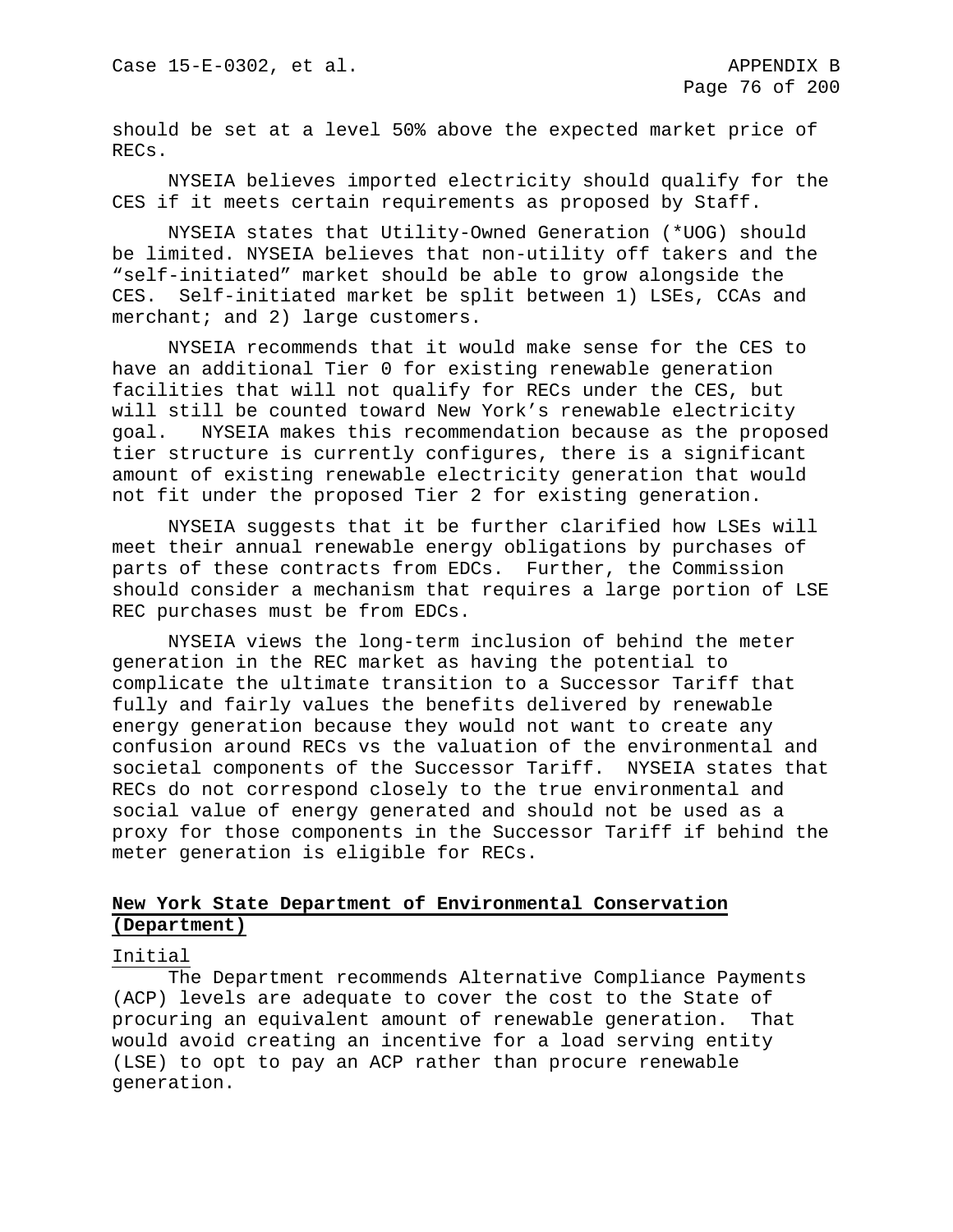should be set at a level 50% above the expected market price of RECs.

NYSEIA believes imported electricity should qualify for the CES if it meets certain requirements as proposed by Staff.

NYSEIA states that Utility-Owned Generation (*UOG) should be limited. NYSEIA believes that non-utility off takers and the "self-initiated" market should be able to grow alongside the CES. Self-initiated market be split between 1) LSEs, CCAs and merchant; and 2) large customers.

NYSEIA recommends that it would make sense for the CES to have an additional Tier 0 for existing renewable generation facilities that will not qualify for RECs under the CES, but will still be counted toward New York's renewable electricity goal. NYSEIA makes this recommendation because as the proposed tier structure is currently configures, there is a significant amount of existing renewable electricity generation that would not fit under the proposed Tier 2 for existing generation.

NYSEIA suggests that it be further clarified how LSEs will meet their annual renewable energy obligations by purchases of parts of these contracts from EDCs. Further, the Commission should consider a mechanism that requires a large portion of LSE REC purchases must be from EDCs.

NYSEIA views the long-term inclusion of behind the meter generation in the REC market as having the potential to complicate the ultimate transition to a Successor Tariff that fully and fairly values the benefits delivered by renewable energy generation because they would not want to create any confusion around RECs vs the valuation of the environmental and societal components of the Successor Tariff. NYSEIA states that RECs do not correspond closely to the true environmental and social value of energy generated and should not be used as a proxy for those components in the Successor Tariff if behind the meter generation is eligible for RECs.

## New York State Department of Environmental Conservation (Department)

Initial

The Department recommends Alternative Compliance Payments (ACP) levels are adequate to cover the cost to the State of procuring an equivalent amount of renewable generation. That would avoid creating an incentive for a load serving entity (LSE) to opt to pay an ACP rather than procure renewable generation.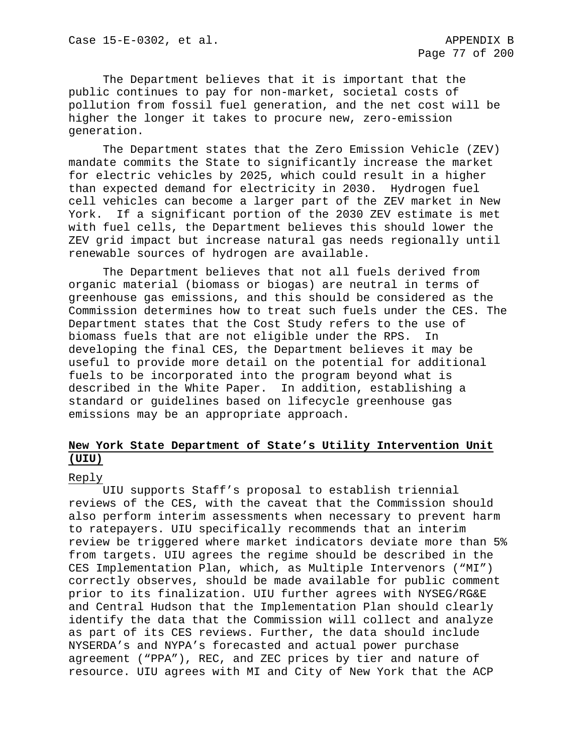The Department believes that it is important that the public continues to pay for non-market, societal costs of pollution from fossil fuel generation, and the net cost will be higher the longer it takes to procure new, zero-emission generation.

The Department states that the Zero Emission Vehicle (ZEV) mandate commits the State to significantly increase the market for electric vehicles by 2025, which could result in a higher than expected demand for electricity in 2030. Hydrogen fuel cell vehicles can become a larger part of the ZEV market in New York. If a significant portion of the 2030 ZEV estimate is met with fuel cells, the Department believes this should lower the ZEV grid impact but increase natural gas needs regionally until renewable sources of hydrogen are available.

The Department believes that not all fuels derived from organic material (biomass or biogas) are neutral in terms of greenhouse gas emissions, and this should be considered as the Commission determines how to treat such fuels under the CES. The Department states that the Cost Study refers to the use of biomass fuels that are not eligible under the RPS. In developing the final CES, the Department believes it may be useful to provide more detail on the potential for additional fuels to be incorporated into the program beyond what is described in the White Paper. In addition, establishing a standard or guidelines based on lifecycle greenhouse gas emissions may be an appropriate approach.

## New York State Department of State's Utility Intervention Unit (UIU)

Reply

UIU supports Staff's proposal to establish triennial reviews of the CES, with the caveat that the Commission should also perform interim assessments when necessary to prevent harm to ratepayers. UIU specifically recommends that an interim review be triggered where market indicators deviate more than 5% from targets. UIU agrees the regime should be described in the CES Implementation Plan, which, as Multiple Intervenors ("MI") correctly observes, should be made available for public comment prior to its finalization. UIU further agrees with NYSEG/RG&E and Central Hudson that the Implementation Plan should clearly identify the data that the Commission will collect and analyze as part of its CES reviews. Further, the data should include NYSERDA's and NYPA's forecasted and actual power purchase agreement ("PPA"), REC, and ZEC prices by tier and nature of resource. UIU agrees with MI and City of New York that the ACP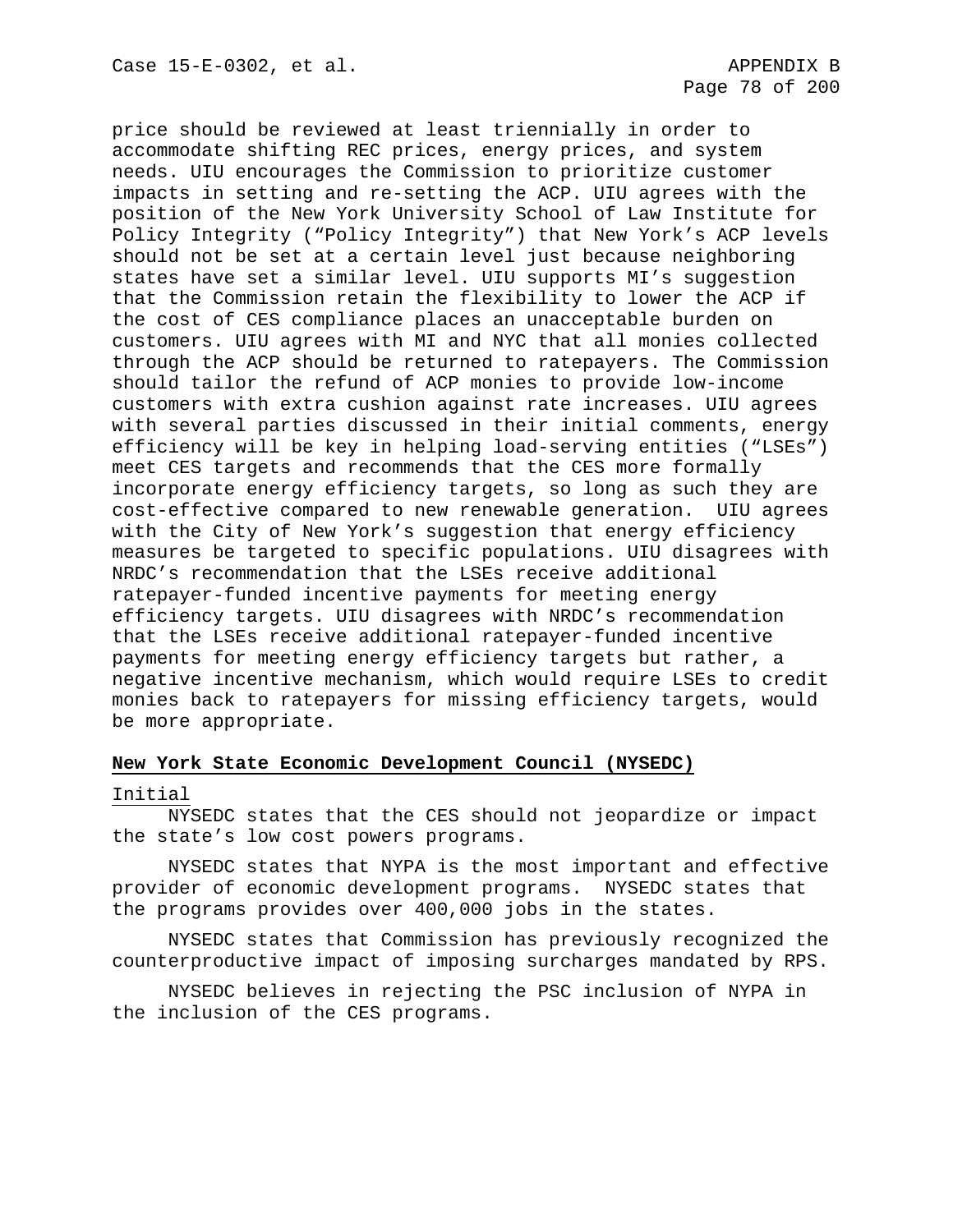price should be reviewed at least triennially in order to accommodate shifting REC prices, energy prices, and system needs. UIU encourages the Commission to prioritize customer impacts in setting and re-setting the ACP. UIU agrees with the position of the New York University School of Law Institute for Policy Integrity ("Policy Integrity") that New York's ACP levels should not be set at a certain level just because neighboring states have set a similar level. UIU supports MI's suggestion that the Commission retain the flexibility to lower the ACP if the cost of CES compliance places an unacceptable burden on customers. UIU agrees with MI and NYC that all monies collected through the ACP should be returned to ratepayers. The Commission should tailor the refund of ACP monies to provide low-income customers with extra cushion against rate increases. UIU agrees with several parties discussed in their initial comments, energy efficiency will be key in helping load-serving entities ("LSEs") meet CES targets and recommends that the CES more formally incorporate energy efficiency targets, so long as such they are cost-effective compared to new renewable generation. UIU agrees with the City of New York's suggestion that energy efficiency measures be targeted to specific populations. UIU disagrees with NRDC's recommendation that the LSEs receive additional ratepayer-funded incentive payments for meeting energy efficiency targets. UIU disagrees with NRDC's recommendation that the LSEs receive additional ratepayer-funded incentive payments for meeting energy efficiency targets but rather, a negative incentive mechanism, which would require LSEs to credit monies back to ratepayers for missing efficiency targets, would be more appropriate.

**New York State Economic Development Council (NYSEDC)**

Initial

NYSEDC states that the CES should not jeopardize or impact the state's low cost powers programs.

NYSEDC states that NYPA is the most important and effective provider of economic development programs. NYSEDC states that the programs provides over 400,000 jobs in the states.

NYSEDC states that Commission has previously recognized the counterproductive impact of imposing surcharges mandated by RPS.

NYSEDC believes in rejecting the PSC inclusion of NYPA in the inclusion of the CES programs.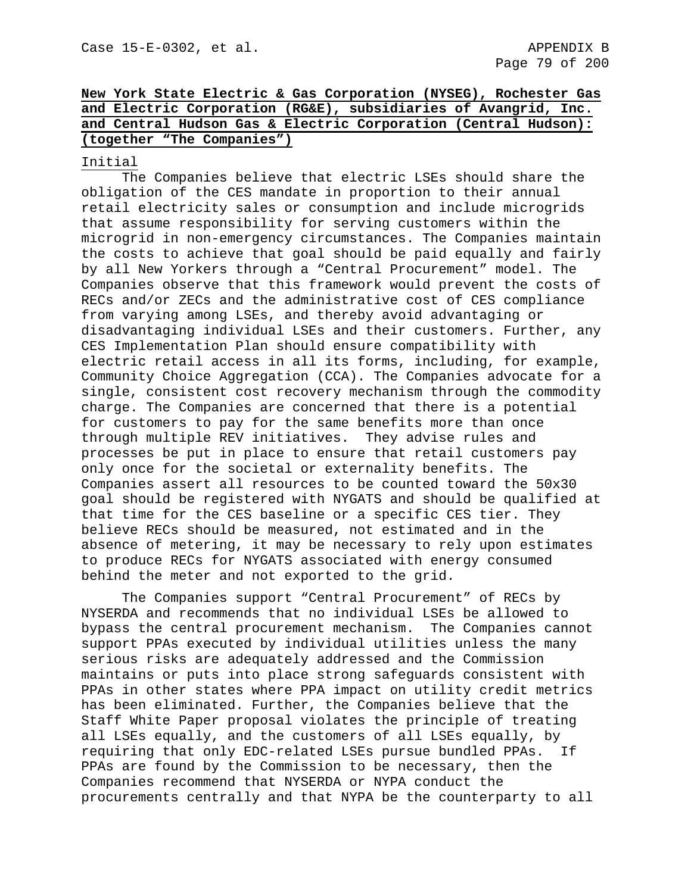**New York State Electric & Gas Corporation (NYSEG), Rochester Gas and Electric Corporation (RG&E), subsidiaries of Avangrid, Inc. and Central Hudson Gas & Electric Corporation (Central Hudson): (together "The Companies")**

Initial

The Companies believe that electric LSEs should share the obligation of the CES mandate in proportion to their annual retail electricity sales or consumption and include microgrids that assume responsibility for serving customers within the microgrid in non-emergency circumstances. The Companies maintain the costs to achieve that goal should be paid equally and fairly by all New Yorkers through a "Central Procurement" model. The Companies observe that this framework would prevent the costs of RECs and/or ZECs and the administrative cost of CES compliance from varying among LSEs, and thereby avoid advantaging or disadvantaging individual LSEs and their customers. Further, any CES Implementation Plan should ensure compatibility with electric retail access in all its forms, including, for example, Community Choice Aggregation (CCA). The Companies advocate for a single, consistent cost recovery mechanism through the commodity charge. The Companies are concerned that there is a potential for customers to pay for the same benefits more than once through multiple REV initiatives. They advise rules and processes be put in place to ensure that retail customers pay only once for the societal or externality benefits. The Companies assert all resources to be counted toward the 50x30 goal should be registered with NYGATS and should be qualified at that time for the CES baseline or a specific CES tier. They believe RECs should be measured, not estimated and in the absence of metering, it may be necessary to rely upon estimates to produce RECs for NYGATS associated with energy consumed behind the meter and not exported to the grid.

The Companies support "Central Procurement" of RECs by NYSERDA and recommends that no individual LSEs be allowed to bypass the central procurement mechanism. The Companies cannot support PPAs executed by individual utilities unless the many serious risks are adequately addressed and the Commission maintains or puts into place strong safeguards consistent with PPAs in other states where PPA impact on utility credit metrics has been eliminated. Further, the Companies believe that the Staff White Paper proposal violates the principle of treating all LSEs equally, and the customers of all LSEs equally, by requiring that only EDC-related LSEs pursue bundled PPAs. If PPAs are found by the Commission to be necessary, then the Companies recommend that NYSERDA or NYPA conduct the procurements centrally and that NYPA be the counterparty to all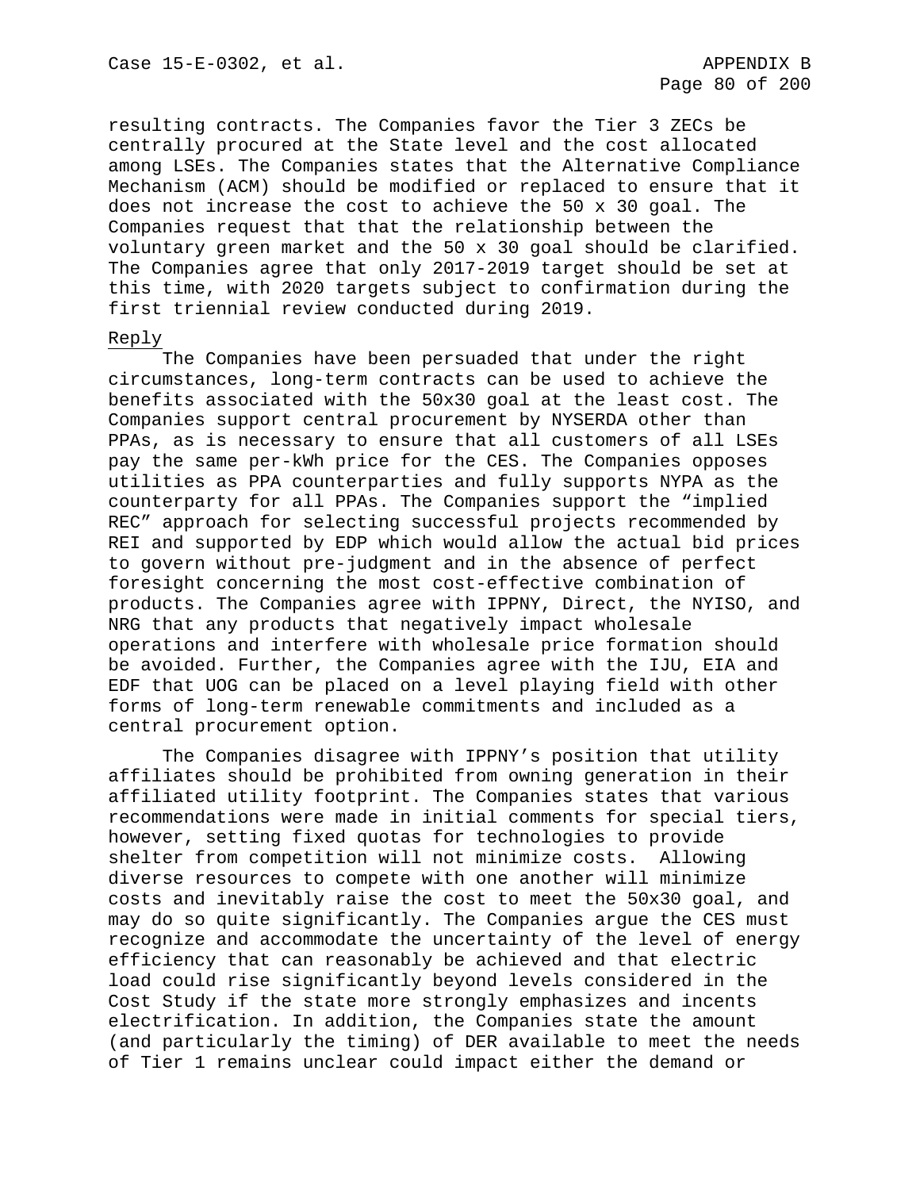resulting contracts. The Companies favor the Tier 3 ZECs be centrally procured at the State level and the cost allocated among LSEs. The Companies states that the Alternative Compliance Mechanism (ACM) should be modified or replaced to ensure that it does not increase the cost to achieve the 50 x 30 goal. The Companies request that that the relationship between the voluntary green market and the 50 x 30 goal should be clarified. The Companies agree that only 2017-2019 target should be set at this time, with 2020 targets subject to confirmation during the first triennial review conducted during 2019.

Reply

The Companies have been persuaded that under the right circumstances, long-term contracts can be used to achieve the benefits associated with the 50x30 goal at the least cost. The Companies support central procurement by NYSERDA other than PPAs, as is necessary to ensure that all customers of all LSEs pay the same per-kWh price for the CES. The Companies opposes utilities as PPA counterparties and fully supports NYPA as the counterparty for all PPAs. The Companies support the "implied REC" approach for selecting successful projects recommended by REI and supported by EDP which would allow the actual bid prices to govern without pre-judgment and in the absence of perfect foresight concerning the most cost-effective combination of products. The Companies agree with IPPNY, Direct, the NYISO, and NRG that any products that negatively impact wholesale operations and interfere with wholesale price formation should be avoided. Further, the Companies agree with the IJU, EIA and EDF that UOG can be placed on a level playing field with other forms of long-term renewable commitments and included as a central procurement option.

The Companies disagree with IPPNY's position that utility affiliates should be prohibited from owning generation in their affiliated utility footprint. The Companies states that various recommendations were made in initial comments for special tiers, however, setting fixed quotas for technologies to provide shelter from competition will not minimize costs. Allowing diverse resources to compete with one another will minimize costs and inevitably raise the cost to meet the 50x30 goal, and may do so quite significantly. The Companies argue the CES must recognize and accommodate the uncertainty of the level of energy efficiency that can reasonably be achieved and that electric load could rise significantly beyond levels considered in the Cost Study if the state more strongly emphasizes and incents electrification. In addition, the Companies state the amount (and particularly the timing) of DER available to meet the needs of Tier 1 remains unclear could impact either the demand or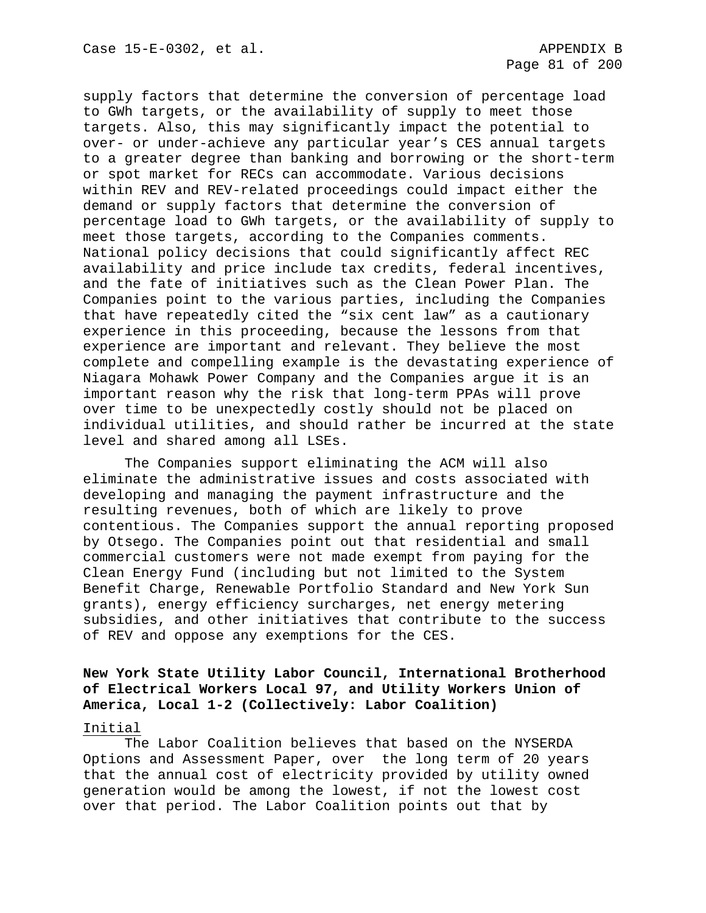supply factors that determine the conversion of percentage load to GWh targets, or the availability of supply to meet those targets. Also, this may significantly impact the potential to over- or under-achieve any particular year's CES annual targets to a greater degree than banking and borrowing or the short-term or spot market for RECs can accommodate. Various decisions within REV and REV-related proceedings could impact either the demand or supply factors that determine the conversion of percentage load to GWh targets, or the availability of supply to meet those targets, according to the Companies comments. National policy decisions that could significantly affect REC availability and price include tax credits, federal incentives, and the fate of initiatives such as the Clean Power Plan. The Companies point to the various parties, including the Companies that have repeatedly cited the "six cent law" as a cautionary experience in this proceeding, because the lessons from that experience are important and relevant. They believe the most complete and compelling example is the devastating experience of Niagara Mohawk Power Company and the Companies argue it is an important reason why the risk that long-term PPAs will prove over time to be unexpectedly costly should not be placed on individual utilities, and should rather be incurred at the state level and shared among all LSEs.

The Companies support eliminating the ACM will also eliminate the administrative issues and costs associated with developing and managing the payment infrastructure and the resulting revenues, both of which are likely to prove contentious. The Companies support the annual reporting proposed by Otsego. The Companies point out that residential and small commercial customers were not made exempt from paying for the Clean Energy Fund (including but not limited to the System Benefit Charge, Renewable Portfolio Standard and New York Sun grants), energy efficiency surcharges, net energy metering subsidies, and other initiatives that contribute to the success of REV and oppose any exemptions for the CES.

**New York State Utility Labor Council, International Brotherhood of Electrical Workers Local 97, and Utility Workers Union of America, Local 1-2 (Collectively: Labor Coalition)**

Initial

The Labor Coalition believes that based on the NYSERDA Options and Assessment Paper, over the long term of 20 years that the annual cost of electricity provided by utility owned generation would be among the lowest, if not the lowest cost over that period. The Labor Coalition points out that by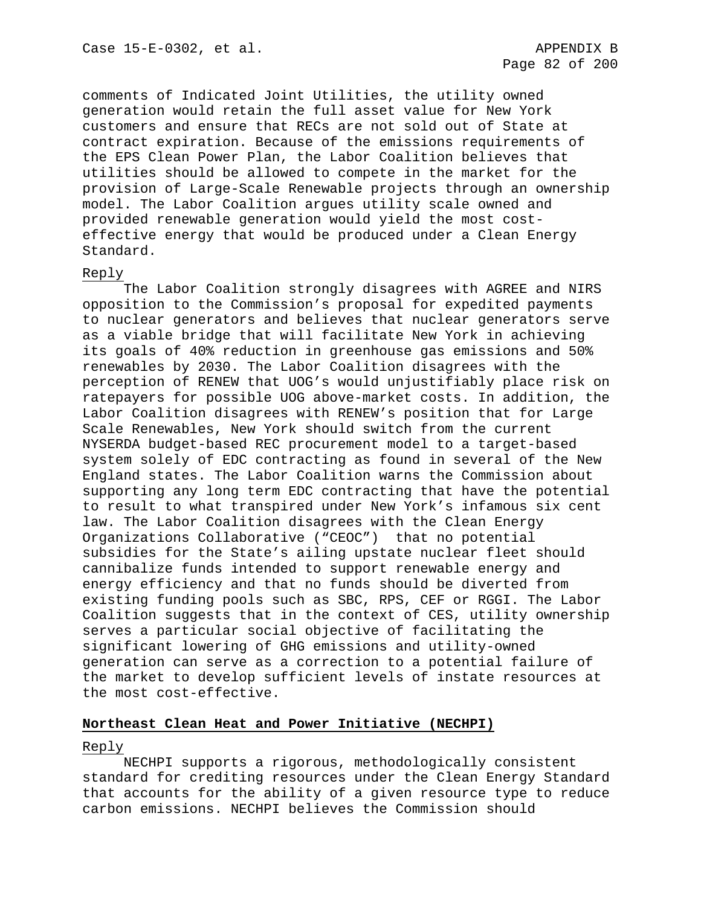comments of Indicated Joint Utilities, the utility owned generation would retain the full asset value for New York customers and ensure that RECs are not sold out of State at contract expiration. Because of the emissions requirements of the EPS Clean Power Plan, the Labor Coalition believes that utilities should be allowed to compete in the market for the provision of Large-Scale Renewable projects through an ownership model. The Labor Coalition argues utility scale owned and provided renewable generation would yield the most cost-effective energy that would be produced under a Clean Energy Standard.

Reply

The Labor Coalition strongly disagrees with AGREE and NIRS opposition to the Commission's proposal for expedited payments to nuclear generators and believes that nuclear generators serve as a viable bridge that will facilitate New York in achieving its goals of 40% reduction in greenhouse gas emissions and 50% renewables by 2030. The Labor Coalition disagrees with the perception of RENEW that UOG's would unjustifiably place risk on ratepayers for possible UOG above-market costs. In addition, the Labor Coalition disagrees with RENEW's position that for Large Scale Renewables, New York should switch from the current NYSERDA budget-based REC procurement model to a target-based system solely of EDC contracting as found in several of the New England states. The Labor Coalition warns the Commission about supporting any long term EDC contracting that have the potential to result to what transpired under New York's infamous six cent law. The Labor Coalition disagrees with the Clean Energy Organizations Collaborative ("CEOC") that no potential subsidies for the State's ailing upstate nuclear fleet should cannibalize funds intended to support renewable energy and energy efficiency and that no funds should be diverted from existing funding pools such as SBC, RPS, CEF or RGGI. The Labor Coalition suggests that in the context of CES, utility ownership serves a particular social objective of facilitating the significant lowering of GHG emissions and utility-owned generation can serve as a correction to a potential failure of the market to develop sufficient levels of instate resources at the most cost-effective.

**Northeast Clean Heat and Power Initiative (NECHPI)**

Reply

NECHPI supports a rigorous, methodologically consistent standard for crediting resources under the Clean Energy Standard that accounts for the ability of a given resource type to reduce carbon emissions. NECHPI believes the Commission should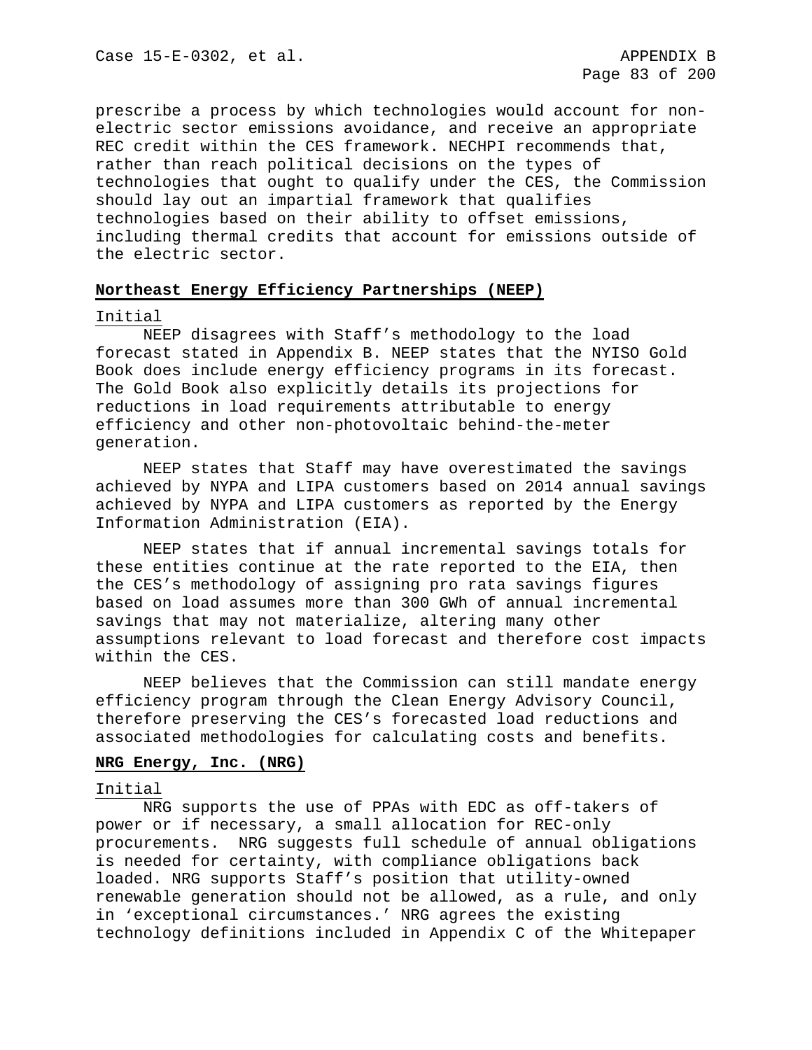prescribe a process by which technologies would account for non-electric sector emissions avoidance, and receive an appropriate REC credit within the CES framework. NECHPI recommends that, rather than reach political decisions on the types of technologies that ought to qualify under the CES, the Commission should lay out an impartial framework that qualifies technologies based on their ability to offset emissions, including thermal credits that account for emissions outside of the electric sector.

**Northeast Energy Efficiency Partnerships (NEEP)**

Initial

NEEP disagrees with Staff's methodology to the load forecast stated in Appendix B. NEEP states that the NYISO Gold Book does include energy efficiency programs in its forecast. The Gold Book also explicitly details its projections for reductions in load requirements attributable to energy efficiency and other non-photovoltaic behind-the-meter generation.

NEEP states that Staff may have overestimated the savings achieved by NYPA and LIPA customers based on 2014 annual savings achieved by NYPA and LIPA customers as reported by the Energy Information Administration (EIA).

NEEP states that if annual incremental savings totals for these entities continue at the rate reported to the EIA, then the CES's methodology of assigning pro rata savings figures based on load assumes more than 300 GWh of annual incremental savings that may not materialize, altering many other assumptions relevant to load forecast and therefore cost impacts within the CES.

NEEP believes that the Commission can still mandate energy efficiency program through the Clean Energy Advisory Council, therefore preserving the CES's forecasted load reductions and associated methodologies for calculating costs and benefits.

**NRG Energy, Inc. (NRG)**

Initial

NRG supports the use of PPAs with EDC as off-takers of power or if necessary, a small allocation for REC-only procurements. NRG suggests full schedule of annual obligations is needed for certainty, with compliance obligations back loaded. NRG supports Staff's position that utility-owned renewable generation should not be allowed, as a rule, and only in 'exceptional circumstances.' NRG agrees the existing technology definitions included in Appendix C of the Whitepaper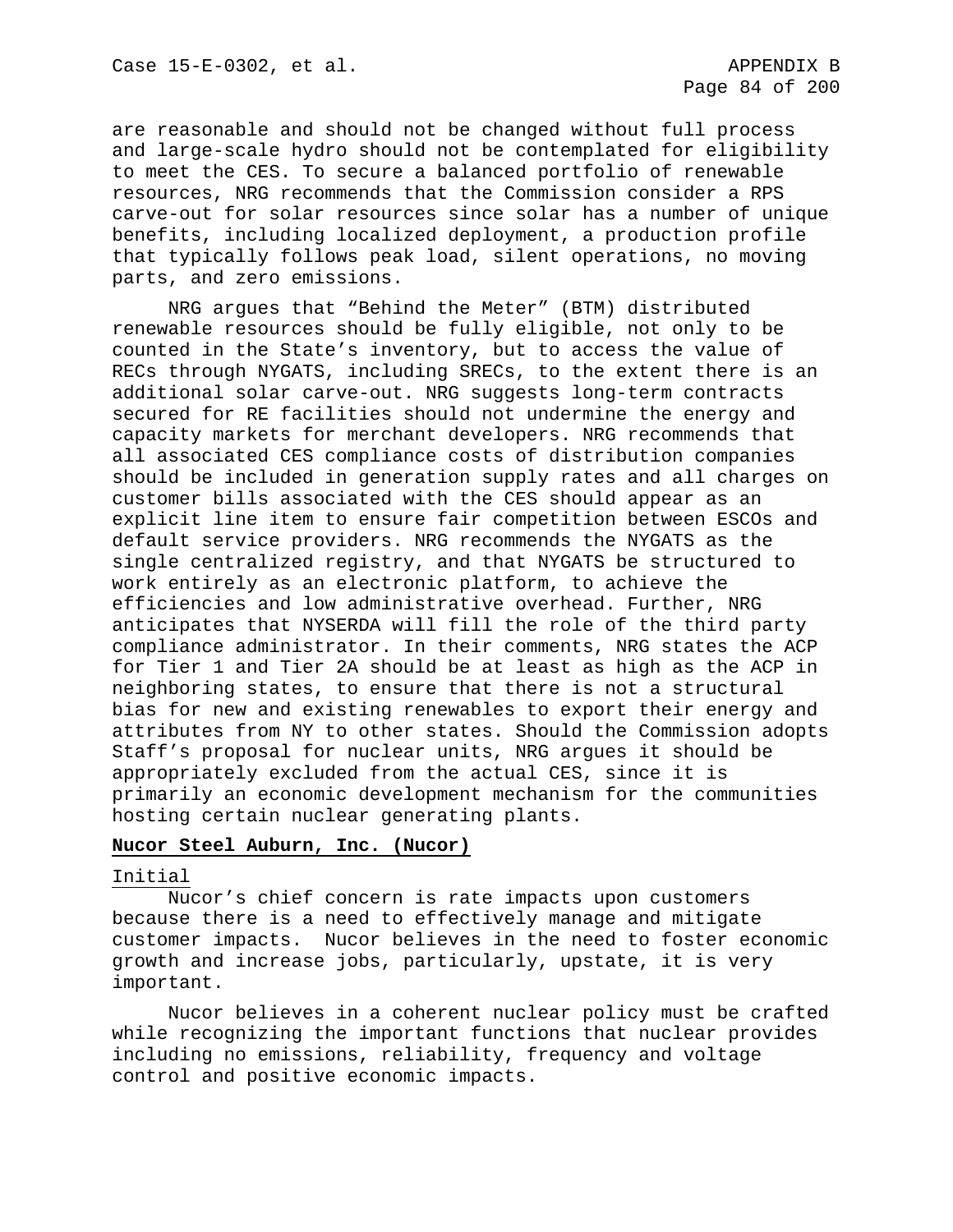are reasonable and should not be changed without full process and large-scale hydro should not be contemplated for eligibility to meet the CES. To secure a balanced portfolio of renewable resources, NRG recommends that the Commission consider a RPS carve-out for solar resources since solar has a number of unique benefits, including localized deployment, a production profile that typically follows peak load, silent operations, no moving parts, and zero emissions.

NRG argues that “Behind the Meter” (BTM) distributed renewable resources should be fully eligible, not only to be counted in the State’s inventory, but to access the value of RECs through NYGATS, including SRECs, to the extent there is an additional solar carve-out. NRG suggests long-term contracts secured for RE facilities should not undermine the energy and capacity markets for merchant developers. NRG recommends that all associated CES compliance costs of distribution companies should be included in generation supply rates and all charges on customer bills associated with the CES should appear as an explicit line item to ensure fair competition between ESCOs and default service providers. NRG recommends the NYGATS as the single centralized registry, and that NYGATS be structured to work entirely as an electronic platform, to achieve the efficiencies and low administrative overhead. Further, NRG anticipates that NYSERDA will fill the role of the third party compliance administrator. In their comments, NRG states the ACP for Tier 1 and Tier 2A should be at least as high as the ACP in neighboring states, to ensure that there is not a structural bias for new and existing renewables to export their energy and attributes from NY to other states. Should the Commission adopts Staff’s proposal for nuclear units, NRG argues it should be appropriately excluded from the actual CES, since it is primarily an economic development mechanism for the communities hosting certain nuclear generating plants.

**Nucor Steel Auburn, Inc. (Nucor)**

Initial

Nucor’s chief concern is rate impacts upon customers because there is a need to effectively manage and mitigate customer impacts. Nucor believes in the need to foster economic growth and increase jobs, particularly, upstate, it is very important.

Nucor believes in a coherent nuclear policy must be crafted while recognizing the important functions that nuclear provides including no emissions, reliability, frequency and voltage control and positive economic impacts.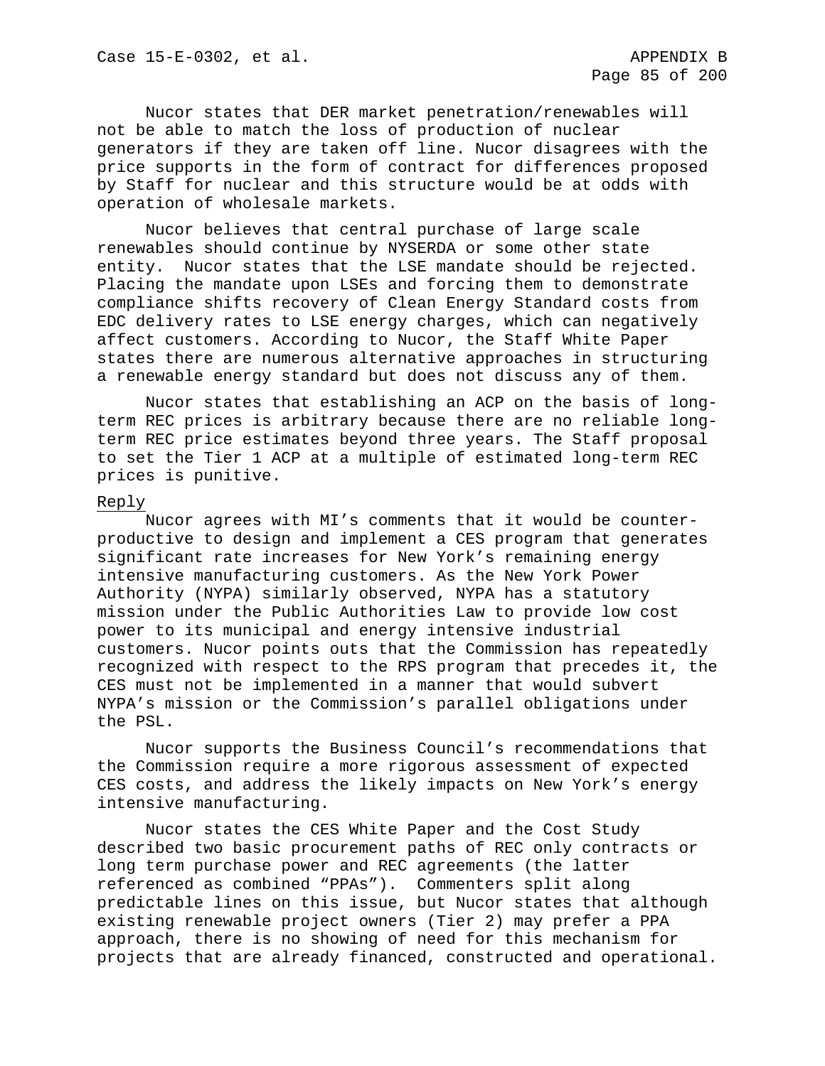Nucor states that DER market penetration/renewables will not be able to match the loss of production of nuclear generators if they are taken off line. Nucor disagrees with the price supports in the form of contract for differences proposed by Staff for nuclear and this structure would be at odds with operation of wholesale markets.

Nucor believes that central purchase of large scale renewables should continue by NYSERDA or some other state entity. Nucor states that the LSE mandate should be rejected. Placing the mandate upon LSEs and forcing them to demonstrate compliance shifts recovery of Clean Energy Standard costs from EDC delivery rates to LSE energy charges, which can negatively affect customers. According to Nucor, the Staff White Paper states there are numerous alternative approaches in structuring a renewable energy standard but does not discuss any of them.

Nucor states that establishing an ACP on the basis of long-term REC prices is arbitrary because there are no reliable long-term REC price estimates beyond three years. The Staff proposal to set the Tier 1 ACP at a multiple of estimated long-term REC prices is punitive.

Reply

Nucor agrees with MI's comments that it would be counter-productive to design and implement a CES program that generates significant rate increases for New York's remaining energy intensive manufacturing customers. As the New York Power Authority (NYPA) similarly observed, NYPA has a statutory mission under the Public Authorities Law to provide low cost power to its municipal and energy intensive industrial customers. Nucor points outs that the Commission has repeatedly recognized with respect to the RPS program that precedes it, the CES must not be implemented in a manner that would subvert NYPA's mission or the Commission's parallel obligations under the PSL.

Nucor supports the Business Council's recommendations that the Commission require a more rigorous assessment of expected CES costs, and address the likely impacts on New York's energy intensive manufacturing.

Nucor states the CES White Paper and the Cost Study described two basic procurement paths of REC only contracts or long term purchase power and REC agreements (the latter referenced as combined "PPAs"). Commenters split along predictable lines on this issue, but Nucor states that although existing renewable project owners (Tier 2) may prefer a PPA approach, there is no showing of need for this mechanism for projects that are already financed, constructed and operational.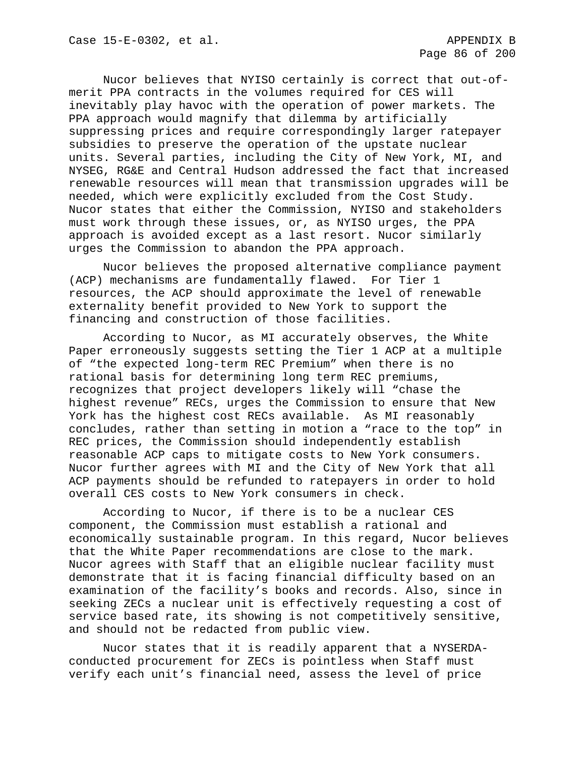Nucor believes that NYISO certainly is correct that out-of-merit PPA contracts in the volumes required for CES will inevitably play havoc with the operation of power markets. The PPA approach would magnify that dilemma by artificially suppressing prices and require correspondingly larger ratepayer subsidies to preserve the operation of the upstate nuclear units. Several parties, including the City of New York, MI, and NYSEG, RG&E and Central Hudson addressed the fact that increased renewable resources will mean that transmission upgrades will be needed, which were explicitly excluded from the Cost Study. Nucor states that either the Commission, NYISO and stakeholders must work through these issues, or, as NYISO urges, the PPA approach is avoided except as a last resort. Nucor similarly urges the Commission to abandon the PPA approach.

Nucor believes the proposed alternative compliance payment (ACP) mechanisms are fundamentally flawed. For Tier 1 resources, the ACP should approximate the level of renewable externality benefit provided to New York to support the financing and construction of those facilities.

According to Nucor, as MI accurately observes, the White Paper erroneously suggests setting the Tier 1 ACP at a multiple of "the expected long-term REC Premium" when there is no rational basis for determining long term REC premiums, recognizes that project developers likely will "chase the highest revenue" RECs, urges the Commission to ensure that New York has the highest cost RECs available. As MI reasonably concludes, rather than setting in motion a "race to the top" in REC prices, the Commission should independently establish reasonable ACP caps to mitigate costs to New York consumers. Nucor further agrees with MI and the City of New York that all ACP payments should be refunded to ratepayers in order to hold overall CES costs to New York consumers in check.

According to Nucor, if there is to be a nuclear CES component, the Commission must establish a rational and economically sustainable program. In this regard, Nucor believes that the White Paper recommendations are close to the mark. Nucor agrees with Staff that an eligible nuclear facility must demonstrate that it is facing financial difficulty based on an examination of the facility's books and records. Also, since in seeking ZECs a nuclear unit is effectively requesting a cost of service based rate, its showing is not competitively sensitive, and should not be redacted from public view.

Nucor states that it is readily apparent that a NYSERDA-conducted procurement for ZECs is pointless when Staff must verify each unit's financial need, assess the level of price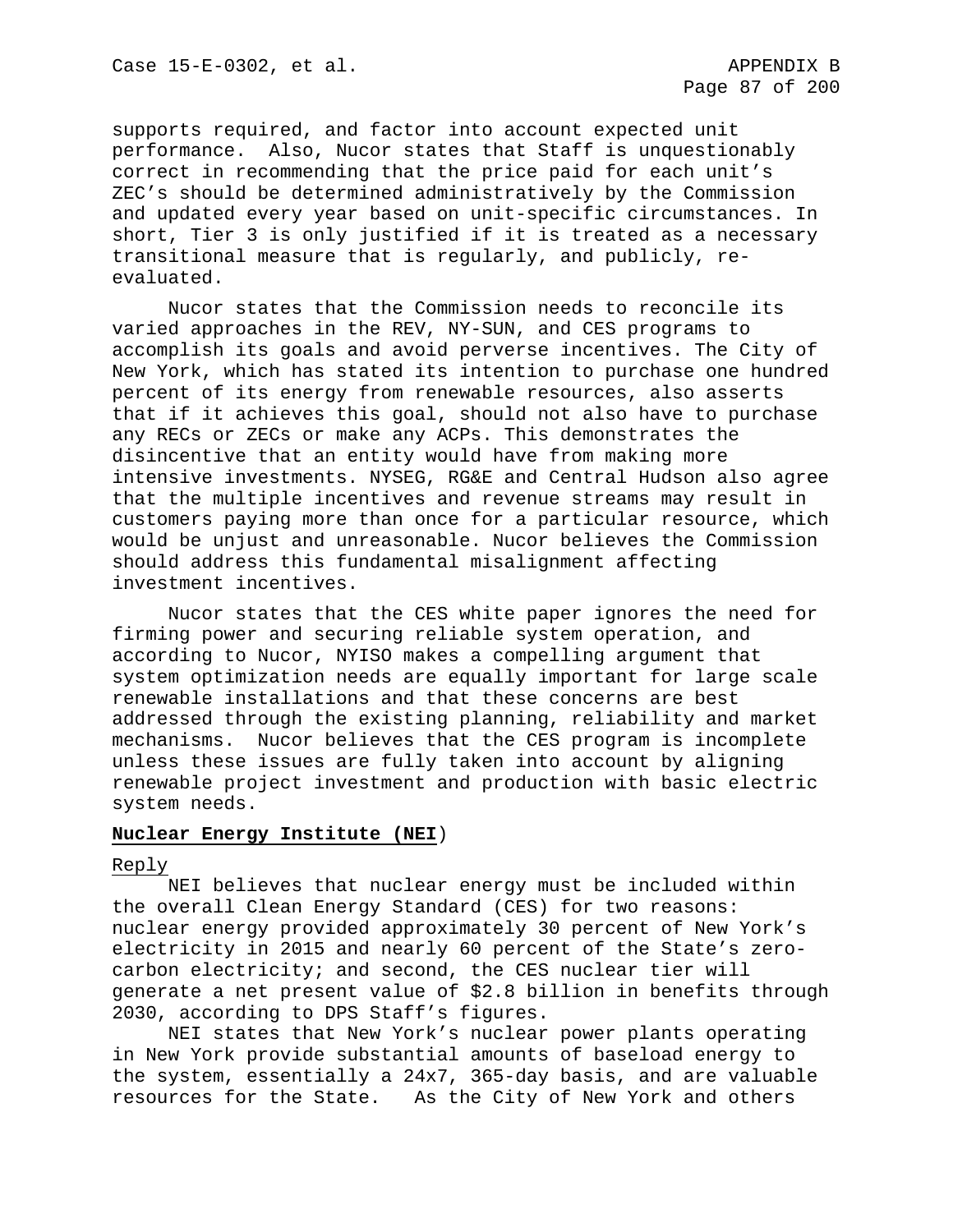supports required, and factor into account expected unit performance. Also, Nucor states that Staff is unquestionably correct in recommending that the price paid for each unit's ZEC's should be determined administratively by the Commission and updated every year based on unit-specific circumstances. In short, Tier 3 is only justified if it is treated as a necessary transitional measure that is regularly, and publicly, re-evaluated.

Nucor states that the Commission needs to reconcile its varied approaches in the REV, NY-SUN, and CES programs to accomplish its goals and avoid perverse incentives. The City of New York, which has stated its intention to purchase one hundred percent of its energy from renewable resources, also asserts that if it achieves this goal, should not also have to purchase any RECs or ZECs or make any ACPs. This demonstrates the disincentive that an entity would have from making more intensive investments. NYSEG, RG&E and Central Hudson also agree that the multiple incentives and revenue streams may result in customers paying more than once for a particular resource, which would be unjust and unreasonable. Nucor believes the Commission should address this fundamental misalignment affecting investment incentives.

Nucor states that the CES white paper ignores the need for firming power and securing reliable system operation, and according to Nucor, NYISO makes a compelling argument that system optimization needs are equally important for large scale renewable installations and that these concerns are best addressed through the existing planning, reliability and market mechanisms. Nucor believes that the CES program is incomplete unless these issues are fully taken into account by aligning renewable project investment and production with basic electric system needs.

**Nuclear Energy Institute (NEI**)

Reply

NEI believes that nuclear energy must be included within the overall Clean Energy Standard (CES) for two reasons: nuclear energy provided approximately 30 percent of New York's electricity in 2015 and nearly 60 percent of the State's zero-carbon electricity; and second, the CES nuclear tier will generate a net present value of $2.8 billion in benefits through 2030, according to DPS Staff's figures.

NEI states that New York's nuclear power plants operating in New York provide substantial amounts of baseload energy to the system, essentially a 24x7, 365-day basis, and are valuable resources for the State. As the City of New York and others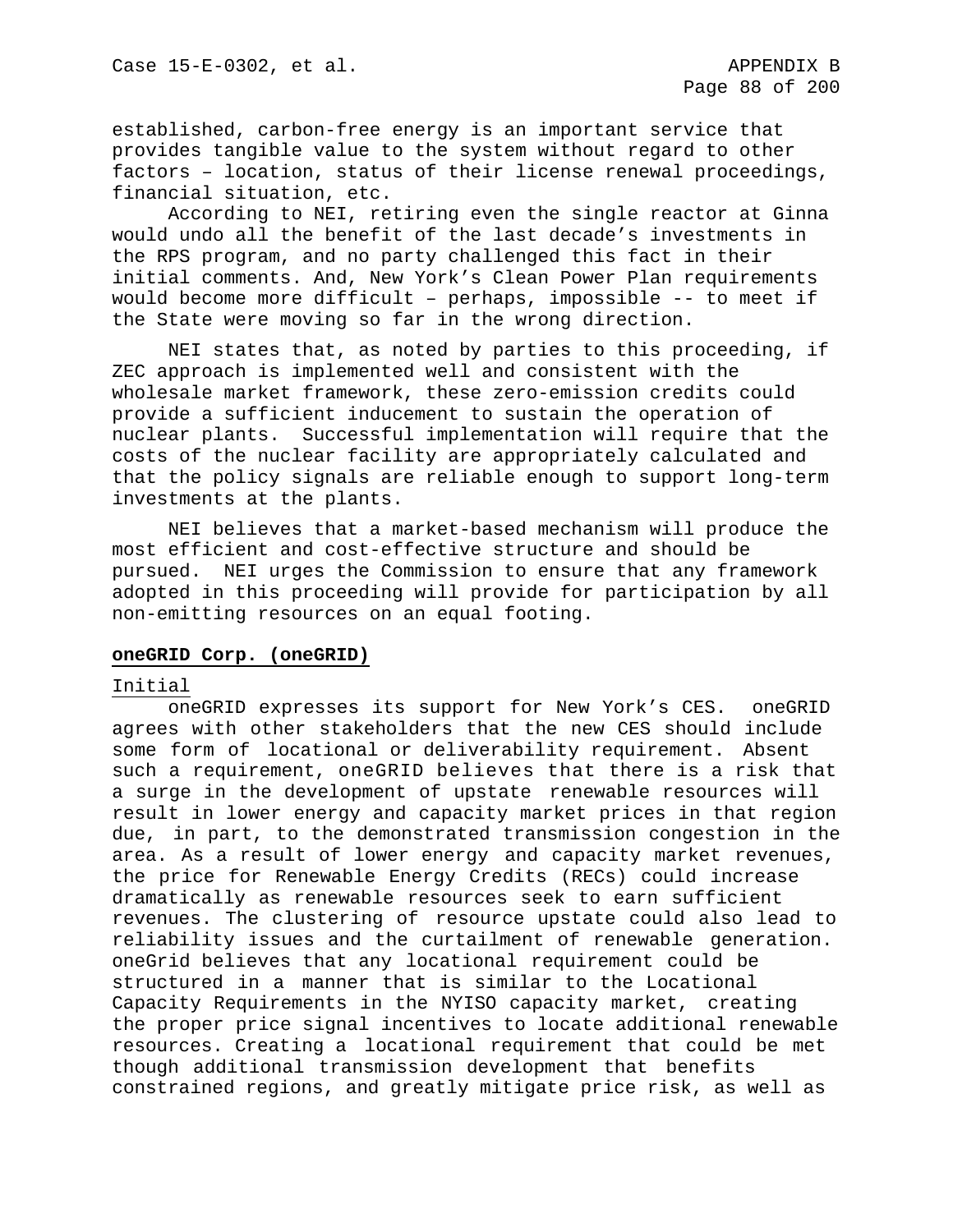established, carbon-free energy is an important service that provides tangible value to the system without regard to other factors – location, status of their license renewal proceedings, financial situation, etc.

According to NEI, retiring even the single reactor at Ginna would undo all the benefit of the last decade's investments in the RPS program, and no party challenged this fact in their initial comments. And, New York's Clean Power Plan requirements would become more difficult – perhaps, impossible -- to meet if the State were moving so far in the wrong direction.

NEI states that, as noted by parties to this proceeding, if ZEC approach is implemented well and consistent with the wholesale market framework, these zero-emission credits could provide a sufficient inducement to sustain the operation of nuclear plants. Successful implementation will require that the costs of the nuclear facility are appropriately calculated and that the policy signals are reliable enough to support long-term investments at the plants.

NEI believes that a market-based mechanism will produce the most efficient and cost-effective structure and should be pursued. NEI urges the Commission to ensure that any framework adopted in this proceeding will provide for participation by all non-emitting resources on an equal footing.

**oneGRID Corp. (oneGRID)**

Initial

oneGRID expresses its support for New York's CES. oneGRID agrees with other stakeholders that the new CES should include some form of locational or deliverability requirement. Absent such a requirement, oneGRID believes that there is a risk that a surge in the development of upstate renewable resources will result in lower energy and capacity market prices in that region due, in part, to the demonstrated transmission congestion in the area. As a result of lower energy and capacity market revenues, the price for Renewable Energy Credits (RECs) could increase dramatically as renewable resources seek to earn sufficient revenues. The clustering of resource upstate could also lead to reliability issues and the curtailment of renewable generation. oneGrid believes that any locational requirement could be structured in a manner that is similar to the Locational Capacity Requirements in the NYISO capacity market, creating the proper price signal incentives to locate additional renewable resources. Creating a locational requirement that could be met though additional transmission development that benefits constrained regions, and greatly mitigate price risk, as well as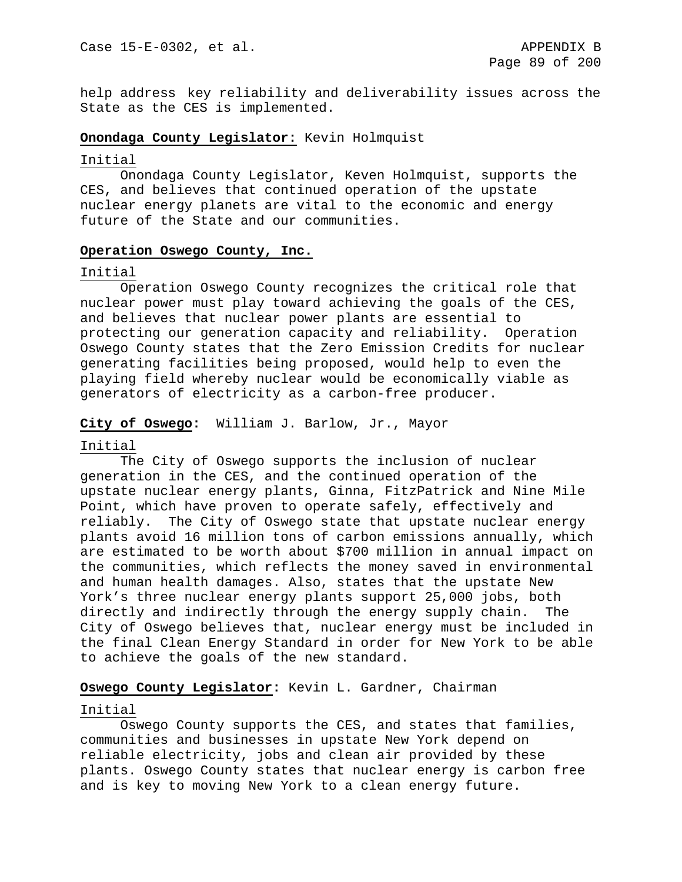help address key reliability and deliverability issues across the State as the CES is implemented.

**Onondaga County Legislator:** Kevin Holmquist

Initial

Onondaga County Legislator, Keven Holmquist, supports the CES, and believes that continued operation of the upstate nuclear energy planets are vital to the economic and energy future of the State and our communities.

**Operation Oswego County, Inc.**

Initial

Operation Oswego County recognizes the critical role that nuclear power must play toward achieving the goals of the CES, and believes that nuclear power plants are essential to protecting our generation capacity and reliability. Operation Oswego County states that the Zero Emission Credits for nuclear generating facilities being proposed, would help to even the playing field whereby nuclear would be economically viable as generators of electricity as a carbon-free producer.

**City of Oswego:** William J. Barlow, Jr., Mayor

Initial

The City of Oswego supports the inclusion of nuclear generation in the CES, and the continued operation of the upstate nuclear energy plants, Ginna, FitzPatrick and Nine Mile Point, which have proven to operate safely, effectively and reliably. The City of Oswego state that upstate nuclear energy plants avoid 16 million tons of carbon emissions annually, which are estimated to be worth about $700 million in annual impact on the communities, which reflects the money saved in environmental and human health damages. Also, states that the upstate New York's three nuclear energy plants support 25,000 jobs, both directly and indirectly through the energy supply chain. The City of Oswego believes that, nuclear energy must be included in the final Clean Energy Standard in order for New York to be able to achieve the goals of the new standard.

**Oswego County Legislator:** Kevin L. Gardner, Chairman

Initial

Oswego County supports the CES, and states that families, communities and businesses in upstate New York depend on reliable electricity, jobs and clean air provided by these plants. Oswego County states that nuclear energy is carbon free and is key to moving New York to a clean energy future.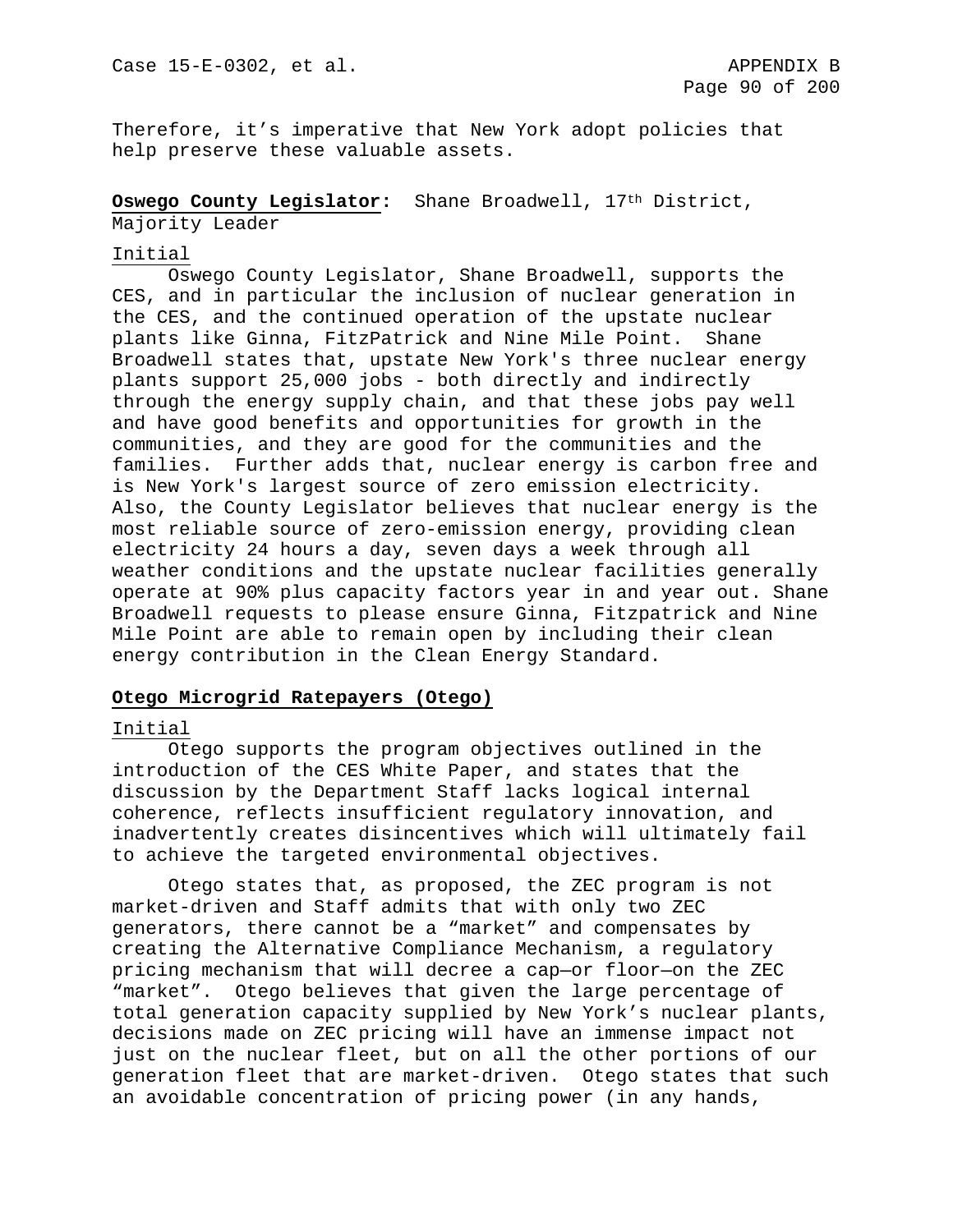Therefore, it's imperative that New York adopt policies that help preserve these valuable assets.

**Oswego County Legislator:** Shane Broadwell, 17th District, Majority Leader

Initial

Oswego County Legislator, Shane Broadwell, supports the CES, and in particular the inclusion of nuclear generation in the CES, and the continued operation of the upstate nuclear plants like Ginna, FitzPatrick and Nine Mile Point. Shane Broadwell states that, upstate New York's three nuclear energy plants support 25,000 jobs - both directly and indirectly through the energy supply chain, and that these jobs pay well and have good benefits and opportunities for growth in the communities, and they are good for the communities and the families. Further adds that, nuclear energy is carbon free and is New York's largest source of zero emission electricity. Also, the County Legislator believes that nuclear energy is the most reliable source of zero-emission energy, providing clean electricity 24 hours a day, seven days a week through all weather conditions and the upstate nuclear facilities generally operate at 90% plus capacity factors year in and year out. Shane Broadwell requests to please ensure Ginna, Fitzpatrick and Nine Mile Point are able to remain open by including their clean energy contribution in the Clean Energy Standard.

**Otego Microgrid Ratepayers (Otego)**

Initial

Otego supports the program objectives outlined in the introduction of the CES White Paper, and states that the discussion by the Department Staff lacks logical internal coherence, reflects insufficient regulatory innovation, and inadvertently creates disincentives which will ultimately fail to achieve the targeted environmental objectives.

Otego states that, as proposed, the ZEC program is not market-driven and Staff admits that with only two ZEC generators, there cannot be a "market" and compensates by creating the Alternative Compliance Mechanism, a regulatory pricing mechanism that will decree a cap—or floor—on the ZEC "market". Otego believes that given the large percentage of total generation capacity supplied by New York's nuclear plants, decisions made on ZEC pricing will have an immense impact not just on the nuclear fleet, but on all the other portions of our generation fleet that are market-driven. Otego states that such an avoidable concentration of pricing power (in any hands,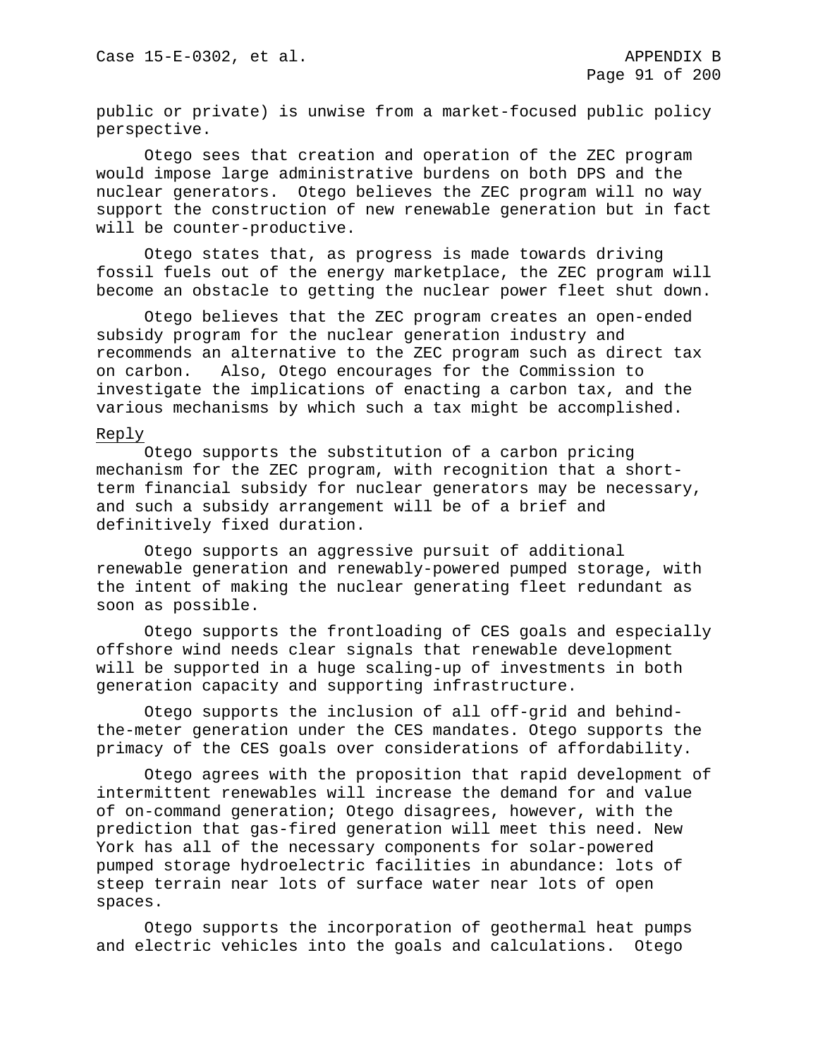public or private) is unwise from a market-focused public policy perspective.

Otego sees that creation and operation of the ZEC program would impose large administrative burdens on both DPS and the nuclear generators. Otego believes the ZEC program will no way support the construction of new renewable generation but in fact will be counter-productive.

Otego states that, as progress is made towards driving fossil fuels out of the energy marketplace, the ZEC program will become an obstacle to getting the nuclear power fleet shut down.

Otego believes that the ZEC program creates an open-ended subsidy program for the nuclear generation industry and recommends an alternative to the ZEC program such as direct tax on carbon. Also, Otego encourages for the Commission to investigate the implications of enacting a carbon tax, and the various mechanisms by which such a tax might be accomplished.

Reply

Otego supports the substitution of a carbon pricing mechanism for the ZEC program, with recognition that a short-term financial subsidy for nuclear generators may be necessary, and such a subsidy arrangement will be of a brief and definitively fixed duration.

Otego supports an aggressive pursuit of additional renewable generation and renewably-powered pumped storage, with the intent of making the nuclear generating fleet redundant as soon as possible.

Otego supports the frontloading of CES goals and especially offshore wind needs clear signals that renewable development will be supported in a huge scaling-up of investments in both generation capacity and supporting infrastructure.

Otego supports the inclusion of all off-grid and behind-the-meter generation under the CES mandates. Otego supports the primacy of the CES goals over considerations of affordability.

Otego agrees with the proposition that rapid development of intermittent renewables will increase the demand for and value of on-command generation; Otego disagrees, however, with the prediction that gas-fired generation will meet this need. New York has all of the necessary components for solar-powered pumped storage hydroelectric facilities in abundance: lots of steep terrain near lots of surface water near lots of open spaces.

Otego supports the incorporation of geothermal heat pumps and electric vehicles into the goals and calculations. Otego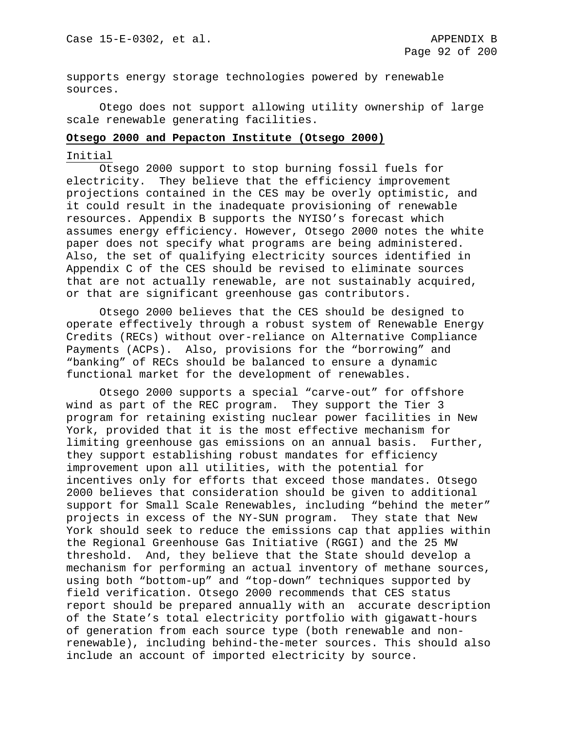supports energy storage technologies powered by renewable sources.

Otego does not support allowing utility ownership of large scale renewable generating facilities.

**Otsego 2000 and Pepacton Institute (Otsego 2000)**

Initial

Otsego 2000 support to stop burning fossil fuels for electricity. They believe that the efficiency improvement projections contained in the CES may be overly optimistic, and it could result in the inadequate provisioning of renewable resources. Appendix B supports the NYISO's forecast which assumes energy efficiency. However, Otsego 2000 notes the white paper does not specify what programs are being administered. Also, the set of qualifying electricity sources identified in Appendix C of the CES should be revised to eliminate sources that are not actually renewable, are not sustainably acquired, or that are significant greenhouse gas contributors.

Otsego 2000 believes that the CES should be designed to operate effectively through a robust system of Renewable Energy Credits (RECs) without over-reliance on Alternative Compliance Payments (ACPs). Also, provisions for the "borrowing" and "banking" of RECs should be balanced to ensure a dynamic functional market for the development of renewables.

Otsego 2000 supports a special "carve-out" for offshore wind as part of the REC program. They support the Tier 3 program for retaining existing nuclear power facilities in New York, provided that it is the most effective mechanism for limiting greenhouse gas emissions on an annual basis. Further, they support establishing robust mandates for efficiency improvement upon all utilities, with the potential for incentives only for efforts that exceed those mandates. Otsego 2000 believes that consideration should be given to additional support for Small Scale Renewables, including "behind the meter" projects in excess of the NY-SUN program. They state that New York should seek to reduce the emissions cap that applies within the Regional Greenhouse Gas Initiative (RGGI) and the 25 MW threshold. And, they believe that the State should develop a mechanism for performing an actual inventory of methane sources, using both "bottom-up" and "top-down" techniques supported by field verification. Otsego 2000 recommends that CES status report should be prepared annually with an accurate description of the State's total electricity portfolio with gigawatt-hours of generation from each source type (both renewable and non-renewable), including behind-the-meter sources. This should also include an account of imported electricity by source.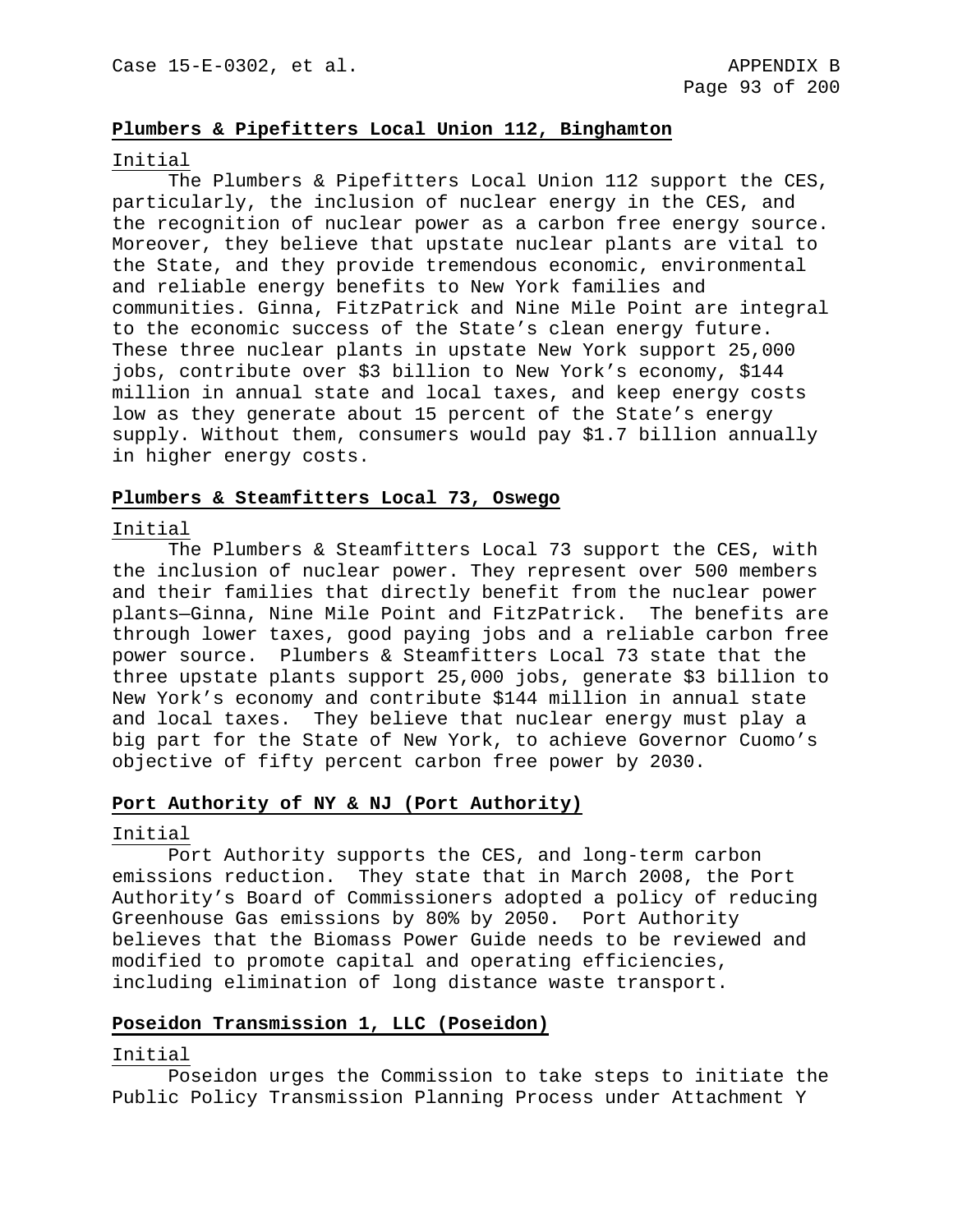**Plumbers & Pipefitters Local Union 112, Binghamton**

Initial

The Plumbers & Pipefitters Local Union 112 support the CES, particularly, the inclusion of nuclear energy in the CES, and the recognition of nuclear power as a carbon free energy source. Moreover, they believe that upstate nuclear plants are vital to the State, and they provide tremendous economic, environmental and reliable energy benefits to New York families and communities. Ginna, FitzPatrick and Nine Mile Point are integral to the economic success of the State's clean energy future. These three nuclear plants in upstate New York support 25,000 jobs, contribute over $3 billion to New York's economy, $144 million in annual state and local taxes, and keep energy costs low as they generate about 15 percent of the State's energy supply. Without them, consumers would pay $1.7 billion annually in higher energy costs.

**Plumbers & Steamfitters Local 73, Oswego**

Initial

The Plumbers & Steamfitters Local 73 support the CES, with the inclusion of nuclear power. They represent over 500 members and their families that directly benefit from the nuclear power plants—Ginna, Nine Mile Point and FitzPatrick. The benefits are through lower taxes, good paying jobs and a reliable carbon free power source. Plumbers & Steamfitters Local 73 state that the three upstate plants support 25,000 jobs, generate $3 billion to New York's economy and contribute $144 million in annual state and local taxes. They believe that nuclear energy must play a big part for the State of New York, to achieve Governor Cuomo's objective of fifty percent carbon free power by 2030.

**Port Authority of NY & NJ (Port Authority)**

Initial

Port Authority supports the CES, and long-term carbon emissions reduction. They state that in March 2008, the Port Authority's Board of Commissioners adopted a policy of reducing Greenhouse Gas emissions by 80% by 2050. Port Authority believes that the Biomass Power Guide needs to be reviewed and modified to promote capital and operating efficiencies, including elimination of long distance waste transport.

**Poseidon Transmission 1, LLC (Poseidon)**

Initial

Poseidon urges the Commission to take steps to initiate the Public Policy Transmission Planning Process under Attachment Y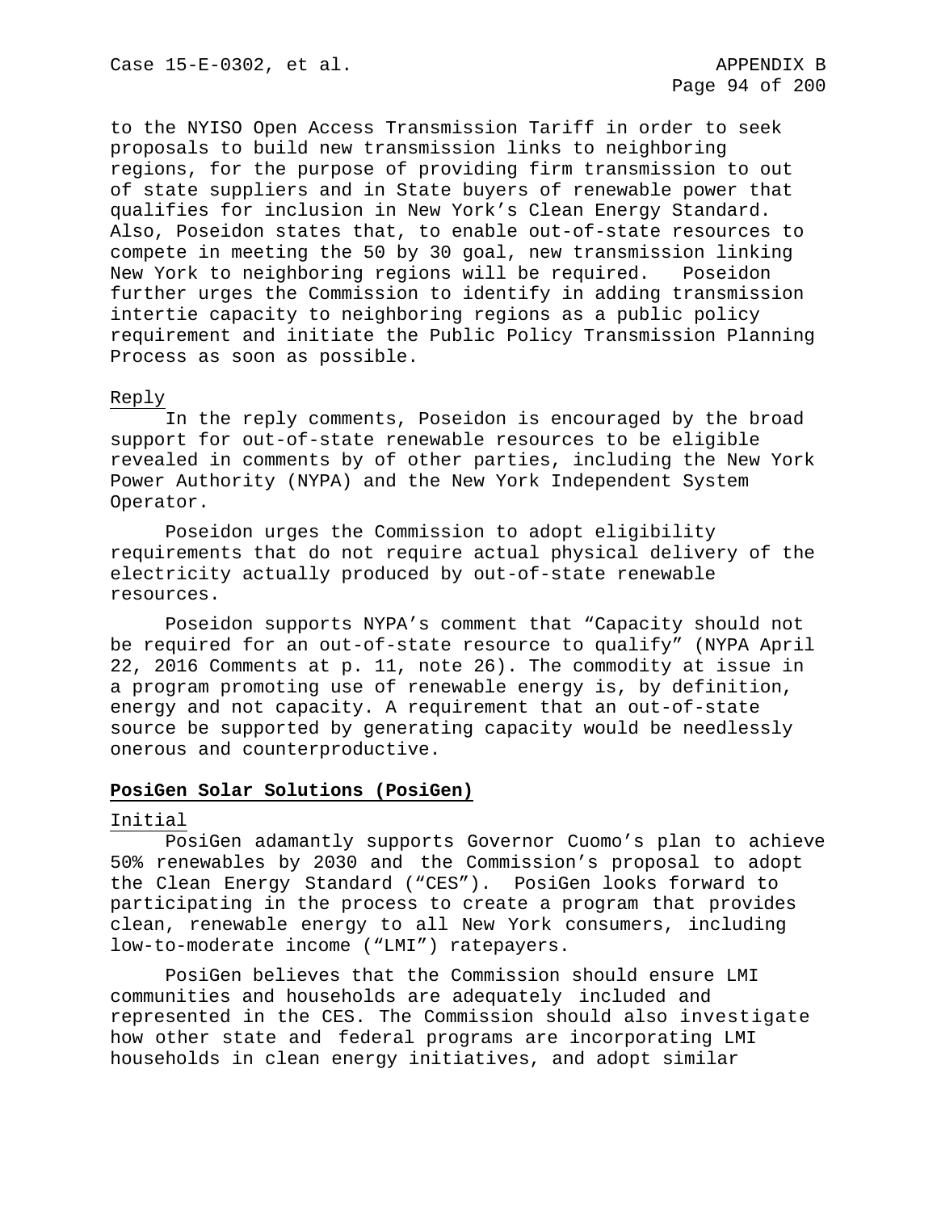to the NYISO Open Access Transmission Tariff in order to seek proposals to build new transmission links to neighboring regions, for the purpose of providing firm transmission to out of state suppliers and in State buyers of renewable power that qualifies for inclusion in New York's Clean Energy Standard. Also, Poseidon states that, to enable out-of-state resources to compete in meeting the 50 by 30 goal, new transmission linking New York to neighboring regions will be required. Poseidon further urges the Commission to identify in adding transmission intertie capacity to neighboring regions as a public policy requirement and initiate the Public Policy Transmission Planning Process as soon as possible.

Reply

In the reply comments, Poseidon is encouraged by the broad support for out-of-state renewable resources to be eligible revealed in comments by of other parties, including the New York Power Authority (NYPA) and the New York Independent System Operator.

Poseidon urges the Commission to adopt eligibility requirements that do not require actual physical delivery of the electricity actually produced by out-of-state renewable resources.

Poseidon supports NYPA's comment that "Capacity should not be required for an out-of-state resource to qualify" (NYPA April 22, 2016 Comments at p. 11, note 26). The commodity at issue in a program promoting use of renewable energy is, by definition, energy and not capacity. A requirement that an out-of-state source be supported by generating capacity would be needlessly onerous and counterproductive.

**PosiGen Solar Solutions (PosiGen)**

Initial

PosiGen adamantly supports Governor Cuomo's plan to achieve 50% renewables by 2030 and the Commission's proposal to adopt the Clean Energy Standard ("CES"). PosiGen looks forward to participating in the process to create a program that provides clean, renewable energy to all New York consumers, including low-to-moderate income ("LMI") ratepayers.

PosiGen believes that the Commission should ensure LMI communities and households are adequately included and represented in the CES. The Commission should also investigate how other state and federal programs are incorporating LMI households in clean energy initiatives, and adopt similar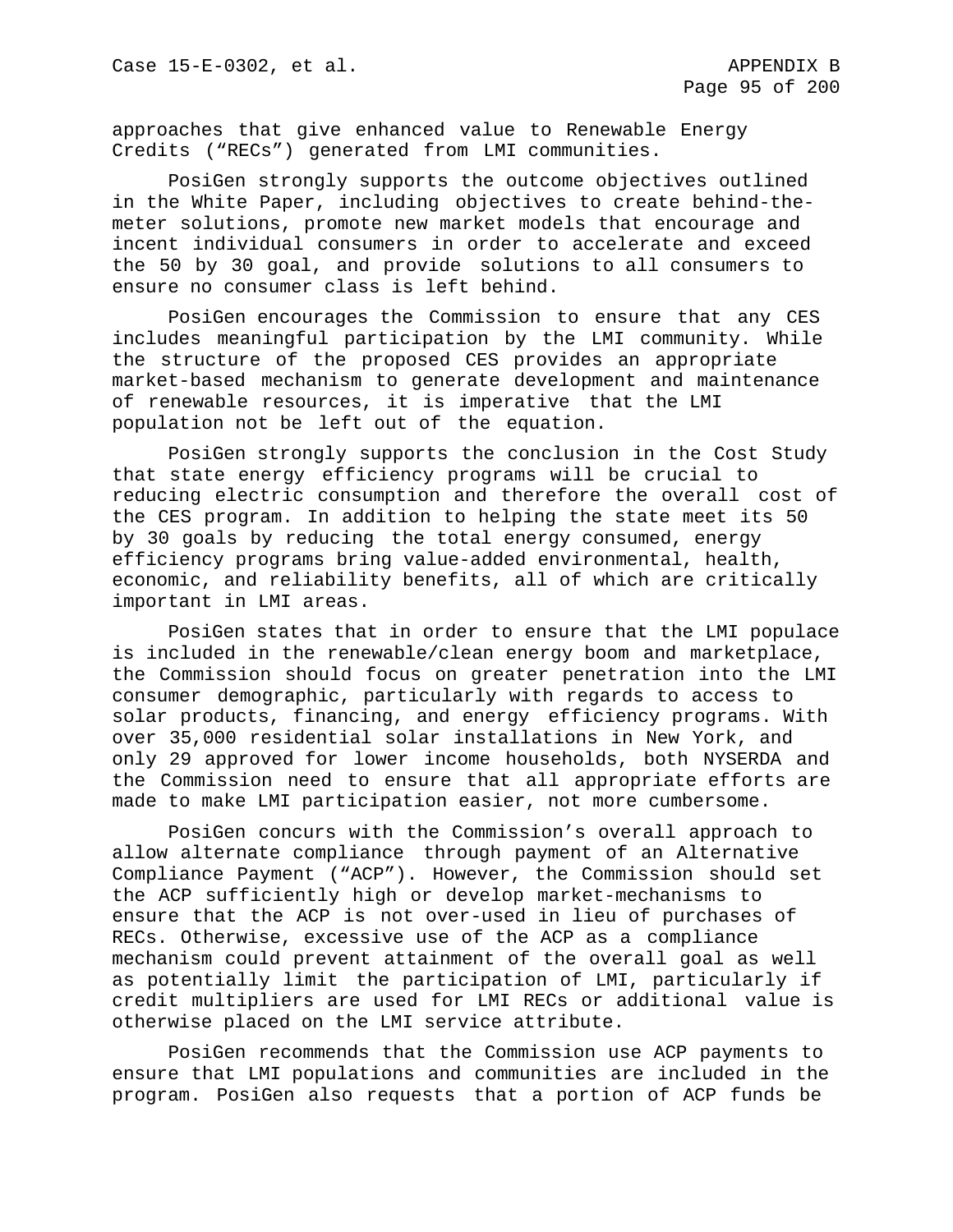approaches that give enhanced value to Renewable Energy Credits ("RECs") generated from LMI communities.

PosiGen strongly supports the outcome objectives outlined in the White Paper, including objectives to create behind-the-meter solutions, promote new market models that encourage and incent individual consumers in order to accelerate and exceed the 50 by 30 goal, and provide solutions to all consumers to ensure no consumer class is left behind.

PosiGen encourages the Commission to ensure that any CES includes meaningful participation by the LMI community. While the structure of the proposed CES provides an appropriate market-based mechanism to generate development and maintenance of renewable resources, it is imperative that the LMI population not be left out of the equation.

PosiGen strongly supports the conclusion in the Cost Study that state energy efficiency programs will be crucial to reducing electric consumption and therefore the overall cost of the CES program. In addition to helping the state meet its 50 by 30 goals by reducing the total energy consumed, energy efficiency programs bring value-added environmental, health, economic, and reliability benefits, all of which are critically important in LMI areas.

PosiGen states that in order to ensure that the LMI populace is included in the renewable/clean energy boom and marketplace, the Commission should focus on greater penetration into the LMI consumer demographic, particularly with regards to access to solar products, financing, and energy efficiency programs. With over 35,000 residential solar installations in New York, and only 29 approved for lower income households, both NYSERDA and the Commission need to ensure that all appropriate efforts are made to make LMI participation easier, not more cumbersome.

PosiGen concurs with the Commission's overall approach to allow alternate compliance through payment of an Alternative Compliance Payment ("ACP"). However, the Commission should set the ACP sufficiently high or develop market-mechanisms to ensure that the ACP is not over-used in lieu of purchases of RECs. Otherwise, excessive use of the ACP as a compliance mechanism could prevent attainment of the overall goal as well as potentially limit the participation of LMI, particularly if credit multipliers are used for LMI RECs or additional value is otherwise placed on the LMI service attribute.

PosiGen recommends that the Commission use ACP payments to ensure that LMI populations and communities are included in the program. PosiGen also requests that a portion of ACP funds be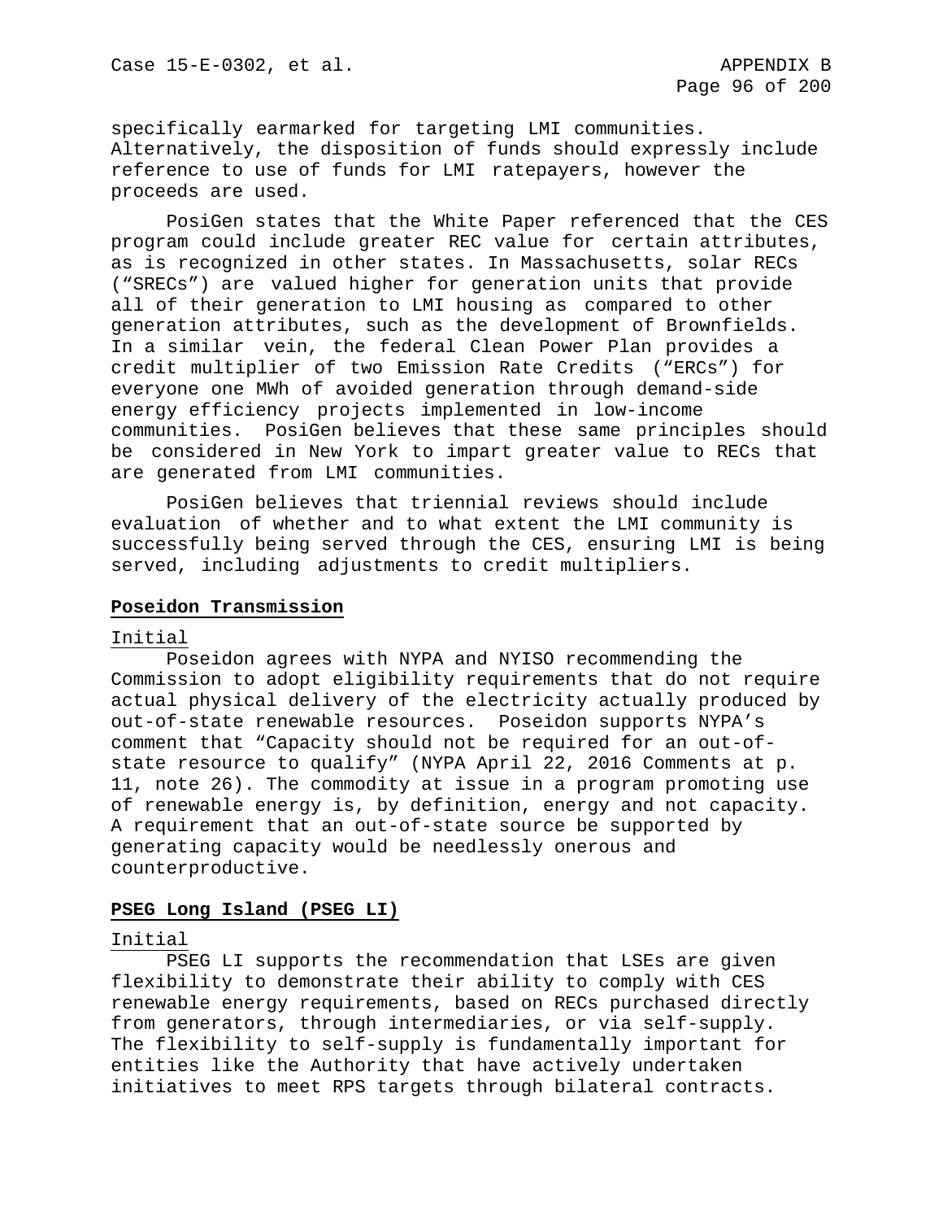specifically earmarked for targeting LMI communities. Alternatively, the disposition of funds should expressly include reference to use of funds for LMI ratepayers, however the proceeds are used.

PosiGen states that the White Paper referenced that the CES program could include greater REC value for certain attributes, as is recognized in other states. In Massachusetts, solar RECs ("SRECs") are valued higher for generation units that provide all of their generation to LMI housing as compared to other generation attributes, such as the development of Brownfields. In a similar vein, the federal Clean Power Plan provides a credit multiplier of two Emission Rate Credits ("ERCs") for everyone one MWh of avoided generation through demand-side energy efficiency projects implemented in low-income communities. PosiGen believes that these same principles should be considered in New York to impart greater value to RECs that are generated from LMI communities.

PosiGen believes that triennial reviews should include evaluation of whether and to what extent the LMI community is successfully being served through the CES, ensuring LMI is being served, including adjustments to credit multipliers.

## Poseidon Transmission

Initial

Poseidon agrees with NYPA and NYISO recommending the Commission to adopt eligibility requirements that do not require actual physical delivery of the electricity actually produced by out-of-state renewable resources. Poseidon supports NYPA's comment that "Capacity should not be required for an out-of-state resource to qualify" (NYPA April 22, 2016 Comments at p. 11, note 26). The commodity at issue in a program promoting use of renewable energy is, by definition, energy and not capacity. A requirement that an out-of-state source be supported by generating capacity would be needlessly onerous and counterproductive.

## PSEG Long Island (PSEG LI)

Initial

PSEG LI supports the recommendation that LSEs are given flexibility to demonstrate their ability to comply with CES renewable energy requirements, based on RECs purchased directly from generators, through intermediaries, or via self-supply. The flexibility to self-supply is fundamentally important for entities like the Authority that have actively undertaken initiatives to meet RPS targets through bilateral contracts.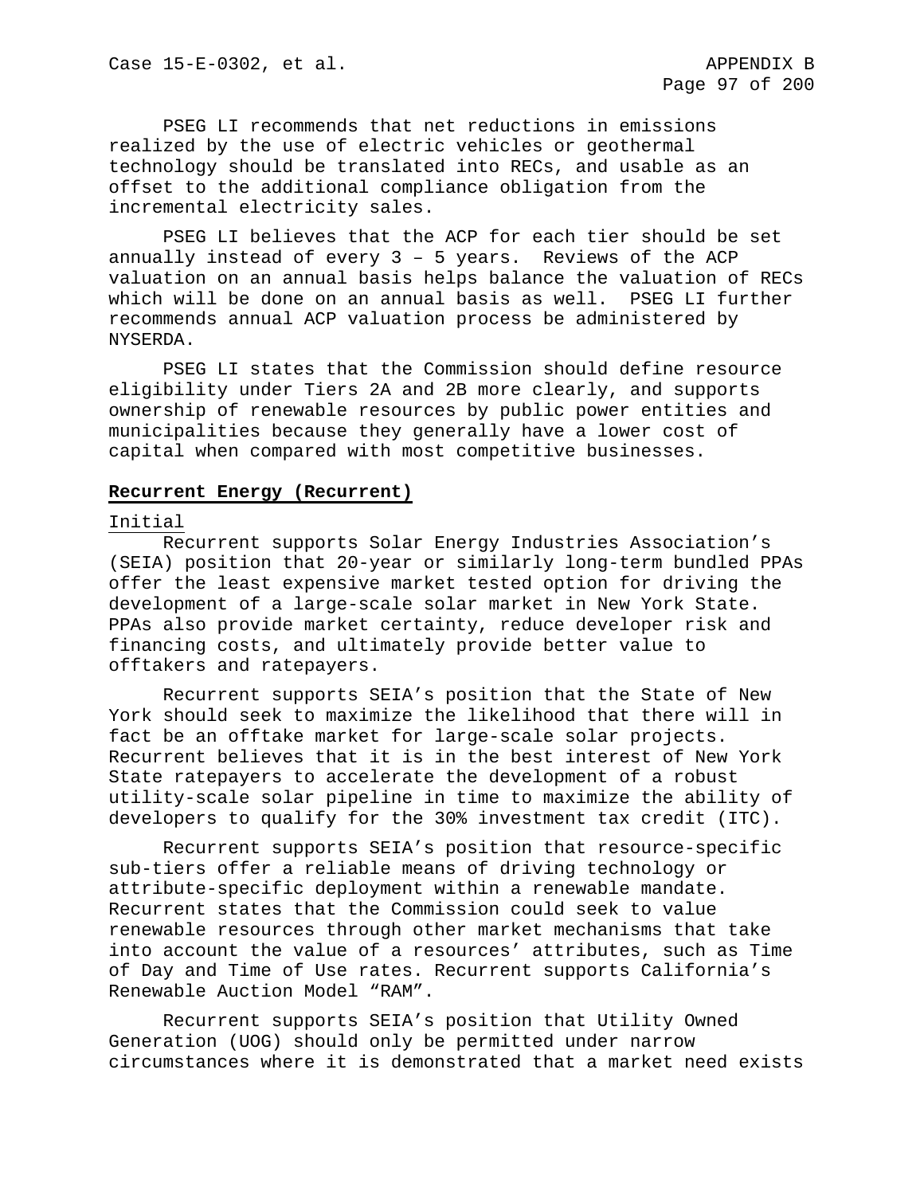PSEG LI recommends that net reductions in emissions realized by the use of electric vehicles or geothermal technology should be translated into RECs, and usable as an offset to the additional compliance obligation from the incremental electricity sales.

PSEG LI believes that the ACP for each tier should be set annually instead of every 3 – 5 years. Reviews of the ACP valuation on an annual basis helps balance the valuation of RECs which will be done on an annual basis as well. PSEG LI further recommends annual ACP valuation process be administered by NYSERDA.

PSEG LI states that the Commission should define resource eligibility under Tiers 2A and 2B more clearly, and supports ownership of renewable resources by public power entities and municipalities because they generally have a lower cost of capital when compared with most competitive businesses.

**Recurrent Energy (Recurrent)**

Initial

Recurrent supports Solar Energy Industries Association's (SEIA) position that 20-year or similarly long-term bundled PPAs offer the least expensive market tested option for driving the development of a large-scale solar market in New York State. PPAs also provide market certainty, reduce developer risk and financing costs, and ultimately provide better value to offtakers and ratepayers.

Recurrent supports SEIA's position that the State of New York should seek to maximize the likelihood that there will in fact be an offtake market for large-scale solar projects. Recurrent believes that it is in the best interest of New York State ratepayers to accelerate the development of a robust utility-scale solar pipeline in time to maximize the ability of developers to qualify for the 30% investment tax credit (ITC).

Recurrent supports SEIA's position that resource-specific sub-tiers offer a reliable means of driving technology or attribute-specific deployment within a renewable mandate. Recurrent states that the Commission could seek to value renewable resources through other market mechanisms that take into account the value of a resources' attributes, such as Time of Day and Time of Use rates. Recurrent supports California's Renewable Auction Model "RAM".

Recurrent supports SEIA's position that Utility Owned Generation (UOG) should only be permitted under narrow circumstances where it is demonstrated that a market need exists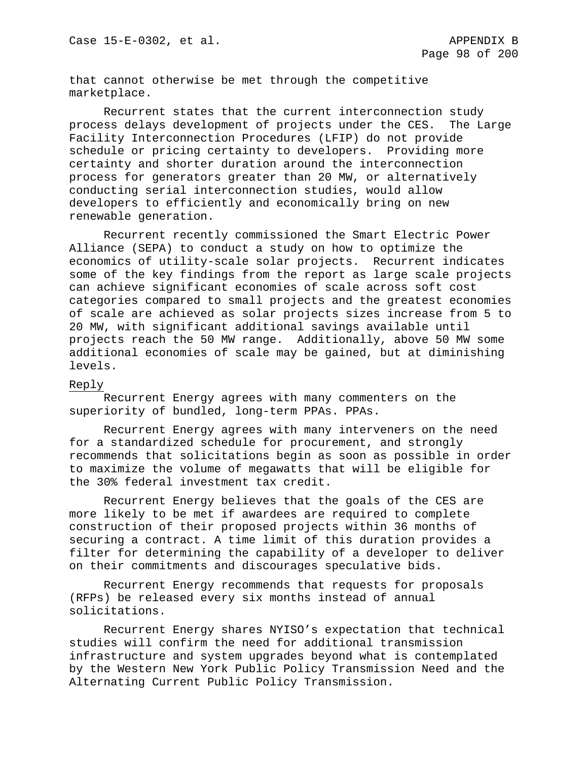that cannot otherwise be met through the competitive marketplace.

Recurrent states that the current interconnection study process delays development of projects under the CES. The Large Facility Interconnection Procedures (LFIP) do not provide schedule or pricing certainty to developers. Providing more certainty and shorter duration around the interconnection process for generators greater than 20 MW, or alternatively conducting serial interconnection studies, would allow developers to efficiently and economically bring on new renewable generation.

Recurrent recently commissioned the Smart Electric Power Alliance (SEPA) to conduct a study on how to optimize the economics of utility-scale solar projects. Recurrent indicates some of the key findings from the report as large scale projects can achieve significant economies of scale across soft cost categories compared to small projects and the greatest economies of scale are achieved as solar projects sizes increase from 5 to 20 MW, with significant additional savings available until projects reach the 50 MW range. Additionally, above 50 MW some additional economies of scale may be gained, but at diminishing levels.

<u>Reply</u>

Recurrent Energy agrees with many commenters on the superiority of bundled, long-term PPAs. PPAs.

Recurrent Energy agrees with many interveners on the need for a standardized schedule for procurement, and strongly recommends that solicitations begin as soon as possible in order to maximize the volume of megawatts that will be eligible for the 30% federal investment tax credit.

Recurrent Energy believes that the goals of the CES are more likely to be met if awardees are required to complete construction of their proposed projects within 36 months of securing a contract. A time limit of this duration provides a filter for determining the capability of a developer to deliver on their commitments and discourages speculative bids.

Recurrent Energy recommends that requests for proposals (RFPs) be released every six months instead of annual solicitations.

Recurrent Energy shares NYISO's expectation that technical studies will confirm the need for additional transmission infrastructure and system upgrades beyond what is contemplated by the Western New York Public Policy Transmission Need and the Alternating Current Public Policy Transmission.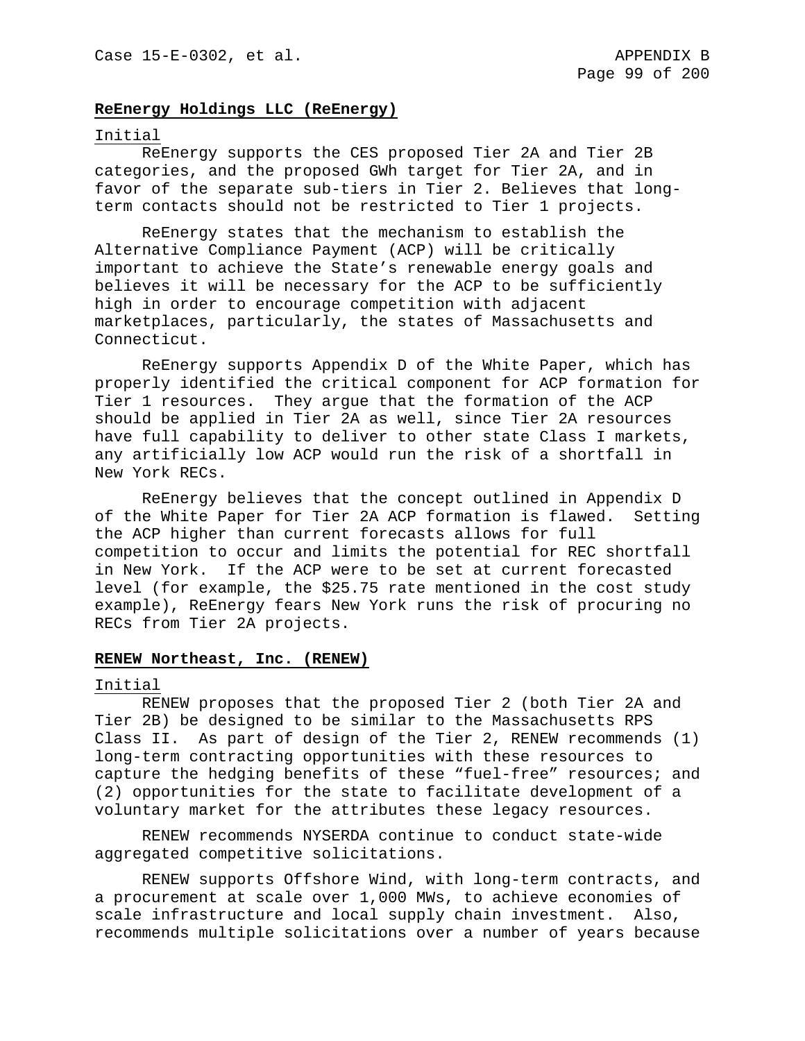**ReEnergy Holdings LLC (ReEnergy)**

Initial

ReEnergy supports the CES proposed Tier 2A and Tier 2B categories, and the proposed GWh target for Tier 2A, and in favor of the separate sub-tiers in Tier 2. Believes that long-term contacts should not be restricted to Tier 1 projects.

ReEnergy states that the mechanism to establish the Alternative Compliance Payment (ACP) will be critically important to achieve the State's renewable energy goals and believes it will be necessary for the ACP to be sufficiently high in order to encourage competition with adjacent marketplaces, particularly, the states of Massachusetts and Connecticut.

ReEnergy supports Appendix D of the White Paper, which has properly identified the critical component for ACP formation for Tier 1 resources. They argue that the formation of the ACP should be applied in Tier 2A as well, since Tier 2A resources have full capability to deliver to other state Class I markets, any artificially low ACP would run the risk of a shortfall in New York RECs.

ReEnergy believes that the concept outlined in Appendix D of the White Paper for Tier 2A ACP formation is flawed. Setting the ACP higher than current forecasts allows for full competition to occur and limits the potential for REC shortfall in New York. If the ACP were to be set at current forecasted level (for example, the $25.75 rate mentioned in the cost study example), ReEnergy fears New York runs the risk of procuring no RECs from Tier 2A projects.

**RENEW Northeast, Inc. (RENEW)**

Initial

RENEW proposes that the proposed Tier 2 (both Tier 2A and Tier 2B) be designed to be similar to the Massachusetts RPS Class II. As part of design of the Tier 2, RENEW recommends (1) long-term contracting opportunities with these resources to capture the hedging benefits of these "fuel-free" resources; and (2) opportunities for the state to facilitate development of a voluntary market for the attributes these legacy resources.

RENEW recommends NYSERDA continue to conduct state-wide aggregated competitive solicitations.

RENEW supports Offshore Wind, with long-term contracts, and a procurement at scale over 1,000 MWs, to achieve economies of scale infrastructure and local supply chain investment. Also, recommends multiple solicitations over a number of years because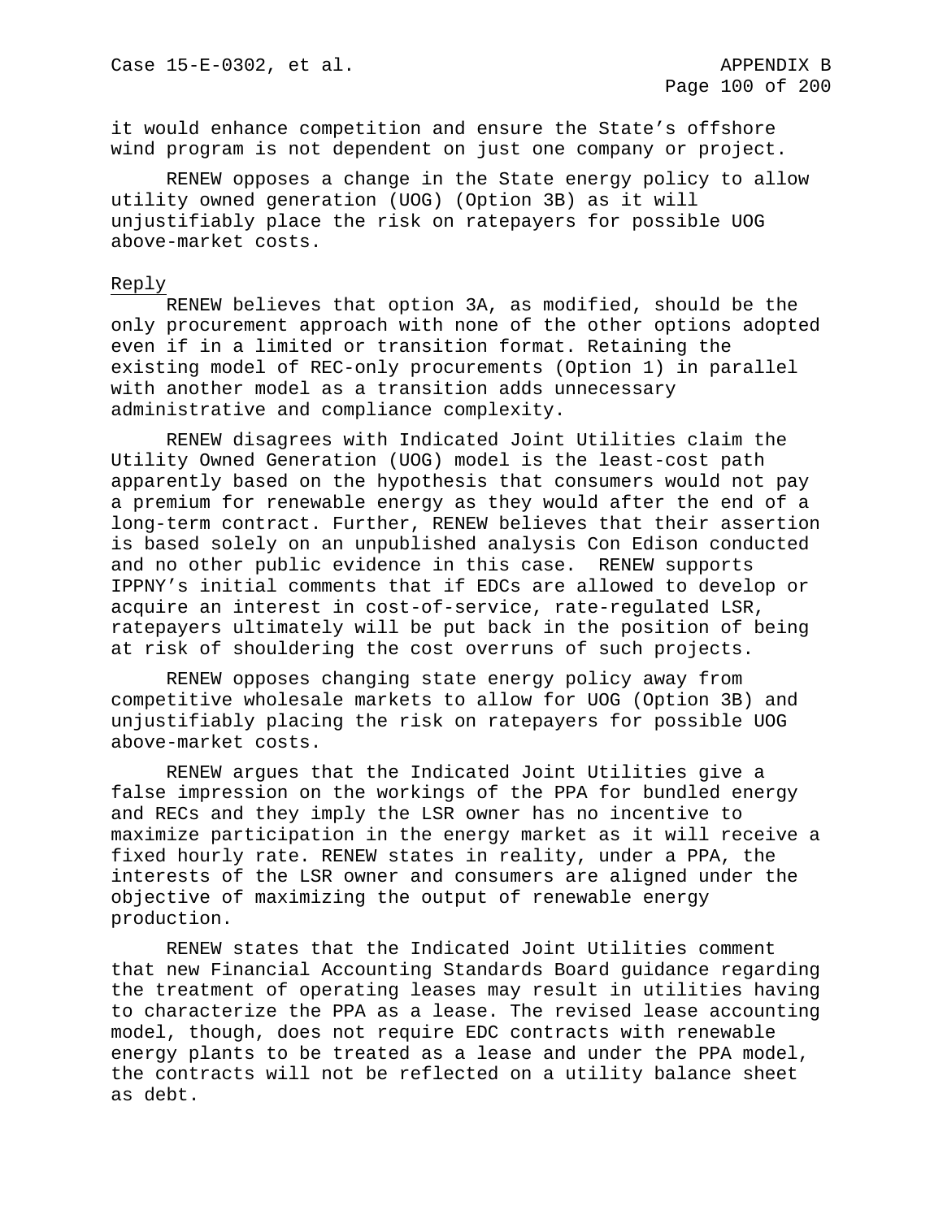it would enhance competition and ensure the State's offshore wind program is not dependent on just one company or project.

RENEW opposes a change in the State energy policy to allow utility owned generation (UOG) (Option 3B) as it will unjustifiably place the risk on ratepayers for possible UOG above-market costs.

Reply

RENEW believes that option 3A, as modified, should be the only procurement approach with none of the other options adopted even if in a limited or transition format. Retaining the existing model of REC-only procurements (Option 1) in parallel with another model as a transition adds unnecessary administrative and compliance complexity.

RENEW disagrees with Indicated Joint Utilities claim the Utility Owned Generation (UOG) model is the least-cost path apparently based on the hypothesis that consumers would not pay a premium for renewable energy as they would after the end of a long-term contract. Further, RENEW believes that their assertion is based solely on an unpublished analysis Con Edison conducted and no other public evidence in this case. RENEW supports IPPNY's initial comments that if EDCs are allowed to develop or acquire an interest in cost-of-service, rate-regulated LSR, ratepayers ultimately will be put back in the position of being at risk of shouldering the cost overruns of such projects.

RENEW opposes changing state energy policy away from competitive wholesale markets to allow for UOG (Option 3B) and unjustifiably placing the risk on ratepayers for possible UOG above-market costs.

RENEW argues that the Indicated Joint Utilities give a false impression on the workings of the PPA for bundled energy and RECs and they imply the LSR owner has no incentive to maximize participation in the energy market as it will receive a fixed hourly rate. RENEW states in reality, under a PPA, the interests of the LSR owner and consumers are aligned under the objective of maximizing the output of renewable energy production.

RENEW states that the Indicated Joint Utilities comment that new Financial Accounting Standards Board guidance regarding the treatment of operating leases may result in utilities having to characterize the PPA as a lease. The revised lease accounting model, though, does not require EDC contracts with renewable energy plants to be treated as a lease and under the PPA model, the contracts will not be reflected on a utility balance sheet as debt.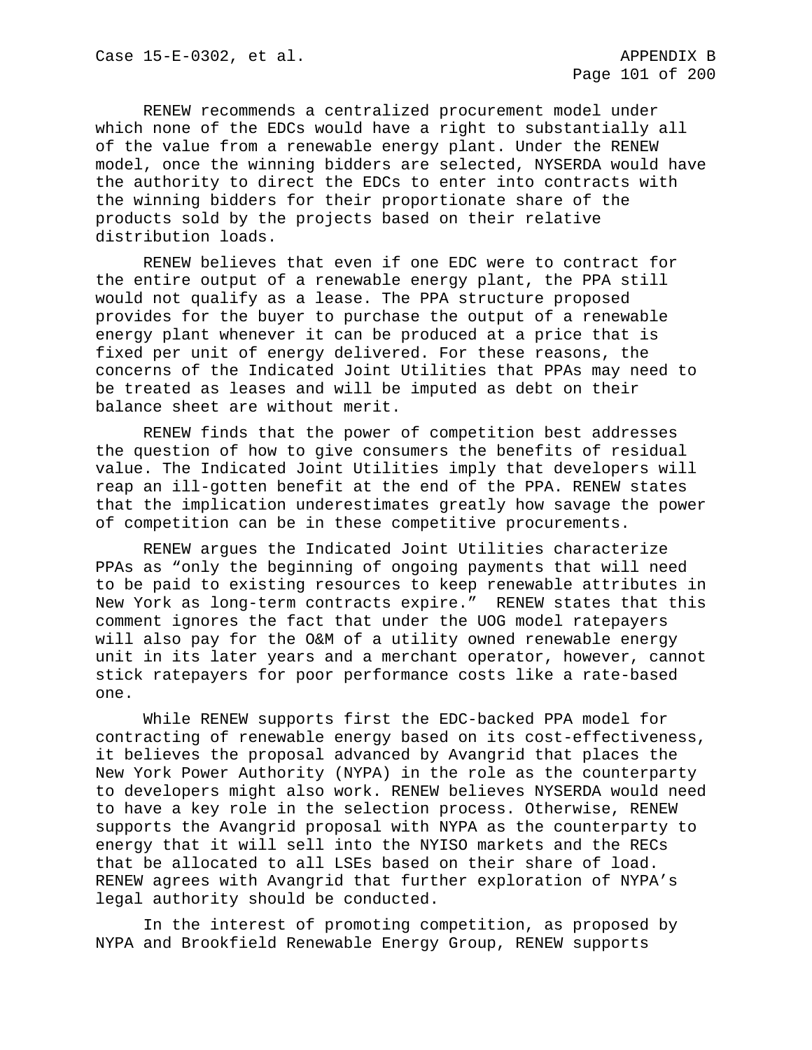RENEW recommends a centralized procurement model under which none of the EDCs would have a right to substantially all of the value from a renewable energy plant. Under the RENEW model, once the winning bidders are selected, NYSERDA would have the authority to direct the EDCs to enter into contracts with the winning bidders for their proportionate share of the products sold by the projects based on their relative distribution loads.

RENEW believes that even if one EDC were to contract for the entire output of a renewable energy plant, the PPA still would not qualify as a lease. The PPA structure proposed provides for the buyer to purchase the output of a renewable energy plant whenever it can be produced at a price that is fixed per unit of energy delivered. For these reasons, the concerns of the Indicated Joint Utilities that PPAs may need to be treated as leases and will be imputed as debt on their balance sheet are without merit.

RENEW finds that the power of competition best addresses the question of how to give consumers the benefits of residual value. The Indicated Joint Utilities imply that developers will reap an ill-gotten benefit at the end of the PPA. RENEW states that the implication underestimates greatly how savage the power of competition can be in these competitive procurements.

RENEW argues the Indicated Joint Utilities characterize PPAs as "only the beginning of ongoing payments that will need to be paid to existing resources to keep renewable attributes in New York as long-term contracts expire." RENEW states that this comment ignores the fact that under the UOG model ratepayers will also pay for the O&M of a utility owned renewable energy unit in its later years and a merchant operator, however, cannot stick ratepayers for poor performance costs like a rate-based one.

While RENEW supports first the EDC-backed PPA model for contracting of renewable energy based on its cost-effectiveness, it believes the proposal advanced by Avangrid that places the New York Power Authority (NYPA) in the role as the counterparty to developers might also work. RENEW believes NYSERDA would need to have a key role in the selection process. Otherwise, RENEW supports the Avangrid proposal with NYPA as the counterparty to energy that it will sell into the NYISO markets and the RECs that be allocated to all LSEs based on their share of load. RENEW agrees with Avangrid that further exploration of NYPA's legal authority should be conducted.

In the interest of promoting competition, as proposed by NYPA and Brookfield Renewable Energy Group, RENEW supports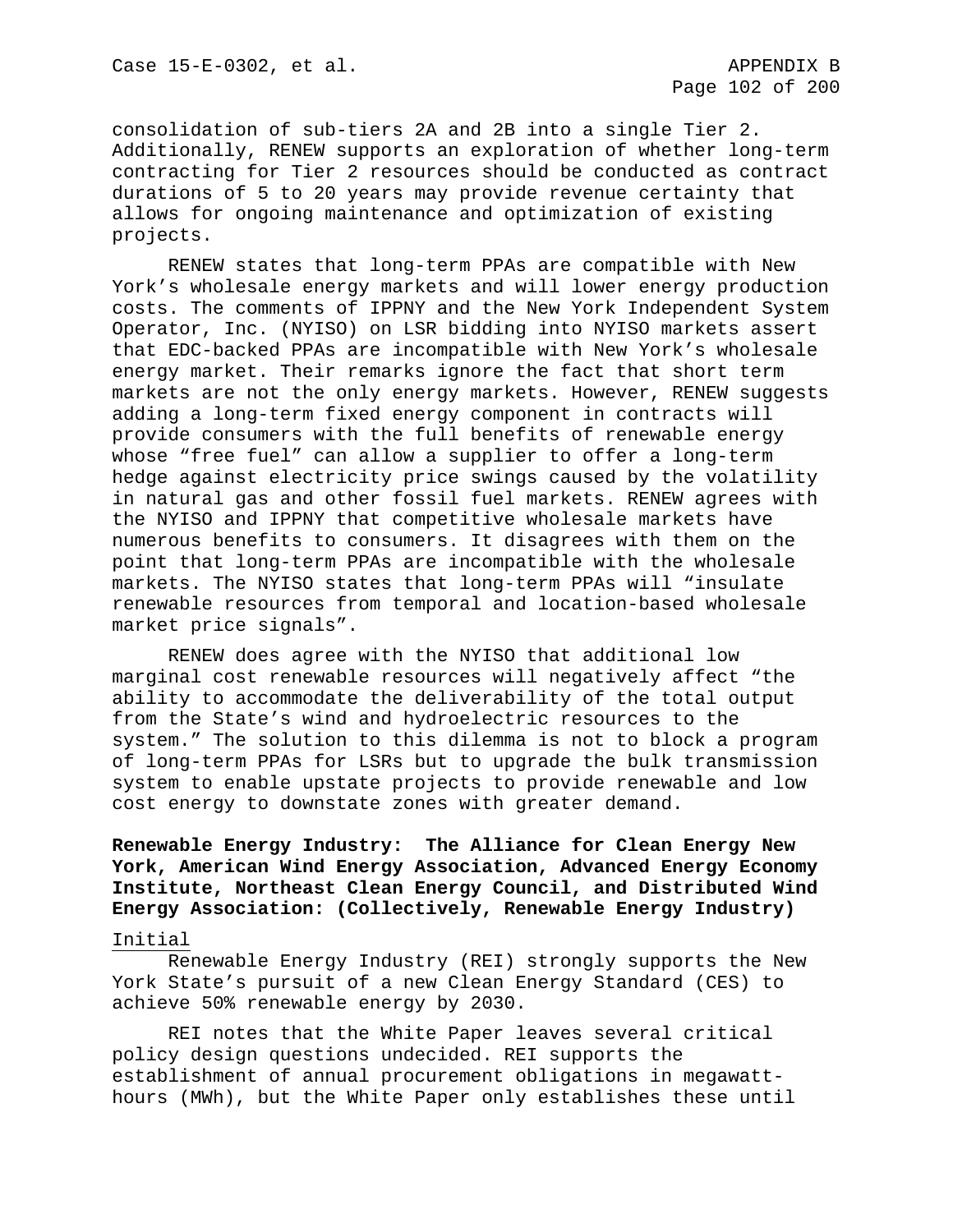consolidation of sub-tiers 2A and 2B into a single Tier 2. Additionally, RENEW supports an exploration of whether long-term contracting for Tier 2 resources should be conducted as contract durations of 5 to 20 years may provide revenue certainty that allows for ongoing maintenance and optimization of existing projects.

RENEW states that long-term PPAs are compatible with New York's wholesale energy markets and will lower energy production costs. The comments of IPPNY and the New York Independent System Operator, Inc. (NYISO) on LSR bidding into NYISO markets assert that EDC-backed PPAs are incompatible with New York's wholesale energy market. Their remarks ignore the fact that short term markets are not the only energy markets. However, RENEW suggests adding a long-term fixed energy component in contracts will provide consumers with the full benefits of renewable energy whose "free fuel" can allow a supplier to offer a long-term hedge against electricity price swings caused by the volatility in natural gas and other fossil fuel markets. RENEW agrees with the NYISO and IPPNY that competitive wholesale markets have numerous benefits to consumers. It disagrees with them on the point that long-term PPAs are incompatible with the wholesale markets. The NYISO states that long-term PPAs will "insulate renewable resources from temporal and location-based wholesale market price signals".

RENEW does agree with the NYISO that additional low marginal cost renewable resources will negatively affect "the ability to accommodate the deliverability of the total output from the State's wind and hydroelectric resources to the system." The solution to this dilemma is not to block a program of long-term PPAs for LSRs but to upgrade the bulk transmission system to enable upstate projects to provide renewable and low cost energy to downstate zones with greater demand.

**Renewable Energy Industry: The Alliance for Clean Energy New York, American Wind Energy Association, Advanced Energy Economy Institute, Northeast Clean Energy Council, and Distributed Wind Energy Association: (Collectively, Renewable Energy Industry)**

Initial

Renewable Energy Industry (REI) strongly supports the New York State's pursuit of a new Clean Energy Standard (CES) to achieve 50% renewable energy by 2030.

REI notes that the White Paper leaves several critical policy design questions undecided. REI supports the establishment of annual procurement obligations in megawatt-hours (MWh), but the White Paper only establishes these until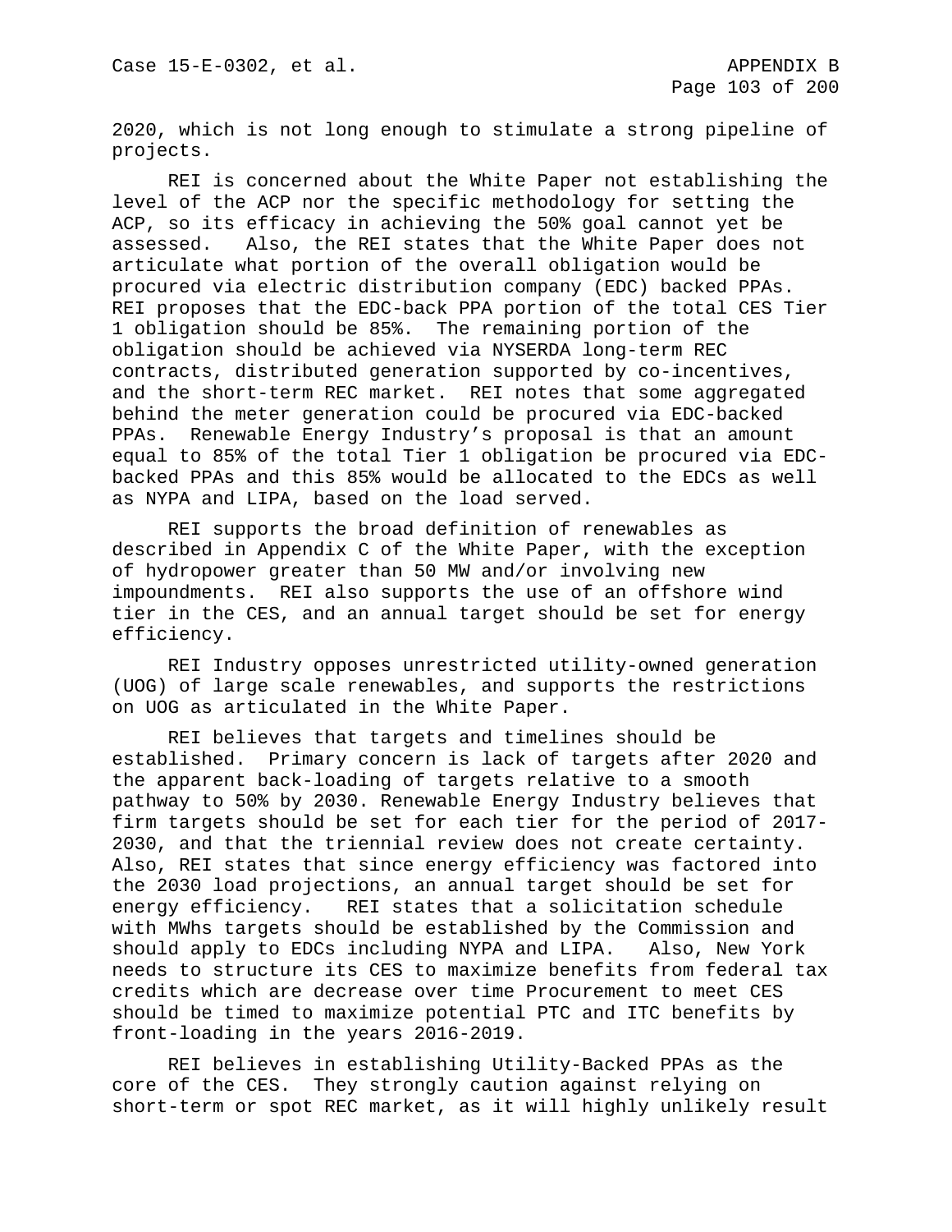2020, which is not long enough to stimulate a strong pipeline of projects.

REI is concerned about the White Paper not establishing the level of the ACP nor the specific methodology for setting the ACP, so its efficacy in achieving the 50% goal cannot yet be assessed. Also, the REI states that the White Paper does not articulate what portion of the overall obligation would be procured via electric distribution company (EDC) backed PPAs. REI proposes that the EDC-back PPA portion of the total CES Tier 1 obligation should be 85%. The remaining portion of the obligation should be achieved via NYSERDA long-term REC contracts, distributed generation supported by co-incentives, and the short-term REC market. REI notes that some aggregated behind the meter generation could be procured via EDC-backed PPAs. Renewable Energy Industry's proposal is that an amount equal to 85% of the total Tier 1 obligation be procured via EDC-backed PPAs and this 85% would be allocated to the EDCs as well as NYPA and LIPA, based on the load served.

REI supports the broad definition of renewables as described in Appendix C of the White Paper, with the exception of hydropower greater than 50 MW and/or involving new impoundments. REI also supports the use of an offshore wind tier in the CES, and an annual target should be set for energy efficiency.

REI Industry opposes unrestricted utility-owned generation (UOG) of large scale renewables, and supports the restrictions on UOG as articulated in the White Paper.

REI believes that targets and timelines should be established. Primary concern is lack of targets after 2020 and the apparent back-loading of targets relative to a smooth pathway to 50% by 2030. Renewable Energy Industry believes that firm targets should be set for each tier for the period of 2017-2030, and that the triennial review does not create certainty. Also, REI states that since energy efficiency was factored into the 2030 load projections, an annual target should be set for energy efficiency. REI states that a solicitation schedule with MWhs targets should be established by the Commission and should apply to EDCs including NYPA and LIPA. Also, New York needs to structure its CES to maximize benefits from federal tax credits which are decrease over time Procurement to meet CES should be timed to maximize potential PTC and ITC benefits by front-loading in the years 2016-2019.

REI believes in establishing Utility-Backed PPAs as the core of the CES. They strongly caution against relying on short-term or spot REC market, as it will highly unlikely result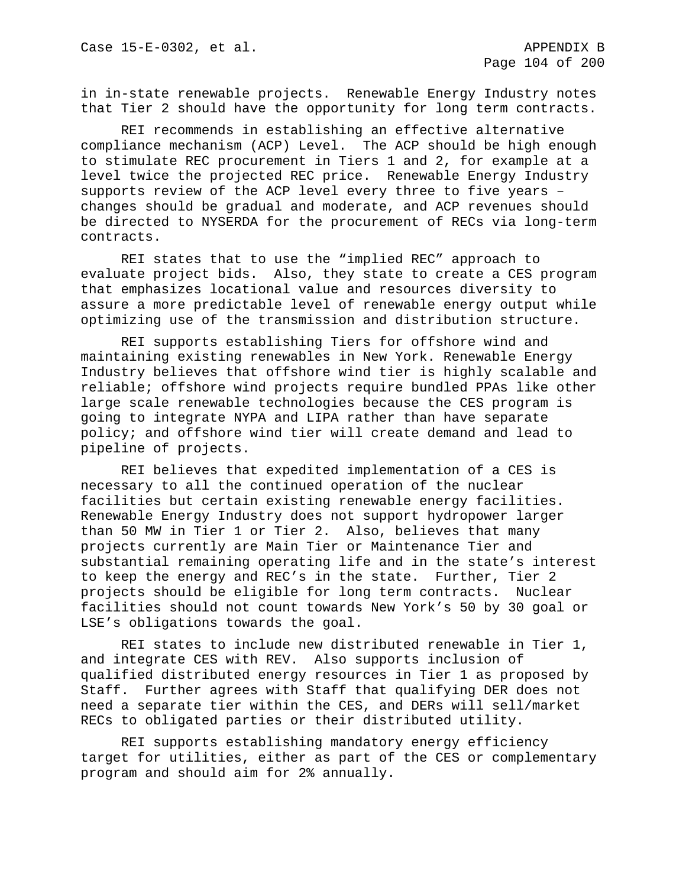in in-state renewable projects. Renewable Energy Industry notes that Tier 2 should have the opportunity for long term contracts.

REI recommends in establishing an effective alternative compliance mechanism (ACP) Level. The ACP should be high enough to stimulate REC procurement in Tiers 1 and 2, for example at a level twice the projected REC price. Renewable Energy Industry supports review of the ACP level every three to five years – changes should be gradual and moderate, and ACP revenues should be directed to NYSERDA for the procurement of RECs via long-term contracts.

REI states that to use the “implied REC” approach to evaluate project bids. Also, they state to create a CES program that emphasizes locational value and resources diversity to assure a more predictable level of renewable energy output while optimizing use of the transmission and distribution structure.

REI supports establishing Tiers for offshore wind and maintaining existing renewables in New York. Renewable Energy Industry believes that offshore wind tier is highly scalable and reliable; offshore wind projects require bundled PPAs like other large scale renewable technologies because the CES program is going to integrate NYPA and LIPA rather than have separate policy; and offshore wind tier will create demand and lead to pipeline of projects.

REI believes that expedited implementation of a CES is necessary to all the continued operation of the nuclear facilities but certain existing renewable energy facilities. Renewable Energy Industry does not support hydropower larger than 50 MW in Tier 1 or Tier 2. Also, believes that many projects currently are Main Tier or Maintenance Tier and substantial remaining operating life and in the state’s interest to keep the energy and REC’s in the state. Further, Tier 2 projects should be eligible for long term contracts. Nuclear facilities should not count towards New York’s 50 by 30 goal or LSE’s obligations towards the goal.

REI states to include new distributed renewable in Tier 1, and integrate CES with REV. Also supports inclusion of qualified distributed energy resources in Tier 1 as proposed by Staff. Further agrees with Staff that qualifying DER does not need a separate tier within the CES, and DERs will sell/market RECs to obligated parties or their distributed utility.

REI supports establishing mandatory energy efficiency target for utilities, either as part of the CES or complementary program and should aim for 2% annually.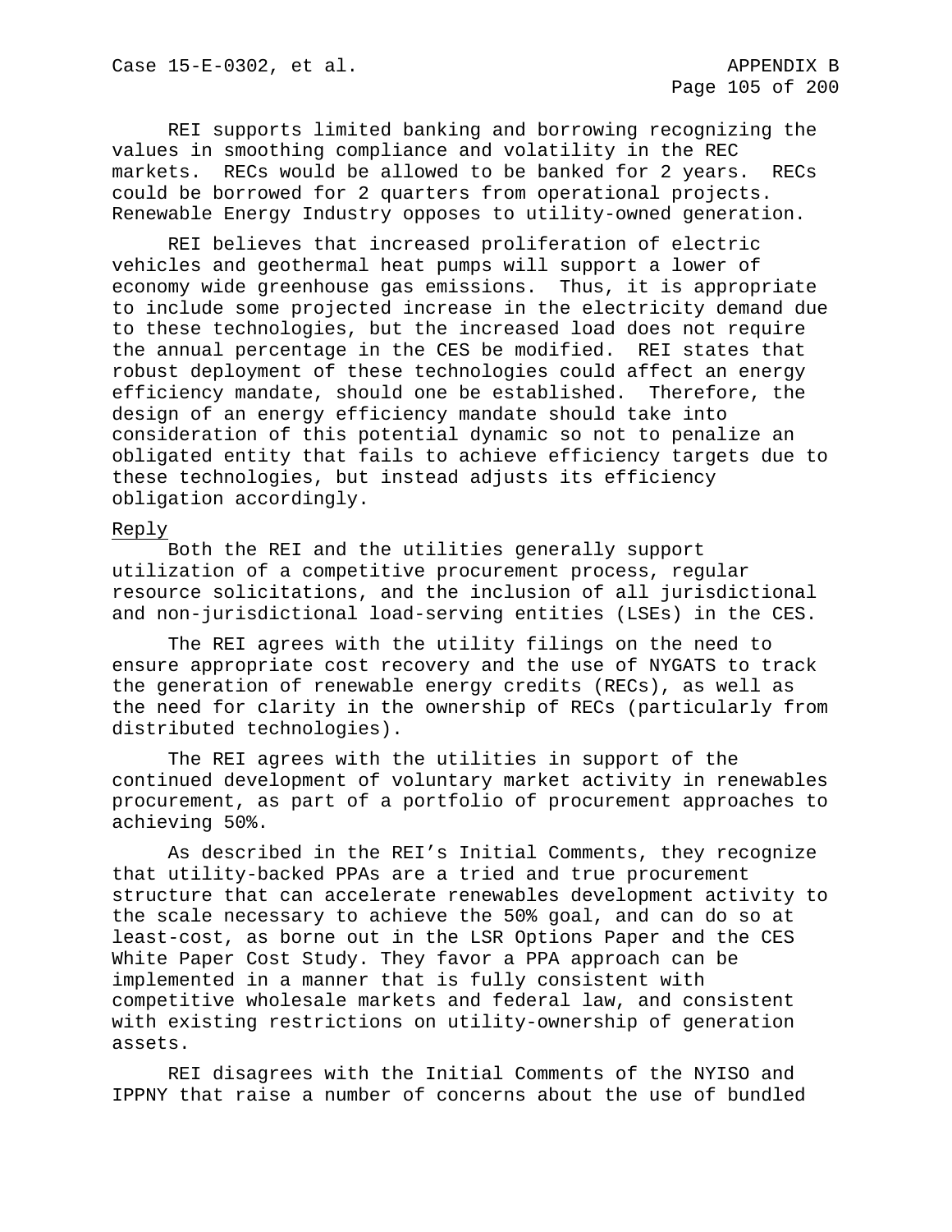REI supports limited banking and borrowing recognizing the values in smoothing compliance and volatility in the REC markets. RECs would be allowed to be banked for 2 years. RECs could be borrowed for 2 quarters from operational projects. Renewable Energy Industry opposes to utility-owned generation.

REI believes that increased proliferation of electric vehicles and geothermal heat pumps will support a lower of economy wide greenhouse gas emissions. Thus, it is appropriate to include some projected increase in the electricity demand due to these technologies, but the increased load does not require the annual percentage in the CES be modified. REI states that robust deployment of these technologies could affect an energy efficiency mandate, should one be established. Therefore, the design of an energy efficiency mandate should take into consideration of this potential dynamic so not to penalize an obligated entity that fails to achieve efficiency targets due to these technologies, but instead adjusts its efficiency obligation accordingly.

Reply

Both the REI and the utilities generally support utilization of a competitive procurement process, regular resource solicitations, and the inclusion of all jurisdictional and non-jurisdictional load-serving entities (LSEs) in the CES.

The REI agrees with the utility filings on the need to ensure appropriate cost recovery and the use of NYGATS to track the generation of renewable energy credits (RECs), as well as the need for clarity in the ownership of RECs (particularly from distributed technologies).

The REI agrees with the utilities in support of the continued development of voluntary market activity in renewables procurement, as part of a portfolio of procurement approaches to achieving 50%.

As described in the REI's Initial Comments, they recognize that utility-backed PPAs are a tried and true procurement structure that can accelerate renewables development activity to the scale necessary to achieve the 50% goal, and can do so at least-cost, as borne out in the LSR Options Paper and the CES White Paper Cost Study. They favor a PPA approach can be implemented in a manner that is fully consistent with competitive wholesale markets and federal law, and consistent with existing restrictions on utility-ownership of generation assets.

REI disagrees with the Initial Comments of the NYISO and IPPNY that raise a number of concerns about the use of bundled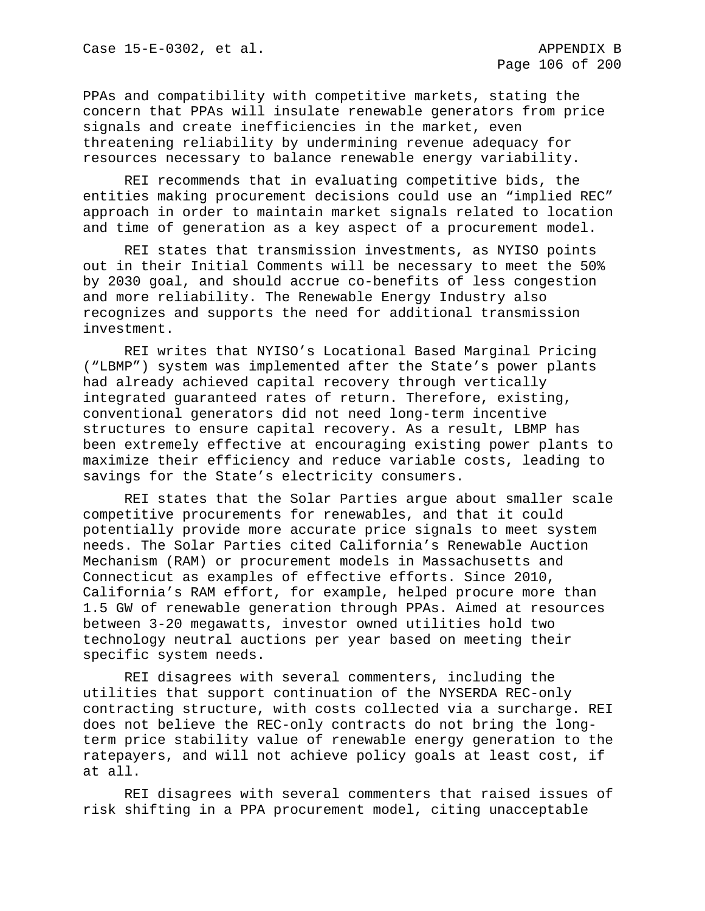PPAs and compatibility with competitive markets, stating the concern that PPAs will insulate renewable generators from price signals and create inefficiencies in the market, even threatening reliability by undermining revenue adequacy for resources necessary to balance renewable energy variability.

REI recommends that in evaluating competitive bids, the entities making procurement decisions could use an "implied REC" approach in order to maintain market signals related to location and time of generation as a key aspect of a procurement model.

REI states that transmission investments, as NYISO points out in their Initial Comments will be necessary to meet the 50% by 2030 goal, and should accrue co-benefits of less congestion and more reliability. The Renewable Energy Industry also recognizes and supports the need for additional transmission investment.

REI writes that NYISO's Locational Based Marginal Pricing ("LBMP") system was implemented after the State's power plants had already achieved capital recovery through vertically integrated guaranteed rates of return. Therefore, existing, conventional generators did not need long-term incentive structures to ensure capital recovery. As a result, LBMP has been extremely effective at encouraging existing power plants to maximize their efficiency and reduce variable costs, leading to savings for the State's electricity consumers.

REI states that the Solar Parties argue about smaller scale competitive procurements for renewables, and that it could potentially provide more accurate price signals to meet system needs. The Solar Parties cited California's Renewable Auction Mechanism (RAM) or procurement models in Massachusetts and Connecticut as examples of effective efforts. Since 2010, California's RAM effort, for example, helped procure more than 1.5 GW of renewable generation through PPAs. Aimed at resources between 3-20 megawatts, investor owned utilities hold two technology neutral auctions per year based on meeting their specific system needs.

REI disagrees with several commenters, including the utilities that support continuation of the NYSERDA REC-only contracting structure, with costs collected via a surcharge. REI does not believe the REC-only contracts do not bring the long-term price stability value of renewable energy generation to the ratepayers, and will not achieve policy goals at least cost, if at all.

REI disagrees with several commenters that raised issues of risk shifting in a PPA procurement model, citing unacceptable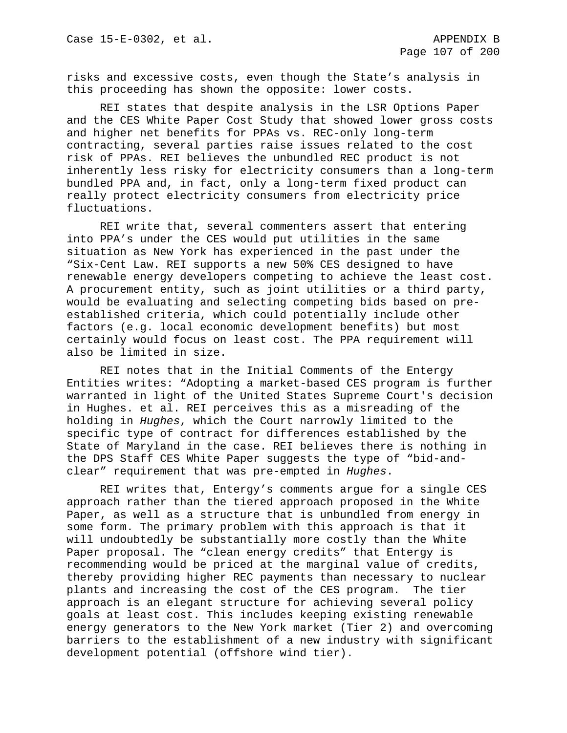risks and excessive costs, even though the State's analysis in this proceeding has shown the opposite: lower costs.

REI states that despite analysis in the LSR Options Paper and the CES White Paper Cost Study that showed lower gross costs and higher net benefits for PPAs vs. REC-only long-term contracting, several parties raise issues related to the cost risk of PPAs. REI believes the unbundled REC product is not inherently less risky for electricity consumers than a long-term bundled PPA and, in fact, only a long-term fixed product can really protect electricity consumers from electricity price fluctuations.

REI write that, several commenters assert that entering into PPA's under the CES would put utilities in the same situation as New York has experienced in the past under the "Six-Cent Law. REI supports a new 50% CES designed to have renewable energy developers competing to achieve the least cost. A procurement entity, such as joint utilities or a third party, would be evaluating and selecting competing bids based on pre-established criteria, which could potentially include other factors (e.g. local economic development benefits) but most certainly would focus on least cost. The PPA requirement will also be limited in size.

REI notes that in the Initial Comments of the Entergy Entities writes: "Adopting a market-based CES program is further warranted in light of the United States Supreme Court's decision in Hughes. et al. REI perceives this as a misreading of the holding in *Hughes*, which the Court narrowly limited to the specific type of contract for differences established by the State of Maryland in the case. REI believes there is nothing in the DPS Staff CES White Paper suggests the type of "bid-and-clear" requirement that was pre-empted in *Hughes*.

REI writes that, Entergy's comments argue for a single CES approach rather than the tiered approach proposed in the White Paper, as well as a structure that is unbundled from energy in some form. The primary problem with this approach is that it will undoubtedly be substantially more costly than the White Paper proposal. The "clean energy credits" that Entergy is recommending would be priced at the marginal value of credits, thereby providing higher REC payments than necessary to nuclear plants and increasing the cost of the CES program. The tier approach is an elegant structure for achieving several policy goals at least cost. This includes keeping existing renewable energy generators to the New York market (Tier 2) and overcoming barriers to the establishment of a new industry with significant development potential (offshore wind tier).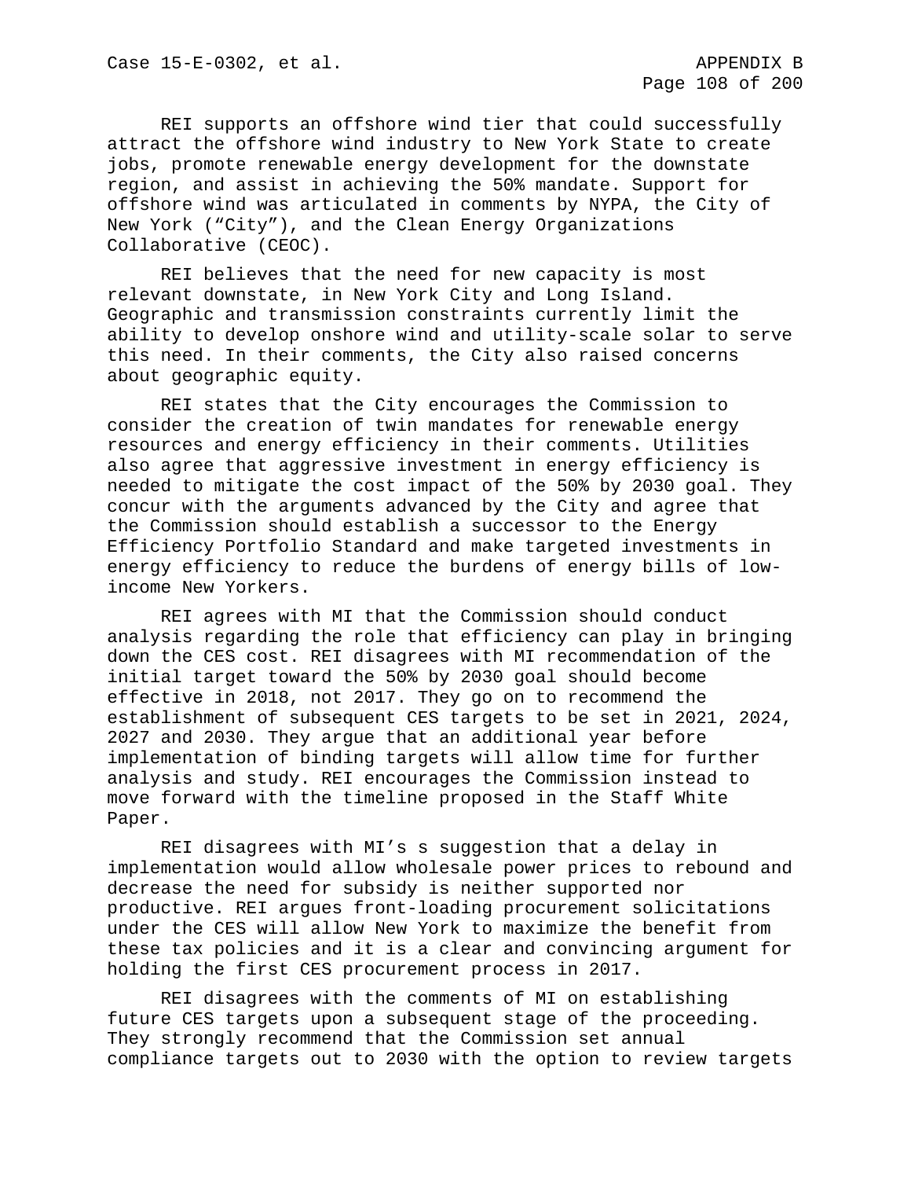REI supports an offshore wind tier that could successfully attract the offshore wind industry to New York State to create jobs, promote renewable energy development for the downstate region, and assist in achieving the 50% mandate. Support for offshore wind was articulated in comments by NYPA, the City of New York ("City"), and the Clean Energy Organizations Collaborative (CEOC).

REI believes that the need for new capacity is most relevant downstate, in New York City and Long Island. Geographic and transmission constraints currently limit the ability to develop onshore wind and utility-scale solar to serve this need. In their comments, the City also raised concerns about geographic equity.

REI states that the City encourages the Commission to consider the creation of twin mandates for renewable energy resources and energy efficiency in their comments. Utilities also agree that aggressive investment in energy efficiency is needed to mitigate the cost impact of the 50% by 2030 goal. They concur with the arguments advanced by the City and agree that the Commission should establish a successor to the Energy Efficiency Portfolio Standard and make targeted investments in energy efficiency to reduce the burdens of energy bills of low-income New Yorkers.

REI agrees with MI that the Commission should conduct analysis regarding the role that efficiency can play in bringing down the CES cost. REI disagrees with MI recommendation of the initial target toward the 50% by 2030 goal should become effective in 2018, not 2017. They go on to recommend the establishment of subsequent CES targets to be set in 2021, 2024, 2027 and 2030. They argue that an additional year before implementation of binding targets will allow time for further analysis and study. REI encourages the Commission instead to move forward with the timeline proposed in the Staff White Paper.

REI disagrees with MI's s suggestion that a delay in implementation would allow wholesale power prices to rebound and decrease the need for subsidy is neither supported nor productive. REI argues front-loading procurement solicitations under the CES will allow New York to maximize the benefit from these tax policies and it is a clear and convincing argument for holding the first CES procurement process in 2017.

REI disagrees with the comments of MI on establishing future CES targets upon a subsequent stage of the proceeding. They strongly recommend that the Commission set annual compliance targets out to 2030 with the option to review targets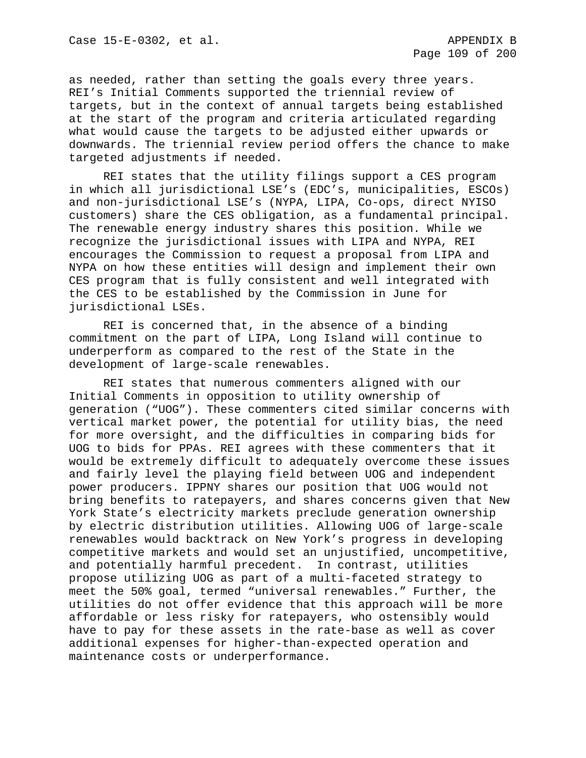as needed, rather than setting the goals every three years. REI's Initial Comments supported the triennial review of targets, but in the context of annual targets being established at the start of the program and criteria articulated regarding what would cause the targets to be adjusted either upwards or downwards. The triennial review period offers the chance to make targeted adjustments if needed.

REI states that the utility filings support a CES program in which all jurisdictional LSE's (EDC's, municipalities, ESCOs) and non-jurisdictional LSE's (NYPA, LIPA, Co-ops, direct NYISO customers) share the CES obligation, as a fundamental principal. The renewable energy industry shares this position. While we recognize the jurisdictional issues with LIPA and NYPA, REI encourages the Commission to request a proposal from LIPA and NYPA on how these entities will design and implement their own CES program that is fully consistent and well integrated with the CES to be established by the Commission in June for jurisdictional LSEs.

REI is concerned that, in the absence of a binding commitment on the part of LIPA, Long Island will continue to underperform as compared to the rest of the State in the development of large-scale renewables.

REI states that numerous commenters aligned with our Initial Comments in opposition to utility ownership of generation ("UOG"). These commenters cited similar concerns with vertical market power, the potential for utility bias, the need for more oversight, and the difficulties in comparing bids for UOG to bids for PPAs. REI agrees with these commenters that it would be extremely difficult to adequately overcome these issues and fairly level the playing field between UOG and independent power producers. IPPNY shares our position that UOG would not bring benefits to ratepayers, and shares concerns given that New York State's electricity markets preclude generation ownership by electric distribution utilities. Allowing UOG of large-scale renewables would backtrack on New York's progress in developing competitive markets and would set an unjustified, uncompetitive, and potentially harmful precedent. In contrast, utilities propose utilizing UOG as part of a multi-faceted strategy to meet the 50% goal, termed "universal renewables." Further, the utilities do not offer evidence that this approach will be more affordable or less risky for ratepayers, who ostensibly would have to pay for these assets in the rate-base as well as cover additional expenses for higher-than-expected operation and maintenance costs or underperformance.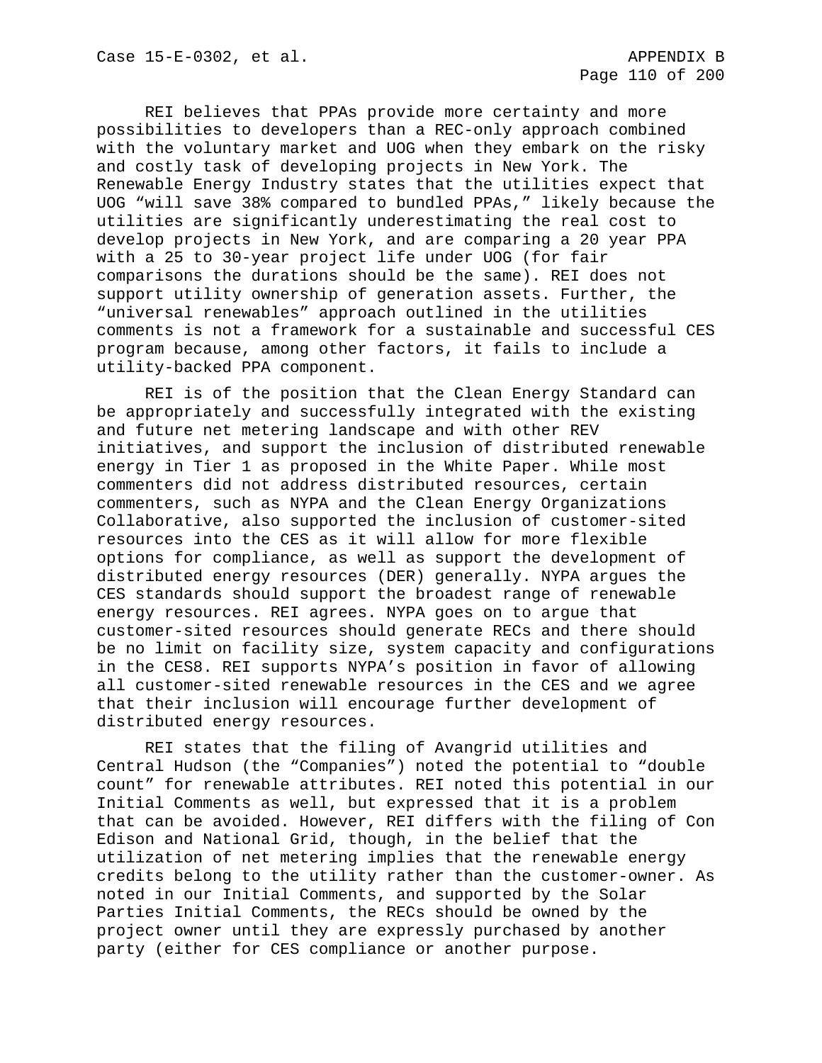REI believes that PPAs provide more certainty and more possibilities to developers than a REC-only approach combined with the voluntary market and UOG when they embark on the risky and costly task of developing projects in New York. The Renewable Energy Industry states that the utilities expect that UOG "will save 38% compared to bundled PPAs," likely because the utilities are significantly underestimating the real cost to develop projects in New York, and are comparing a 20 year PPA with a 25 to 30-year project life under UOG (for fair comparisons the durations should be the same). REI does not support utility ownership of generation assets. Further, the "universal renewables" approach outlined in the utilities comments is not a framework for a sustainable and successful CES program because, among other factors, it fails to include a utility-backed PPA component.

REI is of the position that the Clean Energy Standard can be appropriately and successfully integrated with the existing and future net metering landscape and with other REV initiatives, and support the inclusion of distributed renewable energy in Tier 1 as proposed in the White Paper. While most commenters did not address distributed resources, certain commenters, such as NYPA and the Clean Energy Organizations Collaborative, also supported the inclusion of customer-sited resources into the CES as it will allow for more flexible options for compliance, as well as support the development of distributed energy resources (DER) generally. NYPA argues the CES standards should support the broadest range of renewable energy resources. REI agrees. NYPA goes on to argue that customer-sited resources should generate RECs and there should be no limit on facility size, system capacity and configurations in the CES8. REI supports NYPA's position in favor of allowing all customer-sited renewable resources in the CES and we agree that their inclusion will encourage further development of distributed energy resources.

REI states that the filing of Avangrid utilities and Central Hudson (the "Companies") noted the potential to "double count" for renewable attributes. REI noted this potential in our Initial Comments as well, but expressed that it is a problem that can be avoided. However, REI differs with the filing of Con Edison and National Grid, though, in the belief that the utilization of net metering implies that the renewable energy credits belong to the utility rather than the customer-owner. As noted in our Initial Comments, and supported by the Solar Parties Initial Comments, the RECs should be owned by the project owner until they are expressly purchased by another party (either for CES compliance or another purpose.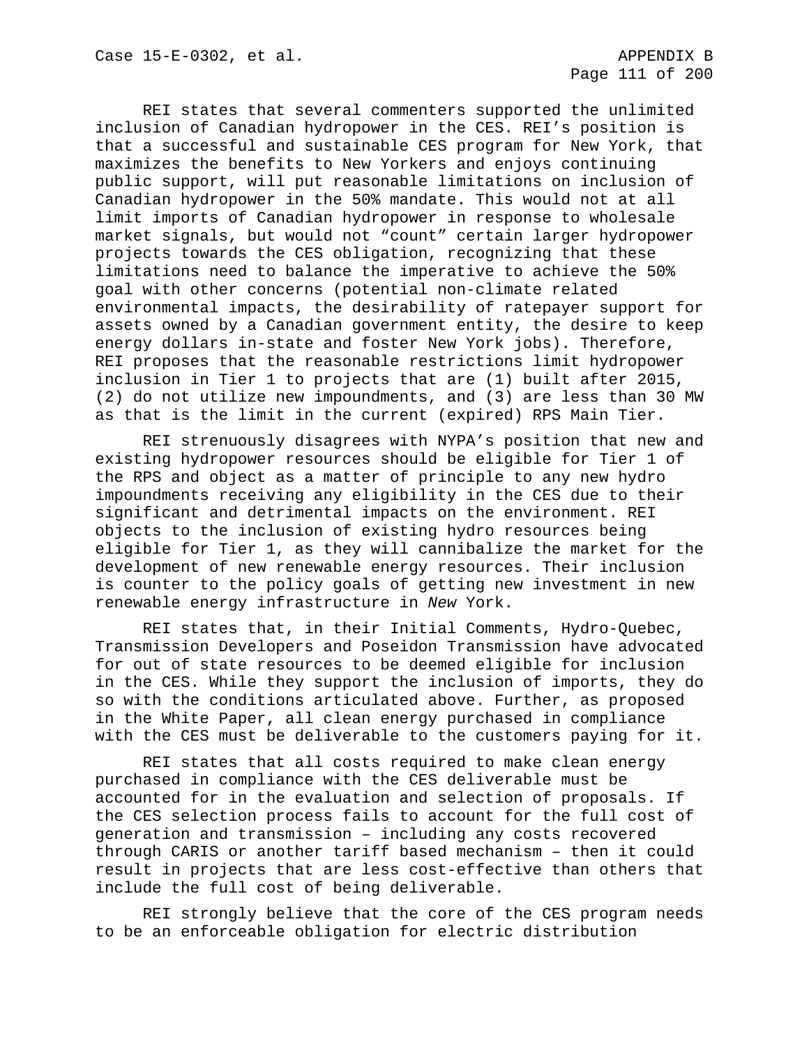REI states that several commenters supported the unlimited inclusion of Canadian hydropower in the CES. REI's position is that a successful and sustainable CES program for New York, that maximizes the benefits to New Yorkers and enjoys continuing public support, will put reasonable limitations on inclusion of Canadian hydropower in the 50% mandate. This would not at all limit imports of Canadian hydropower in response to wholesale market signals, but would not "count" certain larger hydropower projects towards the CES obligation, recognizing that these limitations need to balance the imperative to achieve the 50% goal with other concerns (potential non-climate related environmental impacts, the desirability of ratepayer support for assets owned by a Canadian government entity, the desire to keep energy dollars in-state and foster New York jobs). Therefore, REI proposes that the reasonable restrictions limit hydropower inclusion in Tier 1 to projects that are (1) built after 2015, (2) do not utilize new impoundments, and (3) are less than 30 MW as that is the limit in the current (expired) RPS Main Tier.

REI strenuously disagrees with NYPA's position that new and existing hydropower resources should be eligible for Tier 1 of the RPS and object as a matter of principle to any new hydro impoundments receiving any eligibility in the CES due to their significant and detrimental impacts on the environment. REI objects to the inclusion of existing hydro resources being eligible for Tier 1, as they will cannibalize the market for the development of new renewable energy resources. Their inclusion is counter to the policy goals of getting new investment in new renewable energy infrastructure in *New* York.

REI states that, in their Initial Comments, Hydro-Quebec, Transmission Developers and Poseidon Transmission have advocated for out of state resources to be deemed eligible for inclusion in the CES. While they support the inclusion of imports, they do so with the conditions articulated above. Further, as proposed in the White Paper, all clean energy purchased in compliance with the CES must be deliverable to the customers paying for it.

REI states that all costs required to make clean energy purchased in compliance with the CES deliverable must be accounted for in the evaluation and selection of proposals. If the CES selection process fails to account for the full cost of generation and transmission – including any costs recovered through CARIS or another tariff based mechanism – then it could result in projects that are less cost-effective than others that include the full cost of being deliverable.

REI strongly believe that the core of the CES program needs to be an enforceable obligation for electric distribution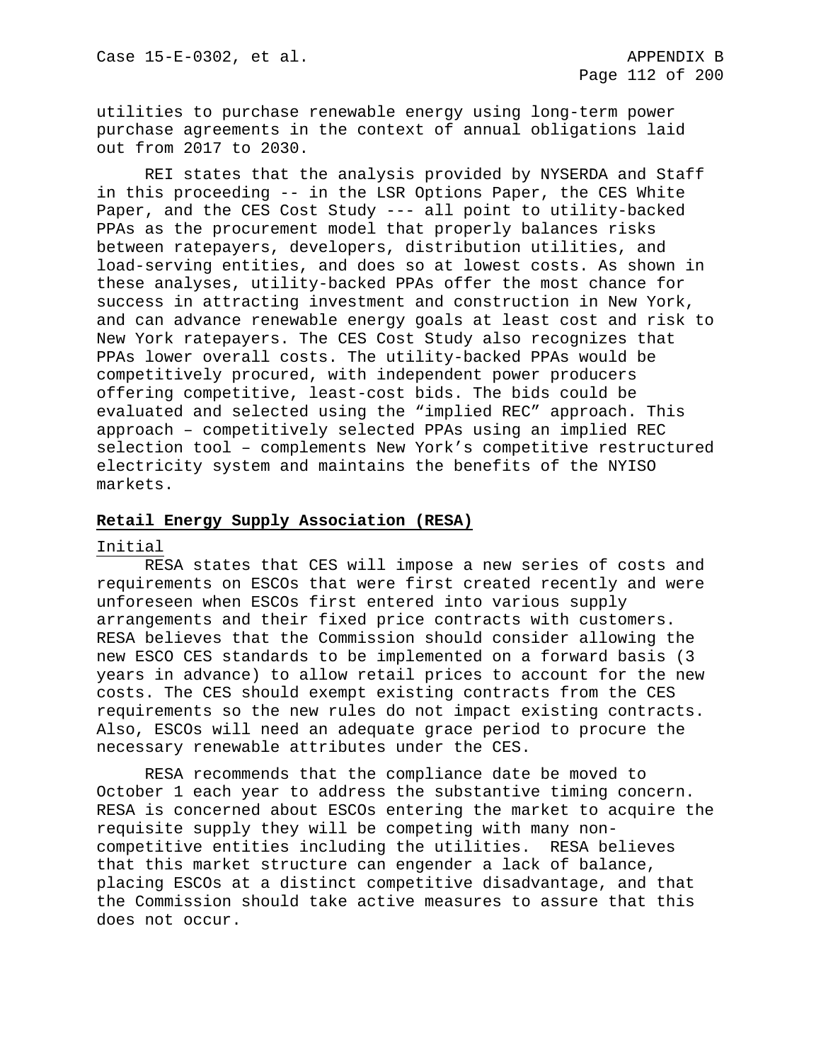utilities to purchase renewable energy using long-term power purchase agreements in the context of annual obligations laid out from 2017 to 2030.

REI states that the analysis provided by NYSERDA and Staff in this proceeding -- in the LSR Options Paper, the CES White Paper, and the CES Cost Study --- all point to utility-backed PPAs as the procurement model that properly balances risks between ratepayers, developers, distribution utilities, and load-serving entities, and does so at lowest costs. As shown in these analyses, utility-backed PPAs offer the most chance for success in attracting investment and construction in New York, and can advance renewable energy goals at least cost and risk to New York ratepayers. The CES Cost Study also recognizes that PPAs lower overall costs. The utility-backed PPAs would be competitively procured, with independent power producers offering competitive, least-cost bids. The bids could be evaluated and selected using the "implied REC" approach. This approach – competitively selected PPAs using an implied REC selection tool – complements New York's competitive restructured electricity system and maintains the benefits of the NYISO markets.

**Retail Energy Supply Association (RESA)**

Initial

RESA states that CES will impose a new series of costs and requirements on ESCOs that were first created recently and were unforeseen when ESCOs first entered into various supply arrangements and their fixed price contracts with customers. RESA believes that the Commission should consider allowing the new ESCO CES standards to be implemented on a forward basis (3 years in advance) to allow retail prices to account for the new costs. The CES should exempt existing contracts from the CES requirements so the new rules do not impact existing contracts. Also, ESCOs will need an adequate grace period to procure the necessary renewable attributes under the CES.

RESA recommends that the compliance date be moved to October 1 each year to address the substantive timing concern. RESA is concerned about ESCOs entering the market to acquire the requisite supply they will be competing with many non-competitive entities including the utilities. RESA believes that this market structure can engender a lack of balance, placing ESCOs at a distinct competitive disadvantage, and that the Commission should take active measures to assure that this does not occur.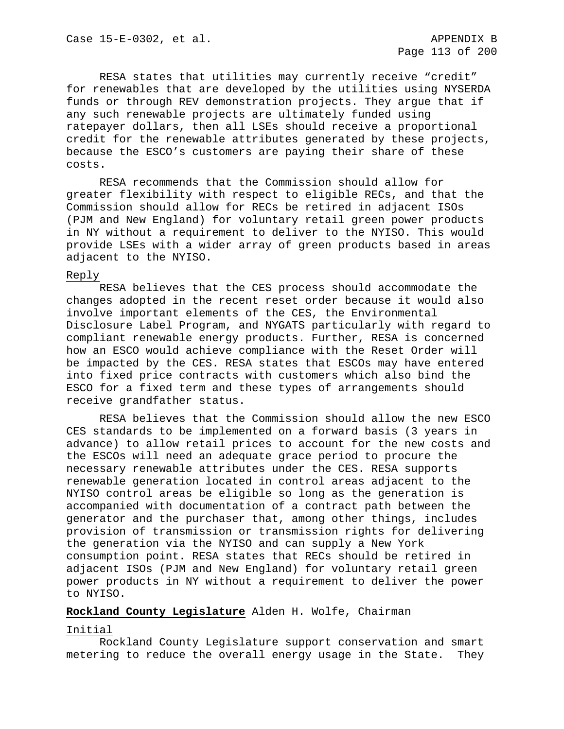RESA states that utilities may currently receive "credit" for renewables that are developed by the utilities using NYSERDA funds or through REV demonstration projects. They argue that if any such renewable projects are ultimately funded using ratepayer dollars, then all LSEs should receive a proportional credit for the renewable attributes generated by these projects, because the ESCO's customers are paying their share of these costs.

RESA recommends that the Commission should allow for greater flexibility with respect to eligible RECs, and that the Commission should allow for RECs be retired in adjacent ISOs (PJM and New England) for voluntary retail green power products in NY without a requirement to deliver to the NYISO. This would provide LSEs with a wider array of green products based in areas adjacent to the NYISO.

Reply

RESA believes that the CES process should accommodate the changes adopted in the recent reset order because it would also involve important elements of the CES, the Environmental Disclosure Label Program, and NYGATS particularly with regard to compliant renewable energy products. Further, RESA is concerned how an ESCO would achieve compliance with the Reset Order will be impacted by the CES. RESA states that ESCOs may have entered into fixed price contracts with customers which also bind the ESCO for a fixed term and these types of arrangements should receive grandfather status.

RESA believes that the Commission should allow the new ESCO CES standards to be implemented on a forward basis (3 years in advance) to allow retail prices to account for the new costs and the ESCOs will need an adequate grace period to procure the necessary renewable attributes under the CES. RESA supports renewable generation located in control areas adjacent to the NYISO control areas be eligible so long as the generation is accompanied with documentation of a contract path between the generator and the purchaser that, among other things, includes provision of transmission or transmission rights for delivering the generation via the NYISO and can supply a New York consumption point. RESA states that RECs should be retired in adjacent ISOs (PJM and New England) for voluntary retail green power products in NY without a requirement to deliver the power to NYISO.

**Rockland County Legislature** Alden H. Wolfe, Chairman

Initial

Rockland County Legislature support conservation and smart metering to reduce the overall energy usage in the State. They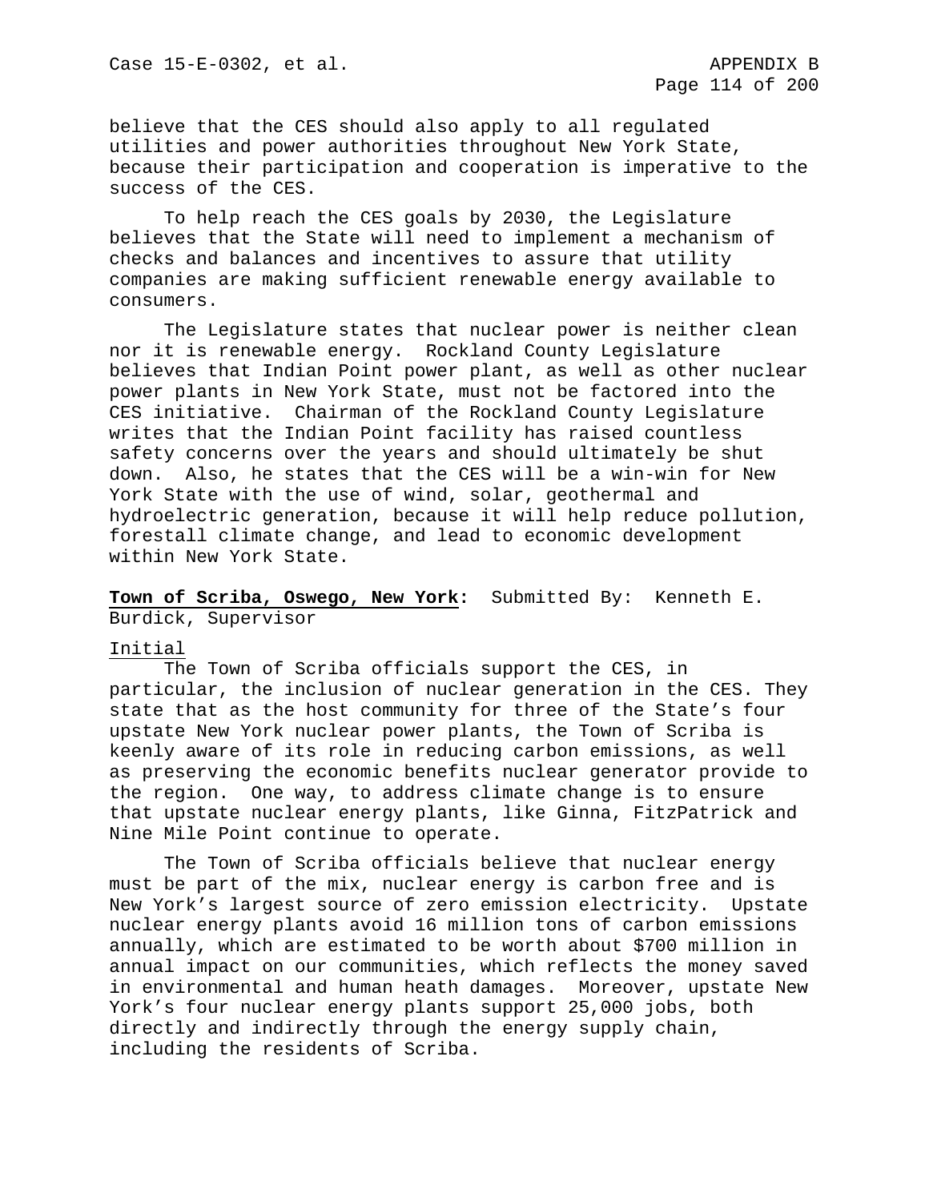believe that the CES should also apply to all regulated utilities and power authorities throughout New York State, because their participation and cooperation is imperative to the success of the CES.

To help reach the CES goals by 2030, the Legislature believes that the State will need to implement a mechanism of checks and balances and incentives to assure that utility companies are making sufficient renewable energy available to consumers.

The Legislature states that nuclear power is neither clean nor it is renewable energy. Rockland County Legislature believes that Indian Point power plant, as well as other nuclear power plants in New York State, must not be factored into the CES initiative. Chairman of the Rockland County Legislature writes that the Indian Point facility has raised countless safety concerns over the years and should ultimately be shut down. Also, he states that the CES will be a win-win for New York State with the use of wind, solar, geothermal and hydroelectric generation, because it will help reduce pollution, forestall climate change, and lead to economic development within New York State.

**Town of Scriba, Oswego, New York:** Submitted By: Kenneth E. Burdick, Supervisor

Initial

The Town of Scriba officials support the CES, in particular, the inclusion of nuclear generation in the CES. They state that as the host community for three of the State's four upstate New York nuclear power plants, the Town of Scriba is keenly aware of its role in reducing carbon emissions, as well as preserving the economic benefits nuclear generator provide to the region. One way, to address climate change is to ensure that upstate nuclear energy plants, like Ginna, FitzPatrick and Nine Mile Point continue to operate.

The Town of Scriba officials believe that nuclear energy must be part of the mix, nuclear energy is carbon free and is New York's largest source of zero emission electricity. Upstate nuclear energy plants avoid 16 million tons of carbon emissions annually, which are estimated to be worth about $700 million in annual impact on our communities, which reflects the money saved in environmental and human heath damages. Moreover, upstate New York's four nuclear energy plants support 25,000 jobs, both directly and indirectly through the energy supply chain, including the residents of Scriba.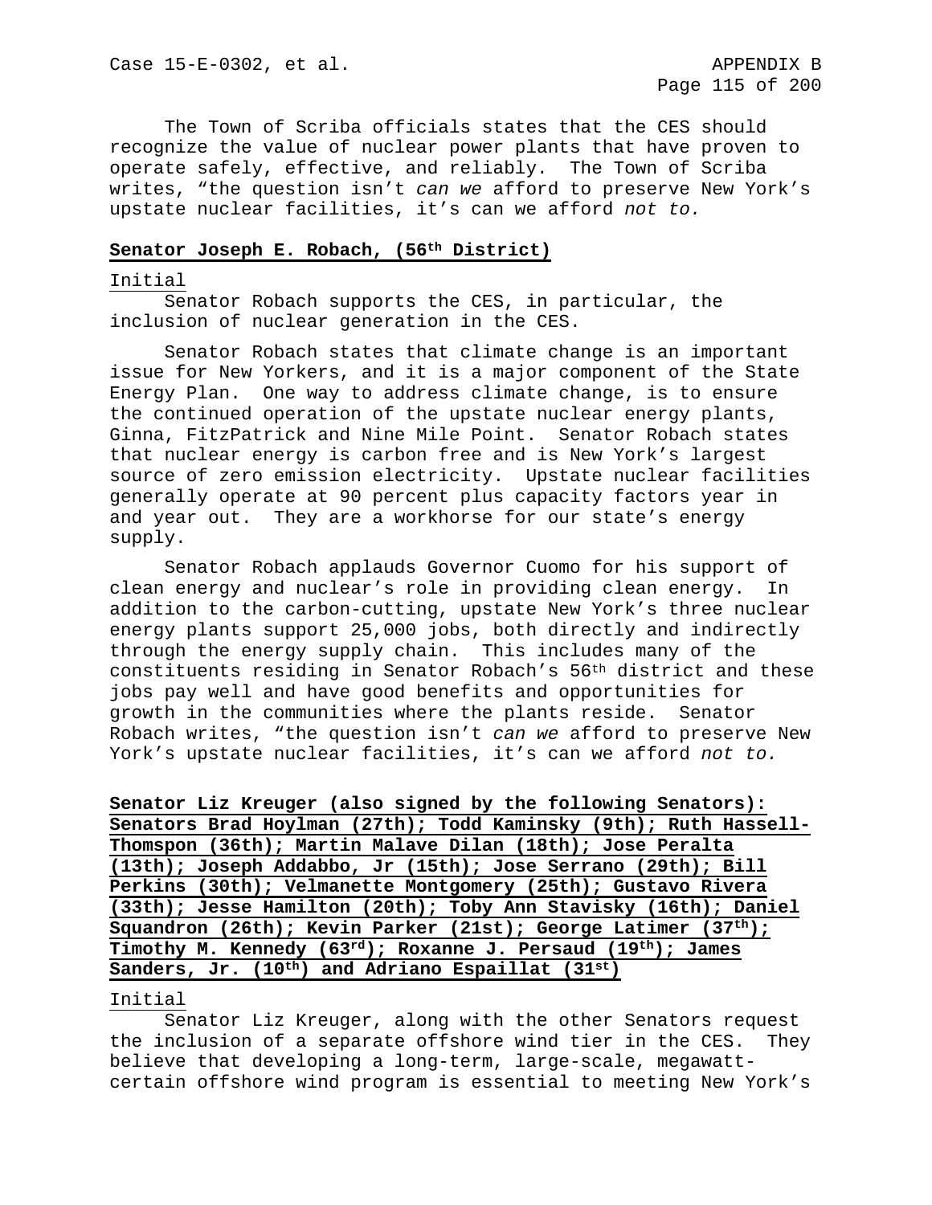The Town of Scriba officials states that the CES should recognize the value of nuclear power plants that have proven to operate safely, effective, and reliably. The Town of Scriba writes, "the question isn't *can we* afford to preserve New York's upstate nuclear facilities, it's can we afford *not to.*

**Senator Joseph E. Robach, (56th District)**

Initial

Senator Robach supports the CES, in particular, the inclusion of nuclear generation in the CES.

Senator Robach states that climate change is an important issue for New Yorkers, and it is a major component of the State Energy Plan. One way to address climate change, is to ensure the continued operation of the upstate nuclear energy plants, Ginna, FitzPatrick and Nine Mile Point. Senator Robach states that nuclear energy is carbon free and is New York's largest source of zero emission electricity. Upstate nuclear facilities generally operate at 90 percent plus capacity factors year in and year out. They are a workhorse for our state's energy supply.

Senator Robach applauds Governor Cuomo for his support of clean energy and nuclear's role in providing clean energy. In addition to the carbon-cutting, upstate New York's three nuclear energy plants support 25,000 jobs, both directly and indirectly through the energy supply chain. This includes many of the constituents residing in Senator Robach's 56th district and these jobs pay well and have good benefits and opportunities for growth in the communities where the plants reside. Senator Robach writes, "the question isn't *can we* afford to preserve New York's upstate nuclear facilities, it's can we afford *not to.*

**Senator Liz Kreuger (also signed by the following Senators): Senators Brad Hoylman (27th); Todd Kaminsky (9th); Ruth Hassell-Thomspon (36th); Martin Malave Dilan (18th); Jose Peralta (13th); Joseph Addabbo, Jr (15th); Jose Serrano (29th); Bill Perkins (30th); Velmanette Montgomery (25th); Gustavo Rivera (33th); Jesse Hamilton (20th); Toby Ann Stavisky (16th); Daniel Squandron (26th); Kevin Parker (21st); George Latimer (37th); Timothy M. Kennedy (63rd); Roxanne J. Persaud (19th); James Sanders, Jr. (10th) and Adriano Espaillat (31st)**

Initial

Senator Liz Kreuger, along with the other Senators request the inclusion of a separate offshore wind tier in the CES. They believe that developing a long-term, large-scale, megawatt-certain offshore wind program is essential to meeting New York's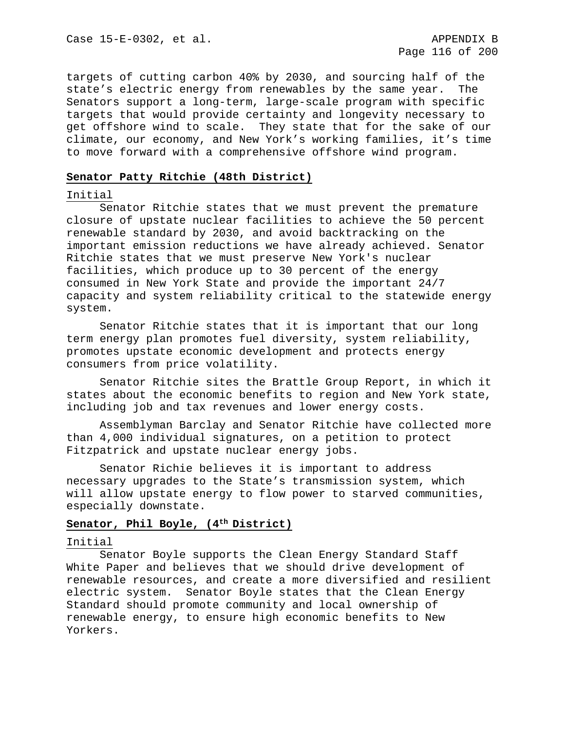targets of cutting carbon 40% by 2030, and sourcing half of the state's electric energy from renewables by the same year. The Senators support a long-term, large-scale program with specific targets that would provide certainty and longevity necessary to get offshore wind to scale. They state that for the sake of our climate, our economy, and New York's working families, it's time to move forward with a comprehensive offshore wind program.

**Senator Patty Ritchie (48th District)**

Initial

Senator Ritchie states that we must prevent the premature closure of upstate nuclear facilities to achieve the 50 percent renewable standard by 2030, and avoid backtracking on the important emission reductions we have already achieved. Senator Ritchie states that we must preserve New York's nuclear facilities, which produce up to 30 percent of the energy consumed in New York State and provide the important 24/7 capacity and system reliability critical to the statewide energy system.

Senator Ritchie states that it is important that our long term energy plan promotes fuel diversity, system reliability, promotes upstate economic development and protects energy consumers from price volatility.

Senator Ritchie sites the Brattle Group Report, in which it states about the economic benefits to region and New York state, including job and tax revenues and lower energy costs.

Assemblyman Barclay and Senator Ritchie have collected more than 4,000 individual signatures, on a petition to protect Fitzpatrick and upstate nuclear energy jobs.

Senator Richie believes it is important to address necessary upgrades to the State's transmission system, which will allow upstate energy to flow power to starved communities, especially downstate.

**Senator, Phil Boyle, (4th District)**

Initial

Senator Boyle supports the Clean Energy Standard Staff White Paper and believes that we should drive development of renewable resources, and create a more diversified and resilient electric system. Senator Boyle states that the Clean Energy Standard should promote community and local ownership of renewable energy, to ensure high economic benefits to New Yorkers.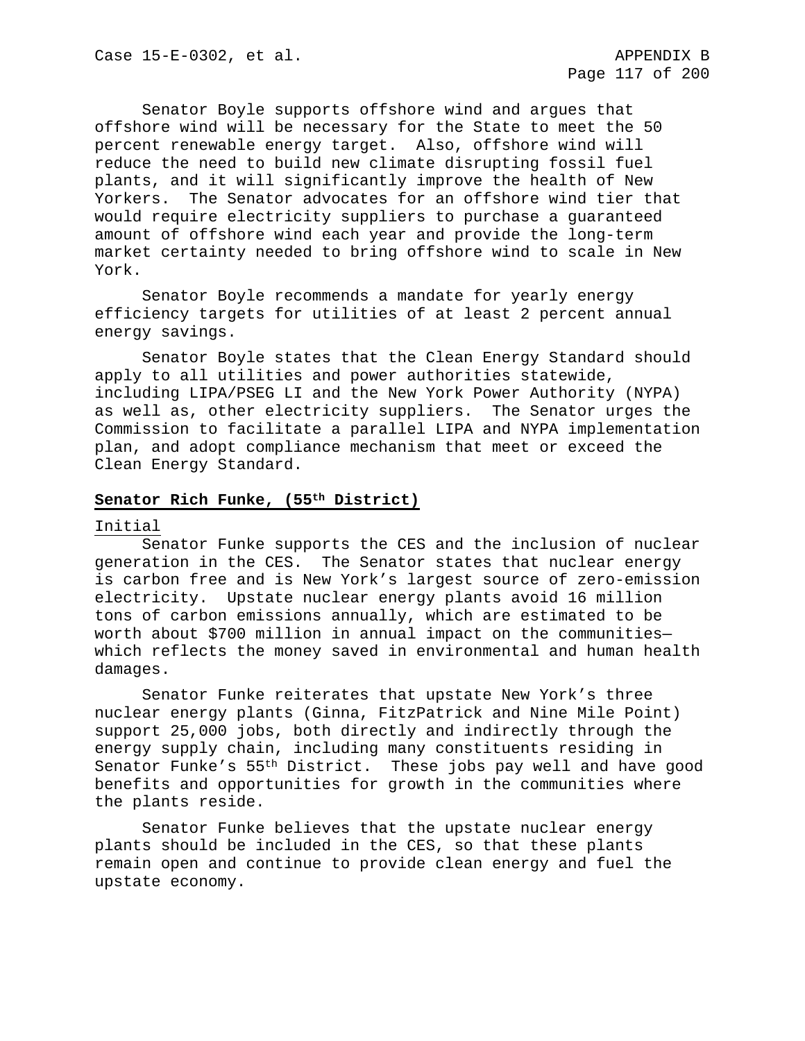Senator Boyle supports offshore wind and argues that offshore wind will be necessary for the State to meet the 50 percent renewable energy target. Also, offshore wind will reduce the need to build new climate disrupting fossil fuel plants, and it will significantly improve the health of New Yorkers. The Senator advocates for an offshore wind tier that would require electricity suppliers to purchase a guaranteed amount of offshore wind each year and provide the long-term market certainty needed to bring offshore wind to scale in New York.

Senator Boyle recommends a mandate for yearly energy efficiency targets for utilities of at least 2 percent annual energy savings.

Senator Boyle states that the Clean Energy Standard should apply to all utilities and power authorities statewide, including LIPA/PSEG LI and the New York Power Authority (NYPA) as well as, other electricity suppliers. The Senator urges the Commission to facilitate a parallel LIPA and NYPA implementation plan, and adopt compliance mechanism that meet or exceed the Clean Energy Standard.

**Senator Rich Funke, (55th District)**

Initial

Senator Funke supports the CES and the inclusion of nuclear generation in the CES. The Senator states that nuclear energy is carbon free and is New York's largest source of zero-emission electricity. Upstate nuclear energy plants avoid 16 million tons of carbon emissions annually, which are estimated to be worth about $700 million in annual impact on the communities—which reflects the money saved in environmental and human health damages.

Senator Funke reiterates that upstate New York's three nuclear energy plants (Ginna, FitzPatrick and Nine Mile Point) support 25,000 jobs, both directly and indirectly through the energy supply chain, including many constituents residing in Senator Funke's 55th District. These jobs pay well and have good benefits and opportunities for growth in the communities where the plants reside.

Senator Funke believes that the upstate nuclear energy plants should be included in the CES, so that these plants remain open and continue to provide clean energy and fuel the upstate economy.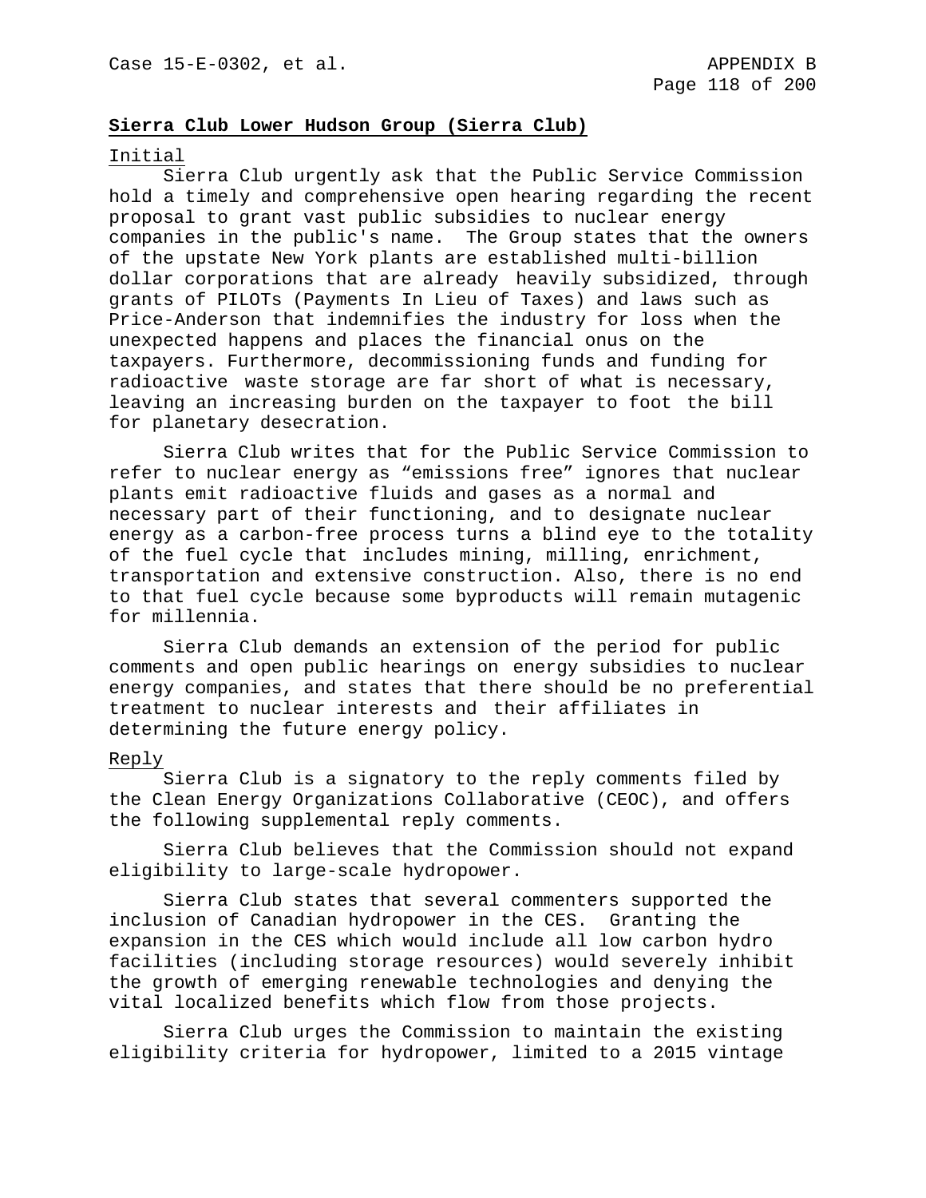**Sierra Club Lower Hudson Group (Sierra Club)**

Initial

Sierra Club urgently ask that the Public Service Commission hold a timely and comprehensive open hearing regarding the recent proposal to grant vast public subsidies to nuclear energy companies in the public's name. The Group states that the owners of the upstate New York plants are established multi-billion dollar corporations that are already heavily subsidized, through grants of PILOTs (Payments In Lieu of Taxes) and laws such as Price-Anderson that indemnifies the industry for loss when the unexpected happens and places the financial onus on the taxpayers. Furthermore, decommissioning funds and funding for radioactive waste storage are far short of what is necessary, leaving an increasing burden on the taxpayer to foot the bill for planetary desecration.

Sierra Club writes that for the Public Service Commission to refer to nuclear energy as "emissions free" ignores that nuclear plants emit radioactive fluids and gases as a normal and necessary part of their functioning, and to designate nuclear energy as a carbon-free process turns a blind eye to the totality of the fuel cycle that includes mining, milling, enrichment, transportation and extensive construction. Also, there is no end to that fuel cycle because some byproducts will remain mutagenic for millennia.

Sierra Club demands an extension of the period for public comments and open public hearings on energy subsidies to nuclear energy companies, and states that there should be no preferential treatment to nuclear interests and their affiliates in determining the future energy policy.

Reply

Sierra Club is a signatory to the reply comments filed by the Clean Energy Organizations Collaborative (CEOC), and offers the following supplemental reply comments.

Sierra Club believes that the Commission should not expand eligibility to large-scale hydropower.

Sierra Club states that several commenters supported the inclusion of Canadian hydropower in the CES. Granting the expansion in the CES which would include all low carbon hydro facilities (including storage resources) would severely inhibit the growth of emerging renewable technologies and denying the vital localized benefits which flow from those projects.

Sierra Club urges the Commission to maintain the existing eligibility criteria for hydropower, limited to a 2015 vintage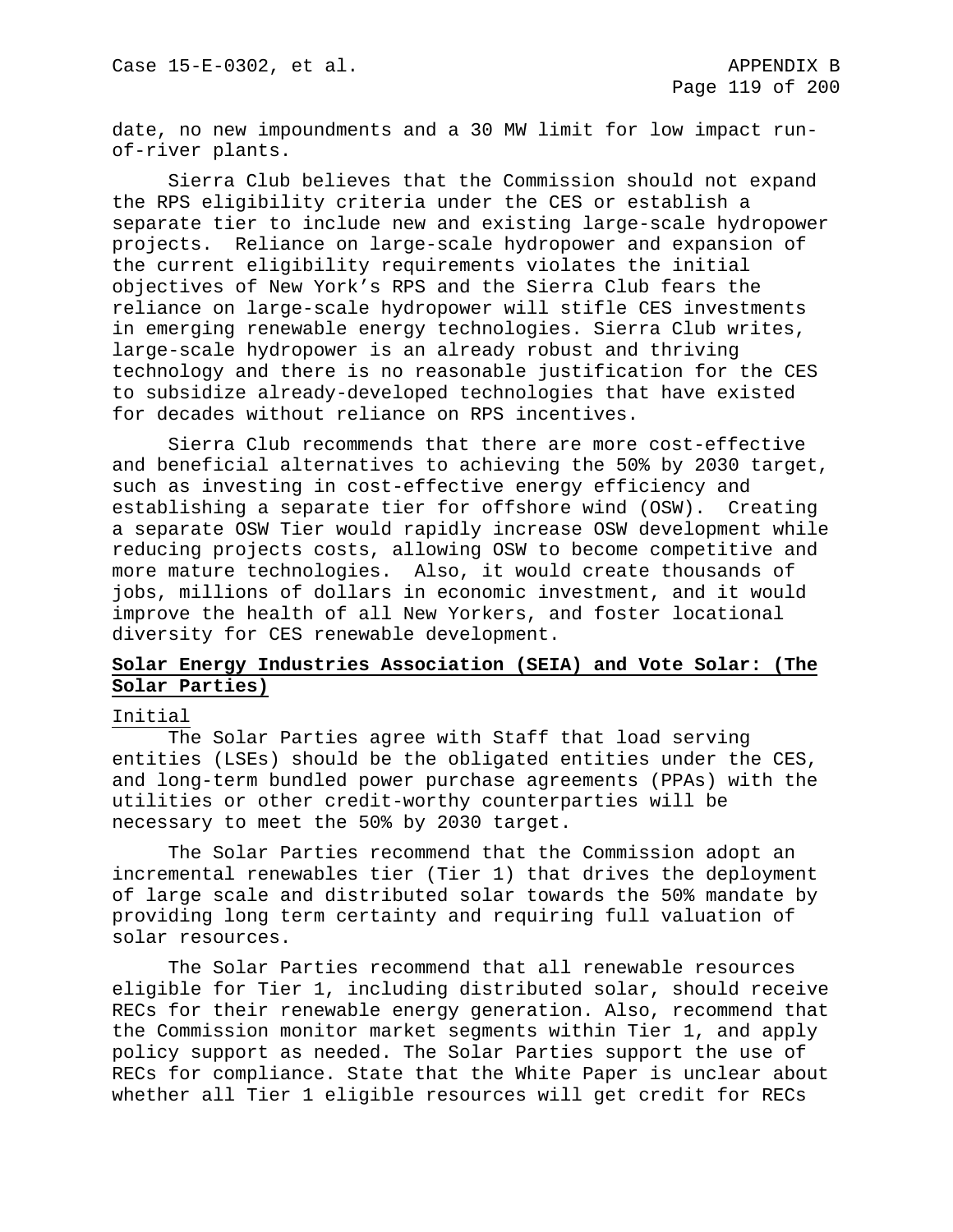date, no new impoundments and a 30 MW limit for low impact run-of-river plants.

Sierra Club believes that the Commission should not expand the RPS eligibility criteria under the CES or establish a separate tier to include new and existing large-scale hydropower projects. Reliance on large-scale hydropower and expansion of the current eligibility requirements violates the initial objectives of New York's RPS and the Sierra Club fears the reliance on large-scale hydropower will stifle CES investments in emerging renewable energy technologies. Sierra Club writes, large-scale hydropower is an already robust and thriving technology and there is no reasonable justification for the CES to subsidize already-developed technologies that have existed for decades without reliance on RPS incentives.

Sierra Club recommends that there are more cost-effective and beneficial alternatives to achieving the 50% by 2030 target, such as investing in cost-effective energy efficiency and establishing a separate tier for offshore wind (OSW). Creating a separate OSW Tier would rapidly increase OSW development while reducing projects costs, allowing OSW to become competitive and more mature technologies. Also, it would create thousands of jobs, millions of dollars in economic investment, and it would improve the health of all New Yorkers, and foster locational diversity for CES renewable development.

**Solar Energy Industries Association (SEIA) and Vote Solar: (The Solar Parties)**

Initial

The Solar Parties agree with Staff that load serving entities (LSEs) should be the obligated entities under the CES, and long-term bundled power purchase agreements (PPAs) with the utilities or other credit-worthy counterparties will be necessary to meet the 50% by 2030 target.

The Solar Parties recommend that the Commission adopt an incremental renewables tier (Tier 1) that drives the deployment of large scale and distributed solar towards the 50% mandate by providing long term certainty and requiring full valuation of solar resources.

The Solar Parties recommend that all renewable resources eligible for Tier 1, including distributed solar, should receive RECs for their renewable energy generation. Also, recommend that the Commission monitor market segments within Tier 1, and apply policy support as needed. The Solar Parties support the use of RECs for compliance. State that the White Paper is unclear about whether all Tier 1 eligible resources will get credit for RECs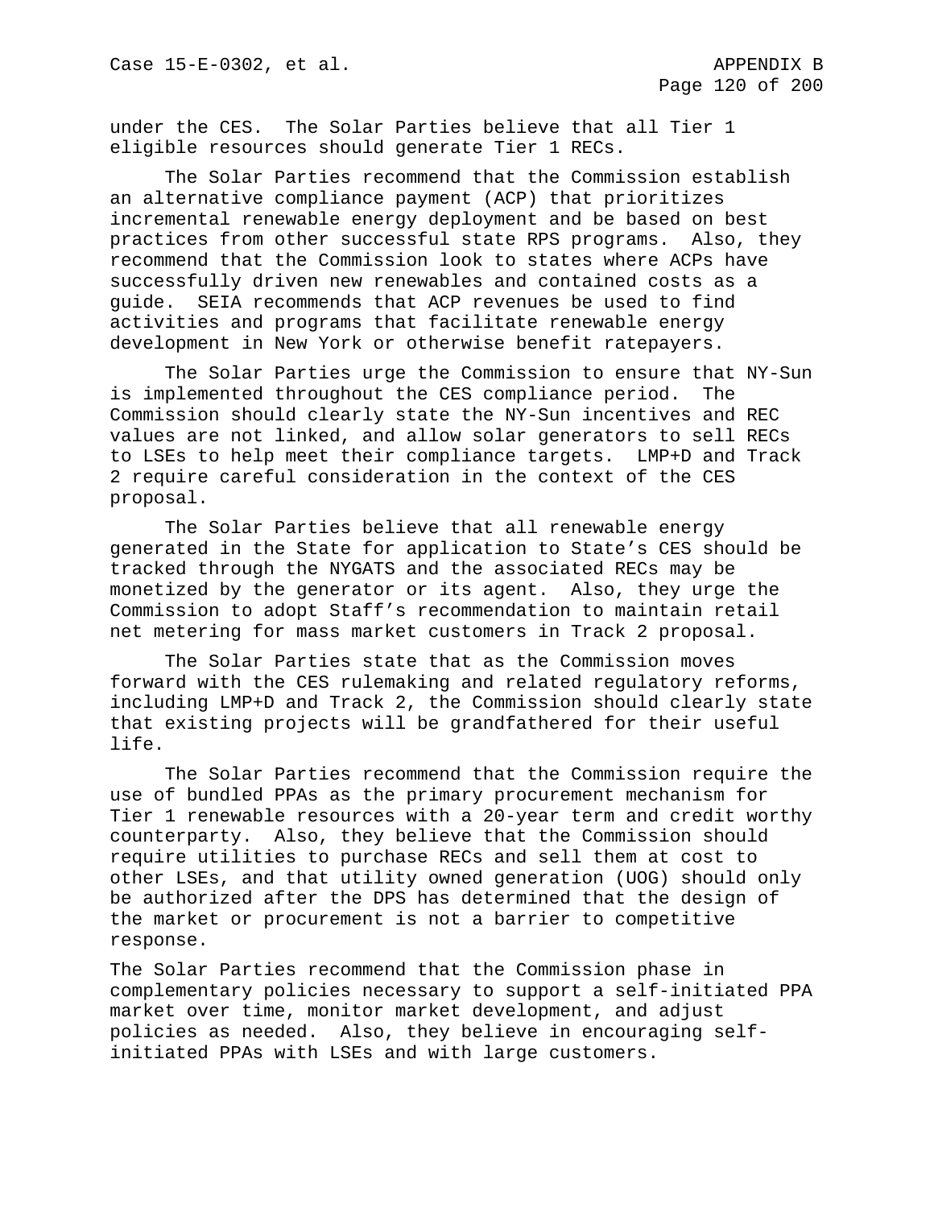under the CES. The Solar Parties believe that all Tier 1 eligible resources should generate Tier 1 RECs.

The Solar Parties recommend that the Commission establish an alternative compliance payment (ACP) that prioritizes incremental renewable energy deployment and be based on best practices from other successful state RPS programs. Also, they recommend that the Commission look to states where ACPs have successfully driven new renewables and contained costs as a guide. SEIA recommends that ACP revenues be used to find activities and programs that facilitate renewable energy development in New York or otherwise benefit ratepayers.

The Solar Parties urge the Commission to ensure that NY-Sun is implemented throughout the CES compliance period. The Commission should clearly state the NY-Sun incentives and REC values are not linked, and allow solar generators to sell RECs to LSEs to help meet their compliance targets. LMP+D and Track 2 require careful consideration in the context of the CES proposal.

The Solar Parties believe that all renewable energy generated in the State for application to State's CES should be tracked through the NYGATS and the associated RECs may be monetized by the generator or its agent. Also, they urge the Commission to adopt Staff's recommendation to maintain retail net metering for mass market customers in Track 2 proposal.

The Solar Parties state that as the Commission moves forward with the CES rulemaking and related regulatory reforms, including LMP+D and Track 2, the Commission should clearly state that existing projects will be grandfathered for their useful life.

The Solar Parties recommend that the Commission require the use of bundled PPAs as the primary procurement mechanism for Tier 1 renewable resources with a 20-year term and credit worthy counterparty. Also, they believe that the Commission should require utilities to purchase RECs and sell them at cost to other LSEs, and that utility owned generation (UOG) should only be authorized after the DPS has determined that the design of the market or procurement is not a barrier to competitive response.

The Solar Parties recommend that the Commission phase in complementary policies necessary to support a self-initiated PPA market over time, monitor market development, and adjust policies as needed. Also, they believe in encouraging self-initiated PPAs with LSEs and with large customers.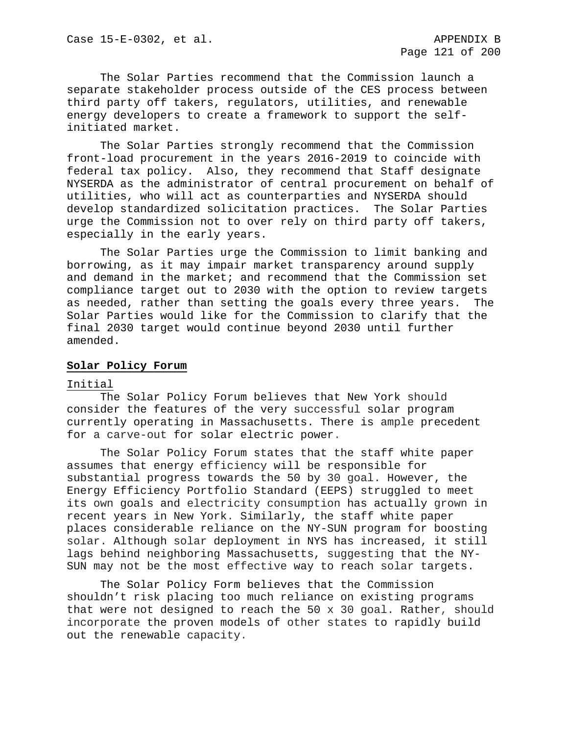The Solar Parties recommend that the Commission launch a separate stakeholder process outside of the CES process between third party off takers, regulators, utilities, and renewable energy developers to create a framework to support the self-initiated market.

The Solar Parties strongly recommend that the Commission front-load procurement in the years 2016-2019 to coincide with federal tax policy. Also, they recommend that Staff designate NYSERDA as the administrator of central procurement on behalf of utilities, who will act as counterparties and NYSERDA should develop standardized solicitation practices. The Solar Parties urge the Commission not to over rely on third party off takers, especially in the early years.

The Solar Parties urge the Commission to limit banking and borrowing, as it may impair market transparency around supply and demand in the market; and recommend that the Commission set compliance target out to 2030 with the option to review targets as needed, rather than setting the goals every three years. The Solar Parties would like for the Commission to clarify that the final 2030 target would continue beyond 2030 until further amended.

**Solar Policy Forum**

Initial

The Solar Policy Forum believes that New York should consider the features of the very successful solar program currently operating in Massachusetts. There is ample precedent for a carve-out for solar electric power.

The Solar Policy Forum states that the staff white paper assumes that energy efficiency will be responsible for substantial progress towards the 50 by 30 goal. However, the Energy Efficiency Portfolio Standard (EEPS) struggled to meet its own goals and electricity consumption has actually grown in recent years in New York. Similarly, the staff white paper places considerable reliance on the NY-SUN program for boosting solar. Although solar deployment in NYS has increased, it still lags behind neighboring Massachusetts, suggesting that the NY-SUN may not be the most effective way to reach solar targets.

The Solar Policy Form believes that the Commission shouldn't risk placing too much reliance on existing programs that were not designed to reach the 50 x 30 goal. Rather, should incorporate the proven models of other states to rapidly build out the renewable capacity.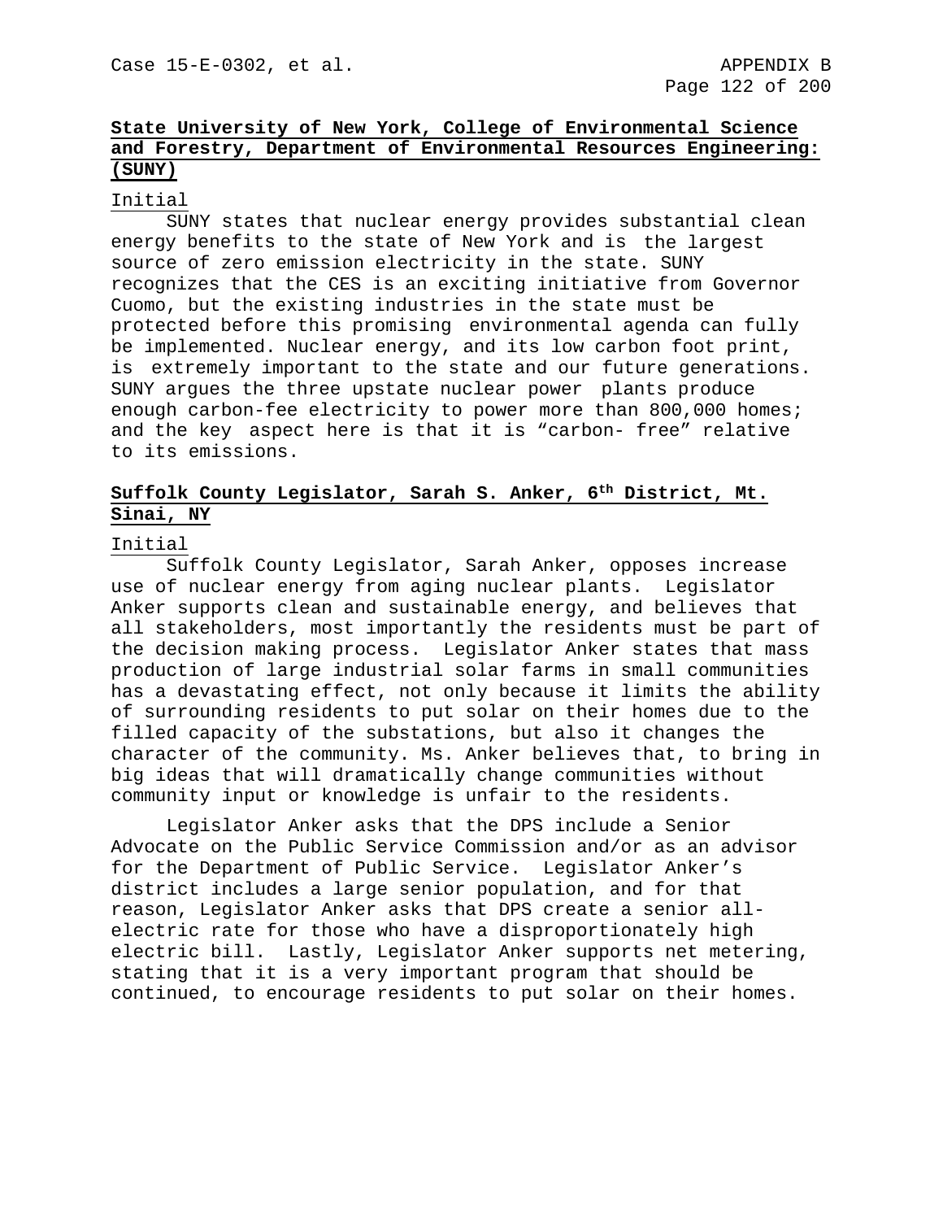**State University of New York, College of Environmental Science and Forestry, Department of Environmental Resources Engineering: (SUNY)**

Initial

SUNY states that nuclear energy provides substantial clean energy benefits to the state of New York and is the largest source of zero emission electricity in the state. SUNY recognizes that the CES is an exciting initiative from Governor Cuomo, but the existing industries in the state must be protected before this promising environmental agenda can fully be implemented. Nuclear energy, and its low carbon foot print, is extremely important to the state and our future generations. SUNY argues the three upstate nuclear power plants produce enough carbon-fee electricity to power more than 800,000 homes; and the key aspect here is that it is "carbon- free" relative to its emissions.

**Suffolk County Legislator, Sarah S. Anker, 6th District, Mt. Sinai, NY**

Initial

Suffolk County Legislator, Sarah Anker, opposes increase use of nuclear energy from aging nuclear plants. Legislator Anker supports clean and sustainable energy, and believes that all stakeholders, most importantly the residents must be part of the decision making process. Legislator Anker states that mass production of large industrial solar farms in small communities has a devastating effect, not only because it limits the ability of surrounding residents to put solar on their homes due to the filled capacity of the substations, but also it changes the character of the community. Ms. Anker believes that, to bring in big ideas that will dramatically change communities without community input or knowledge is unfair to the residents.

Legislator Anker asks that the DPS include a Senior Advocate on the Public Service Commission and/or as an advisor for the Department of Public Service. Legislator Anker's district includes a large senior population, and for that reason, Legislator Anker asks that DPS create a senior all-electric rate for those who have a disproportionately high electric bill. Lastly, Legislator Anker supports net metering, stating that it is a very important program that should be continued, to encourage residents to put solar on their homes.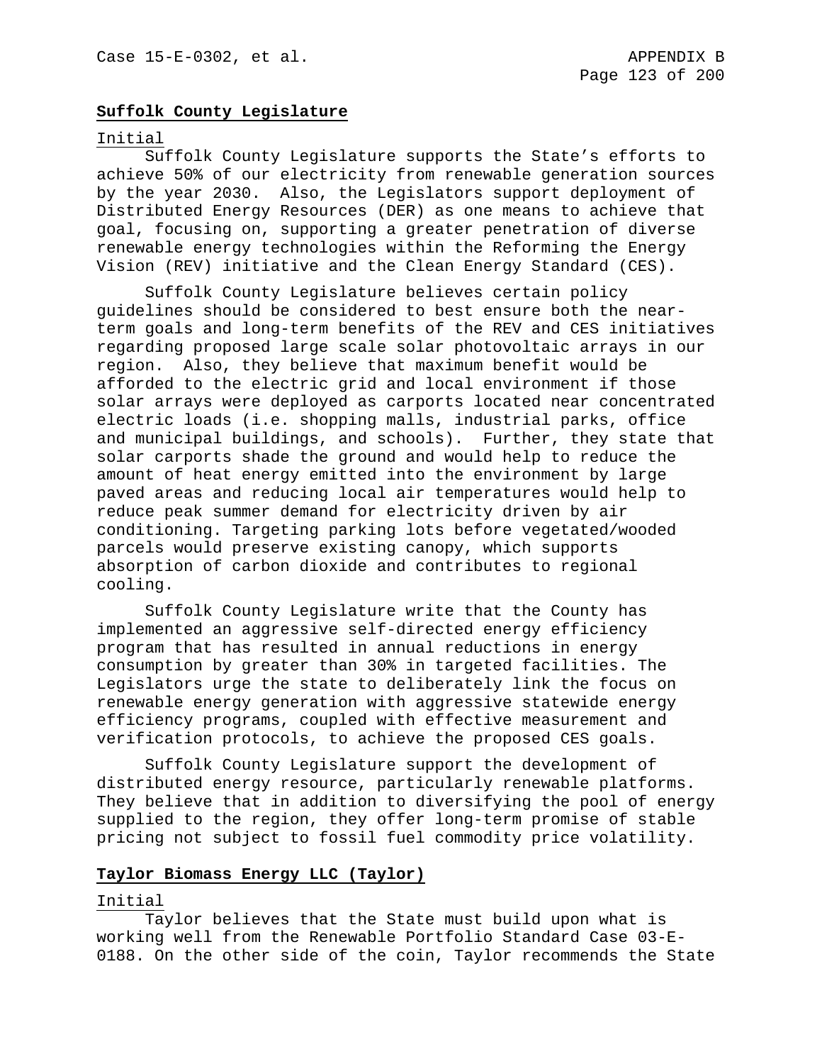**Suffolk County Legislature**

Initial

Suffolk County Legislature supports the State's efforts to achieve 50% of our electricity from renewable generation sources by the year 2030. Also, the Legislators support deployment of Distributed Energy Resources (DER) as one means to achieve that goal, focusing on, supporting a greater penetration of diverse renewable energy technologies within the Reforming the Energy Vision (REV) initiative and the Clean Energy Standard (CES).

Suffolk County Legislature believes certain policy guidelines should be considered to best ensure both the near-term goals and long-term benefits of the REV and CES initiatives regarding proposed large scale solar photovoltaic arrays in our region. Also, they believe that maximum benefit would be afforded to the electric grid and local environment if those solar arrays were deployed as carports located near concentrated electric loads (i.e. shopping malls, industrial parks, office and municipal buildings, and schools). Further, they state that solar carports shade the ground and would help to reduce the amount of heat energy emitted into the environment by large paved areas and reducing local air temperatures would help to reduce peak summer demand for electricity driven by air conditioning. Targeting parking lots before vegetated/wooded parcels would preserve existing canopy, which supports absorption of carbon dioxide and contributes to regional cooling.

Suffolk County Legislature write that the County has implemented an aggressive self-directed energy efficiency program that has resulted in annual reductions in energy consumption by greater than 30% in targeted facilities. The Legislators urge the state to deliberately link the focus on renewable energy generation with aggressive statewide energy efficiency programs, coupled with effective measurement and verification protocols, to achieve the proposed CES goals.

Suffolk County Legislature support the development of distributed energy resource, particularly renewable platforms. They believe that in addition to diversifying the pool of energy supplied to the region, they offer long-term promise of stable pricing not subject to fossil fuel commodity price volatility.

**Taylor Biomass Energy LLC (Taylor)**

Initial

Taylor believes that the State must build upon what is working well from the Renewable Portfolio Standard Case 03-E-0188. On the other side of the coin, Taylor recommends the State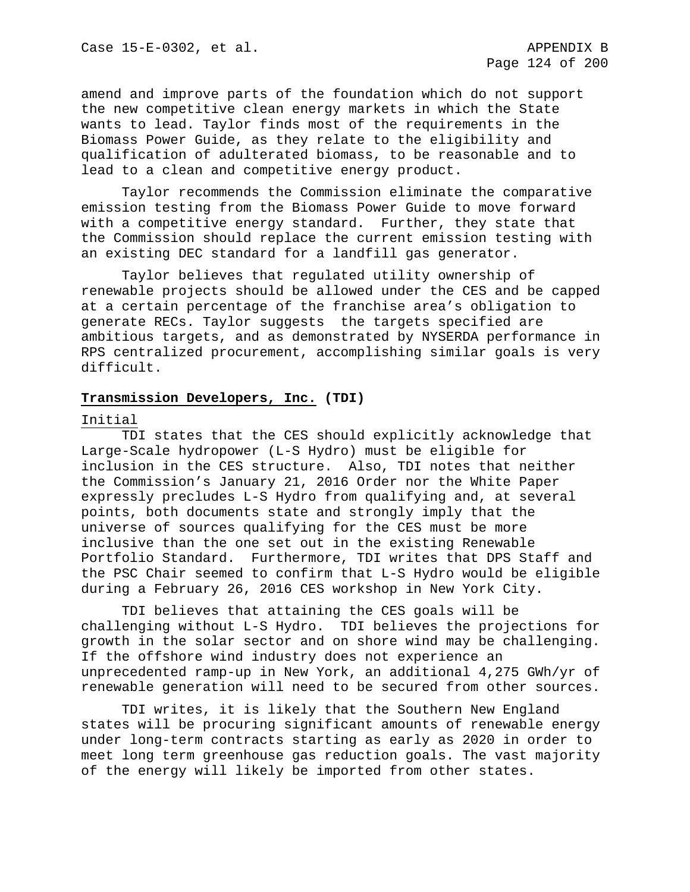amend and improve parts of the foundation which do not support the new competitive clean energy markets in which the State wants to lead. Taylor finds most of the requirements in the Biomass Power Guide, as they relate to the eligibility and qualification of adulterated biomass, to be reasonable and to lead to a clean and competitive energy product.

Taylor recommends the Commission eliminate the comparative emission testing from the Biomass Power Guide to move forward with a competitive energy standard. Further, they state that the Commission should replace the current emission testing with an existing DEC standard for a landfill gas generator.

Taylor believes that regulated utility ownership of renewable projects should be allowed under the CES and be capped at a certain percentage of the franchise area's obligation to generate RECs. Taylor suggests the targets specified are ambitious targets, and as demonstrated by NYSERDA performance in RPS centralized procurement, accomplishing similar goals is very difficult.

### Transmission Developers, Inc. (TDI)

Initial

TDI states that the CES should explicitly acknowledge that Large-Scale hydropower (L-S Hydro) must be eligible for inclusion in the CES structure. Also, TDI notes that neither the Commission's January 21, 2016 Order nor the White Paper expressly precludes L-S Hydro from qualifying and, at several points, both documents state and strongly imply that the universe of sources qualifying for the CES must be more inclusive than the one set out in the existing Renewable Portfolio Standard. Furthermore, TDI writes that DPS Staff and the PSC Chair seemed to confirm that L-S Hydro would be eligible during a February 26, 2016 CES workshop in New York City.

TDI believes that attaining the CES goals will be challenging without L-S Hydro. TDI believes the projections for growth in the solar sector and on shore wind may be challenging. If the offshore wind industry does not experience an unprecedented ramp-up in New York, an additional 4,275 GWh/yr of renewable generation will need to be secured from other sources.

TDI writes, it is likely that the Southern New England states will be procuring significant amounts of renewable energy under long-term contracts starting as early as 2020 in order to meet long term greenhouse gas reduction goals. The vast majority of the energy will likely be imported from other states.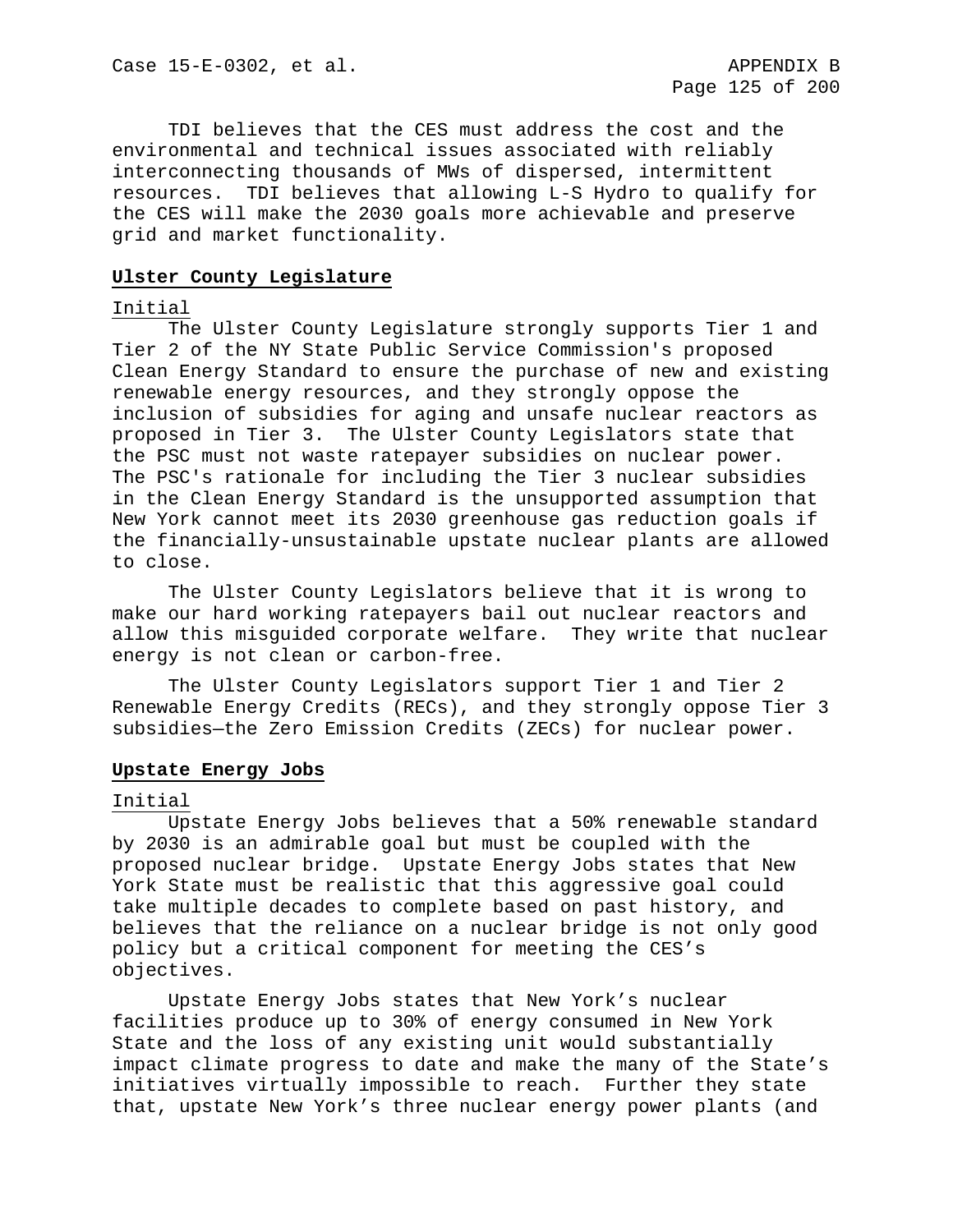TDI believes that the CES must address the cost and the environmental and technical issues associated with reliably interconnecting thousands of MWs of dispersed, intermittent resources. TDI believes that allowing L-S Hydro to qualify for the CES will make the 2030 goals more achievable and preserve grid and market functionality.

**Ulster County Legislature**

Initial

The Ulster County Legislature strongly supports Tier 1 and Tier 2 of the NY State Public Service Commission's proposed Clean Energy Standard to ensure the purchase of new and existing renewable energy resources, and they strongly oppose the inclusion of subsidies for aging and unsafe nuclear reactors as proposed in Tier 3. The Ulster County Legislators state that the PSC must not waste ratepayer subsidies on nuclear power. The PSC's rationale for including the Tier 3 nuclear subsidies in the Clean Energy Standard is the unsupported assumption that New York cannot meet its 2030 greenhouse gas reduction goals if the financially-unsustainable upstate nuclear plants are allowed to close.

The Ulster County Legislators believe that it is wrong to make our hard working ratepayers bail out nuclear reactors and allow this misguided corporate welfare. They write that nuclear energy is not clean or carbon-free.

The Ulster County Legislators support Tier 1 and Tier 2 Renewable Energy Credits (RECs), and they strongly oppose Tier 3 subsidies—the Zero Emission Credits (ZECs) for nuclear power.

**Upstate Energy Jobs**

Initial

Upstate Energy Jobs believes that a 50% renewable standard by 2030 is an admirable goal but must be coupled with the proposed nuclear bridge. Upstate Energy Jobs states that New York State must be realistic that this aggressive goal could take multiple decades to complete based on past history, and believes that the reliance on a nuclear bridge is not only good policy but a critical component for meeting the CES's objectives.

Upstate Energy Jobs states that New York's nuclear facilities produce up to 30% of energy consumed in New York State and the loss of any existing unit would substantially impact climate progress to date and make the many of the State's initiatives virtually impossible to reach. Further they state that, upstate New York's three nuclear energy power plants (and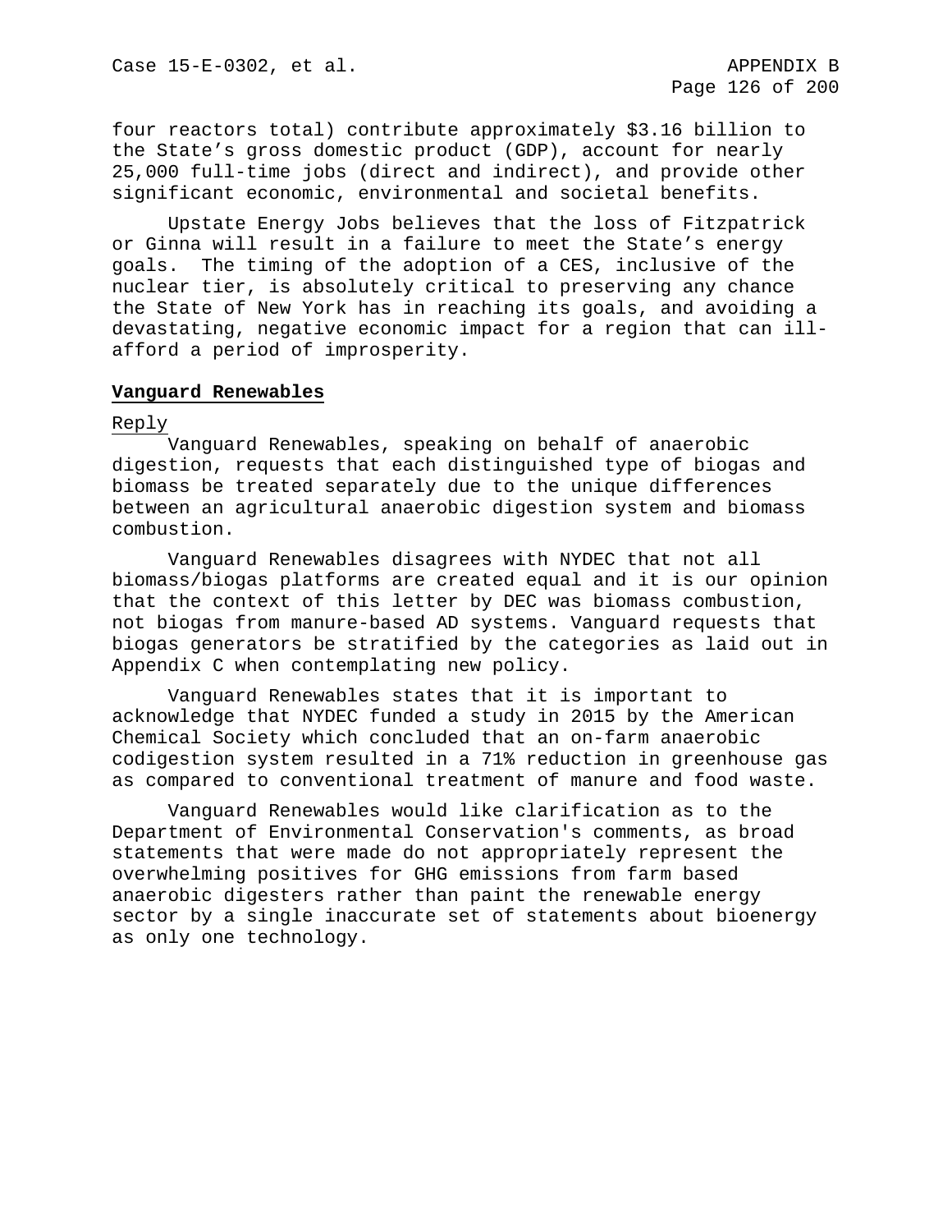four reactors total) contribute approximately $3.16 billion to the State's gross domestic product (GDP), account for nearly 25,000 full-time jobs (direct and indirect), and provide other significant economic, environmental and societal benefits.

Upstate Energy Jobs believes that the loss of Fitzpatrick or Ginna will result in a failure to meet the State's energy goals. The timing of the adoption of a CES, inclusive of the nuclear tier, is absolutely critical to preserving any chance the State of New York has in reaching its goals, and avoiding a devastating, negative economic impact for a region that can ill-afford a period of improsperity.

**Vanguard Renewables**

Reply

Vanguard Renewables, speaking on behalf of anaerobic digestion, requests that each distinguished type of biogas and biomass be treated separately due to the unique differences between an agricultural anaerobic digestion system and biomass combustion.

Vanguard Renewables disagrees with NYDEC that not all biomass/biogas platforms are created equal and it is our opinion that the context of this letter by DEC was biomass combustion, not biogas from manure-based AD systems. Vanguard requests that biogas generators be stratified by the categories as laid out in Appendix C when contemplating new policy.

Vanguard Renewables states that it is important to acknowledge that NYDEC funded a study in 2015 by the American Chemical Society which concluded that an on-farm anaerobic codigestion system resulted in a 71% reduction in greenhouse gas as compared to conventional treatment of manure and food waste.

Vanguard Renewables would like clarification as to the Department of Environmental Conservation's comments, as broad statements that were made do not appropriately represent the overwhelming positives for GHG emissions from farm based anaerobic digesters rather than paint the renewable energy sector by a single inaccurate set of statements about bioenergy as only one technology.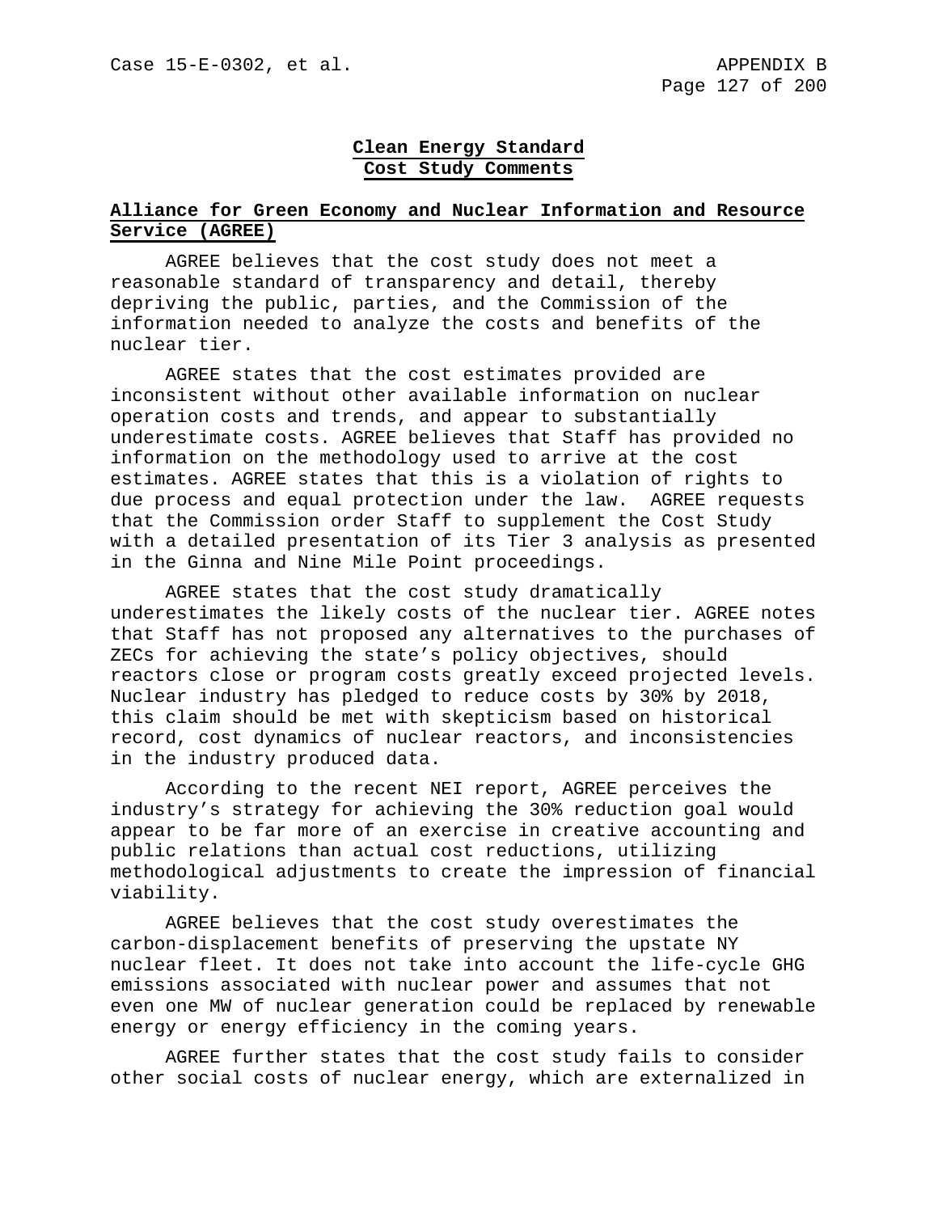# Clean Energy Standard
# Cost Study Comments

## Alliance for Green Economy and Nuclear Information and Resource Service (AGREE)

AGREE believes that the cost study does not meet a reasonable standard of transparency and detail, thereby depriving the public, parties, and the Commission of the information needed to analyze the costs and benefits of the nuclear tier.

AGREE states that the cost estimates provided are inconsistent without other available information on nuclear operation costs and trends, and appear to substantially underestimate costs. AGREE believes that Staff has provided no information on the methodology used to arrive at the cost estimates. AGREE states that this is a violation of rights to due process and equal protection under the law. AGREE requests that the Commission order Staff to supplement the Cost Study with a detailed presentation of its Tier 3 analysis as presented in the Ginna and Nine Mile Point proceedings.

AGREE states that the cost study dramatically underestimates the likely costs of the nuclear tier. AGREE notes that Staff has not proposed any alternatives to the purchases of ZECs for achieving the state's policy objectives, should reactors close or program costs greatly exceed projected levels. Nuclear industry has pledged to reduce costs by 30% by 2018, this claim should be met with skepticism based on historical record, cost dynamics of nuclear reactors, and inconsistencies in the industry produced data.

According to the recent NEI report, AGREE perceives the industry's strategy for achieving the 30% reduction goal would appear to be far more of an exercise in creative accounting and public relations than actual cost reductions, utilizing methodological adjustments to create the impression of financial viability.

AGREE believes that the cost study overestimates the carbon-displacement benefits of preserving the upstate NY nuclear fleet. It does not take into account the life-cycle GHG emissions associated with nuclear power and assumes that not even one MW of nuclear generation could be replaced by renewable energy or energy efficiency in the coming years.

AGREE further states that the cost study fails to consider other social costs of nuclear energy, which are externalized in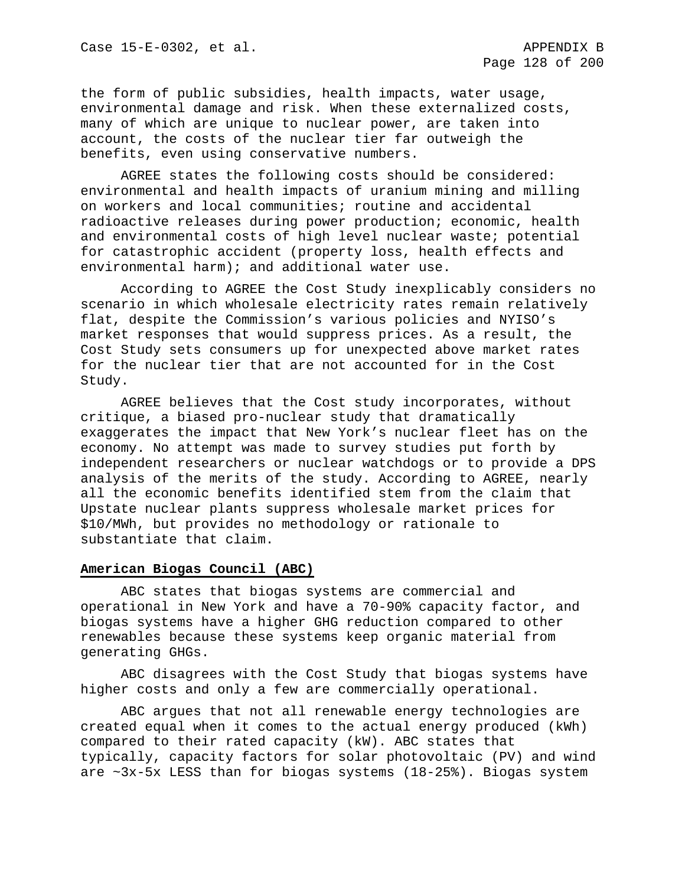the form of public subsidies, health impacts, water usage, environmental damage and risk. When these externalized costs, many of which are unique to nuclear power, are taken into account, the costs of the nuclear tier far outweigh the benefits, even using conservative numbers.

AGREE states the following costs should be considered: environmental and health impacts of uranium mining and milling on workers and local communities; routine and accidental radioactive releases during power production; economic, health and environmental costs of high level nuclear waste; potential for catastrophic accident (property loss, health effects and environmental harm); and additional water use.

According to AGREE the Cost Study inexplicably considers no scenario in which wholesale electricity rates remain relatively flat, despite the Commission's various policies and NYISO's market responses that would suppress prices. As a result, the Cost Study sets consumers up for unexpected above market rates for the nuclear tier that are not accounted for in the Cost Study.

AGREE believes that the Cost study incorporates, without critique, a biased pro-nuclear study that dramatically exaggerates the impact that New York's nuclear fleet has on the economy. No attempt was made to survey studies put forth by independent researchers or nuclear watchdogs or to provide a DPS analysis of the merits of the study. According to AGREE, nearly all the economic benefits identified stem from the claim that Upstate nuclear plants suppress wholesale market prices for $10/MWh, but provides no methodology or rationale to substantiate that claim.

**American Biogas Council (ABC)**

ABC states that biogas systems are commercial and operational in New York and have a 70-90% capacity factor, and biogas systems have a higher GHG reduction compared to other renewables because these systems keep organic material from generating GHGs.

ABC disagrees with the Cost Study that biogas systems have higher costs and only a few are commercially operational.

ABC argues that not all renewable energy technologies are created equal when it comes to the actual energy produced (kWh) compared to their rated capacity (kW). ABC states that typically, capacity factors for solar photovoltaic (PV) and wind are ~3x-5x LESS than for biogas systems (18-25%). Biogas system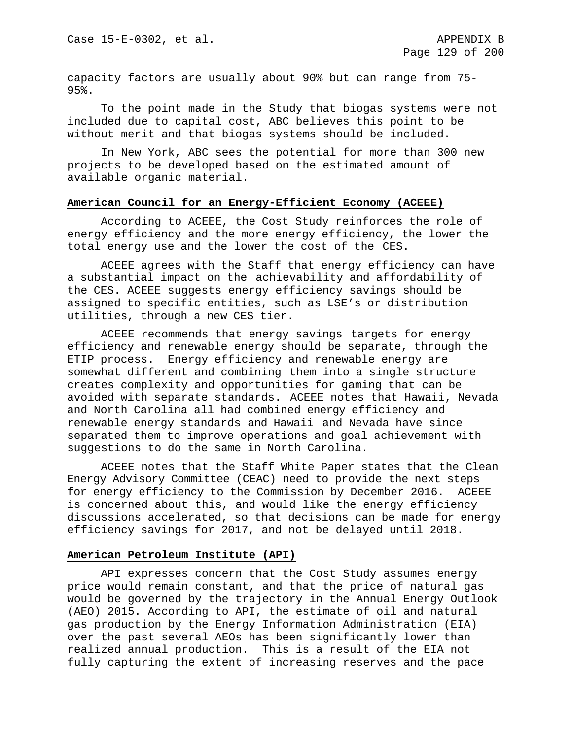capacity factors are usually about 90% but can range from 75-95%.

To the point made in the Study that biogas systems were not included due to capital cost, ABC believes this point to be without merit and that biogas systems should be included.

In New York, ABC sees the potential for more than 300 new projects to be developed based on the estimated amount of available organic material.

## American Council for an Energy-Efficient Economy (ACEEE)

According to ACEEE, the Cost Study reinforces the role of energy efficiency and the more energy efficiency, the lower the total energy use and the lower the cost of the CES.

ACEEE agrees with the Staff that energy efficiency can have a substantial impact on the achievability and affordability of the CES. ACEEE suggests energy efficiency savings should be assigned to specific entities, such as LSE's or distribution utilities, through a new CES tier.

ACEEE recommends that energy savings targets for energy efficiency and renewable energy should be separate, through the ETIP process. Energy efficiency and renewable energy are somewhat different and combining them into a single structure creates complexity and opportunities for gaming that can be avoided with separate standards. ACEEE notes that Hawaii, Nevada and North Carolina all had combined energy efficiency and renewable energy standards and Hawaii and Nevada have since separated them to improve operations and goal achievement with suggestions to do the same in North Carolina.

ACEEE notes that the Staff White Paper states that the Clean Energy Advisory Committee (CEAC) need to provide the next steps for energy efficiency to the Commission by December 2016. ACEEE is concerned about this, and would like the energy efficiency discussions accelerated, so that decisions can be made for energy efficiency savings for 2017, and not be delayed until 2018.

## American Petroleum Institute (API)

API expresses concern that the Cost Study assumes energy price would remain constant, and that the price of natural gas would be governed by the trajectory in the Annual Energy Outlook (AEO) 2015. According to API, the estimate of oil and natural gas production by the Energy Information Administration (EIA) over the past several AEOs has been significantly lower than realized annual production. This is a result of the EIA not fully capturing the extent of increasing reserves and the pace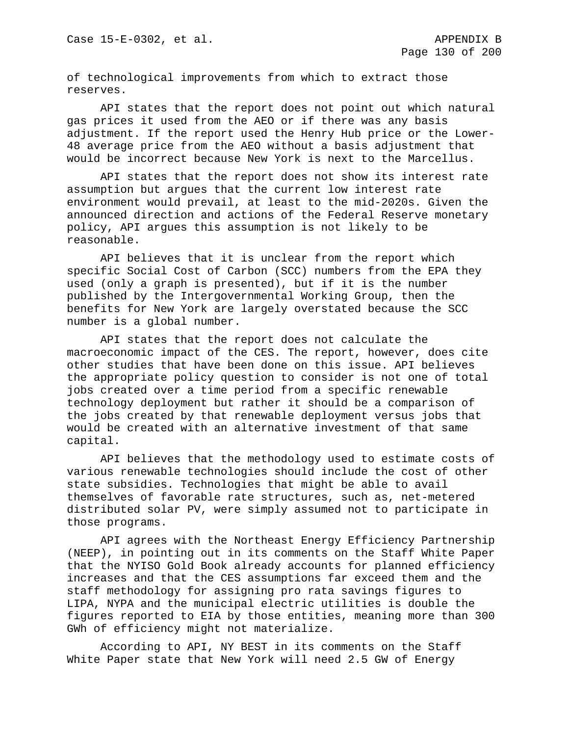of technological improvements from which to extract those reserves.

API states that the report does not point out which natural gas prices it used from the AEO or if there was any basis adjustment. If the report used the Henry Hub price or the Lower-48 average price from the AEO without a basis adjustment that would be incorrect because New York is next to the Marcellus.

API states that the report does not show its interest rate assumption but argues that the current low interest rate environment would prevail, at least to the mid-2020s. Given the announced direction and actions of the Federal Reserve monetary policy, API argues this assumption is not likely to be reasonable.

API believes that it is unclear from the report which specific Social Cost of Carbon (SCC) numbers from the EPA they used (only a graph is presented), but if it is the number published by the Intergovernmental Working Group, then the benefits for New York are largely overstated because the SCC number is a global number.

API states that the report does not calculate the macroeconomic impact of the CES. The report, however, does cite other studies that have been done on this issue. API believes the appropriate policy question to consider is not one of total jobs created over a time period from a specific renewable technology deployment but rather it should be a comparison of the jobs created by that renewable deployment versus jobs that would be created with an alternative investment of that same capital.

API believes that the methodology used to estimate costs of various renewable technologies should include the cost of other state subsidies. Technologies that might be able to avail themselves of favorable rate structures, such as, net-metered distributed solar PV, were simply assumed not to participate in those programs.

API agrees with the Northeast Energy Efficiency Partnership (NEEP), in pointing out in its comments on the Staff White Paper that the NYISO Gold Book already accounts for planned efficiency increases and that the CES assumptions far exceed them and the staff methodology for assigning pro rata savings figures to LIPA, NYPA and the municipal electric utilities is double the figures reported to EIA by those entities, meaning more than 300 GWh of efficiency might not materialize.

According to API, NY BEST in its comments on the Staff White Paper state that New York will need 2.5 GW of Energy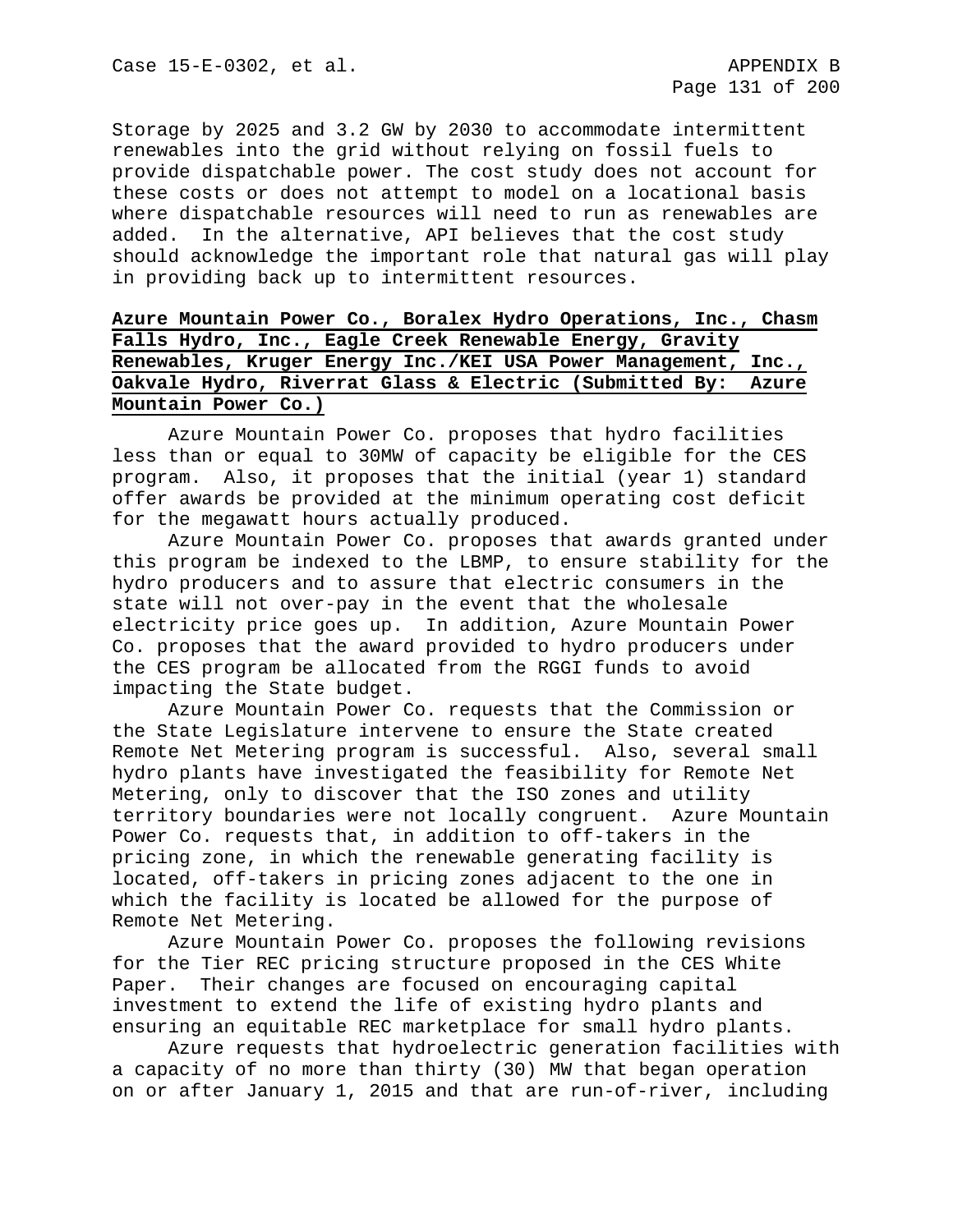Storage by 2025 and 3.2 GW by 2030 to accommodate intermittent renewables into the grid without relying on fossil fuels to provide dispatchable power. The cost study does not account for these costs or does not attempt to model on a locational basis where dispatchable resources will need to run as renewables are added. In the alternative, API believes that the cost study should acknowledge the important role that natural gas will play in providing back up to intermittent resources.

**Azure Mountain Power Co., Boralex Hydro Operations, Inc., Chasm Falls Hydro, Inc., Eagle Creek Renewable Energy, Gravity Renewables, Kruger Energy Inc./KEI USA Power Management, Inc., Oakvale Hydro, Riverrat Glass & Electric (Submitted By: Azure Mountain Power Co.)**

Azure Mountain Power Co. proposes that hydro facilities less than or equal to 30MW of capacity be eligible for the CES program. Also, it proposes that the initial (year 1) standard offer awards be provided at the minimum operating cost deficit for the megawatt hours actually produced.

Azure Mountain Power Co. proposes that awards granted under this program be indexed to the LBMP, to ensure stability for the hydro producers and to assure that electric consumers in the state will not over-pay in the event that the wholesale electricity price goes up. In addition, Azure Mountain Power Co. proposes that the award provided to hydro producers under the CES program be allocated from the RGGI funds to avoid impacting the State budget.

Azure Mountain Power Co. requests that the Commission or the State Legislature intervene to ensure the State created Remote Net Metering program is successful. Also, several small hydro plants have investigated the feasibility for Remote Net Metering, only to discover that the ISO zones and utility territory boundaries were not locally congruent. Azure Mountain Power Co. requests that, in addition to off-takers in the pricing zone, in which the renewable generating facility is located, off-takers in pricing zones adjacent to the one in which the facility is located be allowed for the purpose of Remote Net Metering.

Azure Mountain Power Co. proposes the following revisions for the Tier REC pricing structure proposed in the CES White Paper. Their changes are focused on encouraging capital investment to extend the life of existing hydro plants and ensuring an equitable REC marketplace for small hydro plants.

Azure requests that hydroelectric generation facilities with a capacity of no more than thirty (30) MW that began operation on or after January 1, 2015 and that are run-of-river, including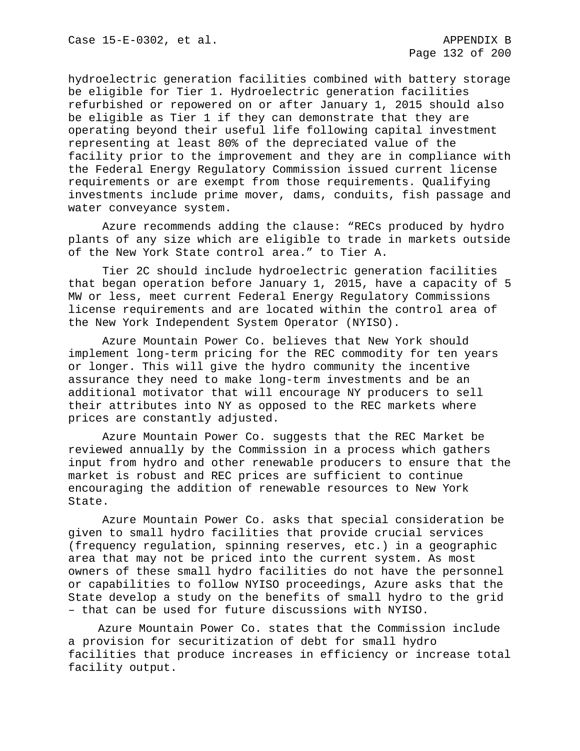hydroelectric generation facilities combined with battery storage be eligible for Tier 1. Hydroelectric generation facilities refurbished or repowered on or after January 1, 2015 should also be eligible as Tier 1 if they can demonstrate that they are operating beyond their useful life following capital investment representing at least 80% of the depreciated value of the facility prior to the improvement and they are in compliance with the Federal Energy Regulatory Commission issued current license requirements or are exempt from those requirements. Qualifying investments include prime mover, dams, conduits, fish passage and water conveyance system.

Azure recommends adding the clause: "RECs produced by hydro plants of any size which are eligible to trade in markets outside of the New York State control area." to Tier A.

Tier 2C should include hydroelectric generation facilities that began operation before January 1, 2015, have a capacity of 5 MW or less, meet current Federal Energy Regulatory Commissions license requirements and are located within the control area of the New York Independent System Operator (NYISO).

Azure Mountain Power Co. believes that New York should implement long-term pricing for the REC commodity for ten years or longer. This will give the hydro community the incentive assurance they need to make long-term investments and be an additional motivator that will encourage NY producers to sell their attributes into NY as opposed to the REC markets where prices are constantly adjusted.

Azure Mountain Power Co. suggests that the REC Market be reviewed annually by the Commission in a process which gathers input from hydro and other renewable producers to ensure that the market is robust and REC prices are sufficient to continue encouraging the addition of renewable resources to New York State.

Azure Mountain Power Co. asks that special consideration be given to small hydro facilities that provide crucial services (frequency regulation, spinning reserves, etc.) in a geographic area that may not be priced into the current system. As most owners of these small hydro facilities do not have the personnel or capabilities to follow NYISO proceedings, Azure asks that the State develop a study on the benefits of small hydro to the grid – that can be used for future discussions with NYISO.

Azure Mountain Power Co. states that the Commission include a provision for securitization of debt for small hydro facilities that produce increases in efficiency or increase total facility output.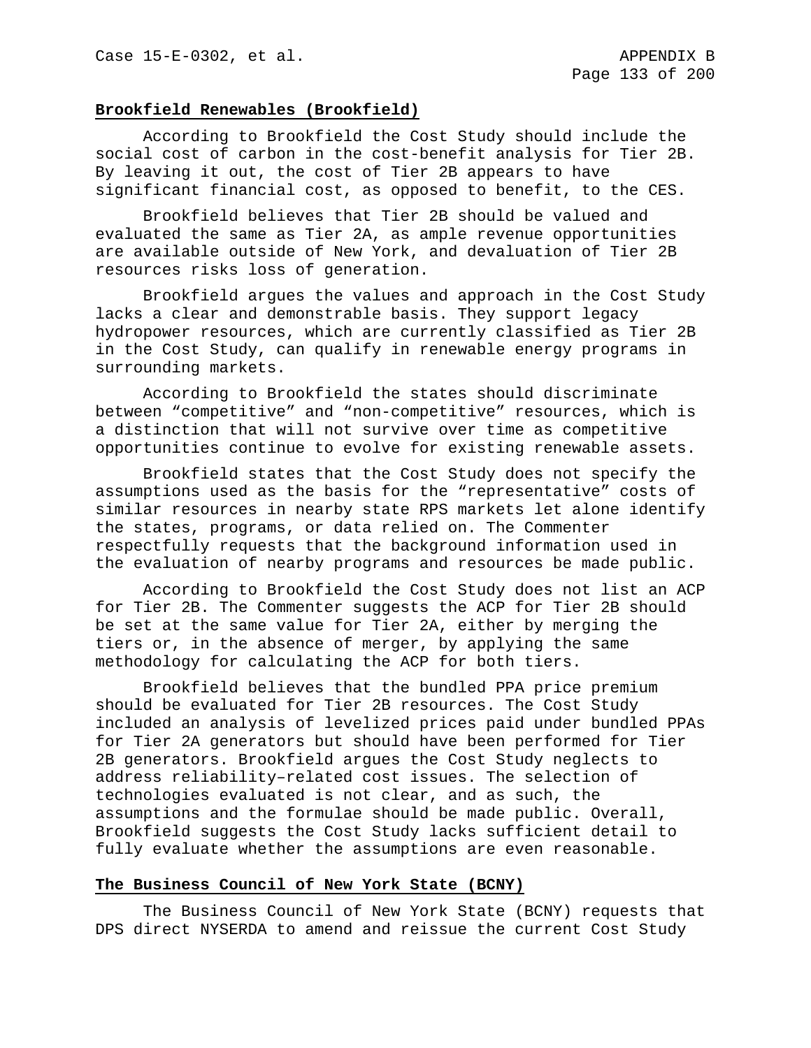**Brookfield Renewables (Brookfield)**

According to Brookfield the Cost Study should include the social cost of carbon in the cost-benefit analysis for Tier 2B. By leaving it out, the cost of Tier 2B appears to have significant financial cost, as opposed to benefit, to the CES.

Brookfield believes that Tier 2B should be valued and evaluated the same as Tier 2A, as ample revenue opportunities are available outside of New York, and devaluation of Tier 2B resources risks loss of generation.

Brookfield argues the values and approach in the Cost Study lacks a clear and demonstrable basis. They support legacy hydropower resources, which are currently classified as Tier 2B in the Cost Study, can qualify in renewable energy programs in surrounding markets.

According to Brookfield the states should discriminate between "competitive" and "non-competitive" resources, which is a distinction that will not survive over time as competitive opportunities continue to evolve for existing renewable assets.

Brookfield states that the Cost Study does not specify the assumptions used as the basis for the "representative" costs of similar resources in nearby state RPS markets let alone identify the states, programs, or data relied on. The Commenter respectfully requests that the background information used in the evaluation of nearby programs and resources be made public.

According to Brookfield the Cost Study does not list an ACP for Tier 2B. The Commenter suggests the ACP for Tier 2B should be set at the same value for Tier 2A, either by merging the tiers or, in the absence of merger, by applying the same methodology for calculating the ACP for both tiers.

Brookfield believes that the bundled PPA price premium should be evaluated for Tier 2B resources. The Cost Study included an analysis of levelized prices paid under bundled PPAs for Tier 2A generators but should have been performed for Tier 2B generators. Brookfield argues the Cost Study neglects to address reliability–related cost issues. The selection of technologies evaluated is not clear, and as such, the assumptions and the formulae should be made public. Overall, Brookfield suggests the Cost Study lacks sufficient detail to fully evaluate whether the assumptions are even reasonable.

**The Business Council of New York State (BCNY)**

The Business Council of New York State (BCNY) requests that DPS direct NYSERDA to amend and reissue the current Cost Study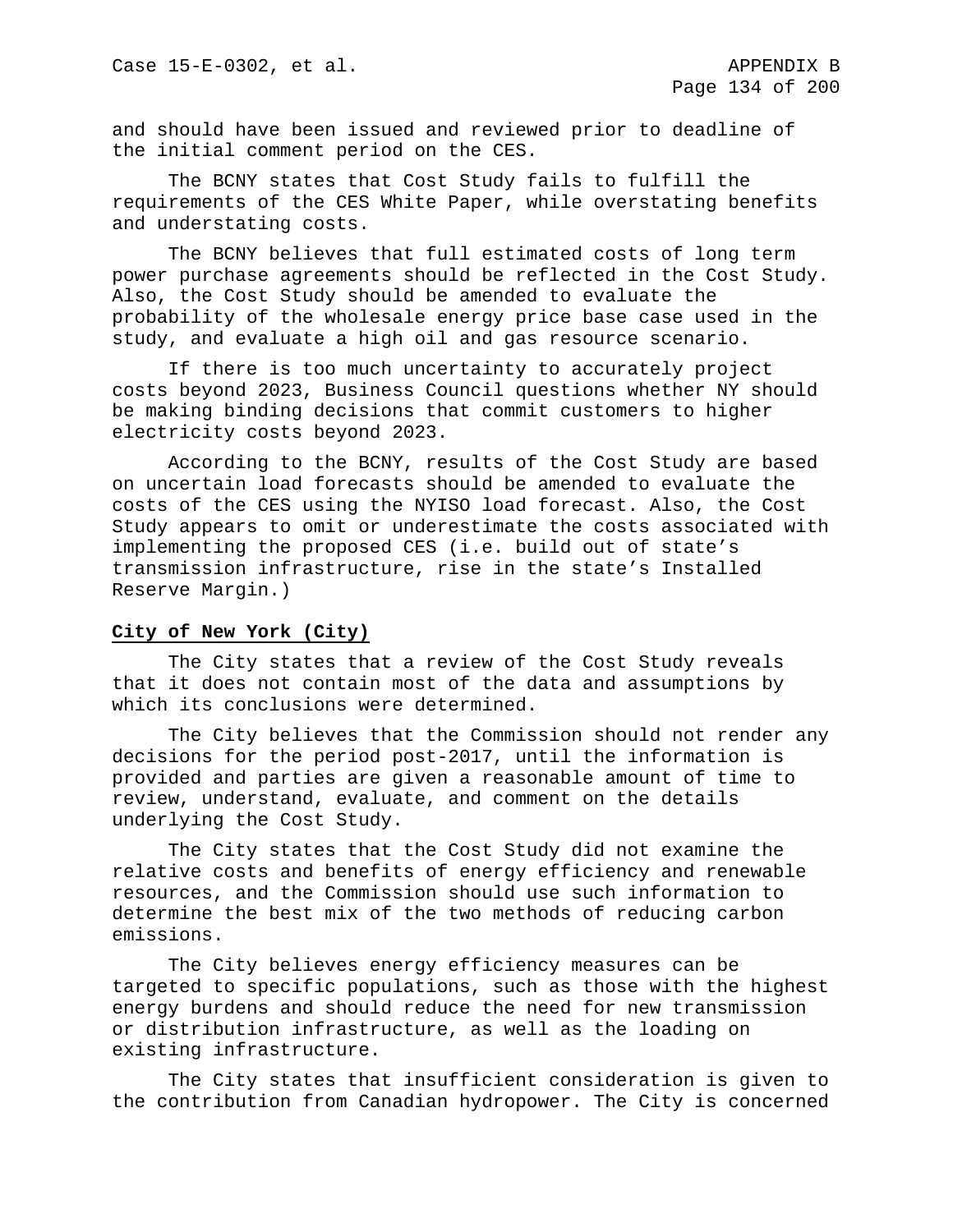and should have been issued and reviewed prior to deadline of the initial comment period on the CES.

The BCNY states that Cost Study fails to fulfill the requirements of the CES White Paper, while overstating benefits and understating costs.

The BCNY believes that full estimated costs of long term power purchase agreements should be reflected in the Cost Study. Also, the Cost Study should be amended to evaluate the probability of the wholesale energy price base case used in the study, and evaluate a high oil and gas resource scenario.

If there is too much uncertainty to accurately project costs beyond 2023, Business Council questions whether NY should be making binding decisions that commit customers to higher electricity costs beyond 2023.

According to the BCNY, results of the Cost Study are based on uncertain load forecasts should be amended to evaluate the costs of the CES using the NYISO load forecast. Also, the Cost Study appears to omit or underestimate the costs associated with implementing the proposed CES (i.e. build out of state's transmission infrastructure, rise in the state's Installed Reserve Margin.)

**City of New York (City)**

The City states that a review of the Cost Study reveals that it does not contain most of the data and assumptions by which its conclusions were determined.

The City believes that the Commission should not render any decisions for the period post-2017, until the information is provided and parties are given a reasonable amount of time to review, understand, evaluate, and comment on the details underlying the Cost Study.

The City states that the Cost Study did not examine the relative costs and benefits of energy efficiency and renewable resources, and the Commission should use such information to determine the best mix of the two methods of reducing carbon emissions.

The City believes energy efficiency measures can be targeted to specific populations, such as those with the highest energy burdens and should reduce the need for new transmission or distribution infrastructure, as well as the loading on existing infrastructure.

The City states that insufficient consideration is given to the contribution from Canadian hydropower. The City is concerned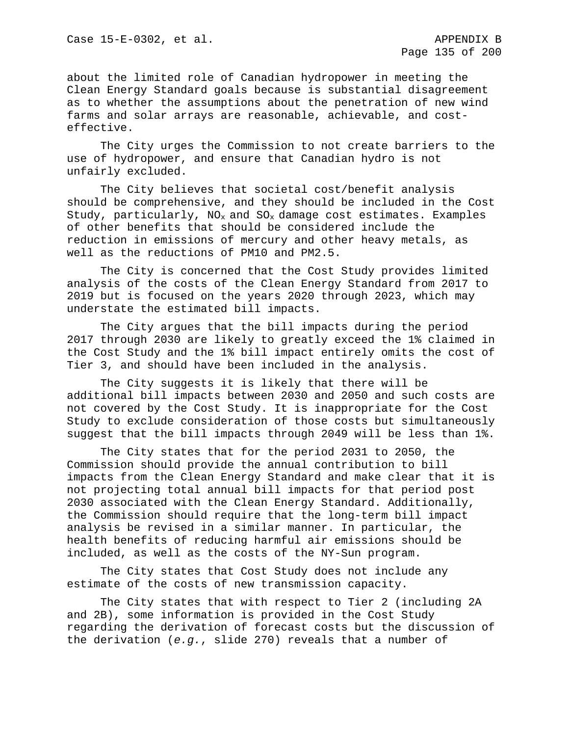about the limited role of Canadian hydropower in meeting the Clean Energy Standard goals because is substantial disagreement as to whether the assumptions about the penetration of new wind farms and solar arrays are reasonable, achievable, and cost-effective.

The City urges the Commission to not create barriers to the use of hydropower, and ensure that Canadian hydro is not unfairly excluded.

The City believes that societal cost/benefit analysis should be comprehensive, and they should be included in the Cost Study, particularly, $NO_x$ and $SO_x$ damage cost estimates. Examples of other benefits that should be considered include the reduction in emissions of mercury and other heavy metals, as well as the reductions of PM10 and PM2.5.

The City is concerned that the Cost Study provides limited analysis of the costs of the Clean Energy Standard from 2017 to 2019 but is focused on the years 2020 through 2023, which may understate the estimated bill impacts.

The City argues that the bill impacts during the period 2017 through 2030 are likely to greatly exceed the 1% claimed in the Cost Study and the 1% bill impact entirely omits the cost of Tier 3, and should have been included in the analysis.

The City suggests it is likely that there will be additional bill impacts between 2030 and 2050 and such costs are not covered by the Cost Study. It is inappropriate for the Cost Study to exclude consideration of those costs but simultaneously suggest that the bill impacts through 2049 will be less than 1%.

The City states that for the period 2031 to 2050, the Commission should provide the annual contribution to bill impacts from the Clean Energy Standard and make clear that it is not projecting total annual bill impacts for that period post 2030 associated with the Clean Energy Standard. Additionally, the Commission should require that the long-term bill impact analysis be revised in a similar manner. In particular, the health benefits of reducing harmful air emissions should be included, as well as the costs of the NY-Sun program.

The City states that Cost Study does not include any estimate of the costs of new transmission capacity.

The City states that with respect to Tier 2 (including 2A and 2B), some information is provided in the Cost Study regarding the derivation of forecast costs but the discussion of the derivation (*e.g.*, slide 270) reveals that a number of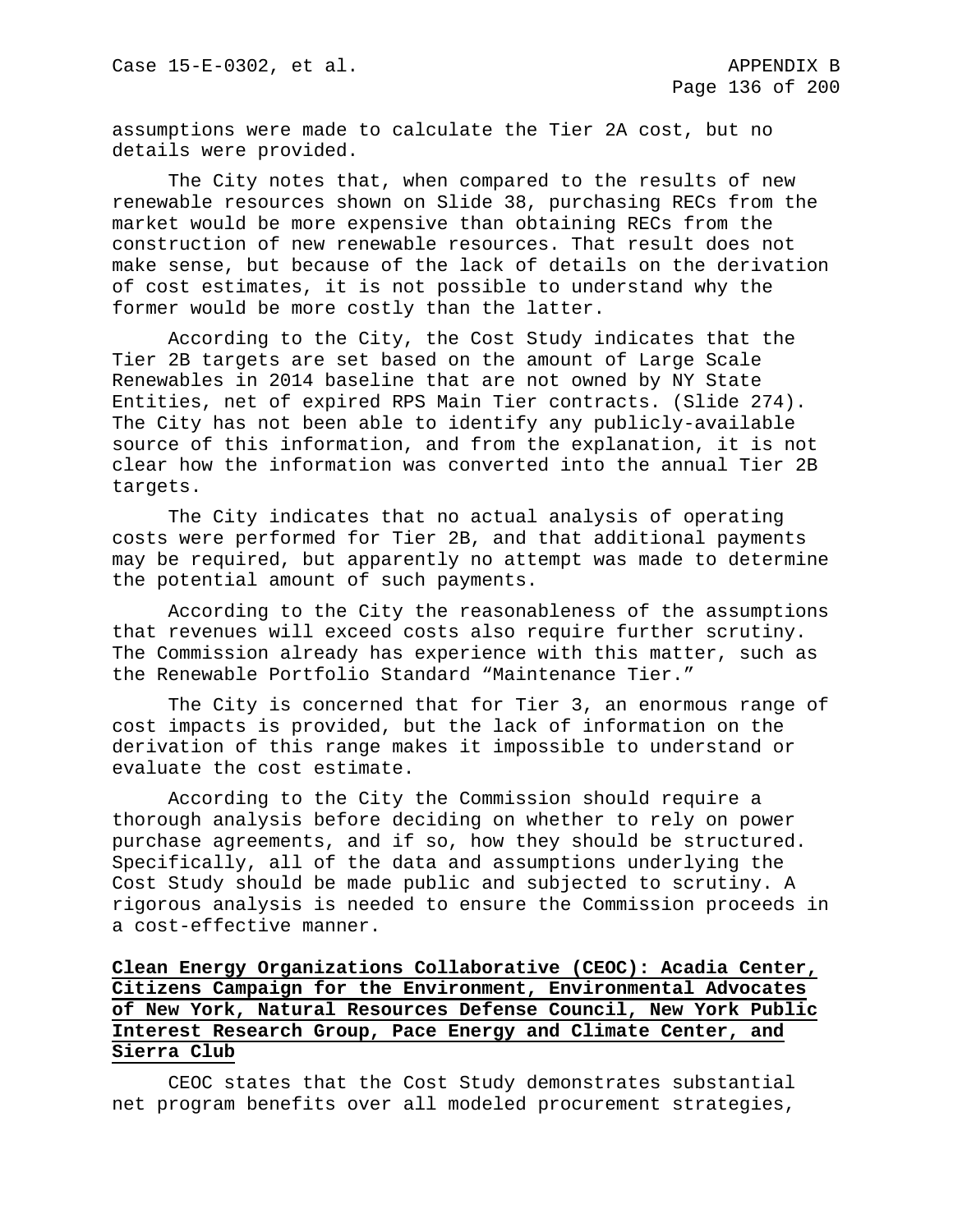assumptions were made to calculate the Tier 2A cost, but no details were provided.

The City notes that, when compared to the results of new renewable resources shown on Slide 38, purchasing RECs from the market would be more expensive than obtaining RECs from the construction of new renewable resources. That result does not make sense, but because of the lack of details on the derivation of cost estimates, it is not possible to understand why the former would be more costly than the latter.

According to the City, the Cost Study indicates that the Tier 2B targets are set based on the amount of Large Scale Renewables in 2014 baseline that are not owned by NY State Entities, net of expired RPS Main Tier contracts. (Slide 274). The City has not been able to identify any publicly-available source of this information, and from the explanation, it is not clear how the information was converted into the annual Tier 2B targets.

The City indicates that no actual analysis of operating costs were performed for Tier 2B, and that additional payments may be required, but apparently no attempt was made to determine the potential amount of such payments.

According to the City the reasonableness of the assumptions that revenues will exceed costs also require further scrutiny. The Commission already has experience with this matter, such as the Renewable Portfolio Standard "Maintenance Tier."

The City is concerned that for Tier 3, an enormous range of cost impacts is provided, but the lack of information on the derivation of this range makes it impossible to understand or evaluate the cost estimate.

According to the City the Commission should require a thorough analysis before deciding on whether to rely on power purchase agreements, and if so, how they should be structured. Specifically, all of the data and assumptions underlying the Cost Study should be made public and subjected to scrutiny. A rigorous analysis is needed to ensure the Commission proceeds in a cost-effective manner.

**Clean Energy Organizations Collaborative (CEOC): Acadia Center, Citizens Campaign for the Environment, Environmental Advocates of New York, Natural Resources Defense Council, New York Public Interest Research Group, Pace Energy and Climate Center, and Sierra Club**

CEOC states that the Cost Study demonstrates substantial net program benefits over all modeled procurement strategies,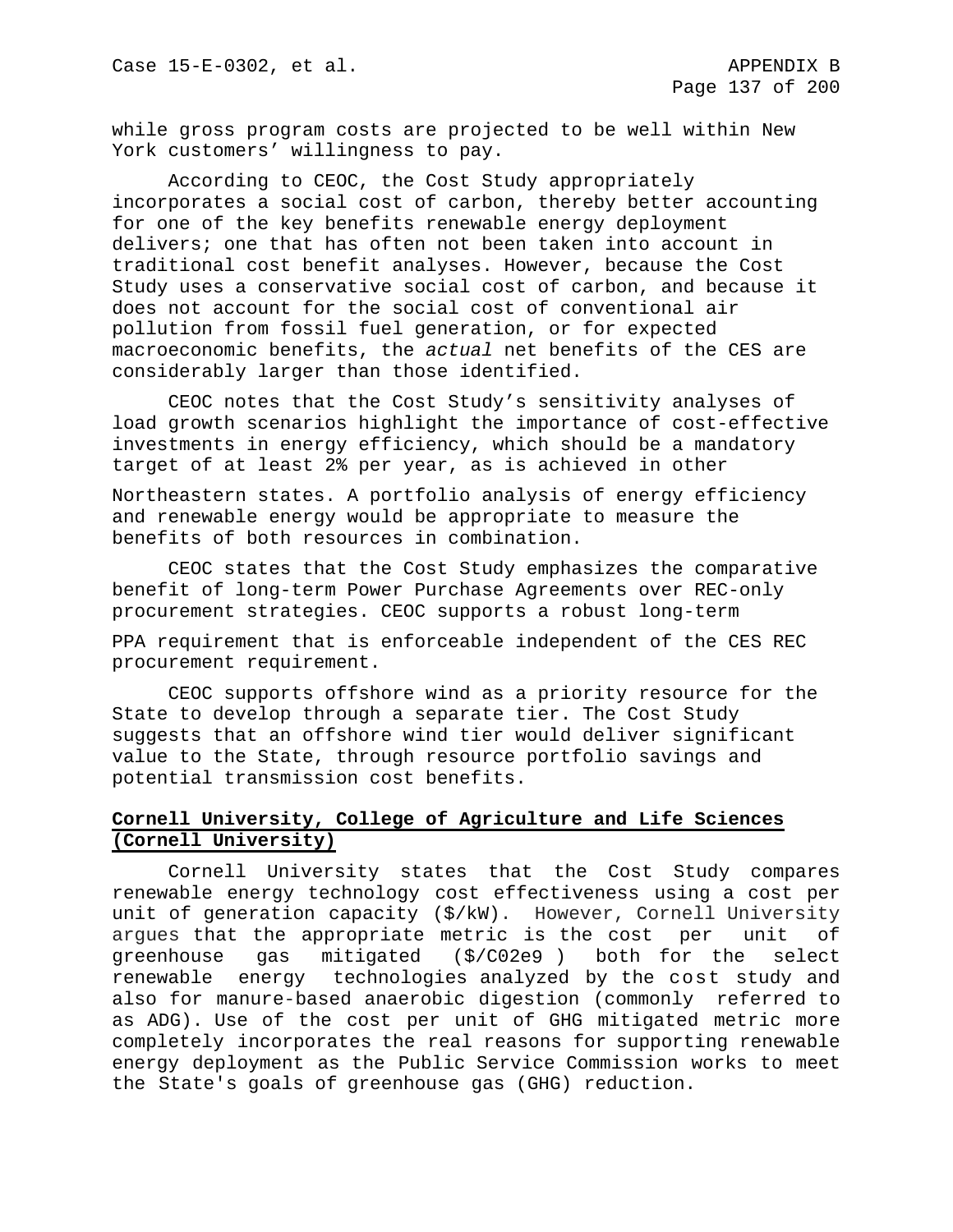while gross program costs are projected to be well within New York customers' willingness to pay.

According to CEOC, the Cost Study appropriately incorporates a social cost of carbon, thereby better accounting for one of the key benefits renewable energy deployment delivers; one that has often not been taken into account in traditional cost benefit analyses. However, because the Cost Study uses a conservative social cost of carbon, and because it does not account for the social cost of conventional air pollution from fossil fuel generation, or for expected macroeconomic benefits, the *actual* net benefits of the CES are considerably larger than those identified.

CEOC notes that the Cost Study's sensitivity analyses of load growth scenarios highlight the importance of cost-effective investments in energy efficiency, which should be a mandatory target of at least 2% per year, as is achieved in other Northeastern states. A portfolio analysis of energy efficiency and renewable energy would be appropriate to measure the benefits of both resources in combination.

CEOC states that the Cost Study emphasizes the comparative benefit of long-term Power Purchase Agreements over REC-only procurement strategies. CEOC supports a robust long-term PPA requirement that is enforceable independent of the CES REC procurement requirement.

CEOC supports offshore wind as a priority resource for the State to develop through a separate tier. The Cost Study suggests that an offshore wind tier would deliver significant value to the State, through resource portfolio savings and potential transmission cost benefits.

**<u>Cornell University, College of Agriculture and Life Sciences (Cornell University)</u>**

Cornell University states that the Cost Study compares renewable energy technology cost effectiveness using a cost per unit of generation capacity ($/kW). However, Cornell University argues that the appropriate metric is the cost per unit of greenhouse gas mitigated ($/C02e9 ) both for the select renewable energy technologies analyzed by the cost study and also for manure-based anaerobic digestion (commonly referred to as ADG). Use of the cost per unit of GHG mitigated metric more completely incorporates the real reasons for supporting renewable energy deployment as the Public Service Commission works to meet the State's goals of greenhouse gas (GHG) reduction.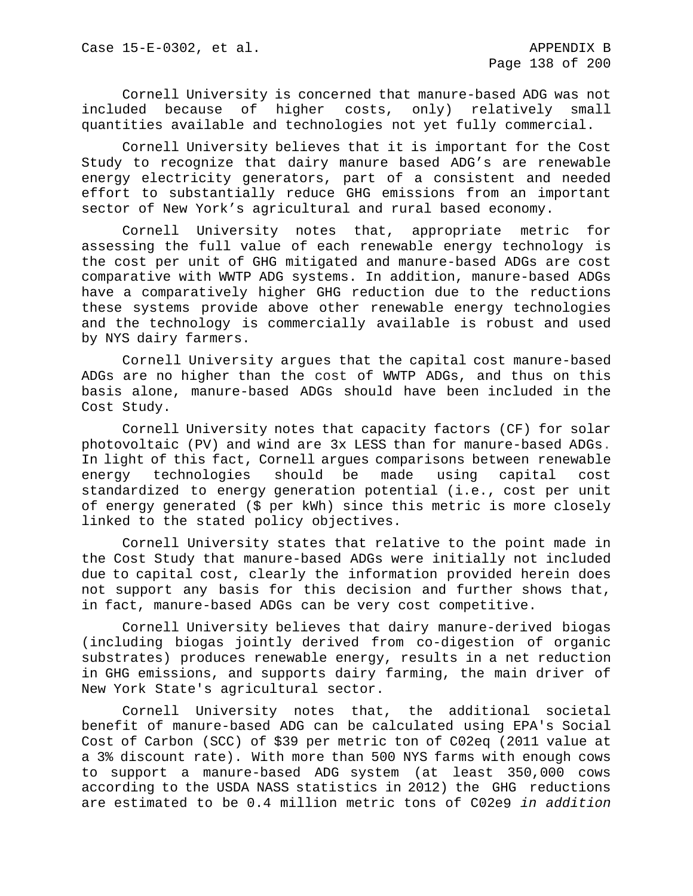Cornell University is concerned that manure-based ADG was not included because of higher costs, only) relatively small quantities available and technologies not yet fully commercial.

Cornell University believes that it is important for the Cost Study to recognize that dairy manure based ADG's are renewable energy electricity generators, part of a consistent and needed effort to substantially reduce GHG emissions from an important sector of New York's agricultural and rural based economy.

Cornell University notes that, appropriate metric for assessing the full value of each renewable energy technology is the cost per unit of GHG mitigated and manure-based ADGs are cost comparative with WWTP ADG systems. In addition, manure-based ADGs have a comparatively higher GHG reduction due to the reductions these systems provide above other renewable energy technologies and the technology is commercially available is robust and used by NYS dairy farmers.

Cornell University argues that the capital cost manure-based ADGs are no higher than the cost of WWTP ADGs, and thus on this basis alone, manure-based ADGs should have been included in the Cost Study.

Cornell University notes that capacity factors (CF) for solar photovoltaic (PV) and wind are 3x LESS than for manure-based ADGs. In light of this fact, Cornell argues comparisons between renewable energy technologies should be made using capital cost standardized to energy generation potential (i.e., cost per unit of energy generated ($ per kWh) since this metric is more closely linked to the stated policy objectives.

Cornell University states that relative to the point made in the Cost Study that manure-based ADGs were initially not included due to capital cost, clearly the information provided herein does not support any basis for this decision and further shows that, in fact, manure-based ADGs can be very cost competitive.

Cornell University believes that dairy manure-derived biogas (including biogas jointly derived from co-digestion of organic substrates) produces renewable energy, results in a net reduction in GHG emissions, and supports dairy farming, the main driver of New York State's agricultural sector.

Cornell University notes that, the additional societal benefit of manure-based ADG can be calculated using EPA's Social Cost of Carbon (SCC) of $39 per metric ton of C02eq (2011 value at a 3% discount rate). With more than 500 NYS farms with enough cows to support a manure-based ADG system (at least 350,000 cows according to the USDA NASS statistics in 2012) the GHG reductions are estimated to be 0.4 million metric tons of C02e9 *in addition*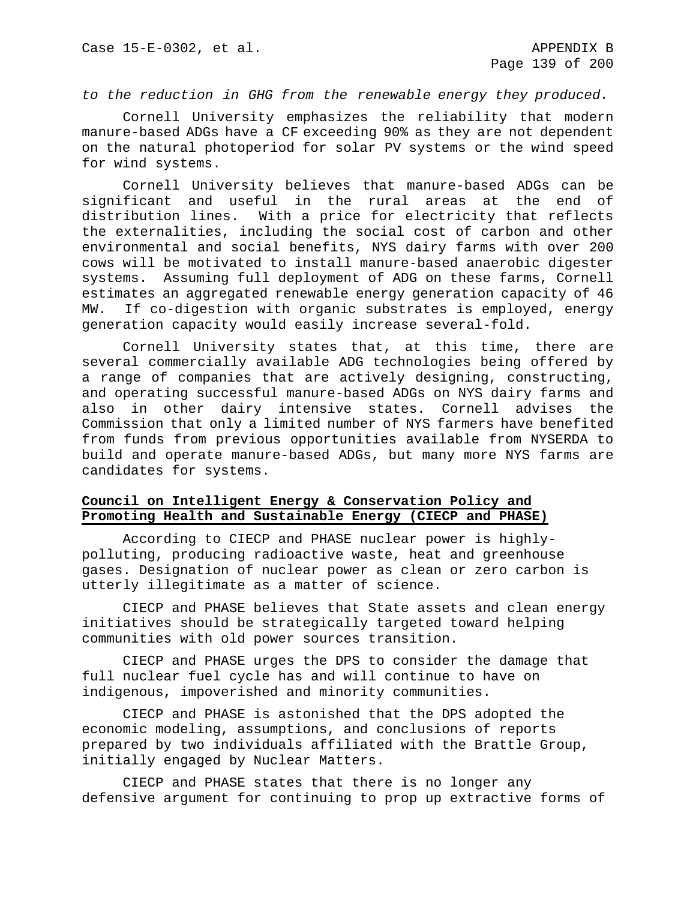*to the reduction in GHG from the renewable energy they produced.*

Cornell University emphasizes the reliability that modern manure-based ADGs have a CF exceeding 90% as they are not dependent on the natural photoperiod for solar PV systems or the wind speed for wind systems.

Cornell University believes that manure-based ADGs can be significant and useful in the rural areas at the end of distribution lines. With a price for electricity that reflects the externalities, including the social cost of carbon and other environmental and social benefits, NYS dairy farms with over 200 cows will be motivated to install manure-based anaerobic digester systems. Assuming full deployment of ADG on these farms, Cornell estimates an aggregated renewable energy generation capacity of 46 MW. If co-digestion with organic substrates is employed, energy generation capacity would easily increase several-fold.

Cornell University states that, at this time, there are several commercially available ADG technologies being offered by a range of companies that are actively designing, constructing, and operating successful manure-based ADGs on NYS dairy farms and also in other dairy intensive states. Cornell advises the Commission that only a limited number of NYS farmers have benefited from funds from previous opportunities available from NYSERDA to build and operate manure-based ADGs, but many more NYS farms are candidates for systems.

**Council on Intelligent Energy & Conservation Policy and Promoting Health and Sustainable Energy (CIECP and PHASE)**

According to CIECP and PHASE nuclear power is highly-polluting, producing radioactive waste, heat and greenhouse gases. Designation of nuclear power as clean or zero carbon is utterly illegitimate as a matter of science.

CIECP and PHASE believes that State assets and clean energy initiatives should be strategically targeted toward helping communities with old power sources transition.

CIECP and PHASE urges the DPS to consider the damage that full nuclear fuel cycle has and will continue to have on indigenous, impoverished and minority communities.

CIECP and PHASE is astonished that the DPS adopted the economic modeling, assumptions, and conclusions of reports prepared by two individuals affiliated with the Brattle Group, initially engaged by Nuclear Matters.

CIECP and PHASE states that there is no longer any defensive argument for continuing to prop up extractive forms of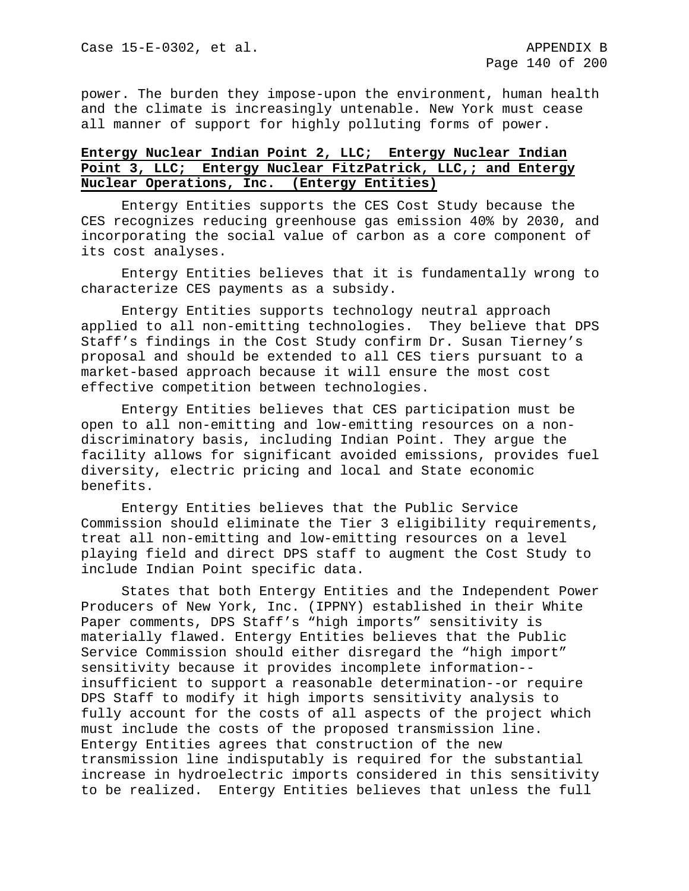power. The burden they impose-upon the environment, human health and the climate is increasingly untenable. New York must cease all manner of support for highly polluting forms of power.

**Entergy Nuclear Indian Point 2, LLC; Entergy Nuclear Indian Point 3, LLC; Entergy Nuclear FitzPatrick, LLC,; and Entergy Nuclear Operations, Inc. (Entergy Entities)**

Entergy Entities supports the CES Cost Study because the CES recognizes reducing greenhouse gas emission 40% by 2030, and incorporating the social value of carbon as a core component of its cost analyses.

Entergy Entities believes that it is fundamentally wrong to characterize CES payments as a subsidy.

Entergy Entities supports technology neutral approach applied to all non-emitting technologies. They believe that DPS Staff's findings in the Cost Study confirm Dr. Susan Tierney's proposal and should be extended to all CES tiers pursuant to a market-based approach because it will ensure the most cost effective competition between technologies.

Entergy Entities believes that CES participation must be open to all non-emitting and low-emitting resources on a non-discriminatory basis, including Indian Point. They argue the facility allows for significant avoided emissions, provides fuel diversity, electric pricing and local and State economic benefits.

Entergy Entities believes that the Public Service Commission should eliminate the Tier 3 eligibility requirements, treat all non-emitting and low-emitting resources on a level playing field and direct DPS staff to augment the Cost Study to include Indian Point specific data.

States that both Entergy Entities and the Independent Power Producers of New York, Inc. (IPPNY) established in their White Paper comments, DPS Staff's "high imports" sensitivity is materially flawed. Entergy Entities believes that the Public Service Commission should either disregard the "high import" sensitivity because it provides incomplete information--insufficient to support a reasonable determination--or require DPS Staff to modify it high imports sensitivity analysis to fully account for the costs of all aspects of the project which must include the costs of the proposed transmission line. Entergy Entities agrees that construction of the new transmission line indisputably is required for the substantial increase in hydroelectric imports considered in this sensitivity to be realized. Entergy Entities believes that unless the full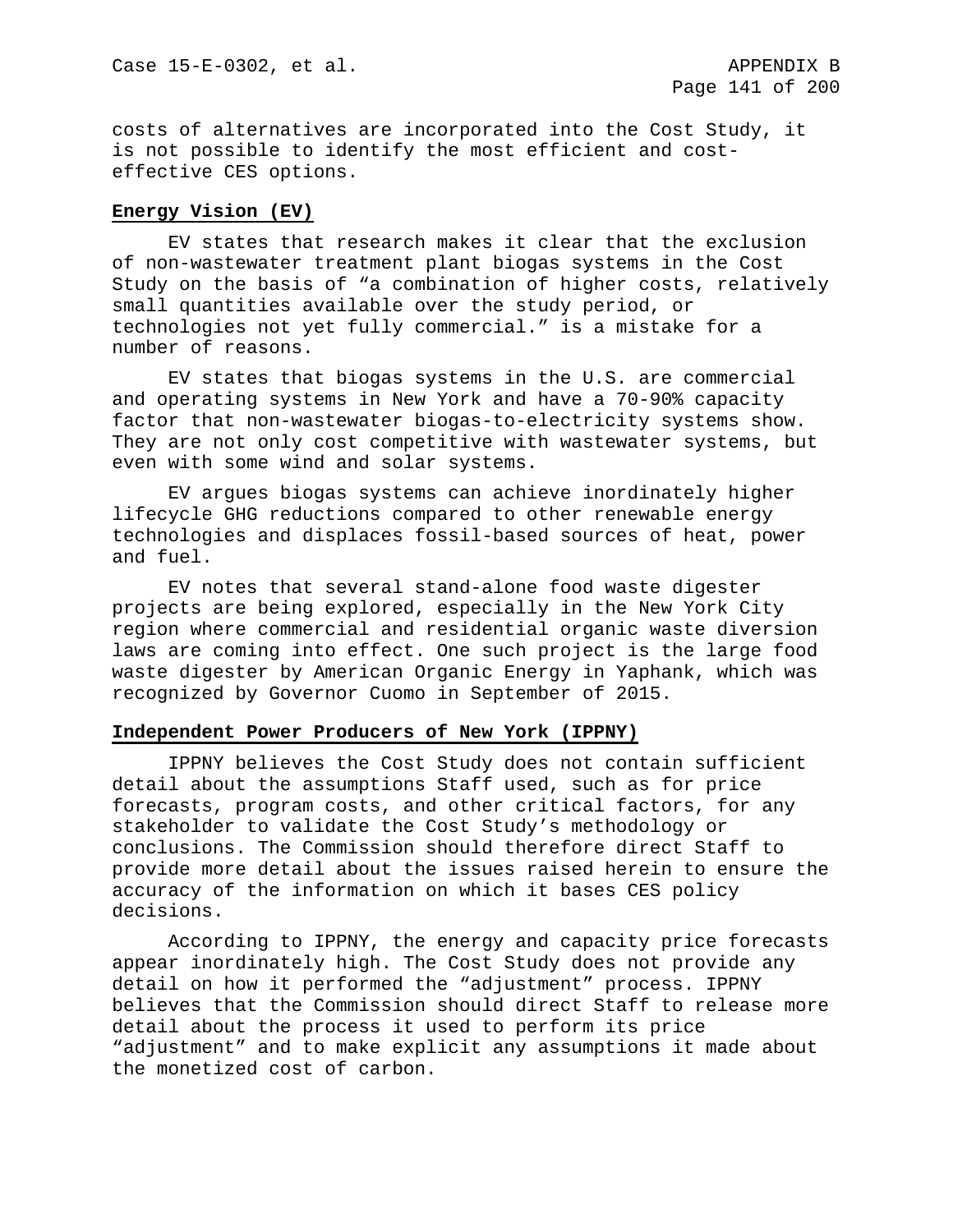costs of alternatives are incorporated into the Cost Study, it is not possible to identify the most efficient and cost-effective CES options.

**Energy Vision (EV)**

EV states that research makes it clear that the exclusion of non-wastewater treatment plant biogas systems in the Cost Study on the basis of “a combination of higher costs, relatively small quantities available over the study period, or technologies not yet fully commercial.” is a mistake for a number of reasons.

EV states that biogas systems in the U.S. are commercial and operating systems in New York and have a 70-90% capacity factor that non-wastewater biogas-to-electricity systems show. They are not only cost competitive with wastewater systems, but even with some wind and solar systems.

EV argues biogas systems can achieve inordinately higher lifecycle GHG reductions compared to other renewable energy technologies and displaces fossil-based sources of heat, power and fuel.

EV notes that several stand-alone food waste digester projects are being explored, especially in the New York City region where commercial and residential organic waste diversion laws are coming into effect. One such project is the large food waste digester by American Organic Energy in Yaphank, which was recognized by Governor Cuomo in September of 2015.

**Independent Power Producers of New York (IPPNY)**

IPPNY believes the Cost Study does not contain sufficient detail about the assumptions Staff used, such as for price forecasts, program costs, and other critical factors, for any stakeholder to validate the Cost Study’s methodology or conclusions. The Commission should therefore direct Staff to provide more detail about the issues raised herein to ensure the accuracy of the information on which it bases CES policy decisions.

According to IPPNY, the energy and capacity price forecasts appear inordinately high. The Cost Study does not provide any detail on how it performed the “adjustment” process. IPPNY believes that the Commission should direct Staff to release more detail about the process it used to perform its price “adjustment” and to make explicit any assumptions it made about the monetized cost of carbon.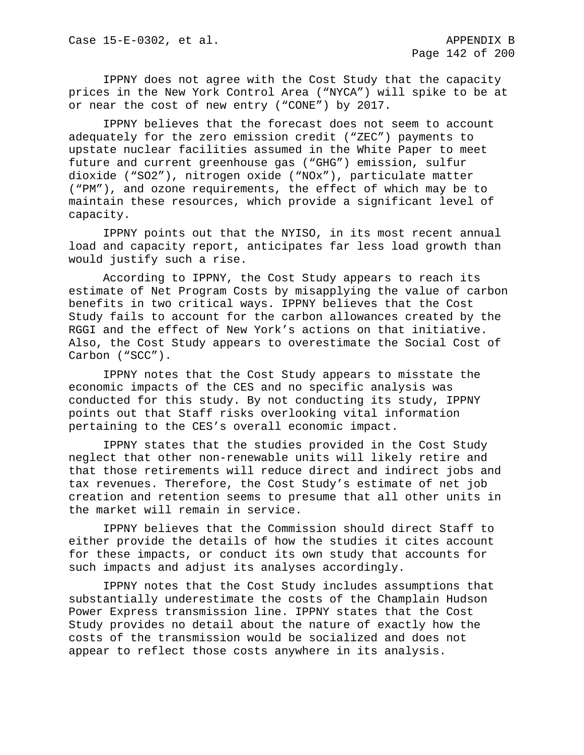IPPNY does not agree with the Cost Study that the capacity prices in the New York Control Area (“NYCA”) will spike to be at or near the cost of new entry (“CONE”) by 2017.

IPPNY believes that the forecast does not seem to account adequately for the zero emission credit (“ZEC”) payments to upstate nuclear facilities assumed in the White Paper to meet future and current greenhouse gas (“GHG”) emission, sulfur dioxide (“SO2”), nitrogen oxide (“NOx”), particulate matter (“PM”), and ozone requirements, the effect of which may be to maintain these resources, which provide a significant level of capacity.

IPPNY points out that the NYISO, in its most recent annual load and capacity report, anticipates far less load growth than would justify such a rise.

According to IPPNY, the Cost Study appears to reach its estimate of Net Program Costs by misapplying the value of carbon benefits in two critical ways. IPPNY believes that the Cost Study fails to account for the carbon allowances created by the RGGI and the effect of New York’s actions on that initiative. Also, the Cost Study appears to overestimate the Social Cost of Carbon (“SCC”).

IPPNY notes that the Cost Study appears to misstate the economic impacts of the CES and no specific analysis was conducted for this study. By not conducting its study, IPPNY points out that Staff risks overlooking vital information pertaining to the CES’s overall economic impact.

IPPNY states that the studies provided in the Cost Study neglect that other non-renewable units will likely retire and that those retirements will reduce direct and indirect jobs and tax revenues. Therefore, the Cost Study’s estimate of net job creation and retention seems to presume that all other units in the market will remain in service.

IPPNY believes that the Commission should direct Staff to either provide the details of how the studies it cites account for these impacts, or conduct its own study that accounts for such impacts and adjust its analyses accordingly.

IPPNY notes that the Cost Study includes assumptions that substantially underestimate the costs of the Champlain Hudson Power Express transmission line. IPPNY states that the Cost Study provides no detail about the nature of exactly how the costs of the transmission would be socialized and does not appear to reflect those costs anywhere in its analysis.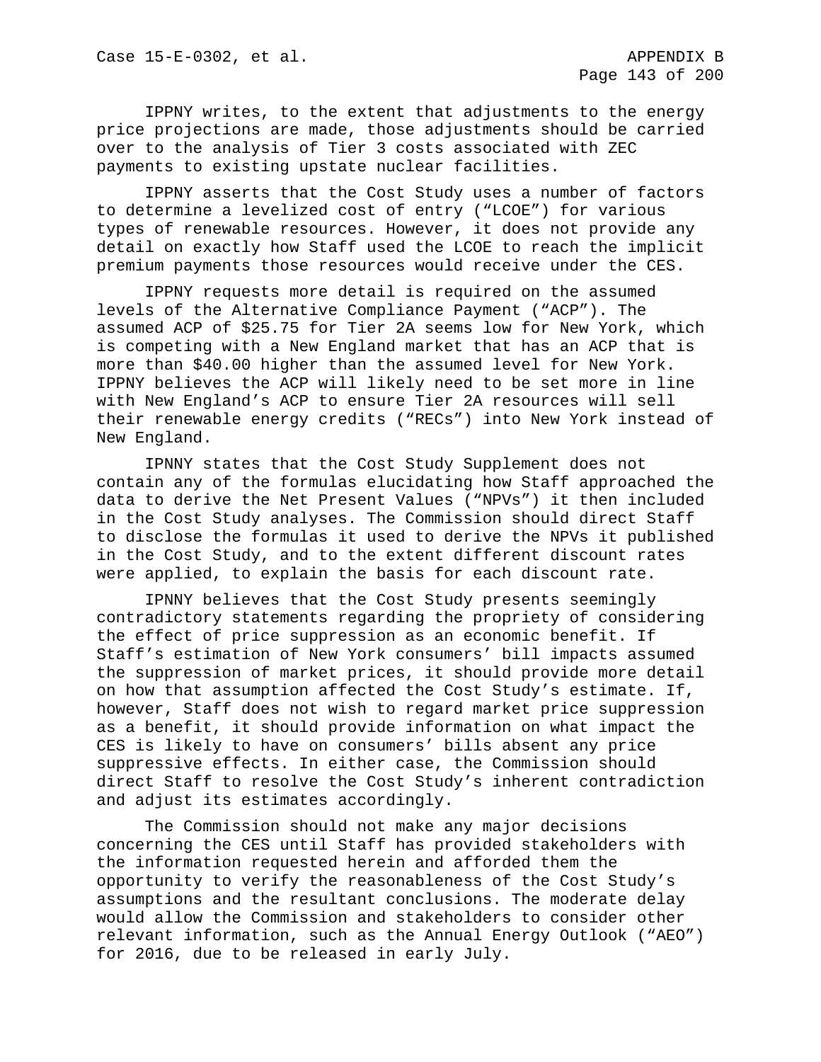IPPNY writes, to the extent that adjustments to the energy price projections are made, those adjustments should be carried over to the analysis of Tier 3 costs associated with ZEC payments to existing upstate nuclear facilities.

IPPNY asserts that the Cost Study uses a number of factors to determine a levelized cost of entry ("LCOE") for various types of renewable resources. However, it does not provide any detail on exactly how Staff used the LCOE to reach the implicit premium payments those resources would receive under the CES.

IPPNY requests more detail is required on the assumed levels of the Alternative Compliance Payment ("ACP"). The assumed ACP of $25.75 for Tier 2A seems low for New York, which is competing with a New England market that has an ACP that is more than $40.00 higher than the assumed level for New York. IPPNY believes the ACP will likely need to be set more in line with New England's ACP to ensure Tier 2A resources will sell their renewable energy credits ("RECs") into New York instead of New England.

IPNNY states that the Cost Study Supplement does not contain any of the formulas elucidating how Staff approached the data to derive the Net Present Values ("NPVs") it then included in the Cost Study analyses. The Commission should direct Staff to disclose the formulas it used to derive the NPVs it published in the Cost Study, and to the extent different discount rates were applied, to explain the basis for each discount rate.

IPNNY believes that the Cost Study presents seemingly contradictory statements regarding the propriety of considering the effect of price suppression as an economic benefit. If Staff's estimation of New York consumers' bill impacts assumed the suppression of market prices, it should provide more detail on how that assumption affected the Cost Study's estimate. If, however, Staff does not wish to regard market price suppression as a benefit, it should provide information on what impact the CES is likely to have on consumers' bills absent any price suppressive effects. In either case, the Commission should direct Staff to resolve the Cost Study's inherent contradiction and adjust its estimates accordingly.

The Commission should not make any major decisions concerning the CES until Staff has provided stakeholders with the information requested herein and afforded them the opportunity to verify the reasonableness of the Cost Study's assumptions and the resultant conclusions. The moderate delay would allow the Commission and stakeholders to consider other relevant information, such as the Annual Energy Outlook ("AEO") for 2016, due to be released in early July.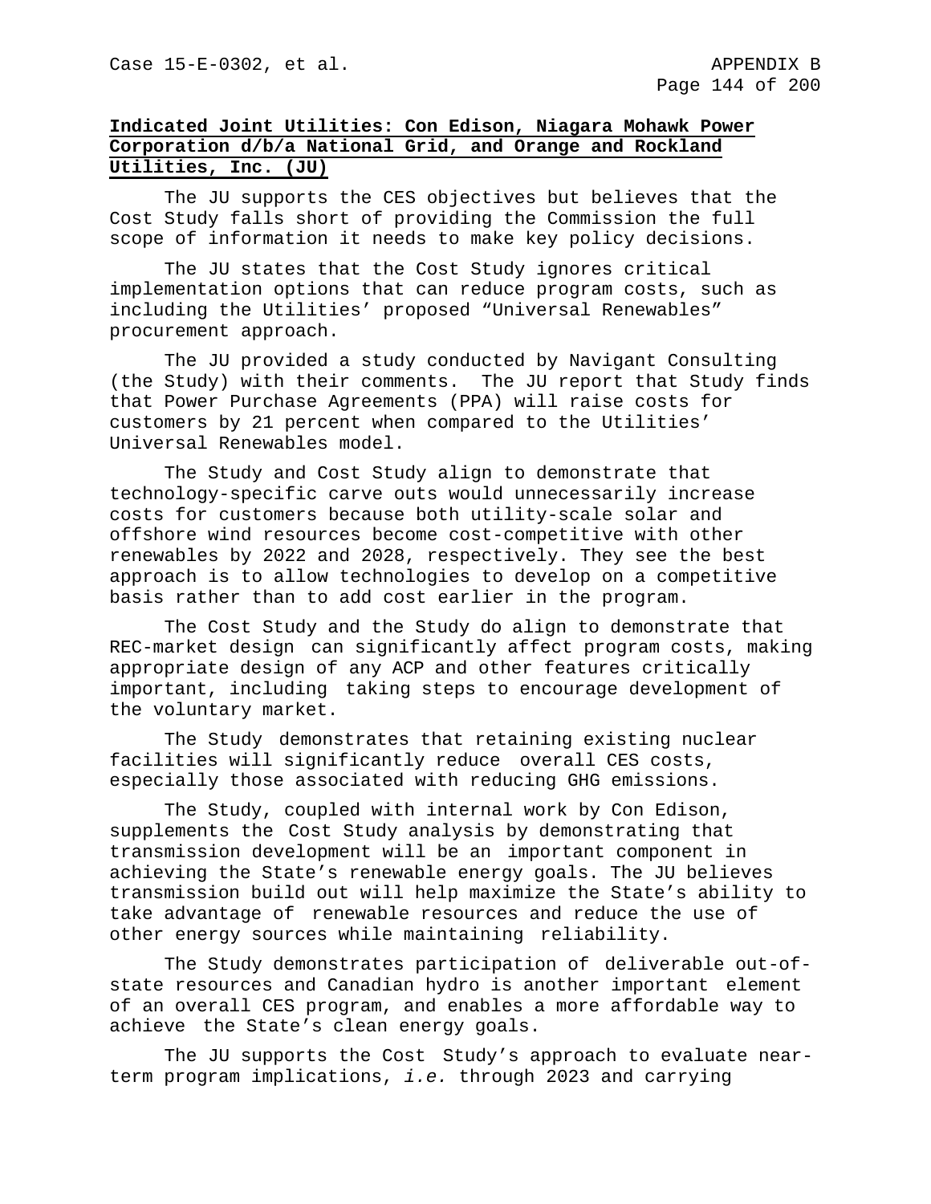**Indicated Joint Utilities: Con Edison, Niagara Mohawk Power Corporation d/b/a National Grid, and Orange and Rockland Utilities, Inc. (JU)**

The JU supports the CES objectives but believes that the Cost Study falls short of providing the Commission the full scope of information it needs to make key policy decisions.

The JU states that the Cost Study ignores critical implementation options that can reduce program costs, such as including the Utilities' proposed "Universal Renewables" procurement approach.

The JU provided a study conducted by Navigant Consulting (the Study) with their comments. The JU report that Study finds that Power Purchase Agreements (PPA) will raise costs for customers by 21 percent when compared to the Utilities' Universal Renewables model.

The Study and Cost Study align to demonstrate that technology-specific carve outs would unnecessarily increase costs for customers because both utility-scale solar and offshore wind resources become cost-competitive with other renewables by 2022 and 2028, respectively. They see the best approach is to allow technologies to develop on a competitive basis rather than to add cost earlier in the program.

The Cost Study and the Study do align to demonstrate that REC-market design can significantly affect program costs, making appropriate design of any ACP and other features critically important, including taking steps to encourage development of the voluntary market.

The Study demonstrates that retaining existing nuclear facilities will significantly reduce overall CES costs, especially those associated with reducing GHG emissions.

The Study, coupled with internal work by Con Edison, supplements the Cost Study analysis by demonstrating that transmission development will be an important component in achieving the State's renewable energy goals. The JU believes transmission build out will help maximize the State's ability to take advantage of renewable resources and reduce the use of other energy sources while maintaining reliability.

The Study demonstrates participation of deliverable out-of-state resources and Canadian hydro is another important element of an overall CES program, and enables a more affordable way to achieve the State's clean energy goals.

The JU supports the Cost Study's approach to evaluate near-term program implications, *i.e.* through 2023 and carrying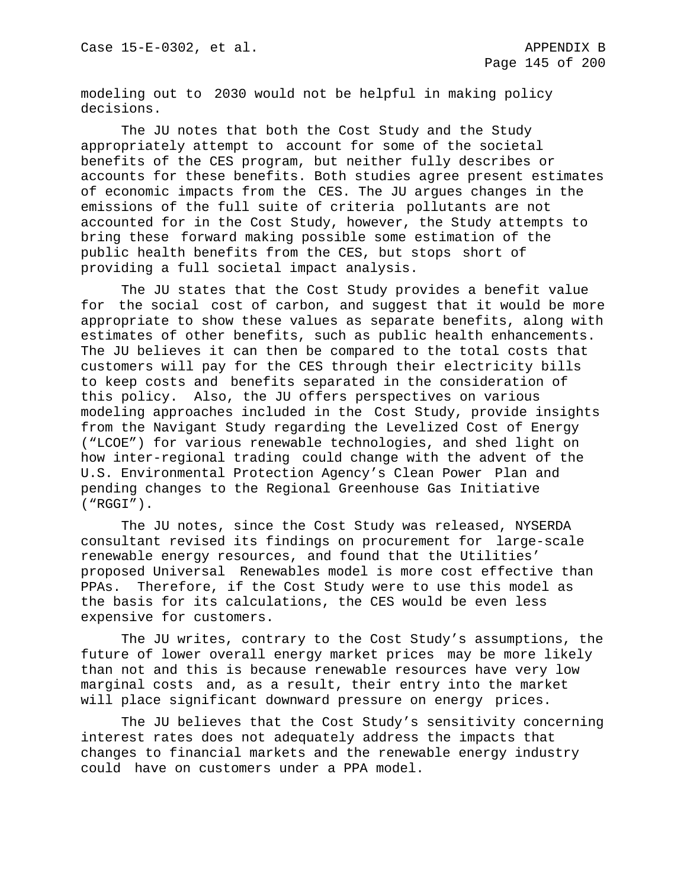modeling out to 2030 would not be helpful in making policy decisions.

The JU notes that both the Cost Study and the Study appropriately attempt to account for some of the societal benefits of the CES program, but neither fully describes or accounts for these benefits. Both studies agree present estimates of economic impacts from the CES. The JU argues changes in the emissions of the full suite of criteria pollutants are not accounted for in the Cost Study, however, the Study attempts to bring these forward making possible some estimation of the public health benefits from the CES, but stops short of providing a full societal impact analysis.

The JU states that the Cost Study provides a benefit value for the social cost of carbon, and suggest that it would be more appropriate to show these values as separate benefits, along with estimates of other benefits, such as public health enhancements. The JU believes it can then be compared to the total costs that customers will pay for the CES through their electricity bills to keep costs and benefits separated in the consideration of this policy. Also, the JU offers perspectives on various modeling approaches included in the Cost Study, provide insights from the Navigant Study regarding the Levelized Cost of Energy ("LCOE") for various renewable technologies, and shed light on how inter-regional trading could change with the advent of the U.S. Environmental Protection Agency's Clean Power Plan and pending changes to the Regional Greenhouse Gas Initiative ("RGGI").

The JU notes, since the Cost Study was released, NYSERDA consultant revised its findings on procurement for large-scale renewable energy resources, and found that the Utilities' proposed Universal Renewables model is more cost effective than PPAs. Therefore, if the Cost Study were to use this model as the basis for its calculations, the CES would be even less expensive for customers.

The JU writes, contrary to the Cost Study's assumptions, the future of lower overall energy market prices may be more likely than not and this is because renewable resources have very low marginal costs and, as a result, their entry into the market will place significant downward pressure on energy prices.

The JU believes that the Cost Study's sensitivity concerning interest rates does not adequately address the impacts that changes to financial markets and the renewable energy industry could have on customers under a PPA model.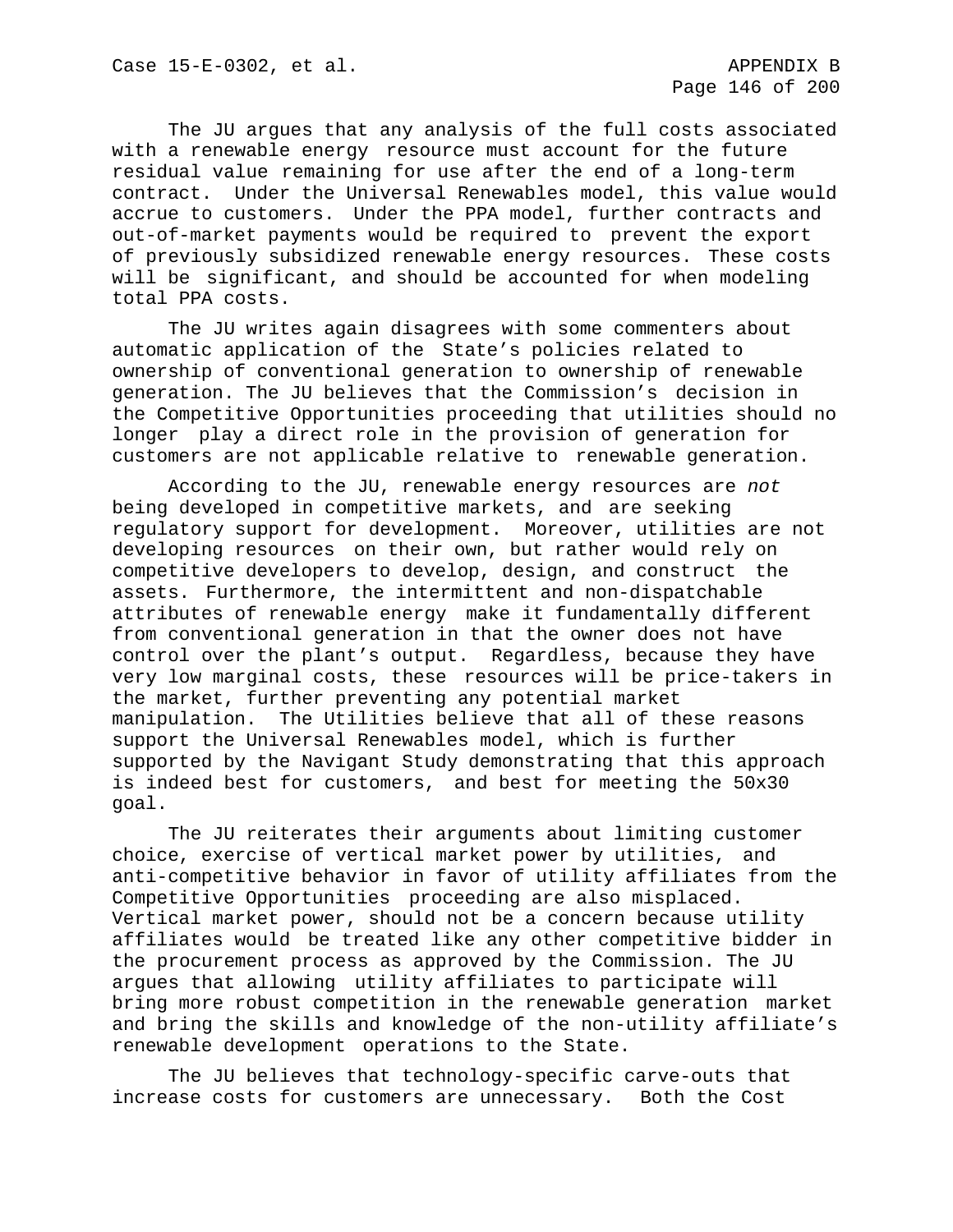The JU argues that any analysis of the full costs associated with a renewable energy resource must account for the future residual value remaining for use after the end of a long-term contract. Under the Universal Renewables model, this value would accrue to customers. Under the PPA model, further contracts and out-of-market payments would be required to prevent the export of previously subsidized renewable energy resources. These costs will be significant, and should be accounted for when modeling total PPA costs.

The JU writes again disagrees with some commenters about automatic application of the State's policies related to ownership of conventional generation to ownership of renewable generation. The JU believes that the Commission's decision in the Competitive Opportunities proceeding that utilities should no longer play a direct role in the provision of generation for customers are not applicable relative to renewable generation.

According to the JU, renewable energy resources are *not* being developed in competitive markets, and are seeking regulatory support for development. Moreover, utilities are not developing resources on their own, but rather would rely on competitive developers to develop, design, and construct the assets. Furthermore, the intermittent and non-dispatchable attributes of renewable energy make it fundamentally different from conventional generation in that the owner does not have control over the plant's output. Regardless, because they have very low marginal costs, these resources will be price-takers in the market, further preventing any potential market manipulation. The Utilities believe that all of these reasons support the Universal Renewables model, which is further supported by the Navigant Study demonstrating that this approach is indeed best for customers, and best for meeting the 50x30 goal.

The JU reiterates their arguments about limiting customer choice, exercise of vertical market power by utilities, and anti-competitive behavior in favor of utility affiliates from the Competitive Opportunities proceeding are also misplaced. Vertical market power, should not be a concern because utility affiliates would be treated like any other competitive bidder in the procurement process as approved by the Commission. The JU argues that allowing utility affiliates to participate will bring more robust competition in the renewable generation market and bring the skills and knowledge of the non-utility affiliate's renewable development operations to the State.

The JU believes that technology-specific carve-outs that increase costs for customers are unnecessary. Both the Cost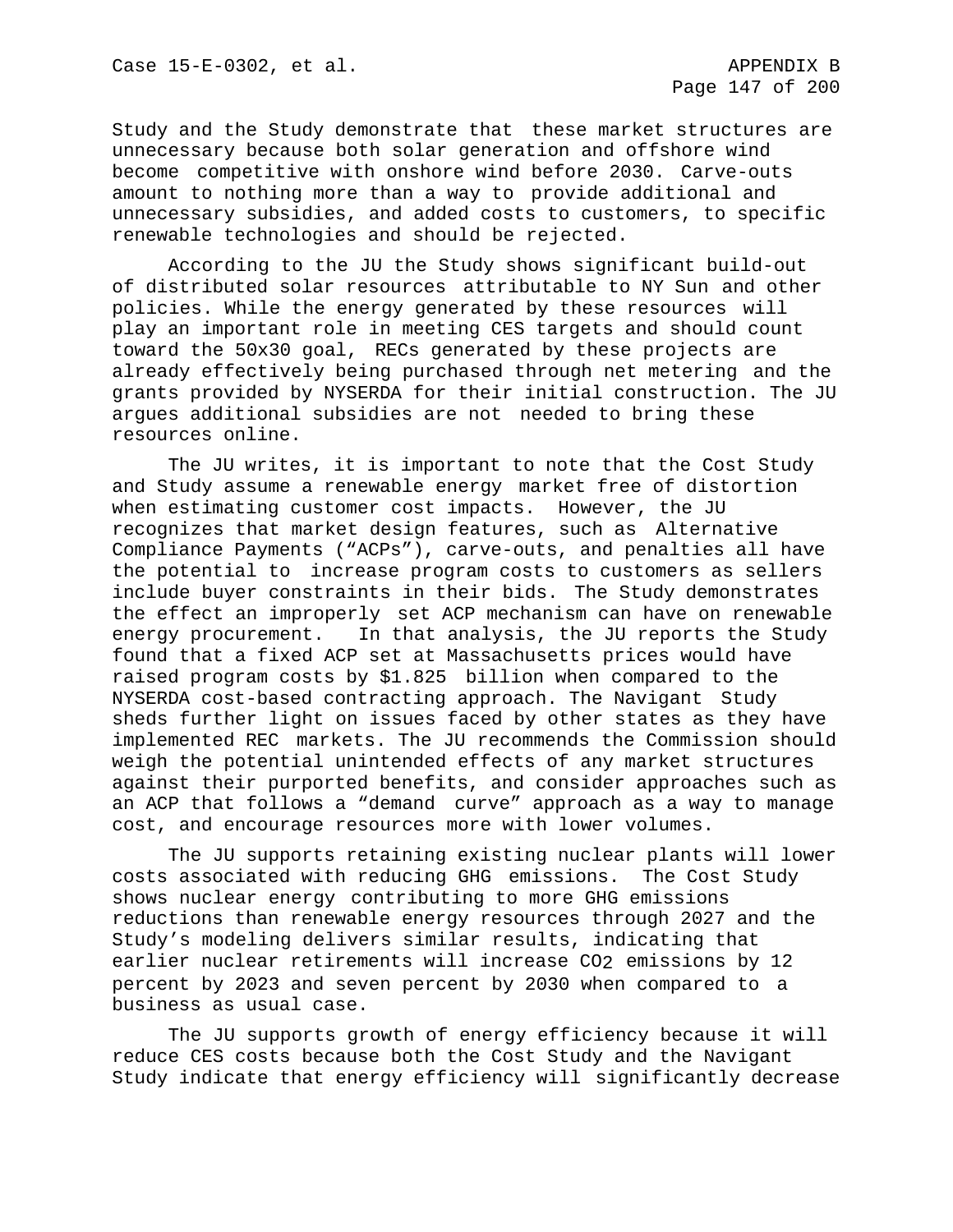Study and the Study demonstrate that these market structures are unnecessary because both solar generation and offshore wind become competitive with onshore wind before 2030. Carve-outs amount to nothing more than a way to provide additional and unnecessary subsidies, and added costs to customers, to specific renewable technologies and should be rejected.

According to the JU the Study shows significant build-out of distributed solar resources attributable to NY Sun and other policies. While the energy generated by these resources will play an important role in meeting CES targets and should count toward the 50x30 goal, RECs generated by these projects are already effectively being purchased through net metering and the grants provided by NYSERDA for their initial construction. The JU argues additional subsidies are not needed to bring these resources online.

The JU writes, it is important to note that the Cost Study and Study assume a renewable energy market free of distortion when estimating customer cost impacts. However, the JU recognizes that market design features, such as Alternative Compliance Payments ("ACPs"), carve-outs, and penalties all have the potential to increase program costs to customers as sellers include buyer constraints in their bids. The Study demonstrates the effect an improperly set ACP mechanism can have on renewable energy procurement. In that analysis, the JU reports the Study found that a fixed ACP set at Massachusetts prices would have raised program costs by $1.825 billion when compared to the NYSERDA cost-based contracting approach. The Navigant Study sheds further light on issues faced by other states as they have implemented REC markets. The JU recommends the Commission should weigh the potential unintended effects of any market structures against their purported benefits, and consider approaches such as an ACP that follows a "demand curve" approach as a way to manage cost, and encourage resources more with lower volumes.

The JU supports retaining existing nuclear plants will lower costs associated with reducing GHG emissions. The Cost Study shows nuclear energy contributing to more GHG emissions reductions than renewable energy resources through 2027 and the Study's modeling delivers similar results, indicating that earlier nuclear retirements will increase $CO_2$ emissions by 12 percent by 2023 and seven percent by 2030 when compared to a business as usual case.

The JU supports growth of energy efficiency because it will reduce CES costs because both the Cost Study and the Navigant Study indicate that energy efficiency will significantly decrease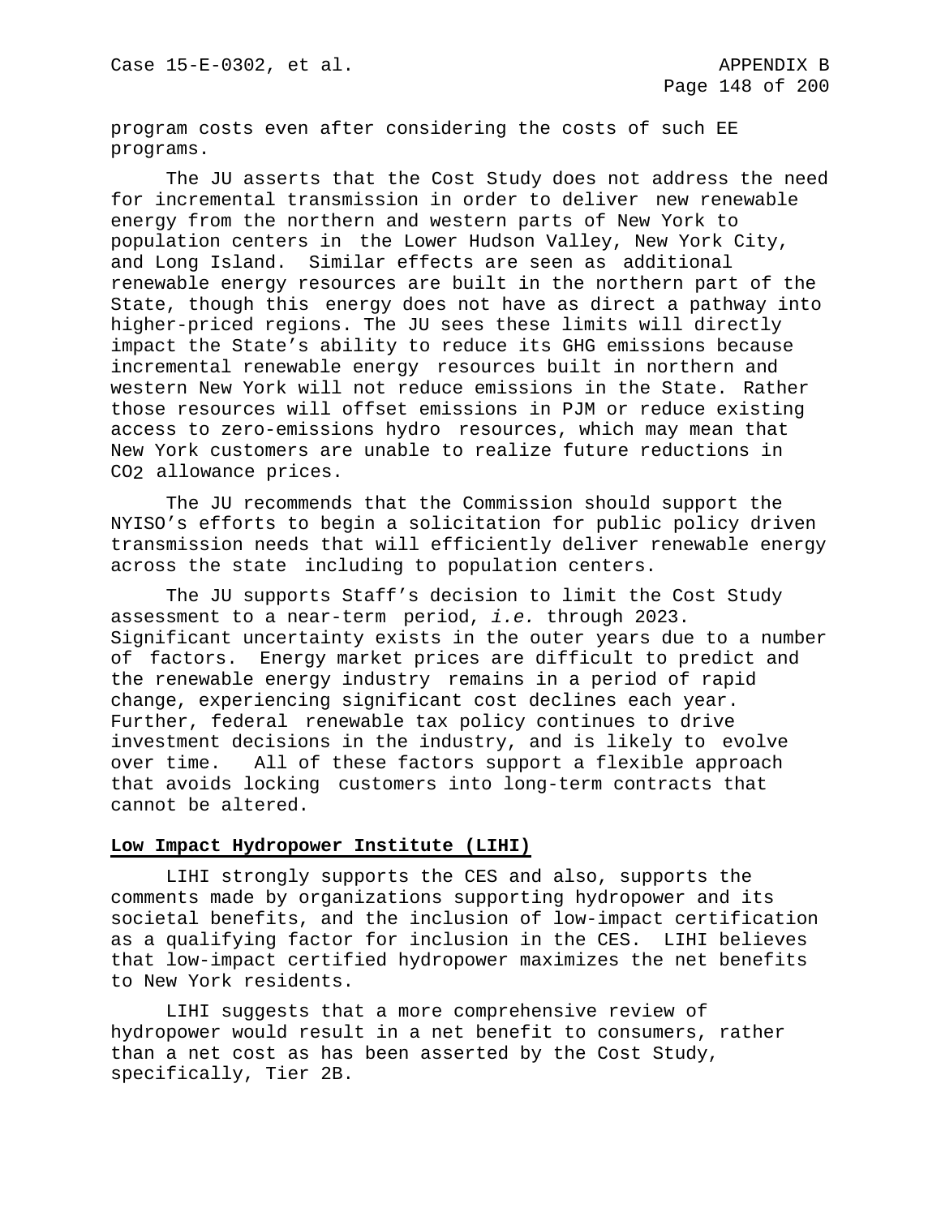program costs even after considering the costs of such EE programs.

The JU asserts that the Cost Study does not address the need for incremental transmission in order to deliver new renewable energy from the northern and western parts of New York to population centers in the Lower Hudson Valley, New York City, and Long Island. Similar effects are seen as additional renewable energy resources are built in the northern part of the State, though this energy does not have as direct a pathway into higher-priced regions. The JU sees these limits will directly impact the State's ability to reduce its GHG emissions because incremental renewable energy resources built in northern and western New York will not reduce emissions in the State. Rather those resources will offset emissions in PJM or reduce existing access to zero-emissions hydro resources, which may mean that New York customers are unable to realize future reductions in $CO_2$ allowance prices.

The JU recommends that the Commission should support the NYISO's efforts to begin a solicitation for public policy driven transmission needs that will efficiently deliver renewable energy across the state including to population centers.

The JU supports Staff's decision to limit the Cost Study assessment to a near-term period, *i.e.* through 2023. Significant uncertainty exists in the outer years due to a number of factors. Energy market prices are difficult to predict and the renewable energy industry remains in a period of rapid change, experiencing significant cost declines each year. Further, federal renewable tax policy continues to drive investment decisions in the industry, and is likely to evolve over time. All of these factors support a flexible approach that avoids locking customers into long-term contracts that cannot be altered.

**Low Impact Hydropower Institute (LIHI)**

LIHI strongly supports the CES and also, supports the comments made by organizations supporting hydropower and its societal benefits, and the inclusion of low-impact certification as a qualifying factor for inclusion in the CES. LIHI believes that low-impact certified hydropower maximizes the net benefits to New York residents.

LIHI suggests that a more comprehensive review of hydropower would result in a net benefit to consumers, rather than a net cost as has been asserted by the Cost Study, specifically, Tier 2B.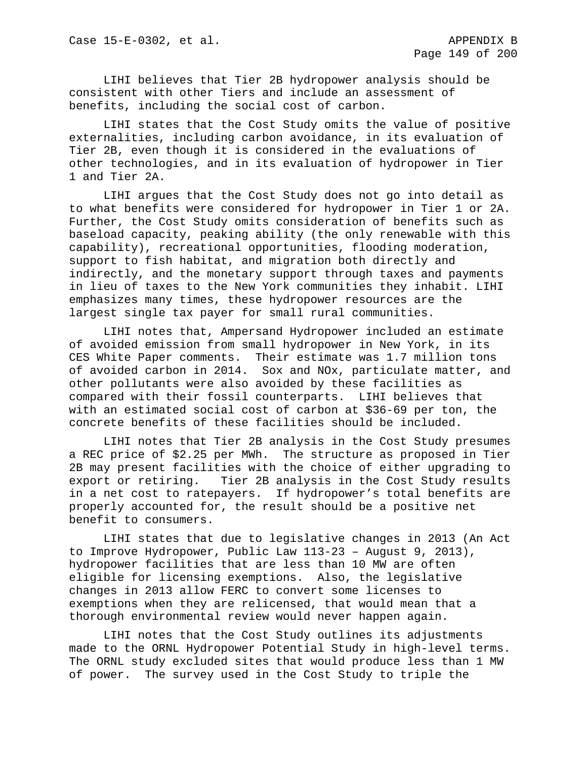LIHI believes that Tier 2B hydropower analysis should be consistent with other Tiers and include an assessment of benefits, including the social cost of carbon.

LIHI states that the Cost Study omits the value of positive externalities, including carbon avoidance, in its evaluation of Tier 2B, even though it is considered in the evaluations of other technologies, and in its evaluation of hydropower in Tier 1 and Tier 2A.

LIHI argues that the Cost Study does not go into detail as to what benefits were considered for hydropower in Tier 1 or 2A. Further, the Cost Study omits consideration of benefits such as baseload capacity, peaking ability (the only renewable with this capability), recreational opportunities, flooding moderation, support to fish habitat, and migration both directly and indirectly, and the monetary support through taxes and payments in lieu of taxes to the New York communities they inhabit. LIHI emphasizes many times, these hydropower resources are the largest single tax payer for small rural communities.

LIHI notes that, Ampersand Hydropower included an estimate of avoided emission from small hydropower in New York, in its CES White Paper comments. Their estimate was 1.7 million tons of avoided carbon in 2014. Sox and NOx, particulate matter, and other pollutants were also avoided by these facilities as compared with their fossil counterparts. LIHI believes that with an estimated social cost of carbon at $36-69 per ton, the concrete benefits of these facilities should be included.

LIHI notes that Tier 2B analysis in the Cost Study presumes a REC price of $2.25 per MWh. The structure as proposed in Tier 2B may present facilities with the choice of either upgrading to export or retiring. Tier 2B analysis in the Cost Study results in a net cost to ratepayers. If hydropower's total benefits are properly accounted for, the result should be a positive net benefit to consumers.

LIHI states that due to legislative changes in 2013 (An Act to Improve Hydropower, Public Law 113-23 – August 9, 2013), hydropower facilities that are less than 10 MW are often eligible for licensing exemptions. Also, the legislative changes in 2013 allow FERC to convert some licenses to exemptions when they are relicensed, that would mean that a thorough environmental review would never happen again.

LIHI notes that the Cost Study outlines its adjustments made to the ORNL Hydropower Potential Study in high-level terms. The ORNL study excluded sites that would produce less than 1 MW of power. The survey used in the Cost Study to triple the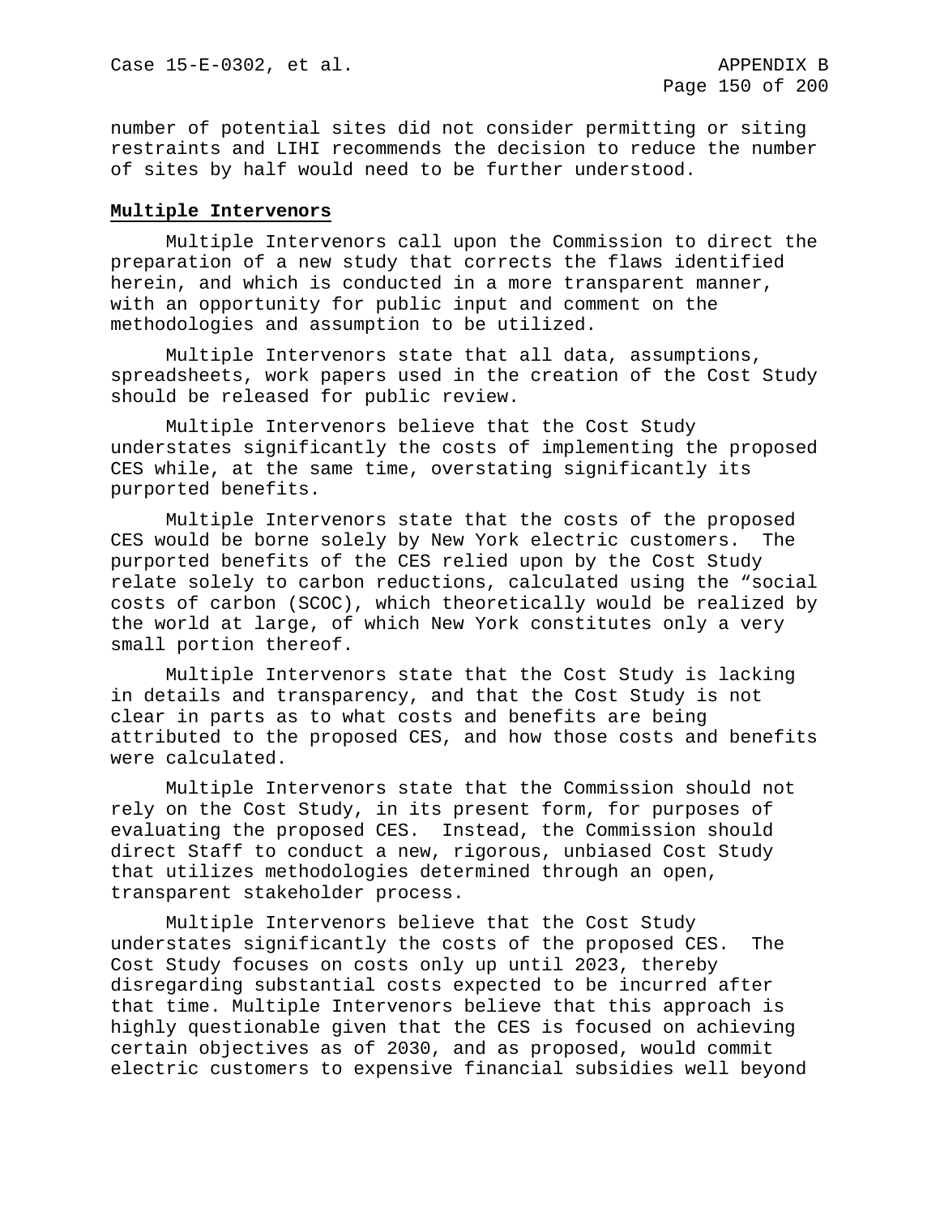number of potential sites did not consider permitting or siting restraints and LIHI recommends the decision to reduce the number of sites by half would need to be further understood.

**Multiple Intervenors**

Multiple Intervenors call upon the Commission to direct the preparation of a new study that corrects the flaws identified herein, and which is conducted in a more transparent manner, with an opportunity for public input and comment on the methodologies and assumption to be utilized.

Multiple Intervenors state that all data, assumptions, spreadsheets, work papers used in the creation of the Cost Study should be released for public review.

Multiple Intervenors believe that the Cost Study understates significantly the costs of implementing the proposed CES while, at the same time, overstating significantly its purported benefits.

Multiple Intervenors state that the costs of the proposed CES would be borne solely by New York electric customers. The purported benefits of the CES relied upon by the Cost Study relate solely to carbon reductions, calculated using the "social costs of carbon (SCOC), which theoretically would be realized by the world at large, of which New York constitutes only a very small portion thereof.

Multiple Intervenors state that the Cost Study is lacking in details and transparency, and that the Cost Study is not clear in parts as to what costs and benefits are being attributed to the proposed CES, and how those costs and benefits were calculated.

Multiple Intervenors state that the Commission should not rely on the Cost Study, in its present form, for purposes of evaluating the proposed CES. Instead, the Commission should direct Staff to conduct a new, rigorous, unbiased Cost Study that utilizes methodologies determined through an open, transparent stakeholder process.

Multiple Intervenors believe that the Cost Study understates significantly the costs of the proposed CES. The Cost Study focuses on costs only up until 2023, thereby disregarding substantial costs expected to be incurred after that time. Multiple Intervenors believe that this approach is highly questionable given that the CES is focused on achieving certain objectives as of 2030, and as proposed, would commit electric customers to expensive financial subsidies well beyond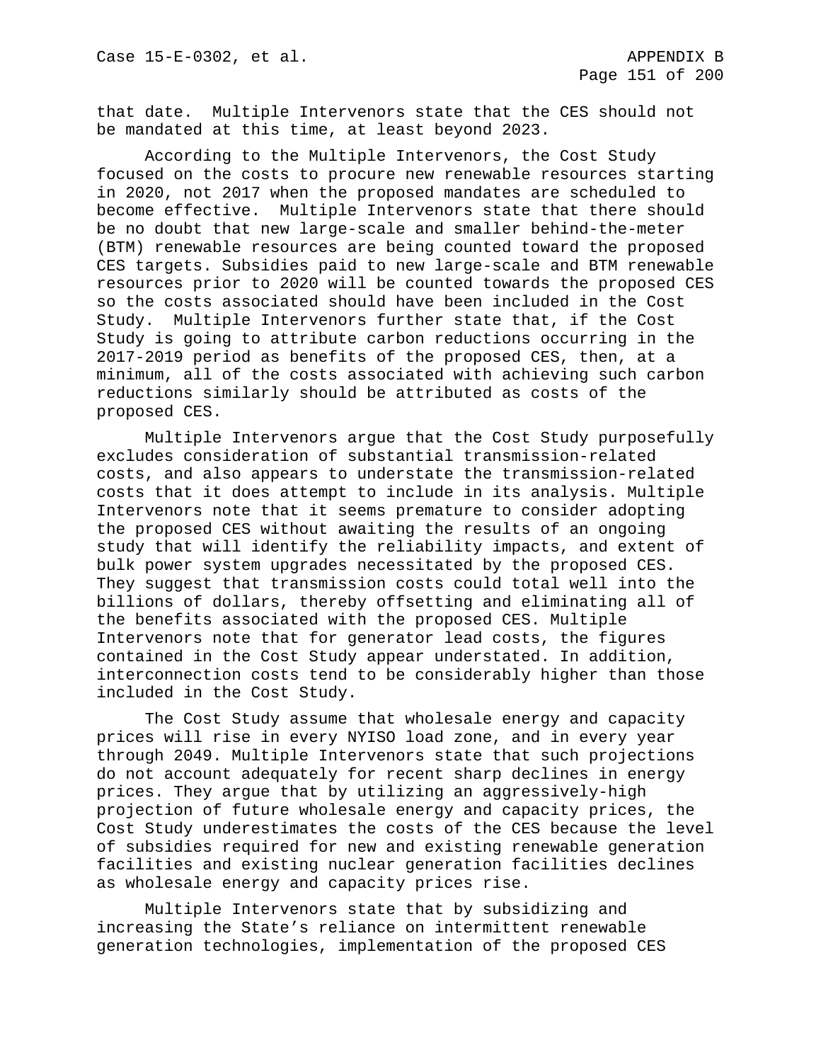that date.  Multiple Intervenors state that the CES should not be mandated at this time, at least beyond 2023.

According to the Multiple Intervenors, the Cost Study focused on the costs to procure new renewable resources starting in 2020, not 2017 when the proposed mandates are scheduled to become effective.  Multiple Intervenors state that there should be no doubt that new large-scale and smaller behind-the-meter (BTM) renewable resources are being counted toward the proposed CES targets. Subsidies paid to new large-scale and BTM renewable resources prior to 2020 will be counted towards the proposed CES so the costs associated should have been included in the Cost Study.  Multiple Intervenors further state that, if the Cost Study is going to attribute carbon reductions occurring in the 2017-2019 period as benefits of the proposed CES, then, at a minimum, all of the costs associated with achieving such carbon reductions similarly should be attributed as costs of the proposed CES.

Multiple Intervenors argue that the Cost Study purposefully excludes consideration of substantial transmission-related costs, and also appears to understate the transmission-related costs that it does attempt to include in its analysis. Multiple Intervenors note that it seems premature to consider adopting the proposed CES without awaiting the results of an ongoing study that will identify the reliability impacts, and extent of bulk power system upgrades necessitated by the proposed CES. They suggest that transmission costs could total well into the billions of dollars, thereby offsetting and eliminating all of the benefits associated with the proposed CES. Multiple Intervenors note that for generator lead costs, the figures contained in the Cost Study appear understated. In addition, interconnection costs tend to be considerably higher than those included in the Cost Study.

The Cost Study assume that wholesale energy and capacity prices will rise in every NYISO load zone, and in every year through 2049. Multiple Intervenors state that such projections do not account adequately for recent sharp declines in energy prices. They argue that by utilizing an aggressively-high projection of future wholesale energy and capacity prices, the Cost Study underestimates the costs of the CES because the level of subsidies required for new and existing renewable generation facilities and existing nuclear generation facilities declines as wholesale energy and capacity prices rise.

Multiple Intervenors state that by subsidizing and increasing the State's reliance on intermittent renewable generation technologies, implementation of the proposed CES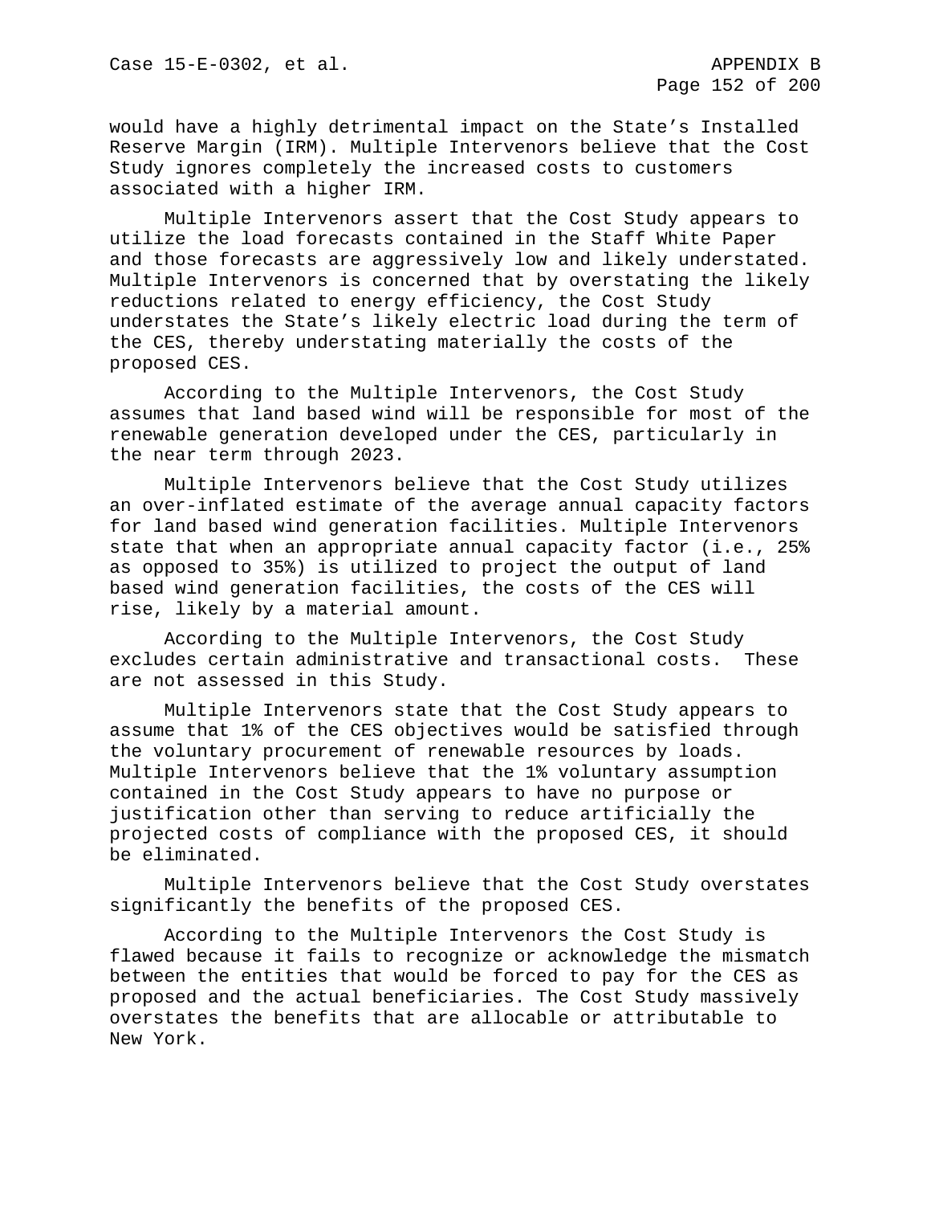would have a highly detrimental impact on the State's Installed Reserve Margin (IRM). Multiple Intervenors believe that the Cost Study ignores completely the increased costs to customers associated with a higher IRM.

Multiple Intervenors assert that the Cost Study appears to utilize the load forecasts contained in the Staff White Paper and those forecasts are aggressively low and likely understated. Multiple Intervenors is concerned that by overstating the likely reductions related to energy efficiency, the Cost Study understates the State's likely electric load during the term of the CES, thereby understating materially the costs of the proposed CES.

According to the Multiple Intervenors, the Cost Study assumes that land based wind will be responsible for most of the renewable generation developed under the CES, particularly in the near term through 2023.

Multiple Intervenors believe that the Cost Study utilizes an over-inflated estimate of the average annual capacity factors for land based wind generation facilities. Multiple Intervenors state that when an appropriate annual capacity factor (i.e., 25% as opposed to 35%) is utilized to project the output of land based wind generation facilities, the costs of the CES will rise, likely by a material amount.

According to the Multiple Intervenors, the Cost Study excludes certain administrative and transactional costs. These are not assessed in this Study.

Multiple Intervenors state that the Cost Study appears to assume that 1% of the CES objectives would be satisfied through the voluntary procurement of renewable resources by loads. Multiple Intervenors believe that the 1% voluntary assumption contained in the Cost Study appears to have no purpose or justification other than serving to reduce artificially the projected costs of compliance with the proposed CES, it should be eliminated.

Multiple Intervenors believe that the Cost Study overstates significantly the benefits of the proposed CES.

According to the Multiple Intervenors the Cost Study is flawed because it fails to recognize or acknowledge the mismatch between the entities that would be forced to pay for the CES as proposed and the actual beneficiaries. The Cost Study massively overstates the benefits that are allocable or attributable to New York.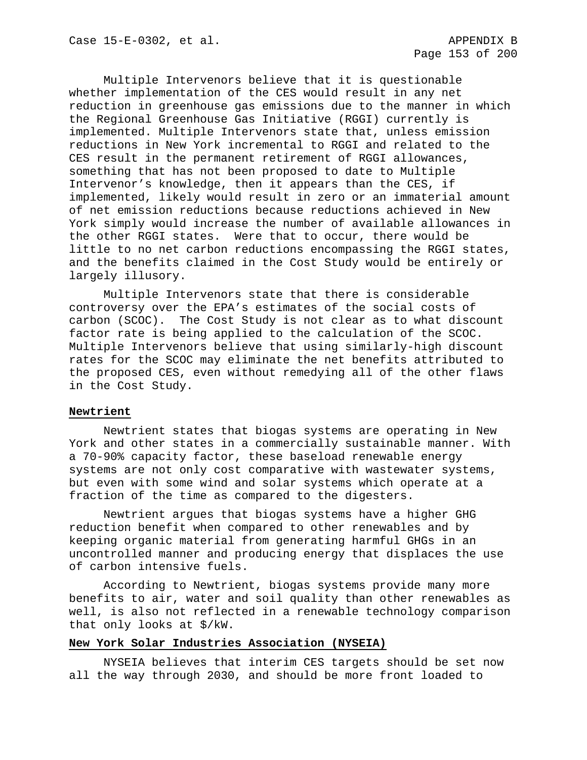Multiple Intervenors believe that it is questionable whether implementation of the CES would result in any net reduction in greenhouse gas emissions due to the manner in which the Regional Greenhouse Gas Initiative (RGGI) currently is implemented. Multiple Intervenors state that, unless emission reductions in New York incremental to RGGI and related to the CES result in the permanent retirement of RGGI allowances, something that has not been proposed to date to Multiple Intervenor's knowledge, then it appears than the CES, if implemented, likely would result in zero or an immaterial amount of net emission reductions because reductions achieved in New York simply would increase the number of available allowances in the other RGGI states. Were that to occur, there would be little to no net carbon reductions encompassing the RGGI states, and the benefits claimed in the Cost Study would be entirely or largely illusory.

Multiple Intervenors state that there is considerable controversy over the EPA's estimates of the social costs of carbon (SCOC). The Cost Study is not clear as to what discount factor rate is being applied to the calculation of the SCOC. Multiple Intervenors believe that using similarly-high discount rates for the SCOC may eliminate the net benefits attributed to the proposed CES, even without remedying all of the other flaws in the Cost Study.

**Newtrient**

Newtrient states that biogas systems are operating in New York and other states in a commercially sustainable manner. With a 70-90% capacity factor, these baseload renewable energy systems are not only cost comparative with wastewater systems, but even with some wind and solar systems which operate at a fraction of the time as compared to the digesters.

Newtrient argues that biogas systems have a higher GHG reduction benefit when compared to other renewables and by keeping organic material from generating harmful GHGs in an uncontrolled manner and producing energy that displaces the use of carbon intensive fuels.

According to Newtrient, biogas systems provide many more benefits to air, water and soil quality than other renewables as well, is also not reflected in a renewable technology comparison that only looks at $/kW.

**New York Solar Industries Association (NYSEIA)**

NYSEIA believes that interim CES targets should be set now all the way through 2030, and should be more front loaded to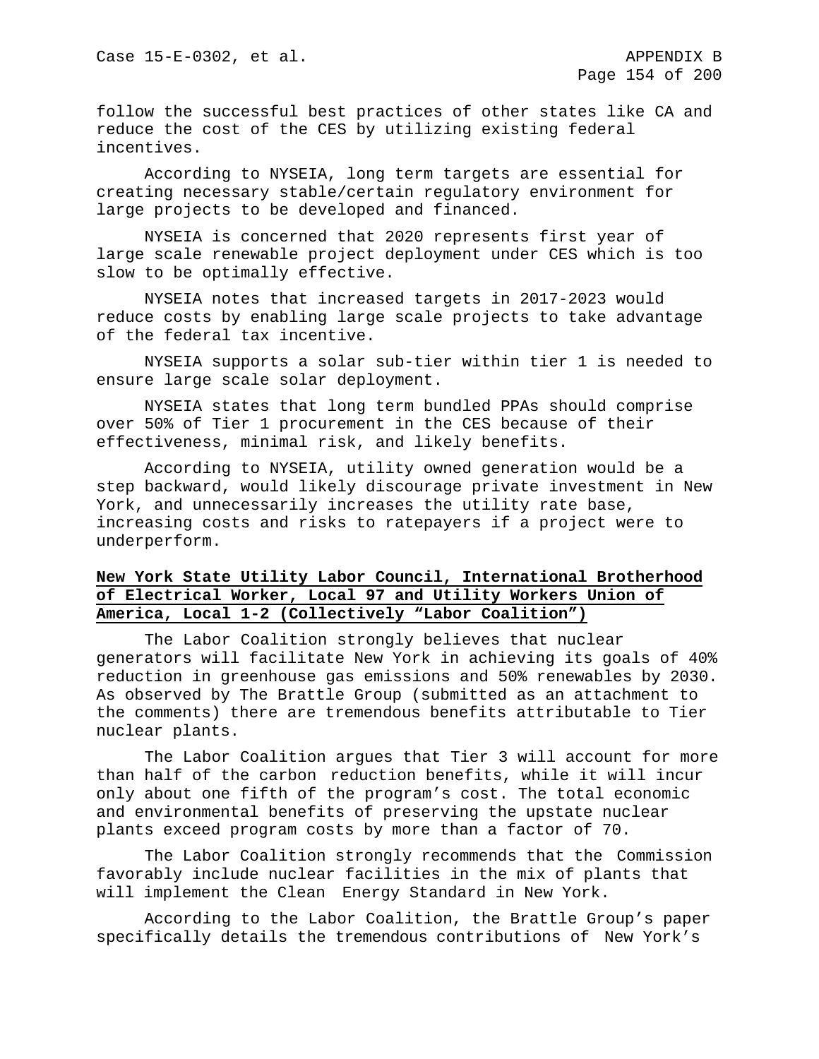follow the successful best practices of other states like CA and reduce the cost of the CES by utilizing existing federal incentives.

According to NYSEIA, long term targets are essential for creating necessary stable/certain regulatory environment for large projects to be developed and financed.

NYSEIA is concerned that 2020 represents first year of large scale renewable project deployment under CES which is too slow to be optimally effective.

NYSEIA notes that increased targets in 2017-2023 would reduce costs by enabling large scale projects to take advantage of the federal tax incentive.

NYSEIA supports a solar sub-tier within tier 1 is needed to ensure large scale solar deployment.

NYSEIA states that long term bundled PPAs should comprise over 50% of Tier 1 procurement in the CES because of their effectiveness, minimal risk, and likely benefits.

According to NYSEIA, utility owned generation would be a step backward, would likely discourage private investment in New York, and unnecessarily increases the utility rate base, increasing costs and risks to ratepayers if a project were to underperform.

**New York State Utility Labor Council, International Brotherhood of Electrical Worker, Local 97 and Utility Workers Union of America, Local 1-2 (Collectively "Labor Coalition")**

The Labor Coalition strongly believes that nuclear generators will facilitate New York in achieving its goals of 40% reduction in greenhouse gas emissions and 50% renewables by 2030. As observed by The Brattle Group (submitted as an attachment to the comments) there are tremendous benefits attributable to Tier nuclear plants.

The Labor Coalition argues that Tier 3 will account for more than half of the carbon reduction benefits, while it will incur only about one fifth of the program's cost. The total economic and environmental benefits of preserving the upstate nuclear plants exceed program costs by more than a factor of 70.

The Labor Coalition strongly recommends that the Commission favorably include nuclear facilities in the mix of plants that will implement the Clean Energy Standard in New York.

According to the Labor Coalition, the Brattle Group's paper specifically details the tremendous contributions of New York's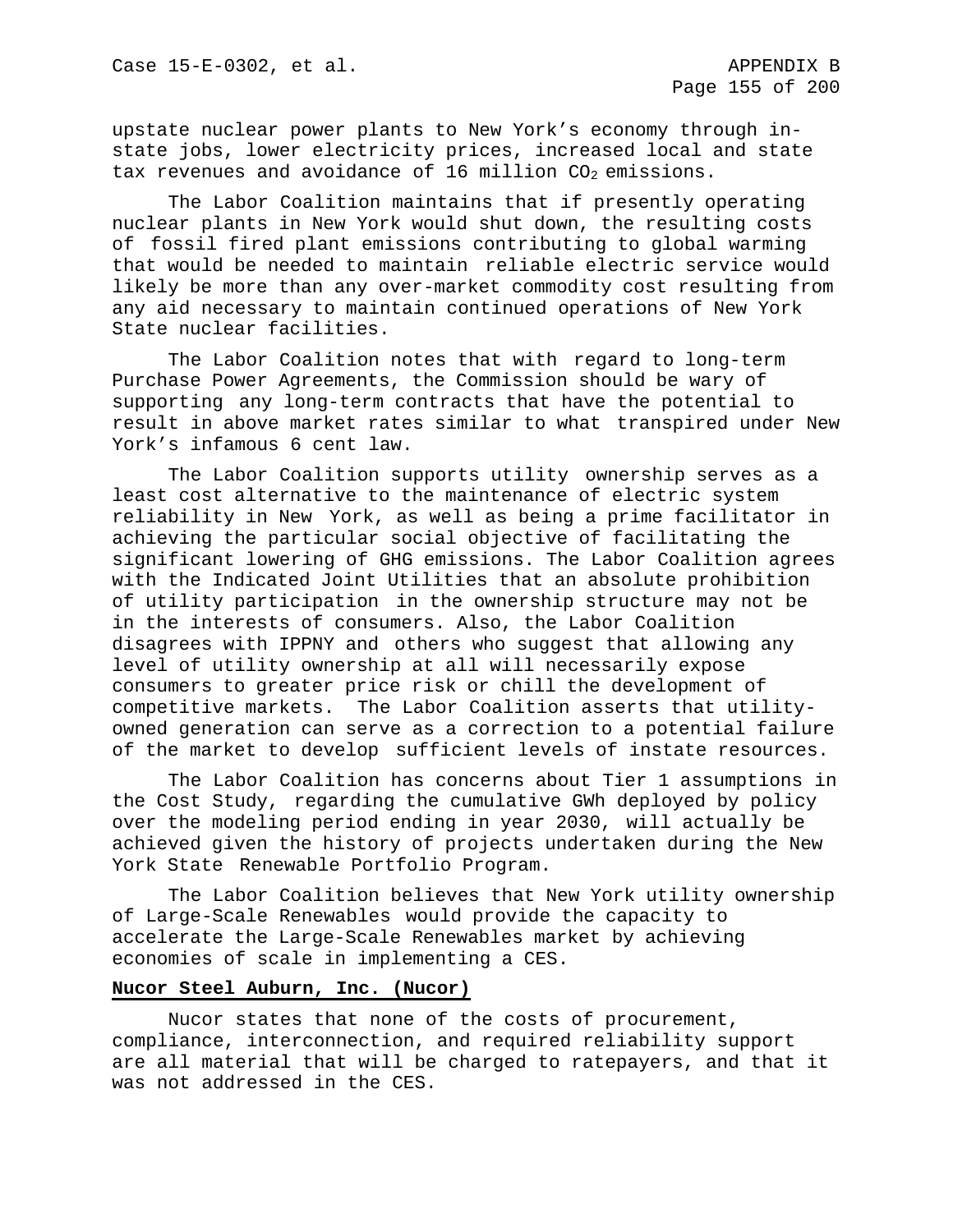upstate nuclear power plants to New York's economy through in-state jobs, lower electricity prices, increased local and state tax revenues and avoidance of 16 million $CO_2$ emissions.

The Labor Coalition maintains that if presently operating nuclear plants in New York would shut down, the resulting costs of fossil fired plant emissions contributing to global warming that would be needed to maintain reliable electric service would likely be more than any over-market commodity cost resulting from any aid necessary to maintain continued operations of New York State nuclear facilities.

The Labor Coalition notes that with regard to long-term Purchase Power Agreements, the Commission should be wary of supporting any long-term contracts that have the potential to result in above market rates similar to what transpired under New York's infamous 6 cent law.

The Labor Coalition supports utility ownership serves as a least cost alternative to the maintenance of electric system reliability in New York, as well as being a prime facilitator in achieving the particular social objective of facilitating the significant lowering of GHG emissions. The Labor Coalition agrees with the Indicated Joint Utilities that an absolute prohibition of utility participation in the ownership structure may not be in the interests of consumers. Also, the Labor Coalition disagrees with IPPNY and others who suggest that allowing any level of utility ownership at all will necessarily expose consumers to greater price risk or chill the development of competitive markets. The Labor Coalition asserts that utility-owned generation can serve as a correction to a potential failure of the market to develop sufficient levels of instate resources.

The Labor Coalition has concerns about Tier 1 assumptions in the Cost Study, regarding the cumulative GWh deployed by policy over the modeling period ending in year 2030, will actually be achieved given the history of projects undertaken during the New York State Renewable Portfolio Program.

The Labor Coalition believes that New York utility ownership of Large-Scale Renewables would provide the capacity to accelerate the Large-Scale Renewables market by achieving economies of scale in implementing a CES.

**Nucor Steel Auburn, Inc. (Nucor)**

Nucor states that none of the costs of procurement, compliance, interconnection, and required reliability support are all material that will be charged to ratepayers, and that it was not addressed in the CES.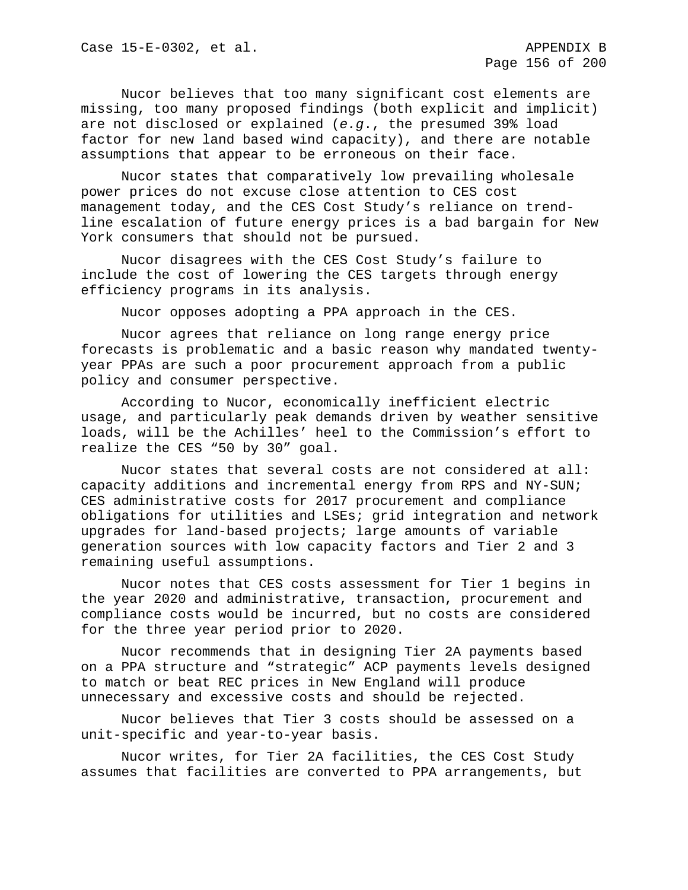Nucor believes that too many significant cost elements are missing, too many proposed findings (both explicit and implicit) are not disclosed or explained (*e.g.*, the presumed 39% load factor for new land based wind capacity), and there are notable assumptions that appear to be erroneous on their face.

Nucor states that comparatively low prevailing wholesale power prices do not excuse close attention to CES cost management today, and the CES Cost Study's reliance on trend-line escalation of future energy prices is a bad bargain for New York consumers that should not be pursued.

Nucor disagrees with the CES Cost Study's failure to include the cost of lowering the CES targets through energy efficiency programs in its analysis.

Nucor opposes adopting a PPA approach in the CES.

Nucor agrees that reliance on long range energy price forecasts is problematic and a basic reason why mandated twenty-year PPAs are such a poor procurement approach from a public policy and consumer perspective.

According to Nucor, economically inefficient electric usage, and particularly peak demands driven by weather sensitive loads, will be the Achilles' heel to the Commission's effort to realize the CES "50 by 30" goal.

Nucor states that several costs are not considered at all: capacity additions and incremental energy from RPS and NY-SUN; CES administrative costs for 2017 procurement and compliance obligations for utilities and LSEs; grid integration and network upgrades for land-based projects; large amounts of variable generation sources with low capacity factors and Tier 2 and 3 remaining useful assumptions.

Nucor notes that CES costs assessment for Tier 1 begins in the year 2020 and administrative, transaction, procurement and compliance costs would be incurred, but no costs are considered for the three year period prior to 2020.

Nucor recommends that in designing Tier 2A payments based on a PPA structure and "strategic" ACP payments levels designed to match or beat REC prices in New England will produce unnecessary and excessive costs and should be rejected.

Nucor believes that Tier 3 costs should be assessed on a unit-specific and year-to-year basis.

Nucor writes, for Tier 2A facilities, the CES Cost Study assumes that facilities are converted to PPA arrangements, but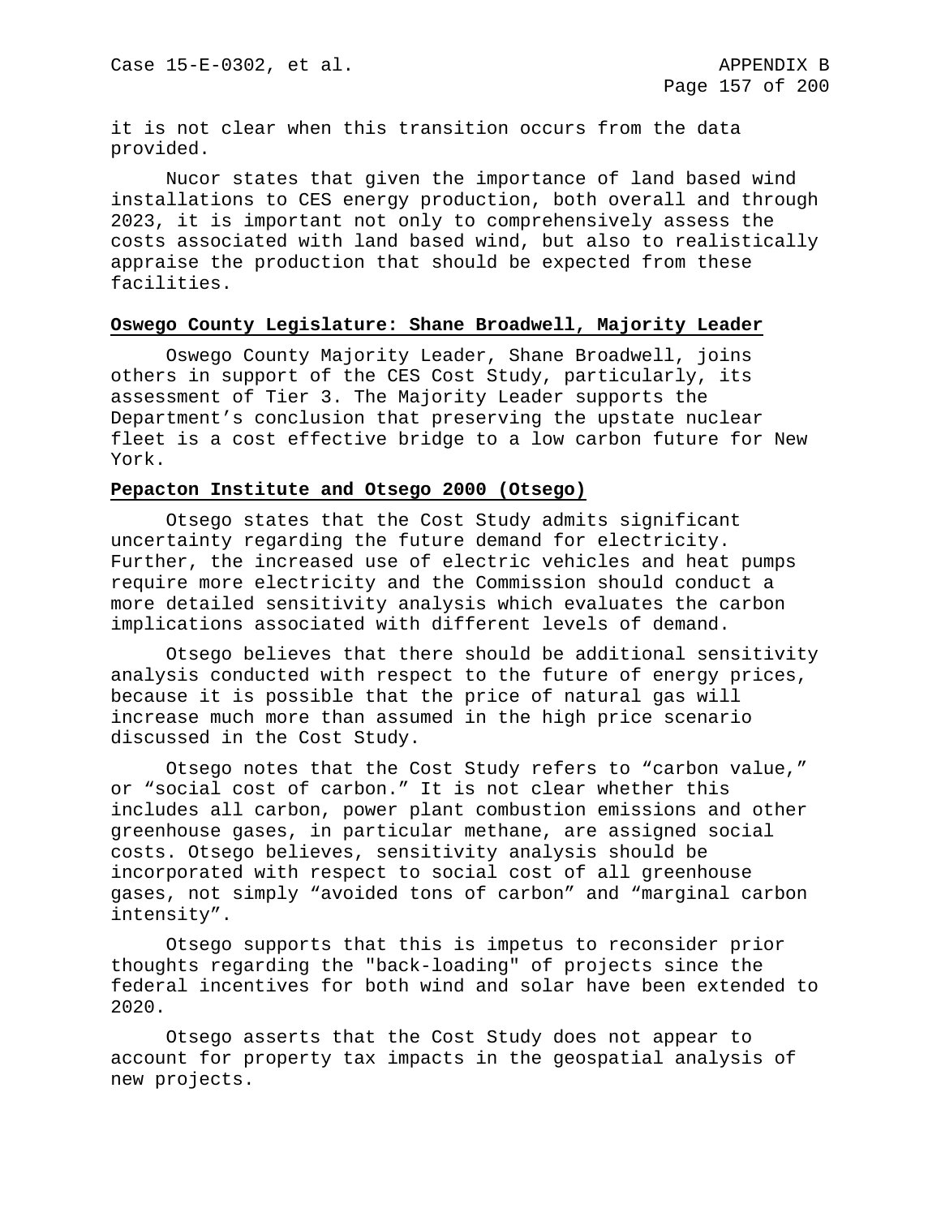it is not clear when this transition occurs from the data provided.

Nucor states that given the importance of land based wind installations to CES energy production, both overall and through 2023, it is important not only to comprehensively assess the costs associated with land based wind, but also to realistically appraise the production that should be expected from these facilities.

**Oswego County Legislature: Shane Broadwell, Majority Leader**

Oswego County Majority Leader, Shane Broadwell, joins others in support of the CES Cost Study, particularly, its assessment of Tier 3. The Majority Leader supports the Department's conclusion that preserving the upstate nuclear fleet is a cost effective bridge to a low carbon future for New York.

**Pepacton Institute and Otsego 2000 (Otsego)**

Otsego states that the Cost Study admits significant uncertainty regarding the future demand for electricity. Further, the increased use of electric vehicles and heat pumps require more electricity and the Commission should conduct a more detailed sensitivity analysis which evaluates the carbon implications associated with different levels of demand.

Otsego believes that there should be additional sensitivity analysis conducted with respect to the future of energy prices, because it is possible that the price of natural gas will increase much more than assumed in the high price scenario discussed in the Cost Study.

Otsego notes that the Cost Study refers to "carbon value," or "social cost of carbon." It is not clear whether this includes all carbon, power plant combustion emissions and other greenhouse gases, in particular methane, are assigned social costs. Otsego believes, sensitivity analysis should be incorporated with respect to social cost of all greenhouse gases, not simply "avoided tons of carbon" and "marginal carbon intensity".

Otsego supports that this is impetus to reconsider prior thoughts regarding the "back-loading" of projects since the federal incentives for both wind and solar have been extended to 2020.

Otsego asserts that the Cost Study does not appear to account for property tax impacts in the geospatial analysis of new projects.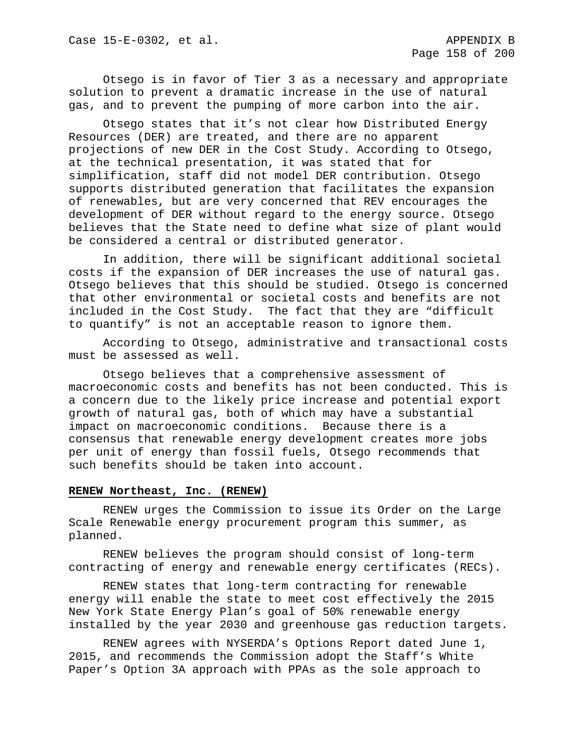Otsego is in favor of Tier 3 as a necessary and appropriate solution to prevent a dramatic increase in the use of natural gas, and to prevent the pumping of more carbon into the air.

Otsego states that it's not clear how Distributed Energy Resources (DER) are treated, and there are no apparent projections of new DER in the Cost Study. According to Otsego, at the technical presentation, it was stated that for simplification, staff did not model DER contribution. Otsego supports distributed generation that facilitates the expansion of renewables, but are very concerned that REV encourages the development of DER without regard to the energy source. Otsego believes that the State need to define what size of plant would be considered a central or distributed generator.

In addition, there will be significant additional societal costs if the expansion of DER increases the use of natural gas. Otsego believes that this should be studied. Otsego is concerned that other environmental or societal costs and benefits are not included in the Cost Study. The fact that they are "difficult to quantify" is not an acceptable reason to ignore them.

According to Otsego, administrative and transactional costs must be assessed as well.

Otsego believes that a comprehensive assessment of macroeconomic costs and benefits has not been conducted. This is a concern due to the likely price increase and potential export growth of natural gas, both of which may have a substantial impact on macroeconomic conditions. Because there is a consensus that renewable energy development creates more jobs per unit of energy than fossil fuels, Otsego recommends that such benefits should be taken into account.

**RENEW Northeast, Inc. (RENEW)**

RENEW urges the Commission to issue its Order on the Large Scale Renewable energy procurement program this summer, as planned.

RENEW believes the program should consist of long-term contracting of energy and renewable energy certificates (RECs).

RENEW states that long-term contracting for renewable energy will enable the state to meet cost effectively the 2015 New York State Energy Plan's goal of 50% renewable energy installed by the year 2030 and greenhouse gas reduction targets.

RENEW agrees with NYSERDA's Options Report dated June 1, 2015, and recommends the Commission adopt the Staff's White Paper's Option 3A approach with PPAs as the sole approach to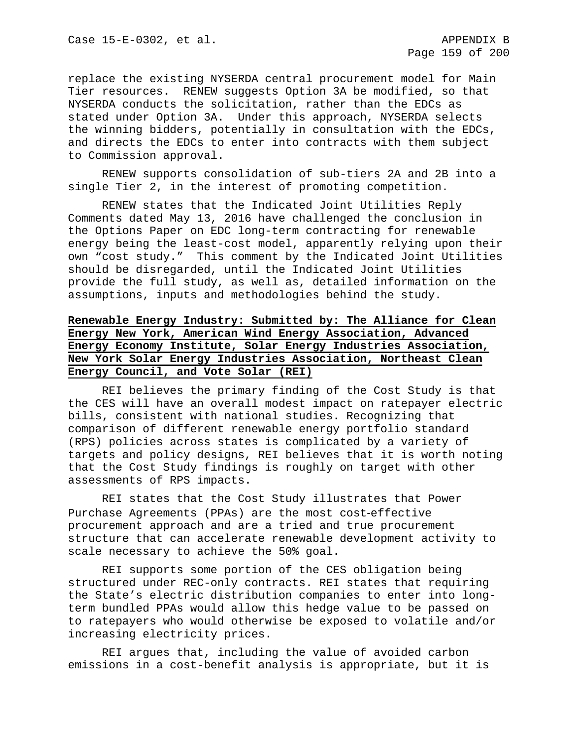replace the existing NYSERDA central procurement model for Main Tier resources. RENEW suggests Option 3A be modified, so that NYSERDA conducts the solicitation, rather than the EDCs as stated under Option 3A. Under this approach, NYSERDA selects the winning bidders, potentially in consultation with the EDCs, and directs the EDCs to enter into contracts with them subject to Commission approval.

RENEW supports consolidation of sub-tiers 2A and 2B into a single Tier 2, in the interest of promoting competition.

RENEW states that the Indicated Joint Utilities Reply Comments dated May 13, 2016 have challenged the conclusion in the Options Paper on EDC long-term contracting for renewable energy being the least-cost model, apparently relying upon their own "cost study." This comment by the Indicated Joint Utilities should be disregarded, until the Indicated Joint Utilities provide the full study, as well as, detailed information on the assumptions, inputs and methodologies behind the study.

**Renewable Energy Industry: Submitted by: The Alliance for Clean Energy New York, American Wind Energy Association, Advanced Energy Economy Institute, Solar Energy Industries Association, New York Solar Energy Industries Association, Northeast Clean Energy Council, and Vote Solar (REI)**

REI believes the primary finding of the Cost Study is that the CES will have an overall modest impact on ratepayer electric bills, consistent with national studies. Recognizing that comparison of different renewable energy portfolio standard (RPS) policies across states is complicated by a variety of targets and policy designs, REI believes that it is worth noting that the Cost Study findings is roughly on target with other assessments of RPS impacts.

REI states that the Cost Study illustrates that Power Purchase Agreements (PPAs) are the most cost-effective procurement approach and are a tried and true procurement structure that can accelerate renewable development activity to scale necessary to achieve the 50% goal.

REI supports some portion of the CES obligation being structured under REC-only contracts. REI states that requiring the State's electric distribution companies to enter into long-term bundled PPAs would allow this hedge value to be passed on to ratepayers who would otherwise be exposed to volatile and/or increasing electricity prices.

REI argues that, including the value of avoided carbon emissions in a cost-benefit analysis is appropriate, but it is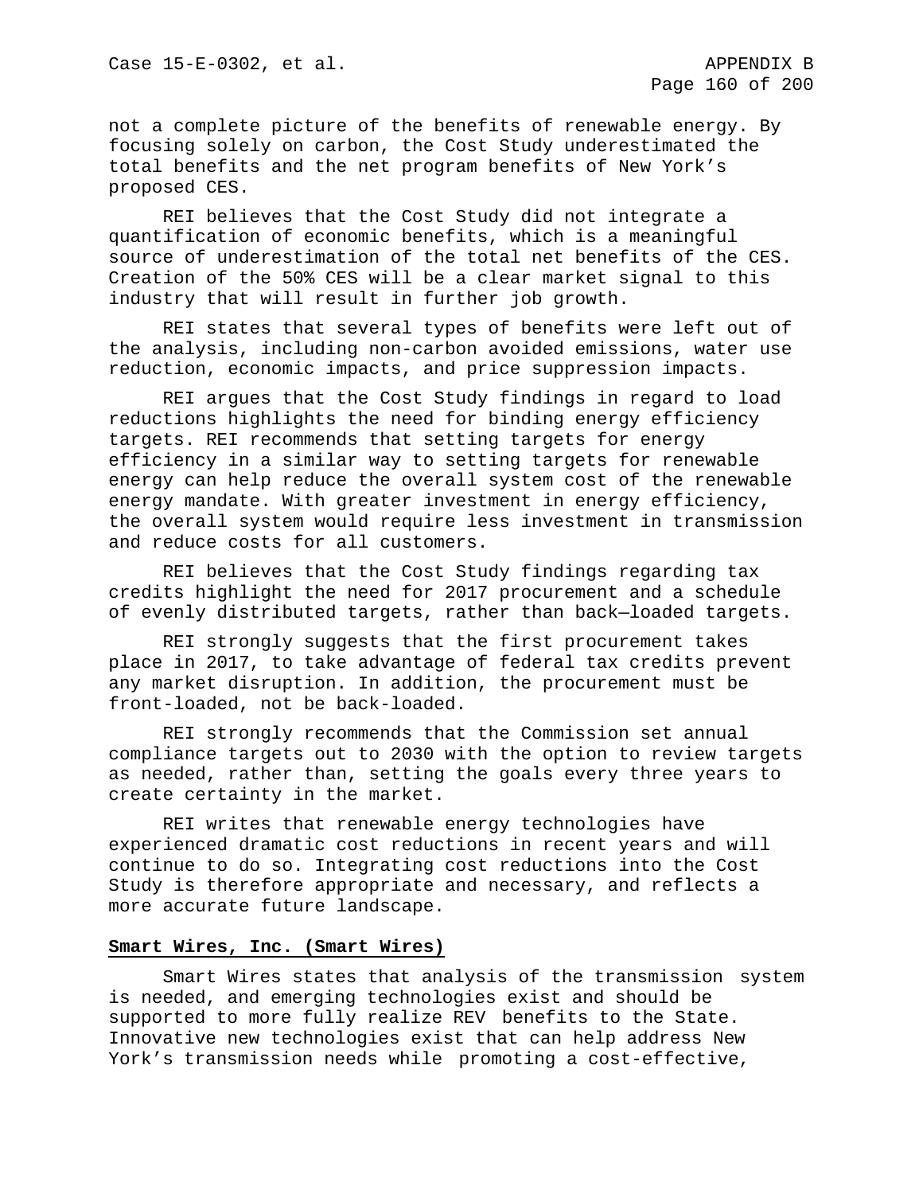not a complete picture of the benefits of renewable energy. By focusing solely on carbon, the Cost Study underestimated the total benefits and the net program benefits of New York’s proposed CES.

REI believes that the Cost Study did not integrate a quantification of economic benefits, which is a meaningful source of underestimation of the total net benefits of the CES. Creation of the 50% CES will be a clear market signal to this industry that will result in further job growth.

REI states that several types of benefits were left out of the analysis, including non-carbon avoided emissions, water use reduction, economic impacts, and price suppression impacts.

REI argues that the Cost Study findings in regard to load reductions highlights the need for binding energy efficiency targets. REI recommends that setting targets for energy efficiency in a similar way to setting targets for renewable energy can help reduce the overall system cost of the renewable energy mandate. With greater investment in energy efficiency, the overall system would require less investment in transmission and reduce costs for all customers.

REI believes that the Cost Study findings regarding tax credits highlight the need for 2017 procurement and a schedule of evenly distributed targets, rather than back—loaded targets.

REI strongly suggests that the first procurement takes place in 2017, to take advantage of federal tax credits prevent any market disruption. In addition, the procurement must be front-loaded, not be back-loaded.

REI strongly recommends that the Commission set annual compliance targets out to 2030 with the option to review targets as needed, rather than, setting the goals every three years to create certainty in the market.

REI writes that renewable energy technologies have experienced dramatic cost reductions in recent years and will continue to do so. Integrating cost reductions into the Cost Study is therefore appropriate and necessary, and reflects a more accurate future landscape.

**Smart Wires, Inc. (Smart Wires)**

Smart Wires states that analysis of the transmission system is needed, and emerging technologies exist and should be supported to more fully realize REV benefits to the State. Innovative new technologies exist that can help address New York’s transmission needs while promoting a cost-effective,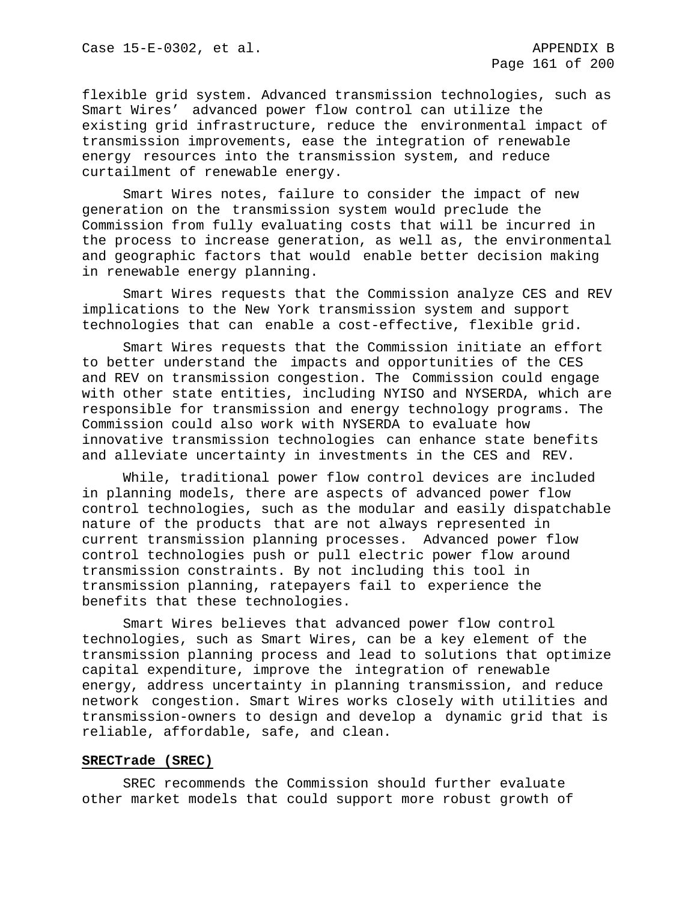flexible grid system. Advanced transmission technologies, such as Smart Wires' advanced power flow control can utilize the existing grid infrastructure, reduce the environmental impact of transmission improvements, ease the integration of renewable energy resources into the transmission system, and reduce curtailment of renewable energy.

Smart Wires notes, failure to consider the impact of new generation on the transmission system would preclude the Commission from fully evaluating costs that will be incurred in the process to increase generation, as well as, the environmental and geographic factors that would enable better decision making in renewable energy planning.

Smart Wires requests that the Commission analyze CES and REV implications to the New York transmission system and support technologies that can enable a cost-effective, flexible grid.

Smart Wires requests that the Commission initiate an effort to better understand the impacts and opportunities of the CES and REV on transmission congestion. The Commission could engage with other state entities, including NYISO and NYSERDA, which are responsible for transmission and energy technology programs. The Commission could also work with NYSERDA to evaluate how innovative transmission technologies can enhance state benefits and alleviate uncertainty in investments in the CES and REV.

While, traditional power flow control devices are included in planning models, there are aspects of advanced power flow control technologies, such as the modular and easily dispatchable nature of the products that are not always represented in current transmission planning processes. Advanced power flow control technologies push or pull electric power flow around transmission constraints. By not including this tool in transmission planning, ratepayers fail to experience the benefits that these technologies.

Smart Wires believes that advanced power flow control technologies, such as Smart Wires, can be a key element of the transmission planning process and lead to solutions that optimize capital expenditure, improve the integration of renewable energy, address uncertainty in planning transmission, and reduce network congestion. Smart Wires works closely with utilities and transmission-owners to design and develop a dynamic grid that is reliable, affordable, safe, and clean.

**SRECTrade (SREC)**

SREC recommends the Commission should further evaluate other market models that could support more robust growth of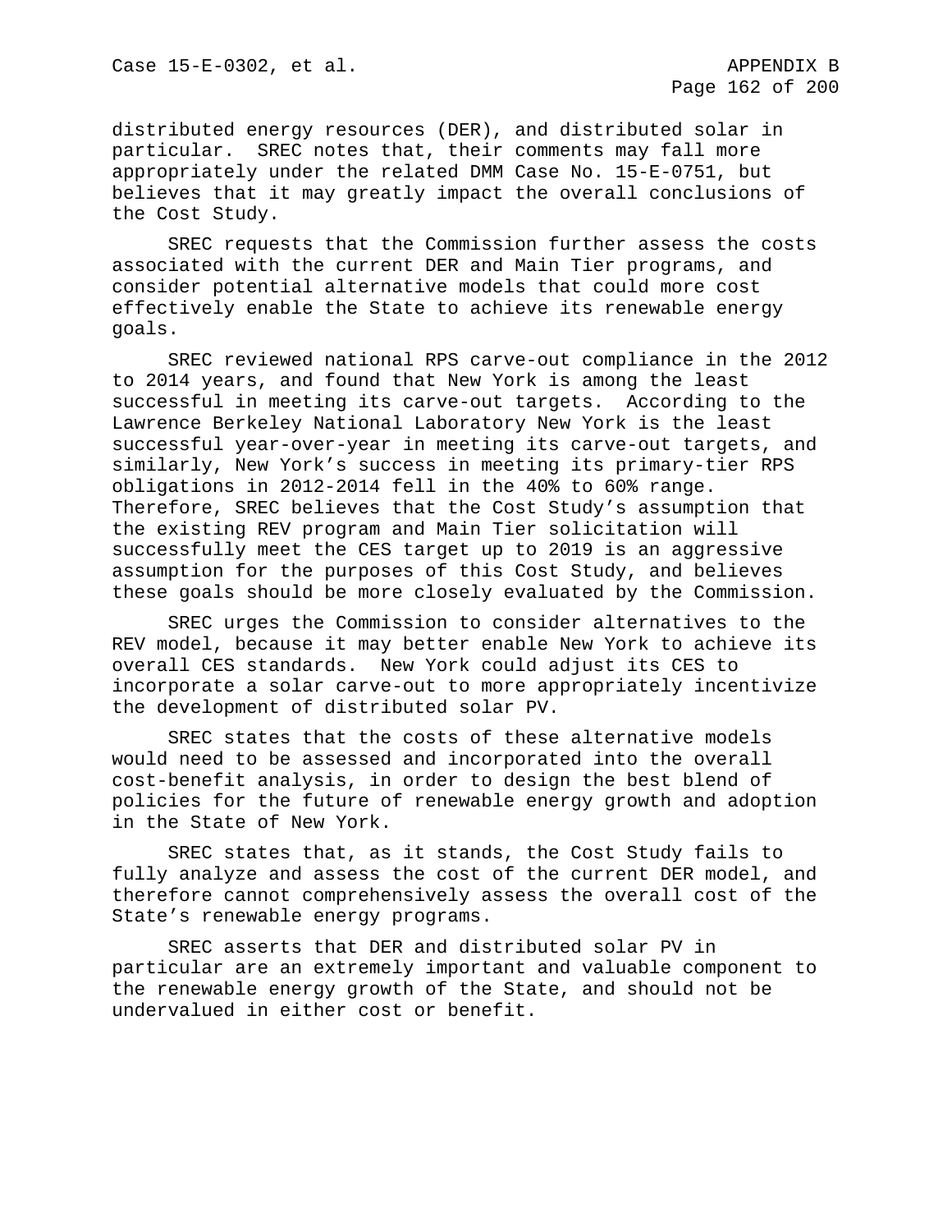distributed energy resources (DER), and distributed solar in particular. SREC notes that, their comments may fall more appropriately under the related DMM Case No. 15-E-0751, but believes that it may greatly impact the overall conclusions of the Cost Study.

SREC requests that the Commission further assess the costs associated with the current DER and Main Tier programs, and consider potential alternative models that could more cost effectively enable the State to achieve its renewable energy goals.

SREC reviewed national RPS carve-out compliance in the 2012 to 2014 years, and found that New York is among the least successful in meeting its carve-out targets. According to the Lawrence Berkeley National Laboratory New York is the least successful year-over-year in meeting its carve-out targets, and similarly, New York's success in meeting its primary-tier RPS obligations in 2012-2014 fell in the 40% to 60% range. Therefore, SREC believes that the Cost Study's assumption that the existing REV program and Main Tier solicitation will successfully meet the CES target up to 2019 is an aggressive assumption for the purposes of this Cost Study, and believes these goals should be more closely evaluated by the Commission.

SREC urges the Commission to consider alternatives to the REV model, because it may better enable New York to achieve its overall CES standards. New York could adjust its CES to incorporate a solar carve-out to more appropriately incentivize the development of distributed solar PV.

SREC states that the costs of these alternative models would need to be assessed and incorporated into the overall cost-benefit analysis, in order to design the best blend of policies for the future of renewable energy growth and adoption in the State of New York.

SREC states that, as it stands, the Cost Study fails to fully analyze and assess the cost of the current DER model, and therefore cannot comprehensively assess the overall cost of the State's renewable energy programs.

SREC asserts that DER and distributed solar PV in particular are an extremely important and valuable component to the renewable energy growth of the State, and should not be undervalued in either cost or benefit.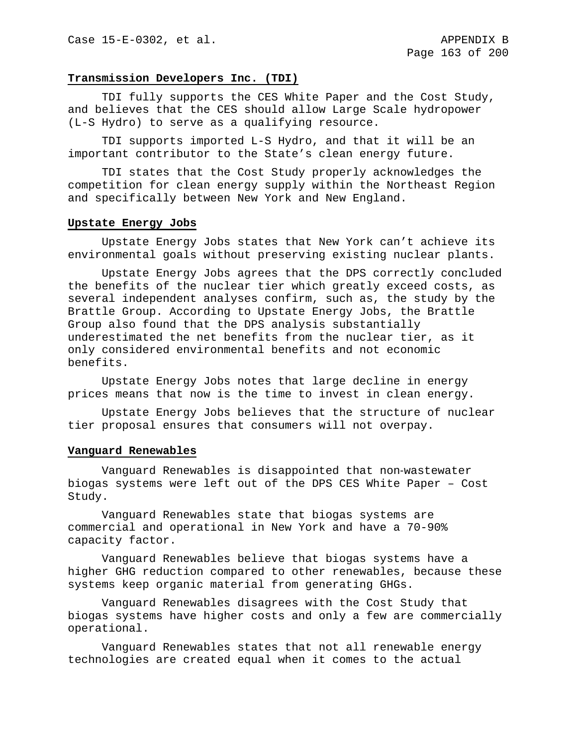**Transmission Developers Inc. (TDI)**

TDI fully supports the CES White Paper and the Cost Study, and believes that the CES should allow Large Scale hydropower (L-S Hydro) to serve as a qualifying resource.

TDI supports imported L-S Hydro, and that it will be an important contributor to the State's clean energy future.

TDI states that the Cost Study properly acknowledges the competition for clean energy supply within the Northeast Region and specifically between New York and New England.

**Upstate Energy Jobs**

Upstate Energy Jobs states that New York can't achieve its environmental goals without preserving existing nuclear plants.

Upstate Energy Jobs agrees that the DPS correctly concluded the benefits of the nuclear tier which greatly exceed costs, as several independent analyses confirm, such as, the study by the Brattle Group. According to Upstate Energy Jobs, the Brattle Group also found that the DPS analysis substantially underestimated the net benefits from the nuclear tier, as it only considered environmental benefits and not economic benefits.

Upstate Energy Jobs notes that large decline in energy prices means that now is the time to invest in clean energy.

Upstate Energy Jobs believes that the structure of nuclear tier proposal ensures that consumers will not overpay.

**Vanguard Renewables**

Vanguard Renewables is disappointed that non-wastewater biogas systems were left out of the DPS CES White Paper – Cost Study.

Vanguard Renewables state that biogas systems are commercial and operational in New York and have a 70-90% capacity factor.

Vanguard Renewables believe that biogas systems have a higher GHG reduction compared to other renewables, because these systems keep organic material from generating GHGs.

Vanguard Renewables disagrees with the Cost Study that biogas systems have higher costs and only a few are commercially operational.

Vanguard Renewables states that not all renewable energy technologies are created equal when it comes to the actual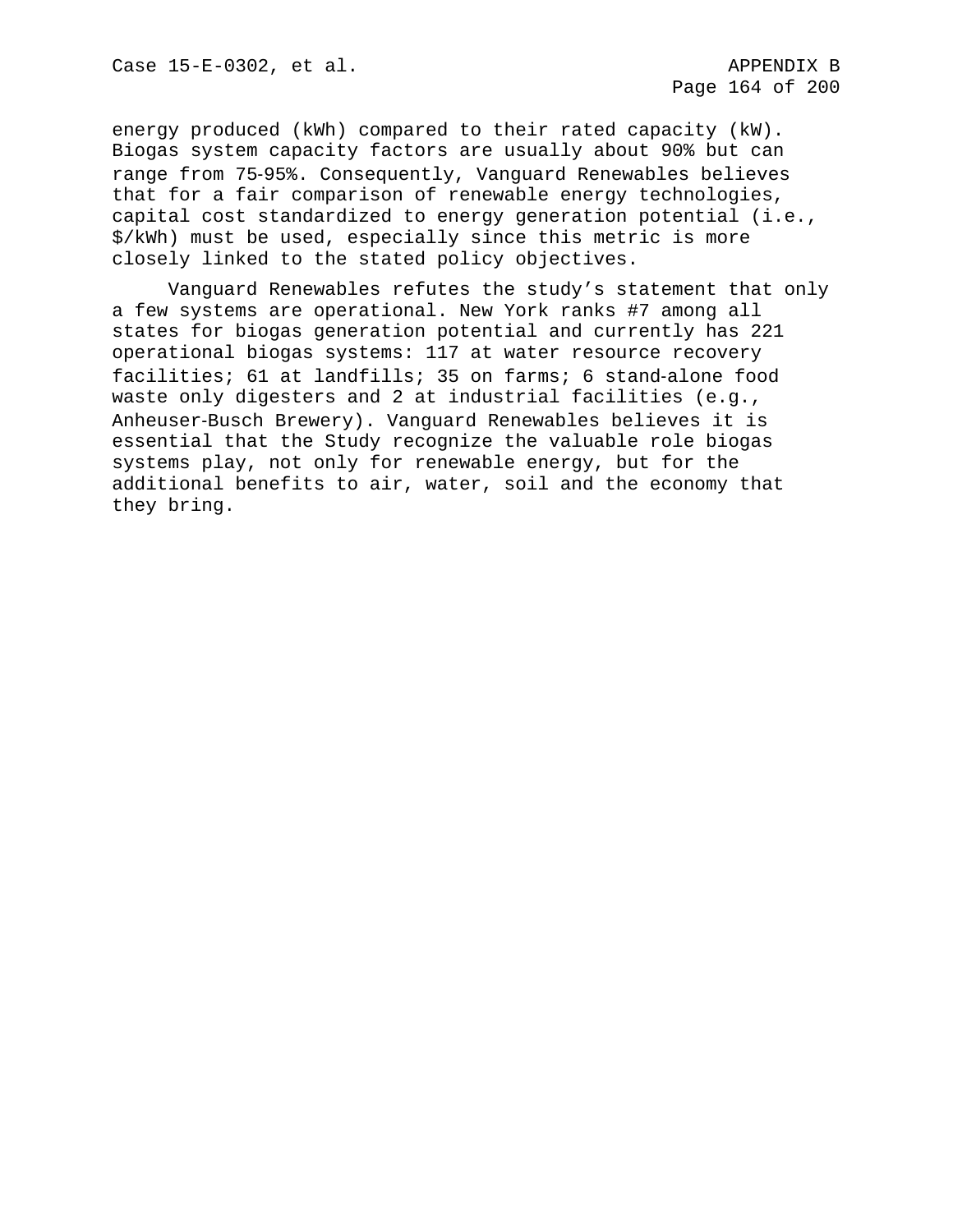energy produced (kWh) compared to their rated capacity (kW). Biogas system capacity factors are usually about 90% but can range from 75-95%. Consequently, Vanguard Renewables believes that for a fair comparison of renewable energy technologies, capital cost standardized to energy generation potential (i.e., $/kWh) must be used, especially since this metric is more closely linked to the stated policy objectives.

Vanguard Renewables refutes the study's statement that only a few systems are operational. New York ranks #7 among all states for biogas generation potential and currently has 221 operational biogas systems: 117 at water resource recovery facilities; 61 at landfills; 35 on farms; 6 stand-alone food waste only digesters and 2 at industrial facilities (e.g., Anheuser-Busch Brewery). Vanguard Renewables believes it is essential that the Study recognize the valuable role biogas systems play, not only for renewable energy, but for the additional benefits to air, water, soil and the economy that they bring.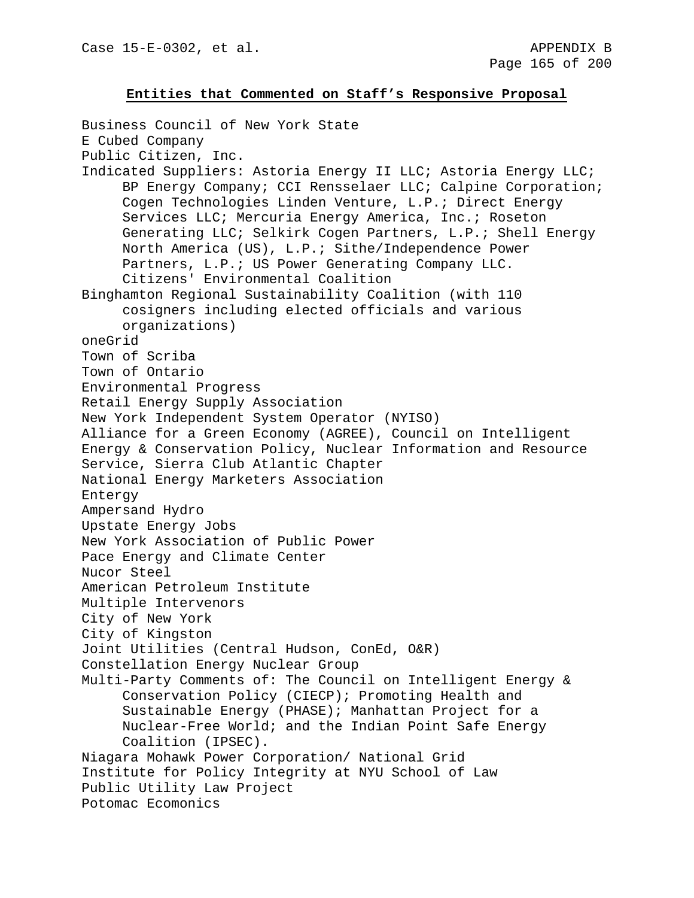## Entities that Commented on Staff's Responsive Proposal

Business Council of New York State
E Cubed Company
Public Citizen, Inc.
Indicated Suppliers: Astoria Energy II LLC; Astoria Energy LLC; BP Energy Company; CCI Rensselaer LLC; Calpine Corporation; Cogen Technologies Linden Venture, L.P.; Direct Energy Services LLC; Mercuria Energy America, Inc.; Roseton Generating LLC; Selkirk Cogen Partners, L.P.; Shell Energy North America (US), L.P.; Sithe/Independence Power Partners, L.P.; US Power Generating Company LLC.
Citizens' Environmental Coalition
Binghamton Regional Sustainability Coalition (with 110 cosigners including elected officials and various organizations)
oneGrid
Town of Scriba
Town of Ontario
Environmental Progress
Retail Energy Supply Association
New York Independent System Operator (NYISO)
Alliance for a Green Economy (AGREE), Council on Intelligent Energy & Conservation Policy, Nuclear Information and Resource Service, Sierra Club Atlantic Chapter
National Energy Marketers Association
Entergy
Ampersand Hydro
Upstate Energy Jobs
New York Association of Public Power
Pace Energy and Climate Center
Nucor Steel
American Petroleum Institute
Multiple Intervenors
City of New York
City of Kingston
Joint Utilities (Central Hudson, ConEd, O&R)
Constellation Energy Nuclear Group
Multi-Party Comments of: The Council on Intelligent Energy & Conservation Policy (CIECP); Promoting Health and Sustainable Energy (PHASE); Manhattan Project for a Nuclear-Free World; and the Indian Point Safe Energy Coalition (IPSEC).
Niagara Mohawk Power Corporation/ National Grid
Institute for Policy Integrity at NYU School of Law
Public Utility Law Project
Potomac Ecomonics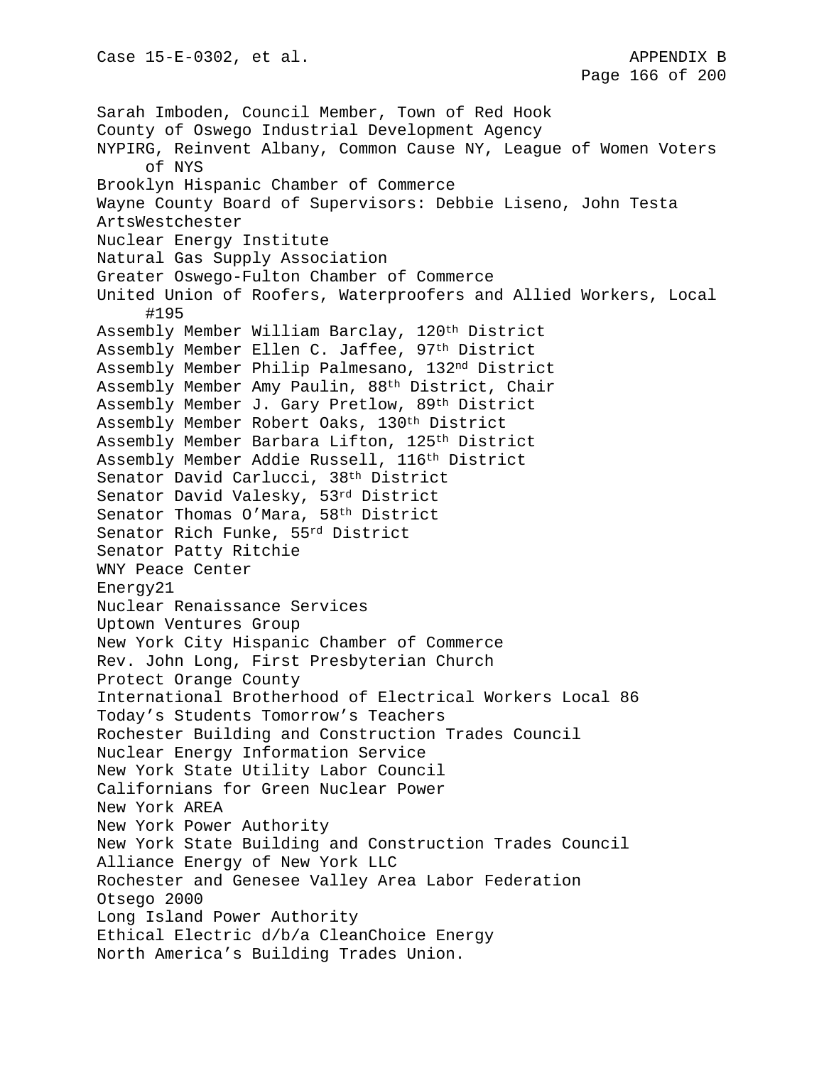Sarah Imboden, Council Member, Town of Red Hook
County of Oswego Industrial Development Agency
NYPIRG, Reinvent Albany, Common Cause NY, League of Women Voters of NYS
Brooklyn Hispanic Chamber of Commerce
Wayne County Board of Supervisors: Debbie Liseno, John Testa
ArtsWestchester
Nuclear Energy Institute
Natural Gas Supply Association
Greater Oswego-Fulton Chamber of Commerce
United Union of Roofers, Waterproofers and Allied Workers, Local #195
Assembly Member William Barclay, 120th District
Assembly Member Ellen C. Jaffee, 97th District
Assembly Member Philip Palmesano, 132nd District
Assembly Member Amy Paulin, 88th District, Chair
Assembly Member J. Gary Pretlow, 89th District
Assembly Member Robert Oaks, 130th District
Assembly Member Barbara Lifton, 125th District
Assembly Member Addie Russell, 116th District
Senator David Carlucci, 38th District
Senator David Valesky, 53rd District
Senator Thomas O'Mara, 58th District
Senator Rich Funke, 55rd District
Senator Patty Ritchie
WNY Peace Center
Energy21
Nuclear Renaissance Services
Uptown Ventures Group
New York City Hispanic Chamber of Commerce
Rev. John Long, First Presbyterian Church
Protect Orange County
International Brotherhood of Electrical Workers Local 86
Today's Students Tomorrow's Teachers
Rochester Building and Construction Trades Council
Nuclear Energy Information Service
New York State Utility Labor Council
Californians for Green Nuclear Power
New York AREA
New York Power Authority
New York State Building and Construction Trades Council
Alliance Energy of New York LLC
Rochester and Genesee Valley Area Labor Federation
Otsego 2000
Long Island Power Authority
Ethical Electric d/b/a CleanChoice Energy
North America's Building Trades Union.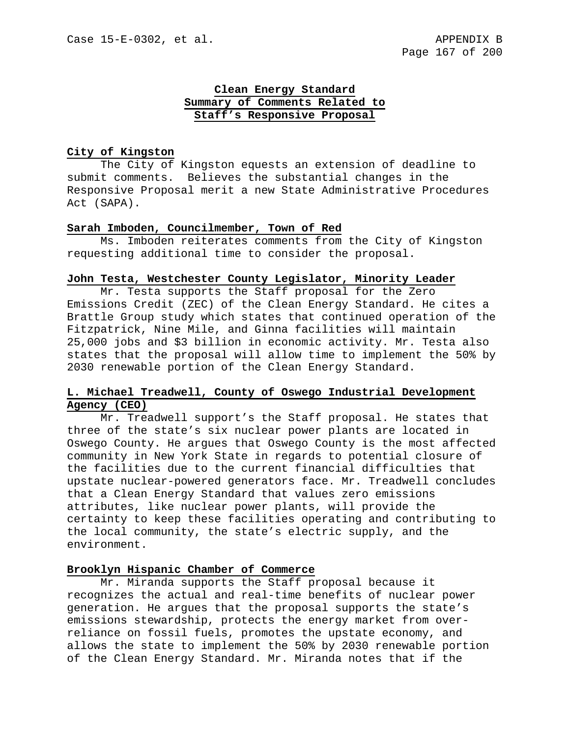**Clean Energy Standard**
**Summary of Comments Related to**
**Staff's Responsive Proposal**

**City of Kingston**

The City of Kingston equests an extension of deadline to submit comments. Believes the substantial changes in the Responsive Proposal merit a new State Administrative Procedures Act (SAPA).

**Sarah Imboden, Councilmember, Town of Red**

Ms. Imboden reiterates comments from the City of Kingston requesting additional time to consider the proposal.

**John Testa, Westchester County Legislator, Minority Leader**

Mr. Testa supports the Staff proposal for the Zero Emissions Credit (ZEC) of the Clean Energy Standard. He cites a Brattle Group study which states that continued operation of the Fitzpatrick, Nine Mile, and Ginna facilities will maintain 25,000 jobs and $3 billion in economic activity. Mr. Testa also states that the proposal will allow time to implement the 50% by 2030 renewable portion of the Clean Energy Standard.

**L. Michael Treadwell, County of Oswego Industrial Development Agency (CEO)**

Mr. Treadwell support's the Staff proposal. He states that three of the state's six nuclear power plants are located in Oswego County. He argues that Oswego County is the most affected community in New York State in regards to potential closure of the facilities due to the current financial difficulties that upstate nuclear-powered generators face. Mr. Treadwell concludes that a Clean Energy Standard that values zero emissions attributes, like nuclear power plants, will provide the certainty to keep these facilities operating and contributing to the local community, the state's electric supply, and the environment.

**Brooklyn Hispanic Chamber of Commerce**

Mr. Miranda supports the Staff proposal because it recognizes the actual and real-time benefits of nuclear power generation. He argues that the proposal supports the state's emissions stewardship, protects the energy market from over-reliance on fossil fuels, promotes the upstate economy, and allows the state to implement the 50% by 2030 renewable portion of the Clean Energy Standard. Mr. Miranda notes that if the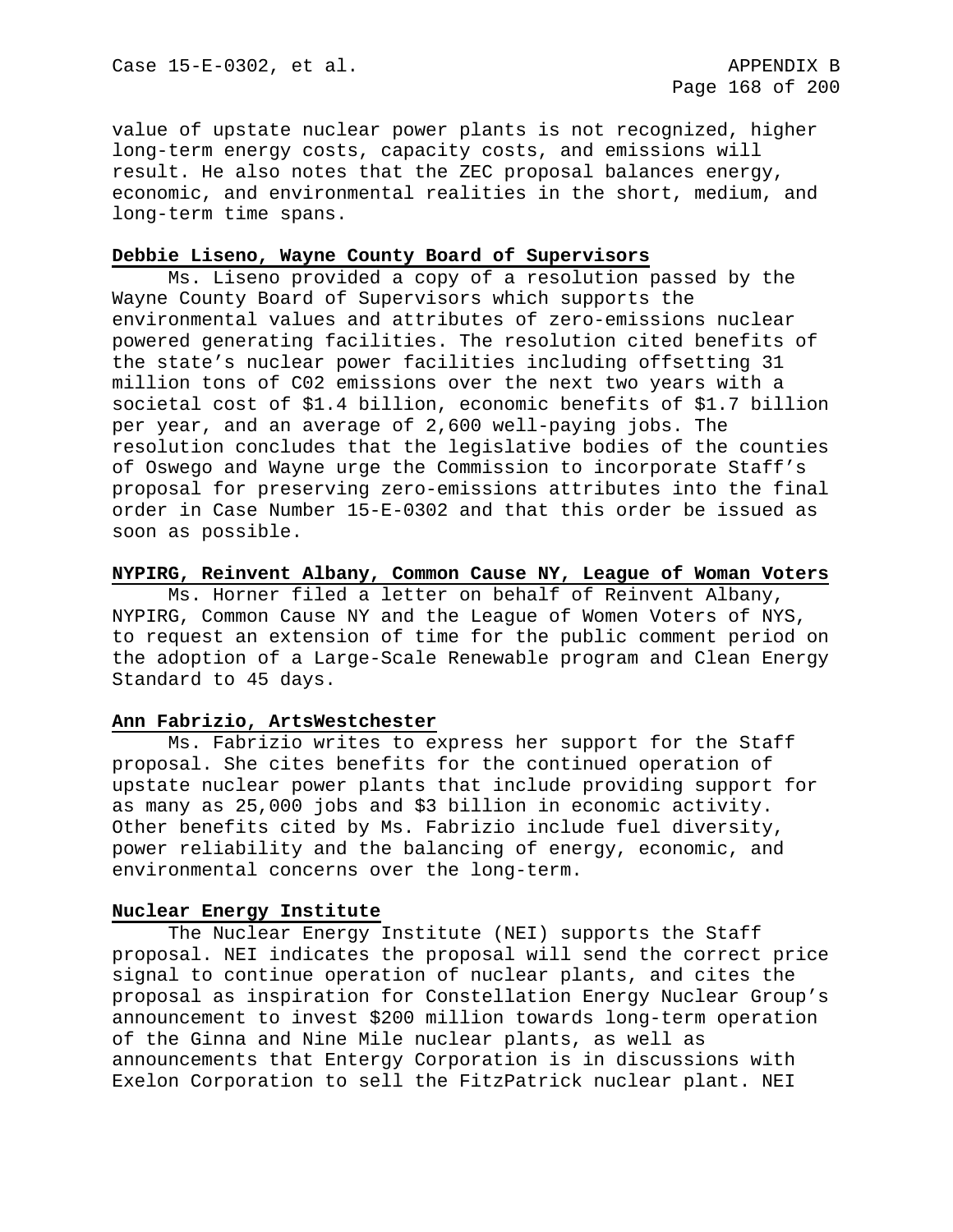value of upstate nuclear power plants is not recognized, higher long-term energy costs, capacity costs, and emissions will result. He also notes that the ZEC proposal balances energy, economic, and environmental realities in the short, medium, and long-term time spans.

**Debbie Liseno, Wayne County Board of Supervisors**

Ms. Liseno provided a copy of a resolution passed by the Wayne County Board of Supervisors which supports the environmental values and attributes of zero-emissions nuclear powered generating facilities. The resolution cited benefits of the state's nuclear power facilities including offsetting 31 million tons of C02 emissions over the next two years with a societal cost of $1.4 billion, economic benefits of $1.7 billion per year, and an average of 2,600 well-paying jobs. The resolution concludes that the legislative bodies of the counties of Oswego and Wayne urge the Commission to incorporate Staff's proposal for preserving zero-emissions attributes into the final order in Case Number 15-E-0302 and that this order be issued as soon as possible.

**NYPIRG, Reinvent Albany, Common Cause NY, League of Woman Voters**

Ms. Horner filed a letter on behalf of Reinvent Albany, NYPIRG, Common Cause NY and the League of Women Voters of NYS, to request an extension of time for the public comment period on the adoption of a Large-Scale Renewable program and Clean Energy Standard to 45 days.

**Ann Fabrizio, ArtsWestchester**

Ms. Fabrizio writes to express her support for the Staff proposal. She cites benefits for the continued operation of upstate nuclear power plants that include providing support for as many as 25,000 jobs and $3 billion in economic activity. Other benefits cited by Ms. Fabrizio include fuel diversity, power reliability and the balancing of energy, economic, and environmental concerns over the long-term.

**Nuclear Energy Institute**

The Nuclear Energy Institute (NEI) supports the Staff proposal. NEI indicates the proposal will send the correct price signal to continue operation of nuclear plants, and cites the proposal as inspiration for Constellation Energy Nuclear Group's announcement to invest $200 million towards long-term operation of the Ginna and Nine Mile nuclear plants, as well as announcements that Entergy Corporation is in discussions with Exelon Corporation to sell the FitzPatrick nuclear plant. NEI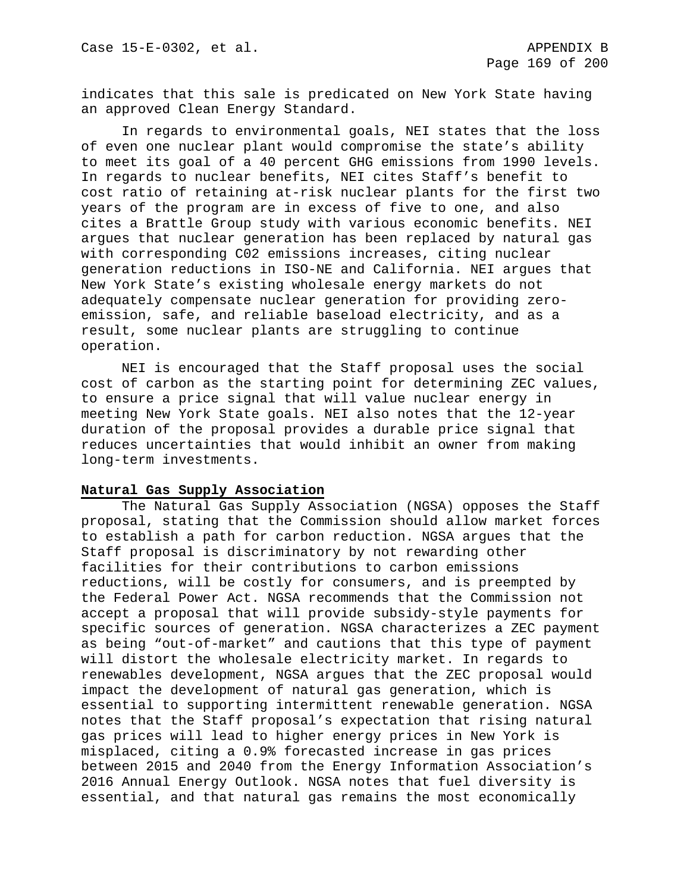indicates that this sale is predicated on New York State having an approved Clean Energy Standard.

In regards to environmental goals, NEI states that the loss of even one nuclear plant would compromise the state's ability to meet its goal of a 40 percent GHG emissions from 1990 levels. In regards to nuclear benefits, NEI cites Staff's benefit to cost ratio of retaining at-risk nuclear plants for the first two years of the program are in excess of five to one, and also cites a Brattle Group study with various economic benefits. NEI argues that nuclear generation has been replaced by natural gas with corresponding C02 emissions increases, citing nuclear generation reductions in ISO-NE and California. NEI argues that New York State's existing wholesale energy markets do not adequately compensate nuclear generation for providing zero-emission, safe, and reliable baseload electricity, and as a result, some nuclear plants are struggling to continue operation.

NEI is encouraged that the Staff proposal uses the social cost of carbon as the starting point for determining ZEC values, to ensure a price signal that will value nuclear energy in meeting New York State goals. NEI also notes that the 12-year duration of the proposal provides a durable price signal that reduces uncertainties that would inhibit an owner from making long-term investments.

**Natural Gas Supply Association**

The Natural Gas Supply Association (NGSA) opposes the Staff proposal, stating that the Commission should allow market forces to establish a path for carbon reduction. NGSA argues that the Staff proposal is discriminatory by not rewarding other facilities for their contributions to carbon emissions reductions, will be costly for consumers, and is preempted by the Federal Power Act. NGSA recommends that the Commission not accept a proposal that will provide subsidy-style payments for specific sources of generation. NGSA characterizes a ZEC payment as being "out-of-market" and cautions that this type of payment will distort the wholesale electricity market. In regards to renewables development, NGSA argues that the ZEC proposal would impact the development of natural gas generation, which is essential to supporting intermittent renewable generation. NGSA notes that the Staff proposal's expectation that rising natural gas prices will lead to higher energy prices in New York is misplaced, citing a 0.9% forecasted increase in gas prices between 2015 and 2040 from the Energy Information Association's 2016 Annual Energy Outlook. NGSA notes that fuel diversity is essential, and that natural gas remains the most economically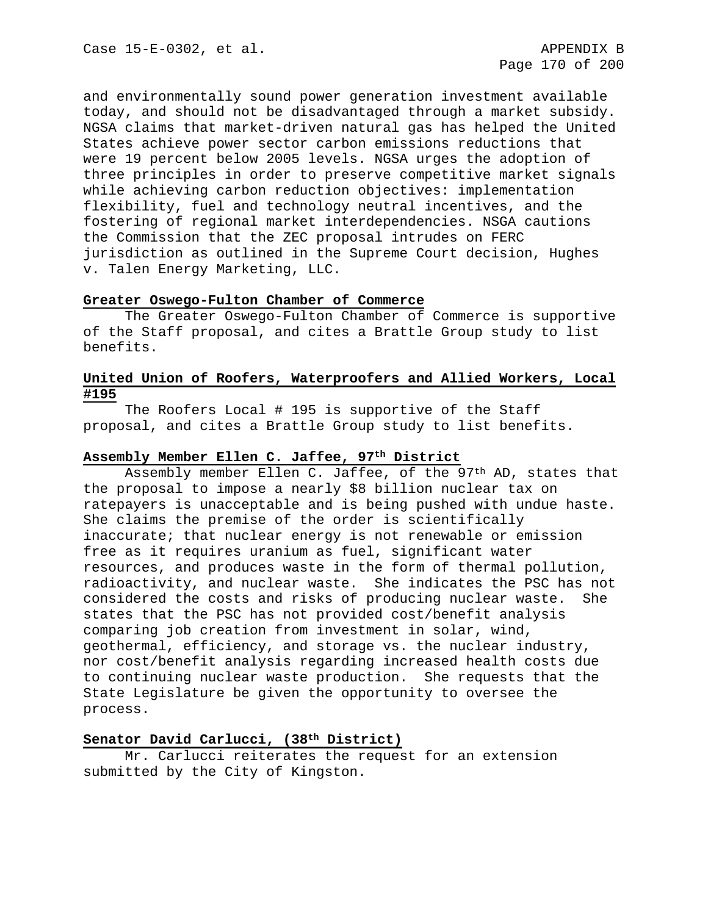and environmentally sound power generation investment available today, and should not be disadvantaged through a market subsidy. NGSA claims that market-driven natural gas has helped the United States achieve power sector carbon emissions reductions that were 19 percent below 2005 levels. NGSA urges the adoption of three principles in order to preserve competitive market signals while achieving carbon reduction objectives: implementation flexibility, fuel and technology neutral incentives, and the fostering of regional market interdependencies. NSGA cautions the Commission that the ZEC proposal intrudes on FERC jurisdiction as outlined in the Supreme Court decision, Hughes v. Talen Energy Marketing, LLC.

**Greater Oswego-Fulton Chamber of Commerce**

The Greater Oswego-Fulton Chamber of Commerce is supportive of the Staff proposal, and cites a Brattle Group study to list benefits.

**United Union of Roofers, Waterproofers and Allied Workers, Local #195**

The Roofers Local # 195 is supportive of the Staff proposal, and cites a Brattle Group study to list benefits.

**Assembly Member Ellen C. Jaffee, 97th District**

Assembly member Ellen C. Jaffee, of the 97th AD, states that the proposal to impose a nearly $8 billion nuclear tax on ratepayers is unacceptable and is being pushed with undue haste. She claims the premise of the order is scientifically inaccurate; that nuclear energy is not renewable or emission free as it requires uranium as fuel, significant water resources, and produces waste in the form of thermal pollution, radioactivity, and nuclear waste. She indicates the PSC has not considered the costs and risks of producing nuclear waste. She states that the PSC has not provided cost/benefit analysis comparing job creation from investment in solar, wind, geothermal, efficiency, and storage vs. the nuclear industry, nor cost/benefit analysis regarding increased health costs due to continuing nuclear waste production. She requests that the State Legislature be given the opportunity to oversee the process.

**Senator David Carlucci, (38th District)**

Mr. Carlucci reiterates the request for an extension submitted by the City of Kingston.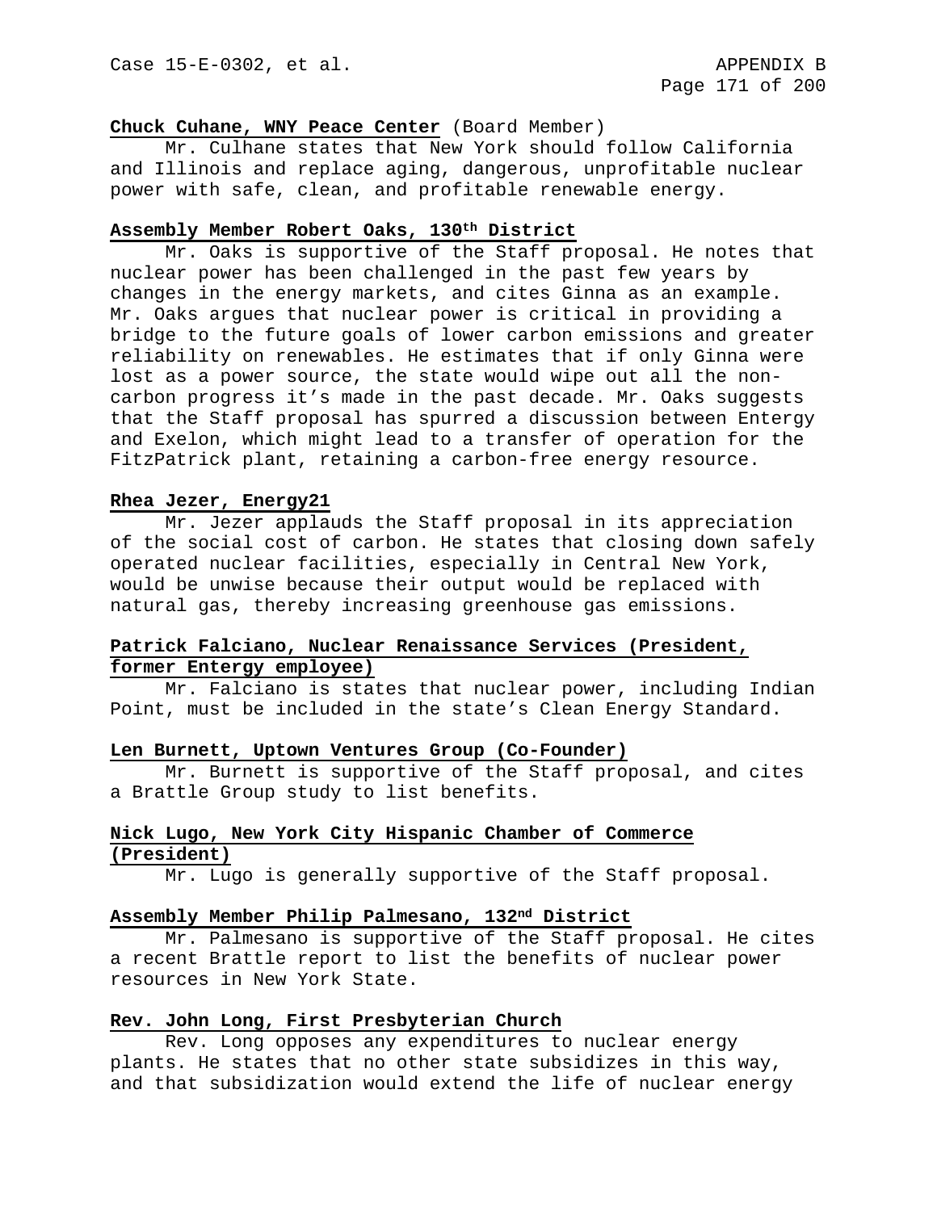**Chuck Cuhane, WNY Peace Center** (Board Member)

Mr. Culhane states that New York should follow California and Illinois and replace aging, dangerous, unprofitable nuclear power with safe, clean, and profitable renewable energy.

**Assembly Member Robert Oaks, 130th District**

Mr. Oaks is supportive of the Staff proposal. He notes that nuclear power has been challenged in the past few years by changes in the energy markets, and cites Ginna as an example. Mr. Oaks argues that nuclear power is critical in providing a bridge to the future goals of lower carbon emissions and greater reliability on renewables. He estimates that if only Ginna were lost as a power source, the state would wipe out all the non-carbon progress it's made in the past decade. Mr. Oaks suggests that the Staff proposal has spurred a discussion between Entergy and Exelon, which might lead to a transfer of operation for the FitzPatrick plant, retaining a carbon-free energy resource.

**Rhea Jezer, Energy21**

Mr. Jezer applauds the Staff proposal in its appreciation of the social cost of carbon. He states that closing down safely operated nuclear facilities, especially in Central New York, would be unwise because their output would be replaced with natural gas, thereby increasing greenhouse gas emissions.

**Patrick Falciano, Nuclear Renaissance Services (President, former Entergy employee)**

Mr. Falciano is states that nuclear power, including Indian Point, must be included in the state's Clean Energy Standard.

**Len Burnett, Uptown Ventures Group (Co-Founder)**

Mr. Burnett is supportive of the Staff proposal, and cites a Brattle Group study to list benefits.

**Nick Lugo, New York City Hispanic Chamber of Commerce (President)**

Mr. Lugo is generally supportive of the Staff proposal.

**Assembly Member Philip Palmesano, 132nd District**

Mr. Palmesano is supportive of the Staff proposal. He cites a recent Brattle report to list the benefits of nuclear power resources in New York State.

**Rev. John Long, First Presbyterian Church**

Rev. Long opposes any expenditures to nuclear energy plants. He states that no other state subsidizes in this way, and that subsidization would extend the life of nuclear energy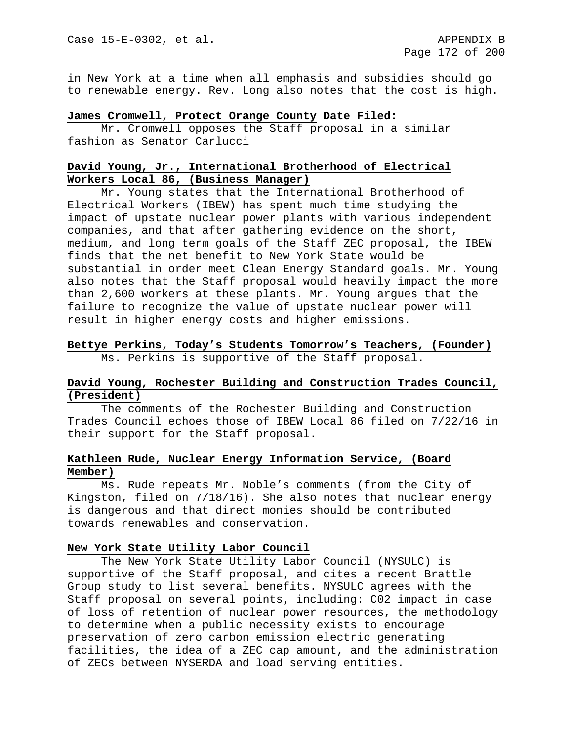in New York at a time when all emphasis and subsidies should go to renewable energy. Rev. Long also notes that the cost is high.

**James Cromwell, Protect Orange County Date Filed:**

Mr. Cromwell opposes the Staff proposal in a similar fashion as Senator Carlucci

**David Young, Jr., International Brotherhood of Electrical Workers Local 86, (Business Manager)**

Mr. Young states that the International Brotherhood of Electrical Workers (IBEW) has spent much time studying the impact of upstate nuclear power plants with various independent companies, and that after gathering evidence on the short, medium, and long term goals of the Staff ZEC proposal, the IBEW finds that the net benefit to New York State would be substantial in order meet Clean Energy Standard goals. Mr. Young also notes that the Staff proposal would heavily impact the more than 2,600 workers at these plants. Mr. Young argues that the failure to recognize the value of upstate nuclear power will result in higher energy costs and higher emissions.

**Bettye Perkins, Today's Students Tomorrow's Teachers, (Founder)**

Ms. Perkins is supportive of the Staff proposal.

**David Young, Rochester Building and Construction Trades Council, (President)**

The comments of the Rochester Building and Construction Trades Council echoes those of IBEW Local 86 filed on 7/22/16 in their support for the Staff proposal.

**Kathleen Rude, Nuclear Energy Information Service, (Board Member)**

Ms. Rude repeats Mr. Noble's comments (from the City of Kingston, filed on 7/18/16). She also notes that nuclear energy is dangerous and that direct monies should be contributed towards renewables and conservation.

**New York State Utility Labor Council**

The New York State Utility Labor Council (NYSULC) is supportive of the Staff proposal, and cites a recent Brattle Group study to list several benefits. NYSULC agrees with the Staff proposal on several points, including: C02 impact in case of loss of retention of nuclear power resources, the methodology to determine when a public necessity exists to encourage preservation of zero carbon emission electric generating facilities, the idea of a ZEC cap amount, and the administration of ZECs between NYSERDA and load serving entities.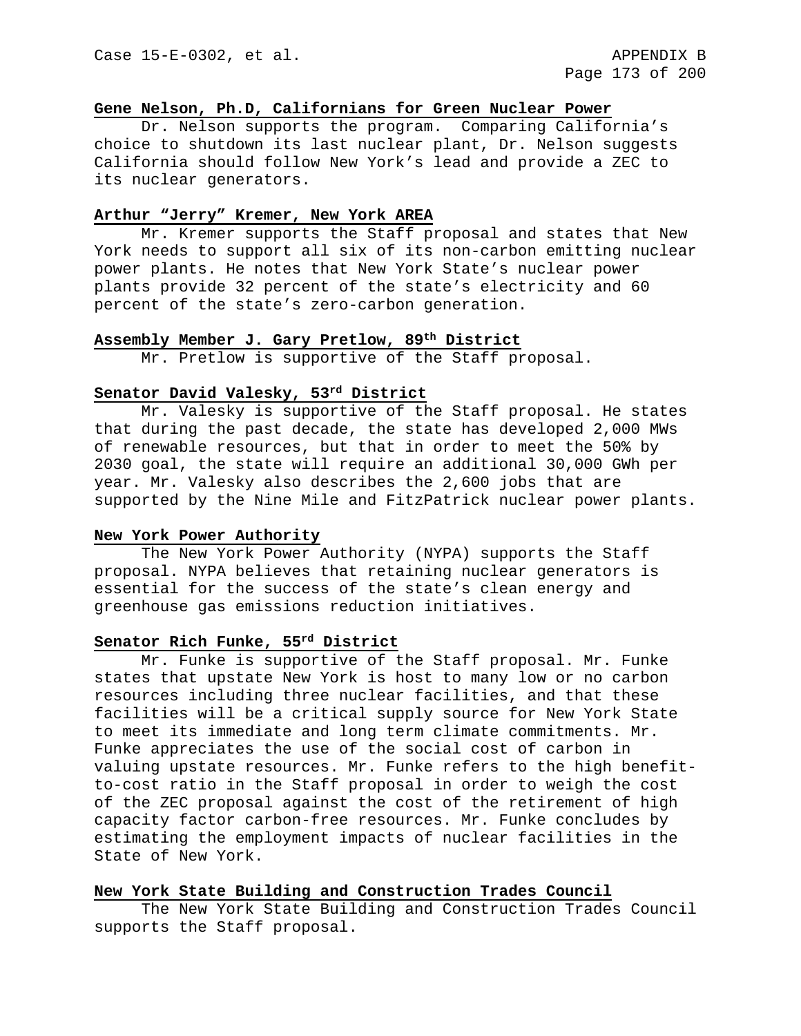**Gene Nelson, Ph.D, Californians for Green Nuclear Power**

Dr. Nelson supports the program. Comparing California's choice to shutdown its last nuclear plant, Dr. Nelson suggests California should follow New York's lead and provide a ZEC to its nuclear generators.

**Arthur "Jerry" Kremer, New York AREA**

Mr. Kremer supports the Staff proposal and states that New York needs to support all six of its non-carbon emitting nuclear power plants. He notes that New York State's nuclear power plants provide 32 percent of the state's electricity and 60 percent of the state's zero-carbon generation.

**Assembly Member J. Gary Pretlow, 89th District**

Mr. Pretlow is supportive of the Staff proposal.

**Senator David Valesky, 53rd District**

Mr. Valesky is supportive of the Staff proposal. He states that during the past decade, the state has developed 2,000 MWs of renewable resources, but that in order to meet the 50% by 2030 goal, the state will require an additional 30,000 GWh per year. Mr. Valesky also describes the 2,600 jobs that are supported by the Nine Mile and FitzPatrick nuclear power plants.

**New York Power Authority**

The New York Power Authority (NYPA) supports the Staff proposal. NYPA believes that retaining nuclear generators is essential for the success of the state's clean energy and greenhouse gas emissions reduction initiatives.

**Senator Rich Funke, 55rd District**

Mr. Funke is supportive of the Staff proposal. Mr. Funke states that upstate New York is host to many low or no carbon resources including three nuclear facilities, and that these facilities will be a critical supply source for New York State to meet its immediate and long term climate commitments. Mr. Funke appreciates the use of the social cost of carbon in valuing upstate resources. Mr. Funke refers to the high benefit-to-cost ratio in the Staff proposal in order to weigh the cost of the ZEC proposal against the cost of the retirement of high capacity factor carbon-free resources. Mr. Funke concludes by estimating the employment impacts of nuclear facilities in the State of New York.

**New York State Building and Construction Trades Council**

The New York State Building and Construction Trades Council supports the Staff proposal.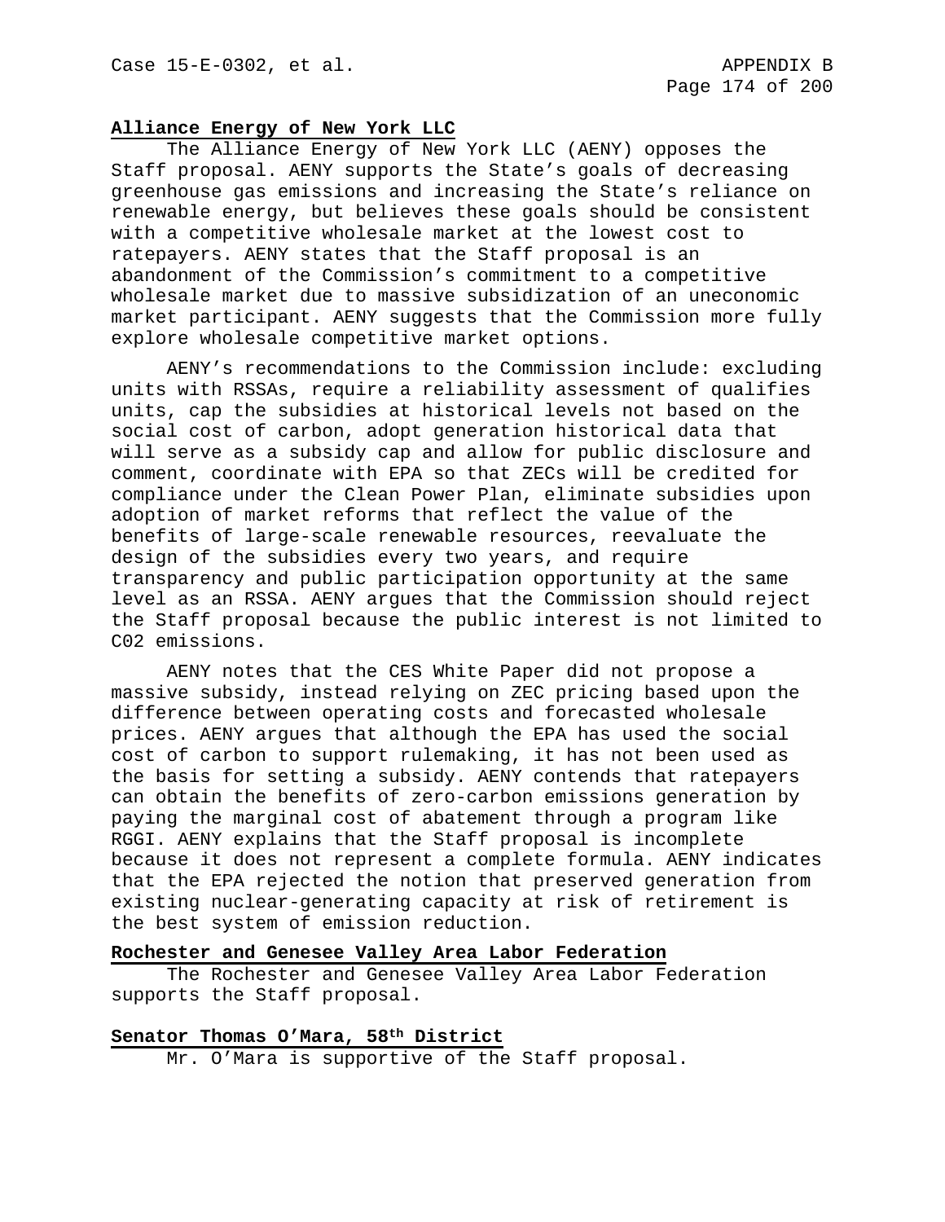**Alliance Energy of New York LLC**

The Alliance Energy of New York LLC (AENY) opposes the Staff proposal. AENY supports the State's goals of decreasing greenhouse gas emissions and increasing the State's reliance on renewable energy, but believes these goals should be consistent with a competitive wholesale market at the lowest cost to ratepayers. AENY states that the Staff proposal is an abandonment of the Commission's commitment to a competitive wholesale market due to massive subsidization of an uneconomic market participant. AENY suggests that the Commission more fully explore wholesale competitive market options.

AENY's recommendations to the Commission include: excluding units with RSSAs, require a reliability assessment of qualifies units, cap the subsidies at historical levels not based on the social cost of carbon, adopt generation historical data that will serve as a subsidy cap and allow for public disclosure and comment, coordinate with EPA so that ZECs will be credited for compliance under the Clean Power Plan, eliminate subsidies upon adoption of market reforms that reflect the value of the benefits of large-scale renewable resources, reevaluate the design of the subsidies every two years, and require transparency and public participation opportunity at the same level as an RSSA. AENY argues that the Commission should reject the Staff proposal because the public interest is not limited to C02 emissions.

AENY notes that the CES White Paper did not propose a massive subsidy, instead relying on ZEC pricing based upon the difference between operating costs and forecasted wholesale prices. AENY argues that although the EPA has used the social cost of carbon to support rulemaking, it has not been used as the basis for setting a subsidy. AENY contends that ratepayers can obtain the benefits of zero-carbon emissions generation by paying the marginal cost of abatement through a program like RGGI. AENY explains that the Staff proposal is incomplete because it does not represent a complete formula. AENY indicates that the EPA rejected the notion that preserved generation from existing nuclear-generating capacity at risk of retirement is the best system of emission reduction.

**Rochester and Genesee Valley Area Labor Federation**

The Rochester and Genesee Valley Area Labor Federation supports the Staff proposal.

**Senator Thomas O'Mara, 58th District**

Mr. O'Mara is supportive of the Staff proposal.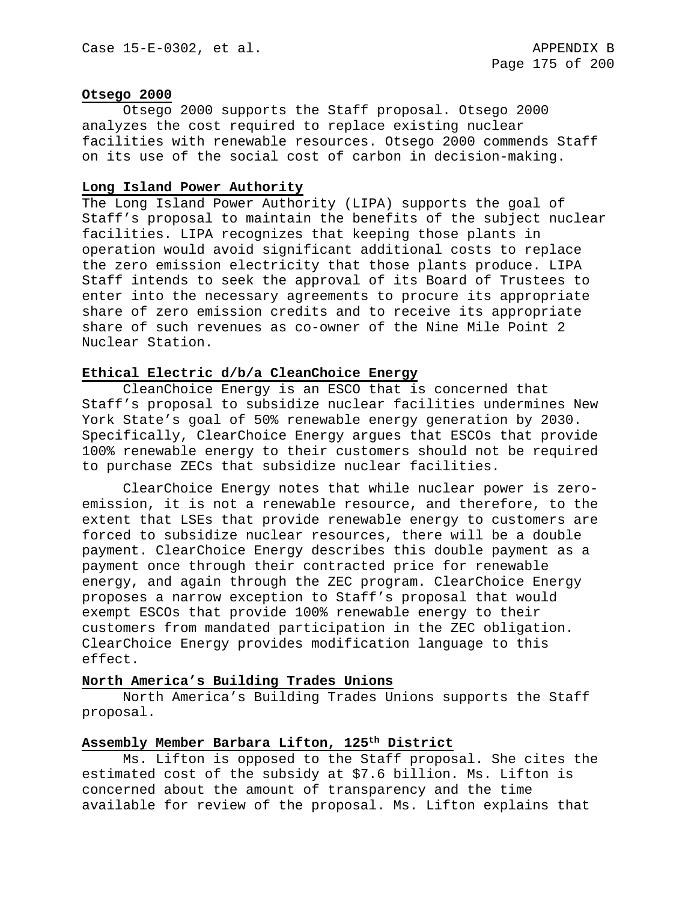**Otsego 2000**

Otsego 2000 supports the Staff proposal. Otsego 2000 analyzes the cost required to replace existing nuclear facilities with renewable resources. Otsego 2000 commends Staff on its use of the social cost of carbon in decision-making.

**Long Island Power Authority**

The Long Island Power Authority (LIPA) supports the goal of Staff's proposal to maintain the benefits of the subject nuclear facilities. LIPA recognizes that keeping those plants in operation would avoid significant additional costs to replace the zero emission electricity that those plants produce. LIPA Staff intends to seek the approval of its Board of Trustees to enter into the necessary agreements to procure its appropriate share of zero emission credits and to receive its appropriate share of such revenues as co-owner of the Nine Mile Point 2 Nuclear Station.

**Ethical Electric d/b/a CleanChoice Energy**

CleanChoice Energy is an ESCO that is concerned that Staff's proposal to subsidize nuclear facilities undermines New York State's goal of 50% renewable energy generation by 2030. Specifically, ClearChoice Energy argues that ESCOs that provide 100% renewable energy to their customers should not be required to purchase ZECs that subsidize nuclear facilities.

ClearChoice Energy notes that while nuclear power is zero-emission, it is not a renewable resource, and therefore, to the extent that LSEs that provide renewable energy to customers are forced to subsidize nuclear resources, there will be a double payment. ClearChoice Energy describes this double payment as a payment once through their contracted price for renewable energy, and again through the ZEC program. ClearChoice Energy proposes a narrow exception to Staff's proposal that would exempt ESCOs that provide 100% renewable energy to their customers from mandated participation in the ZEC obligation. ClearChoice Energy provides modification language to this effect.

**North America's Building Trades Unions**

North America's Building Trades Unions supports the Staff proposal.

**Assembly Member Barbara Lifton, 125th District**

Ms. Lifton is opposed to the Staff proposal. She cites the estimated cost of the subsidy at $7.6 billion. Ms. Lifton is concerned about the amount of transparency and the time available for review of the proposal. Ms. Lifton explains that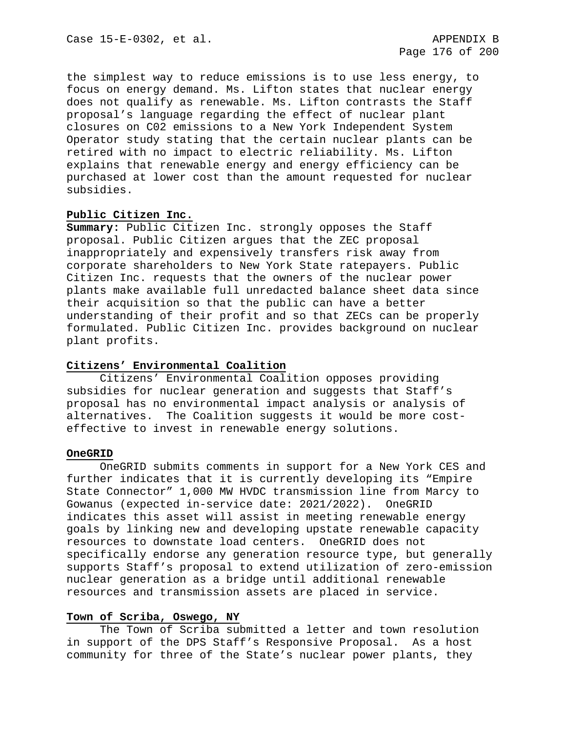the simplest way to reduce emissions is to use less energy, to focus on energy demand. Ms. Lifton states that nuclear energy does not qualify as renewable. Ms. Lifton contrasts the Staff proposal's language regarding the effect of nuclear plant closures on C02 emissions to a New York Independent System Operator study stating that the certain nuclear plants can be retired with no impact to electric reliability. Ms. Lifton explains that renewable energy and energy efficiency can be purchased at lower cost than the amount requested for nuclear subsidies.

**Public Citizen Inc.**

**Summary:** Public Citizen Inc. strongly opposes the Staff proposal. Public Citizen argues that the ZEC proposal inappropriately and expensively transfers risk away from corporate shareholders to New York State ratepayers. Public Citizen Inc. requests that the owners of the nuclear power plants make available full unredacted balance sheet data since their acquisition so that the public can have a better understanding of their profit and so that ZECs can be properly formulated. Public Citizen Inc. provides background on nuclear plant profits.

**Citizens' Environmental Coalition**

Citizens' Environmental Coalition opposes providing subsidies for nuclear generation and suggests that Staff's proposal has no environmental impact analysis or analysis of alternatives. The Coalition suggests it would be more cost-effective to invest in renewable energy solutions.

**OneGRID**

OneGRID submits comments in support for a New York CES and further indicates that it is currently developing its "Empire State Connector" 1,000 MW HVDC transmission line from Marcy to Gowanus (expected in-service date: 2021/2022). OneGRID indicates this asset will assist in meeting renewable energy goals by linking new and developing upstate renewable capacity resources to downstate load centers. OneGRID does not specifically endorse any generation resource type, but generally supports Staff's proposal to extend utilization of zero-emission nuclear generation as a bridge until additional renewable resources and transmission assets are placed in service.

**Town of Scriba, Oswego, NY**

The Town of Scriba submitted a letter and town resolution in support of the DPS Staff's Responsive Proposal. As a host community for three of the State's nuclear power plants, they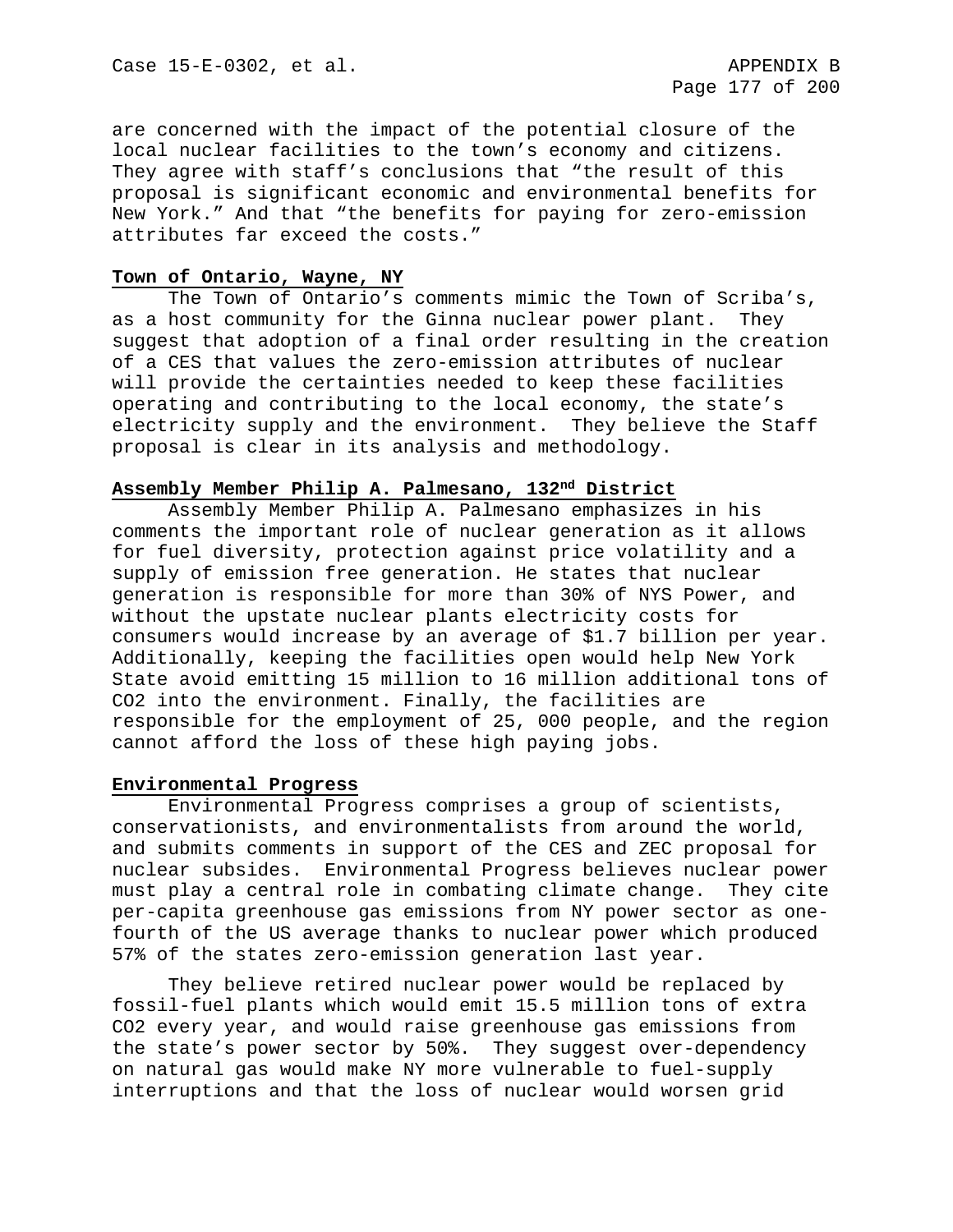are concerned with the impact of the potential closure of the local nuclear facilities to the town's economy and citizens. They agree with staff's conclusions that "the result of this proposal is significant economic and environmental benefits for New York." And that "the benefits for paying for zero-emission attributes far exceed the costs."

**Town of Ontario, Wayne, NY**

The Town of Ontario's comments mimic the Town of Scriba's, as a host community for the Ginna nuclear power plant. They suggest that adoption of a final order resulting in the creation of a CES that values the zero-emission attributes of nuclear will provide the certainties needed to keep these facilities operating and contributing to the local economy, the state's electricity supply and the environment. They believe the Staff proposal is clear in its analysis and methodology.

**Assembly Member Philip A. Palmesano, 132nd District**

Assembly Member Philip A. Palmesano emphasizes in his comments the important role of nuclear generation as it allows for fuel diversity, protection against price volatility and a supply of emission free generation. He states that nuclear generation is responsible for more than 30% of NYS Power, and without the upstate nuclear plants electricity costs for consumers would increase by an average of $1.7 billion per year. Additionally, keeping the facilities open would help New York State avoid emitting 15 million to 16 million additional tons of $CO_2$ into the environment. Finally, the facilities are responsible for the employment of 25, 000 people, and the region cannot afford the loss of these high paying jobs.

**Environmental Progress**

Environmental Progress comprises a group of scientists, conservationists, and environmentalists from around the world, and submits comments in support of the CES and ZEC proposal for nuclear subsides. Environmental Progress believes nuclear power must play a central role in combating climate change. They cite per-capita greenhouse gas emissions from NY power sector as one-fourth of the US average thanks to nuclear power which produced 57% of the states zero-emission generation last year.

They believe retired nuclear power would be replaced by fossil-fuel plants which would emit 15.5 million tons of extra $CO_2$ every year, and would raise greenhouse gas emissions from the state's power sector by 50%. They suggest over-dependency on natural gas would make NY more vulnerable to fuel-supply interruptions and that the loss of nuclear would worsen grid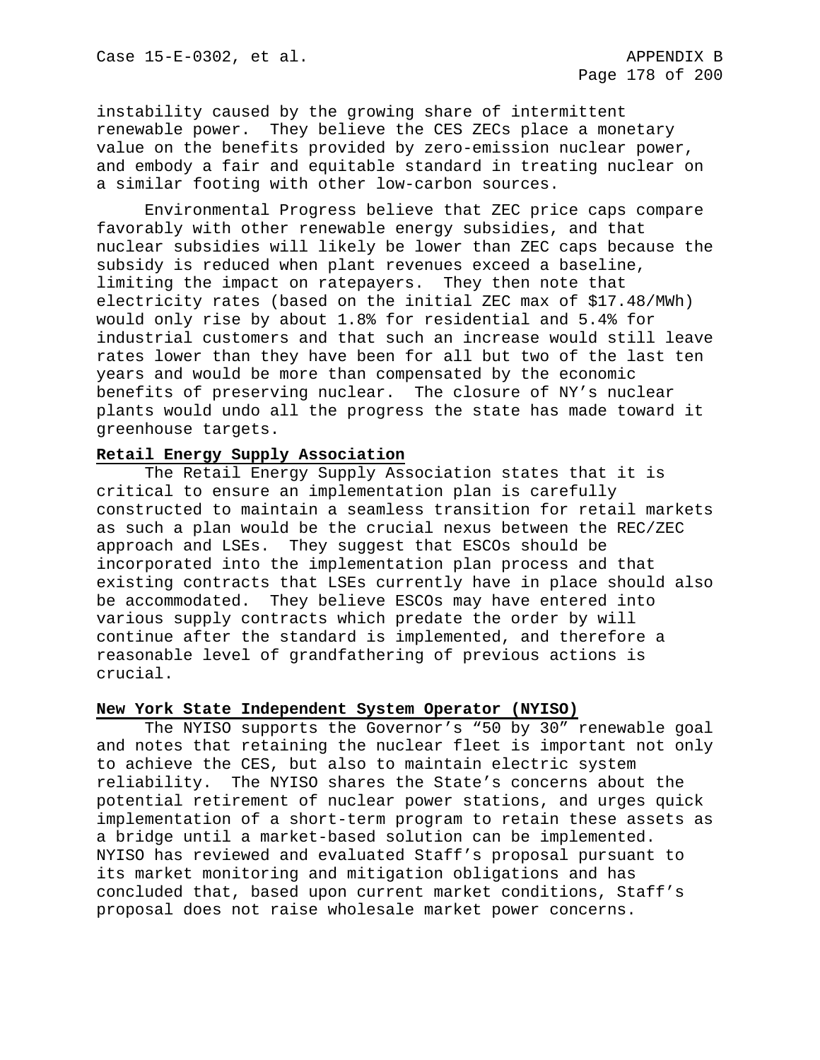instability caused by the growing share of intermittent renewable power. They believe the CES ZECs place a monetary value on the benefits provided by zero-emission nuclear power, and embody a fair and equitable standard in treating nuclear on a similar footing with other low-carbon sources.

Environmental Progress believe that ZEC price caps compare favorably with other renewable energy subsidies, and that nuclear subsidies will likely be lower than ZEC caps because the subsidy is reduced when plant revenues exceed a baseline, limiting the impact on ratepayers. They then note that electricity rates (based on the initial ZEC max of $17.48/MWh) would only rise by about 1.8% for residential and 5.4% for industrial customers and that such an increase would still leave rates lower than they have been for all but two of the last ten years and would be more than compensated by the economic benefits of preserving nuclear. The closure of NY's nuclear plants would undo all the progress the state has made toward it greenhouse targets.

**Retail Energy Supply Association**

The Retail Energy Supply Association states that it is critical to ensure an implementation plan is carefully constructed to maintain a seamless transition for retail markets as such a plan would be the crucial nexus between the REC/ZEC approach and LSEs. They suggest that ESCOs should be incorporated into the implementation plan process and that existing contracts that LSEs currently have in place should also be accommodated. They believe ESCOs may have entered into various supply contracts which predate the order by will continue after the standard is implemented, and therefore a reasonable level of grandfathering of previous actions is crucial.

**New York State Independent System Operator (NYISO)**

The NYISO supports the Governor's "50 by 30" renewable goal and notes that retaining the nuclear fleet is important not only to achieve the CES, but also to maintain electric system reliability. The NYISO shares the State's concerns about the potential retirement of nuclear power stations, and urges quick implementation of a short-term program to retain these assets as a bridge until a market-based solution can be implemented. NYISO has reviewed and evaluated Staff's proposal pursuant to its market monitoring and mitigation obligations and has concluded that, based upon current market conditions, Staff's proposal does not raise wholesale market power concerns.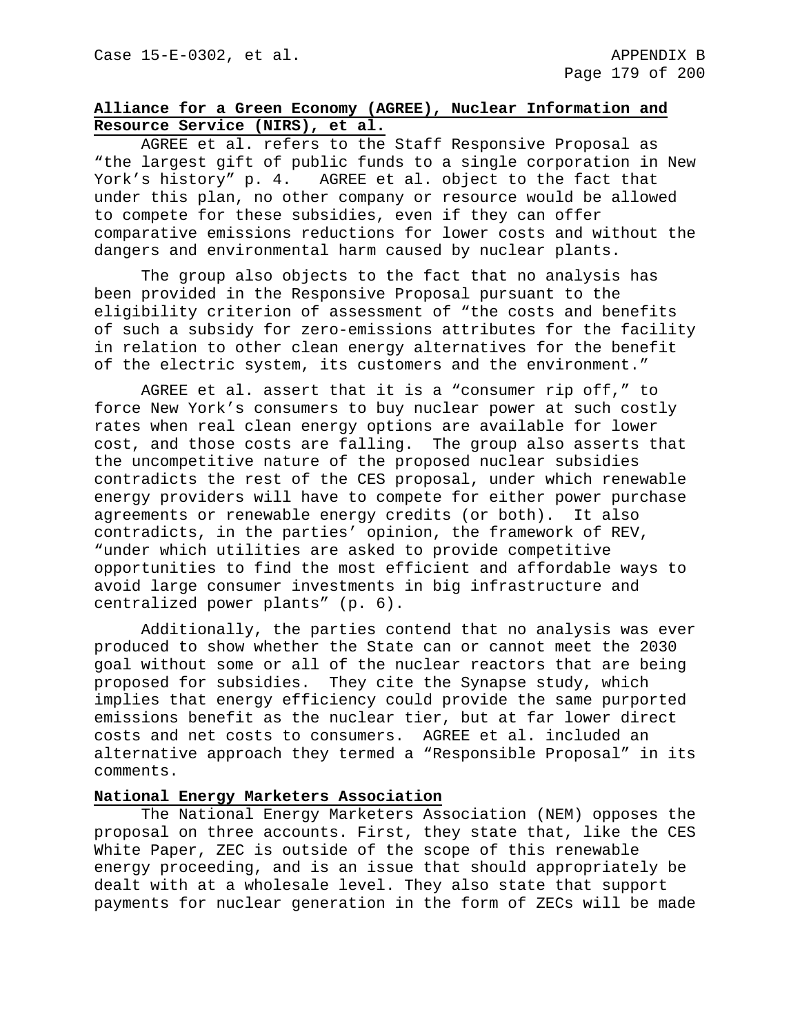**Alliance for a Green Economy (AGREE), Nuclear Information and Resource Service (NIRS), et al.**

AGREE et al. refers to the Staff Responsive Proposal as "the largest gift of public funds to a single corporation in New York's history" p. 4. AGREE et al. object to the fact that under this plan, no other company or resource would be allowed to compete for these subsidies, even if they can offer comparative emissions reductions for lower costs and without the dangers and environmental harm caused by nuclear plants.

The group also objects to the fact that no analysis has been provided in the Responsive Proposal pursuant to the eligibility criterion of assessment of "the costs and benefits of such a subsidy for zero-emissions attributes for the facility in relation to other clean energy alternatives for the benefit of the electric system, its customers and the environment."

AGREE et al. assert that it is a "consumer rip off," to force New York's consumers to buy nuclear power at such costly rates when real clean energy options are available for lower cost, and those costs are falling. The group also asserts that the uncompetitive nature of the proposed nuclear subsidies contradicts the rest of the CES proposal, under which renewable energy providers will have to compete for either power purchase agreements or renewable energy credits (or both). It also contradicts, in the parties' opinion, the framework of REV, "under which utilities are asked to provide competitive opportunities to find the most efficient and affordable ways to avoid large consumer investments in big infrastructure and centralized power plants" (p. 6).

Additionally, the parties contend that no analysis was ever produced to show whether the State can or cannot meet the 2030 goal without some or all of the nuclear reactors that are being proposed for subsidies. They cite the Synapse study, which implies that energy efficiency could provide the same purported emissions benefit as the nuclear tier, but at far lower direct costs and net costs to consumers. AGREE et al. included an alternative approach they termed a "Responsible Proposal" in its comments.

**National Energy Marketers Association**

The National Energy Marketers Association (NEM) opposes the proposal on three accounts. First, they state that, like the CES White Paper, ZEC is outside of the scope of this renewable energy proceeding, and is an issue that should appropriately be dealt with at a wholesale level. They also state that support payments for nuclear generation in the form of ZECs will be made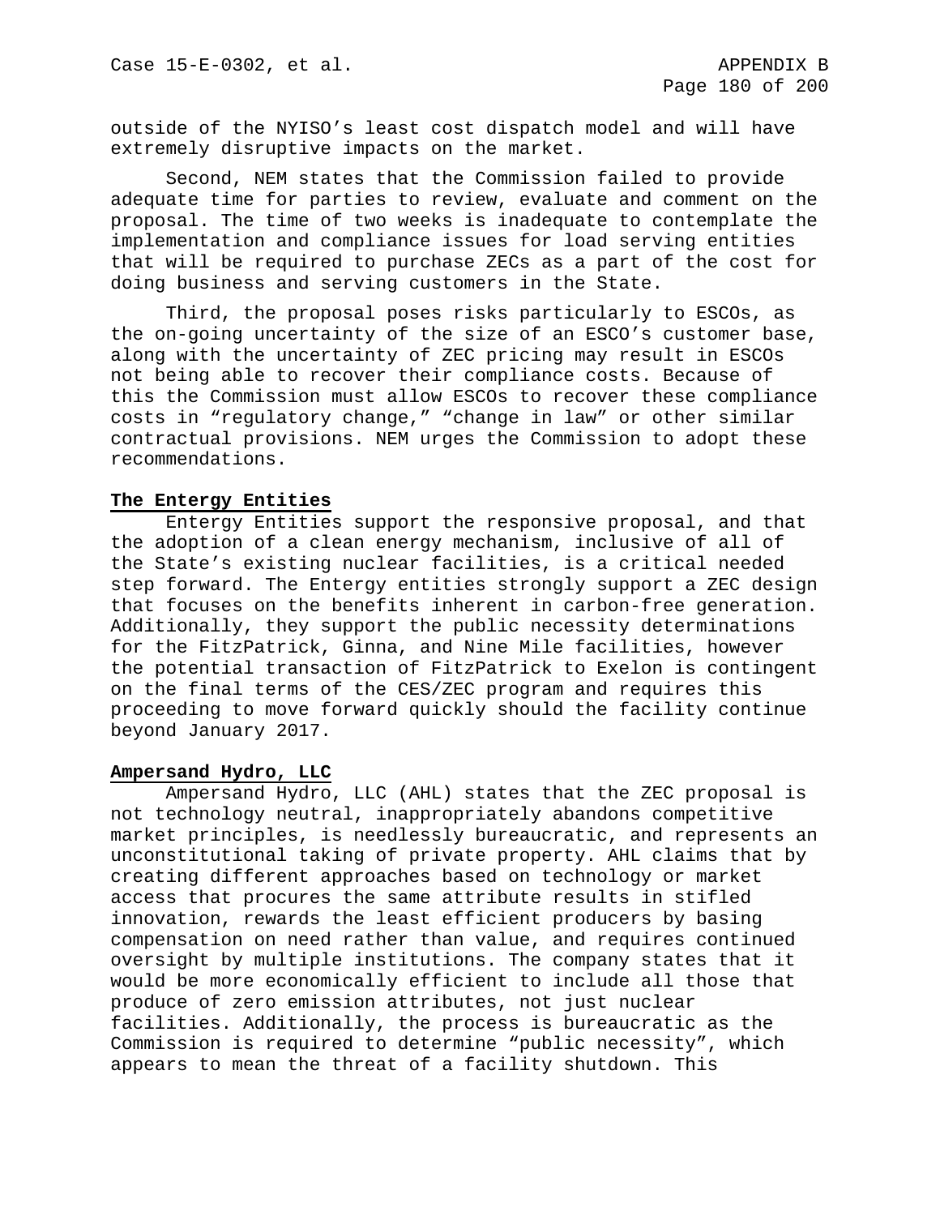outside of the NYISO's least cost dispatch model and will have extremely disruptive impacts on the market.

Second, NEM states that the Commission failed to provide adequate time for parties to review, evaluate and comment on the proposal. The time of two weeks is inadequate to contemplate the implementation and compliance issues for load serving entities that will be required to purchase ZECs as a part of the cost for doing business and serving customers in the State.

Third, the proposal poses risks particularly to ESCOs, as the on-going uncertainty of the size of an ESCO's customer base, along with the uncertainty of ZEC pricing may result in ESCOs not being able to recover their compliance costs. Because of this the Commission must allow ESCOs to recover these compliance costs in "regulatory change," "change in law" or other similar contractual provisions. NEM urges the Commission to adopt these recommendations.

**The Entergy Entities**

Entergy Entities support the responsive proposal, and that the adoption of a clean energy mechanism, inclusive of all of the State's existing nuclear facilities, is a critical needed step forward. The Entergy entities strongly support a ZEC design that focuses on the benefits inherent in carbon-free generation. Additionally, they support the public necessity determinations for the FitzPatrick, Ginna, and Nine Mile facilities, however the potential transaction of FitzPatrick to Exelon is contingent on the final terms of the CES/ZEC program and requires this proceeding to move forward quickly should the facility continue beyond January 2017.

**Ampersand Hydro, LLC**

Ampersand Hydro, LLC (AHL) states that the ZEC proposal is not technology neutral, inappropriately abandons competitive market principles, is needlessly bureaucratic, and represents an unconstitutional taking of private property. AHL claims that by creating different approaches based on technology or market access that procures the same attribute results in stifled innovation, rewards the least efficient producers by basing compensation on need rather than value, and requires continued oversight by multiple institutions. The company states that it would be more economically efficient to include all those that produce of zero emission attributes, not just nuclear facilities. Additionally, the process is bureaucratic as the Commission is required to determine "public necessity", which appears to mean the threat of a facility shutdown. This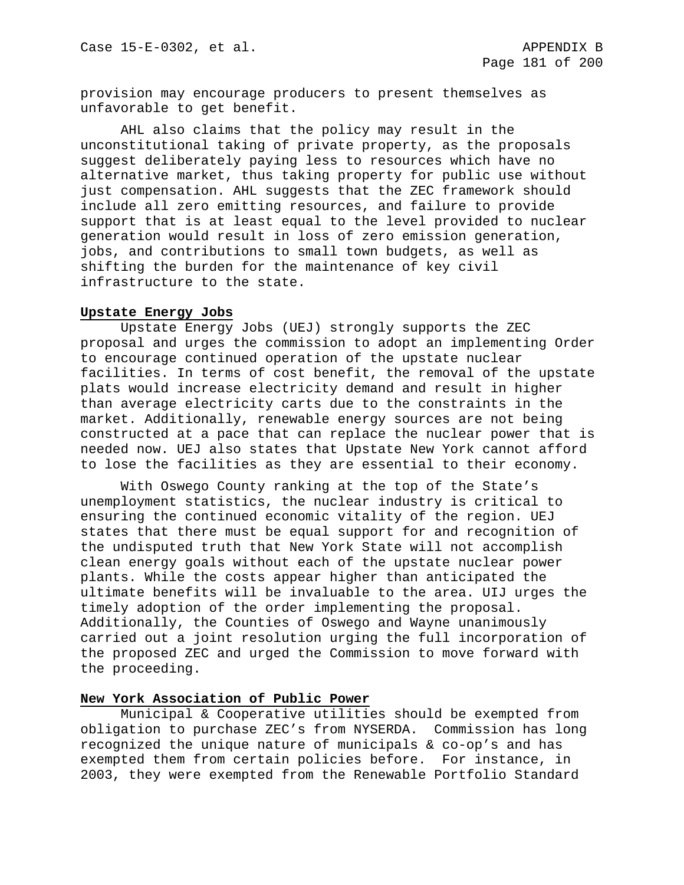provision may encourage producers to present themselves as unfavorable to get benefit.

AHL also claims that the policy may result in the unconstitutional taking of private property, as the proposals suggest deliberately paying less to resources which have no alternative market, thus taking property for public use without just compensation. AHL suggests that the ZEC framework should include all zero emitting resources, and failure to provide support that is at least equal to the level provided to nuclear generation would result in loss of zero emission generation, jobs, and contributions to small town budgets, as well as shifting the burden for the maintenance of key civil infrastructure to the state.

**Upstate Energy Jobs**

Upstate Energy Jobs (UEJ) strongly supports the ZEC proposal and urges the commission to adopt an implementing Order to encourage continued operation of the upstate nuclear facilities. In terms of cost benefit, the removal of the upstate plats would increase electricity demand and result in higher than average electricity carts due to the constraints in the market. Additionally, renewable energy sources are not being constructed at a pace that can replace the nuclear power that is needed now. UEJ also states that Upstate New York cannot afford to lose the facilities as they are essential to their economy.

With Oswego County ranking at the top of the State's unemployment statistics, the nuclear industry is critical to ensuring the continued economic vitality of the region. UEJ states that there must be equal support for and recognition of the undisputed truth that New York State will not accomplish clean energy goals without each of the upstate nuclear power plants. While the costs appear higher than anticipated the ultimate benefits will be invaluable to the area. UIJ urges the timely adoption of the order implementing the proposal. Additionally, the Counties of Oswego and Wayne unanimously carried out a joint resolution urging the full incorporation of the proposed ZEC and urged the Commission to move forward with the proceeding.

**New York Association of Public Power**

Municipal & Cooperative utilities should be exempted from obligation to purchase ZEC's from NYSERDA. Commission has long recognized the unique nature of municipals & co-op's and has exempted them from certain policies before. For instance, in 2003, they were exempted from the Renewable Portfolio Standard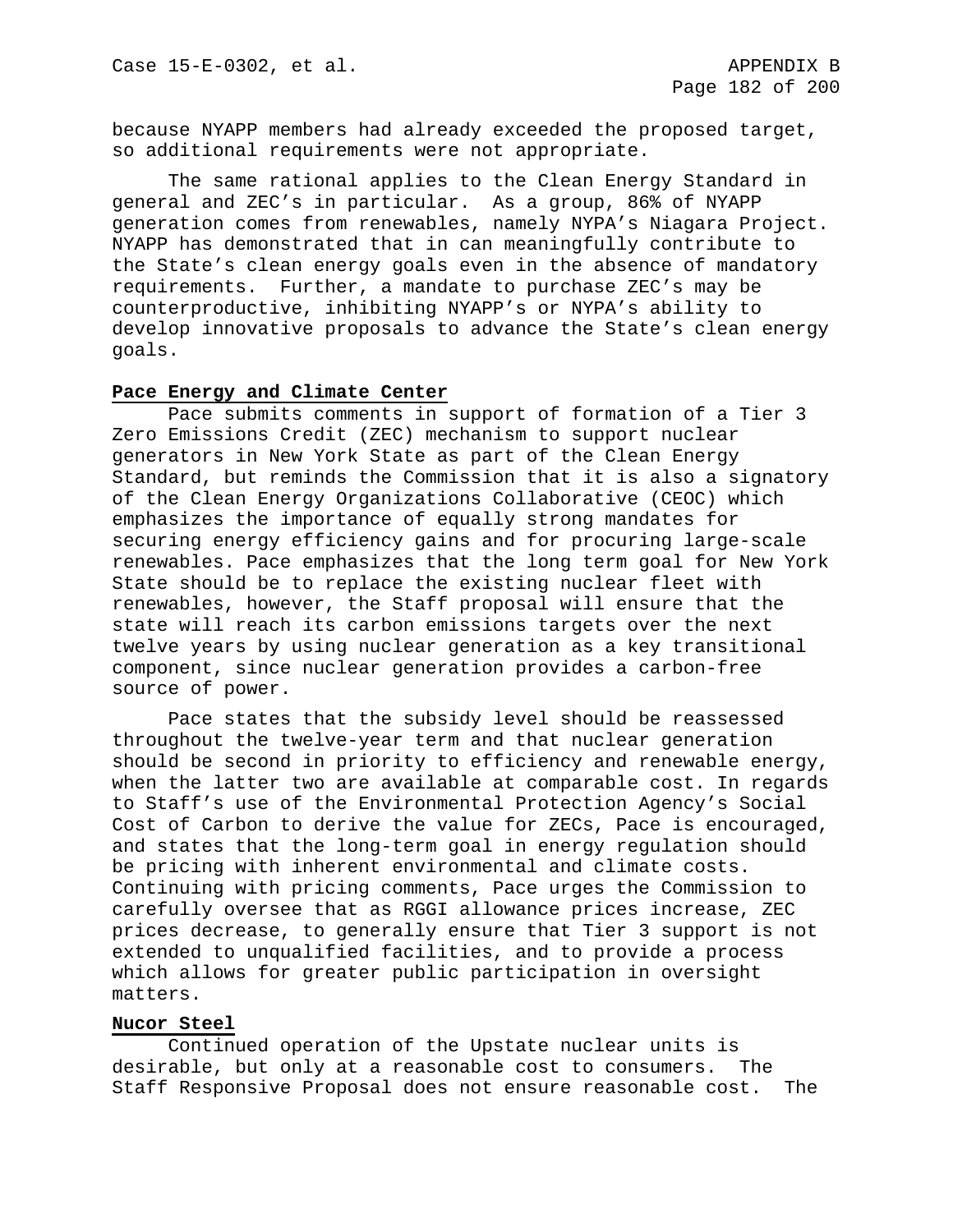because NYAPP members had already exceeded the proposed target, so additional requirements were not appropriate.

The same rational applies to the Clean Energy Standard in general and ZEC's in particular. As a group, 86% of NYAPP generation comes from renewables, namely NYPA's Niagara Project. NYAPP has demonstrated that in can meaningfully contribute to the State's clean energy goals even in the absence of mandatory requirements. Further, a mandate to purchase ZEC's may be counterproductive, inhibiting NYAPP's or NYPA's ability to develop innovative proposals to advance the State's clean energy goals.

**Pace Energy and Climate Center**

Pace submits comments in support of formation of a Tier 3 Zero Emissions Credit (ZEC) mechanism to support nuclear generators in New York State as part of the Clean Energy Standard, but reminds the Commission that it is also a signatory of the Clean Energy Organizations Collaborative (CEOC) which emphasizes the importance of equally strong mandates for securing energy efficiency gains and for procuring large-scale renewables. Pace emphasizes that the long term goal for New York State should be to replace the existing nuclear fleet with renewables, however, the Staff proposal will ensure that the state will reach its carbon emissions targets over the next twelve years by using nuclear generation as a key transitional component, since nuclear generation provides a carbon-free source of power.

Pace states that the subsidy level should be reassessed throughout the twelve-year term and that nuclear generation should be second in priority to efficiency and renewable energy, when the latter two are available at comparable cost. In regards to Staff's use of the Environmental Protection Agency's Social Cost of Carbon to derive the value for ZECs, Pace is encouraged, and states that the long-term goal in energy regulation should be pricing with inherent environmental and climate costs. Continuing with pricing comments, Pace urges the Commission to carefully oversee that as RGGI allowance prices increase, ZEC prices decrease, to generally ensure that Tier 3 support is not extended to unqualified facilities, and to provide a process which allows for greater public participation in oversight matters.

**Nucor Steel**

Continued operation of the Upstate nuclear units is desirable, but only at a reasonable cost to consumers. The Staff Responsive Proposal does not ensure reasonable cost. The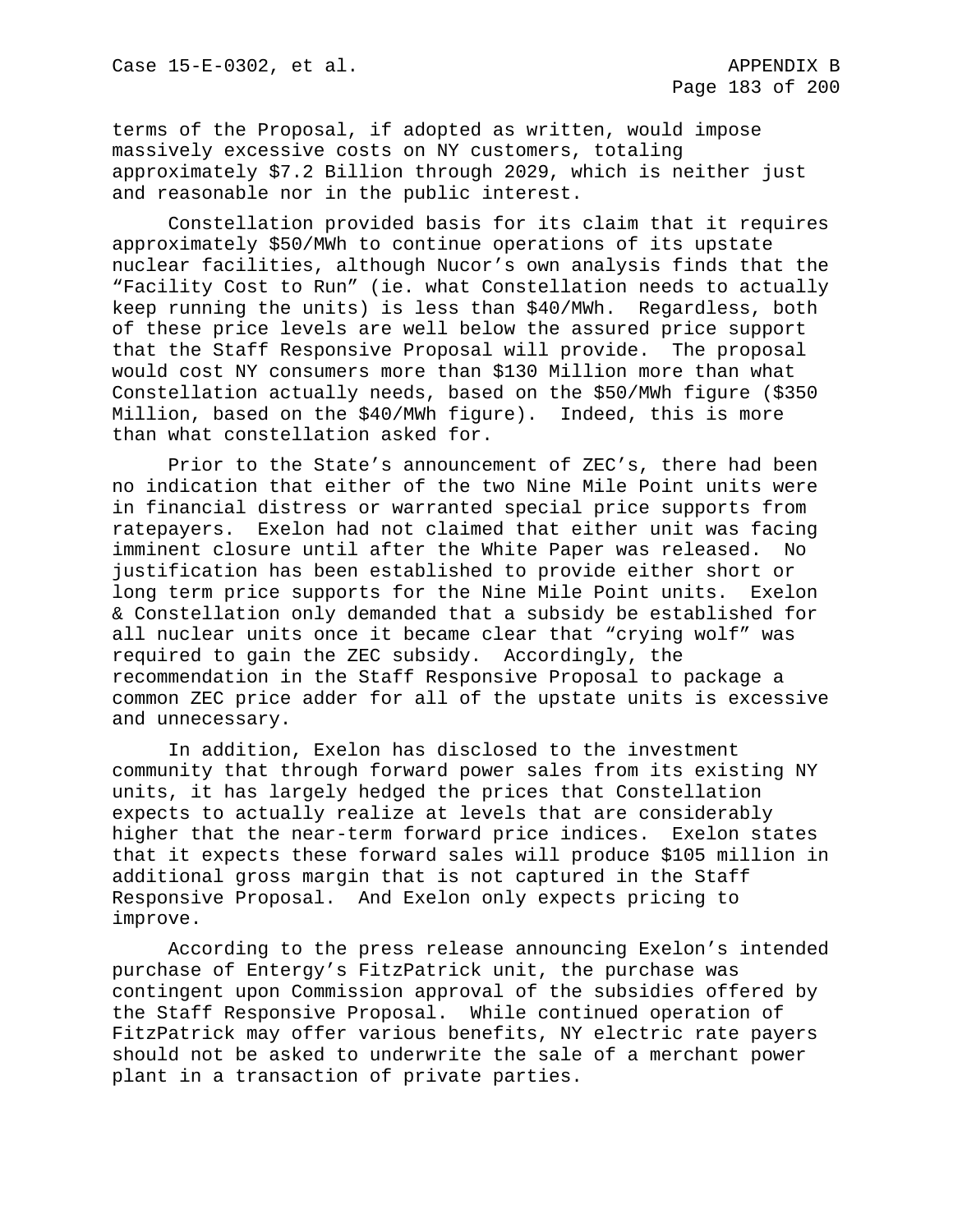terms of the Proposal, if adopted as written, would impose massively excessive costs on NY customers, totaling approximately $7.2 Billion through 2029, which is neither just and reasonable nor in the public interest.

Constellation provided basis for its claim that it requires approximately $50/MWh to continue operations of its upstate nuclear facilities, although Nucor's own analysis finds that the "Facility Cost to Run" (ie. what Constellation needs to actually keep running the units) is less than $40/MWh. Regardless, both of these price levels are well below the assured price support that the Staff Responsive Proposal will provide. The proposal would cost NY consumers more than $130 Million more than what Constellation actually needs, based on the $50/MWh figure ($350 Million, based on the $40/MWh figure). Indeed, this is more than what constellation asked for.

Prior to the State's announcement of ZEC's, there had been no indication that either of the two Nine Mile Point units were in financial distress or warranted special price supports from ratepayers. Exelon had not claimed that either unit was facing imminent closure until after the White Paper was released. No justification has been established to provide either short or long term price supports for the Nine Mile Point units. Exelon & Constellation only demanded that a subsidy be established for all nuclear units once it became clear that "crying wolf" was required to gain the ZEC subsidy. Accordingly, the recommendation in the Staff Responsive Proposal to package a common ZEC price adder for all of the upstate units is excessive and unnecessary.

In addition, Exelon has disclosed to the investment community that through forward power sales from its existing NY units, it has largely hedged the prices that Constellation expects to actually realize at levels that are considerably higher that the near-term forward price indices. Exelon states that it expects these forward sales will produce $105 million in additional gross margin that is not captured in the Staff Responsive Proposal. And Exelon only expects pricing to improve.

According to the press release announcing Exelon's intended purchase of Entergy's FitzPatrick unit, the purchase was contingent upon Commission approval of the subsidies offered by the Staff Responsive Proposal. While continued operation of FitzPatrick may offer various benefits, NY electric rate payers should not be asked to underwrite the sale of a merchant power plant in a transaction of private parties.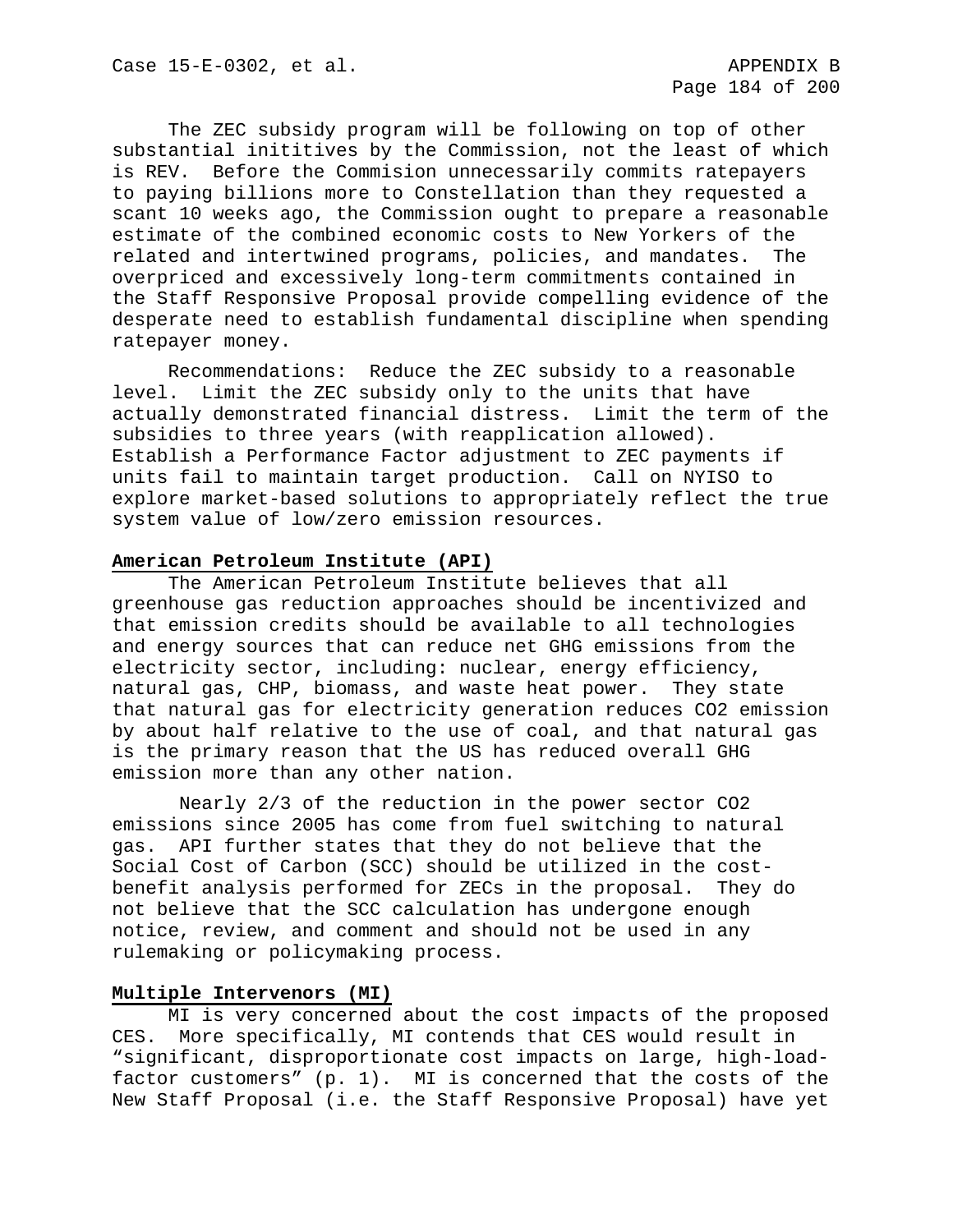The ZEC subsidy program will be following on top of other substantial inititives by the Commission, not the least of which is REV. Before the Commision unnecessarily commits ratepayers to paying billions more to Constellation than they requested a scant 10 weeks ago, the Commission ought to prepare a reasonable estimate of the combined economic costs to New Yorkers of the related and intertwined programs, policies, and mandates. The overpriced and excessively long-term commitments contained in the Staff Responsive Proposal provide compelling evidence of the desperate need to establish fundamental discipline when spending ratepayer money.

Recommendations: Reduce the ZEC subsidy to a reasonable level. Limit the ZEC subsidy only to the units that have actually demonstrated financial distress. Limit the term of the subsidies to three years (with reapplication allowed). Establish a Performance Factor adjustment to ZEC payments if units fail to maintain target production. Call on NYISO to explore market-based solutions to appropriately reflect the true system value of low/zero emission resources.

**American Petroleum Institute (API)**

The American Petroleum Institute believes that all greenhouse gas reduction approaches should be incentivized and that emission credits should be available to all technologies and energy sources that can reduce net GHG emissions from the electricity sector, including: nuclear, energy efficiency, natural gas, CHP, biomass, and waste heat power. They state that natural gas for electricity generation reduces CO2 emission by about half relative to the use of coal, and that natural gas is the primary reason that the US has reduced overall GHG emission more than any other nation.

Nearly 2/3 of the reduction in the power sector CO2 emissions since 2005 has come from fuel switching to natural gas. API further states that they do not believe that the Social Cost of Carbon (SCC) should be utilized in the cost-benefit analysis performed for ZECs in the proposal. They do not believe that the SCC calculation has undergone enough notice, review, and comment and should not be used in any rulemaking or policymaking process.

**Multiple Intervenors (MI)**

MI is very concerned about the cost impacts of the proposed CES. More specifically, MI contends that CES would result in "significant, disproportionate cost impacts on large, high-load-factor customers" (p. 1). MI is concerned that the costs of the New Staff Proposal (i.e. the Staff Responsive Proposal) have yet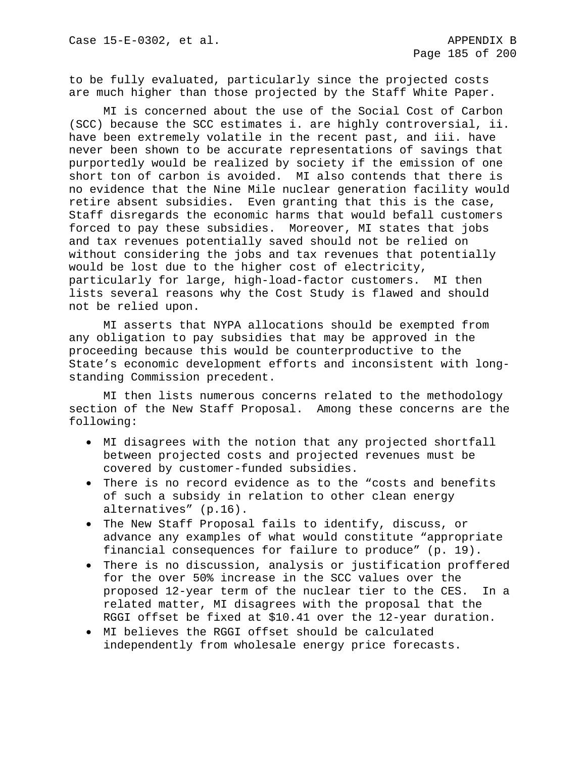to be fully evaluated, particularly since the projected costs are much higher than those projected by the Staff White Paper.

MI is concerned about the use of the Social Cost of Carbon (SCC) because the SCC estimates i. are highly controversial, ii. have been extremely volatile in the recent past, and iii. have never been shown to be accurate representations of savings that purportedly would be realized by society if the emission of one short ton of carbon is avoided. MI also contends that there is no evidence that the Nine Mile nuclear generation facility would retire absent subsidies. Even granting that this is the case, Staff disregards the economic harms that would befall customers forced to pay these subsidies. Moreover, MI states that jobs and tax revenues potentially saved should not be relied on without considering the jobs and tax revenues that potentially would be lost due to the higher cost of electricity, particularly for large, high-load-factor customers. MI then lists several reasons why the Cost Study is flawed and should not be relied upon.

MI asserts that NYPA allocations should be exempted from any obligation to pay subsidies that may be approved in the proceeding because this would be counterproductive to the State's economic development efforts and inconsistent with long-standing Commission precedent.

MI then lists numerous concerns related to the methodology section of the New Staff Proposal. Among these concerns are the following:

- MI disagrees with the notion that any projected shortfall between projected costs and projected revenues must be covered by customer-funded subsidies.
- There is no record evidence as to the "costs and benefits of such a subsidy in relation to other clean energy alternatives" (p.16).
- The New Staff Proposal fails to identify, discuss, or advance any examples of what would constitute "appropriate financial consequences for failure to produce" (p. 19).
- There is no discussion, analysis or justification proffered for the over 50% increase in the SCC values over the proposed 12-year term of the nuclear tier to the CES. In a related matter, MI disagrees with the proposal that the RGGI offset be fixed at $10.41 over the 12-year duration.
- MI believes the RGGI offset should be calculated independently from wholesale energy price forecasts.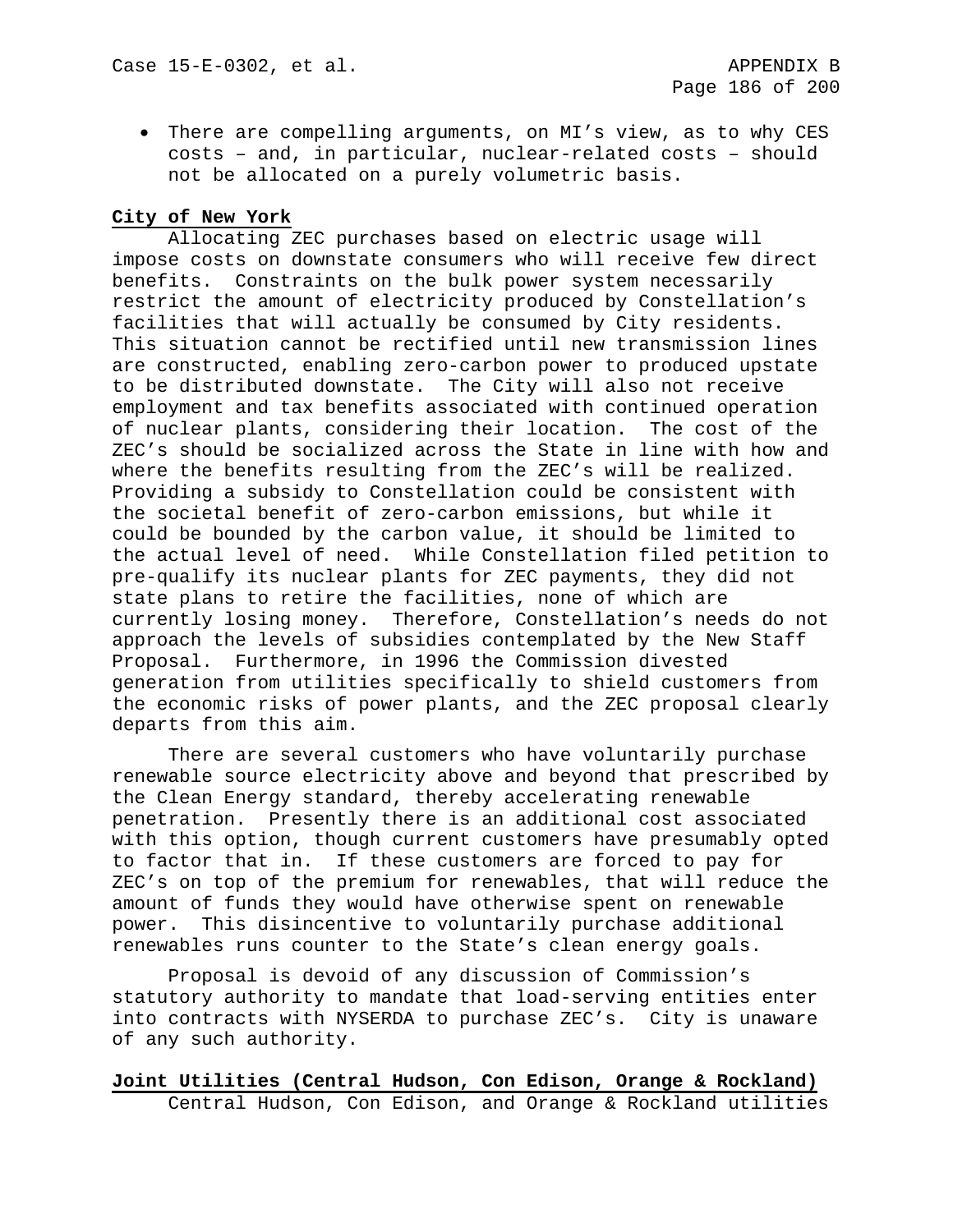- There are compelling arguments, on MI's view, as to why CES costs – and, in particular, nuclear-related costs – should not be allocated on a purely volumetric basis.

**City of New York**

Allocating ZEC purchases based on electric usage will impose costs on downstate consumers who will receive few direct benefits. Constraints on the bulk power system necessarily restrict the amount of electricity produced by Constellation's facilities that will actually be consumed by City residents. This situation cannot be rectified until new transmission lines are constructed, enabling zero-carbon power to produced upstate to be distributed downstate. The City will also not receive employment and tax benefits associated with continued operation of nuclear plants, considering their location. The cost of the ZEC's should be socialized across the State in line with how and where the benefits resulting from the ZEC's will be realized. Providing a subsidy to Constellation could be consistent with the societal benefit of zero-carbon emissions, but while it could be bounded by the carbon value, it should be limited to the actual level of need. While Constellation filed petition to pre-qualify its nuclear plants for ZEC payments, they did not state plans to retire the facilities, none of which are currently losing money. Therefore, Constellation's needs do not approach the levels of subsidies contemplated by the New Staff Proposal. Furthermore, in 1996 the Commission divested generation from utilities specifically to shield customers from the economic risks of power plants, and the ZEC proposal clearly departs from this aim.

There are several customers who have voluntarily purchase renewable source electricity above and beyond that prescribed by the Clean Energy standard, thereby accelerating renewable penetration. Presently there is an additional cost associated with this option, though current customers have presumably opted to factor that in. If these customers are forced to pay for ZEC's on top of the premium for renewables, that will reduce the amount of funds they would have otherwise spent on renewable power. This disincentive to voluntarily purchase additional renewables runs counter to the State's clean energy goals.

Proposal is devoid of any discussion of Commission's statutory authority to mandate that load-serving entities enter into contracts with NYSERDA to purchase ZEC's. City is unaware of any such authority.

**Joint Utilities (Central Hudson, Con Edison, Orange & Rockland)**

Central Hudson, Con Edison, and Orange & Rockland utilities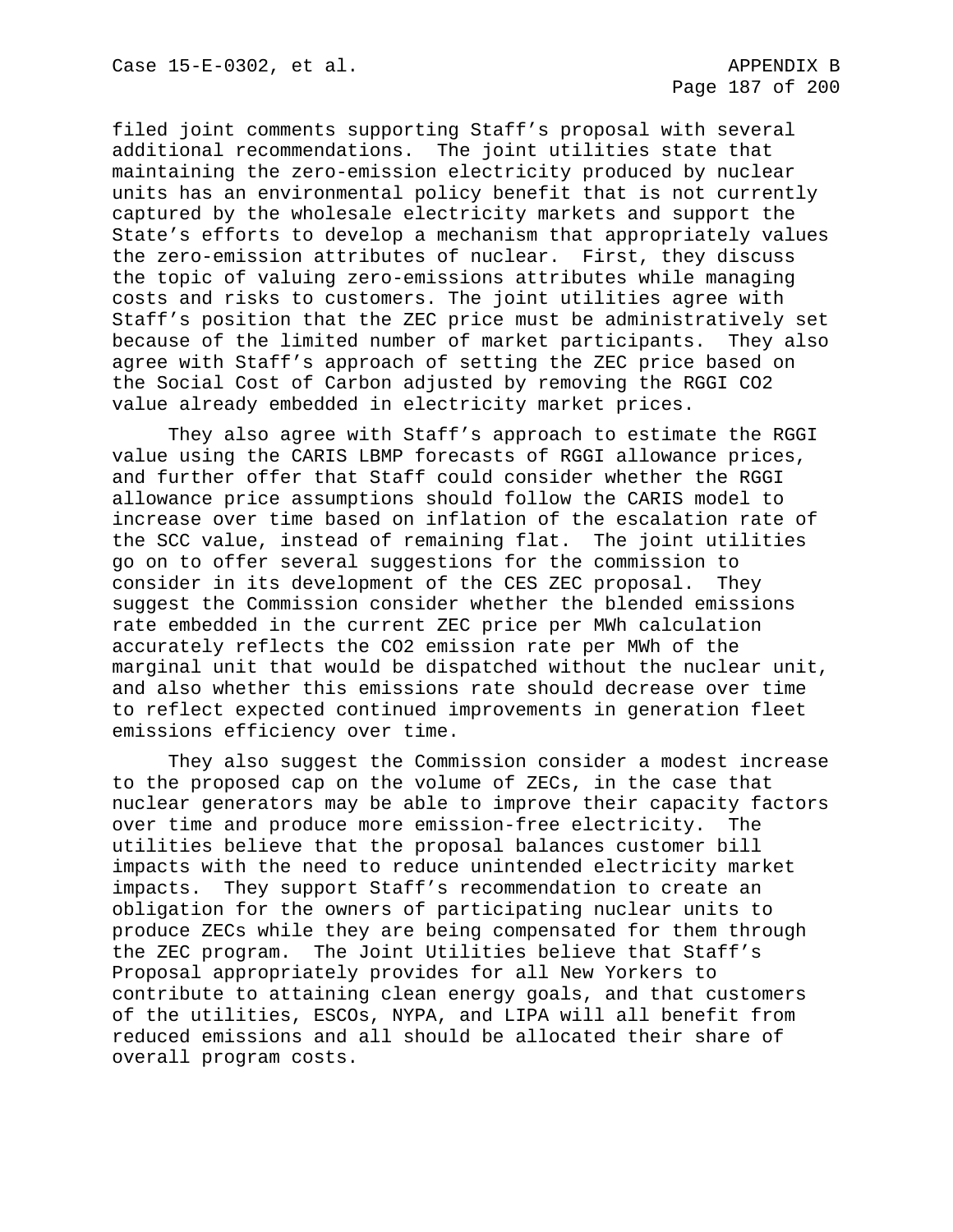filed joint comments supporting Staff's proposal with several additional recommendations. The joint utilities state that maintaining the zero-emission electricity produced by nuclear units has an environmental policy benefit that is not currently captured by the wholesale electricity markets and support the State's efforts to develop a mechanism that appropriately values the zero-emission attributes of nuclear. First, they discuss the topic of valuing zero-emissions attributes while managing costs and risks to customers. The joint utilities agree with Staff's position that the ZEC price must be administratively set because of the limited number of market participants. They also agree with Staff's approach of setting the ZEC price based on the Social Cost of Carbon adjusted by removing the RGGI $CO_2$ value already embedded in electricity market prices.

They also agree with Staff's approach to estimate the RGGI value using the CARIS LBMP forecasts of RGGI allowance prices, and further offer that Staff could consider whether the RGGI allowance price assumptions should follow the CARIS model to increase over time based on inflation of the escalation rate of the SCC value, instead of remaining flat. The joint utilities go on to offer several suggestions for the commission to consider in its development of the CES ZEC proposal. They suggest the Commission consider whether the blended emissions rate embedded in the current ZEC price per MWh calculation accurately reflects the $CO_2$ emission rate per MWh of the marginal unit that would be dispatched without the nuclear unit, and also whether this emissions rate should decrease over time to reflect expected continued improvements in generation fleet emissions efficiency over time.

They also suggest the Commission consider a modest increase to the proposed cap on the volume of ZECs, in the case that nuclear generators may be able to improve their capacity factors over time and produce more emission-free electricity. The utilities believe that the proposal balances customer bill impacts with the need to reduce unintended electricity market impacts. They support Staff's recommendation to create an obligation for the owners of participating nuclear units to produce ZECs while they are being compensated for them through the ZEC program. The Joint Utilities believe that Staff's Proposal appropriately provides for all New Yorkers to contribute to attaining clean energy goals, and that customers of the utilities, ESCOs, NYPA, and LIPA will all benefit from reduced emissions and all should be allocated their share of overall program costs.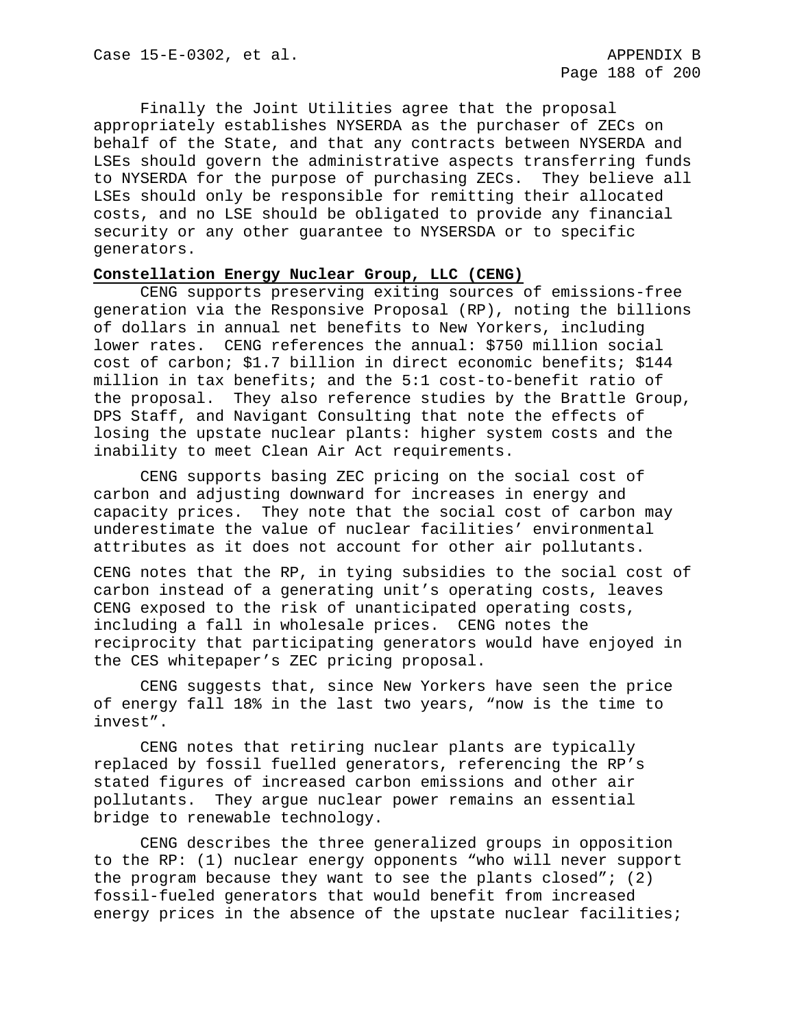Finally the Joint Utilities agree that the proposal appropriately establishes NYSERDA as the purchaser of ZECs on behalf of the State, and that any contracts between NYSERDA and LSEs should govern the administrative aspects transferring funds to NYSERDA for the purpose of purchasing ZECs. They believe all LSEs should only be responsible for remitting their allocated costs, and no LSE should be obligated to provide any financial security or any other guarantee to NYSERSDA or to specific generators.

**Constellation Energy Nuclear Group, LLC (CENG)**

CENG supports preserving exiting sources of emissions-free generation via the Responsive Proposal (RP), noting the billions of dollars in annual net benefits to New Yorkers, including lower rates. CENG references the annual: $750 million social cost of carbon; $1.7 billion in direct economic benefits; $144 million in tax benefits; and the 5:1 cost-to-benefit ratio of the proposal. They also reference studies by the Brattle Group, DPS Staff, and Navigant Consulting that note the effects of losing the upstate nuclear plants: higher system costs and the inability to meet Clean Air Act requirements.

CENG supports basing ZEC pricing on the social cost of carbon and adjusting downward for increases in energy and capacity prices. They note that the social cost of carbon may underestimate the value of nuclear facilities' environmental attributes as it does not account for other air pollutants.

CENG notes that the RP, in tying subsidies to the social cost of carbon instead of a generating unit's operating costs, leaves CENG exposed to the risk of unanticipated operating costs, including a fall in wholesale prices. CENG notes the reciprocity that participating generators would have enjoyed in the CES whitepaper's ZEC pricing proposal.

CENG suggests that, since New Yorkers have seen the price of energy fall 18% in the last two years, "now is the time to invest".

CENG notes that retiring nuclear plants are typically replaced by fossil fuelled generators, referencing the RP's stated figures of increased carbon emissions and other air pollutants. They argue nuclear power remains an essential bridge to renewable technology.

CENG describes the three generalized groups in opposition to the RP: (1) nuclear energy opponents "who will never support the program because they want to see the plants closed"; (2) fossil-fueled generators that would benefit from increased energy prices in the absence of the upstate nuclear facilities;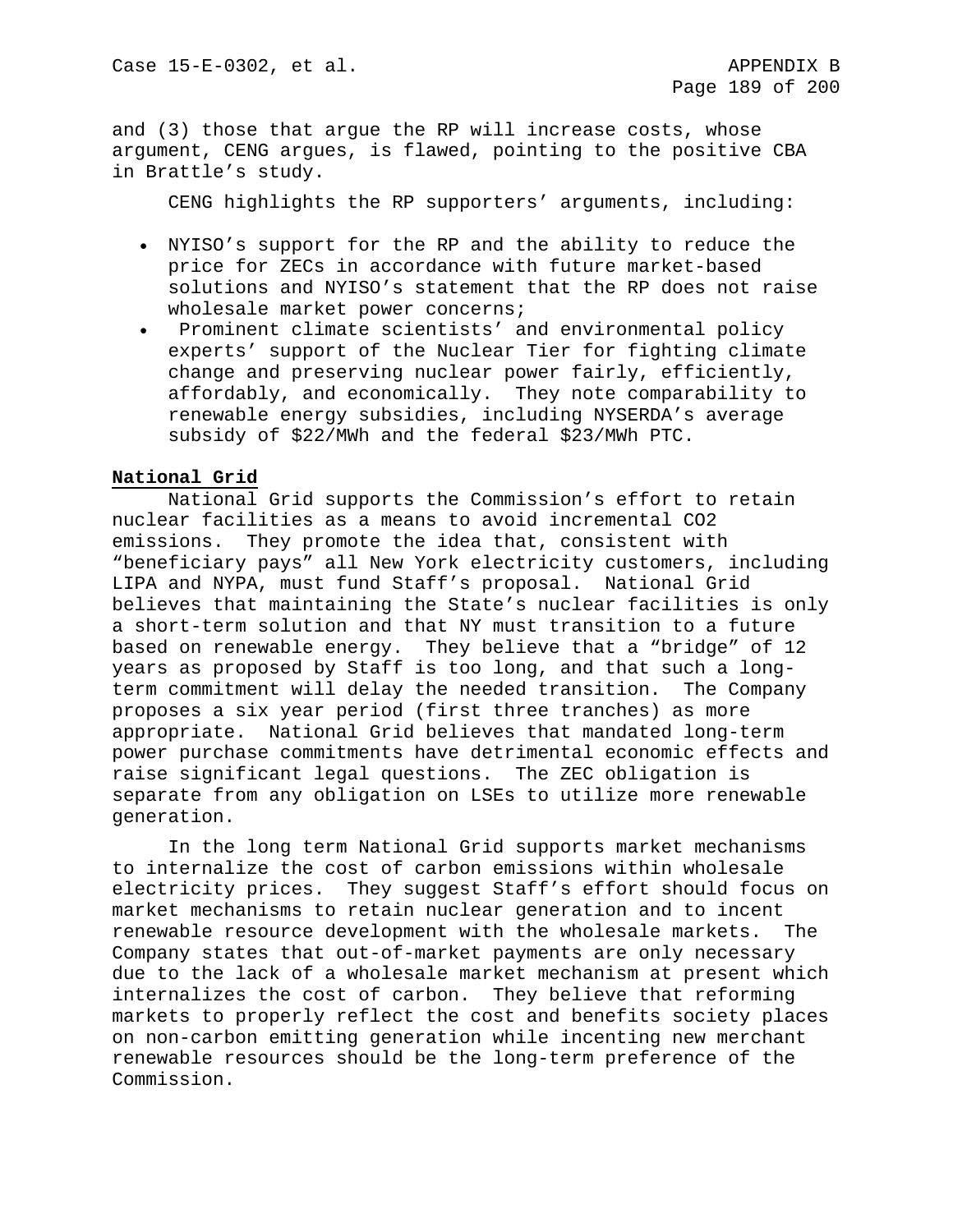and (3) those that argue the RP will increase costs, whose argument, CENG argues, is flawed, pointing to the positive CBA in Brattle's study.

CENG highlights the RP supporters' arguments, including:

- NYISO's support for the RP and the ability to reduce the price for ZECs in accordance with future market-based solutions and NYISO's statement that the RP does not raise wholesale market power concerns;
- Prominent climate scientists' and environmental policy experts' support of the Nuclear Tier for fighting climate change and preserving nuclear power fairly, efficiently, affordably, and economically. They note comparability to renewable energy subsidies, including NYSERDA's average subsidy of $22/MWh and the federal $23/MWh PTC.

**National Grid**

National Grid supports the Commission's effort to retain nuclear facilities as a means to avoid incremental $CO_2$ emissions. They promote the idea that, consistent with "beneficiary pays" all New York electricity customers, including LIPA and NYPA, must fund Staff's proposal. National Grid believes that maintaining the State's nuclear facilities is only a short-term solution and that NY must transition to a future based on renewable energy. They believe that a "bridge" of 12 years as proposed by Staff is too long, and that such a long-term commitment will delay the needed transition. The Company proposes a six year period (first three tranches) as more appropriate. National Grid believes that mandated long-term power purchase commitments have detrimental economic effects and raise significant legal questions. The ZEC obligation is separate from any obligation on LSEs to utilize more renewable generation.

In the long term National Grid supports market mechanisms to internalize the cost of carbon emissions within wholesale electricity prices. They suggest Staff's effort should focus on market mechanisms to retain nuclear generation and to incent renewable resource development with the wholesale markets. The Company states that out-of-market payments are only necessary due to the lack of a wholesale market mechanism at present which internalizes the cost of carbon. They believe that reforming markets to properly reflect the cost and benefits society places on non-carbon emitting generation while incenting new merchant renewable resources should be the long-term preference of the Commission.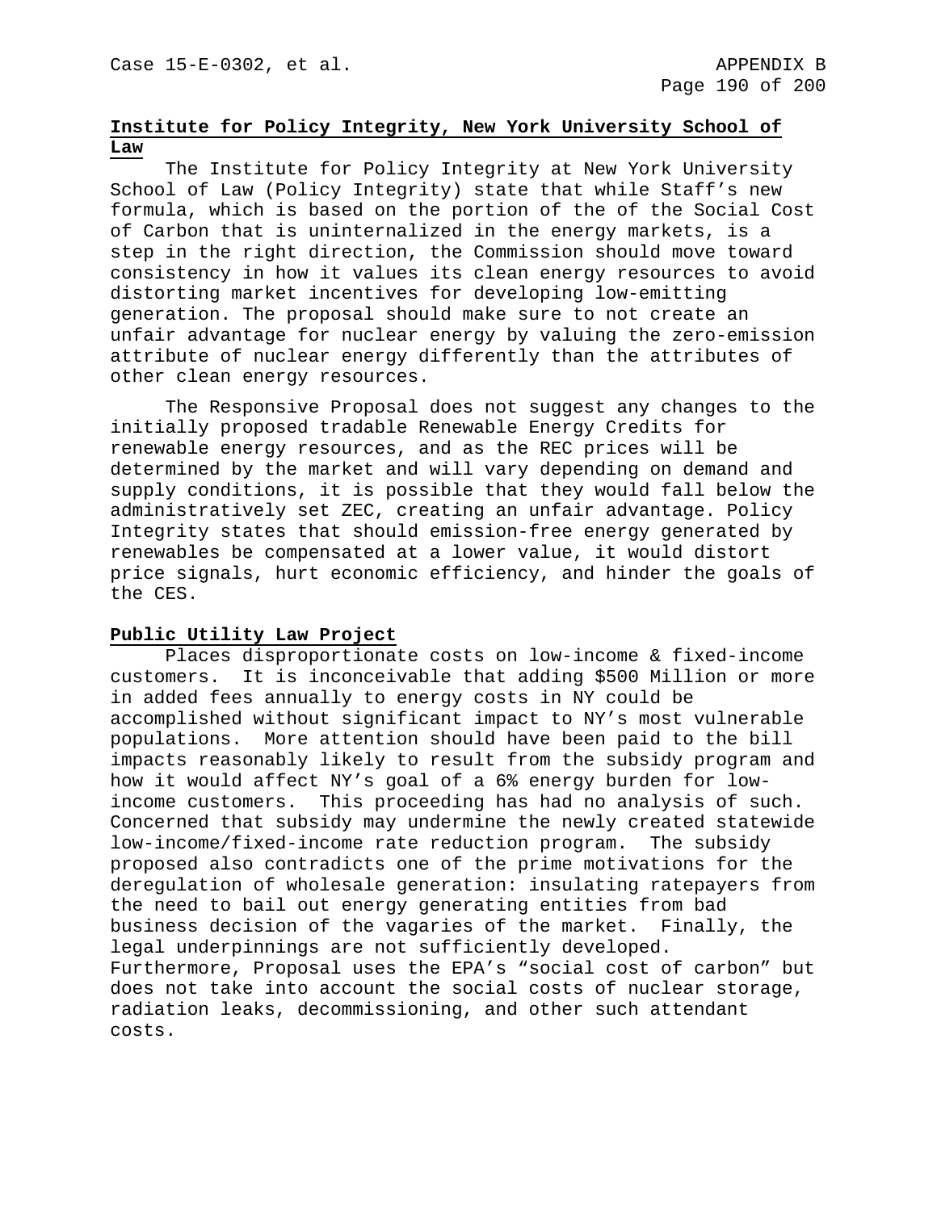**Institute for Policy Integrity, New York University School of Law**

The Institute for Policy Integrity at New York University School of Law (Policy Integrity) state that while Staff's new formula, which is based on the portion of the of the Social Cost of Carbon that is uninternalized in the energy markets, is a step in the right direction, the Commission should move toward consistency in how it values its clean energy resources to avoid distorting market incentives for developing low-emitting generation. The proposal should make sure to not create an unfair advantage for nuclear energy by valuing the zero-emission attribute of nuclear energy differently than the attributes of other clean energy resources.

The Responsive Proposal does not suggest any changes to the initially proposed tradable Renewable Energy Credits for renewable energy resources, and as the REC prices will be determined by the market and will vary depending on demand and supply conditions, it is possible that they would fall below the administratively set ZEC, creating an unfair advantage. Policy Integrity states that should emission-free energy generated by renewables be compensated at a lower value, it would distort price signals, hurt economic efficiency, and hinder the goals of the CES.

**Public Utility Law Project**

Places disproportionate costs on low-income & fixed-income customers. It is inconceivable that adding $500 Million or more in added fees annually to energy costs in NY could be accomplished without significant impact to NY's most vulnerable populations. More attention should have been paid to the bill impacts reasonably likely to result from the subsidy program and how it would affect NY's goal of a 6% energy burden for low-income customers. This proceeding has had no analysis of such. Concerned that subsidy may undermine the newly created statewide low-income/fixed-income rate reduction program. The subsidy proposed also contradicts one of the prime motivations for the deregulation of wholesale generation: insulating ratepayers from the need to bail out energy generating entities from bad business decision of the vagaries of the market. Finally, the legal underpinnings are not sufficiently developed. Furthermore, Proposal uses the EPA's "social cost of carbon" but does not take into account the social costs of nuclear storage, radiation leaks, decommissioning, and other such attendant costs.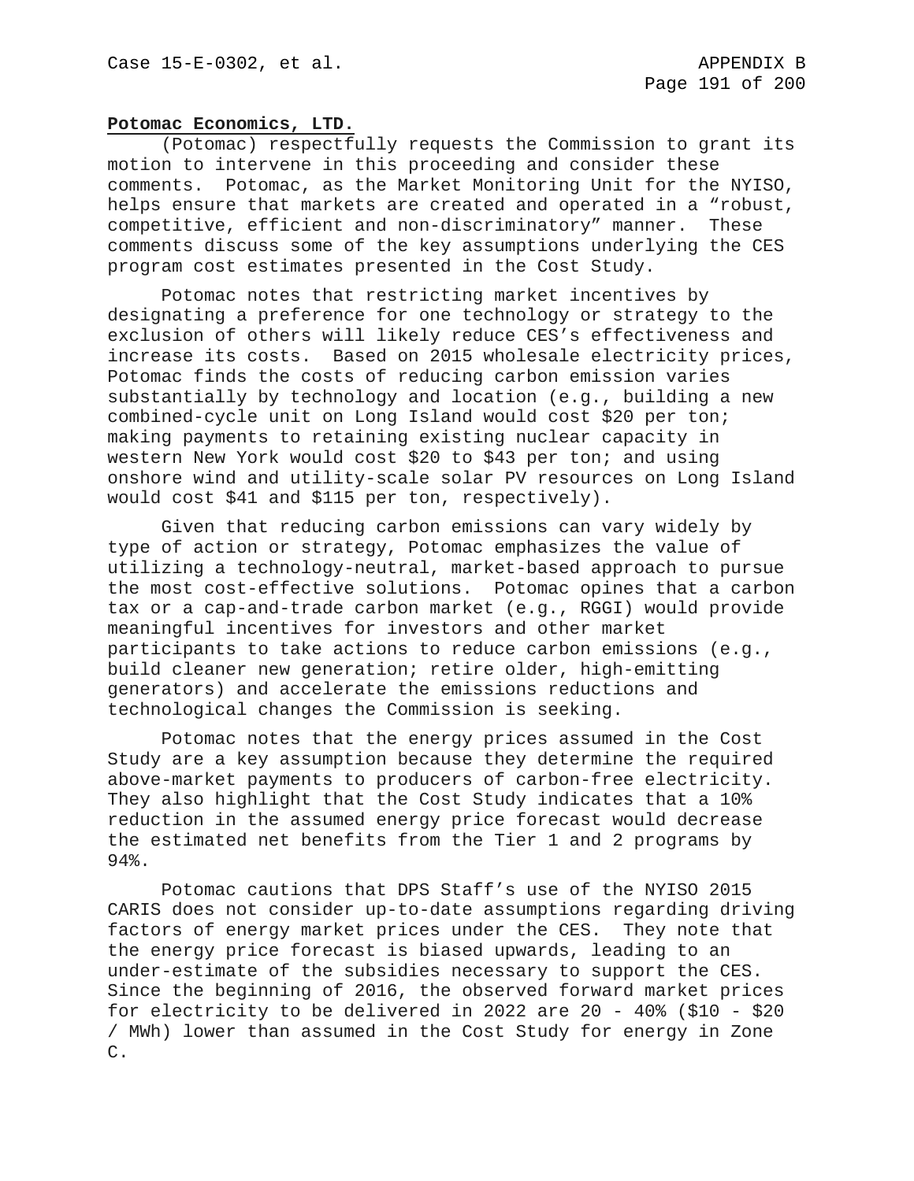**Potomac Economics, LTD.**

(Potomac) respectfully requests the Commission to grant its motion to intervene in this proceeding and consider these comments. Potomac, as the Market Monitoring Unit for the NYISO, helps ensure that markets are created and operated in a "robust, competitive, efficient and non-discriminatory" manner. These comments discuss some of the key assumptions underlying the CES program cost estimates presented in the Cost Study.

Potomac notes that restricting market incentives by designating a preference for one technology or strategy to the exclusion of others will likely reduce CES's effectiveness and increase its costs. Based on 2015 wholesale electricity prices, Potomac finds the costs of reducing carbon emission varies substantially by technology and location (e.g., building a new combined-cycle unit on Long Island would cost $20 per ton; making payments to retaining existing nuclear capacity in western New York would cost $20 to $43 per ton; and using onshore wind and utility-scale solar PV resources on Long Island would cost $41 and $115 per ton, respectively).

Given that reducing carbon emissions can vary widely by type of action or strategy, Potomac emphasizes the value of utilizing a technology-neutral, market-based approach to pursue the most cost-effective solutions. Potomac opines that a carbon tax or a cap-and-trade carbon market (e.g., RGGI) would provide meaningful incentives for investors and other market participants to take actions to reduce carbon emissions (e.g., build cleaner new generation; retire older, high-emitting generators) and accelerate the emissions reductions and technological changes the Commission is seeking.

Potomac notes that the energy prices assumed in the Cost Study are a key assumption because they determine the required above-market payments to producers of carbon-free electricity. They also highlight that the Cost Study indicates that a 10% reduction in the assumed energy price forecast would decrease the estimated net benefits from the Tier 1 and 2 programs by 94%.

Potomac cautions that DPS Staff's use of the NYISO 2015 CARIS does not consider up-to-date assumptions regarding driving factors of energy market prices under the CES. They note that the energy price forecast is biased upwards, leading to an under-estimate of the subsidies necessary to support the CES. Since the beginning of 2016, the observed forward market prices for electricity to be delivered in 2022 are 20 - 40% ($10 - $20 / MWh) lower than assumed in the Cost Study for energy in Zone C.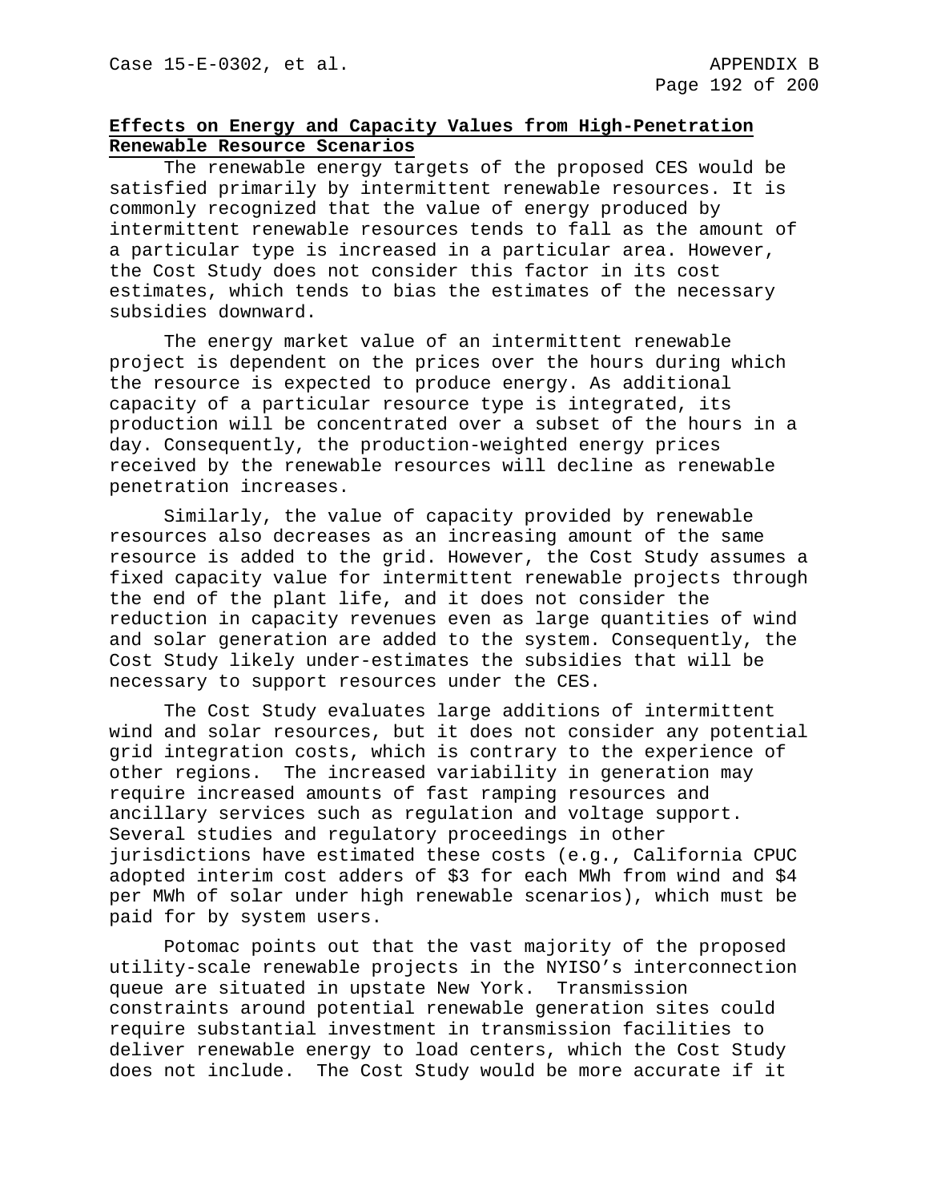**Effects on Energy and Capacity Values from High-Penetration Renewable Resource Scenarios**

The renewable energy targets of the proposed CES would be satisfied primarily by intermittent renewable resources. It is commonly recognized that the value of energy produced by intermittent renewable resources tends to fall as the amount of a particular type is increased in a particular area. However, the Cost Study does not consider this factor in its cost estimates, which tends to bias the estimates of the necessary subsidies downward.

The energy market value of an intermittent renewable project is dependent on the prices over the hours during which the resource is expected to produce energy. As additional capacity of a particular resource type is integrated, its production will be concentrated over a subset of the hours in a day. Consequently, the production-weighted energy prices received by the renewable resources will decline as renewable penetration increases.

Similarly, the value of capacity provided by renewable resources also decreases as an increasing amount of the same resource is added to the grid. However, the Cost Study assumes a fixed capacity value for intermittent renewable projects through the end of the plant life, and it does not consider the reduction in capacity revenues even as large quantities of wind and solar generation are added to the system. Consequently, the Cost Study likely under-estimates the subsidies that will be necessary to support resources under the CES.

The Cost Study evaluates large additions of intermittent wind and solar resources, but it does not consider any potential grid integration costs, which is contrary to the experience of other regions. The increased variability in generation may require increased amounts of fast ramping resources and ancillary services such as regulation and voltage support. Several studies and regulatory proceedings in other jurisdictions have estimated these costs (e.g., California CPUC adopted interim cost adders of $3 for each MWh from wind and $4 per MWh of solar under high renewable scenarios), which must be paid for by system users.

Potomac points out that the vast majority of the proposed utility-scale renewable projects in the NYISO's interconnection queue are situated in upstate New York. Transmission constraints around potential renewable generation sites could require substantial investment in transmission facilities to deliver renewable energy to load centers, which the Cost Study does not include. The Cost Study would be more accurate if it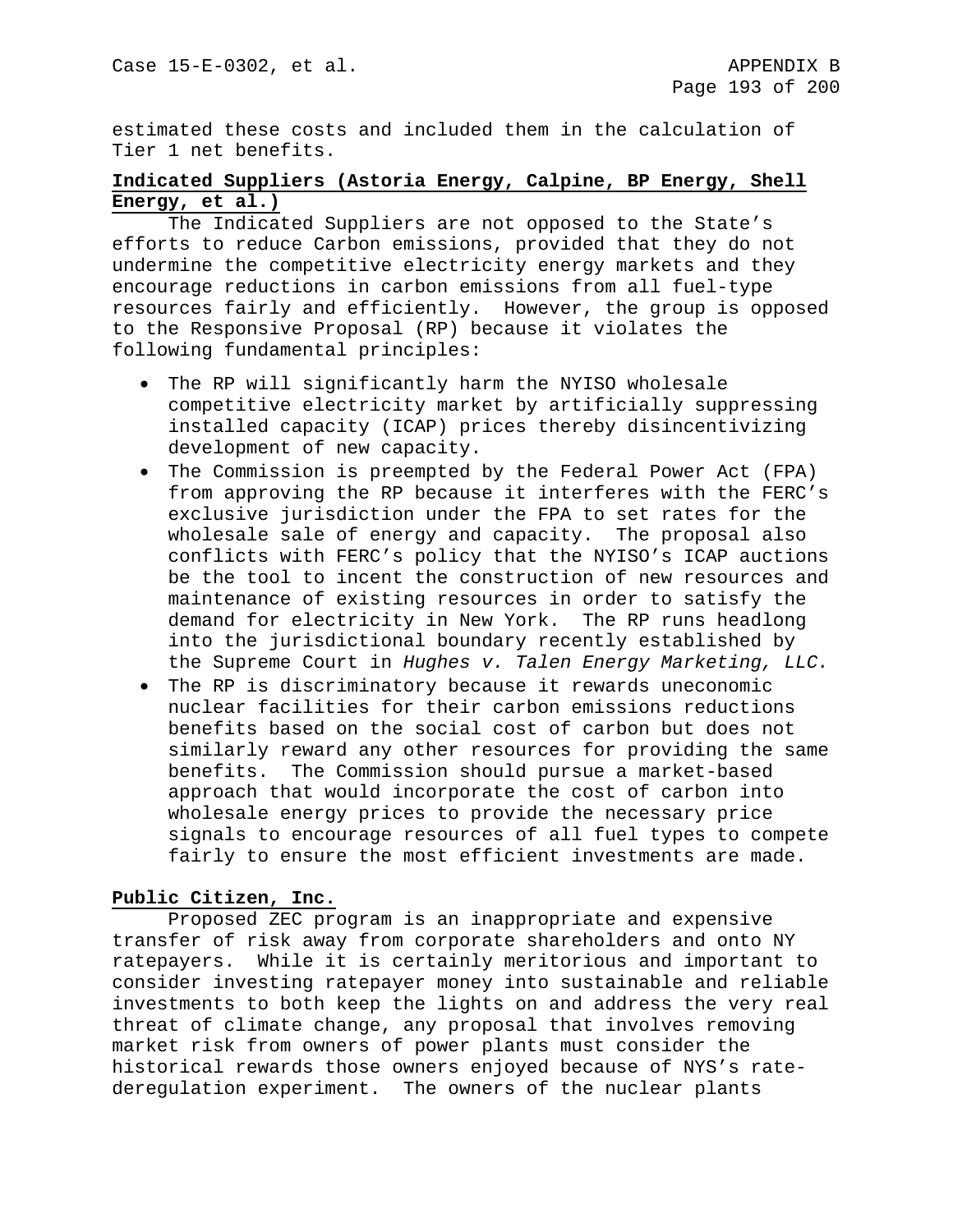estimated these costs and included them in the calculation of Tier 1 net benefits.

**Indicated Suppliers (Astoria Energy, Calpine, BP Energy, Shell Energy, et al.)**

The Indicated Suppliers are not opposed to the State's efforts to reduce Carbon emissions, provided that they do not undermine the competitive electricity energy markets and they encourage reductions in carbon emissions from all fuel-type resources fairly and efficiently. However, the group is opposed to the Responsive Proposal (RP) because it violates the following fundamental principles:

- The RP will significantly harm the NYISO wholesale competitive electricity market by artificially suppressing installed capacity (ICAP) prices thereby disincentivizing development of new capacity.
- The Commission is preempted by the Federal Power Act (FPA) from approving the RP because it interferes with the FERC's exclusive jurisdiction under the FPA to set rates for the wholesale sale of energy and capacity. The proposal also conflicts with FERC's policy that the NYISO's ICAP auctions be the tool to incent the construction of new resources and maintenance of existing resources in order to satisfy the demand for electricity in New York. The RP runs headlong into the jurisdictional boundary recently established by the Supreme Court in *Hughes v. Talen Energy Marketing, LLC.*
- The RP is discriminatory because it rewards uneconomic nuclear facilities for their carbon emissions reductions benefits based on the social cost of carbon but does not similarly reward any other resources for providing the same benefits. The Commission should pursue a market-based approach that would incorporate the cost of carbon into wholesale energy prices to provide the necessary price signals to encourage resources of all fuel types to compete fairly to ensure the most efficient investments are made.

**Public Citizen, Inc.**

Proposed ZEC program is an inappropriate and expensive transfer of risk away from corporate shareholders and onto NY ratepayers. While it is certainly meritorious and important to consider investing ratepayer money into sustainable and reliable investments to both keep the lights on and address the very real threat of climate change, any proposal that involves removing market risk from owners of power plants must consider the historical rewards those owners enjoyed because of NYS's rate-deregulation experiment. The owners of the nuclear plants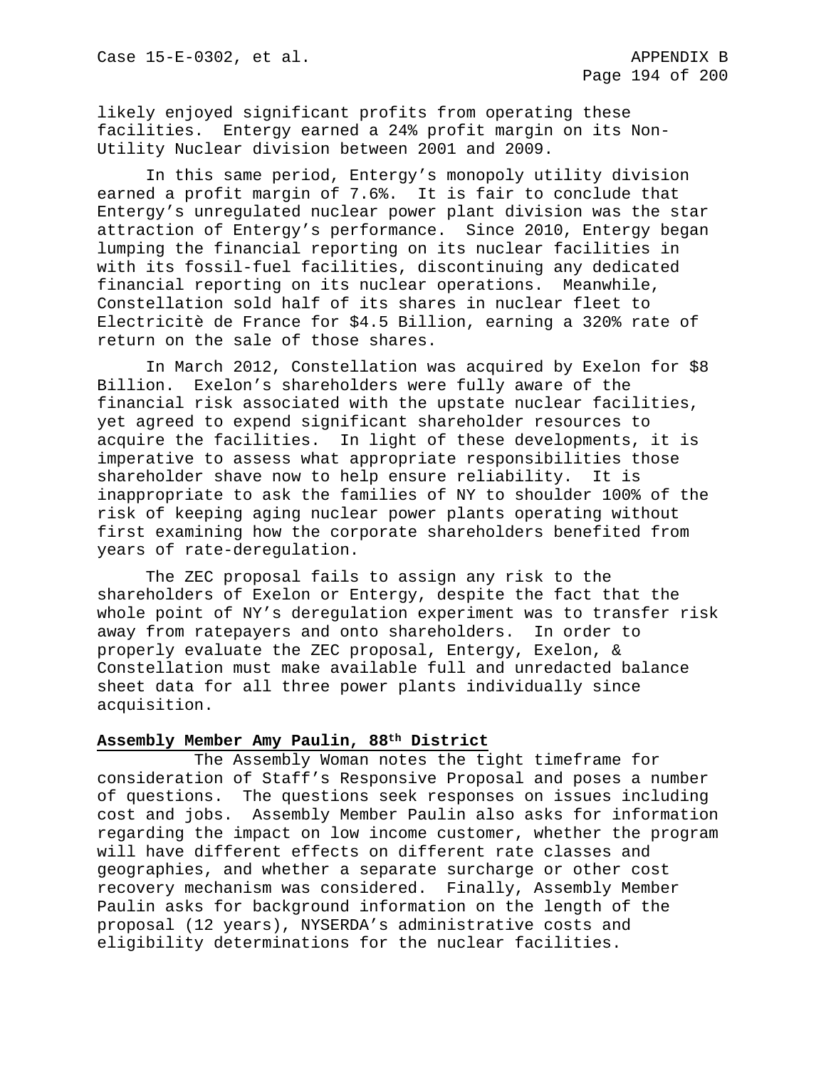likely enjoyed significant profits from operating these facilities. Entergy earned a 24% profit margin on its Non-Utility Nuclear division between 2001 and 2009.

In this same period, Entergy's monopoly utility division earned a profit margin of 7.6%. It is fair to conclude that Entergy's unregulated nuclear power plant division was the star attraction of Entergy's performance. Since 2010, Entergy began lumping the financial reporting on its nuclear facilities in with its fossil-fuel facilities, discontinuing any dedicated financial reporting on its nuclear operations. Meanwhile, Constellation sold half of its shares in nuclear fleet to Electricitè de France for $4.5 Billion, earning a 320% rate of return on the sale of those shares.

In March 2012, Constellation was acquired by Exelon for $8 Billion. Exelon's shareholders were fully aware of the financial risk associated with the upstate nuclear facilities, yet agreed to expend significant shareholder resources to acquire the facilities. In light of these developments, it is imperative to assess what appropriate responsibilities those shareholder shave now to help ensure reliability. It is inappropriate to ask the families of NY to shoulder 100% of the risk of keeping aging nuclear power plants operating without first examining how the corporate shareholders benefited from years of rate-deregulation.

The ZEC proposal fails to assign any risk to the shareholders of Exelon or Entergy, despite the fact that the whole point of NY's deregulation experiment was to transfer risk away from ratepayers and onto shareholders. In order to properly evaluate the ZEC proposal, Entergy, Exelon, & Constellation must make available full and unredacted balance sheet data for all three power plants individually since acquisition.

**Assembly Member Amy Paulin, 88th District**

The Assembly Woman notes the tight timeframe for consideration of Staff's Responsive Proposal and poses a number of questions. The questions seek responses on issues including cost and jobs. Assembly Member Paulin also asks for information regarding the impact on low income customer, whether the program will have different effects on different rate classes and geographies, and whether a separate surcharge or other cost recovery mechanism was considered. Finally, Assembly Member Paulin asks for background information on the length of the proposal (12 years), NYSERDA's administrative costs and eligibility determinations for the nuclear facilities.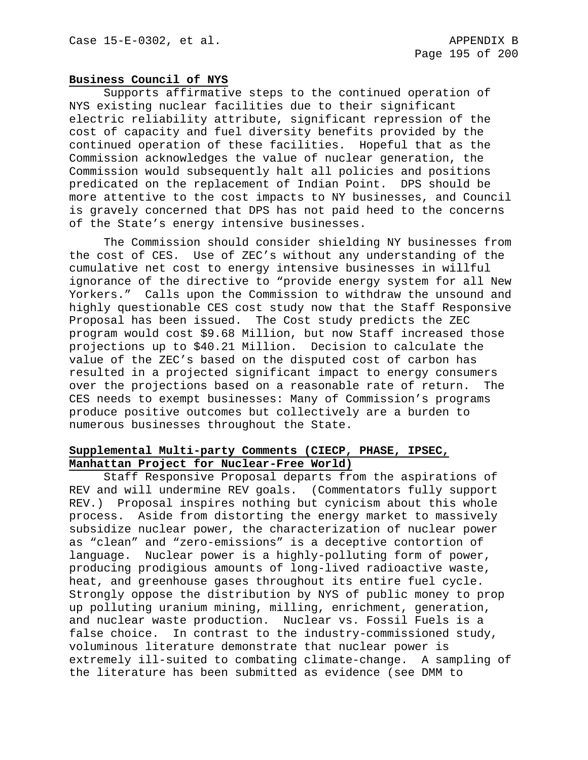**Business Council of NYS**

Supports affirmative steps to the continued operation of NYS existing nuclear facilities due to their significant electric reliability attribute, significant repression of the cost of capacity and fuel diversity benefits provided by the continued operation of these facilities. Hopeful that as the Commission acknowledges the value of nuclear generation, the Commission would subsequently halt all policies and positions predicated on the replacement of Indian Point. DPS should be more attentive to the cost impacts to NY businesses, and Council is gravely concerned that DPS has not paid heed to the concerns of the State's energy intensive businesses.

The Commission should consider shielding NY businesses from the cost of CES. Use of ZEC's without any understanding of the cumulative net cost to energy intensive businesses in willful ignorance of the directive to "provide energy system for all New Yorkers." Calls upon the Commission to withdraw the unsound and highly questionable CES cost study now that the Staff Responsive Proposal has been issued. The Cost study predicts the ZEC program would cost $9.68 Million, but now Staff increased those projections up to $40.21 Million. Decision to calculate the value of the ZEC's based on the disputed cost of carbon has resulted in a projected significant impact to energy consumers over the projections based on a reasonable rate of return. The CES needs to exempt businesses: Many of Commission's programs produce positive outcomes but collectively are a burden to numerous businesses throughout the State.

**Supplemental Multi-party Comments (CIECP, PHASE, IPSEC, Manhattan Project for Nuclear-Free World)**

Staff Responsive Proposal departs from the aspirations of REV and will undermine REV goals. (Commentators fully support REV.) Proposal inspires nothing but cynicism about this whole process. Aside from distorting the energy market to massively subsidize nuclear power, the characterization of nuclear power as "clean" and "zero-emissions" is a deceptive contortion of language. Nuclear power is a highly-polluting form of power, producing prodigious amounts of long-lived radioactive waste, heat, and greenhouse gases throughout its entire fuel cycle. Strongly oppose the distribution by NYS of public money to prop up polluting uranium mining, milling, enrichment, generation, and nuclear waste production. Nuclear vs. Fossil Fuels is a false choice. In contrast to the industry-commissioned study, voluminous literature demonstrate that nuclear power is extremely ill-suited to combating climate-change. A sampling of the literature has been submitted as evidence (see DMM to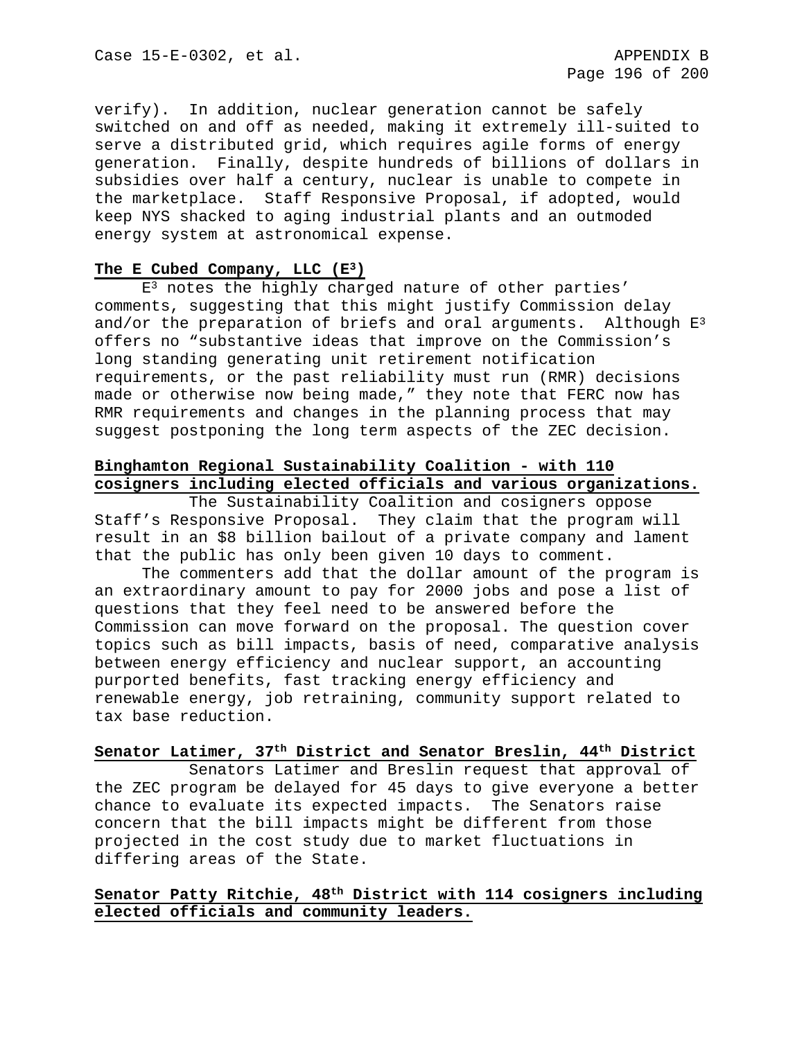verify). In addition, nuclear generation cannot be safely switched on and off as needed, making it extremely ill-suited to serve a distributed grid, which requires agile forms of energy generation. Finally, despite hundreds of billions of dollars in subsidies over half a century, nuclear is unable to compete in the marketplace. Staff Responsive Proposal, if adopted, would keep NYS shacked to aging industrial plants and an outmoded energy system at astronomical expense.

**The E Cubed Company, LLC ($E^3$)**

$E^3$ notes the highly charged nature of other parties' comments, suggesting that this might justify Commission delay and/or the preparation of briefs and oral arguments. Although $E^3$ offers no "substantive ideas that improve on the Commission's long standing generating unit retirement notification requirements, or the past reliability must run (RMR) decisions made or otherwise now being made," they note that FERC now has RMR requirements and changes in the planning process that may suggest postponing the long term aspects of the ZEC decision.

**Binghamton Regional Sustainability Coalition - with 110 cosigners including elected officials and various organizations.**

The Sustainability Coalition and cosigners oppose Staff's Responsive Proposal. They claim that the program will result in an $8 billion bailout of a private company and lament that the public has only been given 10 days to comment.

The commenters add that the dollar amount of the program is an extraordinary amount to pay for 2000 jobs and pose a list of questions that they feel need to be answered before the Commission can move forward on the proposal. The question cover topics such as bill impacts, basis of need, comparative analysis between energy efficiency and nuclear support, an accounting purported benefits, fast tracking energy efficiency and renewable energy, job retraining, community support related to tax base reduction.

**Senator Latimer, 37th District and Senator Breslin, 44th District**

Senators Latimer and Breslin request that approval of the ZEC program be delayed for 45 days to give everyone a better chance to evaluate its expected impacts. The Senators raise concern that the bill impacts might be different from those projected in the cost study due to market fluctuations in differing areas of the State.

**Senator Patty Ritchie, 48th District with 114 cosigners including elected officials and community leaders.**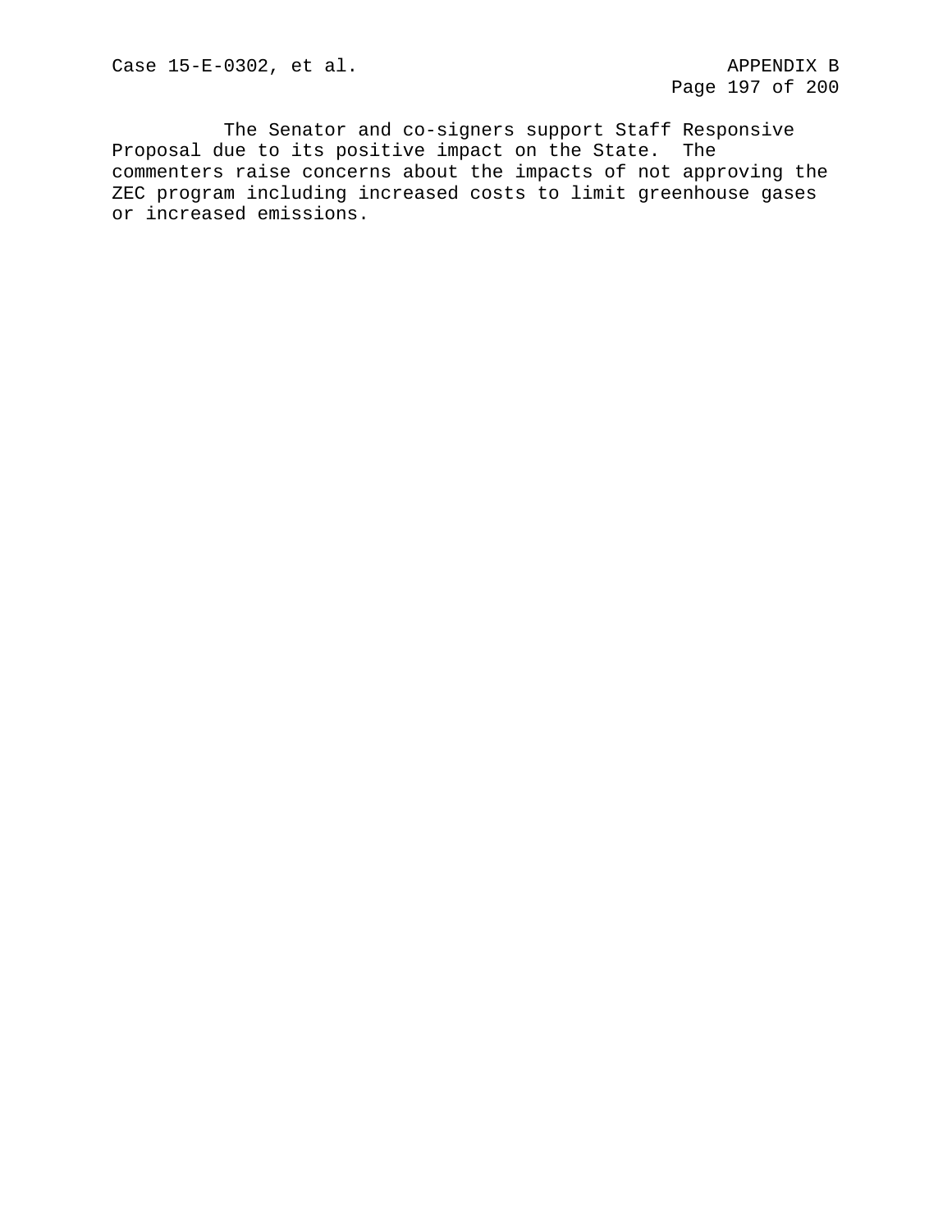The Senator and co-signers support Staff Responsive Proposal due to its positive impact on the State. The commenters raise concerns about the impacts of not approving the ZEC program including increased costs to limit greenhouse gases or increased emissions.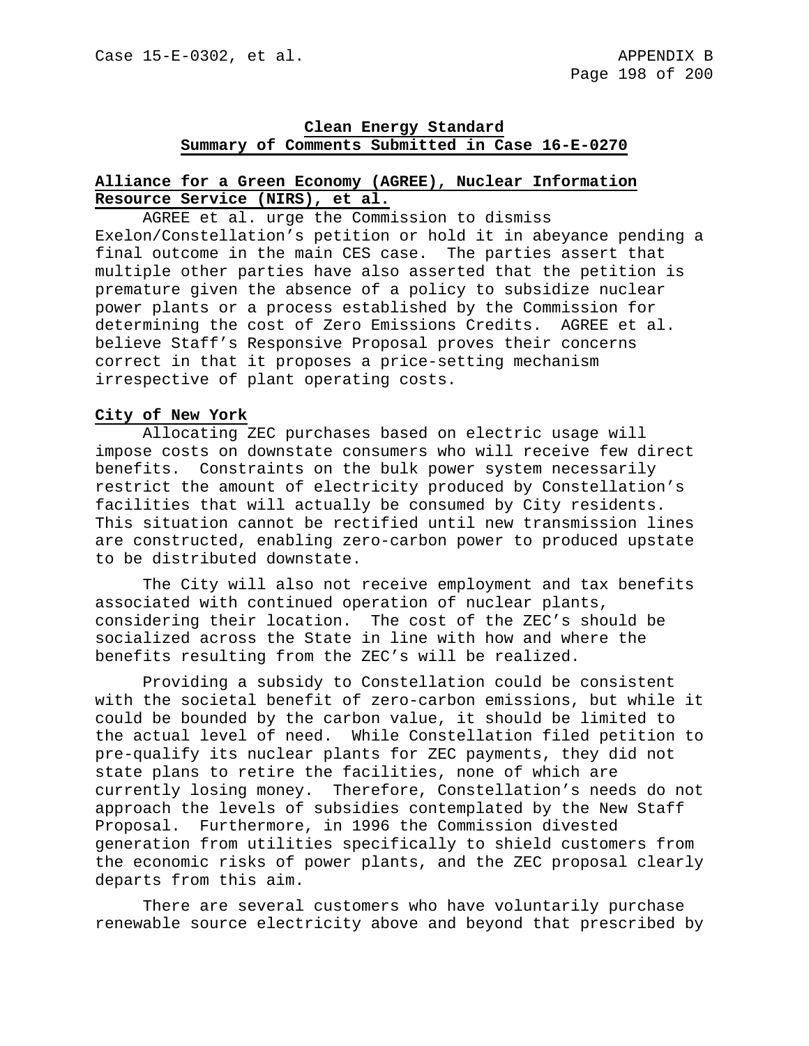**Clean Energy Standard**
**Summary of Comments Submitted in Case 16-E-0270**

## Alliance for a Green Economy (AGREE), Nuclear Information Resource Service (NIRS), et al.

AGREE et al. urge the Commission to dismiss Exelon/Constellation's petition or hold it in abeyance pending a final outcome in the main CES case. The parties assert that multiple other parties have also asserted that the petition is premature given the absence of a policy to subsidize nuclear power plants or a process established by the Commission for determining the cost of Zero Emissions Credits. AGREE et al. believe Staff's Responsive Proposal proves their concerns correct in that it proposes a price-setting mechanism irrespective of plant operating costs.

## City of New York

Allocating ZEC purchases based on electric usage will impose costs on downstate consumers who will receive few direct benefits. Constraints on the bulk power system necessarily restrict the amount of electricity produced by Constellation's facilities that will actually be consumed by City residents. This situation cannot be rectified until new transmission lines are constructed, enabling zero-carbon power to produced upstate to be distributed downstate.

The City will also not receive employment and tax benefits associated with continued operation of nuclear plants, considering their location. The cost of the ZEC's should be socialized across the State in line with how and where the benefits resulting from the ZEC's will be realized.

Providing a subsidy to Constellation could be consistent with the societal benefit of zero-carbon emissions, but while it could be bounded by the carbon value, it should be limited to the actual level of need. While Constellation filed petition to pre-qualify its nuclear plants for ZEC payments, they did not state plans to retire the facilities, none of which are currently losing money. Therefore, Constellation's needs do not approach the levels of subsidies contemplated by the New Staff Proposal. Furthermore, in 1996 the Commission divested generation from utilities specifically to shield customers from the economic risks of power plants, and the ZEC proposal clearly departs from this aim.

There are several customers who have voluntarily purchase renewable source electricity above and beyond that prescribed by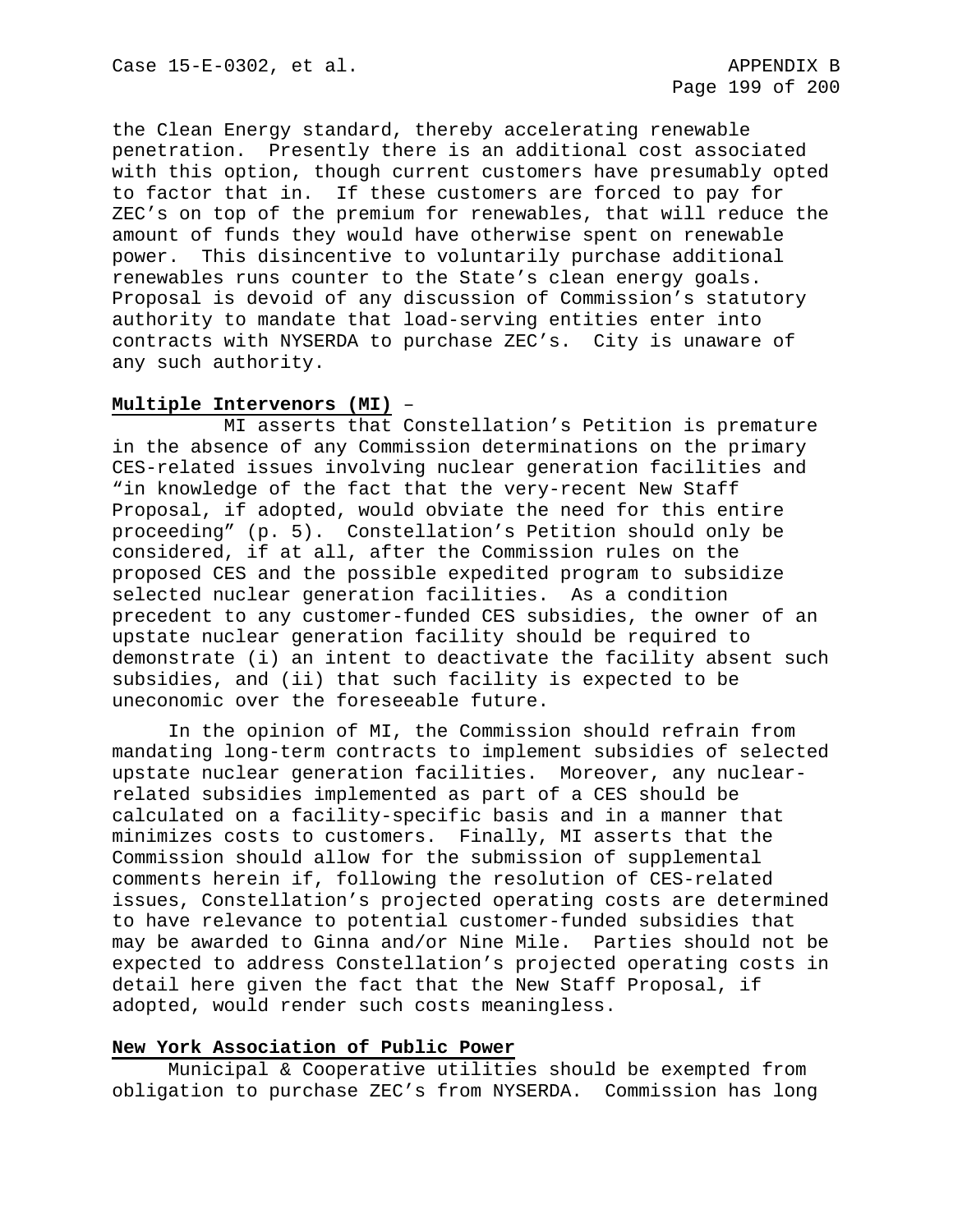the Clean Energy standard, thereby accelerating renewable penetration. Presently there is an additional cost associated with this option, though current customers have presumably opted to factor that in. If these customers are forced to pay for ZEC's on top of the premium for renewables, that will reduce the amount of funds they would have otherwise spent on renewable power. This disincentive to voluntarily purchase additional renewables runs counter to the State's clean energy goals. Proposal is devoid of any discussion of Commission's statutory authority to mandate that load-serving entities enter into contracts with NYSERDA to purchase ZEC's. City is unaware of any such authority.

**Multiple Intervenors (MI)** –

MI asserts that Constellation's Petition is premature in the absence of any Commission determinations on the primary CES-related issues involving nuclear generation facilities and "in knowledge of the fact that the very-recent New Staff Proposal, if adopted, would obviate the need for this entire proceeding" (p. 5). Constellation's Petition should only be considered, if at all, after the Commission rules on the proposed CES and the possible expedited program to subsidize selected nuclear generation facilities. As a condition precedent to any customer-funded CES subsidies, the owner of an upstate nuclear generation facility should be required to demonstrate (i) an intent to deactivate the facility absent such subsidies, and (ii) that such facility is expected to be uneconomic over the foreseeable future.

In the opinion of MI, the Commission should refrain from mandating long-term contracts to implement subsidies of selected upstate nuclear generation facilities. Moreover, any nuclear-related subsidies implemented as part of a CES should be calculated on a facility-specific basis and in a manner that minimizes costs to customers. Finally, MI asserts that the Commission should allow for the submission of supplemental comments herein if, following the resolution of CES-related issues, Constellation's projected operating costs are determined to have relevance to potential customer-funded subsidies that may be awarded to Ginna and/or Nine Mile. Parties should not be expected to address Constellation's projected operating costs in detail here given the fact that the New Staff Proposal, if adopted, would render such costs meaningless.

**New York Association of Public Power**

Municipal & Cooperative utilities should be exempted from obligation to purchase ZEC's from NYSERDA. Commission has long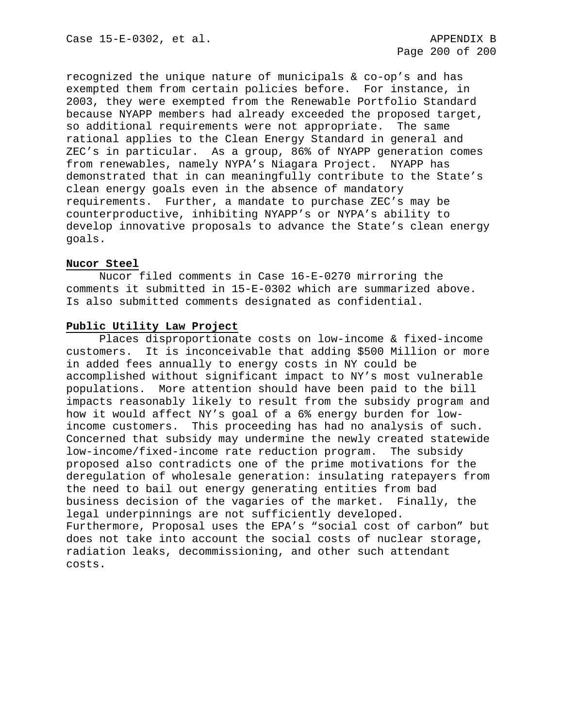recognized the unique nature of municipals & co-op's and has exempted them from certain policies before. For instance, in 2003, they were exempted from the Renewable Portfolio Standard because NYAPP members had already exceeded the proposed target, so additional requirements were not appropriate. The same rational applies to the Clean Energy Standard in general and ZEC's in particular. As a group, 86% of NYAPP generation comes from renewables, namely NYPA's Niagara Project. NYAPP has demonstrated that in can meaningfully contribute to the State's clean energy goals even in the absence of mandatory requirements. Further, a mandate to purchase ZEC's may be counterproductive, inhibiting NYAPP's or NYPA's ability to develop innovative proposals to advance the State's clean energy goals.

**Nucor Steel**

Nucor filed comments in Case 16-E-0270 mirroring the comments it submitted in 15-E-0302 which are summarized above. Is also submitted comments designated as confidential.

**Public Utility Law Project**

Places disproportionate costs on low-income & fixed-income customers. It is inconceivable that adding $500 Million or more in added fees annually to energy costs in NY could be accomplished without significant impact to NY's most vulnerable populations. More attention should have been paid to the bill impacts reasonably likely to result from the subsidy program and how it would affect NY's goal of a 6% energy burden for low-income customers. This proceeding has had no analysis of such. Concerned that subsidy may undermine the newly created statewide low-income/fixed-income rate reduction program. The subsidy proposed also contradicts one of the prime motivations for the deregulation of wholesale generation: insulating ratepayers from the need to bail out energy generating entities from bad business decision of the vagaries of the market. Finally, the legal underpinnings are not sufficiently developed. Furthermore, Proposal uses the EPA's "social cost of carbon" but does not take into account the social costs of nuclear storage, radiation leaks, decommissioning, and other such attendant costs.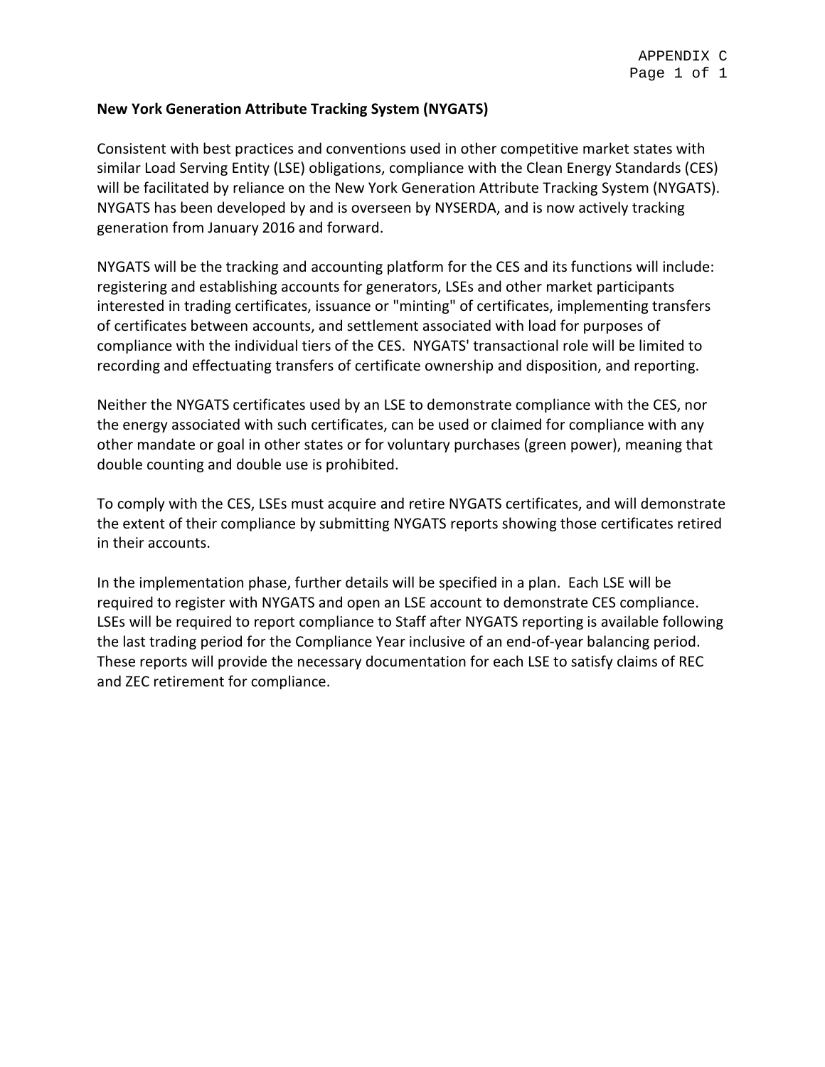APPENDIX C

**New York Generation Attribute Tracking System (NYGATS)**

Consistent with best practices and conventions used in other competitive market states with similar Load Serving Entity (LSE) obligations, compliance with the Clean Energy Standards (CES) will be facilitated by reliance on the New York Generation Attribute Tracking System (NYGATS). NYGATS has been developed by and is overseen by NYSERDA, and is now actively tracking generation from January 2016 and forward.

NYGATS will be the tracking and accounting platform for the CES and its functions will include: registering and establishing accounts for generators, LSEs and other market participants interested in trading certificates, issuance or "minting" of certificates, implementing transfers of certificates between accounts, and settlement associated with load for purposes of compliance with the individual tiers of the CES. NYGATS' transactional role will be limited to recording and effectuating transfers of certificate ownership and disposition, and reporting.

Neither the NYGATS certificates used by an LSE to demonstrate compliance with the CES, nor the energy associated with such certificates, can be used or claimed for compliance with any other mandate or goal in other states or for voluntary purchases (green power), meaning that double counting and double use is prohibited.

To comply with the CES, LSEs must acquire and retire NYGATS certificates, and will demonstrate the extent of their compliance by submitting NYGATS reports showing those certificates retired in their accounts.

In the implementation phase, further details will be specified in a plan. Each LSE will be required to register with NYGATS and open an LSE account to demonstrate CES compliance. LSEs will be required to report compliance to Staff after NYGATS reporting is available following the last trading period for the Compliance Year inclusive of an end-of-year balancing period. These reports will provide the necessary documentation for each LSE to satisfy claims of REC and ZEC retirement for compliance.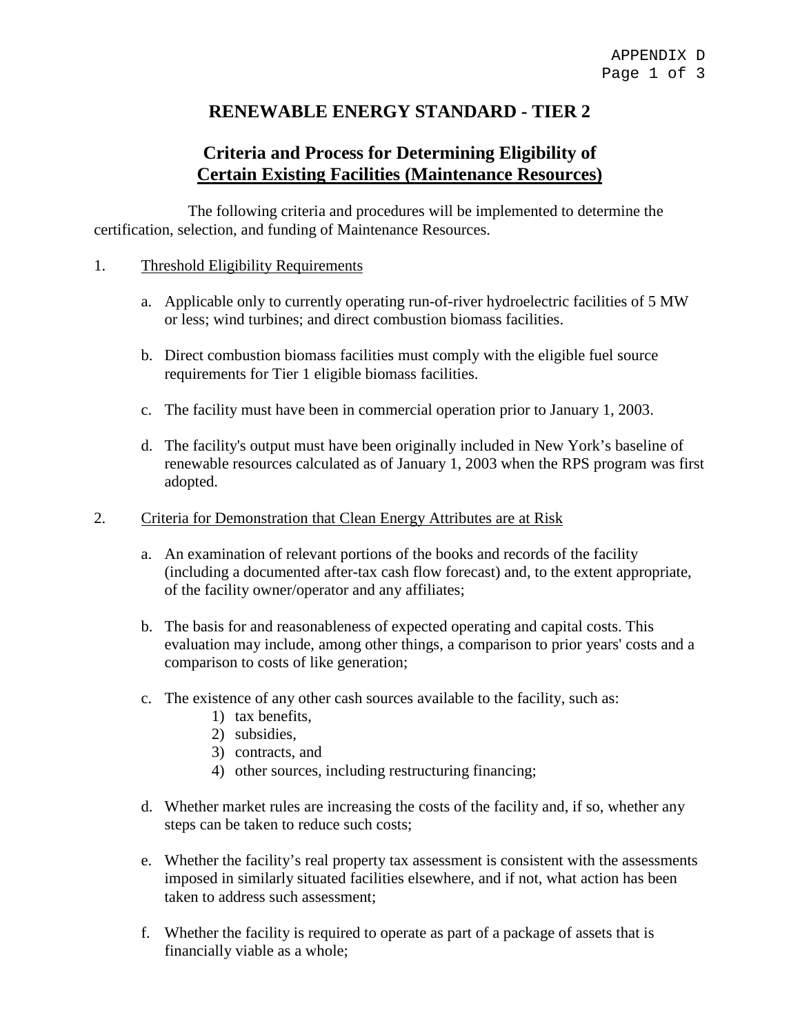APPENDIX D

# RENEWABLE ENERGY STANDARD - TIER 2

## Criteria and Process for Determining Eligibility of Certain Existing Facilities (Maintenance Resources)

The following criteria and procedures will be implemented to determine the certification, selection, and funding of Maintenance Resources.

1. Threshold Eligibility Requirements

    a. Applicable only to currently operating run-of-river hydroelectric facilities of 5 MW or less; wind turbines; and direct combustion biomass facilities.

    b. Direct combustion biomass facilities must comply with the eligible fuel source requirements for Tier 1 eligible biomass facilities.

    c. The facility must have been in commercial operation prior to January 1, 2003.

    d. The facility's output must have been originally included in New York's baseline of renewable resources calculated as of January 1, 2003 when the RPS program was first adopted.

2. Criteria for Demonstration that Clean Energy Attributes are at Risk

    a. An examination of relevant portions of the books and records of the facility (including a documented after-tax cash flow forecast) and, to the extent appropriate, of the facility owner/operator and any affiliates;

    b. The basis for and reasonableness of expected operating and capital costs. This evaluation may include, among other things, a comparison to prior years' costs and a comparison to costs of like generation;

    c. The existence of any other cash sources available to the facility, such as:
        1) tax benefits,
        2) subsidies,
        3) contracts, and
        4) other sources, including restructuring financing;

    d. Whether market rules are increasing the costs of the facility and, if so, whether any steps can be taken to reduce such costs;

    e. Whether the facility's real property tax assessment is consistent with the assessments imposed in similarly situated facilities elsewhere, and if not, what action has been taken to address such assessment;

    f. Whether the facility is required to operate as part of a package of assets that is financially viable as a whole;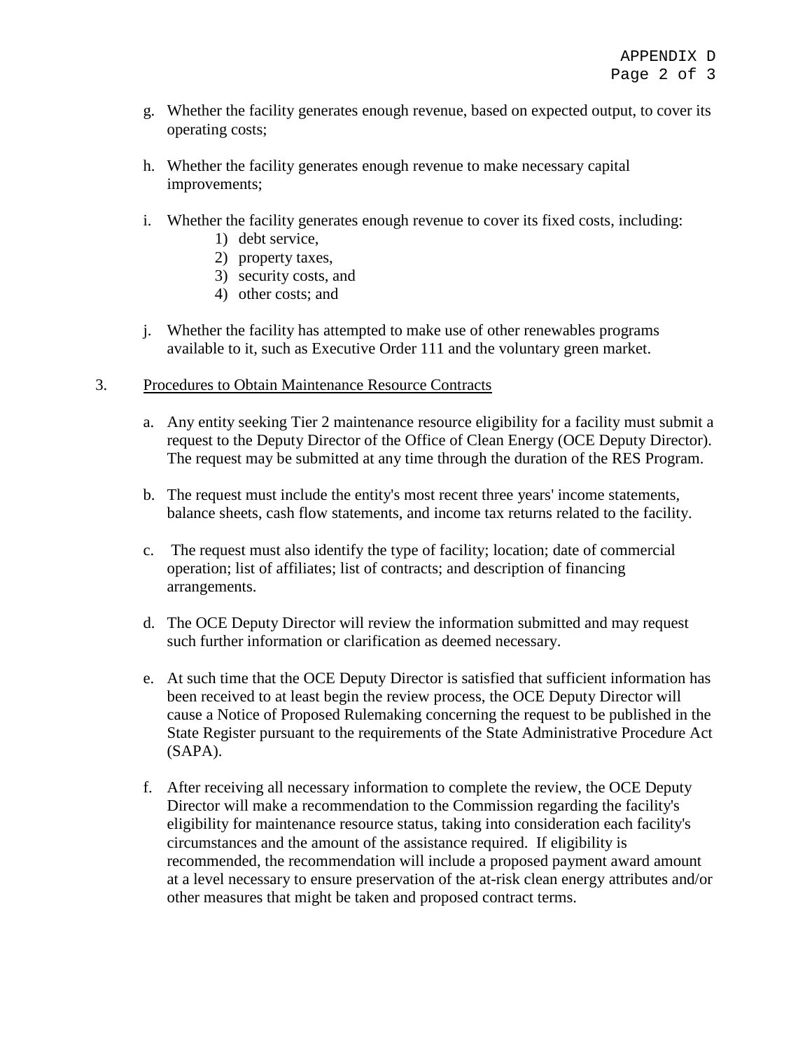g. Whether the facility generates enough revenue, based on expected output, to cover its operating costs;

h. Whether the facility generates enough revenue to make necessary capital improvements;

i. Whether the facility generates enough revenue to cover its fixed costs, including:
    1) debt service,
    2) property taxes,
    3) security costs, and
    4) other costs; and

j. Whether the facility has attempted to make use of other renewables programs available to it, such as Executive Order 111 and the voluntary green market.

3. <u>Procedures to Obtain Maintenance Resource Contracts</u>

a. Any entity seeking Tier 2 maintenance resource eligibility for a facility must submit a request to the Deputy Director of the Office of Clean Energy (OCE Deputy Director). The request may be submitted at any time through the duration of the RES Program.

b. The request must include the entity's most recent three years' income statements, balance sheets, cash flow statements, and income tax returns related to the facility.

c. The request must also identify the type of facility; location; date of commercial operation; list of affiliates; list of contracts; and description of financing arrangements.

d. The OCE Deputy Director will review the information submitted and may request such further information or clarification as deemed necessary.

e. At such time that the OCE Deputy Director is satisfied that sufficient information has been received to at least begin the review process, the OCE Deputy Director will cause a Notice of Proposed Rulemaking concerning the request to be published in the State Register pursuant to the requirements of the State Administrative Procedure Act (SAPA).

f. After receiving all necessary information to complete the review, the OCE Deputy Director will make a recommendation to the Commission regarding the facility's eligibility for maintenance resource status, taking into consideration each facility's circumstances and the amount of the assistance required. If eligibility is recommended, the recommendation will include a proposed payment award amount at a level necessary to ensure preservation of the at-risk clean energy attributes and/or other measures that might be taken and proposed contract terms.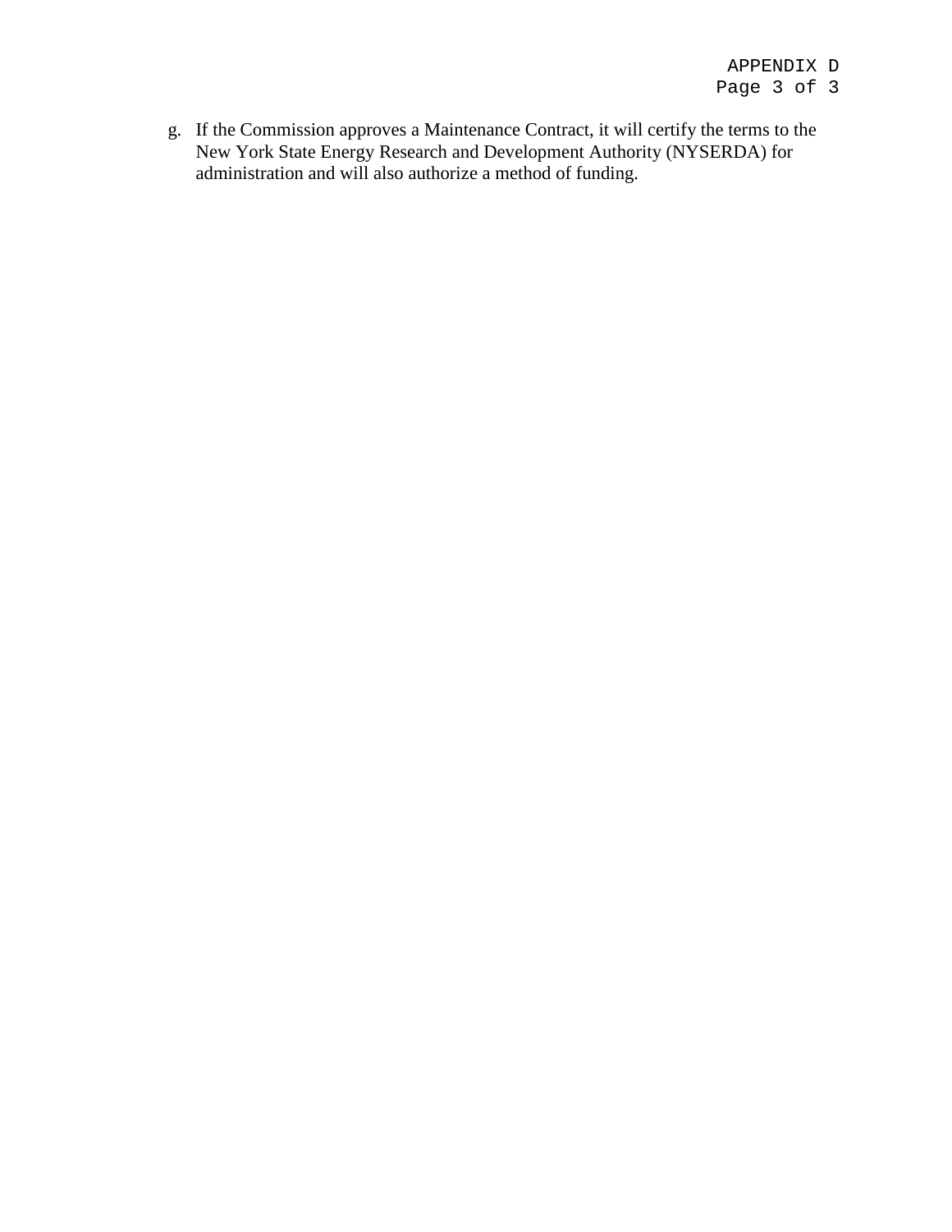g. If the Commission approves a Maintenance Contract, it will certify the terms to the New York State Energy Research and Development Authority (NYSERDA) for administration and will also authorize a method of funding.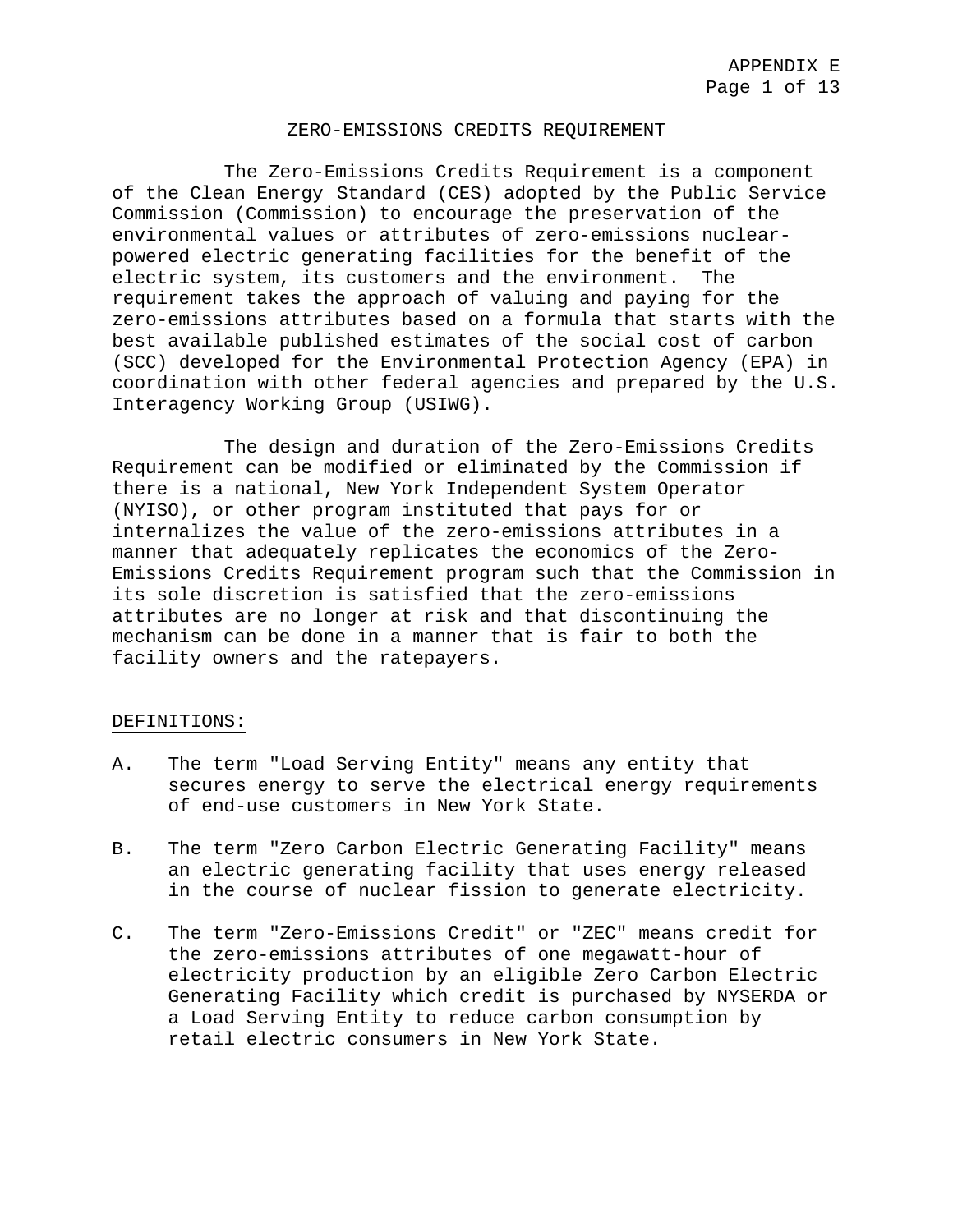APPENDIX E

# ZERO-EMISSIONS CREDITS REQUIREMENT

The Zero-Emissions Credits Requirement is a component of the Clean Energy Standard (CES) adopted by the Public Service Commission (Commission) to encourage the preservation of the environmental values or attributes of zero-emissions nuclear-powered electric generating facilities for the benefit of the electric system, its customers and the environment. The requirement takes the approach of valuing and paying for the zero-emissions attributes based on a formula that starts with the best available published estimates of the social cost of carbon (SCC) developed for the Environmental Protection Agency (EPA) in coordination with other federal agencies and prepared by the U.S. Interagency Working Group (USIWG).

The design and duration of the Zero-Emissions Credits Requirement can be modified or eliminated by the Commission if there is a national, New York Independent System Operator (NYISO), or other program instituted that pays for or internalizes the value of the zero-emissions attributes in a manner that adequately replicates the economics of the Zero-Emissions Credits Requirement program such that the Commission in its sole discretion is satisfied that the zero-emissions attributes are no longer at risk and that discontinuing the mechanism can be done in a manner that is fair to both the facility owners and the ratepayers.

## DEFINITIONS:

A. The term "Load Serving Entity" means any entity that secures energy to serve the electrical energy requirements of end-use customers in New York State.

B. The term "Zero Carbon Electric Generating Facility" means an electric generating facility that uses energy released in the course of nuclear fission to generate electricity.

C. The term "Zero-Emissions Credit" or "ZEC" means credit for the zero-emissions attributes of one megawatt-hour of electricity production by an eligible Zero Carbon Electric Generating Facility which credit is purchased by NYSERDA or a Load Serving Entity to reduce carbon consumption by retail electric consumers in New York State.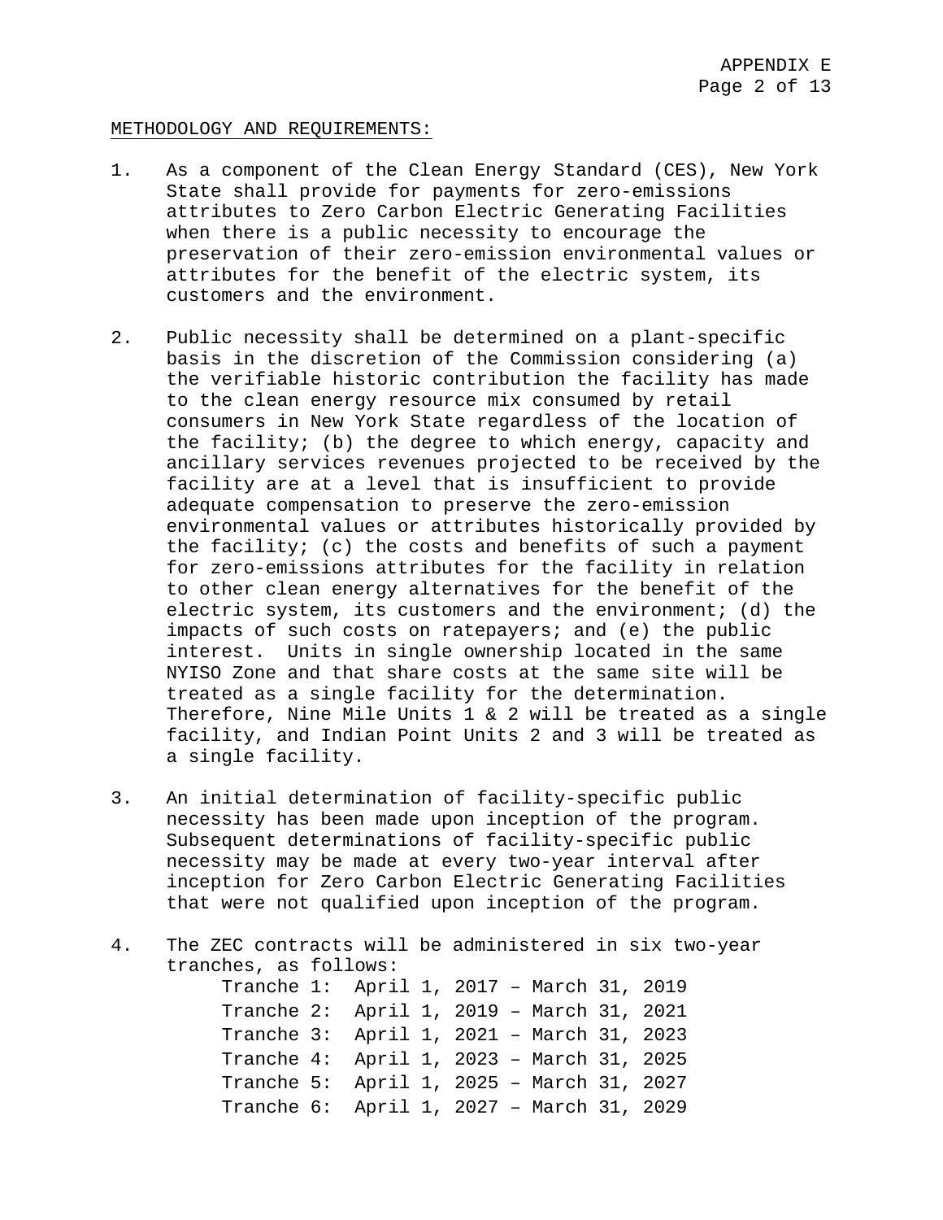## METHODOLOGY AND REQUIREMENTS:

1. As a component of the Clean Energy Standard (CES), New York State shall provide for payments for zero-emissions attributes to Zero Carbon Electric Generating Facilities when there is a public necessity to encourage the preservation of their zero-emission environmental values or attributes for the benefit of the electric system, its customers and the environment.

2. Public necessity shall be determined on a plant-specific basis in the discretion of the Commission considering (a) the verifiable historic contribution the facility has made to the clean energy resource mix consumed by retail consumers in New York State regardless of the location of the facility; (b) the degree to which energy, capacity and ancillary services revenues projected to be received by the facility are at a level that is insufficient to provide adequate compensation to preserve the zero-emission environmental values or attributes historically provided by the facility; (c) the costs and benefits of such a payment for zero-emissions attributes for the facility in relation to other clean energy alternatives for the benefit of the electric system, its customers and the environment; (d) the impacts of such costs on ratepayers; and (e) the public interest. Units in single ownership located in the same NYISO Zone and that share costs at the same site will be treated as a single facility for the determination. Therefore, Nine Mile Units 1 & 2 will be treated as a single facility, and Indian Point Units 2 and 3 will be treated as a single facility.

3. An initial determination of facility-specific public necessity has been made upon inception of the program. Subsequent determinations of facility-specific public necessity may be made at every two-year interval after inception for Zero Carbon Electric Generating Facilities that were not qualified upon inception of the program.

4. The ZEC contracts will be administered in six two-year tranches, as follows:
   - Tranche 1: April 1, 2017 – March 31, 2019
   - Tranche 2: April 1, 2019 – March 31, 2021
   - Tranche 3: April 1, 2021 – March 31, 2023
   - Tranche 4: April 1, 2023 – March 31, 2025
   - Tranche 5: April 1, 2025 – March 31, 2027
   - Tranche 6: April 1, 2027 – March 31, 2029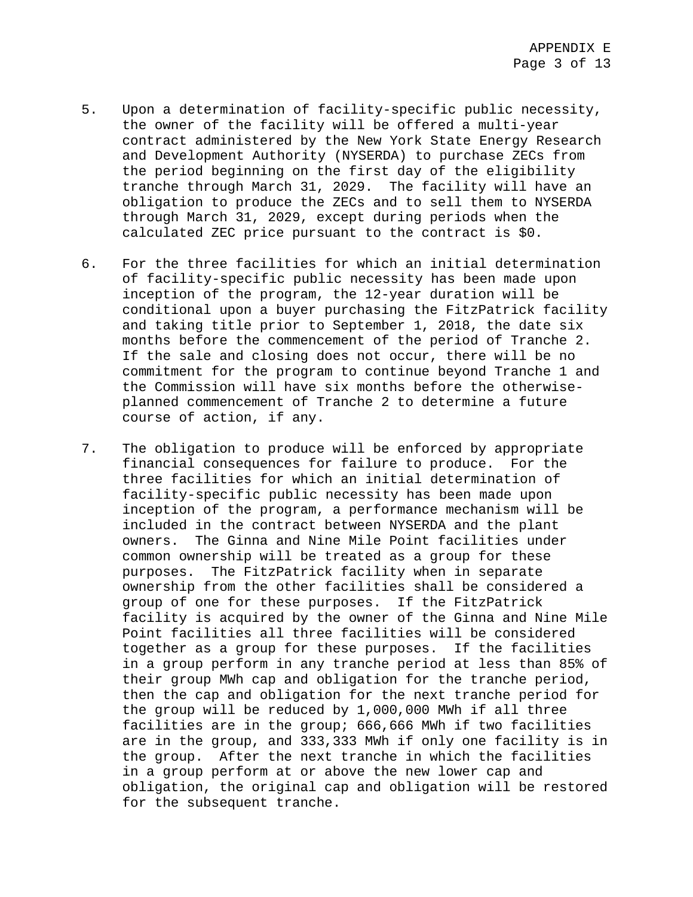5. Upon a determination of facility-specific public necessity, the owner of the facility will be offered a multi-year contract administered by the New York State Energy Research and Development Authority (NYSERDA) to purchase ZECs from the period beginning on the first day of the eligibility tranche through March 31, 2029. The facility will have an obligation to produce the ZECs and to sell them to NYSERDA through March 31, 2029, except during periods when the calculated ZEC price pursuant to the contract is $0.

6. For the three facilities for which an initial determination of facility-specific public necessity has been made upon inception of the program, the 12-year duration will be conditional upon a buyer purchasing the FitzPatrick facility and taking title prior to September 1, 2018, the date six months before the commencement of the period of Tranche 2. If the sale and closing does not occur, there will be no commitment for the program to continue beyond Tranche 1 and the Commission will have six months before the otherwise-planned commencement of Tranche 2 to determine a future course of action, if any.

7. The obligation to produce will be enforced by appropriate financial consequences for failure to produce. For the three facilities for which an initial determination of facility-specific public necessity has been made upon inception of the program, a performance mechanism will be included in the contract between NYSERDA and the plant owners. The Ginna and Nine Mile Point facilities under common ownership will be treated as a group for these purposes. The FitzPatrick facility when in separate ownership from the other facilities shall be considered a group of one for these purposes. If the FitzPatrick facility is acquired by the owner of the Ginna and Nine Mile Point facilities all three facilities will be considered together as a group for these purposes. If the facilities in a group perform in any tranche period at less than 85% of their group MWh cap and obligation for the tranche period, then the cap and obligation for the next tranche period for the group will be reduced by 1,000,000 MWh if all three facilities are in the group; 666,666 MWh if two facilities are in the group, and 333,333 MWh if only one facility is in the group. After the next tranche in which the facilities in a group perform at or above the new lower cap and obligation, the original cap and obligation will be restored for the subsequent tranche.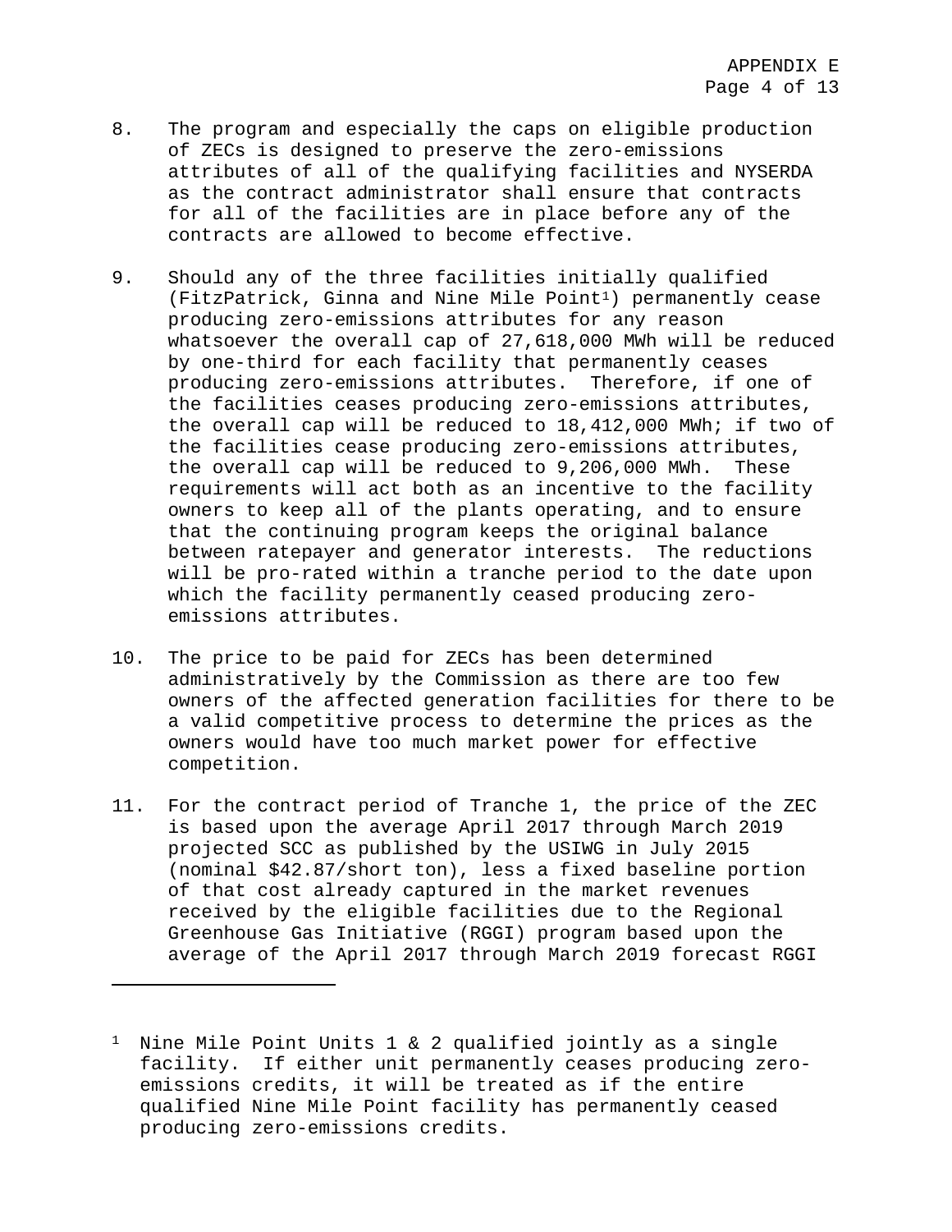8. The program and especially the caps on eligible production of ZECs is designed to preserve the zero-emissions attributes of all of the qualifying facilities and NYSERDA as the contract administrator shall ensure that contracts for all of the facilities are in place before any of the contracts are allowed to become effective.

9. Should any of the three facilities initially qualified (FitzPatrick, Ginna and Nine Mile Point[1]) permanently cease producing zero-emissions attributes for any reason whatsoever the overall cap of 27,618,000 MWh will be reduced by one-third for each facility that permanently ceases producing zero-emissions attributes. Therefore, if one of the facilities ceases producing zero-emissions attributes, the overall cap will be reduced to 18,412,000 MWh; if two of the facilities cease producing zero-emissions attributes, the overall cap will be reduced to 9,206,000 MWh. These requirements will act both as an incentive to the facility owners to keep all of the plants operating, and to ensure that the continuing program keeps the original balance between ratepayer and generator interests. The reductions will be pro-rated within a tranche period to the date upon which the facility permanently ceased producing zero-emissions attributes.

10. The price to be paid for ZECs has been determined administratively by the Commission as there are too few owners of the affected generation facilities for there to be a valid competitive process to determine the prices as the owners would have too much market power for effective competition.

11. For the contract period of Tranche 1, the price of the ZEC is based upon the average April 2017 through March 2019 projected SCC as published by the USIWG in July 2015 (nominal $42.87/short ton), less a fixed baseline portion of that cost already captured in the market revenues received by the eligible facilities due to the Regional Greenhouse Gas Initiative (RGGI) program based upon the average of the April 2017 through March 2019 forecast RGGI

---

[1] Nine Mile Point Units 1 & 2 qualified jointly as a single facility. If either unit permanently ceases producing zero-emissions credits, it will be treated as if the entire qualified Nine Mile Point facility has permanently ceased producing zero-emissions credits.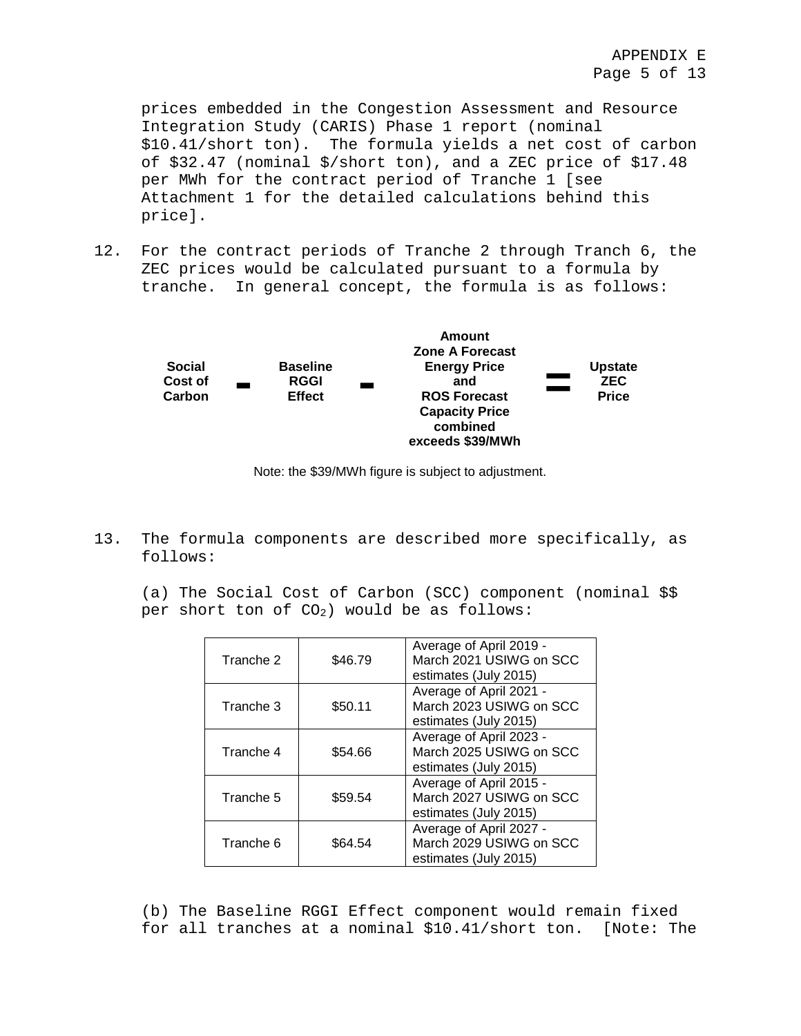prices embedded in the Congestion Assessment and Resource Integration Study (CARIS) Phase 1 report (nominal $10.41/short ton). The formula yields a net cost of carbon of $32.47 (nominal $/short ton), and a ZEC price of $17.48 per MWh for the contract period of Tranche 1 [see Attachment 1 for the detailed calculations behind this price].

12. For the contract periods of Tranche 2 through Tranch 6, the ZEC prices would be calculated pursuant to a formula by tranche. In general concept, the formula is as follows:

**Social Cost of Carbon** − **Baseline RGGI Effect** − **Amount Zone A Forecast Energy Price and ROS Forecast Capacity Price combined exceeds $39/MWh** = **Upstate ZEC Price**

Note: the $39/MWh figure is subject to adjustment.

13. The formula components are described more specifically, as follows:

(a) The Social Cost of Carbon (SCC) component (nominal $$ per short ton of $CO_2$) would be as follows:

| | | |
|---|---|---|
| Tranche 2 | $46.79 | Average of April 2019 - March 2021 USIWG on SCC estimates (July 2015) |
| Tranche 3 | $50.11 | Average of April 2021 - March 2023 USIWG on SCC estimates (July 2015) |
| Tranche 4 | $54.66 | Average of April 2023 - March 2025 USIWG on SCC estimates (July 2015) |
| Tranche 5 | $59.54 | Average of April 2015 - March 2027 USIWG on SCC estimates (July 2015) |
| Tranche 6 | $64.54 | Average of April 2027 - March 2029 USIWG on SCC estimates (July 2015) |

(b) The Baseline RGGI Effect component would remain fixed for all tranches at a nominal $10.41/short ton. [Note: The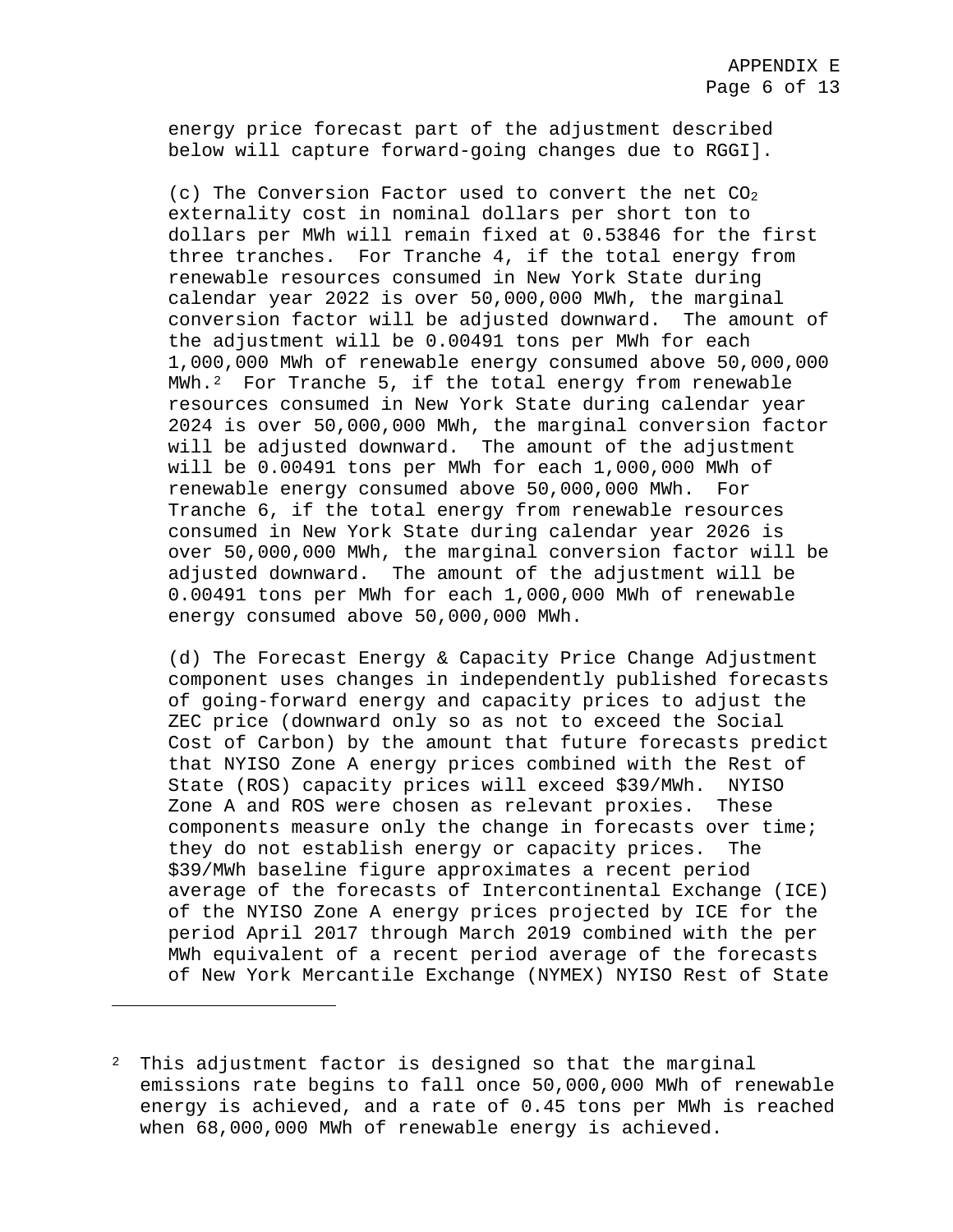energy price forecast part of the adjustment described below will capture forward-going changes due to RGGI].

(c) The Conversion Factor used to convert the net $CO_2$ externality cost in nominal dollars per short ton to dollars per MWh will remain fixed at 0.53846 for the first three tranches. For Tranche 4, if the total energy from renewable resources consumed in New York State during calendar year 2022 is over 50,000,000 MWh, the marginal conversion factor will be adjusted downward. The amount of the adjustment will be 0.00491 tons per MWh for each 1,000,000 MWh of renewable energy consumed above 50,000,000 MWh.[2] For Tranche 5, if the total energy from renewable resources consumed in New York State during calendar year 2024 is over 50,000,000 MWh, the marginal conversion factor will be adjusted downward. The amount of the adjustment will be 0.00491 tons per MWh for each 1,000,000 MWh of renewable energy consumed above 50,000,000 MWh. For Tranche 6, if the total energy from renewable resources consumed in New York State during calendar year 2026 is over 50,000,000 MWh, the marginal conversion factor will be adjusted downward. The amount of the adjustment will be 0.00491 tons per MWh for each 1,000,000 MWh of renewable energy consumed above 50,000,000 MWh.

(d) The Forecast Energy & Capacity Price Change Adjustment component uses changes in independently published forecasts of going-forward energy and capacity prices to adjust the ZEC price (downward only so as not to exceed the Social Cost of Carbon) by the amount that future forecasts predict that NYISO Zone A energy prices combined with the Rest of State (ROS) capacity prices will exceed $39/MWh. NYISO Zone A and ROS were chosen as relevant proxies. These components measure only the change in forecasts over time; they do not establish energy or capacity prices. The $39/MWh baseline figure approximates a recent period average of the forecasts of Intercontinental Exchange (ICE) of the NYISO Zone A energy prices projected by ICE for the period April 2017 through March 2019 combined with the per MWh equivalent of a recent period average of the forecasts of New York Mercantile Exchange (NYMEX) NYISO Rest of State

---

[2] This adjustment factor is designed so that the marginal emissions rate begins to fall once 50,000,000 MWh of renewable energy is achieved, and a rate of 0.45 tons per MWh is reached when 68,000,000 MWh of renewable energy is achieved.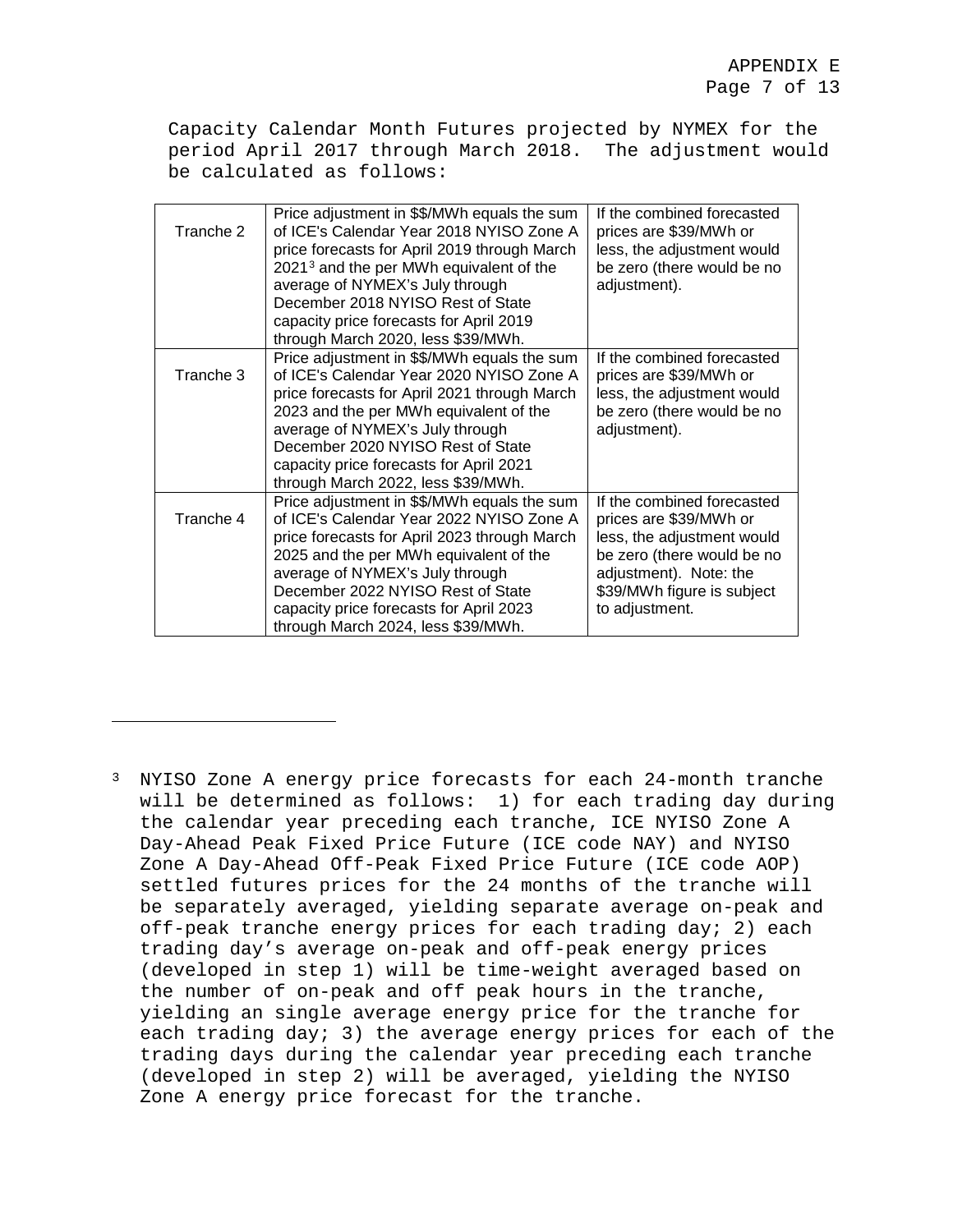Capacity Calendar Month Futures projected by NYMEX for the period April 2017 through March 2018. The adjustment would be calculated as follows:

| | | |
|---|---|---|
| Tranche 2 | Price adjustment in $$/MWh equals the sum of ICE's Calendar Year 2018 NYISO Zone A price forecasts for April 2019 through March 2021[3] and the per MWh equivalent of the average of NYMEX's July through December 2018 NYISO Rest of State capacity price forecasts for April 2019 through March 2020, less $39/MWh. | If the combined forecasted prices are $39/MWh or less, the adjustment would be zero (there would be no adjustment). |
| Tranche 3 | Price adjustment in $$/MWh equals the sum of ICE's Calendar Year 2020 NYISO Zone A price forecasts for April 2021 through March 2023 and the per MWh equivalent of the average of NYMEX's July through December 2020 NYISO Rest of State capacity price forecasts for April 2021 through March 2022, less $39/MWh. | If the combined forecasted prices are $39/MWh or less, the adjustment would be zero (there would be no adjustment). |
| Tranche 4 | Price adjustment in $$/MWh equals the sum of ICE's Calendar Year 2022 NYISO Zone A price forecasts for April 2023 through March 2025 and the per MWh equivalent of the average of NYMEX's July through December 2022 NYISO Rest of State capacity price forecasts for April 2023 through March 2024, less $39/MWh. | If the combined forecasted prices are $39/MWh or less, the adjustment would be zero (there would be no adjustment). Note: the $39/MWh figure is subject to adjustment. |

[3] NYISO Zone A energy price forecasts for each 24-month tranche will be determined as follows: 1) for each trading day during the calendar year preceding each tranche, ICE NYISO Zone A Day-Ahead Peak Fixed Price Future (ICE code NAY) and NYISO Zone A Day-Ahead Off-Peak Fixed Price Future (ICE code AOP) settled futures prices for the 24 months of the tranche will be separately averaged, yielding separate average on-peak and off-peak tranche energy prices for each trading day; 2) each trading day's average on-peak and off-peak energy prices (developed in step 1) will be time-weight averaged based on the number of on-peak and off peak hours in the tranche, yielding an single average energy price for the tranche for each trading day; 3) the average energy prices for each of the trading days during the calendar year preceding each tranche (developed in step 2) will be averaged, yielding the NYISO Zone A energy price forecast for the tranche.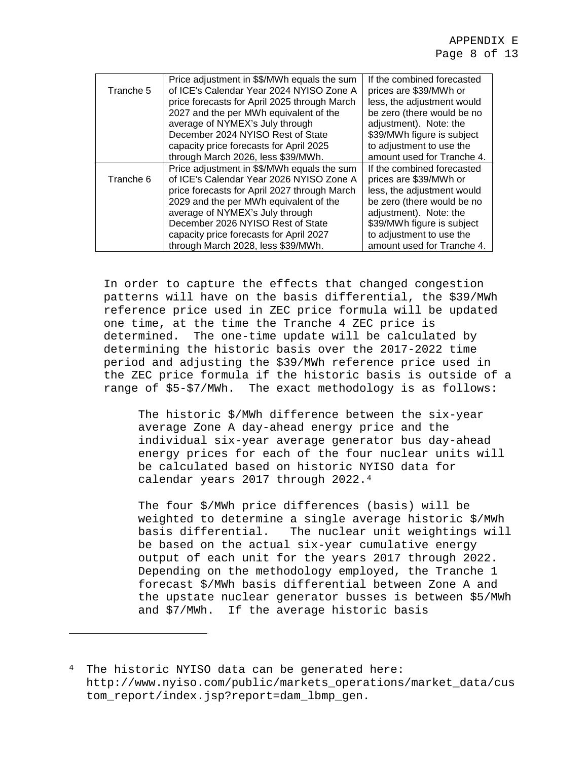| | | |
|---|---|---|
| Tranche 5 | Price adjustment in $$/MWh equals the sum of ICE's Calendar Year 2024 NYISO Zone A price forecasts for April 2025 through March 2027 and the per MWh equivalent of the average of NYMEX's July through December 2024 NYISO Rest of State capacity price forecasts for April 2025 through March 2026, less $39/MWh. | If the combined forecasted prices are $39/MWh or less, the adjustment would be zero (there would be no adjustment). Note: the $39/MWh figure is subject to adjustment to use the amount used for Tranche 4. |
| Tranche 6 | Price adjustment in $$/MWh equals the sum of ICE's Calendar Year 2026 NYISO Zone A price forecasts for April 2027 through March 2029 and the per MWh equivalent of the average of NYMEX's July through December 2026 NYISO Rest of State capacity price forecasts for April 2027 through March 2028, less $39/MWh. | If the combined forecasted prices are $39/MWh or less, the adjustment would be zero (there would be no adjustment). Note: the $39/MWh figure is subject to adjustment to use the amount used for Tranche 4. |

In order to capture the effects that changed congestion patterns will have on the basis differential, the $39/MWh reference price used in ZEC price formula will be updated one time, at the time the Tranche 4 ZEC price is determined. The one-time update will be calculated by determining the historic basis over the 2017-2022 time period and adjusting the $39/MWh reference price used in the ZEC price formula if the historic basis is outside of a range of $5-$7/MWh. The exact methodology is as follows:

> The historic $/MWh difference between the six-year average Zone A day-ahead energy price and the individual six-year average generator bus day-ahead energy prices for each of the four nuclear units will be calculated based on historic NYISO data for calendar years 2017 through 2022.[4]
>
> The four $/MWh price differences (basis) will be weighted to determine a single average historic $/MWh basis differential. The nuclear unit weightings will be based on the actual six-year cumulative energy output of each unit for the years 2017 through 2022. Depending on the methodology employed, the Tranche 1 forecast $/MWh basis differential between Zone A and the upstate nuclear generator busses is between $5/MWh and $7/MWh. If the average historic basis

[4] The historic NYISO data can be generated here: http://www.nyiso.com/public/markets_operations/market_data/custom_report/index.jsp?report=dam_lbmp_gen.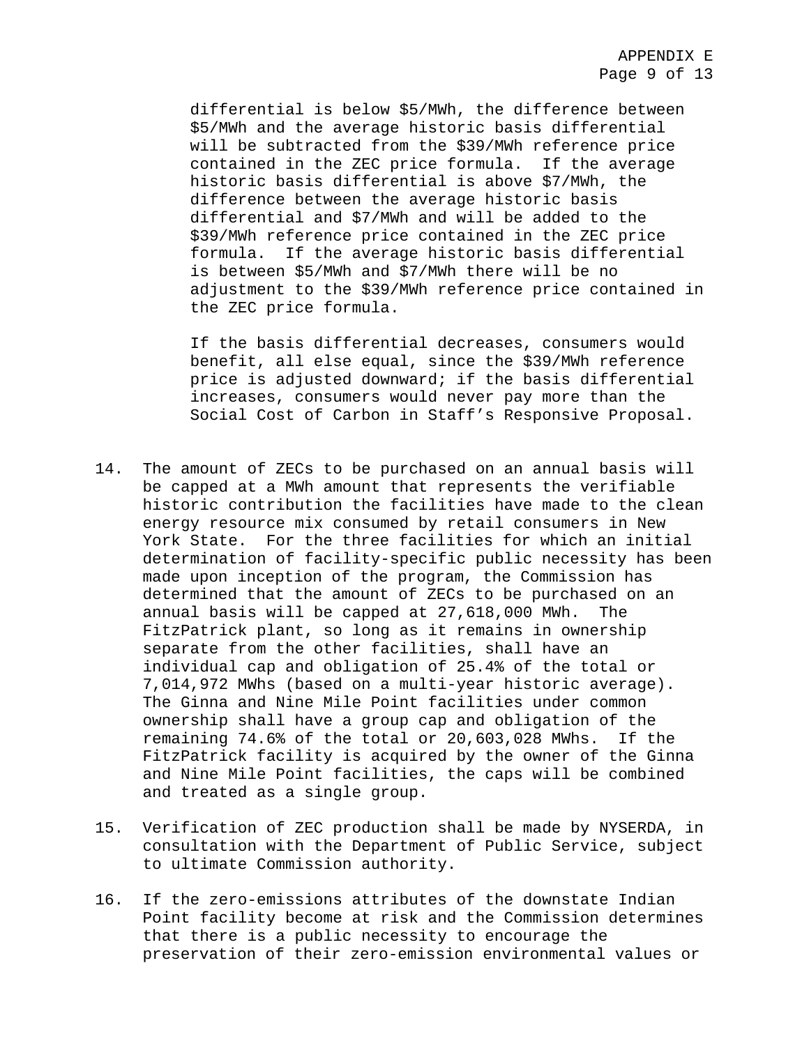differential is below $5/MWh, the difference between $5/MWh and the average historic basis differential will be subtracted from the $39/MWh reference price contained in the ZEC price formula. If the average historic basis differential is above $7/MWh, the difference between the average historic basis differential and $7/MWh and will be added to the $39/MWh reference price contained in the ZEC price formula. If the average historic basis differential is between $5/MWh and $7/MWh there will be no adjustment to the $39/MWh reference price contained in the ZEC price formula.

If the basis differential decreases, consumers would benefit, all else equal, since the $39/MWh reference price is adjusted downward; if the basis differential increases, consumers would never pay more than the Social Cost of Carbon in Staff's Responsive Proposal.

14. The amount of ZECs to be purchased on an annual basis will be capped at a MWh amount that represents the verifiable historic contribution the facilities have made to the clean energy resource mix consumed by retail consumers in New York State. For the three facilities for which an initial determination of facility-specific public necessity has been made upon inception of the program, the Commission has determined that the amount of ZECs to be purchased on an annual basis will be capped at 27,618,000 MWh. The FitzPatrick plant, so long as it remains in ownership separate from the other facilities, shall have an individual cap and obligation of 25.4% of the total or 7,014,972 MWhs (based on a multi-year historic average). The Ginna and Nine Mile Point facilities under common ownership shall have a group cap and obligation of the remaining 74.6% of the total or 20,603,028 MWhs. If the FitzPatrick facility is acquired by the owner of the Ginna and Nine Mile Point facilities, the caps will be combined and treated as a single group.

15. Verification of ZEC production shall be made by NYSERDA, in consultation with the Department of Public Service, subject to ultimate Commission authority.

16. If the zero-emissions attributes of the downstate Indian Point facility become at risk and the Commission determines that there is a public necessity to encourage the preservation of their zero-emission environmental values or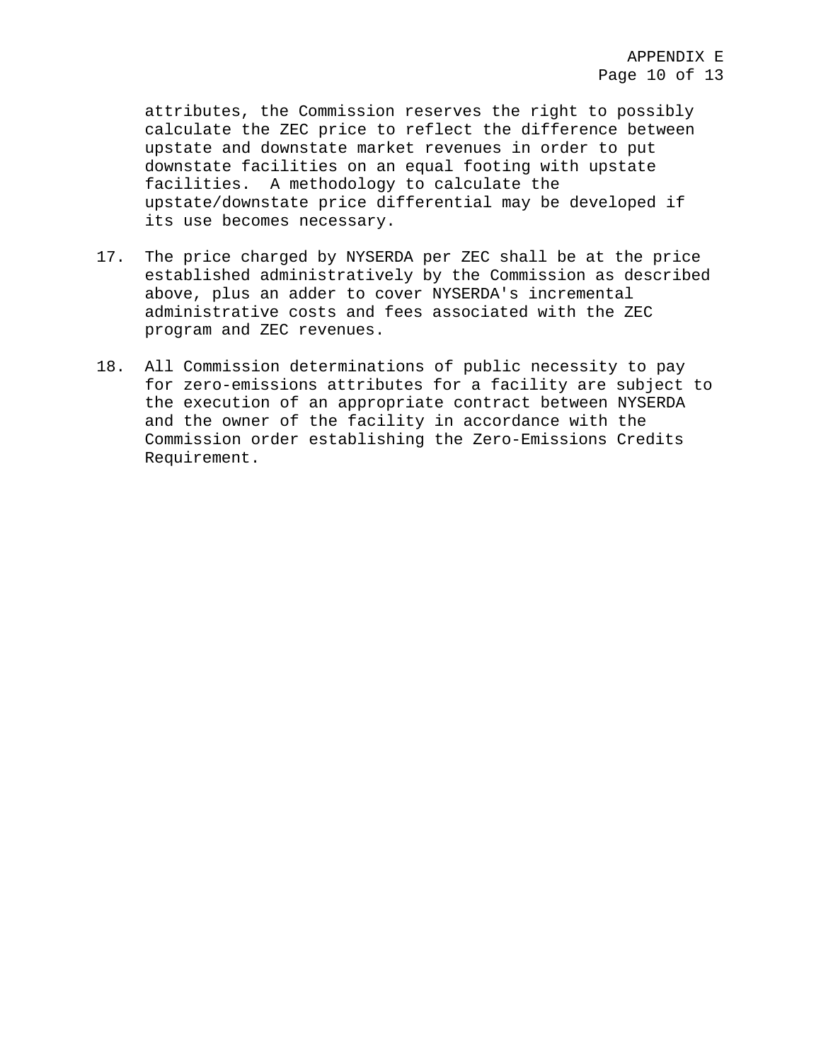attributes, the Commission reserves the right to possibly calculate the ZEC price to reflect the difference between upstate and downstate market revenues in order to put downstate facilities on an equal footing with upstate facilities. A methodology to calculate the upstate/downstate price differential may be developed if its use becomes necessary.

17. The price charged by NYSERDA per ZEC shall be at the price established administratively by the Commission as described above, plus an adder to cover NYSERDA's incremental administrative costs and fees associated with the ZEC program and ZEC revenues.

18. All Commission determinations of public necessity to pay for zero-emissions attributes for a facility are subject to the execution of an appropriate contract between NYSERDA and the owner of the facility in accordance with the Commission order establishing the Zero-Emissions Credits Requirement.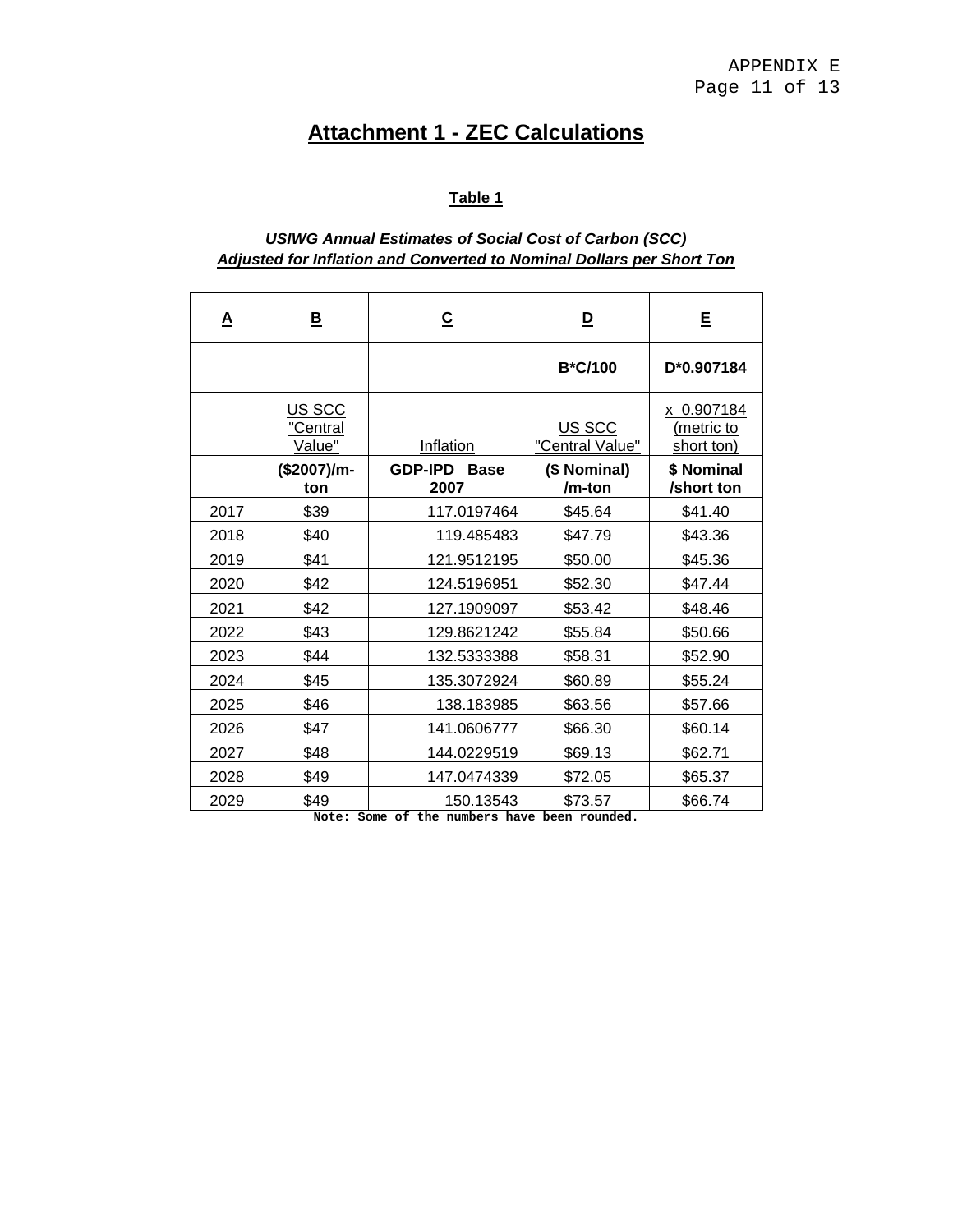# Attachment 1 - ZEC Calculations

**Table 1**

***USIWG Annual Estimates of Social Cost of Carbon (SCC)***
***Adjusted for Inflation and Converted to Nominal Dollars per Short Ton***

| A | B | C | D | E |
|---|---|---|---|---|
| | | | **B*C/100** | **D*0.907184** |
| | US SCC "Central Value" | Inflation | US SCC "Central Value" | x 0.907184 (metric to short ton) |
| | **($2007)/m-ton** | **GDP-IPD Base 2007** | **($ Nominal) /m-ton** | **$ Nominal /short ton** |
| 2017 | $39 | 117.0197464 | $45.64 | $41.40 |
| 2018 | $40 | 119.485483 | $47.79 | $43.36 |
| 2019 | $41 | 121.9512195 | $50.00 | $45.36 |
| 2020 | $42 | 124.5196951 | $52.30 | $47.44 |
| 2021 | $42 | 127.1909097 | $53.42 | $48.46 |
| 2022 | $43 | 129.8621242 | $55.84 | $50.66 |
| 2023 | $44 | 132.5333388 | $58.31 | $52.90 |
| 2024 | $45 | 135.3072924 | $60.89 | $55.24 |
| 2025 | $46 | 138.183985 | $63.56 | $57.66 |
| 2026 | $47 | 141.0606777 | $66.30 | $60.14 |
| 2027 | $48 | 144.0229519 | $69.13 | $62.71 |
| 2028 | $49 | 147.0474339 | $72.05 | $65.37 |
| 2029 | $49 | 150.13543 | $73.57 | $66.74 |

**Note: Some of the numbers have been rounded.**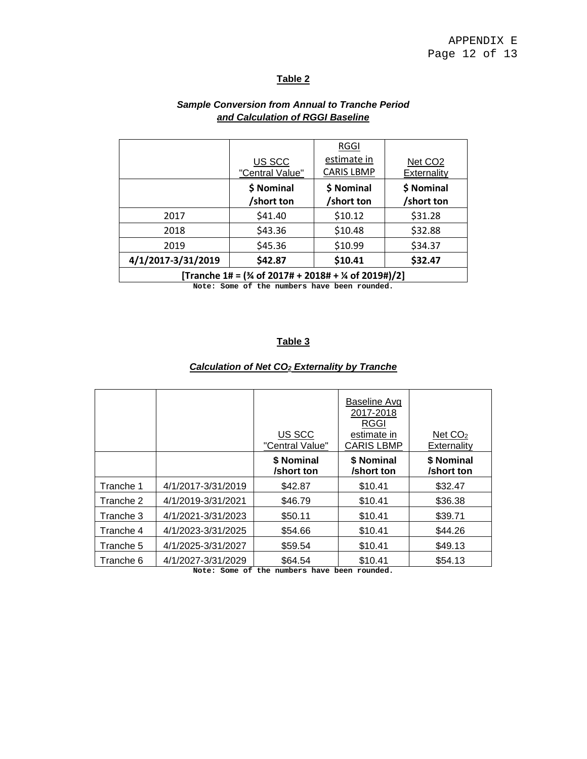**Table 2**

***Sample Conversion from Annual to Tranche Period and Calculation of RGGI Baseline***

| | US SCC "Central Value" | RGGI estimate in CARIS LBMP | Net $CO_2$ Externality |
|---|---|---|---|
| | **\$ Nominal /short ton** | **\$ Nominal /short ton** | **\$ Nominal /short ton** |
| 2017 | \$41.40 | \$10.12 | \$31.28 |
| 2018 | \$43.36 | \$10.48 | \$32.88 |
| 2019 | \$45.36 | \$10.99 | \$34.37 |
| **4/1/2017-3/31/2019** | **\$42.87** | **\$10.41** | **\$32.47** |
| **[Tranche 1# = (¾ of 2017# + 2018# + ¼ of 2019#)/2]** | | | |

Note: Some of the numbers have been rounded.

**Table 3**

***Calculation of Net $CO_2$ Externality by Tranche***

| | | US SCC "Central Value" | Baseline Avg 2017-2018 RGGI estimate in CARIS LBMP | Net $CO_2$ Externality |
|---|---|---|---|---|
| | | **\$ Nominal /short ton** | **\$ Nominal /short ton** | **\$ Nominal /short ton** |
| Tranche 1 | 4/1/2017-3/31/2019 | \$42.87 | \$10.41 | \$32.47 |
| Tranche 2 | 4/1/2019-3/31/2021 | \$46.79 | \$10.41 | \$36.38 |
| Tranche 3 | 4/1/2021-3/31/2023 | \$50.11 | \$10.41 | \$39.71 |
| Tranche 4 | 4/1/2023-3/31/2025 | \$54.66 | \$10.41 | \$44.26 |
| Tranche 5 | 4/1/2025-3/31/2027 | \$59.54 | \$10.41 | \$49.13 |
| Tranche 6 | 4/1/2027-3/31/2029 | \$64.54 | \$10.41 | \$54.13 |

Note: Some of the numbers have been rounded.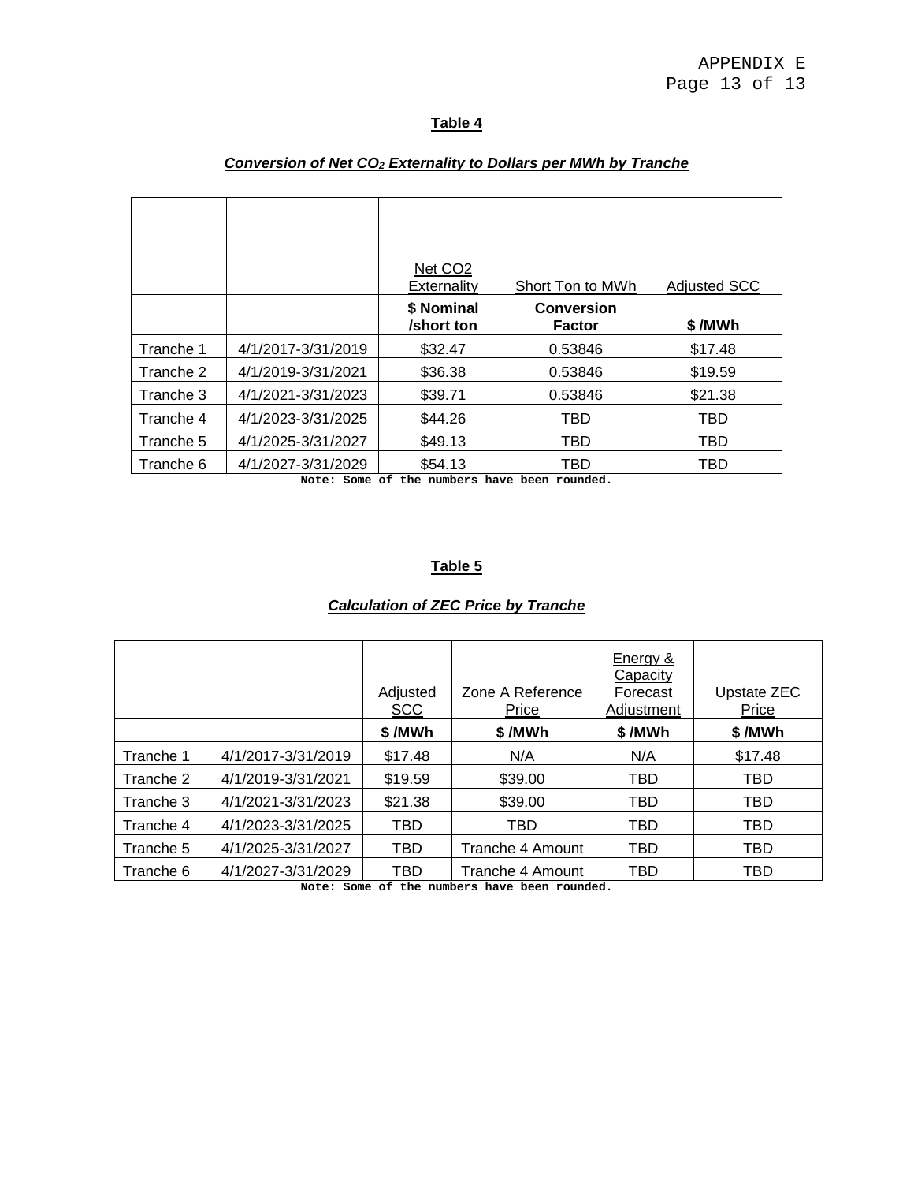**Table 4**

***Conversion of Net $CO_2$ Externality to Dollars per MWh by Tranche***

| | | Net CO2 Externality | Short Ton to MWh | Adjusted SCC |
|---|---|---|---|---|
| | | **$ Nominal /short ton** | **Conversion Factor** | **$ /MWh** |
| Tranche 1 | 4/1/2017-3/31/2019 | $32.47 | 0.53846 | $17.48 |
| Tranche 2 | 4/1/2019-3/31/2021 | $36.38 | 0.53846 | $19.59 |
| Tranche 3 | 4/1/2021-3/31/2023 | $39.71 | 0.53846 | $21.38 |
| Tranche 4 | 4/1/2023-3/31/2025 | $44.26 | TBD | TBD |
| Tranche 5 | 4/1/2025-3/31/2027 | $49.13 | TBD | TBD |
| Tranche 6 | 4/1/2027-3/31/2029 | $54.13 | TBD | TBD |

**Note: Some of the numbers have been rounded.**

**Table 5**

***Calculation of ZEC Price by Tranche***

| | | Adjusted SCC | Zone A Reference Price | Energy & Capacity Forecast Adjustment | Upstate ZEC Price |
|---|---|---|---|---|---|
| | | **$ /MWh** | **$ /MWh** | **$ /MWh** | **$ /MWh** |
| Tranche 1 | 4/1/2017-3/31/2019 | $17.48 | N/A | N/A | $17.48 |
| Tranche 2 | 4/1/2019-3/31/2021 | $19.59 | $39.00 | TBD | TBD |
| Tranche 3 | 4/1/2021-3/31/2023 | $21.38 | $39.00 | TBD | TBD |
| Tranche 4 | 4/1/2023-3/31/2025 | TBD | TBD | TBD | TBD |
| Tranche 5 | 4/1/2025-3/31/2027 | TBD | Tranche 4 Amount | TBD | TBD |
| Tranche 6 | 4/1/2027-3/31/2029 | TBD | Tranche 4 Amount | TBD | TBD |

**Note: Some of the numbers have been rounded.**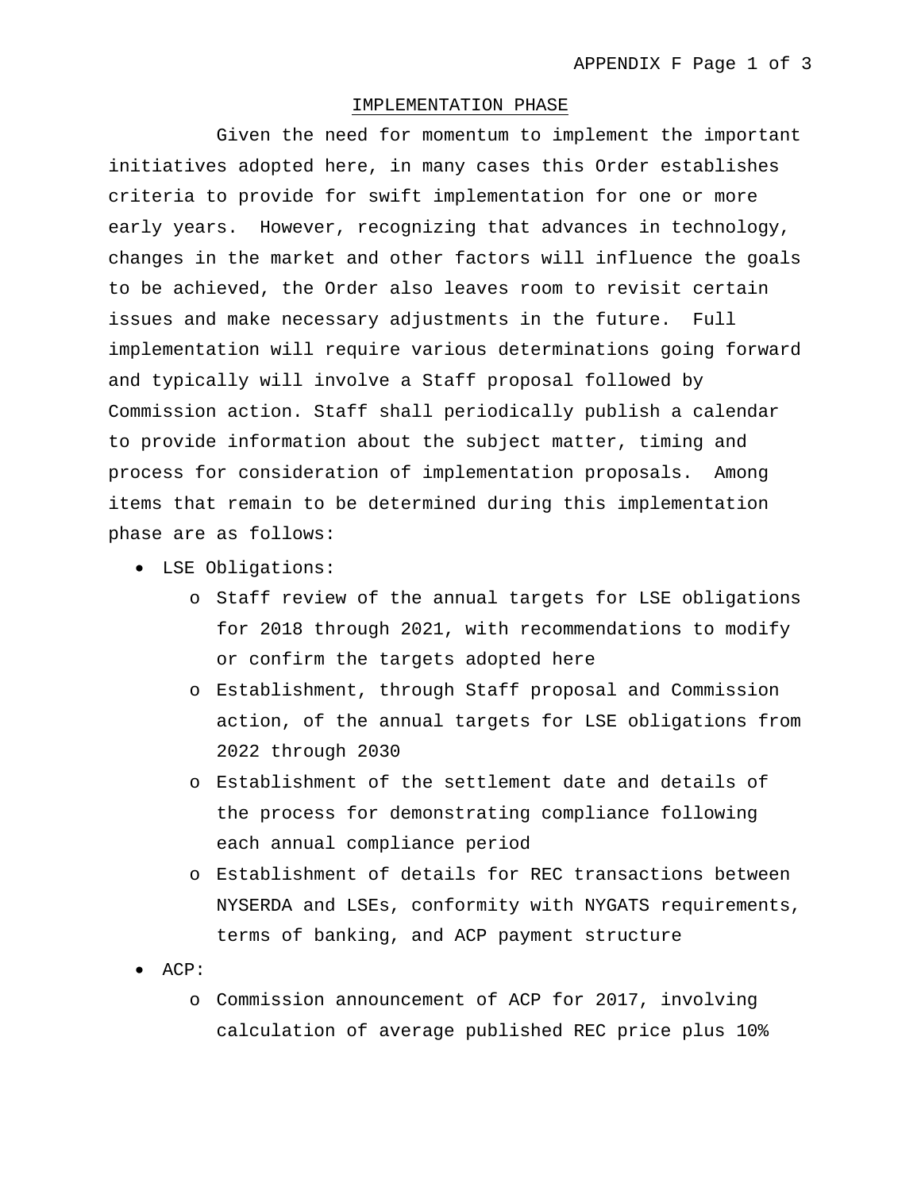## IMPLEMENTATION PHASE

Given the need for momentum to implement the important initiatives adopted here, in many cases this Order establishes criteria to provide for swift implementation for one or more early years. However, recognizing that advances in technology, changes in the market and other factors will influence the goals to be achieved, the Order also leaves room to revisit certain issues and make necessary adjustments in the future. Full implementation will require various determinations going forward and typically will involve a Staff proposal followed by Commission action. Staff shall periodically publish a calendar to provide information about the subject matter, timing and process for consideration of implementation proposals. Among items that remain to be determined during this implementation phase are as follows:

- LSE Obligations:
  - Staff review of the annual targets for LSE obligations for 2018 through 2021, with recommendations to modify or confirm the targets adopted here
  - Establishment, through Staff proposal and Commission action, of the annual targets for LSE obligations from 2022 through 2030
  - Establishment of the settlement date and details of the process for demonstrating compliance following each annual compliance period
  - Establishment of details for REC transactions between NYSERDA and LSEs, conformity with NYGATS requirements, terms of banking, and ACP payment structure
- ACP:
  - Commission announcement of ACP for 2017, involving calculation of average published REC price plus 10%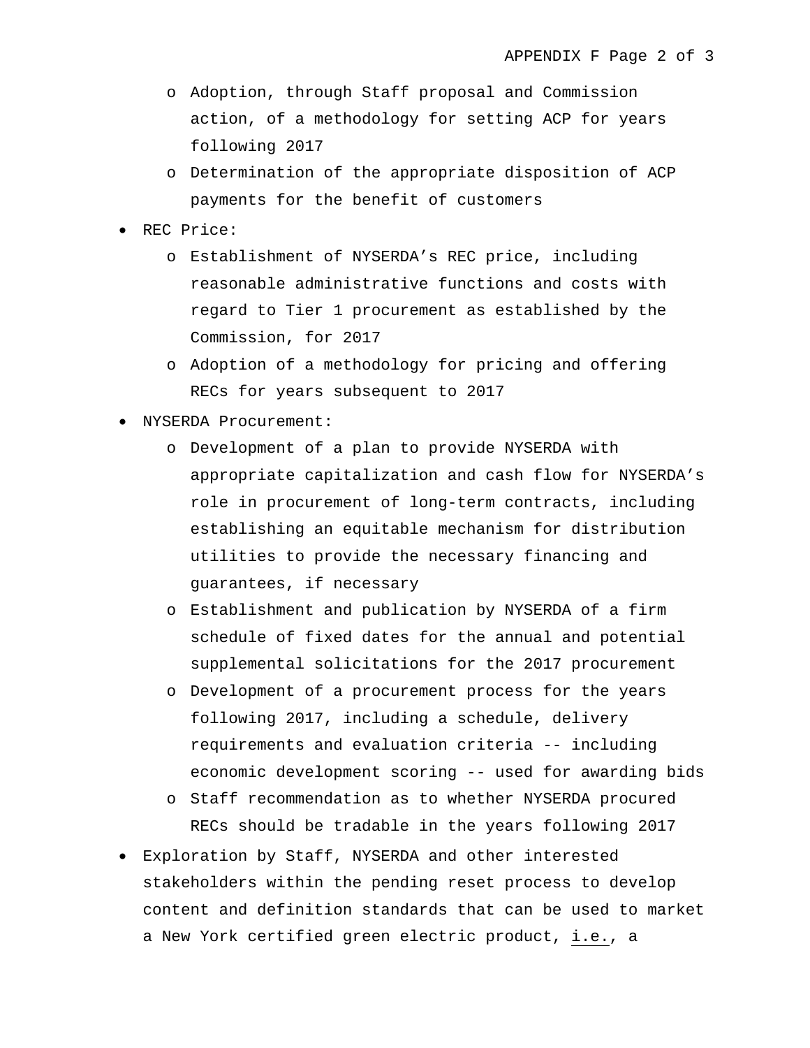- Adoption, through Staff proposal and Commission action, of a methodology for setting ACP for years following 2017
  - Determination of the appropriate disposition of ACP payments for the benefit of customers
- REC Price:
  - Establishment of NYSERDA's REC price, including reasonable administrative functions and costs with regard to Tier 1 procurement as established by the Commission, for 2017
  - Adoption of a methodology for pricing and offering RECs for years subsequent to 2017
- NYSERDA Procurement:
  - Development of a plan to provide NYSERDA with appropriate capitalization and cash flow for NYSERDA's role in procurement of long-term contracts, including establishing an equitable mechanism for distribution utilities to provide the necessary financing and guarantees, if necessary
  - Establishment and publication by NYSERDA of a firm schedule of fixed dates for the annual and potential supplemental solicitations for the 2017 procurement
  - Development of a procurement process for the years following 2017, including a schedule, delivery requirements and evaluation criteria -- including economic development scoring -- used for awarding bids
  - Staff recommendation as to whether NYSERDA procured RECs should be tradable in the years following 2017
- Exploration by Staff, NYSERDA and other interested stakeholders within the pending reset process to develop content and definition standards that can be used to market a New York certified green electric product, i.e., a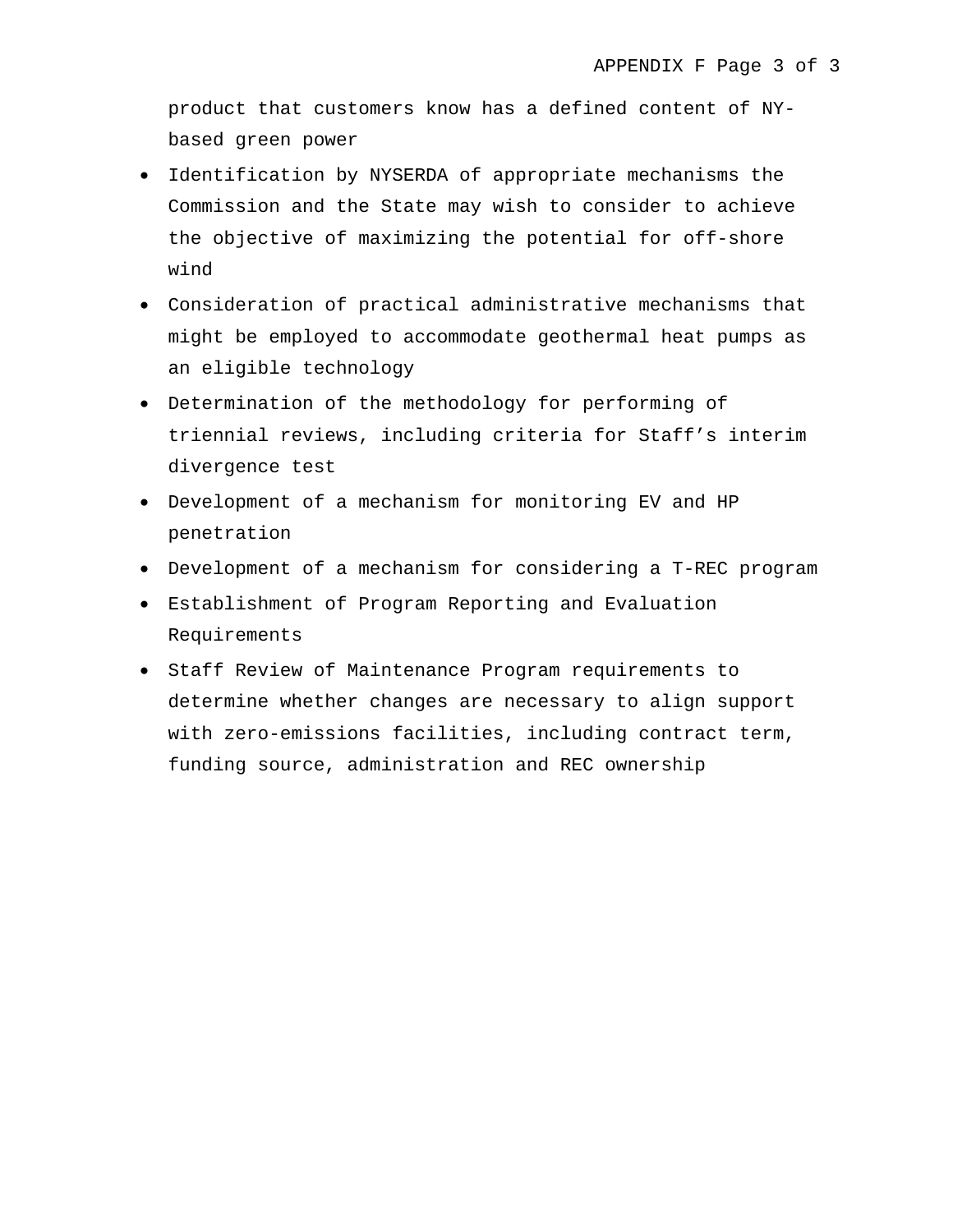product that customers know has a defined content of NY-based green power

- Identification by NYSERDA of appropriate mechanisms the Commission and the State may wish to consider to achieve the objective of maximizing the potential for off-shore wind
- Consideration of practical administrative mechanisms that might be employed to accommodate geothermal heat pumps as an eligible technology
- Determination of the methodology for performing of triennial reviews, including criteria for Staff's interim divergence test
- Development of a mechanism for monitoring EV and HP penetration
- Development of a mechanism for considering a T-REC program
- Establishment of Program Reporting and Evaluation Requirements
- Staff Review of Maintenance Program requirements to determine whether changes are necessary to align support with zero-emissions facilities, including contract term, funding source, administration and REC ownership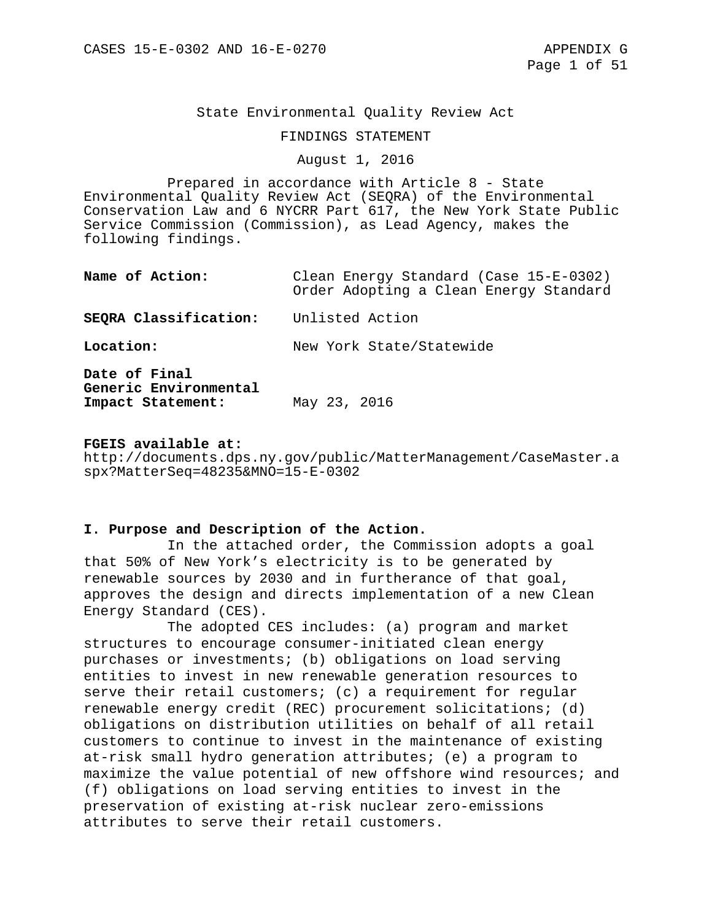State Environmental Quality Review Act

FINDINGS STATEMENT

August 1, 2016

Prepared in accordance with Article 8 - State Environmental Quality Review Act (SEQRA) of the Environmental Conservation Law and 6 NYCRR Part 617, the New York State Public Service Commission (Commission), as Lead Agency, makes the following findings.

| | |
|---|---|
| **Name of Action:** | Clean Energy Standard (Case 15-E-0302) Order Adopting a Clean Energy Standard |
| **SEQRA Classification:** | Unlisted Action |
| **Location:** | New York State/Statewide |
| **Date of Final Generic Environmental Impact Statement:** | May 23, 2016 |

**FGEIS available at:**
http://documents.dps.ny.gov/public/MatterManagement/CaseMaster.aspx?MatterSeq=48235&MNO=15-E-0302

**I. Purpose and Description of the Action.**

In the attached order, the Commission adopts a goal that 50% of New York's electricity is to be generated by renewable sources by 2030 and in furtherance of that goal, approves the design and directs implementation of a new Clean Energy Standard (CES).

The adopted CES includes: (a) program and market structures to encourage consumer-initiated clean energy purchases or investments; (b) obligations on load serving entities to invest in new renewable generation resources to serve their retail customers; (c) a requirement for regular renewable energy credit (REC) procurement solicitations; (d) obligations on distribution utilities on behalf of all retail customers to continue to invest in the maintenance of existing at-risk small hydro generation attributes; (e) a program to maximize the value potential of new offshore wind resources; and (f) obligations on load serving entities to invest in the preservation of existing at-risk nuclear zero-emissions attributes to serve their retail customers.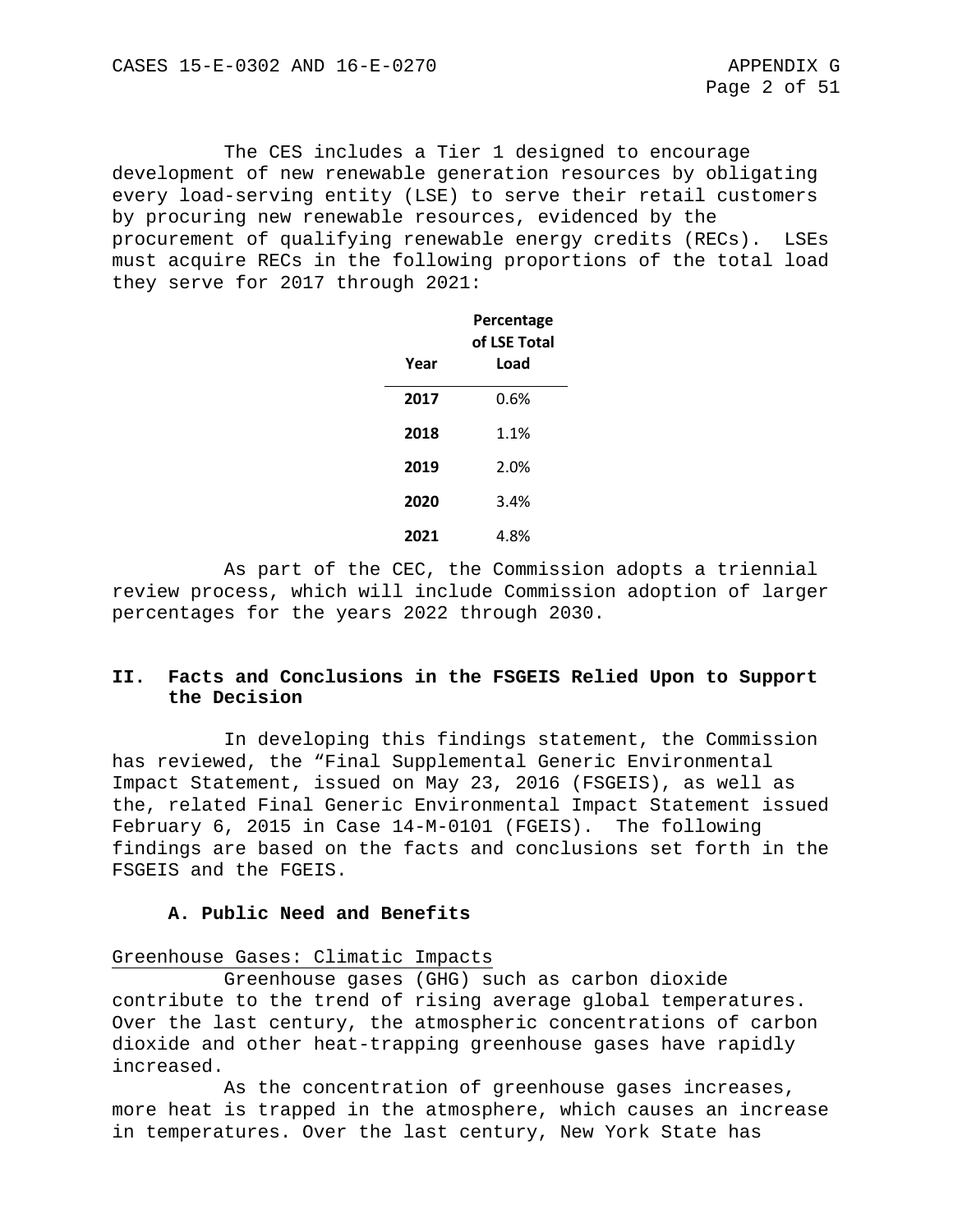The CES includes a Tier 1 designed to encourage development of new renewable generation resources by obligating every load-serving entity (LSE) to serve their retail customers by procuring new renewable resources, evidenced by the procurement of qualifying renewable energy credits (RECs). LSEs must acquire RECs in the following proportions of the total load they serve for 2017 through 2021:

| Year | Percentage of LSE Total Load |
|---|---|
| **2017** | 0.6% |
| **2018** | 1.1% |
| **2019** | 2.0% |
| **2020** | 3.4% |
| **2021** | 4.8% |

As part of the CEC, the Commission adopts a triennial review process, which will include Commission adoption of larger percentages for the years 2022 through 2030.

## II. Facts and Conclusions in the FSGEIS Relied Upon to Support the Decision

In developing this findings statement, the Commission has reviewed, the "Final Supplemental Generic Environmental Impact Statement, issued on May 23, 2016 (FSGEIS), as well as the, related Final Generic Environmental Impact Statement issued February 6, 2015 in Case 14-M-0101 (FGEIS). The following findings are based on the facts and conclusions set forth in the FSGEIS and the FGEIS.

### A. Public Need and Benefits

Greenhouse Gases: Climatic Impacts

Greenhouse gases (GHG) such as carbon dioxide contribute to the trend of rising average global temperatures. Over the last century, the atmospheric concentrations of carbon dioxide and other heat-trapping greenhouse gases have rapidly increased.

As the concentration of greenhouse gases increases, more heat is trapped in the atmosphere, which causes an increase in temperatures. Over the last century, New York State has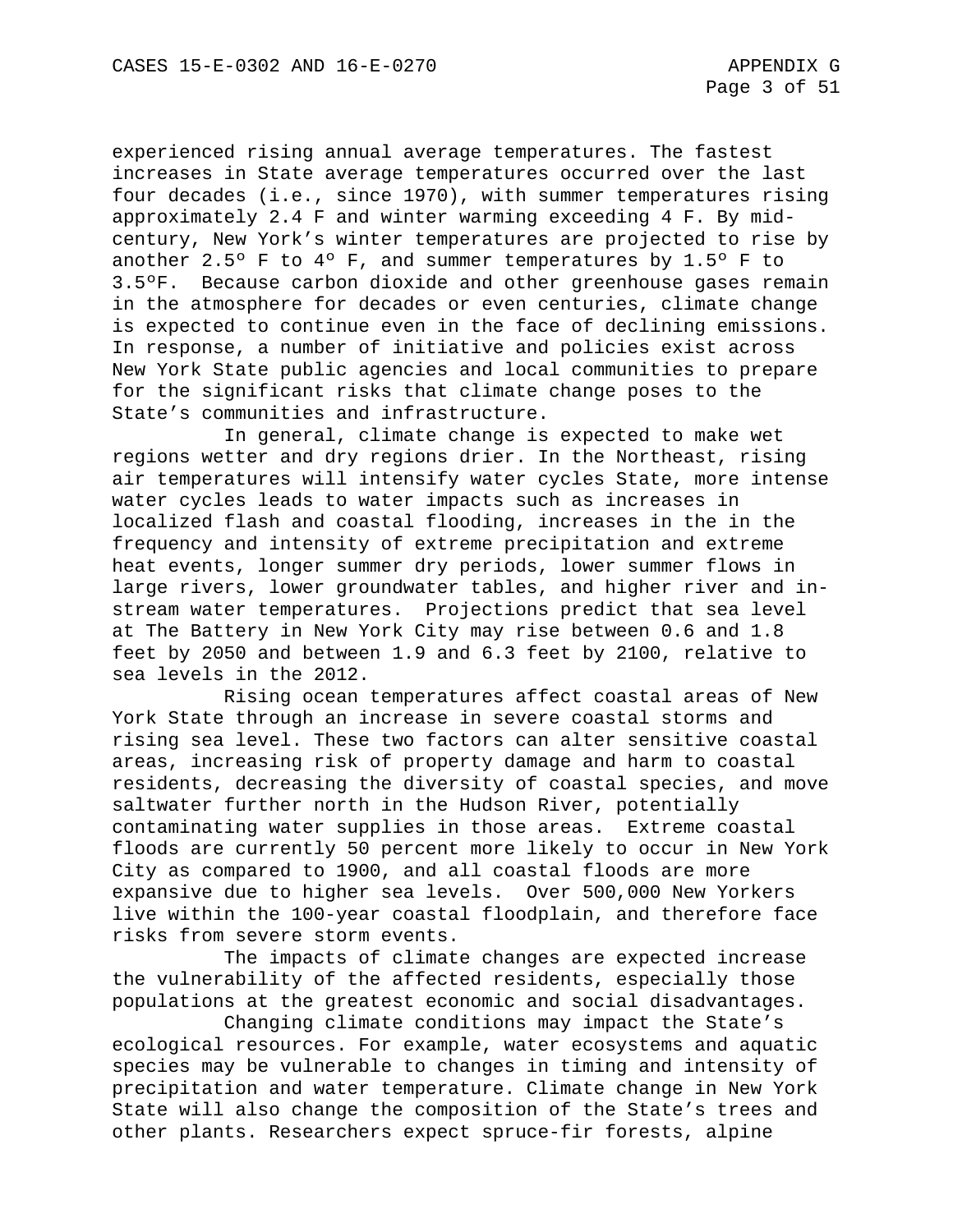experienced rising annual average temperatures. The fastest increases in State average temperatures occurred over the last four decades (i.e., since 1970), with summer temperatures rising approximately 2.4 F and winter warming exceeding 4 F. By mid-century, New York's winter temperatures are projected to rise by another 2.5º F to 4º F, and summer temperatures by 1.5º F to 3.5ºF. Because carbon dioxide and other greenhouse gases remain in the atmosphere for decades or even centuries, climate change is expected to continue even in the face of declining emissions. In response, a number of initiative and policies exist across New York State public agencies and local communities to prepare for the significant risks that climate change poses to the State's communities and infrastructure.

In general, climate change is expected to make wet regions wetter and dry regions drier. In the Northeast, rising air temperatures will intensify water cycles State, more intense water cycles leads to water impacts such as increases in localized flash and coastal flooding, increases in the in the frequency and intensity of extreme precipitation and extreme heat events, longer summer dry periods, lower summer flows in large rivers, lower groundwater tables, and higher river and in-stream water temperatures. Projections predict that sea level at The Battery in New York City may rise between 0.6 and 1.8 feet by 2050 and between 1.9 and 6.3 feet by 2100, relative to sea levels in the 2012.

Rising ocean temperatures affect coastal areas of New York State through an increase in severe coastal storms and rising sea level. These two factors can alter sensitive coastal areas, increasing risk of property damage and harm to coastal residents, decreasing the diversity of coastal species, and move saltwater further north in the Hudson River, potentially contaminating water supplies in those areas. Extreme coastal floods are currently 50 percent more likely to occur in New York City as compared to 1900, and all coastal floods are more expansive due to higher sea levels. Over 500,000 New Yorkers live within the 100-year coastal floodplain, and therefore face risks from severe storm events.

The impacts of climate changes are expected increase the vulnerability of the affected residents, especially those populations at the greatest economic and social disadvantages.

Changing climate conditions may impact the State's ecological resources. For example, water ecosystems and aquatic species may be vulnerable to changes in timing and intensity of precipitation and water temperature. Climate change in New York State will also change the composition of the State's trees and other plants. Researchers expect spruce-fir forests, alpine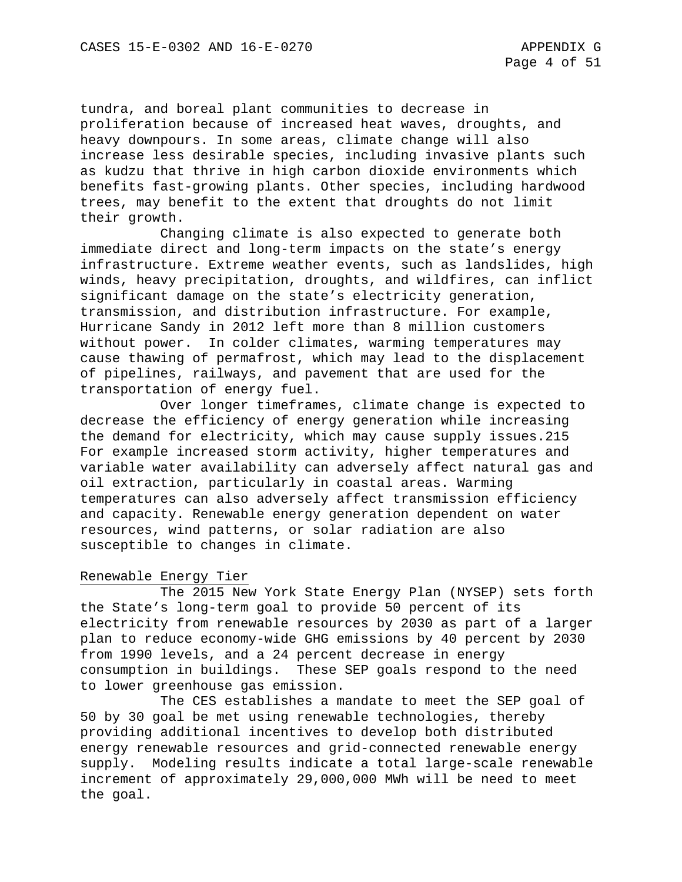tundra, and boreal plant communities to decrease in proliferation because of increased heat waves, droughts, and heavy downpours. In some areas, climate change will also increase less desirable species, including invasive plants such as kudzu that thrive in high carbon dioxide environments which benefits fast-growing plants. Other species, including hardwood trees, may benefit to the extent that droughts do not limit their growth.

Changing climate is also expected to generate both immediate direct and long-term impacts on the state's energy infrastructure. Extreme weather events, such as landslides, high winds, heavy precipitation, droughts, and wildfires, can inflict significant damage on the state's electricity generation, transmission, and distribution infrastructure. For example, Hurricane Sandy in 2012 left more than 8 million customers without power. In colder climates, warming temperatures may cause thawing of permafrost, which may lead to the displacement of pipelines, railways, and pavement that are used for the transportation of energy fuel.

Over longer timeframes, climate change is expected to decrease the efficiency of energy generation while increasing the demand for electricity, which may cause supply issues.215 For example increased storm activity, higher temperatures and variable water availability can adversely affect natural gas and oil extraction, particularly in coastal areas. Warming temperatures can also adversely affect transmission efficiency and capacity. Renewable energy generation dependent on water resources, wind patterns, or solar radiation are also susceptible to changes in climate.

Renewable Energy Tier

The 2015 New York State Energy Plan (NYSEP) sets forth the State's long-term goal to provide 50 percent of its electricity from renewable resources by 2030 as part of a larger plan to reduce economy-wide GHG emissions by 40 percent by 2030 from 1990 levels, and a 24 percent decrease in energy consumption in buildings. These SEP goals respond to the need to lower greenhouse gas emission.

The CES establishes a mandate to meet the SEP goal of 50 by 30 goal be met using renewable technologies, thereby providing additional incentives to develop both distributed energy renewable resources and grid-connected renewable energy supply. Modeling results indicate a total large-scale renewable increment of approximately 29,000,000 MWh will be need to meet the goal.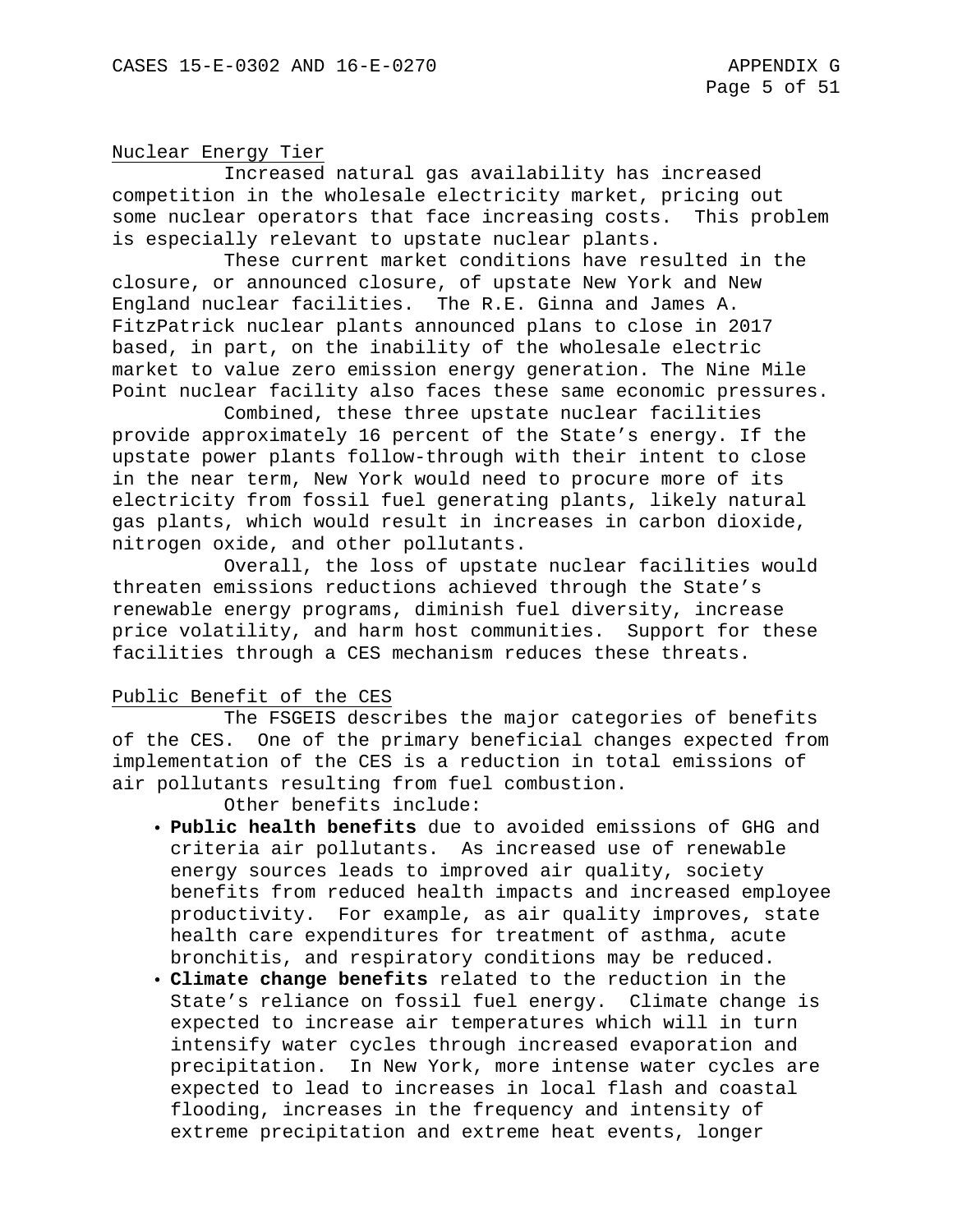Nuclear Energy Tier

Increased natural gas availability has increased competition in the wholesale electricity market, pricing out some nuclear operators that face increasing costs. This problem is especially relevant to upstate nuclear plants.

These current market conditions have resulted in the closure, or announced closure, of upstate New York and New England nuclear facilities. The R.E. Ginna and James A. FitzPatrick nuclear plants announced plans to close in 2017 based, in part, on the inability of the wholesale electric market to value zero emission energy generation. The Nine Mile Point nuclear facility also faces these same economic pressures.

Combined, these three upstate nuclear facilities provide approximately 16 percent of the State's energy. If the upstate power plants follow-through with their intent to close in the near term, New York would need to procure more of its electricity from fossil fuel generating plants, likely natural gas plants, which would result in increases in carbon dioxide, nitrogen oxide, and other pollutants.

Overall, the loss of upstate nuclear facilities would threaten emissions reductions achieved through the State's renewable energy programs, diminish fuel diversity, increase price volatility, and harm host communities. Support for these facilities through a CES mechanism reduces these threats.

Public Benefit of the CES

The FSGEIS describes the major categories of benefits of the CES. One of the primary beneficial changes expected from implementation of the CES is a reduction in total emissions of air pollutants resulting from fuel combustion.

Other benefits include:

- **Public health benefits** due to avoided emissions of GHG and criteria air pollutants. As increased use of renewable energy sources leads to improved air quality, society benefits from reduced health impacts and increased employee productivity. For example, as air quality improves, state health care expenditures for treatment of asthma, acute bronchitis, and respiratory conditions may be reduced.
- **Climate change benefits** related to the reduction in the State's reliance on fossil fuel energy. Climate change is expected to increase air temperatures which will in turn intensify water cycles through increased evaporation and precipitation. In New York, more intense water cycles are expected to lead to increases in local flash and coastal flooding, increases in the frequency and intensity of extreme precipitation and extreme heat events, longer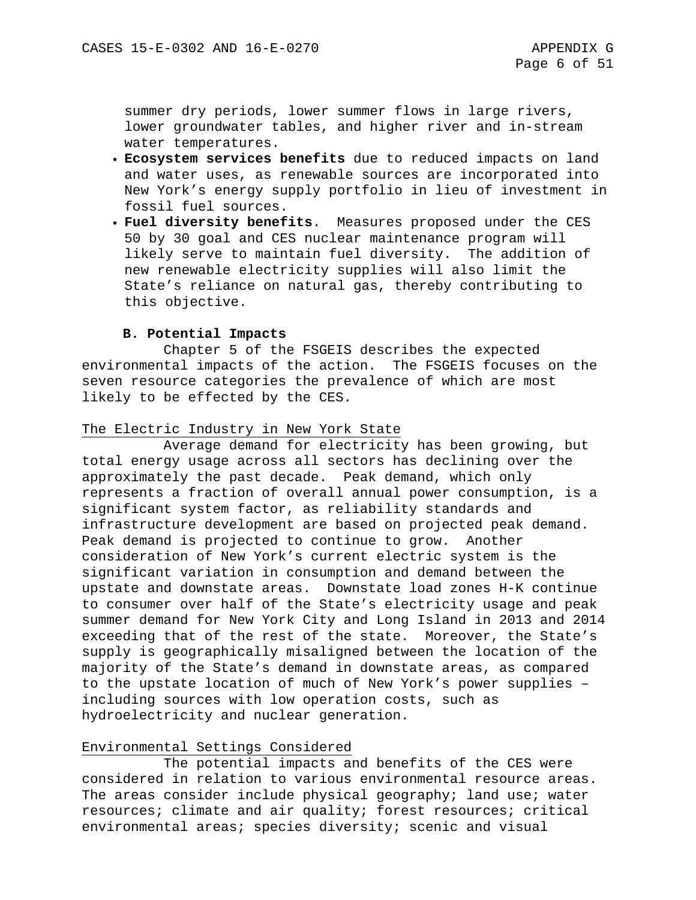summer dry periods, lower summer flows in large rivers, lower groundwater tables, and higher river and in-stream water temperatures.

- **Ecosystem services benefits** due to reduced impacts on land and water uses, as renewable sources are incorporated into New York's energy supply portfolio in lieu of investment in fossil fuel sources.
- **Fuel diversity benefits**. Measures proposed under the CES 50 by 30 goal and CES nuclear maintenance program will likely serve to maintain fuel diversity. The addition of new renewable electricity supplies will also limit the State's reliance on natural gas, thereby contributing to this objective.

### B. Potential Impacts

Chapter 5 of the FSGEIS describes the expected environmental impacts of the action. The FSGEIS focuses on the seven resource categories the prevalence of which are most likely to be effected by the CES.

<u>The Electric Industry in New York State</u>

Average demand for electricity has been growing, but total energy usage across all sectors has declining over the approximately the past decade. Peak demand, which only represents a fraction of overall annual power consumption, is a significant system factor, as reliability standards and infrastructure development are based on projected peak demand. Peak demand is projected to continue to grow. Another consideration of New York's current electric system is the significant variation in consumption and demand between the upstate and downstate areas. Downstate load zones H-K continue to consumer over half of the State's electricity usage and peak summer demand for New York City and Long Island in 2013 and 2014 exceeding that of the rest of the state. Moreover, the State's supply is geographically misaligned between the location of the majority of the State's demand in downstate areas, as compared to the upstate location of much of New York's power supplies – including sources with low operation costs, such as hydroelectricity and nuclear generation.

<u>Environmental Settings Considered</u>

The potential impacts and benefits of the CES were considered in relation to various environmental resource areas. The areas consider include physical geography; land use; water resources; climate and air quality; forest resources; critical environmental areas; species diversity; scenic and visual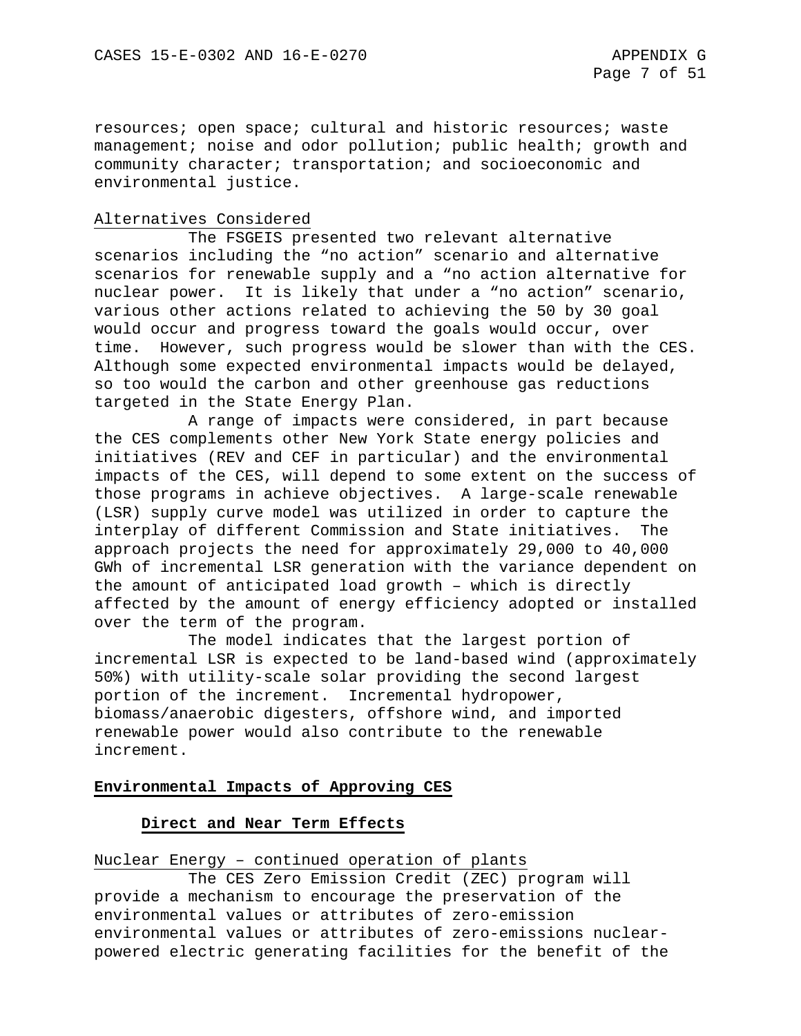resources; open space; cultural and historic resources; waste management; noise and odor pollution; public health; growth and community character; transportation; and socioeconomic and environmental justice.

Alternatives Considered

The FSGEIS presented two relevant alternative scenarios including the "no action" scenario and alternative scenarios for renewable supply and a "no action alternative for nuclear power. It is likely that under a "no action" scenario, various other actions related to achieving the 50 by 30 goal would occur and progress toward the goals would occur, over time. However, such progress would be slower than with the CES. Although some expected environmental impacts would be delayed, so too would the carbon and other greenhouse gas reductions targeted in the State Energy Plan.

A range of impacts were considered, in part because the CES complements other New York State energy policies and initiatives (REV and CEF in particular) and the environmental impacts of the CES, will depend to some extent on the success of those programs in achieve objectives. A large-scale renewable (LSR) supply curve model was utilized in order to capture the interplay of different Commission and State initiatives. The approach projects the need for approximately 29,000 to 40,000 GWh of incremental LSR generation with the variance dependent on the amount of anticipated load growth – which is directly affected by the amount of energy efficiency adopted or installed over the term of the program.

The model indicates that the largest portion of incremental LSR is expected to be land-based wind (approximately 50%) with utility-scale solar providing the second largest portion of the increment. Incremental hydropower, biomass/anaerobic digesters, offshore wind, and imported renewable power would also contribute to the renewable increment.

## Environmental Impacts of Approving CES

### Direct and Near Term Effects

Nuclear Energy – continued operation of plants

The CES Zero Emission Credit (ZEC) program will provide a mechanism to encourage the preservation of the environmental values or attributes of zero-emission environmental values or attributes of zero-emissions nuclear-powered electric generating facilities for the benefit of the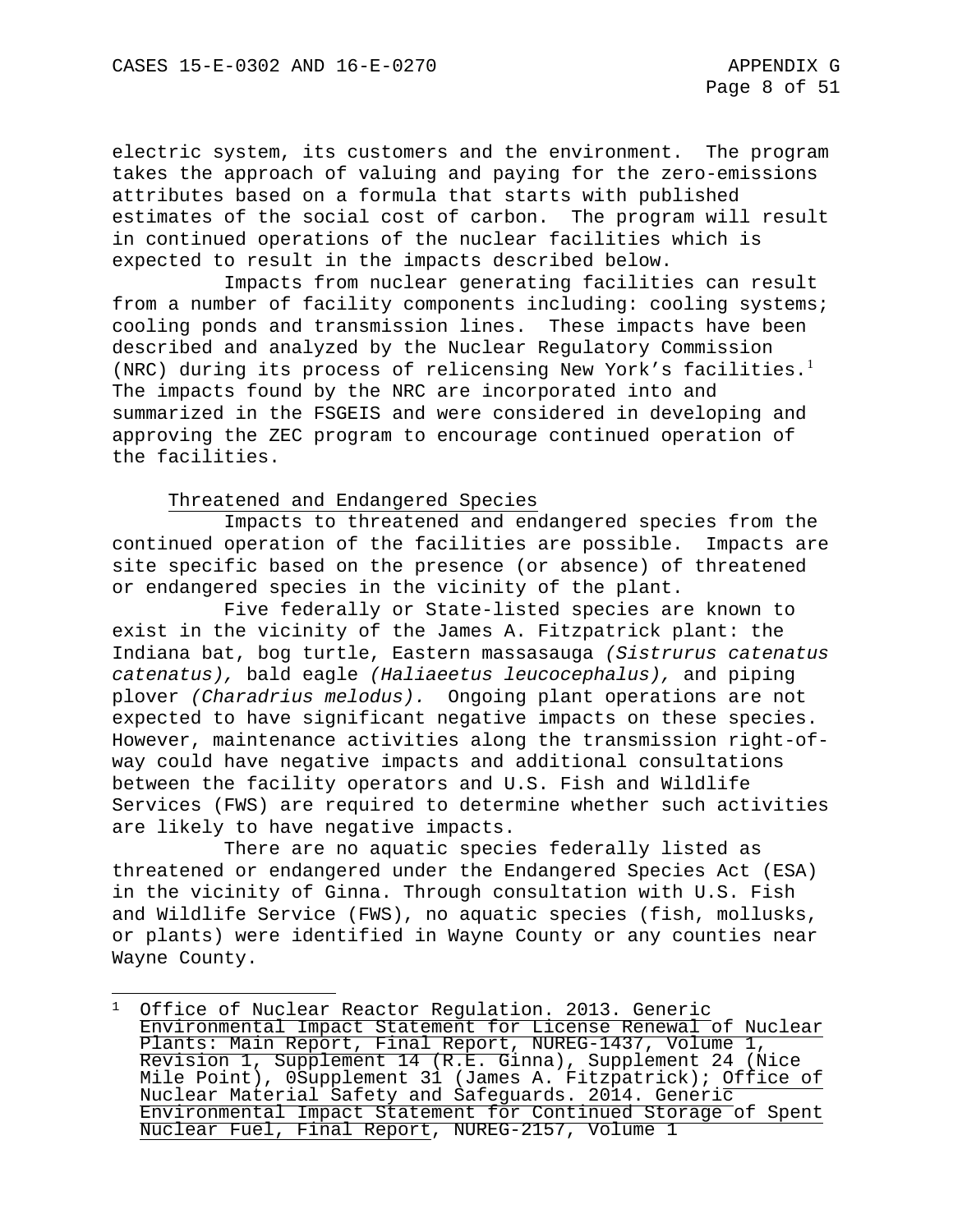electric system, its customers and the environment. The program takes the approach of valuing and paying for the zero-emissions attributes based on a formula that starts with published estimates of the social cost of carbon. The program will result in continued operations of the nuclear facilities which is expected to result in the impacts described below.

Impacts from nuclear generating facilities can result from a number of facility components including: cooling systems; cooling ponds and transmission lines. These impacts have been described and analyzed by the Nuclear Regulatory Commission (NRC) during its process of relicensing New York's facilities.[1] The impacts found by the NRC are incorporated into and summarized in the FSGEIS and were considered in developing and approving the ZEC program to encourage continued operation of the facilities.

Threatened and Endangered Species

Impacts to threatened and endangered species from the continued operation of the facilities are possible. Impacts are site specific based on the presence (or absence) of threatened or endangered species in the vicinity of the plant.

Five federally or State-listed species are known to exist in the vicinity of the James A. Fitzpatrick plant: the Indiana bat, bog turtle, Eastern massasauga *(Sistrurus catenatus catenatus),* bald eagle *(Haliaeetus leucocephalus),* and piping plover *(Charadrius melodus).* Ongoing plant operations are not expected to have significant negative impacts on these species. However, maintenance activities along the transmission right-of-way could have negative impacts and additional consultations between the facility operators and U.S. Fish and Wildlife Services (FWS) are required to determine whether such activities are likely to have negative impacts.

There are no aquatic species federally listed as threatened or endangered under the Endangered Species Act (ESA) in the vicinity of Ginna. Through consultation with U.S. Fish and Wildlife Service (FWS), no aquatic species (fish, mollusks, or plants) were identified in Wayne County or any counties near Wayne County.

---

[1] Office of Nuclear Reactor Regulation. 2013. Generic Environmental Impact Statement for License Renewal of Nuclear Plants: Main Report, Final Report, NUREG-1437, Volume 1, Revision 1, Supplement 14 (R.E. Ginna), Supplement 24 (Nice Mile Point), 0Supplement 31 (James A. Fitzpatrick); Office of Nuclear Material Safety and Safeguards. 2014. Generic Environmental Impact Statement for Continued Storage of Spent Nuclear Fuel, Final Report, NUREG-2157, Volume 1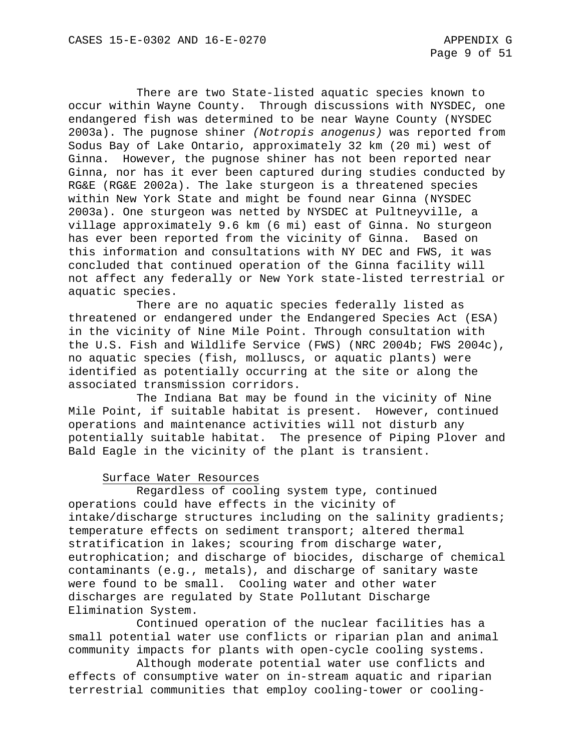There are two State-listed aquatic species known to occur within Wayne County. Through discussions with NYSDEC, one endangered fish was determined to be near Wayne County (NYSDEC 2003a). The pugnose shiner *(Notropis anogenus)* was reported from Sodus Bay of Lake Ontario, approximately 32 km (20 mi) west of Ginna. However, the pugnose shiner has not been reported near Ginna, nor has it ever been captured during studies conducted by RG&E (RG&E 2002a). The lake sturgeon is a threatened species within New York State and might be found near Ginna (NYSDEC 2003a). One sturgeon was netted by NYSDEC at Pultneyville, a village approximately 9.6 km (6 mi) east of Ginna. No sturgeon has ever been reported from the vicinity of Ginna. Based on this information and consultations with NY DEC and FWS, it was concluded that continued operation of the Ginna facility will not affect any federally or New York state-listed terrestrial or aquatic species.

There are no aquatic species federally listed as threatened or endangered under the Endangered Species Act (ESA) in the vicinity of Nine Mile Point. Through consultation with the U.S. Fish and Wildlife Service (FWS) (NRC 2004b; FWS 2004c), no aquatic species (fish, molluscs, or aquatic plants) were identified as potentially occurring at the site or along the associated transmission corridors.

The Indiana Bat may be found in the vicinity of Nine Mile Point, if suitable habitat is present. However, continued operations and maintenance activities will not disturb any potentially suitable habitat. The presence of Piping Plover and Bald Eagle in the vicinity of the plant is transient.

Surface Water Resources

Regardless of cooling system type, continued operations could have effects in the vicinity of intake/discharge structures including on the salinity gradients; temperature effects on sediment transport; altered thermal stratification in lakes; scouring from discharge water, eutrophication; and discharge of biocides, discharge of chemical contaminants (e.g., metals), and discharge of sanitary waste were found to be small. Cooling water and other water discharges are regulated by State Pollutant Discharge Elimination System.

Continued operation of the nuclear facilities has a small potential water use conflicts or riparian plan and animal community impacts for plants with open-cycle cooling systems.

Although moderate potential water use conflicts and effects of consumptive water on in-stream aquatic and riparian terrestrial communities that employ cooling-tower or cooling-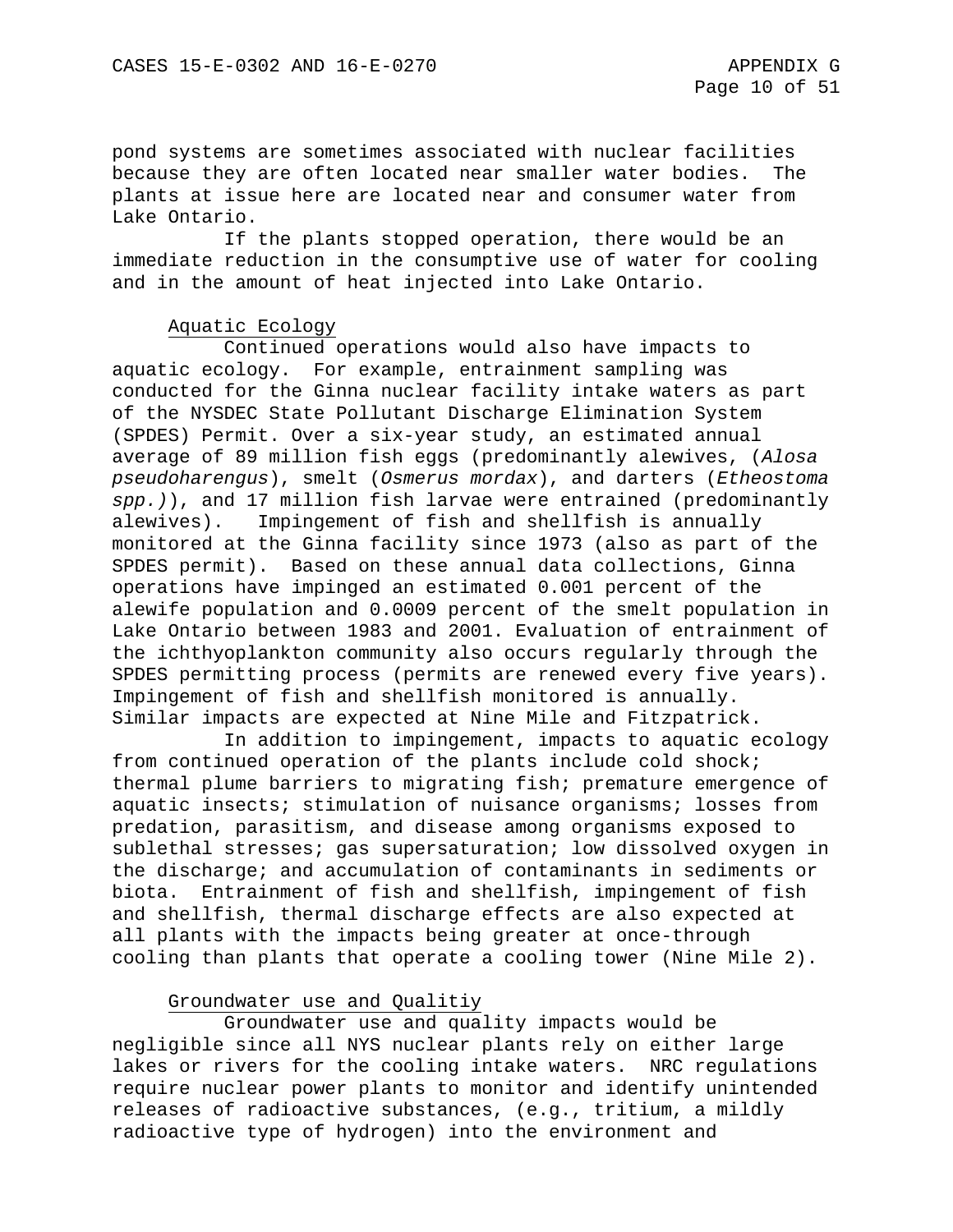pond systems are sometimes associated with nuclear facilities because they are often located near smaller water bodies. The plants at issue here are located near and consumer water from Lake Ontario.

If the plants stopped operation, there would be an immediate reduction in the consumptive use of water for cooling and in the amount of heat injected into Lake Ontario.

### Aquatic Ecology

Continued operations would also have impacts to aquatic ecology. For example, entrainment sampling was conducted for the Ginna nuclear facility intake waters as part of the NYSDEC State Pollutant Discharge Elimination System (SPDES) Permit. Over a six-year study, an estimated annual average of 89 million fish eggs (predominantly alewives, (*Alosa pseudoharengus*), smelt (*Osmerus mordax*), and darters (*Etheostoma spp.)*), and 17 million fish larvae were entrained (predominantly alewives). Impingement of fish and shellfish is annually monitored at the Ginna facility since 1973 (also as part of the SPDES permit). Based on these annual data collections, Ginna operations have impinged an estimated 0.001 percent of the alewife population and 0.0009 percent of the smelt population in Lake Ontario between 1983 and 2001. Evaluation of entrainment of the ichthyoplankton community also occurs regularly through the SPDES permitting process (permits are renewed every five years). Impingement of fish and shellfish monitored is annually. Similar impacts are expected at Nine Mile and Fitzpatrick.

In addition to impingement, impacts to aquatic ecology from continued operation of the plants include cold shock; thermal plume barriers to migrating fish; premature emergence of aquatic insects; stimulation of nuisance organisms; losses from predation, parasitism, and disease among organisms exposed to sublethal stresses; gas supersaturation; low dissolved oxygen in the discharge; and accumulation of contaminants in sediments or biota. Entrainment of fish and shellfish, impingement of fish and shellfish, thermal discharge effects are also expected at all plants with the impacts being greater at once-through cooling than plants that operate a cooling tower (Nine Mile 2).

### Groundwater use and Qualitiy

Groundwater use and quality impacts would be negligible since all NYS nuclear plants rely on either large lakes or rivers for the cooling intake waters. NRC regulations require nuclear power plants to monitor and identify unintended releases of radioactive substances, (e.g., tritium, a mildly radioactive type of hydrogen) into the environment and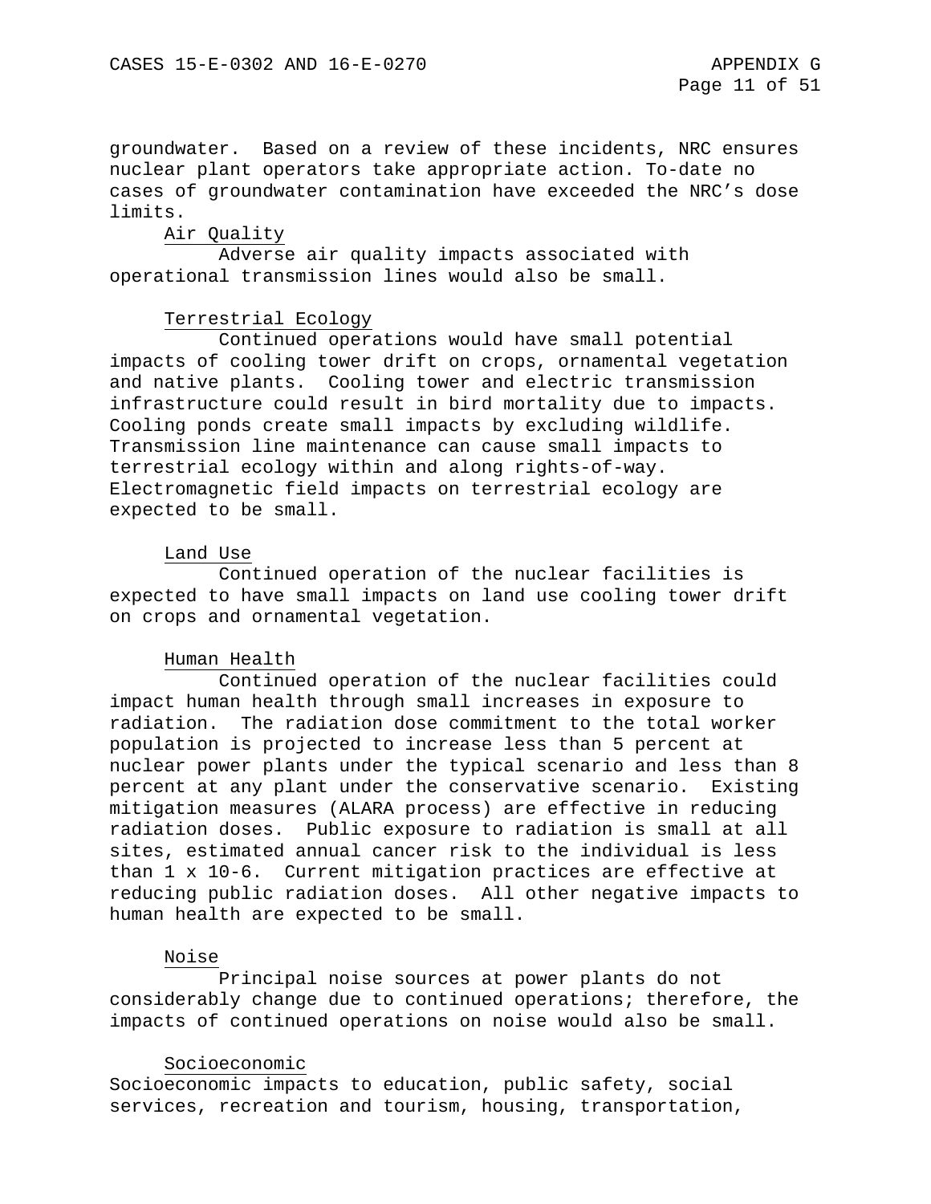groundwater. Based on a review of these incidents, NRC ensures nuclear plant operators take appropriate action. To-date no cases of groundwater contamination have exceeded the NRC's dose limits.

### Air Quality

Adverse air quality impacts associated with operational transmission lines would also be small.

### Terrestrial Ecology

Continued operations would have small potential impacts of cooling tower drift on crops, ornamental vegetation and native plants. Cooling tower and electric transmission infrastructure could result in bird mortality due to impacts. Cooling ponds create small impacts by excluding wildlife. Transmission line maintenance can cause small impacts to terrestrial ecology within and along rights-of-way. Electromagnetic field impacts on terrestrial ecology are expected to be small.

### Land Use

Continued operation of the nuclear facilities is expected to have small impacts on land use cooling tower drift on crops and ornamental vegetation.

### Human Health

Continued operation of the nuclear facilities could impact human health through small increases in exposure to radiation. The radiation dose commitment to the total worker population is projected to increase less than 5 percent at nuclear power plants under the typical scenario and less than 8 percent at any plant under the conservative scenario. Existing mitigation measures (ALARA process) are effective in reducing radiation doses. Public exposure to radiation is small at all sites, estimated annual cancer risk to the individual is less than 1 x 10-6. Current mitigation practices are effective at reducing public radiation doses. All other negative impacts to human health are expected to be small.

### Noise

Principal noise sources at power plants do not considerably change due to continued operations; therefore, the impacts of continued operations on noise would also be small.

### Socioeconomic

Socioeconomic impacts to education, public safety, social services, recreation and tourism, housing, transportation,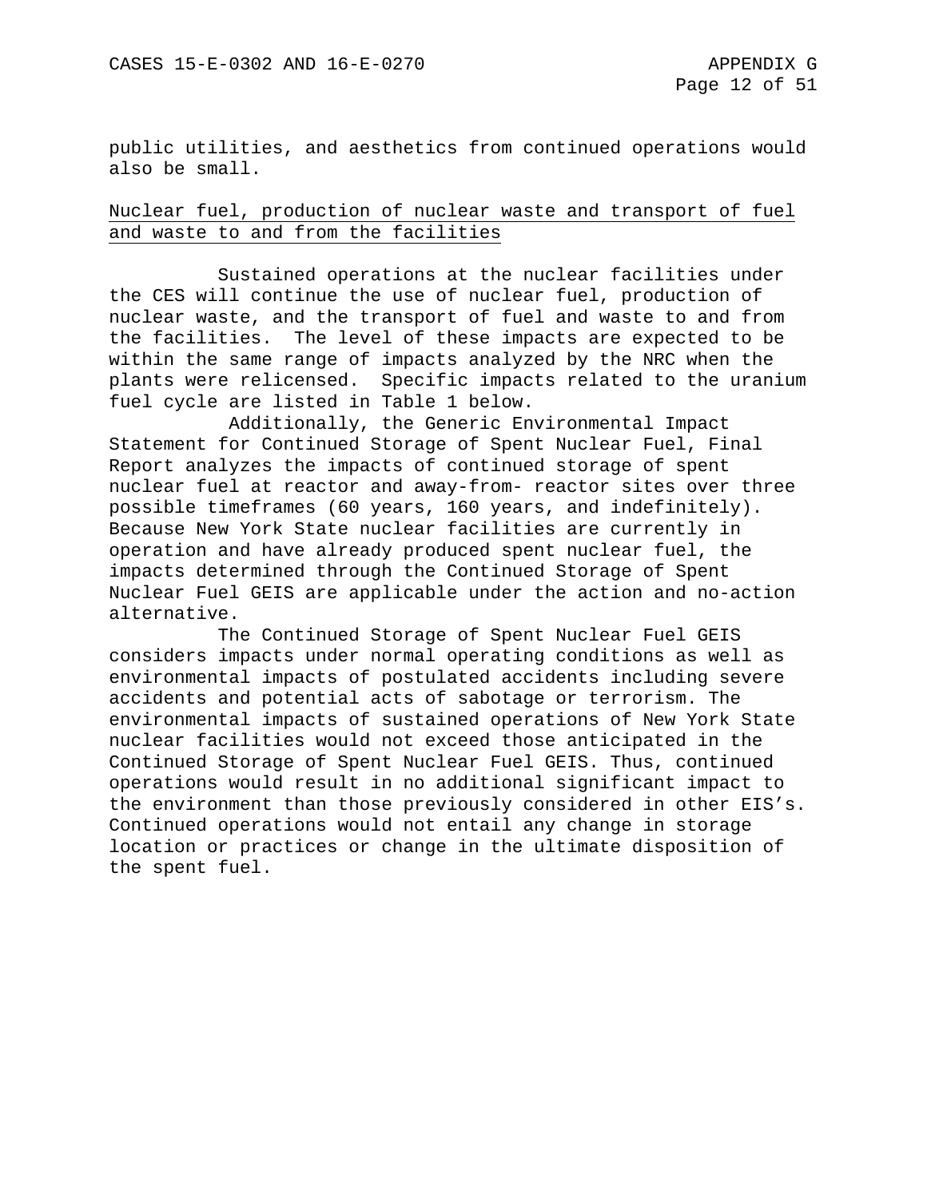public utilities, and aesthetics from continued operations would also be small.

Nuclear fuel, production of nuclear waste and transport of fuel and waste to and from the facilities

Sustained operations at the nuclear facilities under the CES will continue the use of nuclear fuel, production of nuclear waste, and the transport of fuel and waste to and from the facilities. The level of these impacts are expected to be within the same range of impacts analyzed by the NRC when the plants were relicensed. Specific impacts related to the uranium fuel cycle are listed in Table 1 below.

Additionally, the Generic Environmental Impact Statement for Continued Storage of Spent Nuclear Fuel, Final Report analyzes the impacts of continued storage of spent nuclear fuel at reactor and away-from- reactor sites over three possible timeframes (60 years, 160 years, and indefinitely). Because New York State nuclear facilities are currently in operation and have already produced spent nuclear fuel, the impacts determined through the Continued Storage of Spent Nuclear Fuel GEIS are applicable under the action and no-action alternative.

The Continued Storage of Spent Nuclear Fuel GEIS considers impacts under normal operating conditions as well as environmental impacts of postulated accidents including severe accidents and potential acts of sabotage or terrorism. The environmental impacts of sustained operations of New York State nuclear facilities would not exceed those anticipated in the Continued Storage of Spent Nuclear Fuel GEIS. Thus, continued operations would result in no additional significant impact to the environment than those previously considered in other EIS's. Continued operations would not entail any change in storage location or practices or change in the ultimate disposition of the spent fuel.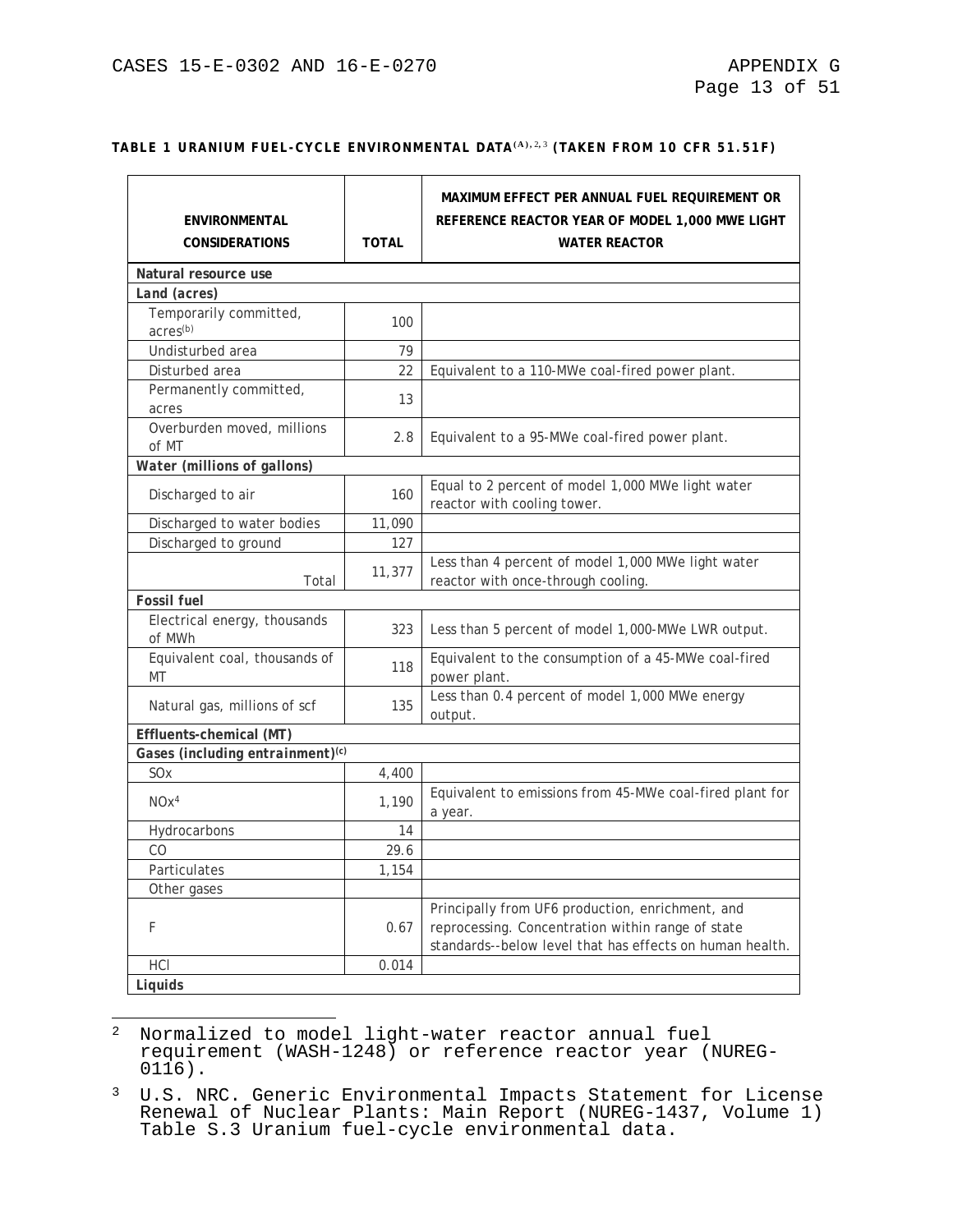**TABLE 1 URANIUM FUEL-CYCLE ENVIRONMENTAL DATA[(A),2,3] (TAKEN FROM 10 CFR 51.51F)**

| ENVIRONMENTAL CONSIDERATIONS | TOTAL | MAXIMUM EFFECT PER ANNUAL FUEL REQUIREMENT OR REFERENCE REACTOR YEAR OF MODEL 1,000 MWE LIGHT WATER REACTOR |
|---|---|---|
| ***Natural resource use*** | | |
| ***Land (acres)*** | | |
| Temporarily committed, acres[(b)] | 100 | |
| Undisturbed area | 79 | |
| Disturbed area | 22 | Equivalent to a 110-MWe coal-fired power plant. |
| Permanently committed, acres | 13 | |
| Overburden moved, millions of MT | 2.8 | Equivalent to a 95-MWe coal-fired power plant. |
| ***Water (millions of gallons)*** | | |
| Discharged to air | 160 | Equal to 2 percent of model 1,000 MWe light water reactor with cooling tower. |
| Discharged to water bodies | 11,090 | |
| Discharged to ground | 127 | |
| Total | 11,377 | Less than 4 percent of model 1,000 MWe light water reactor with once-through cooling. |
| ***Fossil fuel*** | | |
| Electrical energy, thousands of MWh | 323 | Less than 5 percent of model 1,000-MWe LWR output. |
| Equivalent coal, thousands of MT | 118 | Equivalent to the consumption of a 45-MWe coal-fired power plant. |
| Natural gas, millions of scf | 135 | Less than 0.4 percent of model 1,000 MWe energy output. |
| ***Effluents-chemical (MT)*** | | |
| ***Gases (including entrainment)[(c)]*** | | |
| $SO_x$ | 4,400 | |
| $NO_x$[4] | 1,190 | Equivalent to emissions from 45-MWe coal-fired plant for a year. |
| Hydrocarbons | 14 | |
| CO | 29.6 | |
| Particulates | 1,154 | |
| Other gases | | |
| F | 0.67 | Principally from $UF_6$ production, enrichment, and reprocessing. Concentration within range of state standards--below level that has effects on human health. |
| HCl | 0.014 | |
| ***Liquids*** | | |

[2] Normalized to model light-water reactor annual fuel requirement (WASH-1248) or reference reactor year (NUREG-0116).

[3] U.S. NRC. Generic Environmental Impacts Statement for License Renewal of Nuclear Plants: Main Report (NUREG-1437, Volume 1) Table S.3 Uranium fuel-cycle environmental data.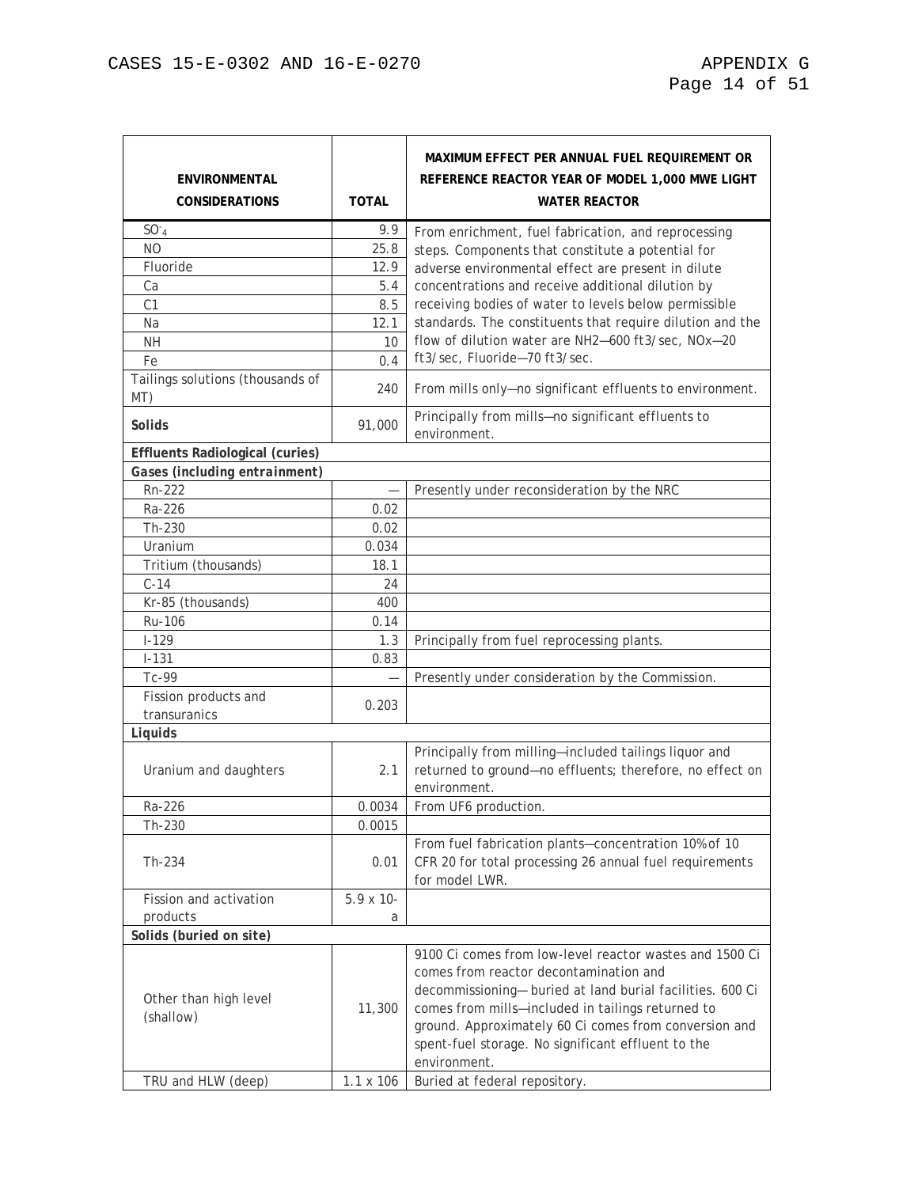| ENVIRONMENTAL CONSIDERATIONS | TOTAL | MAXIMUM EFFECT PER ANNUAL FUEL REQUIREMENT OR REFERENCE REACTOR YEAR OF MODEL 1,000 MWE LIGHT WATER REACTOR |
|---|---|---|
| $SO^{-}_{4}$ | 9.9 | From enrichment, fuel fabrication, and reprocessing steps. Components that constitute a potential for adverse environmental effect are present in dilute concentrations and receive additional dilution by receiving bodies of water to levels below permissible standards. The constituents that require dilution and the flow of dilution water are NH2—600 ft3/sec, NOx—20 ft3/sec, Fluoride—70 ft3/sec. |
| NO | 25.8 | |
| Fluoride | 12.9 | |
| Ca | 5.4 | |
| C1 | 8.5 | |
| Na | 12.1 | |
| NH | 10 | |
| Fe | 0.4 | |
| Tailings solutions (thousands of MT) | 240 | From mills only—no significant effluents to environment. |
| **Solids** | 91,000 | Principally from mills—no significant effluents to environment. |
| ***Effluents Radiological (curies)*** | | |
| ***Gases (including entrainment)*** | | |
| Rn-222 | — | Presently under reconsideration by the NRC |
| Ra-226 | 0.02 | |
| Th-230 | 0.02 | |
| Uranium | 0.034 | |
| Tritium (thousands) | 18.1 | |
| C-14 | 24 | |
| Kr-85 (thousands) | 400 | |
| Ru-106 | 0.14 | |
| I-129 | 1.3 | Principally from fuel reprocessing plants. |
| I-131 | 0.83 | |
| Tc-99 | — | Presently under consideration by the Commission. |
| Fission products and transuranics | 0.203 | |
| ***Liquids*** | | |
| Uranium and daughters | 2.1 | Principally from milling—included tailings liquor and returned to ground—no effluents; therefore, no effect on environment. |
| Ra-226 | 0.0034 | From UF6 production. |
| Th-230 | 0.0015 | |
| Th-234 | 0.01 | From fuel fabrication plants—concentration 10% of 10 CFR 20 for total processing 26 annual fuel requirements for model LWR. |
| Fission and activation products | 5.9 x 10-a | |
| ***Solids (buried on site)*** | | |
| Other than high level (shallow) | 11,300 | 9100 Ci comes from low-level reactor wastes and 1500 Ci comes from reactor decontamination and decommissioning— buried at land burial facilities. 600 Ci comes from mills—included in tailings returned to ground. Approximately 60 Ci comes from conversion and spent-fuel storage. No significant effluent to the environment. |
| TRU and HLW (deep) | 1.1 x 106 | Buried at federal repository. |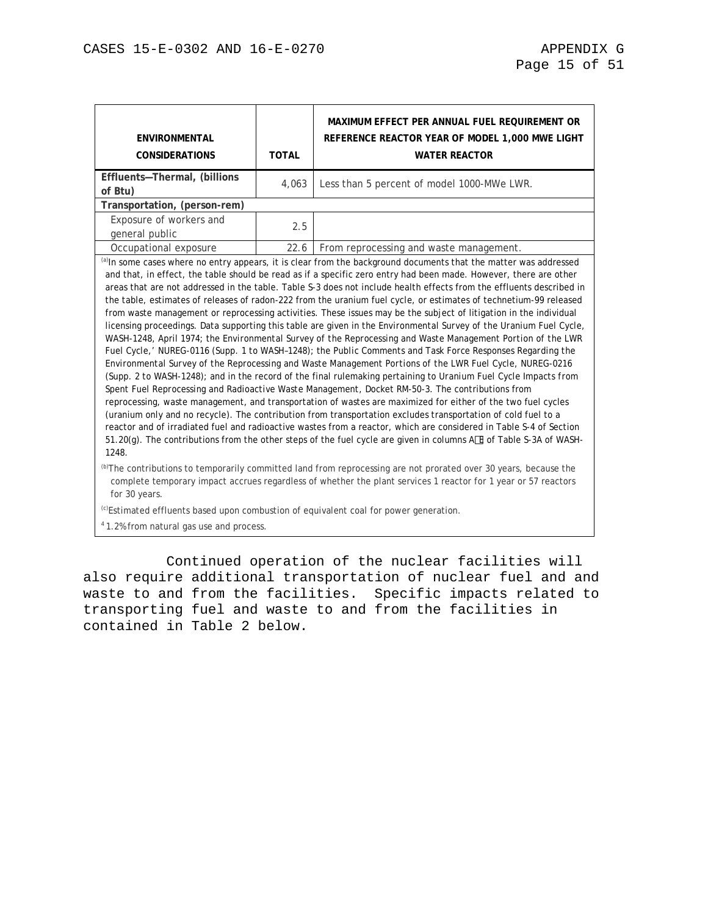| ENVIRONMENTAL CONSIDERATIONS | TOTAL | MAXIMUM EFFECT PER ANNUAL FUEL REQUIREMENT OR REFERENCE REACTOR YEAR OF MODEL 1,000 MWE LIGHT WATER REACTOR |
|---|---|---|
| **Effluents—Thermal, (billions of Btu)** | 4,063 | Less than 5 percent of model 1000-MWe LWR. |
| **Transportation, (person-rem)** | | |
| Exposure of workers and general public | 2.5 | |
| Occupational exposure | 22.6 | From reprocessing and waste management. |

[a]In some cases where no entry appears, it is clear from the background documents that the matter was addressed and that, in effect, the table should be read as if a specific zero entry had been made. However, there are other areas that are not addressed in the table. Table S-3 does not include health effects from the effluents described in the table, estimates of releases of radon-222 from the uranium fuel cycle, or estimates of technetium-99 released from waste management or reprocessing activities. These issues may be the subject of litigation in the individual licensing proceedings. Data supporting this table are given in the Environmental Survey of the Uranium Fuel Cycle, WASH-1248, April 1974; the Environmental Survey of the Reprocessing and Waste Management Portion of the LWR Fuel Cycle,' NUREG-0116 (Supp. 1 to WASH–1248); the Public Comments and Task Force Responses Regarding the Environmental Survey of the Reprocessing and Waste Management Portions of the LWR Fuel Cycle, NUREG-0216 (Supp. 2 to WASH-1248); and in the record of the final rulemaking pertaining to Uranium Fuel Cycle Impacts from Spent Fuel Reprocessing and Radioactive Waste Management, Docket RM-50-3. The contributions from reprocessing, waste management, and transportation of wastes are maximized for either of the two fuel cycles (uranium only and no recycle). The contribution from transportation excludes transportation of cold fuel to a reactor and of irradiated fuel and radioactive wastes from a reactor, which are considered in Table S-4 of Section 51.20(g). The contributions from the other steps of the fuel cycle are given in columns A–E of Table S-3A of WASH-1248.

[b]The contributions to temporarily committed land from reprocessing are not prorated over 30 years, because the complete temporary impact accrues regardless of whether the plant services 1 reactor for 1 year or 57 reactors for 30 years.

[c]Estimated effluents based upon combustion of equivalent coal for power generation.

[4] 1.2% from natural gas use and process.

Continued operation of the nuclear facilities will also require additional transportation of nuclear fuel and and waste to and from the facilities. Specific impacts related to transporting fuel and waste to and from the facilities in contained in Table 2 below.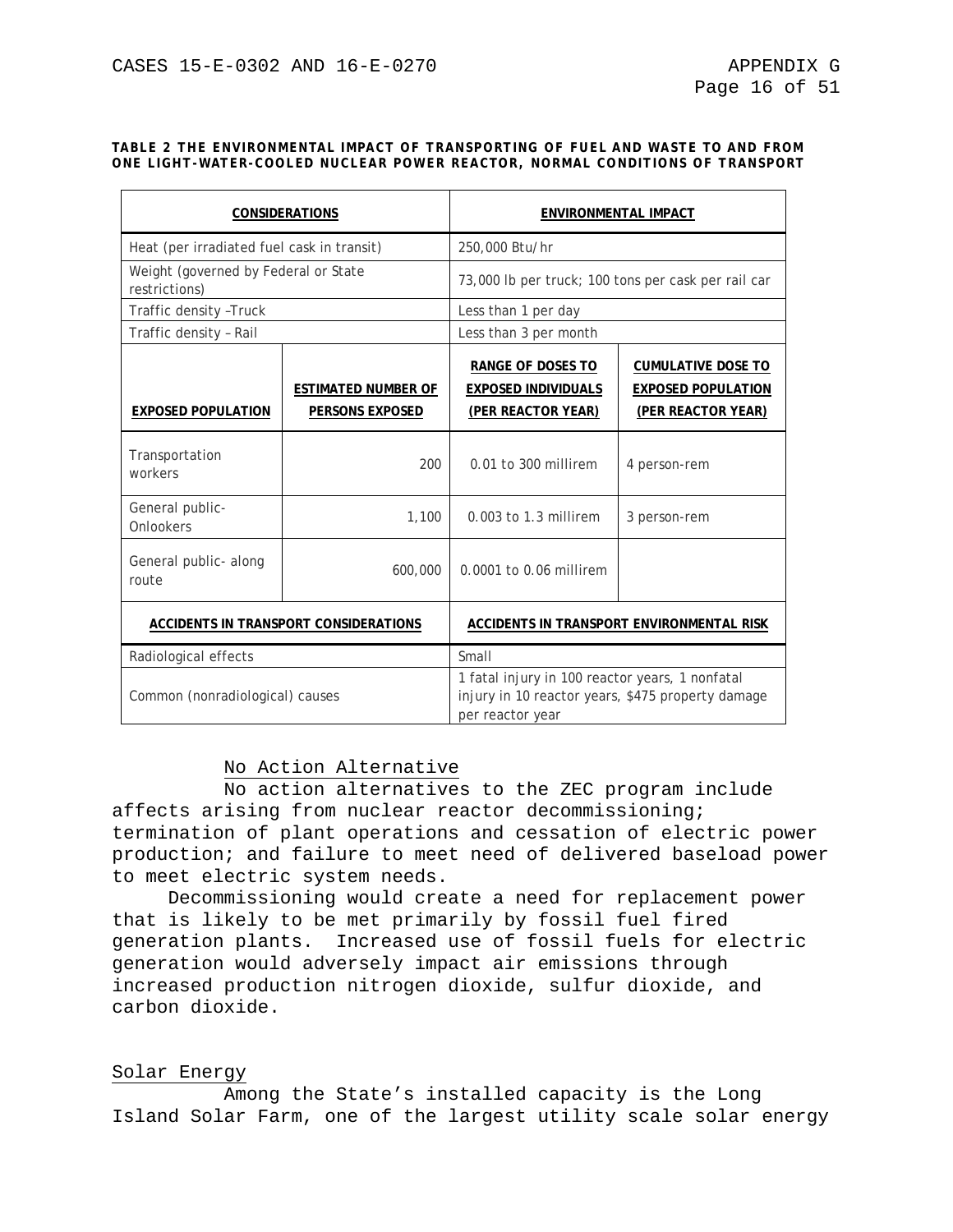**TABLE 2 THE ENVIRONMENTAL IMPACT OF TRANSPORTING OF FUEL AND WASTE TO AND FROM ONE LIGHT-WATER-COOLED NUCLEAR POWER REACTOR, NORMAL CONDITIONS OF TRANSPORT**

| CONSIDERATIONS | | ENVIRONMENTAL IMPACT | |
|---|---|---|---|
| Heat (per irradiated fuel cask in transit) | | 250,000 Btu/hr | |
| Weight (governed by Federal or State restrictions) | | 73,000 lb per truck; 100 tons per cask per rail car | |
| Traffic density –Truck | | Less than 1 per day | |
| Traffic density – Rail | | Less than 3 per month | |
| **EXPOSED POPULATION** | **ESTIMATED NUMBER OF PERSONS EXPOSED** | **RANGE OF DOSES TO EXPOSED INDIVIDUALS (PER REACTOR YEAR)** | **CUMULATIVE DOSE TO EXPOSED POPULATION (PER REACTOR YEAR)** |
| Transportation workers | 200 | 0.01 to 300 millirem | 4 person-rem |
| General public-Onlookers | 1,100 | 0.003 to 1.3 millirem | 3 person-rem |
| General public- along route | 600,000 | 0.0001 to 0.06 millirem | |
| **ACCIDENTS IN TRANSPORT CONSIDERATIONS** | | **ACCIDENTS IN TRANSPORT ENVIRONMENTAL RISK** | |
| Radiological effects | | Small | |
| Common (nonradiological) causes | | 1 fatal injury in 100 reactor years, 1 nonfatal injury in 10 reactor years, $475 property damage per reactor year | |

No Action Alternative

No action alternatives to the ZEC program include affects arising from nuclear reactor decommissioning; termination of plant operations and cessation of electric power production; and failure to meet need of delivered baseload power to meet electric system needs.

Decommissioning would create a need for replacement power that is likely to be met primarily by fossil fuel fired generation plants. Increased use of fossil fuels for electric generation would adversely impact air emissions through increased production nitrogen dioxide, sulfur dioxide, and carbon dioxide.

Solar Energy

Among the State's installed capacity is the Long Island Solar Farm, one of the largest utility scale solar energy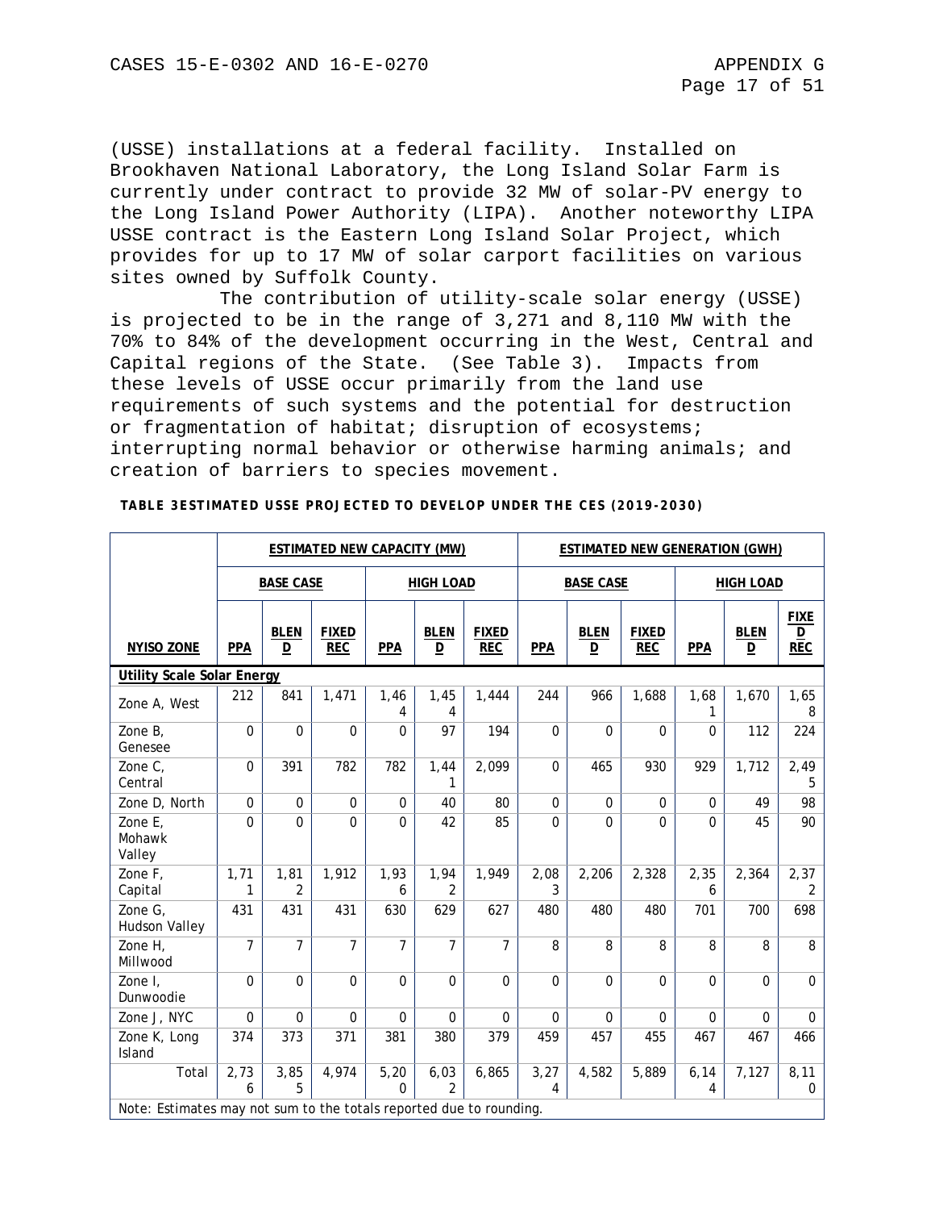(USSE) installations at a federal facility. Installed on Brookhaven National Laboratory, the Long Island Solar Farm is currently under contract to provide 32 MW of solar-PV energy to the Long Island Power Authority (LIPA). Another noteworthy LIPA USSE contract is the Eastern Long Island Solar Project, which provides for up to 17 MW of solar carport facilities on various sites owned by Suffolk County.

The contribution of utility-scale solar energy (USSE) is projected to be in the range of 3,271 and 8,110 MW with the 70% to 84% of the development occurring in the West, Central and Capital regions of the State. (See Table 3). Impacts from these levels of USSE occur primarily from the land use requirements of such systems and the potential for destruction or fragmentation of habitat; disruption of ecosystems; interrupting normal behavior or otherwise harming animals; and creation of barriers to species movement.

**TABLE 3ESTIMATED USSE PROJECTED TO DEVELOP UNDER THE CES (2019-2030)**

| | ESTIMATED NEW CAPACITY (MW) | | | | | | ESTIMATED NEW GENERATION (GWH) | | | | | |
|---|---|---|---|---|---|---|---|---|---|---|---|---|
| | BASE CASE | | | HIGH LOAD | | | BASE CASE | | | HIGH LOAD | | |
| NYISO ZONE | PPA | BLEND | FIXED REC | PPA | BLEND | FIXED REC | PPA | BLEND | FIXED REC | PPA | BLEND | FIXED REC |
| **Utility Scale Solar Energy** | | | | | | | | | | | | |
| Zone A, West | 212 | 841 | 1,471 | 1,464 | 1,454 | 1,444 | 244 | 966 | 1,688 | 1,681 | 1,670 | 1,658 |
| Zone B, Genesee | 0 | 0 | 0 | 0 | 97 | 194 | 0 | 0 | 0 | 0 | 112 | 224 |
| Zone C, Central | 0 | 391 | 782 | 782 | 1,441 | 2,099 | 0 | 465 | 930 | 929 | 1,712 | 2,495 |
| Zone D, North | 0 | 0 | 0 | 0 | 40 | 80 | 0 | 0 | 0 | 0 | 49 | 98 |
| Zone E, Mohawk Valley | 0 | 0 | 0 | 0 | 42 | 85 | 0 | 0 | 0 | 0 | 45 | 90 |
| Zone F, Capital | 1,711 | 1,812 | 1,912 | 1,936 | 1,942 | 1,949 | 2,083 | 2,206 | 2,328 | 2,356 | 2,364 | 2,372 |
| Zone G, Hudson Valley | 431 | 431 | 431 | 630 | 629 | 627 | 480 | 480 | 480 | 701 | 700 | 698 |
| Zone H, Millwood | 7 | 7 | 7 | 7 | 7 | 7 | 8 | 8 | 8 | 8 | 8 | 8 |
| Zone I, Dunwoodie | 0 | 0 | 0 | 0 | 0 | 0 | 0 | 0 | 0 | 0 | 0 | 0 |
| Zone J, NYC | 0 | 0 | 0 | 0 | 0 | 0 | 0 | 0 | 0 | 0 | 0 | 0 |
| Zone K, Long Island | 374 | 373 | 371 | 381 | 380 | 379 | 459 | 457 | 455 | 467 | 467 | 466 |
| Total | 2,736 | 3,855 | 4,974 | 5,200 | 6,032 | 6,865 | 3,274 | 4,582 | 5,889 | 6,144 | 7,127 | 8,110 |

Note: Estimates may not sum to the totals reported due to rounding.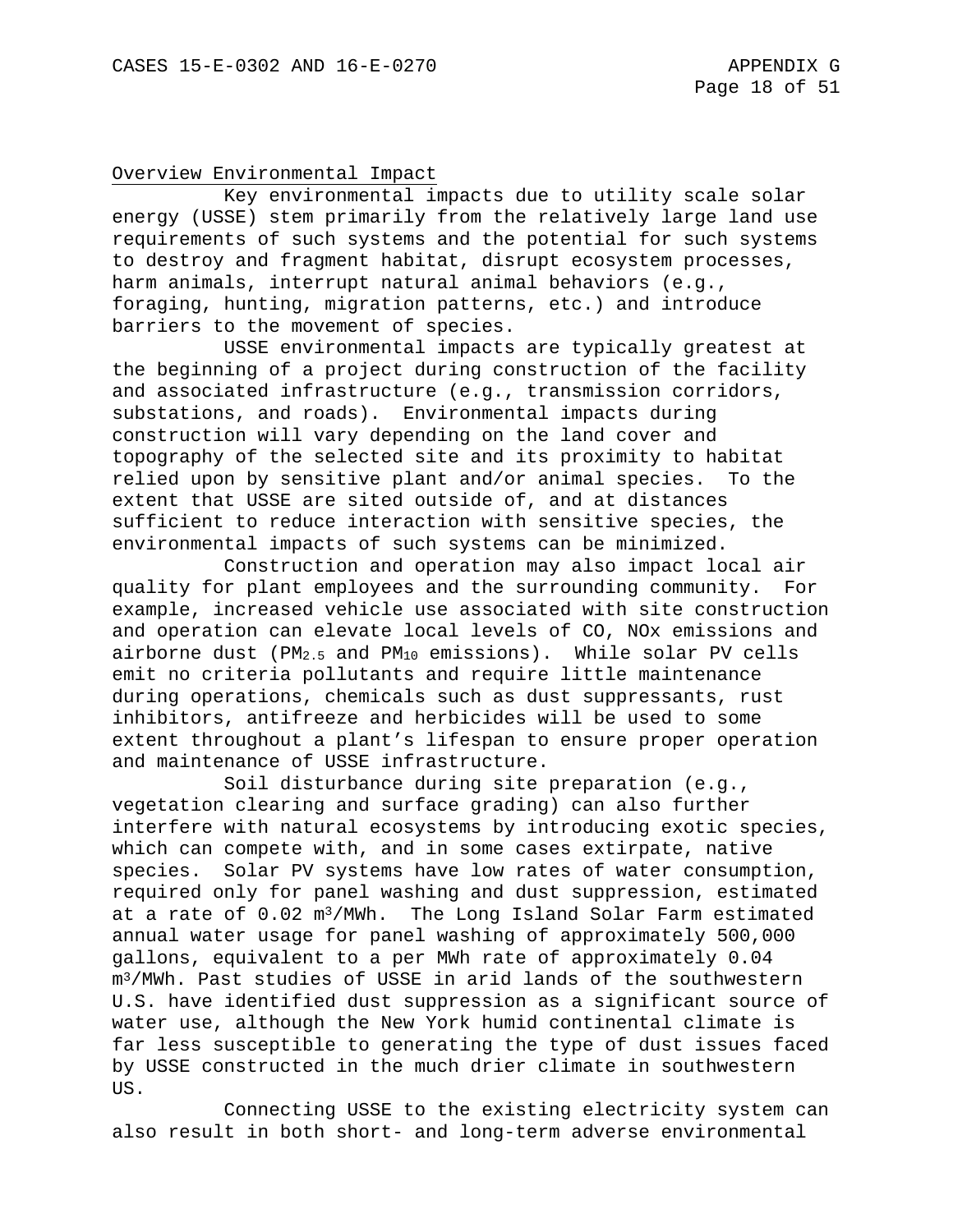Overview Environmental Impact

Key environmental impacts due to utility scale solar energy (USSE) stem primarily from the relatively large land use requirements of such systems and the potential for such systems to destroy and fragment habitat, disrupt ecosystem processes, harm animals, interrupt natural animal behaviors (e.g., foraging, hunting, migration patterns, etc.) and introduce barriers to the movement of species.

USSE environmental impacts are typically greatest at the beginning of a project during construction of the facility and associated infrastructure (e.g., transmission corridors, substations, and roads). Environmental impacts during construction will vary depending on the land cover and topography of the selected site and its proximity to habitat relied upon by sensitive plant and/or animal species. To the extent that USSE are sited outside of, and at distances sufficient to reduce interaction with sensitive species, the environmental impacts of such systems can be minimized.

Construction and operation may also impact local air quality for plant employees and the surrounding community. For example, increased vehicle use associated with site construction and operation can elevate local levels of CO, NOx emissions and airborne dust ($PM_{2.5}$ and $PM_{10}$ emissions). While solar PV cells emit no criteria pollutants and require little maintenance during operations, chemicals such as dust suppressants, rust inhibitors, antifreeze and herbicides will be used to some extent throughout a plant's lifespan to ensure proper operation and maintenance of USSE infrastructure.

Soil disturbance during site preparation (e.g., vegetation clearing and surface grading) can also further interfere with natural ecosystems by introducing exotic species, which can compete with, and in some cases extirpate, native species. Solar PV systems have low rates of water consumption, required only for panel washing and dust suppression, estimated at a rate of 0.02 $m^3$/MWh. The Long Island Solar Farm estimated annual water usage for panel washing of approximately 500,000 gallons, equivalent to a per MWh rate of approximately 0.04 $m^3$/MWh. Past studies of USSE in arid lands of the southwestern U.S. have identified dust suppression as a significant source of water use, although the New York humid continental climate is far less susceptible to generating the type of dust issues faced by USSE constructed in the much drier climate in southwestern US.

Connecting USSE to the existing electricity system can also result in both short- and long-term adverse environmental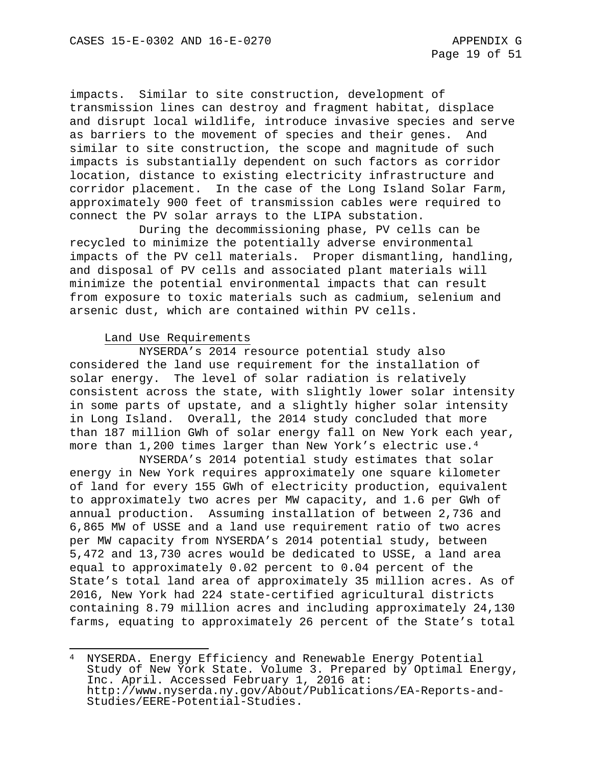impacts. Similar to site construction, development of transmission lines can destroy and fragment habitat, displace and disrupt local wildlife, introduce invasive species and serve as barriers to the movement of species and their genes. And similar to site construction, the scope and magnitude of such impacts is substantially dependent on such factors as corridor location, distance to existing electricity infrastructure and corridor placement. In the case of the Long Island Solar Farm, approximately 900 feet of transmission cables were required to connect the PV solar arrays to the LIPA substation.

During the decommissioning phase, PV cells can be recycled to minimize the potentially adverse environmental impacts of the PV cell materials. Proper dismantling, handling, and disposal of PV cells and associated plant materials will minimize the potential environmental impacts that can result from exposure to toxic materials such as cadmium, selenium and arsenic dust, which are contained within PV cells.

Land Use Requirements

NYSERDA's 2014 resource potential study also considered the land use requirement for the installation of solar energy. The level of solar radiation is relatively consistent across the state, with slightly lower solar intensity in some parts of upstate, and a slightly higher solar intensity in Long Island. Overall, the 2014 study concluded that more than 187 million GWh of solar energy fall on New York each year, more than 1,200 times larger than New York's electric use.[4]

NYSERDA's 2014 potential study estimates that solar energy in New York requires approximately one square kilometer of land for every 155 GWh of electricity production, equivalent to approximately two acres per MW capacity, and 1.6 per GWh of annual production. Assuming installation of between 2,736 and 6,865 MW of USSE and a land use requirement ratio of two acres per MW capacity from NYSERDA's 2014 potential study, between 5,472 and 13,730 acres would be dedicated to USSE, a land area equal to approximately 0.02 percent to 0.04 percent of the State's total land area of approximately 35 million acres. As of 2016, New York had 224 state-certified agricultural districts containing 8.79 million acres and including approximately 24,130 farms, equating to approximately 26 percent of the State's total

---

[4] NYSERDA. Energy Efficiency and Renewable Energy Potential Study of New York State. Volume 3. Prepared by Optimal Energy, Inc. April. Accessed February 1, 2016 at: http://www.nyserda.ny.gov/About/Publications/EA-Reports-and-Studies/EERE-Potential-Studies.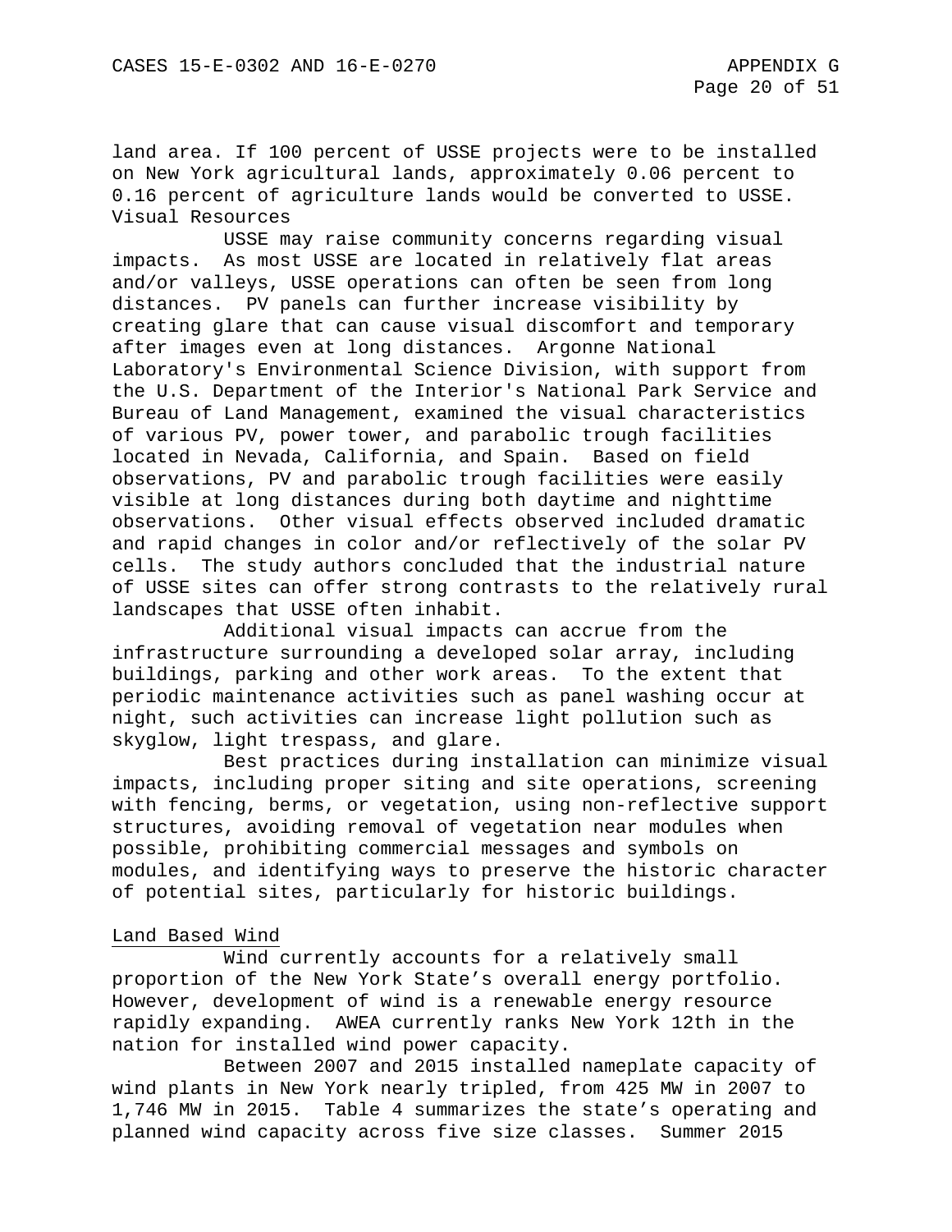land area. If 100 percent of USSE projects were to be installed on New York agricultural lands, approximately 0.06 percent to 0.16 percent of agriculture lands would be converted to USSE.

Visual Resources

USSE may raise community concerns regarding visual impacts. As most USSE are located in relatively flat areas and/or valleys, USSE operations can often be seen from long distances. PV panels can further increase visibility by creating glare that can cause visual discomfort and temporary after images even at long distances. Argonne National Laboratory's Environmental Science Division, with support from the U.S. Department of the Interior's National Park Service and Bureau of Land Management, examined the visual characteristics of various PV, power tower, and parabolic trough facilities located in Nevada, California, and Spain. Based on field observations, PV and parabolic trough facilities were easily visible at long distances during both daytime and nighttime observations. Other visual effects observed included dramatic and rapid changes in color and/or reflectively of the solar PV cells. The study authors concluded that the industrial nature of USSE sites can offer strong contrasts to the relatively rural landscapes that USSE often inhabit.

Additional visual impacts can accrue from the infrastructure surrounding a developed solar array, including buildings, parking and other work areas. To the extent that periodic maintenance activities such as panel washing occur at night, such activities can increase light pollution such as skyglow, light trespass, and glare.

Best practices during installation can minimize visual impacts, including proper siting and site operations, screening with fencing, berms, or vegetation, using non-reflective support structures, avoiding removal of vegetation near modules when possible, prohibiting commercial messages and symbols on modules, and identifying ways to preserve the historic character of potential sites, particularly for historic buildings.

Land Based Wind

Wind currently accounts for a relatively small proportion of the New York State's overall energy portfolio. However, development of wind is a renewable energy resource rapidly expanding. AWEA currently ranks New York 12th in the nation for installed wind power capacity.

Between 2007 and 2015 installed nameplate capacity of wind plants in New York nearly tripled, from 425 MW in 2007 to 1,746 MW in 2015. Table 4 summarizes the state's operating and planned wind capacity across five size classes. Summer 2015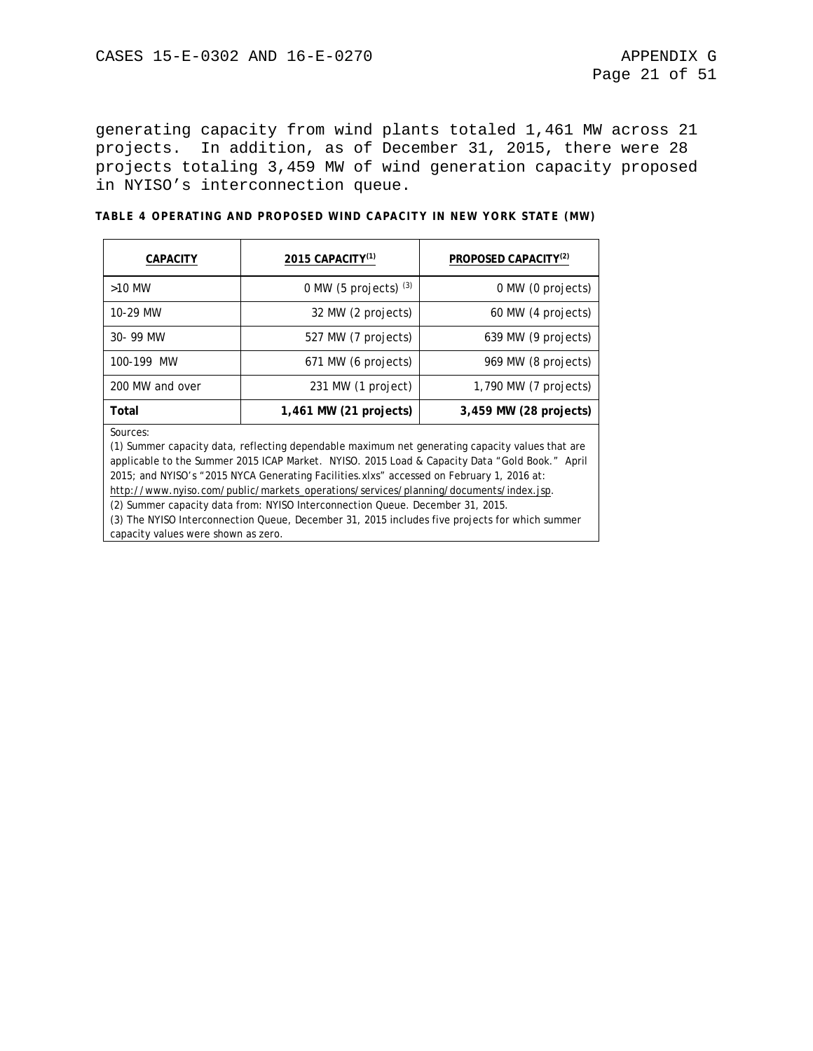generating capacity from wind plants totaled 1,461 MW across 21 projects. In addition, as of December 31, 2015, there were 28 projects totaling 3,459 MW of wind generation capacity proposed in NYISO's interconnection queue.

**TABLE 4 OPERATING AND PROPOSED WIND CAPACITY IN NEW YORK STATE (MW)**

| CAPACITY | 2015 CAPACITY(1) | PROPOSED CAPACITY(2) |
|---|---|---|
| >10 MW | 0 MW (5 projects) (3) | 0 MW (0 projects) |
| 10-29 MW | 32 MW (2 projects) | 60 MW (4 projects) |
| 30- 99 MW | 527 MW (7 projects) | 639 MW (9 projects) |
| 100-199 MW | 671 MW (6 projects) | 969 MW (8 projects) |
| 200 MW and over | 231 MW (1 project) | 1,790 MW (7 projects) |
| **Total** | **1,461 MW (21 projects)** | **3,459 MW (28 projects)** |

Sources:
(1) Summer capacity data, reflecting dependable maximum net generating capacity values that are applicable to the Summer 2015 ICAP Market. NYISO. 2015 Load & Capacity Data "Gold Book." April 2015; and NYISO's "2015 NYCA Generating Facilities.xlxs" accessed on February 1, 2016 at: http://www.nyiso.com/public/markets_operations/services/planning/documents/index.jsp.
(2) Summer capacity data from: NYISO Interconnection Queue. December 31, 2015.
(3) The NYISO Interconnection Queue, December 31, 2015 includes five projects for which summer capacity values were shown as zero.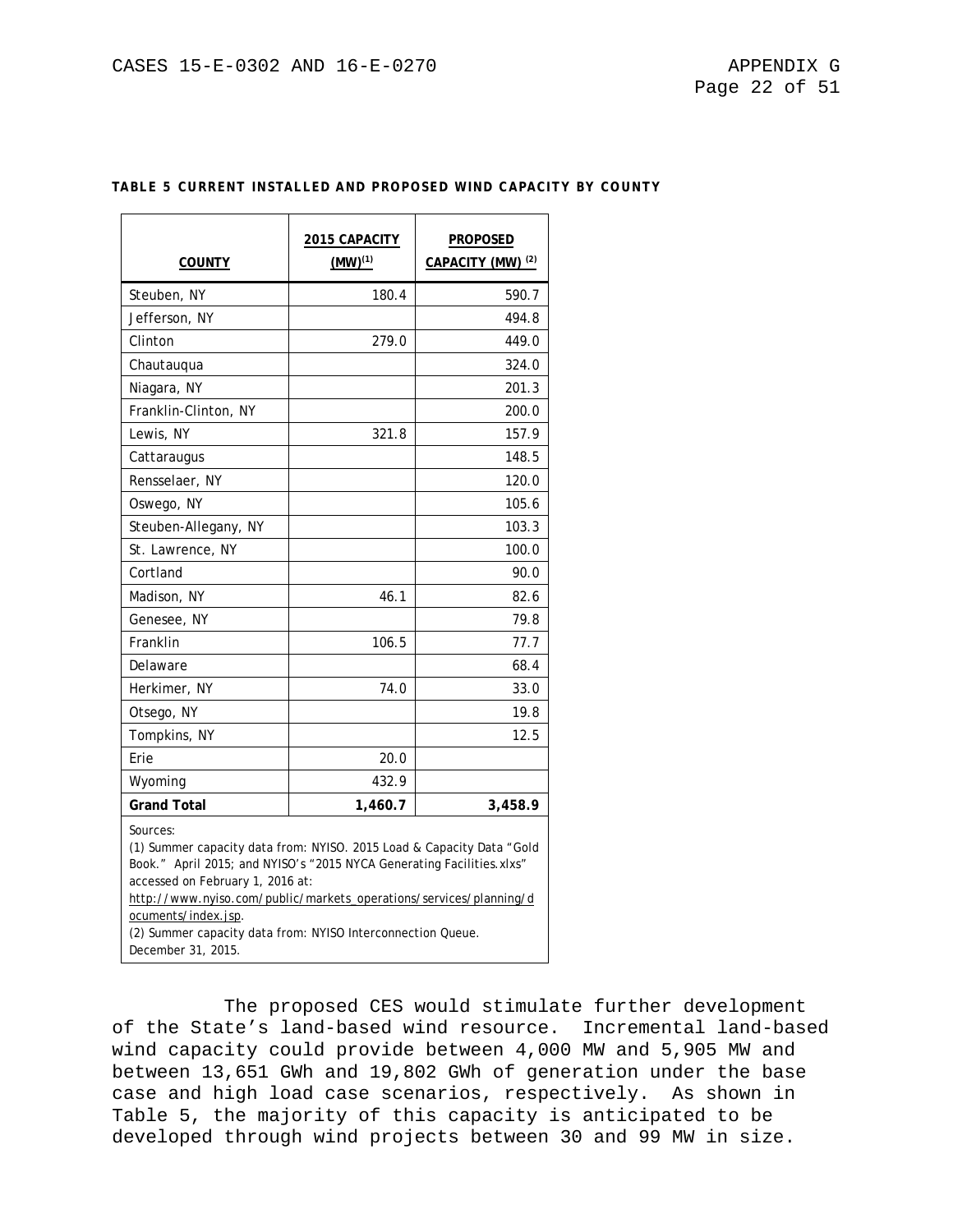**TABLE 5 CURRENT INSTALLED AND PROPOSED WIND CAPACITY BY COUNTY**

| COUNTY | 2015 CAPACITY (MW)(1) | PROPOSED CAPACITY (MW) (2) |
|---|---|---|
| Steuben, NY | 180.4 | 590.7 |
| Jefferson, NY | | 494.8 |
| Clinton | 279.0 | 449.0 |
| Chautauqua | | 324.0 |
| Niagara, NY | | 201.3 |
| Franklin-Clinton, NY | | 200.0 |
| Lewis, NY | 321.8 | 157.9 |
| Cattaraugus | | 148.5 |
| Rensselaer, NY | | 120.0 |
| Oswego, NY | | 105.6 |
| Steuben-Allegany, NY | | 103.3 |
| St. Lawrence, NY | | 100.0 |
| Cortland | | 90.0 |
| Madison, NY | 46.1 | 82.6 |
| Genesee, NY | | 79.8 |
| Franklin | 106.5 | 77.7 |
| Delaware | | 68.4 |
| Herkimer, NY | 74.0 | 33.0 |
| Otsego, NY | | 19.8 |
| Tompkins, NY | | 12.5 |
| Erie | 20.0 | |
| Wyoming | 432.9 | |
| **Grand Total** | **1,460.7** | **3,458.9** |

Sources:
(1) Summer capacity data from: NYISO. 2015 Load & Capacity Data "Gold Book." April 2015; and NYISO's "2015 NYCA Generating Facilities.xlxs" accessed on February 1, 2016 at: http://www.nyiso.com/public/markets_operations/services/planning/documents/index.jsp.
(2) Summer capacity data from: NYISO Interconnection Queue. December 31, 2015.

The proposed CES would stimulate further development of the State's land-based wind resource. Incremental land-based wind capacity could provide between 4,000 MW and 5,905 MW and between 13,651 GWh and 19,802 GWh of generation under the base case and high load case scenarios, respectively. As shown in Table 5, the majority of this capacity is anticipated to be developed through wind projects between 30 and 99 MW in size.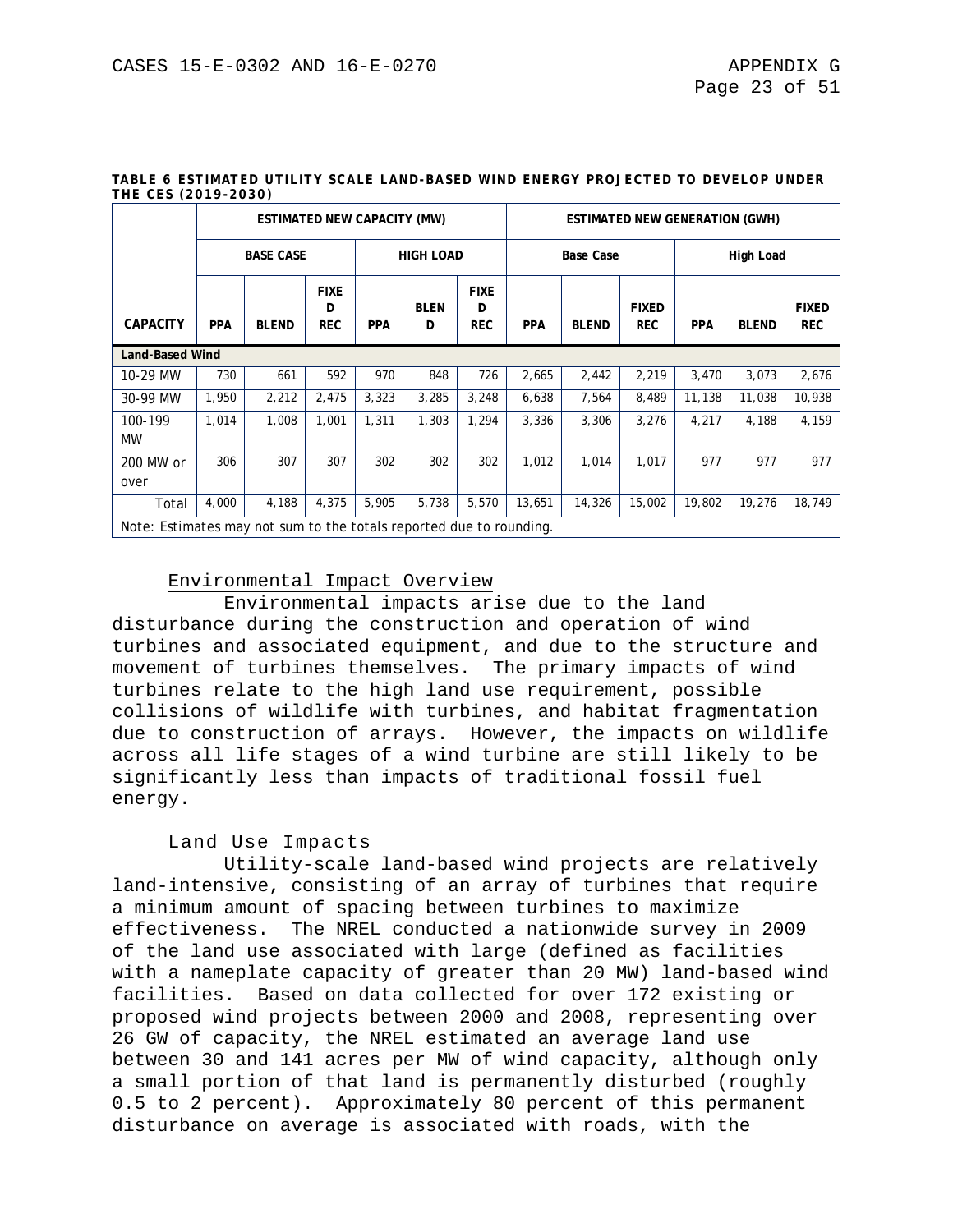**TABLE 6 ESTIMATED UTILITY SCALE LAND-BASED WIND ENERGY PROJECTED TO DEVELOP UNDER THE CES (2019-2030)**

| | ESTIMATED NEW CAPACITY (MW) | | | | | | ESTIMATED NEW GENERATION (GWH) | | | | | |
|---|---|---|---|---|---|---|---|---|---|---|---|---|
| | BASE CASE | | | HIGH LOAD | | | Base Case | | | High Load | | |
| CAPACITY | PPA | BLEND | FIXED REC | PPA | BLEND | FIXED REC | PPA | BLEND | FIXED REC | PPA | BLEND | FIXED REC |
| **Land-Based Wind** | | | | | | | | | | | | |
| 10-29 MW | 730 | 661 | 592 | 970 | 848 | 726 | 2,665 | 2,442 | 2,219 | 3,470 | 3,073 | 2,676 |
| 30-99 MW | 1,950 | 2,212 | 2,475 | 3,323 | 3,285 | 3,248 | 6,638 | 7,564 | 8,489 | 11,138 | 11,038 | 10,938 |
| 100-199 MW | 1,014 | 1,008 | 1,001 | 1,311 | 1,303 | 1,294 | 3,336 | 3,306 | 3,276 | 4,217 | 4,188 | 4,159 |
| 200 MW or over | 306 | 307 | 307 | 302 | 302 | 302 | 1,012 | 1,014 | 1,017 | 977 | 977 | 977 |
| Total | 4,000 | 4,188 | 4,375 | 5,905 | 5,738 | 5,570 | 13,651 | 14,326 | 15,002 | 19,802 | 19,276 | 18,749 |

Note: Estimates may not sum to the totals reported due to rounding.

## Environmental Impact Overview

Environmental impacts arise due to the land disturbance during the construction and operation of wind turbines and associated equipment, and due to the structure and movement of turbines themselves. The primary impacts of wind turbines relate to the high land use requirement, possible collisions of wildlife with turbines, and habitat fragmentation due to construction of arrays. However, the impacts on wildlife across all life stages of a wind turbine are still likely to be significantly less than impacts of traditional fossil fuel energy.

## Land Use Impacts

Utility-scale land-based wind projects are relatively land-intensive, consisting of an array of turbines that require a minimum amount of spacing between turbines to maximize effectiveness. The NREL conducted a nationwide survey in 2009 of the land use associated with large (defined as facilities with a nameplate capacity of greater than 20 MW) land-based wind facilities. Based on data collected for over 172 existing or proposed wind projects between 2000 and 2008, representing over 26 GW of capacity, the NREL estimated an average land use between 30 and 141 acres per MW of wind capacity, although only a small portion of that land is permanently disturbed (roughly 0.5 to 2 percent). Approximately 80 percent of this permanent disturbance on average is associated with roads, with the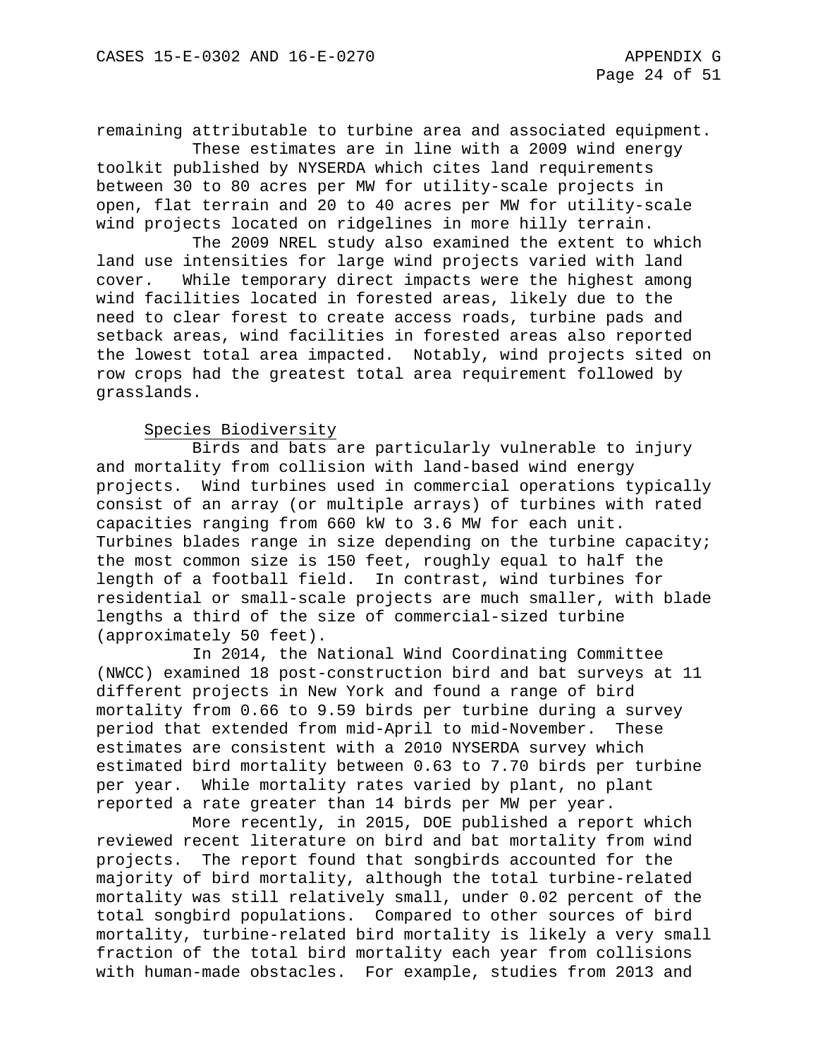remaining attributable to turbine area and associated equipment.

These estimates are in line with a 2009 wind energy toolkit published by NYSERDA which cites land requirements between 30 to 80 acres per MW for utility-scale projects in open, flat terrain and 20 to 40 acres per MW for utility-scale wind projects located on ridgelines in more hilly terrain.

The 2009 NREL study also examined the extent to which land use intensities for large wind projects varied with land cover. While temporary direct impacts were the highest among wind facilities located in forested areas, likely due to the need to clear forest to create access roads, turbine pads and setback areas, wind facilities in forested areas also reported the lowest total area impacted. Notably, wind projects sited on row crops had the greatest total area requirement followed by grasslands.

<u>Species Biodiversity</u>

Birds and bats are particularly vulnerable to injury and mortality from collision with land-based wind energy projects. Wind turbines used in commercial operations typically consist of an array (or multiple arrays) of turbines with rated capacities ranging from 660 kW to 3.6 MW for each unit. Turbines blades range in size depending on the turbine capacity; the most common size is 150 feet, roughly equal to half the length of a football field. In contrast, wind turbines for residential or small-scale projects are much smaller, with blade lengths a third of the size of commercial-sized turbine (approximately 50 feet).

In 2014, the National Wind Coordinating Committee (NWCC) examined 18 post-construction bird and bat surveys at 11 different projects in New York and found a range of bird mortality from 0.66 to 9.59 birds per turbine during a survey period that extended from mid-April to mid-November. These estimates are consistent with a 2010 NYSERDA survey which estimated bird mortality between 0.63 to 7.70 birds per turbine per year. While mortality rates varied by plant, no plant reported a rate greater than 14 birds per MW per year.

More recently, in 2015, DOE published a report which reviewed recent literature on bird and bat mortality from wind projects. The report found that songbirds accounted for the majority of bird mortality, although the total turbine-related mortality was still relatively small, under 0.02 percent of the total songbird populations. Compared to other sources of bird mortality, turbine-related bird mortality is likely a very small fraction of the total bird mortality each year from collisions with human-made obstacles. For example, studies from 2013 and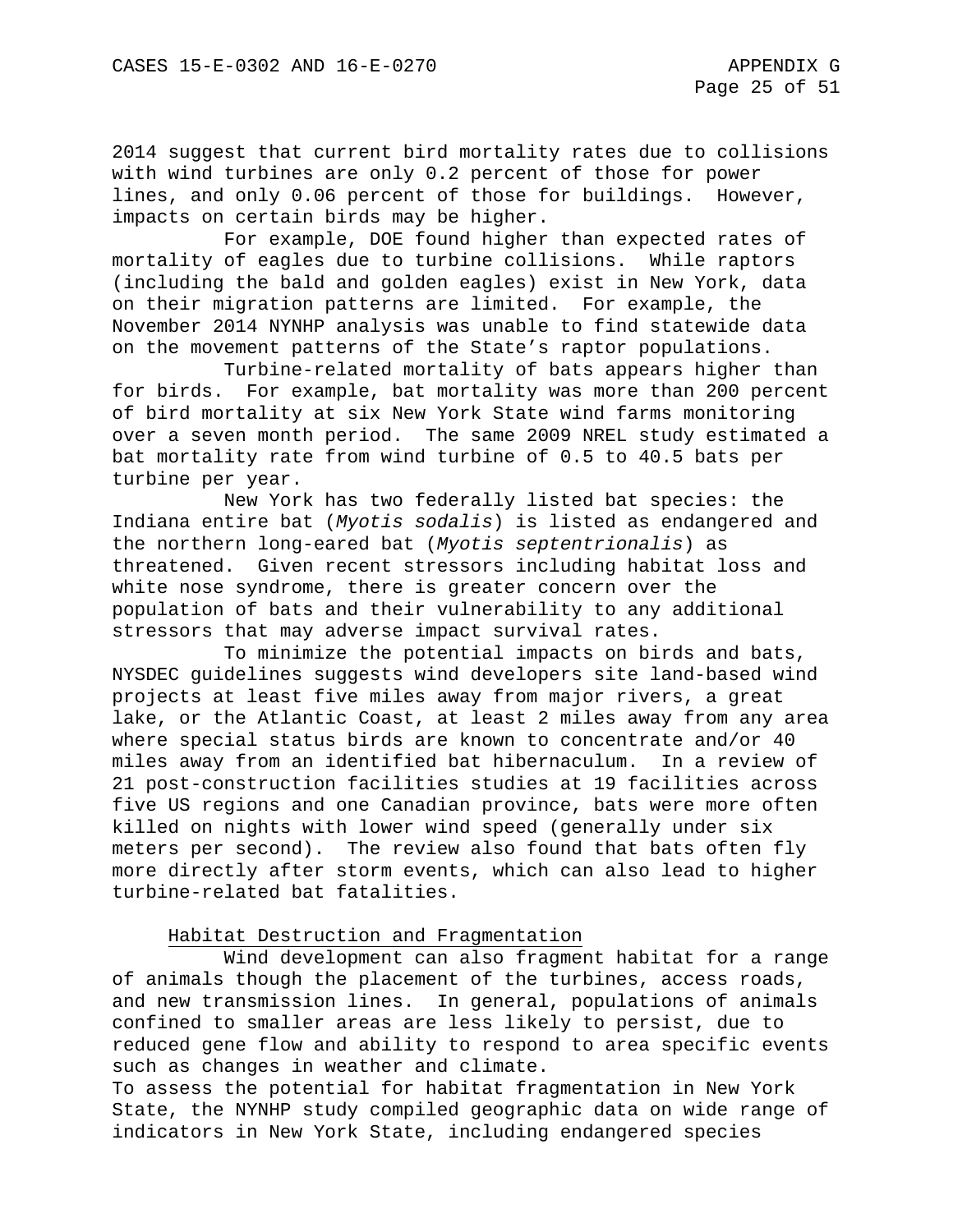2014 suggest that current bird mortality rates due to collisions with wind turbines are only 0.2 percent of those for power lines, and only 0.06 percent of those for buildings. However, impacts on certain birds may be higher.

For example, DOE found higher than expected rates of mortality of eagles due to turbine collisions. While raptors (including the bald and golden eagles) exist in New York, data on their migration patterns are limited. For example, the November 2014 NYNHP analysis was unable to find statewide data on the movement patterns of the State's raptor populations.

Turbine-related mortality of bats appears higher than for birds. For example, bat mortality was more than 200 percent of bird mortality at six New York State wind farms monitoring over a seven month period. The same 2009 NREL study estimated a bat mortality rate from wind turbine of 0.5 to 40.5 bats per turbine per year.

New York has two federally listed bat species: the Indiana entire bat (*Myotis sodalis*) is listed as endangered and the northern long-eared bat (*Myotis septentrionalis*) as threatened. Given recent stressors including habitat loss and white nose syndrome, there is greater concern over the population of bats and their vulnerability to any additional stressors that may adverse impact survival rates.

To minimize the potential impacts on birds and bats, NYSDEC guidelines suggests wind developers site land-based wind projects at least five miles away from major rivers, a great lake, or the Atlantic Coast, at least 2 miles away from any area where special status birds are known to concentrate and/or 40 miles away from an identified bat hibernaculum. In a review of 21 post-construction facilities studies at 19 facilities across five US regions and one Canadian province, bats were more often killed on nights with lower wind speed (generally under six meters per second). The review also found that bats often fly more directly after storm events, which can also lead to higher turbine-related bat fatalities.

## Habitat Destruction and Fragmentation

Wind development can also fragment habitat for a range of animals though the placement of the turbines, access roads, and new transmission lines. In general, populations of animals confined to smaller areas are less likely to persist, due to reduced gene flow and ability to respond to area specific events such as changes in weather and climate.

To assess the potential for habitat fragmentation in New York State, the NYNHP study compiled geographic data on wide range of indicators in New York State, including endangered species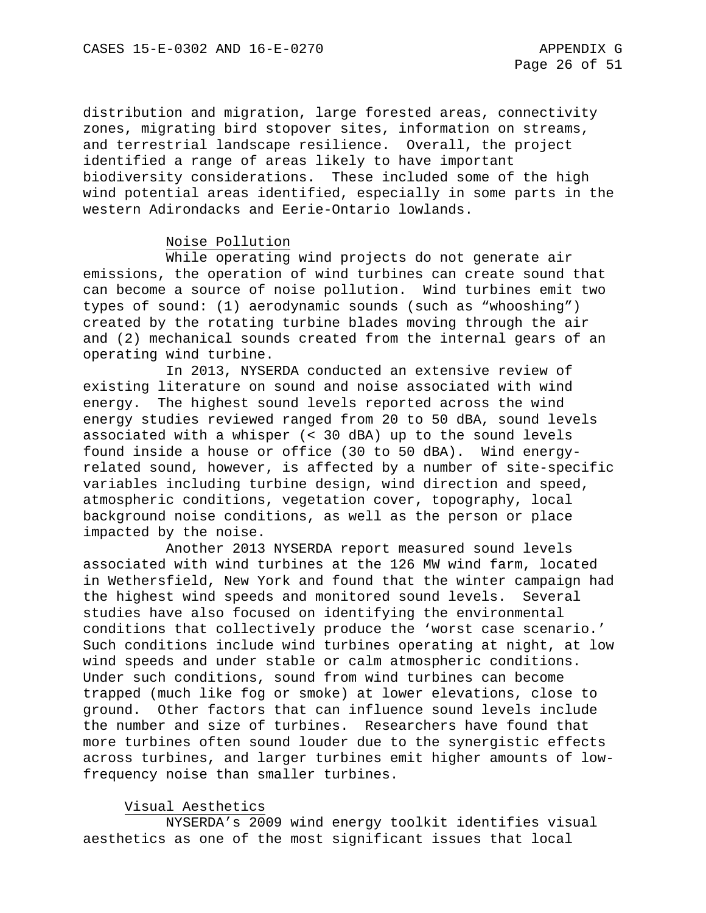distribution and migration, large forested areas, connectivity zones, migrating bird stopover sites, information on streams, and terrestrial landscape resilience. Overall, the project identified a range of areas likely to have important biodiversity considerations. These included some of the high wind potential areas identified, especially in some parts in the western Adirondacks and Eerie-Ontario lowlands.

### Noise Pollution

While operating wind projects do not generate air emissions, the operation of wind turbines can create sound that can become a source of noise pollution. Wind turbines emit two types of sound: (1) aerodynamic sounds (such as "whooshing") created by the rotating turbine blades moving through the air and (2) mechanical sounds created from the internal gears of an operating wind turbine.

In 2013, NYSERDA conducted an extensive review of existing literature on sound and noise associated with wind energy. The highest sound levels reported across the wind energy studies reviewed ranged from 20 to 50 dBA, sound levels associated with a whisper (< 30 dBA) up to the sound levels found inside a house or office (30 to 50 dBA). Wind energy-related sound, however, is affected by a number of site-specific variables including turbine design, wind direction and speed, atmospheric conditions, vegetation cover, topography, local background noise conditions, as well as the person or place impacted by the noise.

Another 2013 NYSERDA report measured sound levels associated with wind turbines at the 126 MW wind farm, located in Wethersfield, New York and found that the winter campaign had the highest wind speeds and monitored sound levels. Several studies have also focused on identifying the environmental conditions that collectively produce the 'worst case scenario.' Such conditions include wind turbines operating at night, at low wind speeds and under stable or calm atmospheric conditions. Under such conditions, sound from wind turbines can become trapped (much like fog or smoke) at lower elevations, close to ground. Other factors that can influence sound levels include the number and size of turbines. Researchers have found that more turbines often sound louder due to the synergistic effects across turbines, and larger turbines emit higher amounts of low-frequency noise than smaller turbines.

### Visual Aesthetics

NYSERDA's 2009 wind energy toolkit identifies visual aesthetics as one of the most significant issues that local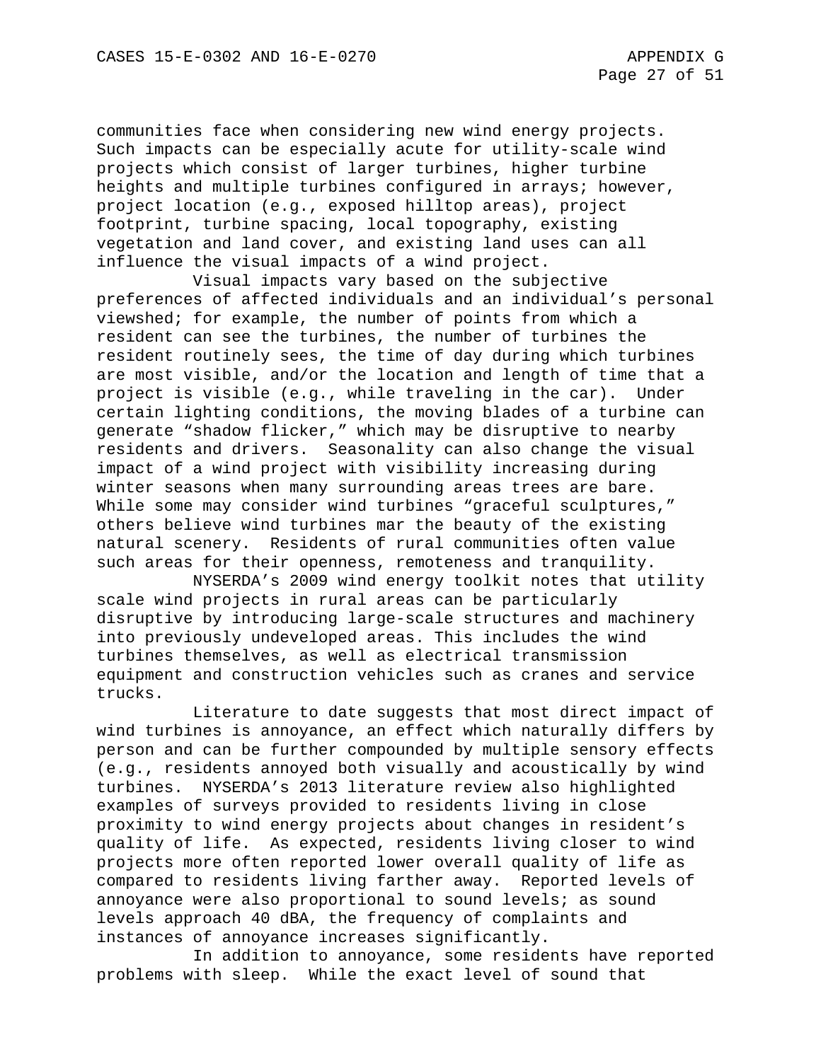communities face when considering new wind energy projects. Such impacts can be especially acute for utility-scale wind projects which consist of larger turbines, higher turbine heights and multiple turbines configured in arrays; however, project location (e.g., exposed hilltop areas), project footprint, turbine spacing, local topography, existing vegetation and land cover, and existing land uses can all influence the visual impacts of a wind project.

Visual impacts vary based on the subjective preferences of affected individuals and an individual's personal viewshed; for example, the number of points from which a resident can see the turbines, the number of turbines the resident routinely sees, the time of day during which turbines are most visible, and/or the location and length of time that a project is visible (e.g., while traveling in the car). Under certain lighting conditions, the moving blades of a turbine can generate "shadow flicker," which may be disruptive to nearby residents and drivers. Seasonality can also change the visual impact of a wind project with visibility increasing during winter seasons when many surrounding areas trees are bare. While some may consider wind turbines "graceful sculptures," others believe wind turbines mar the beauty of the existing natural scenery. Residents of rural communities often value such areas for their openness, remoteness and tranquility.

NYSERDA's 2009 wind energy toolkit notes that utility scale wind projects in rural areas can be particularly disruptive by introducing large-scale structures and machinery into previously undeveloped areas. This includes the wind turbines themselves, as well as electrical transmission equipment and construction vehicles such as cranes and service trucks.

Literature to date suggests that most direct impact of wind turbines is annoyance, an effect which naturally differs by person and can be further compounded by multiple sensory effects (e.g., residents annoyed both visually and acoustically by wind turbines. NYSERDA's 2013 literature review also highlighted examples of surveys provided to residents living in close proximity to wind energy projects about changes in resident's quality of life. As expected, residents living closer to wind projects more often reported lower overall quality of life as compared to residents living farther away. Reported levels of annoyance were also proportional to sound levels; as sound levels approach 40 dBA, the frequency of complaints and instances of annoyance increases significantly.

In addition to annoyance, some residents have reported problems with sleep. While the exact level of sound that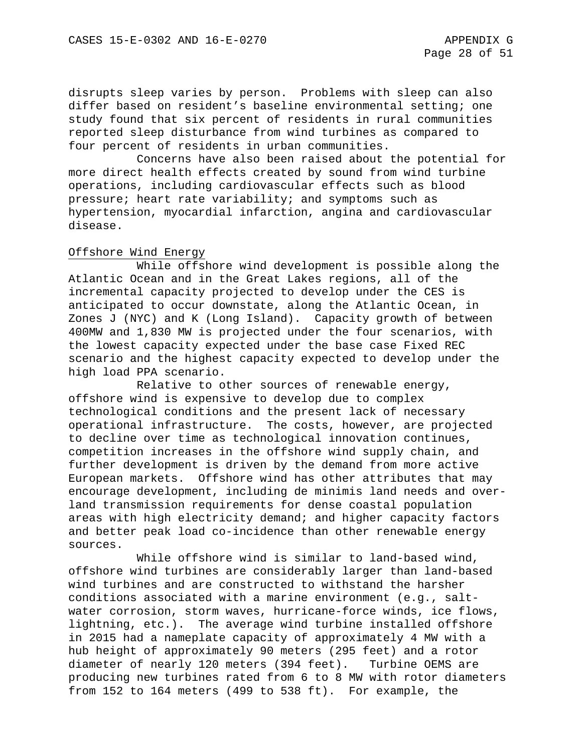disrupts sleep varies by person. Problems with sleep can also differ based on resident's baseline environmental setting; one study found that six percent of residents in rural communities reported sleep disturbance from wind turbines as compared to four percent of residents in urban communities.

Concerns have also been raised about the potential for more direct health effects created by sound from wind turbine operations, including cardiovascular effects such as blood pressure; heart rate variability; and symptoms such as hypertension, myocardial infarction, angina and cardiovascular disease.

<u>Offshore Wind Energy</u>

While offshore wind development is possible along the Atlantic Ocean and in the Great Lakes regions, all of the incremental capacity projected to develop under the CES is anticipated to occur downstate, along the Atlantic Ocean, in Zones J (NYC) and K (Long Island). Capacity growth of between 400MW and 1,830 MW is projected under the four scenarios, with the lowest capacity expected under the base case Fixed REC scenario and the highest capacity expected to develop under the high load PPA scenario.

Relative to other sources of renewable energy, offshore wind is expensive to develop due to complex technological conditions and the present lack of necessary operational infrastructure. The costs, however, are projected to decline over time as technological innovation continues, competition increases in the offshore wind supply chain, and further development is driven by the demand from more active European markets. Offshore wind has other attributes that may encourage development, including de minimis land needs and over-land transmission requirements for dense coastal population areas with high electricity demand; and higher capacity factors and better peak load co-incidence than other renewable energy sources.

While offshore wind is similar to land-based wind, offshore wind turbines are considerably larger than land-based wind turbines and are constructed to withstand the harsher conditions associated with a marine environment (e.g., salt-water corrosion, storm waves, hurricane-force winds, ice flows, lightning, etc.). The average wind turbine installed offshore in 2015 had a nameplate capacity of approximately 4 MW with a hub height of approximately 90 meters (295 feet) and a rotor diameter of nearly 120 meters (394 feet). Turbine OEMS are producing new turbines rated from 6 to 8 MW with rotor diameters from 152 to 164 meters (499 to 538 ft). For example, the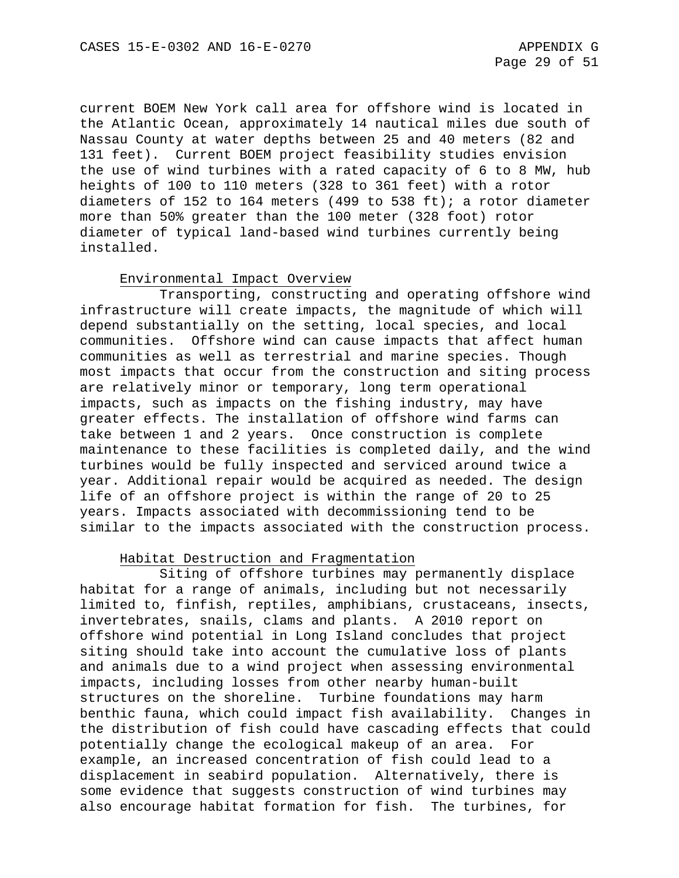current BOEM New York call area for offshore wind is located in the Atlantic Ocean, approximately 14 nautical miles due south of Nassau County at water depths between 25 and 40 meters (82 and 131 feet). Current BOEM project feasibility studies envision the use of wind turbines with a rated capacity of 6 to 8 MW, hub heights of 100 to 110 meters (328 to 361 feet) with a rotor diameters of 152 to 164 meters (499 to 538 ft); a rotor diameter more than 50% greater than the 100 meter (328 foot) rotor diameter of typical land-based wind turbines currently being installed.

### Environmental Impact Overview

Transporting, constructing and operating offshore wind infrastructure will create impacts, the magnitude of which will depend substantially on the setting, local species, and local communities. Offshore wind can cause impacts that affect human communities as well as terrestrial and marine species. Though most impacts that occur from the construction and siting process are relatively minor or temporary, long term operational impacts, such as impacts on the fishing industry, may have greater effects. The installation of offshore wind farms can take between 1 and 2 years. Once construction is complete maintenance to these facilities is completed daily, and the wind turbines would be fully inspected and serviced around twice a year. Additional repair would be acquired as needed. The design life of an offshore project is within the range of 20 to 25 years. Impacts associated with decommissioning tend to be similar to the impacts associated with the construction process.

### Habitat Destruction and Fragmentation

Siting of offshore turbines may permanently displace habitat for a range of animals, including but not necessarily limited to, finfish, reptiles, amphibians, crustaceans, insects, invertebrates, snails, clams and plants. A 2010 report on offshore wind potential in Long Island concludes that project siting should take into account the cumulative loss of plants and animals due to a wind project when assessing environmental impacts, including losses from other nearby human-built structures on the shoreline. Turbine foundations may harm benthic fauna, which could impact fish availability. Changes in the distribution of fish could have cascading effects that could potentially change the ecological makeup of an area. For example, an increased concentration of fish could lead to a displacement in seabird population. Alternatively, there is some evidence that suggests construction of wind turbines may also encourage habitat formation for fish. The turbines, for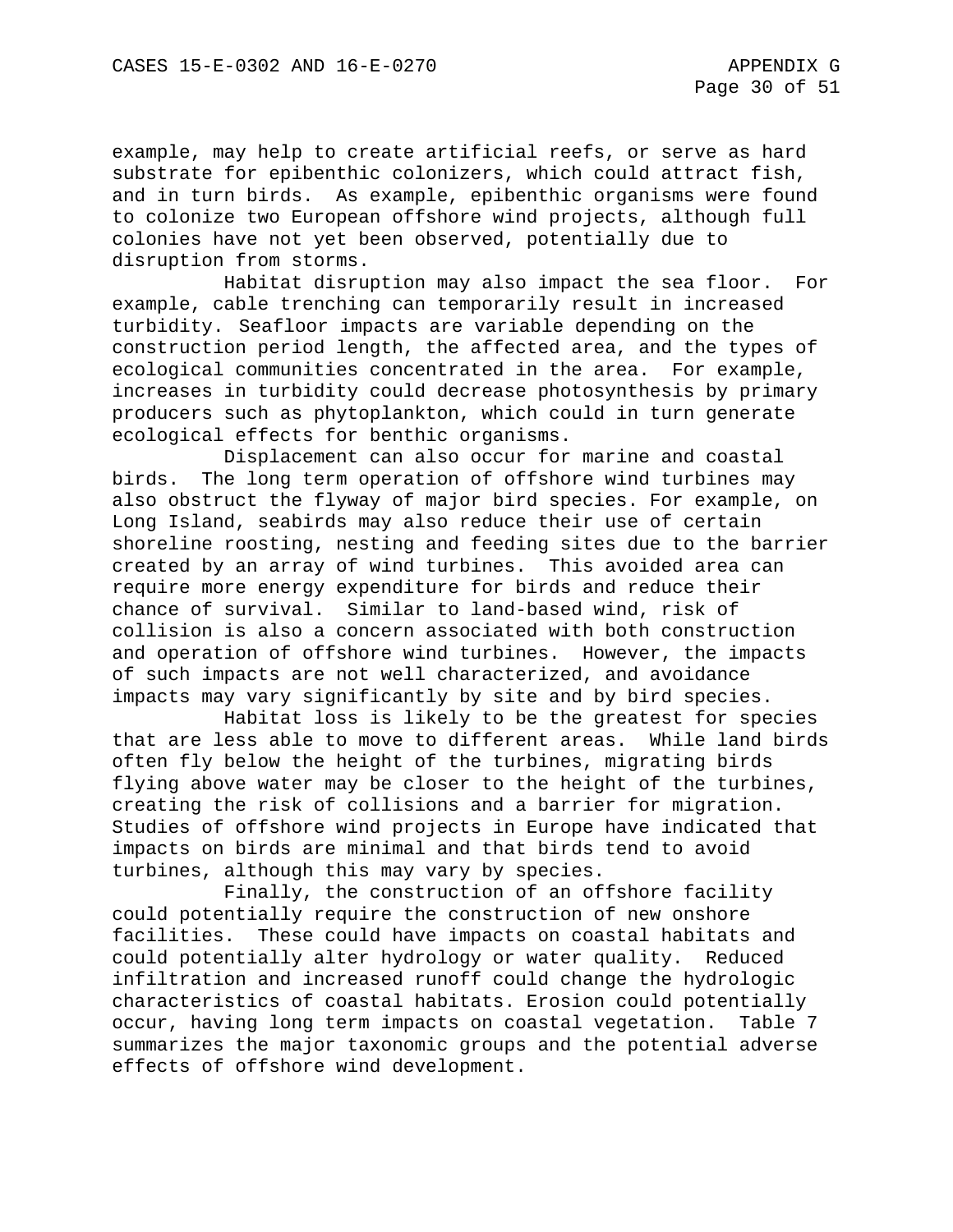example, may help to create artificial reefs, or serve as hard substrate for epibenthic colonizers, which could attract fish, and in turn birds. As example, epibenthic organisms were found to colonize two European offshore wind projects, although full colonies have not yet been observed, potentially due to disruption from storms.

Habitat disruption may also impact the sea floor. For example, cable trenching can temporarily result in increased turbidity. Seafloor impacts are variable depending on the construction period length, the affected area, and the types of ecological communities concentrated in the area. For example, increases in turbidity could decrease photosynthesis by primary producers such as phytoplankton, which could in turn generate ecological effects for benthic organisms.

Displacement can also occur for marine and coastal birds. The long term operation of offshore wind turbines may also obstruct the flyway of major bird species. For example, on Long Island, seabirds may also reduce their use of certain shoreline roosting, nesting and feeding sites due to the barrier created by an array of wind turbines. This avoided area can require more energy expenditure for birds and reduce their chance of survival. Similar to land-based wind, risk of collision is also a concern associated with both construction and operation of offshore wind turbines. However, the impacts of such impacts are not well characterized, and avoidance impacts may vary significantly by site and by bird species.

Habitat loss is likely to be the greatest for species that are less able to move to different areas. While land birds often fly below the height of the turbines, migrating birds flying above water may be closer to the height of the turbines, creating the risk of collisions and a barrier for migration. Studies of offshore wind projects in Europe have indicated that impacts on birds are minimal and that birds tend to avoid turbines, although this may vary by species.

Finally, the construction of an offshore facility could potentially require the construction of new onshore facilities. These could have impacts on coastal habitats and could potentially alter hydrology or water quality. Reduced infiltration and increased runoff could change the hydrologic characteristics of coastal habitats. Erosion could potentially occur, having long term impacts on coastal vegetation. Table 7 summarizes the major taxonomic groups and the potential adverse effects of offshore wind development.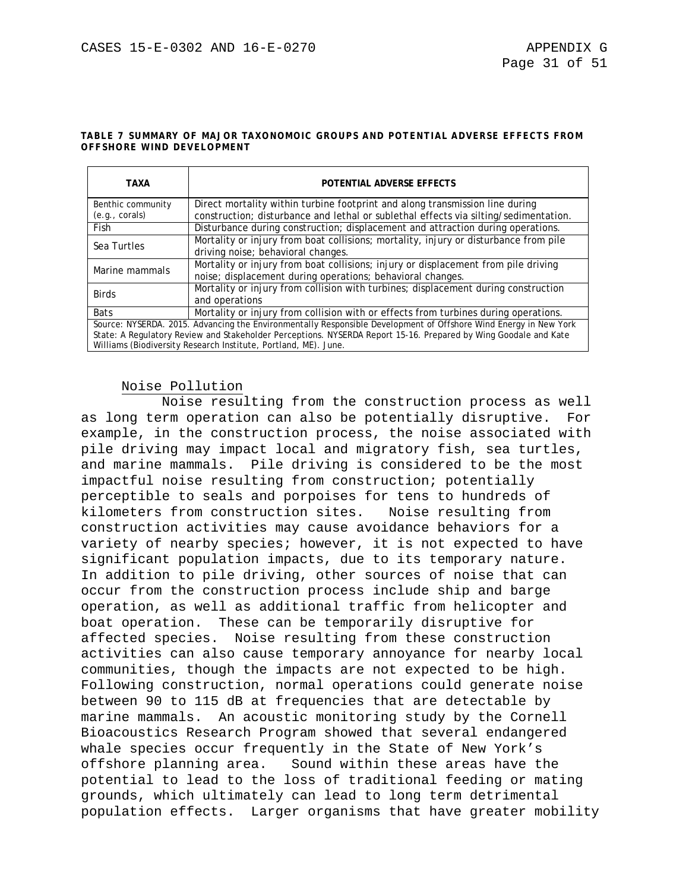**TABLE 7 SUMMARY OF MAJOR TAXONOMOIC GROUPS AND POTENTIAL ADVERSE EFFECTS FROM OFFSHORE WIND DEVELOPMENT**

| TAXA | POTENTIAL ADVERSE EFFECTS |
|---|---|
| Benthic community (e.g., corals) | Direct mortality within turbine footprint and along transmission line during construction; disturbance and lethal or sublethal effects via silting/sedimentation. |
| Fish | Disturbance during construction; displacement and attraction during operations. |
| Sea Turtles | Mortality or injury from boat collisions; mortality, injury or disturbance from pile driving noise; behavioral changes. |
| Marine mammals | Mortality or injury from boat collisions; injury or displacement from pile driving noise; displacement during operations; behavioral changes. |
| Birds | Mortality or injury from collision with turbines; displacement during construction and operations |
| Bats | Mortality or injury from collision with or effects from turbines during operations. |
| Source: NYSERDA. 2015. Advancing the Environmentally Responsible Development of Offshore Wind Energy in New York State: A Regulatory Review and Stakeholder Perceptions. NYSERDA Report 15-16. Prepared by Wing Goodale and Kate Williams (Biodiversity Research Institute, Portland, ME). June. | |

Noise Pollution

Noise resulting from the construction process as well as long term operation can also be potentially disruptive. For example, in the construction process, the noise associated with pile driving may impact local and migratory fish, sea turtles, and marine mammals. Pile driving is considered to be the most impactful noise resulting from construction; potentially perceptible to seals and porpoises for tens to hundreds of kilometers from construction sites. Noise resulting from construction activities may cause avoidance behaviors for a variety of nearby species; however, it is not expected to have significant population impacts, due to its temporary nature. In addition to pile driving, other sources of noise that can occur from the construction process include ship and barge operation, as well as additional traffic from helicopter and boat operation. These can be temporarily disruptive for affected species. Noise resulting from these construction activities can also cause temporary annoyance for nearby local communities, though the impacts are not expected to be high. Following construction, normal operations could generate noise between 90 to 115 dB at frequencies that are detectable by marine mammals. An acoustic monitoring study by the Cornell Bioacoustics Research Program showed that several endangered whale species occur frequently in the State of New York's offshore planning area. Sound within these areas have the potential to lead to the loss of traditional feeding or mating grounds, which ultimately can lead to long term detrimental population effects. Larger organisms that have greater mobility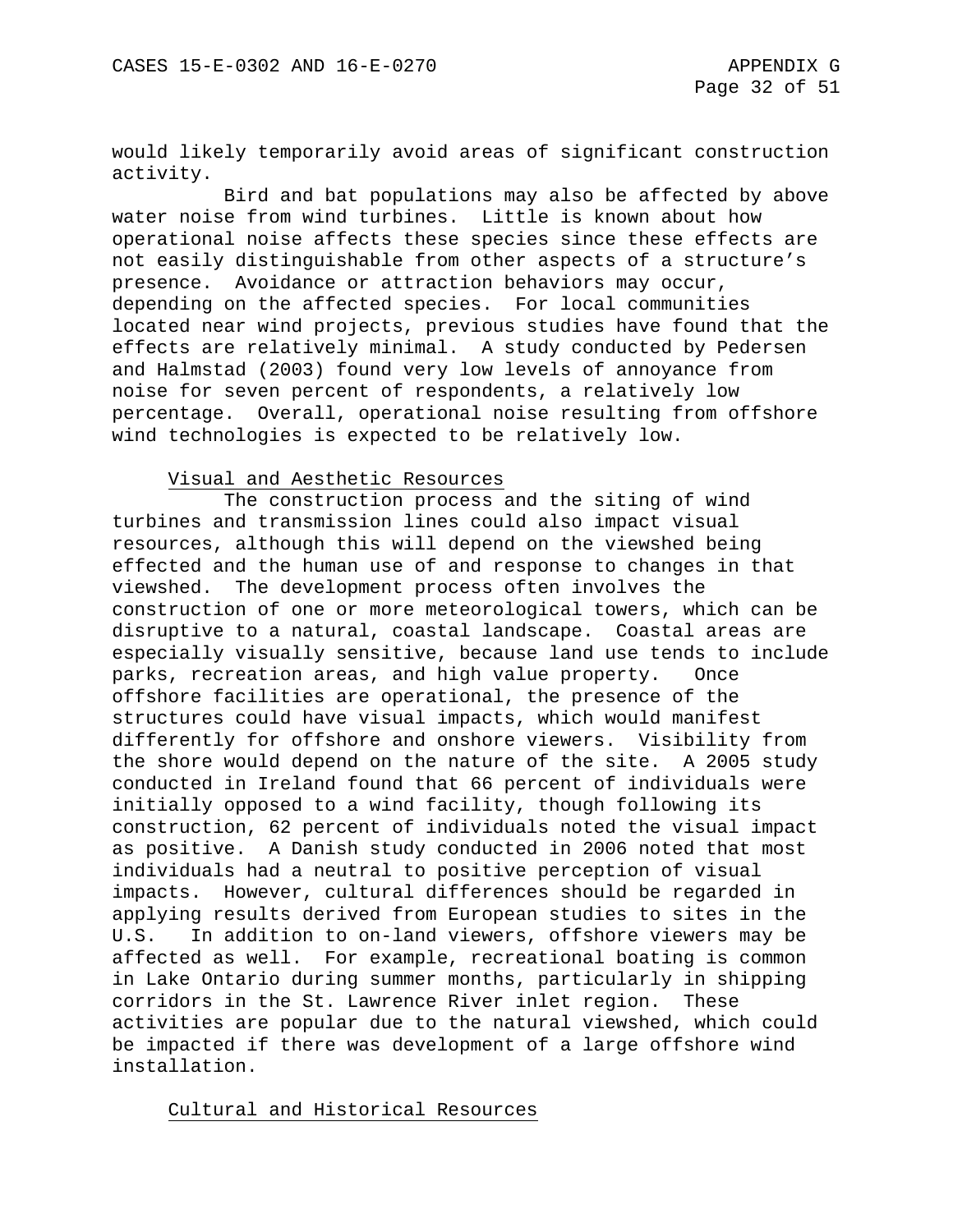would likely temporarily avoid areas of significant construction activity.

Bird and bat populations may also be affected by above water noise from wind turbines. Little is known about how operational noise affects these species since these effects are not easily distinguishable from other aspects of a structure's presence. Avoidance or attraction behaviors may occur, depending on the affected species. For local communities located near wind projects, previous studies have found that the effects are relatively minimal. A study conducted by Pedersen and Halmstad (2003) found very low levels of annoyance from noise for seven percent of respondents, a relatively low percentage. Overall, operational noise resulting from offshore wind technologies is expected to be relatively low.

## Visual and Aesthetic Resources

The construction process and the siting of wind turbines and transmission lines could also impact visual resources, although this will depend on the viewshed being effected and the human use of and response to changes in that viewshed. The development process often involves the construction of one or more meteorological towers, which can be disruptive to a natural, coastal landscape. Coastal areas are especially visually sensitive, because land use tends to include parks, recreation areas, and high value property. Once offshore facilities are operational, the presence of the structures could have visual impacts, which would manifest differently for offshore and onshore viewers. Visibility from the shore would depend on the nature of the site. A 2005 study conducted in Ireland found that 66 percent of individuals were initially opposed to a wind facility, though following its construction, 62 percent of individuals noted the visual impact as positive. A Danish study conducted in 2006 noted that most individuals had a neutral to positive perception of visual impacts. However, cultural differences should be regarded in applying results derived from European studies to sites in the U.S. In addition to on-land viewers, offshore viewers may be affected as well. For example, recreational boating is common in Lake Ontario during summer months, particularly in shipping corridors in the St. Lawrence River inlet region. These activities are popular due to the natural viewshed, which could be impacted if there was development of a large offshore wind installation.

## Cultural and Historical Resources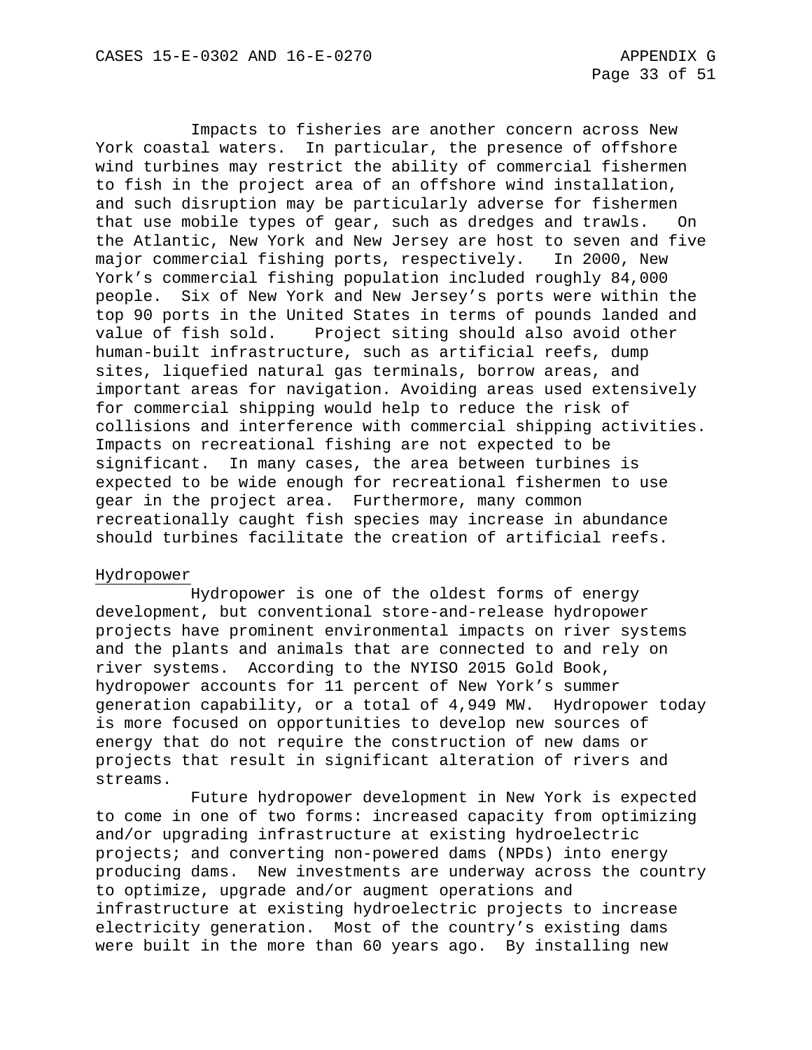Impacts to fisheries are another concern across New York coastal waters. In particular, the presence of offshore wind turbines may restrict the ability of commercial fishermen to fish in the project area of an offshore wind installation, and such disruption may be particularly adverse for fishermen that use mobile types of gear, such as dredges and trawls. On the Atlantic, New York and New Jersey are host to seven and five major commercial fishing ports, respectively. In 2000, New York's commercial fishing population included roughly 84,000 people. Six of New York and New Jersey's ports were within the top 90 ports in the United States in terms of pounds landed and value of fish sold. Project siting should also avoid other human-built infrastructure, such as artificial reefs, dump sites, liquefied natural gas terminals, borrow areas, and important areas for navigation. Avoiding areas used extensively for commercial shipping would help to reduce the risk of collisions and interference with commercial shipping activities. Impacts on recreational fishing are not expected to be significant. In many cases, the area between turbines is expected to be wide enough for recreational fishermen to use gear in the project area. Furthermore, many common recreationally caught fish species may increase in abundance should turbines facilitate the creation of artificial reefs.

Hydropower

Hydropower is one of the oldest forms of energy development, but conventional store-and-release hydropower projects have prominent environmental impacts on river systems and the plants and animals that are connected to and rely on river systems. According to the NYISO 2015 Gold Book, hydropower accounts for 11 percent of New York's summer generation capability, or a total of 4,949 MW. Hydropower today is more focused on opportunities to develop new sources of energy that do not require the construction of new dams or projects that result in significant alteration of rivers and streams.

Future hydropower development in New York is expected to come in one of two forms: increased capacity from optimizing and/or upgrading infrastructure at existing hydroelectric projects; and converting non-powered dams (NPDs) into energy producing dams. New investments are underway across the country to optimize, upgrade and/or augment operations and infrastructure at existing hydroelectric projects to increase electricity generation. Most of the country's existing dams were built in the more than 60 years ago. By installing new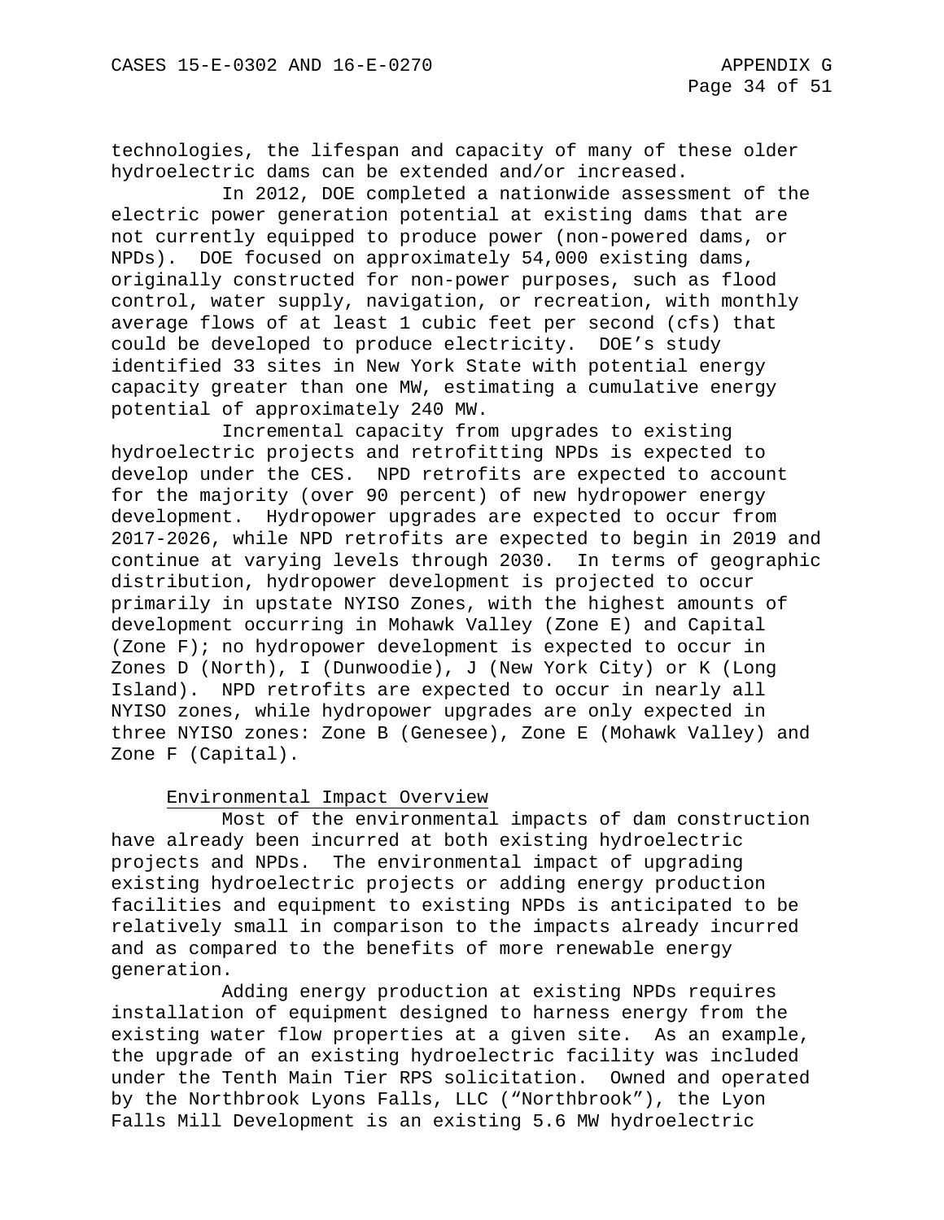technologies, the lifespan and capacity of many of these older hydroelectric dams can be extended and/or increased.

In 2012, DOE completed a nationwide assessment of the electric power generation potential at existing dams that are not currently equipped to produce power (non-powered dams, or NPDs). DOE focused on approximately 54,000 existing dams, originally constructed for non-power purposes, such as flood control, water supply, navigation, or recreation, with monthly average flows of at least 1 cubic feet per second (cfs) that could be developed to produce electricity. DOE's study identified 33 sites in New York State with potential energy capacity greater than one MW, estimating a cumulative energy potential of approximately 240 MW.

Incremental capacity from upgrades to existing hydroelectric projects and retrofitting NPDs is expected to develop under the CES. NPD retrofits are expected to account for the majority (over 90 percent) of new hydropower energy development. Hydropower upgrades are expected to occur from 2017-2026, while NPD retrofits are expected to begin in 2019 and continue at varying levels through 2030. In terms of geographic distribution, hydropower development is projected to occur primarily in upstate NYISO Zones, with the highest amounts of development occurring in Mohawk Valley (Zone E) and Capital (Zone F); no hydropower development is expected to occur in Zones D (North), I (Dunwoodie), J (New York City) or K (Long Island). NPD retrofits are expected to occur in nearly all NYISO zones, while hydropower upgrades are only expected in three NYISO zones: Zone B (Genesee), Zone E (Mohawk Valley) and Zone F (Capital).

Environmental Impact Overview

Most of the environmental impacts of dam construction have already been incurred at both existing hydroelectric projects and NPDs. The environmental impact of upgrading existing hydroelectric projects or adding energy production facilities and equipment to existing NPDs is anticipated to be relatively small in comparison to the impacts already incurred and as compared to the benefits of more renewable energy generation.

Adding energy production at existing NPDs requires installation of equipment designed to harness energy from the existing water flow properties at a given site. As an example, the upgrade of an existing hydroelectric facility was included under the Tenth Main Tier RPS solicitation. Owned and operated by the Northbrook Lyons Falls, LLC ("Northbrook"), the Lyon Falls Mill Development is an existing 5.6 MW hydroelectric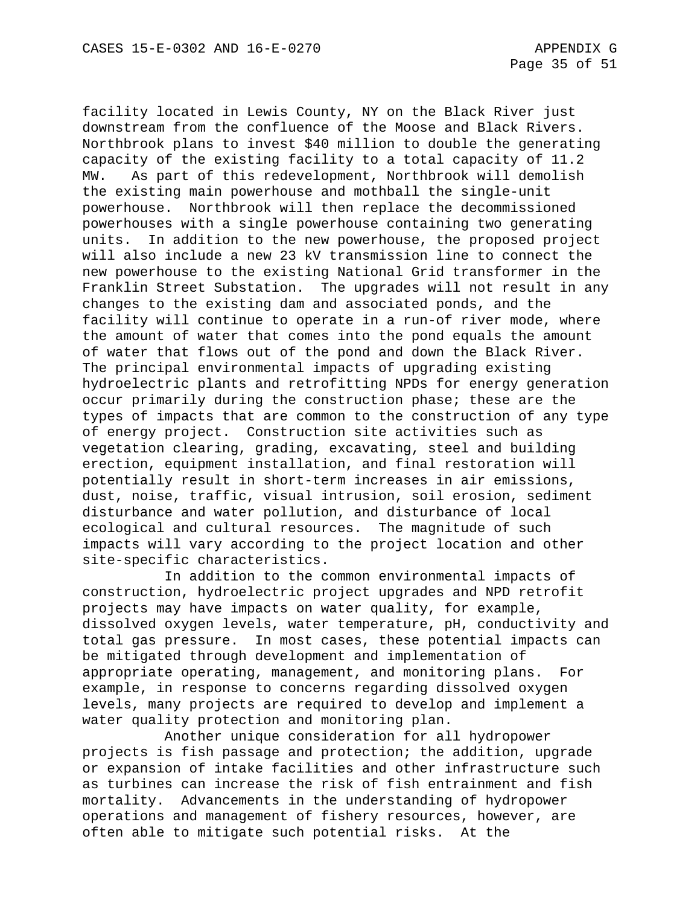facility located in Lewis County, NY on the Black River just downstream from the confluence of the Moose and Black Rivers. Northbrook plans to invest $40 million to double the generating capacity of the existing facility to a total capacity of 11.2 MW. As part of this redevelopment, Northbrook will demolish the existing main powerhouse and mothball the single-unit powerhouse. Northbrook will then replace the decommissioned powerhouses with a single powerhouse containing two generating units. In addition to the new powerhouse, the proposed project will also include a new 23 kV transmission line to connect the new powerhouse to the existing National Grid transformer in the Franklin Street Substation. The upgrades will not result in any changes to the existing dam and associated ponds, and the facility will continue to operate in a run-of river mode, where the amount of water that comes into the pond equals the amount of water that flows out of the pond and down the Black River. The principal environmental impacts of upgrading existing hydroelectric plants and retrofitting NPDs for energy generation occur primarily during the construction phase; these are the types of impacts that are common to the construction of any type of energy project. Construction site activities such as vegetation clearing, grading, excavating, steel and building erection, equipment installation, and final restoration will potentially result in short-term increases in air emissions, dust, noise, traffic, visual intrusion, soil erosion, sediment disturbance and water pollution, and disturbance of local ecological and cultural resources. The magnitude of such impacts will vary according to the project location and other site-specific characteristics.

In addition to the common environmental impacts of construction, hydroelectric project upgrades and NPD retrofit projects may have impacts on water quality, for example, dissolved oxygen levels, water temperature, pH, conductivity and total gas pressure. In most cases, these potential impacts can be mitigated through development and implementation of appropriate operating, management, and monitoring plans. For example, in response to concerns regarding dissolved oxygen levels, many projects are required to develop and implement a water quality protection and monitoring plan.

Another unique consideration for all hydropower projects is fish passage and protection; the addition, upgrade or expansion of intake facilities and other infrastructure such as turbines can increase the risk of fish entrainment and fish mortality. Advancements in the understanding of hydropower operations and management of fishery resources, however, are often able to mitigate such potential risks. At the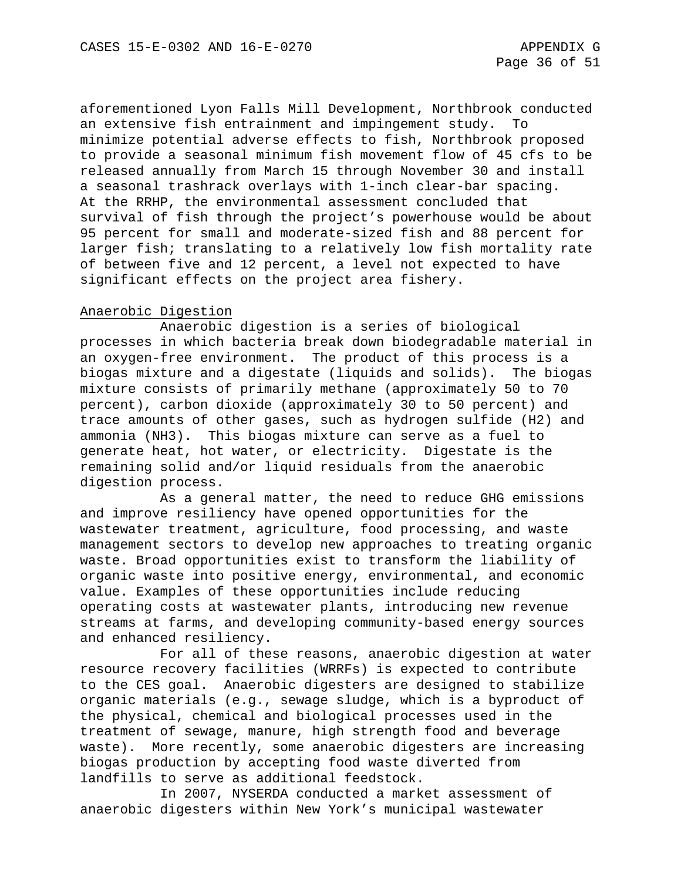aforementioned Lyon Falls Mill Development, Northbrook conducted an extensive fish entrainment and impingement study. To minimize potential adverse effects to fish, Northbrook proposed to provide a seasonal minimum fish movement flow of 45 cfs to be released annually from March 15 through November 30 and install a seasonal trashrack overlays with 1-inch clear-bar spacing. At the RRHP, the environmental assessment concluded that survival of fish through the project's powerhouse would be about 95 percent for small and moderate-sized fish and 88 percent for larger fish; translating to a relatively low fish mortality rate of between five and 12 percent, a level not expected to have significant effects on the project area fishery.

## Anaerobic Digestion

Anaerobic digestion is a series of biological processes in which bacteria break down biodegradable material in an oxygen-free environment. The product of this process is a biogas mixture and a digestate (liquids and solids). The biogas mixture consists of primarily methane (approximately 50 to 70 percent), carbon dioxide (approximately 30 to 50 percent) and trace amounts of other gases, such as hydrogen sulfide ($H2$) and ammonia ($NH3$). This biogas mixture can serve as a fuel to generate heat, hot water, or electricity. Digestate is the remaining solid and/or liquid residuals from the anaerobic digestion process.

As a general matter, the need to reduce GHG emissions and improve resiliency have opened opportunities for the wastewater treatment, agriculture, food processing, and waste management sectors to develop new approaches to treating organic waste. Broad opportunities exist to transform the liability of organic waste into positive energy, environmental, and economic value. Examples of these opportunities include reducing operating costs at wastewater plants, introducing new revenue streams at farms, and developing community-based energy sources and enhanced resiliency.

For all of these reasons, anaerobic digestion at water resource recovery facilities (WRRFs) is expected to contribute to the CES goal. Anaerobic digesters are designed to stabilize organic materials (e.g., sewage sludge, which is a byproduct of the physical, chemical and biological processes used in the treatment of sewage, manure, high strength food and beverage waste). More recently, some anaerobic digesters are increasing biogas production by accepting food waste diverted from landfills to serve as additional feedstock.

In 2007, NYSERDA conducted a market assessment of anaerobic digesters within New York's municipal wastewater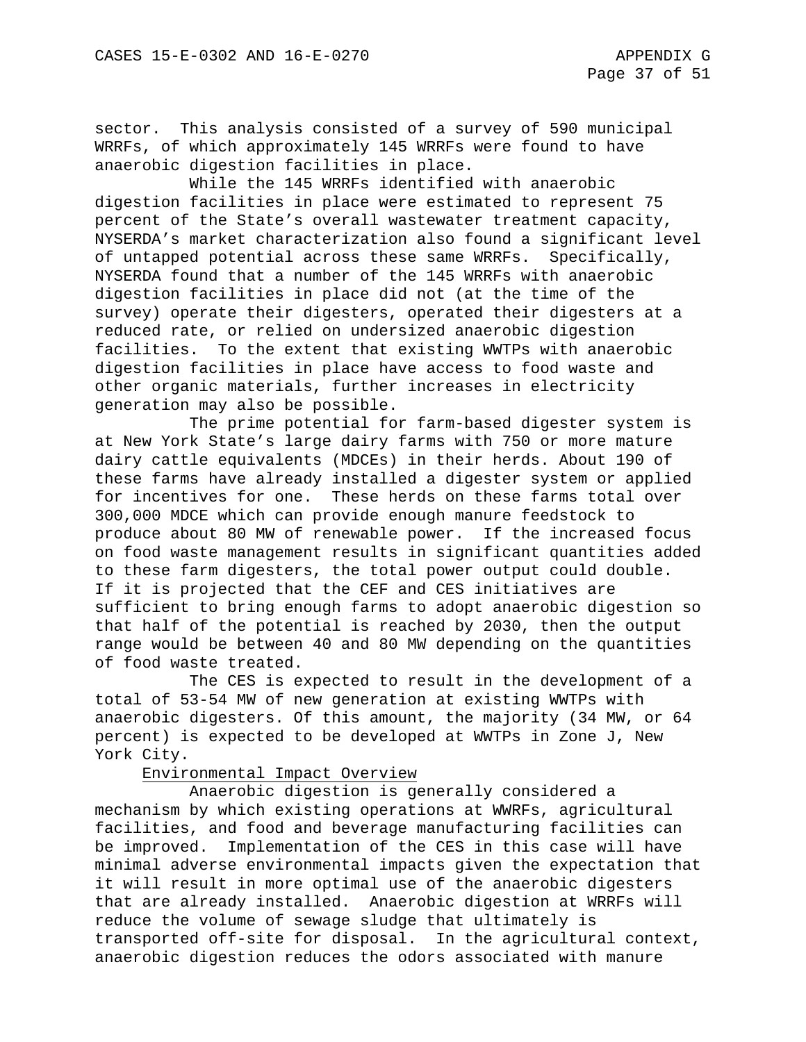sector. This analysis consisted of a survey of 590 municipal WRRFs, of which approximately 145 WRRFs were found to have anaerobic digestion facilities in place.

While the 145 WRRFs identified with anaerobic digestion facilities in place were estimated to represent 75 percent of the State's overall wastewater treatment capacity, NYSERDA's market characterization also found a significant level of untapped potential across these same WRRFs. Specifically, NYSERDA found that a number of the 145 WRRFs with anaerobic digestion facilities in place did not (at the time of the survey) operate their digesters, operated their digesters at a reduced rate, or relied on undersized anaerobic digestion facilities. To the extent that existing WWTPs with anaerobic digestion facilities in place have access to food waste and other organic materials, further increases in electricity generation may also be possible.

The prime potential for farm-based digester system is at New York State's large dairy farms with 750 or more mature dairy cattle equivalents (MDCEs) in their herds. About 190 of these farms have already installed a digester system or applied for incentives for one. These herds on these farms total over 300,000 MDCE which can provide enough manure feedstock to produce about 80 MW of renewable power. If the increased focus on food waste management results in significant quantities added to these farm digesters, the total power output could double. If it is projected that the CEF and CES initiatives are sufficient to bring enough farms to adopt anaerobic digestion so that half of the potential is reached by 2030, then the output range would be between 40 and 80 MW depending on the quantities of food waste treated.

The CES is expected to result in the development of a total of 53-54 MW of new generation at existing WWTPs with anaerobic digesters. Of this amount, the majority (34 MW, or 64 percent) is expected to be developed at WWTPs in Zone J, New York City.

Environmental Impact Overview

Anaerobic digestion is generally considered a mechanism by which existing operations at WWRFs, agricultural facilities, and food and beverage manufacturing facilities can be improved. Implementation of the CES in this case will have minimal adverse environmental impacts given the expectation that it will result in more optimal use of the anaerobic digesters that are already installed. Anaerobic digestion at WRRFs will reduce the volume of sewage sludge that ultimately is transported off-site for disposal. In the agricultural context, anaerobic digestion reduces the odors associated with manure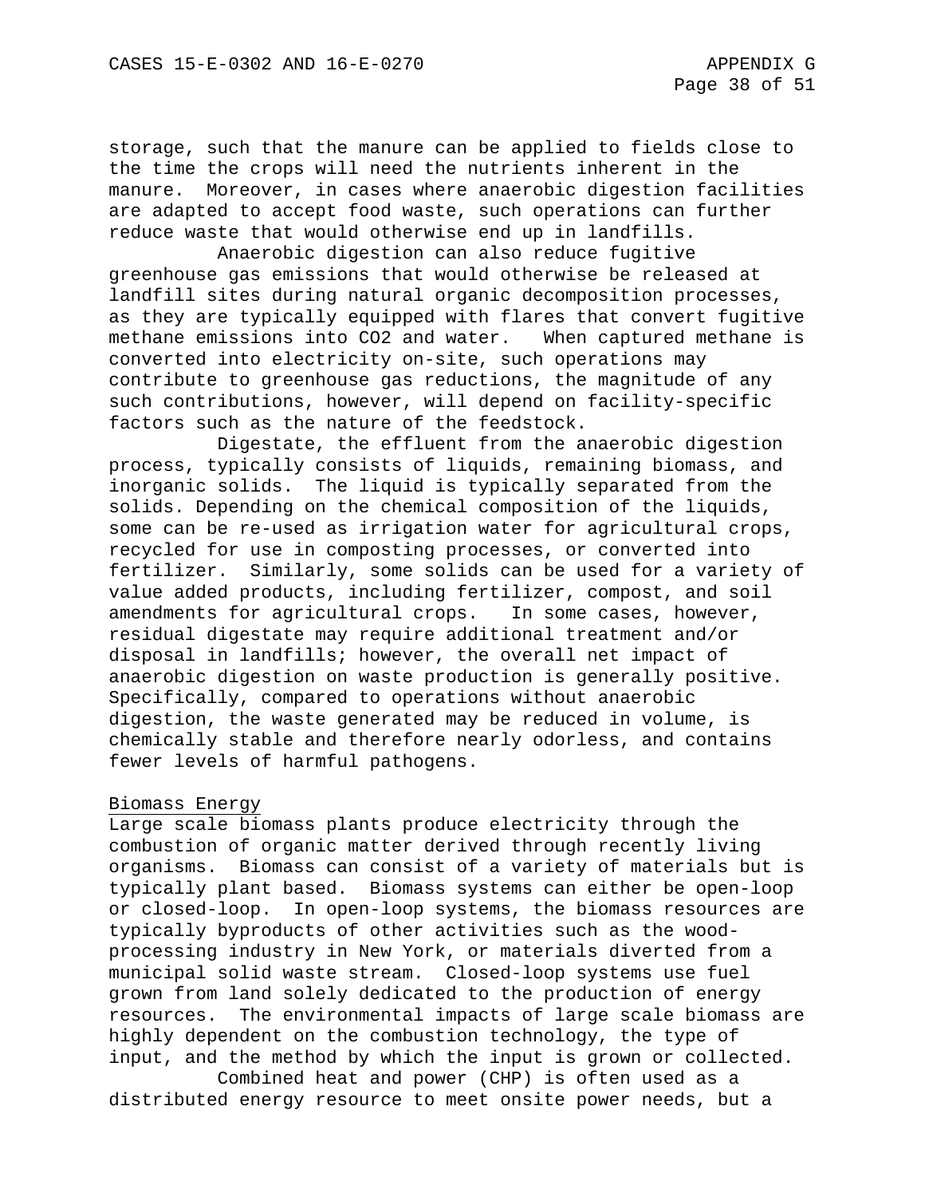storage, such that the manure can be applied to fields close to the time the crops will need the nutrients inherent in the manure. Moreover, in cases where anaerobic digestion facilities are adapted to accept food waste, such operations can further reduce waste that would otherwise end up in landfills.

Anaerobic digestion can also reduce fugitive greenhouse gas emissions that would otherwise be released at landfill sites during natural organic decomposition processes, as they are typically equipped with flares that convert fugitive methane emissions into $CO_2$ and water. When captured methane is converted into electricity on-site, such operations may contribute to greenhouse gas reductions, the magnitude of any such contributions, however, will depend on facility-specific factors such as the nature of the feedstock.

Digestate, the effluent from the anaerobic digestion process, typically consists of liquids, remaining biomass, and inorganic solids. The liquid is typically separated from the solids. Depending on the chemical composition of the liquids, some can be re-used as irrigation water for agricultural crops, recycled for use in composting processes, or converted into fertilizer. Similarly, some solids can be used for a variety of value added products, including fertilizer, compost, and soil amendments for agricultural crops. In some cases, however, residual digestate may require additional treatment and/or disposal in landfills; however, the overall net impact of anaerobic digestion on waste production is generally positive. Specifically, compared to operations without anaerobic digestion, the waste generated may be reduced in volume, is chemically stable and therefore nearly odorless, and contains fewer levels of harmful pathogens.

Biomass Energy

Large scale biomass plants produce electricity through the combustion of organic matter derived through recently living organisms. Biomass can consist of a variety of materials but is typically plant based. Biomass systems can either be open-loop or closed-loop. In open-loop systems, the biomass resources are typically byproducts of other activities such as the wood-processing industry in New York, or materials diverted from a municipal solid waste stream. Closed-loop systems use fuel grown from land solely dedicated to the production of energy resources. The environmental impacts of large scale biomass are highly dependent on the combustion technology, the type of input, and the method by which the input is grown or collected.

Combined heat and power (CHP) is often used as a distributed energy resource to meet onsite power needs, but a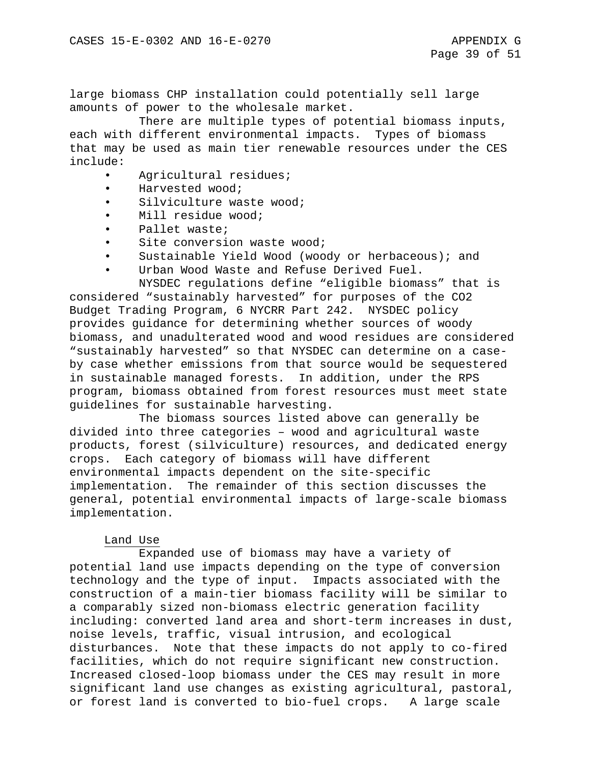large biomass CHP installation could potentially sell large amounts of power to the wholesale market.

There are multiple types of potential biomass inputs, each with different environmental impacts. Types of biomass that may be used as main tier renewable resources under the CES include:

- Agricultural residues;
- Harvested wood;
- Silviculture waste wood;
- Mill residue wood;
- Pallet waste;
- Site conversion waste wood;
- Sustainable Yield Wood (woody or herbaceous); and
- Urban Wood Waste and Refuse Derived Fuel.

NYSDEC regulations define “eligible biomass” that is considered “sustainably harvested” for purposes of the $CO_2$ Budget Trading Program, 6 NYCRR Part 242. NYSDEC policy provides guidance for determining whether sources of woody biomass, and unadulterated wood and wood residues are considered “sustainably harvested” so that NYSDEC can determine on a case-by case whether emissions from that source would be sequestered in sustainable managed forests. In addition, under the RPS program, biomass obtained from forest resources must meet state guidelines for sustainable harvesting.

The biomass sources listed above can generally be divided into three categories – wood and agricultural waste products, forest (silviculture) resources, and dedicated energy crops. Each category of biomass will have different environmental impacts dependent on the site-specific implementation. The remainder of this section discusses the general, potential environmental impacts of large-scale biomass implementation.

<u>Land Use</u>

Expanded use of biomass may have a variety of potential land use impacts depending on the type of conversion technology and the type of input. Impacts associated with the construction of a main-tier biomass facility will be similar to a comparably sized non-biomass electric generation facility including: converted land area and short-term increases in dust, noise levels, traffic, visual intrusion, and ecological disturbances. Note that these impacts do not apply to co-fired facilities, which do not require significant new construction. Increased closed-loop biomass under the CES may result in more significant land use changes as existing agricultural, pastoral, or forest land is converted to bio-fuel crops. A large scale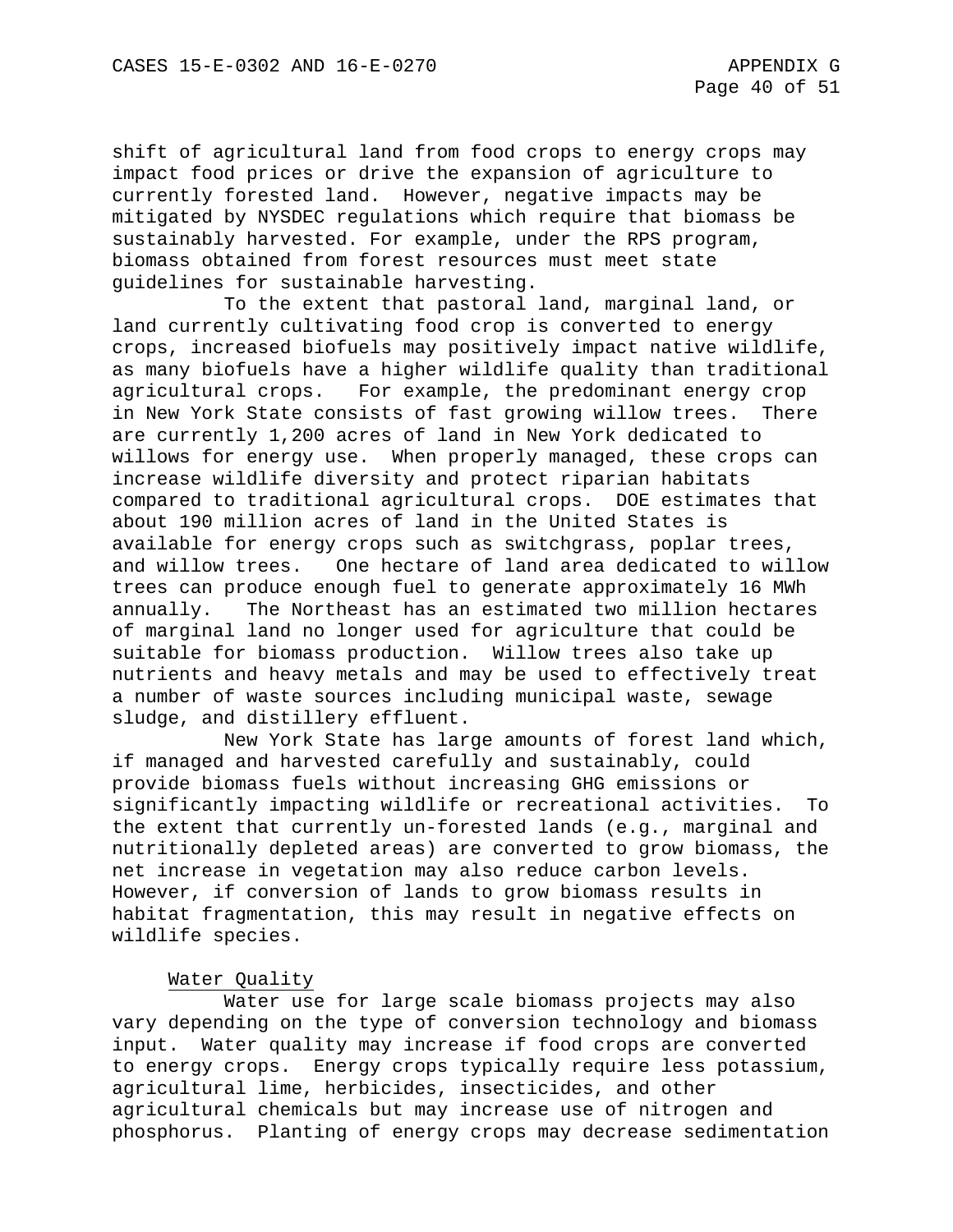shift of agricultural land from food crops to energy crops may impact food prices or drive the expansion of agriculture to currently forested land. However, negative impacts may be mitigated by NYSDEC regulations which require that biomass be sustainably harvested. For example, under the RPS program, biomass obtained from forest resources must meet state guidelines for sustainable harvesting.

To the extent that pastoral land, marginal land, or land currently cultivating food crop is converted to energy crops, increased biofuels may positively impact native wildlife, as many biofuels have a higher wildlife quality than traditional agricultural crops. For example, the predominant energy crop in New York State consists of fast growing willow trees. There are currently 1,200 acres of land in New York dedicated to willows for energy use. When properly managed, these crops can increase wildlife diversity and protect riparian habitats compared to traditional agricultural crops. DOE estimates that about 190 million acres of land in the United States is available for energy crops such as switchgrass, poplar trees, and willow trees. One hectare of land area dedicated to willow trees can produce enough fuel to generate approximately 16 MWh annually. The Northeast has an estimated two million hectares of marginal land no longer used for agriculture that could be suitable for biomass production. Willow trees also take up nutrients and heavy metals and may be used to effectively treat a number of waste sources including municipal waste, sewage sludge, and distillery effluent.

New York State has large amounts of forest land which, if managed and harvested carefully and sustainably, could provide biomass fuels without increasing GHG emissions or significantly impacting wildlife or recreational activities. To the extent that currently un-forested lands (e.g., marginal and nutritionally depleted areas) are converted to grow biomass, the net increase in vegetation may also reduce carbon levels. However, if conversion of lands to grow biomass results in habitat fragmentation, this may result in negative effects on wildlife species.

Water Quality

Water use for large scale biomass projects may also vary depending on the type of conversion technology and biomass input. Water quality may increase if food crops are converted to energy crops. Energy crops typically require less potassium, agricultural lime, herbicides, insecticides, and other agricultural chemicals but may increase use of nitrogen and phosphorus. Planting of energy crops may decrease sedimentation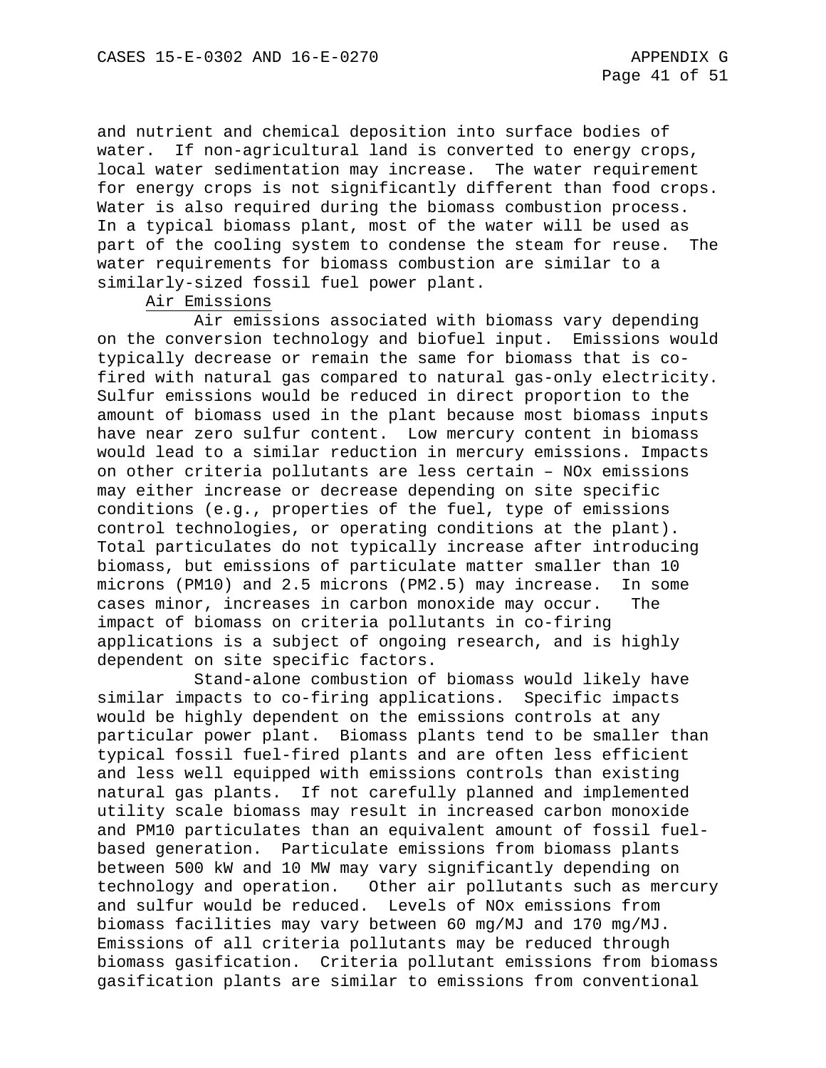and nutrient and chemical deposition into surface bodies of water. If non-agricultural land is converted to energy crops, local water sedimentation may increase. The water requirement for energy crops is not significantly different than food crops. Water is also required during the biomass combustion process. In a typical biomass plant, most of the water will be used as part of the cooling system to condense the steam for reuse. The water requirements for biomass combustion are similar to a similarly-sized fossil fuel power plant.

Air Emissions

Air emissions associated with biomass vary depending on the conversion technology and biofuel input. Emissions would typically decrease or remain the same for biomass that is co-fired with natural gas compared to natural gas-only electricity. Sulfur emissions would be reduced in direct proportion to the amount of biomass used in the plant because most biomass inputs have near zero sulfur content. Low mercury content in biomass would lead to a similar reduction in mercury emissions. Impacts on other criteria pollutants are less certain – NOx emissions may either increase or decrease depending on site specific conditions (e.g., properties of the fuel, type of emissions control technologies, or operating conditions at the plant). Total particulates do not typically increase after introducing biomass, but emissions of particulate matter smaller than 10 microns (PM10) and 2.5 microns (PM2.5) may increase. In some cases minor, increases in carbon monoxide may occur. The impact of biomass on criteria pollutants in co-firing applications is a subject of ongoing research, and is highly dependent on site specific factors.

Stand-alone combustion of biomass would likely have similar impacts to co-firing applications. Specific impacts would be highly dependent on the emissions controls at any particular power plant. Biomass plants tend to be smaller than typical fossil fuel-fired plants and are often less efficient and less well equipped with emissions controls than existing natural gas plants. If not carefully planned and implemented utility scale biomass may result in increased carbon monoxide and PM10 particulates than an equivalent amount of fossil fuel-based generation. Particulate emissions from biomass plants between 500 kW and 10 MW may vary significantly depending on technology and operation. Other air pollutants such as mercury and sulfur would be reduced. Levels of NOx emissions from biomass facilities may vary between 60 mg/MJ and 170 mg/MJ. Emissions of all criteria pollutants may be reduced through biomass gasification. Criteria pollutant emissions from biomass gasification plants are similar to emissions from conventional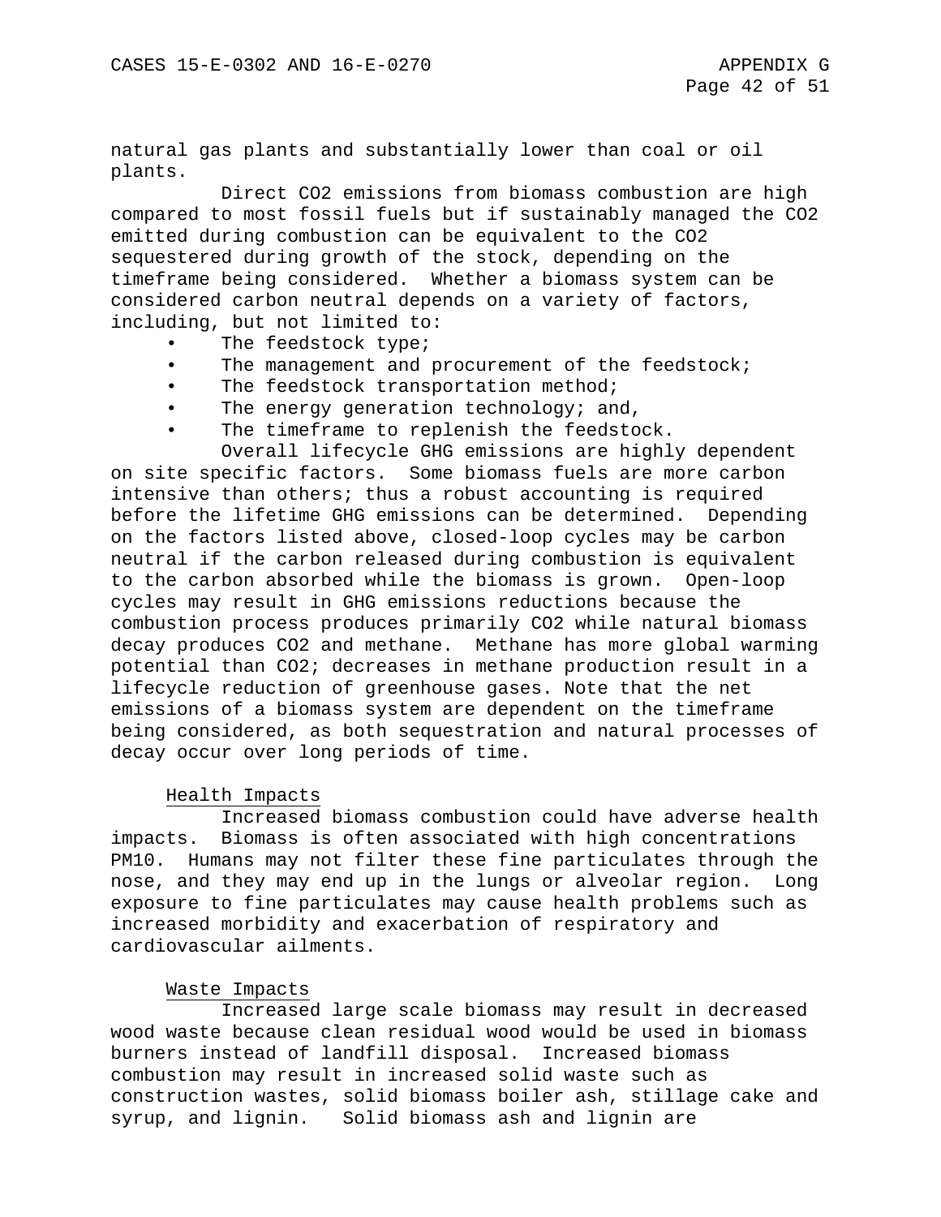natural gas plants and substantially lower than coal or oil plants.

Direct $CO_2$ emissions from biomass combustion are high compared to most fossil fuels but if sustainably managed the $CO_2$ emitted during combustion can be equivalent to the $CO_2$ sequestered during growth of the stock, depending on the timeframe being considered. Whether a biomass system can be considered carbon neutral depends on a variety of factors, including, but not limited to:

- The feedstock type;
- The management and procurement of the feedstock;
- The feedstock transportation method;
- The energy generation technology; and,
- The timeframe to replenish the feedstock.

Overall lifecycle GHG emissions are highly dependent on site specific factors. Some biomass fuels are more carbon intensive than others; thus a robust accounting is required before the lifetime GHG emissions can be determined. Depending on the factors listed above, closed-loop cycles may be carbon neutral if the carbon released during combustion is equivalent to the carbon absorbed while the biomass is grown. Open-loop cycles may result in GHG emissions reductions because the combustion process produces primarily $CO_2$ while natural biomass decay produces $CO_2$ and methane. Methane has more global warming potential than $CO_2$; decreases in methane production result in a lifecycle reduction of greenhouse gases. Note that the net emissions of a biomass system are dependent on the timeframe being considered, as both sequestration and natural processes of decay occur over long periods of time.

### Health Impacts

Increased biomass combustion could have adverse health impacts. Biomass is often associated with high concentrations $PM_{10}$. Humans may not filter these fine particulates through the nose, and they may end up in the lungs or alveolar region. Long exposure to fine particulates may cause health problems such as increased morbidity and exacerbation of respiratory and cardiovascular ailments.

### Waste Impacts

Increased large scale biomass may result in decreased wood waste because clean residual wood would be used in biomass burners instead of landfill disposal. Increased biomass combustion may result in increased solid waste such as construction wastes, solid biomass boiler ash, stillage cake and syrup, and lignin. Solid biomass ash and lignin are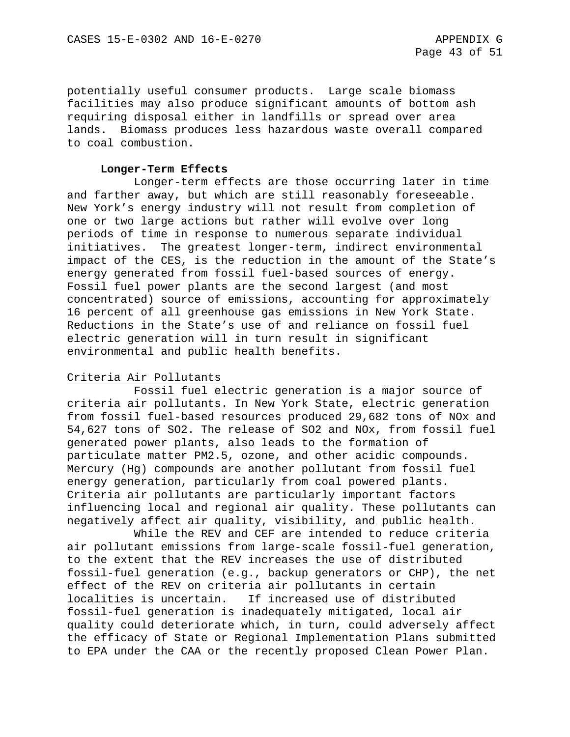potentially useful consumer products. Large scale biomass facilities may also produce significant amounts of bottom ash requiring disposal either in landfills or spread over area lands. Biomass produces less hazardous waste overall compared to coal combustion.

**Longer-Term Effects**

Longer-term effects are those occurring later in time and farther away, but which are still reasonably foreseeable. New York's energy industry will not result from completion of one or two large actions but rather will evolve over long periods of time in response to numerous separate individual initiatives. The greatest longer-term, indirect environmental impact of the CES, is the reduction in the amount of the State's energy generated from fossil fuel-based sources of energy. Fossil fuel power plants are the second largest (and most concentrated) source of emissions, accounting for approximately 16 percent of all greenhouse gas emissions in New York State. Reductions in the State's use of and reliance on fossil fuel electric generation will in turn result in significant environmental and public health benefits.

Criteria Air Pollutants

Fossil fuel electric generation is a major source of criteria air pollutants. In New York State, electric generation from fossil fuel-based resources produced 29,682 tons of NOx and 54,627 tons of SO2. The release of SO2 and NOx, from fossil fuel generated power plants, also leads to the formation of particulate matter PM2.5, ozone, and other acidic compounds. Mercury (Hg) compounds are another pollutant from fossil fuel energy generation, particularly from coal powered plants. Criteria air pollutants are particularly important factors influencing local and regional air quality. These pollutants can negatively affect air quality, visibility, and public health.

While the REV and CEF are intended to reduce criteria air pollutant emissions from large-scale fossil-fuel generation, to the extent that the REV increases the use of distributed fossil-fuel generation (e.g., backup generators or CHP), the net effect of the REV on criteria air pollutants in certain localities is uncertain. If increased use of distributed fossil-fuel generation is inadequately mitigated, local air quality could deteriorate which, in turn, could adversely affect the efficacy of State or Regional Implementation Plans submitted to EPA under the CAA or the recently proposed Clean Power Plan.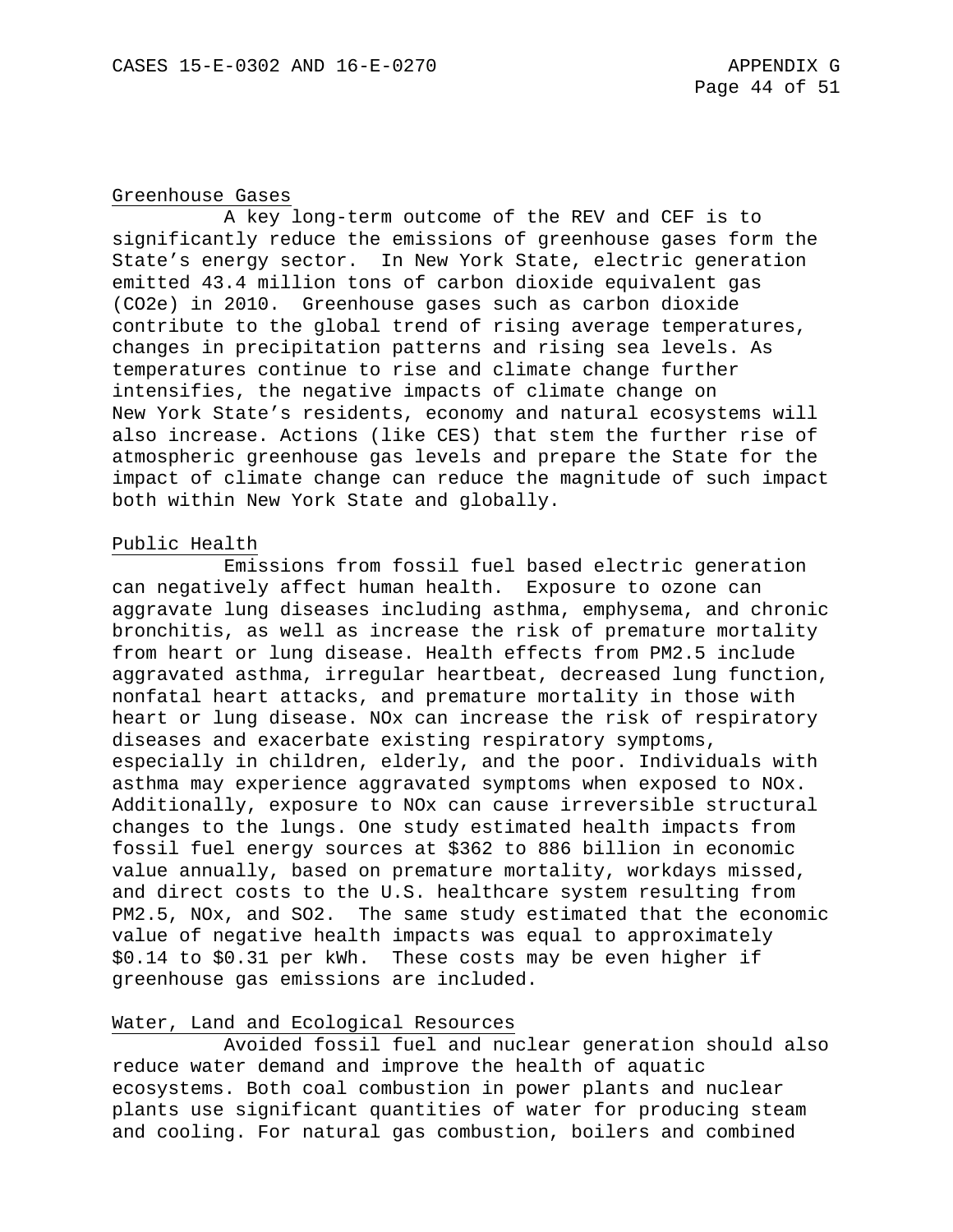Greenhouse Gases

A key long-term outcome of the REV and CEF is to significantly reduce the emissions of greenhouse gases form the State's energy sector. In New York State, electric generation emitted 43.4 million tons of carbon dioxide equivalent gas (CO2e) in 2010. Greenhouse gases such as carbon dioxide contribute to the global trend of rising average temperatures, changes in precipitation patterns and rising sea levels. As temperatures continue to rise and climate change further intensifies, the negative impacts of climate change on New York State's residents, economy and natural ecosystems will also increase. Actions (like CES) that stem the further rise of atmospheric greenhouse gas levels and prepare the State for the impact of climate change can reduce the magnitude of such impact both within New York State and globally.

Public Health

Emissions from fossil fuel based electric generation can negatively affect human health. Exposure to ozone can aggravate lung diseases including asthma, emphysema, and chronic bronchitis, as well as increase the risk of premature mortality from heart or lung disease. Health effects from PM2.5 include aggravated asthma, irregular heartbeat, decreased lung function, nonfatal heart attacks, and premature mortality in those with heart or lung disease. NOx can increase the risk of respiratory diseases and exacerbate existing respiratory symptoms, especially in children, elderly, and the poor. Individuals with asthma may experience aggravated symptoms when exposed to NOx. Additionally, exposure to NOx can cause irreversible structural changes to the lungs. One study estimated health impacts from fossil fuel energy sources at $362 to 886 billion in economic value annually, based on premature mortality, workdays missed, and direct costs to the U.S. healthcare system resulting from PM2.5, NOx, and SO2. The same study estimated that the economic value of negative health impacts was equal to approximately $0.14 to $0.31 per kWh. These costs may be even higher if greenhouse gas emissions are included.

Water, Land and Ecological Resources

Avoided fossil fuel and nuclear generation should also reduce water demand and improve the health of aquatic ecosystems. Both coal combustion in power plants and nuclear plants use significant quantities of water for producing steam and cooling. For natural gas combustion, boilers and combined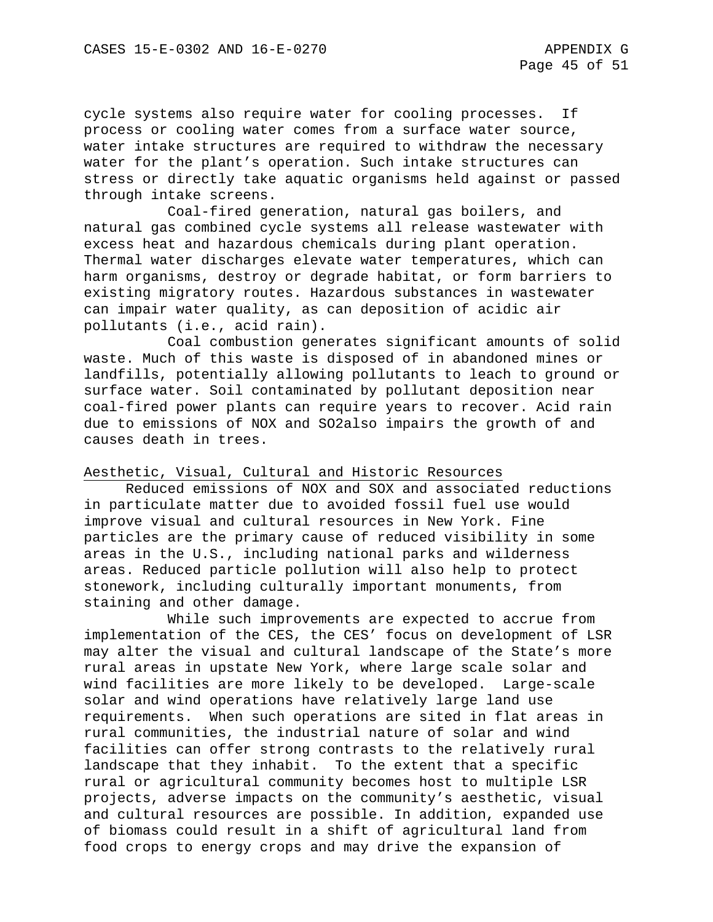cycle systems also require water for cooling processes. If process or cooling water comes from a surface water source, water intake structures are required to withdraw the necessary water for the plant's operation. Such intake structures can stress or directly take aquatic organisms held against or passed through intake screens.

Coal-fired generation, natural gas boilers, and natural gas combined cycle systems all release wastewater with excess heat and hazardous chemicals during plant operation. Thermal water discharges elevate water temperatures, which can harm organisms, destroy or degrade habitat, or form barriers to existing migratory routes. Hazardous substances in wastewater can impair water quality, as can deposition of acidic air pollutants (i.e., acid rain).

Coal combustion generates significant amounts of solid waste. Much of this waste is disposed of in abandoned mines or landfills, potentially allowing pollutants to leach to ground or surface water. Soil contaminated by pollutant deposition near coal-fired power plants can require years to recover. Acid rain due to emissions of NOX and SO2also impairs the growth of and causes death in trees.

Aesthetic, Visual, Cultural and Historic Resources

Reduced emissions of NOX and SOX and associated reductions in particulate matter due to avoided fossil fuel use would improve visual and cultural resources in New York. Fine particles are the primary cause of reduced visibility in some areas in the U.S., including national parks and wilderness areas. Reduced particle pollution will also help to protect stonework, including culturally important monuments, from staining and other damage.

While such improvements are expected to accrue from implementation of the CES, the CES' focus on development of LSR may alter the visual and cultural landscape of the State's more rural areas in upstate New York, where large scale solar and wind facilities are more likely to be developed. Large-scale solar and wind operations have relatively large land use requirements. When such operations are sited in flat areas in rural communities, the industrial nature of solar and wind facilities can offer strong contrasts to the relatively rural landscape that they inhabit. To the extent that a specific rural or agricultural community becomes host to multiple LSR projects, adverse impacts on the community's aesthetic, visual and cultural resources are possible. In addition, expanded use of biomass could result in a shift of agricultural land from food crops to energy crops and may drive the expansion of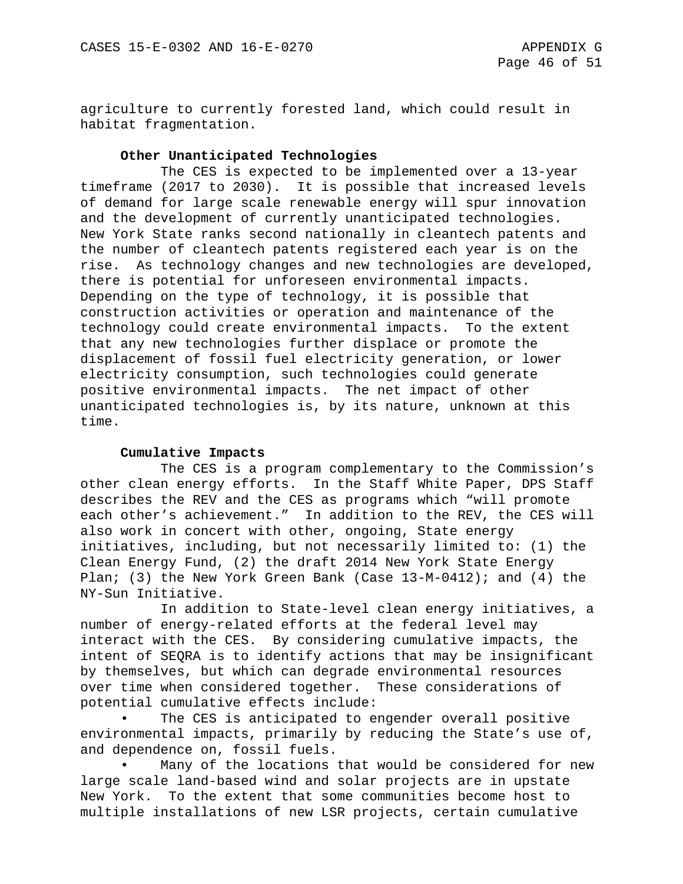agriculture to currently forested land, which could result in habitat fragmentation.

**Other Unanticipated Technologies**

The CES is expected to be implemented over a 13-year timeframe (2017 to 2030). It is possible that increased levels of demand for large scale renewable energy will spur innovation and the development of currently unanticipated technologies. New York State ranks second nationally in cleantech patents and the number of cleantech patents registered each year is on the rise. As technology changes and new technologies are developed, there is potential for unforeseen environmental impacts. Depending on the type of technology, it is possible that construction activities or operation and maintenance of the technology could create environmental impacts. To the extent that any new technologies further displace or promote the displacement of fossil fuel electricity generation, or lower electricity consumption, such technologies could generate positive environmental impacts. The net impact of other unanticipated technologies is, by its nature, unknown at this time.

**Cumulative Impacts**

The CES is a program complementary to the Commission's other clean energy efforts. In the Staff White Paper, DPS Staff describes the REV and the CES as programs which "will promote each other's achievement." In addition to the REV, the CES will also work in concert with other, ongoing, State energy initiatives, including, but not necessarily limited to: (1) the Clean Energy Fund, (2) the draft 2014 New York State Energy Plan; (3) the New York Green Bank (Case 13-M-0412); and (4) the NY-Sun Initiative.

In addition to State-level clean energy initiatives, a number of energy-related efforts at the federal level may interact with the CES. By considering cumulative impacts, the intent of SEQRA is to identify actions that may be insignificant by themselves, but which can degrade environmental resources over time when considered together. These considerations of potential cumulative effects include:

- The CES is anticipated to engender overall positive environmental impacts, primarily by reducing the State's use of, and dependence on, fossil fuels.
- Many of the locations that would be considered for new large scale land-based wind and solar projects are in upstate New York. To the extent that some communities become host to multiple installations of new LSR projects, certain cumulative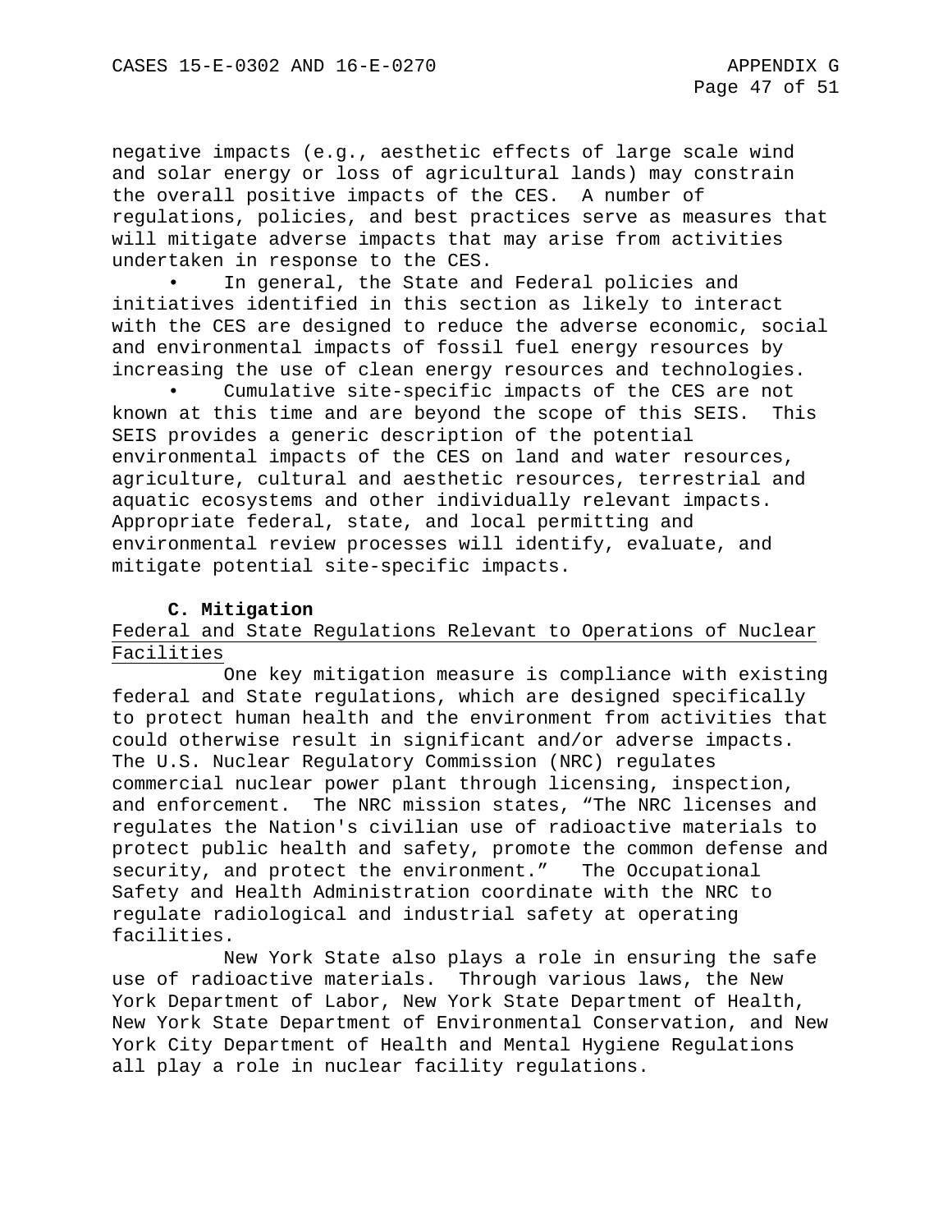negative impacts (e.g., aesthetic effects of large scale wind and solar energy or loss of agricultural lands) may constrain the overall positive impacts of the CES. A number of regulations, policies, and best practices serve as measures that will mitigate adverse impacts that may arise from activities undertaken in response to the CES.

- In general, the State and Federal policies and initiatives identified in this section as likely to interact with the CES are designed to reduce the adverse economic, social and environmental impacts of fossil fuel energy resources by increasing the use of clean energy resources and technologies.
- Cumulative site-specific impacts of the CES are not known at this time and are beyond the scope of this SEIS. This SEIS provides a generic description of the potential environmental impacts of the CES on land and water resources, agriculture, cultural and aesthetic resources, terrestrial and aquatic ecosystems and other individually relevant impacts. Appropriate federal, state, and local permitting and environmental review processes will identify, evaluate, and mitigate potential site-specific impacts.

### C. Mitigation

Federal and State Regulations Relevant to Operations of Nuclear Facilities

One key mitigation measure is compliance with existing federal and State regulations, which are designed specifically to protect human health and the environment from activities that could otherwise result in significant and/or adverse impacts. The U.S. Nuclear Regulatory Commission (NRC) regulates commercial nuclear power plant through licensing, inspection, and enforcement. The NRC mission states, "The NRC licenses and regulates the Nation's civilian use of radioactive materials to protect public health and safety, promote the common defense and security, and protect the environment." The Occupational Safety and Health Administration coordinate with the NRC to regulate radiological and industrial safety at operating facilities.

New York State also plays a role in ensuring the safe use of radioactive materials. Through various laws, the New York Department of Labor, New York State Department of Health, New York State Department of Environmental Conservation, and New York City Department of Health and Mental Hygiene Regulations all play a role in nuclear facility regulations.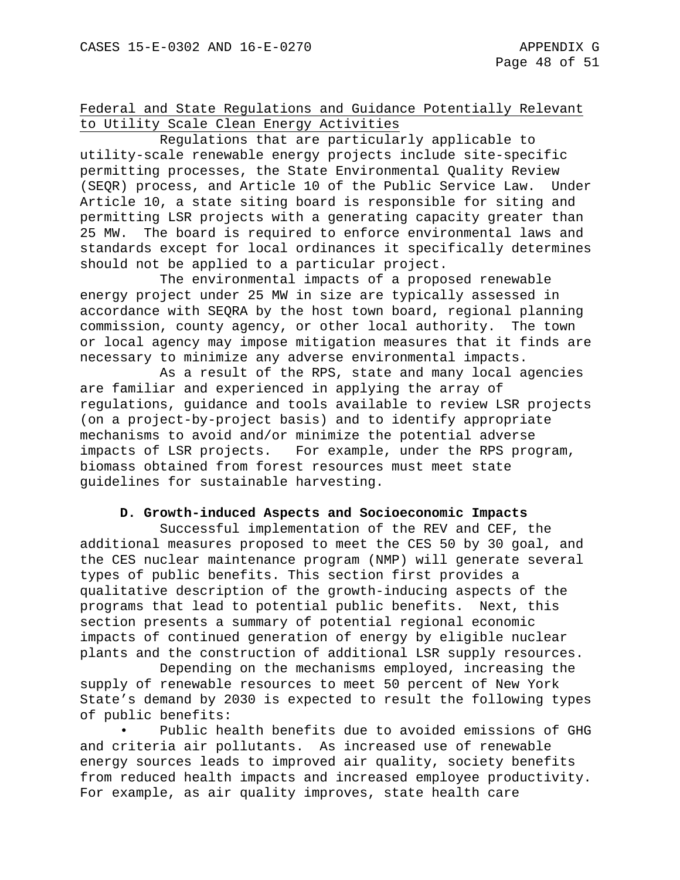Federal and State Regulations and Guidance Potentially Relevant to Utility Scale Clean Energy Activities

Regulations that are particularly applicable to utility-scale renewable energy projects include site-specific permitting processes, the State Environmental Quality Review (SEQR) process, and Article 10 of the Public Service Law. Under Article 10, a state siting board is responsible for siting and permitting LSR projects with a generating capacity greater than 25 MW. The board is required to enforce environmental laws and standards except for local ordinances it specifically determines should not be applied to a particular project.

The environmental impacts of a proposed renewable energy project under 25 MW in size are typically assessed in accordance with SEQRA by the host town board, regional planning commission, county agency, or other local authority. The town or local agency may impose mitigation measures that it finds are necessary to minimize any adverse environmental impacts.

As a result of the RPS, state and many local agencies are familiar and experienced in applying the array of regulations, guidance and tools available to review LSR projects (on a project-by-project basis) and to identify appropriate mechanisms to avoid and/or minimize the potential adverse impacts of LSR projects. For example, under the RPS program, biomass obtained from forest resources must meet state guidelines for sustainable harvesting.

**D. Growth-induced Aspects and Socioeconomic Impacts**

Successful implementation of the REV and CEF, the additional measures proposed to meet the CES 50 by 30 goal, and the CES nuclear maintenance program (NMP) will generate several types of public benefits. This section first provides a qualitative description of the growth-inducing aspects of the programs that lead to potential public benefits. Next, this section presents a summary of potential regional economic impacts of continued generation of energy by eligible nuclear plants and the construction of additional LSR supply resources.

Depending on the mechanisms employed, increasing the supply of renewable resources to meet 50 percent of New York State's demand by 2030 is expected to result the following types of public benefits:

- Public health benefits due to avoided emissions of GHG and criteria air pollutants. As increased use of renewable energy sources leads to improved air quality, society benefits from reduced health impacts and increased employee productivity. For example, as air quality improves, state health care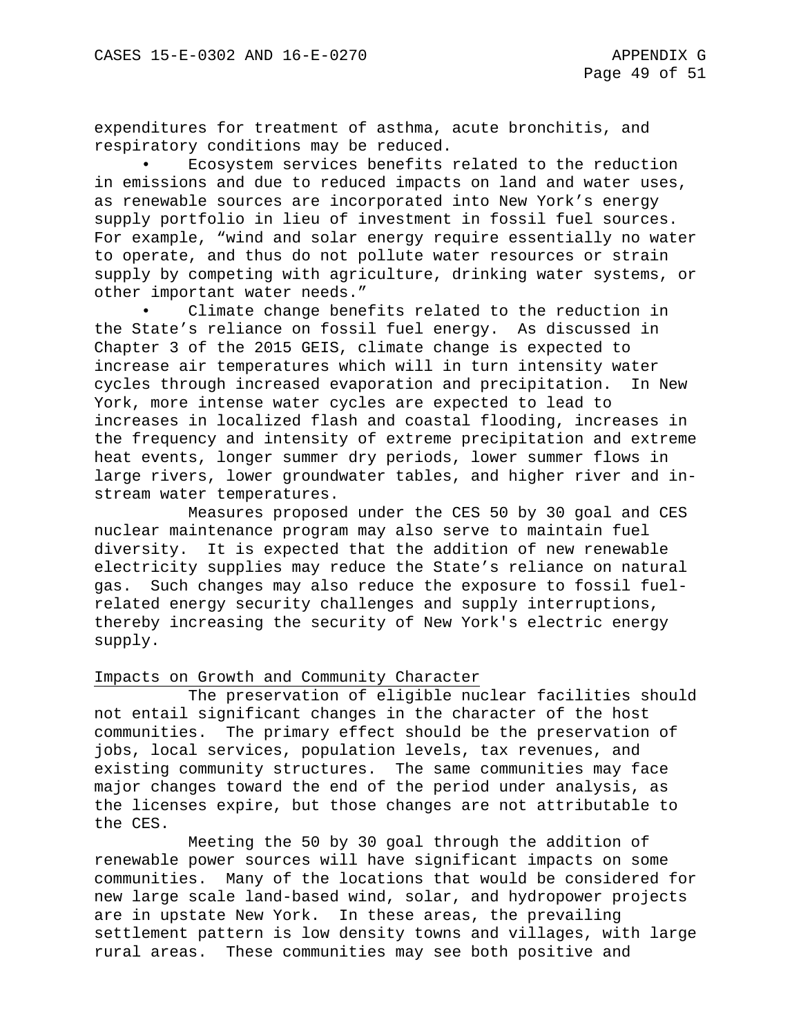expenditures for treatment of asthma, acute bronchitis, and respiratory conditions may be reduced.

- Ecosystem services benefits related to the reduction in emissions and due to reduced impacts on land and water uses, as renewable sources are incorporated into New York's energy supply portfolio in lieu of investment in fossil fuel sources. For example, "wind and solar energy require essentially no water to operate, and thus do not pollute water resources or strain supply by competing with agriculture, drinking water systems, or other important water needs."
- Climate change benefits related to the reduction in the State's reliance on fossil fuel energy. As discussed in Chapter 3 of the 2015 GEIS, climate change is expected to increase air temperatures which will in turn intensity water cycles through increased evaporation and precipitation. In New York, more intense water cycles are expected to lead to increases in localized flash and coastal flooding, increases in the frequency and intensity of extreme precipitation and extreme heat events, longer summer dry periods, lower summer flows in large rivers, lower groundwater tables, and higher river and in-stream water temperatures.

Measures proposed under the CES 50 by 30 goal and CES nuclear maintenance program may also serve to maintain fuel diversity. It is expected that the addition of new renewable electricity supplies may reduce the State's reliance on natural gas. Such changes may also reduce the exposure to fossil fuel-related energy security challenges and supply interruptions, thereby increasing the security of New York's electric energy supply.

Impacts on Growth and Community Character

The preservation of eligible nuclear facilities should not entail significant changes in the character of the host communities. The primary effect should be the preservation of jobs, local services, population levels, tax revenues, and existing community structures. The same communities may face major changes toward the end of the period under analysis, as the licenses expire, but those changes are not attributable to the CES.

Meeting the 50 by 30 goal through the addition of renewable power sources will have significant impacts on some communities. Many of the locations that would be considered for new large scale land-based wind, solar, and hydropower projects are in upstate New York. In these areas, the prevailing settlement pattern is low density towns and villages, with large rural areas. These communities may see both positive and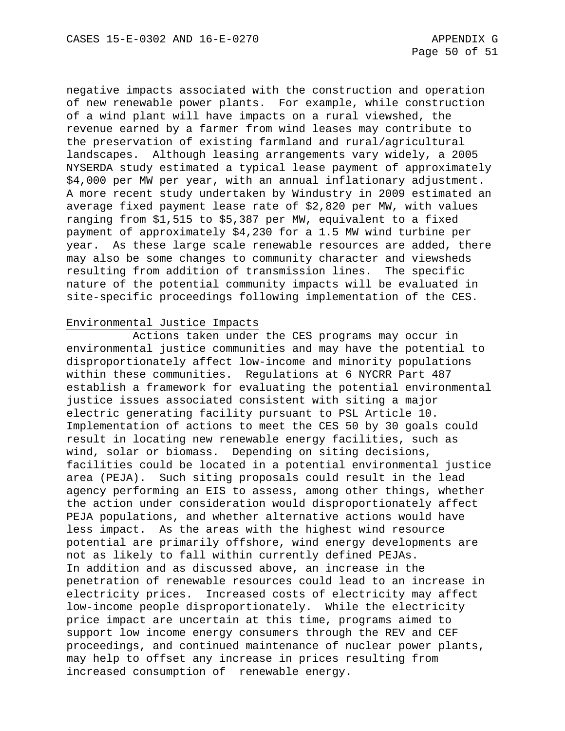negative impacts associated with the construction and operation of new renewable power plants. For example, while construction of a wind plant will have impacts on a rural viewshed, the revenue earned by a farmer from wind leases may contribute to the preservation of existing farmland and rural/agricultural landscapes. Although leasing arrangements vary widely, a 2005 NYSERDA study estimated a typical lease payment of approximately $4,000 per MW per year, with an annual inflationary adjustment. A more recent study undertaken by Windustry in 2009 estimated an average fixed payment lease rate of $2,820 per MW, with values ranging from $1,515 to $5,387 per MW, equivalent to a fixed payment of approximately $4,230 for a 1.5 MW wind turbine per year. As these large scale renewable resources are added, there may also be some changes to community character and viewsheds resulting from addition of transmission lines. The specific nature of the potential community impacts will be evaluated in site-specific proceedings following implementation of the CES.

<u>Environmental Justice Impacts</u>

Actions taken under the CES programs may occur in environmental justice communities and may have the potential to disproportionately affect low-income and minority populations within these communities. Regulations at 6 NYCRR Part 487 establish a framework for evaluating the potential environmental justice issues associated consistent with siting a major electric generating facility pursuant to PSL Article 10. Implementation of actions to meet the CES 50 by 30 goals could result in locating new renewable energy facilities, such as wind, solar or biomass. Depending on siting decisions, facilities could be located in a potential environmental justice area (PEJA). Such siting proposals could result in the lead agency performing an EIS to assess, among other things, whether the action under consideration would disproportionately affect PEJA populations, and whether alternative actions would have less impact. As the areas with the highest wind resource potential are primarily offshore, wind energy developments are not as likely to fall within currently defined PEJAs.

In addition and as discussed above, an increase in the penetration of renewable resources could lead to an increase in electricity prices. Increased costs of electricity may affect low-income people disproportionately. While the electricity price impact are uncertain at this time, programs aimed to support low income energy consumers through the REV and CEF proceedings, and continued maintenance of nuclear power plants, may help to offset any increase in prices resulting from increased consumption of renewable energy.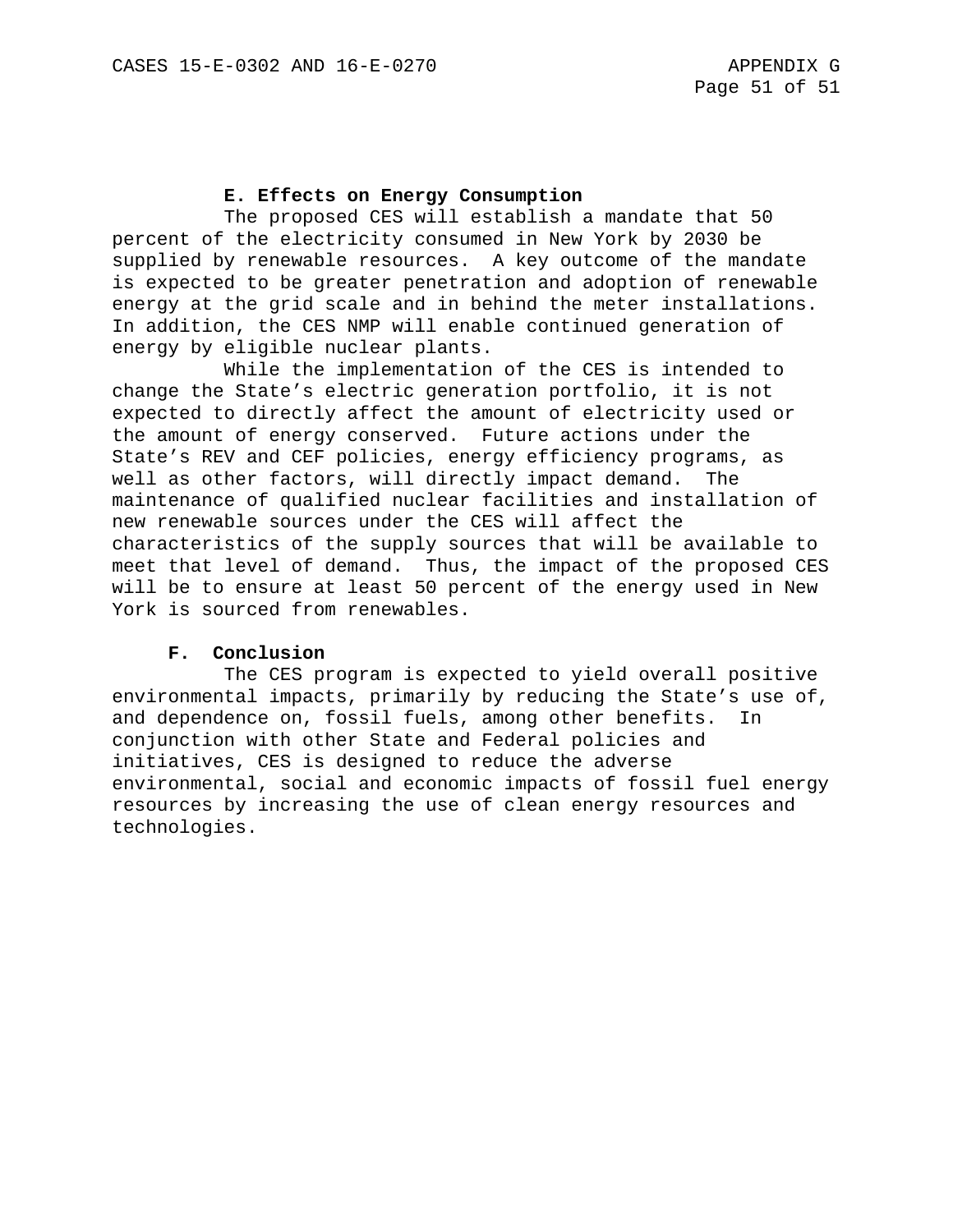### E. Effects on Energy Consumption

The proposed CES will establish a mandate that 50 percent of the electricity consumed in New York by 2030 be supplied by renewable resources. A key outcome of the mandate is expected to be greater penetration and adoption of renewable energy at the grid scale and in behind the meter installations. In addition, the CES NMP will enable continued generation of energy by eligible nuclear plants.

While the implementation of the CES is intended to change the State's electric generation portfolio, it is not expected to directly affect the amount of electricity used or the amount of energy conserved. Future actions under the State's REV and CEF policies, energy efficiency programs, as well as other factors, will directly impact demand. The maintenance of qualified nuclear facilities and installation of new renewable sources under the CES will affect the characteristics of the supply sources that will be available to meet that level of demand. Thus, the impact of the proposed CES will be to ensure at least 50 percent of the energy used in New York is sourced from renewables.

### F. Conclusion

The CES program is expected to yield overall positive environmental impacts, primarily by reducing the State's use of, and dependence on, fossil fuels, among other benefits. In conjunction with other State and Federal policies and initiatives, CES is designed to reduce the adverse environmental, social and economic impacts of fossil fuel energy resources by increasing the use of clean energy resources and technologies.